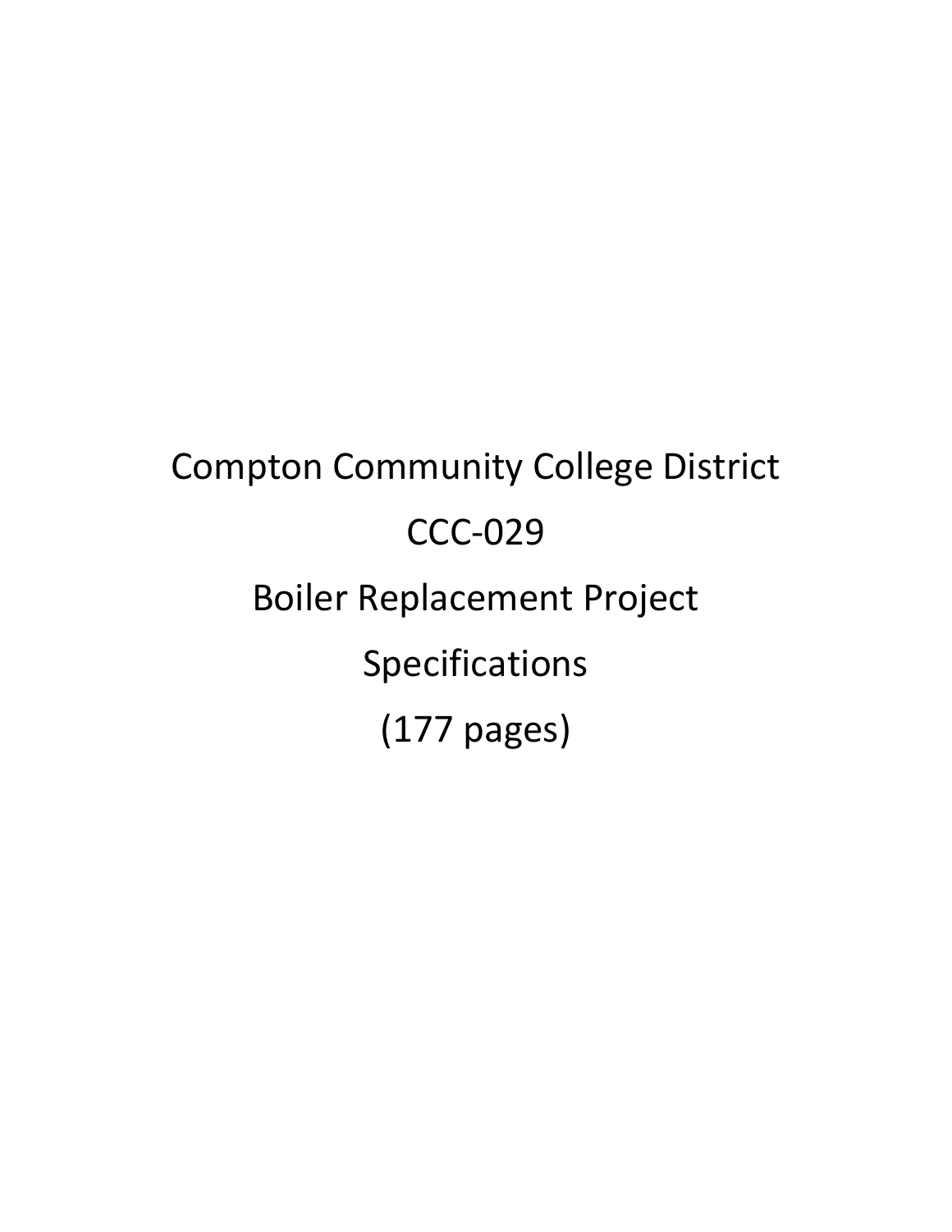# Compton Community College District

# CCC-029

# Boiler Replacement Project

# Specifications

(177 pages)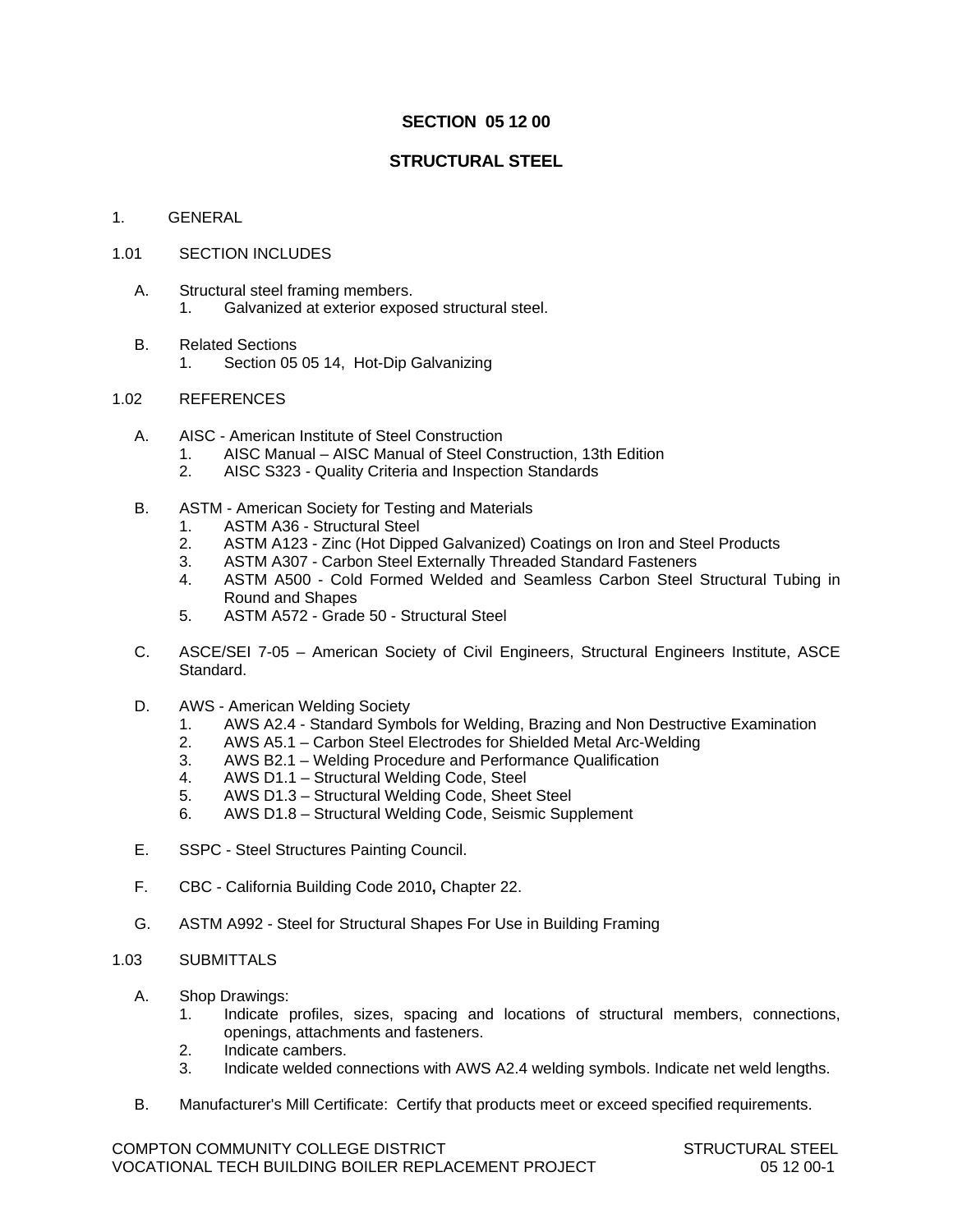# SECTION 05 12 00

# STRUCTURAL STEEL

1. GENERAL

1.01 SECTION INCLUDES

A. Structural steel framing members.
   1. Galvanized at exterior exposed structural steel.

B. Related Sections
   1. Section 05 05 14, Hot-Dip Galvanizing

1.02 REFERENCES

A. AISC - American Institute of Steel Construction
   1. AISC Manual – AISC Manual of Steel Construction, 13th Edition
   2. AISC S323 - Quality Criteria and Inspection Standards

B. ASTM - American Society for Testing and Materials
   1. ASTM A36 - Structural Steel
   2. ASTM A123 - Zinc (Hot Dipped Galvanized) Coatings on Iron and Steel Products
   3. ASTM A307 - Carbon Steel Externally Threaded Standard Fasteners
   4. ASTM A500 - Cold Formed Welded and Seamless Carbon Steel Structural Tubing in Round and Shapes
   5. ASTM A572 - Grade 50 - Structural Steel

C. ASCE/SEI 7-05 – American Society of Civil Engineers, Structural Engineers Institute, ASCE Standard.

D. AWS - American Welding Society
   1. AWS A2.4 - Standard Symbols for Welding, Brazing and Non Destructive Examination
   2. AWS A5.1 – Carbon Steel Electrodes for Shielded Metal Arc-Welding
   3. AWS B2.1 – Welding Procedure and Performance Qualification
   4. AWS D1.1 – Structural Welding Code, Steel
   5. AWS D1.3 – Structural Welding Code, Sheet Steel
   6. AWS D1.8 – Structural Welding Code, Seismic Supplement

E. SSPC - Steel Structures Painting Council.

F. CBC - California Building Code 2010**,** Chapter 22.

G. ASTM A992 - Steel for Structural Shapes For Use in Building Framing

1.03 SUBMITTALS

A. Shop Drawings:
   1. Indicate profiles, sizes, spacing and locations of structural members, connections, openings, attachments and fasteners.
   2. Indicate cambers.
   3. Indicate welded connections with AWS A2.4 welding symbols. Indicate net weld lengths.

B. Manufacturer's Mill Certificate: Certify that products meet or exceed specified requirements.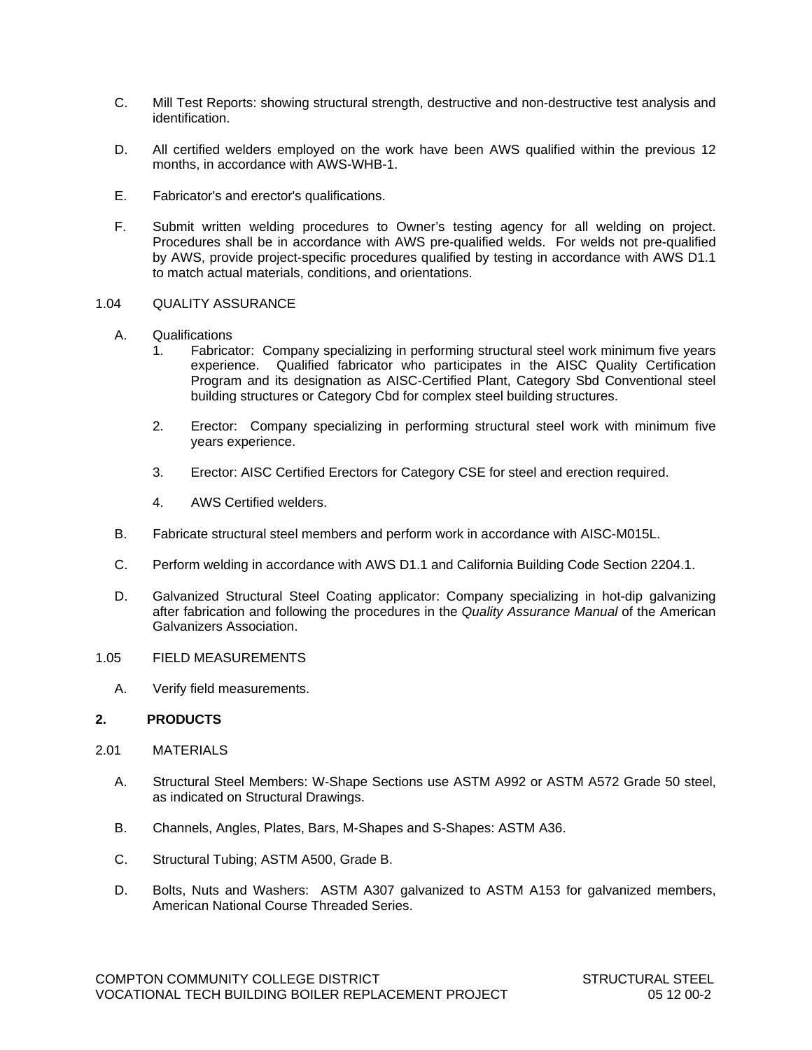C. Mill Test Reports: showing structural strength, destructive and non-destructive test analysis and identification.

D. All certified welders employed on the work have been AWS qualified within the previous 12 months, in accordance with AWS-WHB-1.

E. Fabricator's and erector's qualifications.

F. Submit written welding procedures to Owner's testing agency for all welding on project. Procedures shall be in accordance with AWS pre-qualified welds. For welds not pre-qualified by AWS, provide project-specific procedures qualified by testing in accordance with AWS D1.1 to match actual materials, conditions, and orientations.

1.04 QUALITY ASSURANCE

A. Qualifications
   1. Fabricator: Company specializing in performing structural steel work minimum five years experience. Qualified fabricator who participates in the AISC Quality Certification Program and its designation as AISC-Certified Plant, Category Sbd Conventional steel building structures or Category Cbd for complex steel building structures.

   2. Erector: Company specializing in performing structural steel work with minimum five years experience.

   3. Erector: AISC Certified Erectors for Category CSE for steel and erection required.

   4. AWS Certified welders.

B. Fabricate structural steel members and perform work in accordance with AISC-M015L.

C. Perform welding in accordance with AWS D1.1 and California Building Code Section 2204.1.

D. Galvanized Structural Steel Coating applicator: Company specializing in hot-dip galvanizing after fabrication and following the procedures in the *Quality Assurance Manual* of the American Galvanizers Association.

1.05 FIELD MEASUREMENTS

A. Verify field measurements.

## 2. PRODUCTS

2.01 MATERIALS

A. Structural Steel Members: W-Shape Sections use ASTM A992 or ASTM A572 Grade 50 steel, as indicated on Structural Drawings.

B. Channels, Angles, Plates, Bars, M-Shapes and S-Shapes: ASTM A36.

C. Structural Tubing; ASTM A500, Grade B.

D. Bolts, Nuts and Washers: ASTM A307 galvanized to ASTM A153 for galvanized members, American National Course Threaded Series.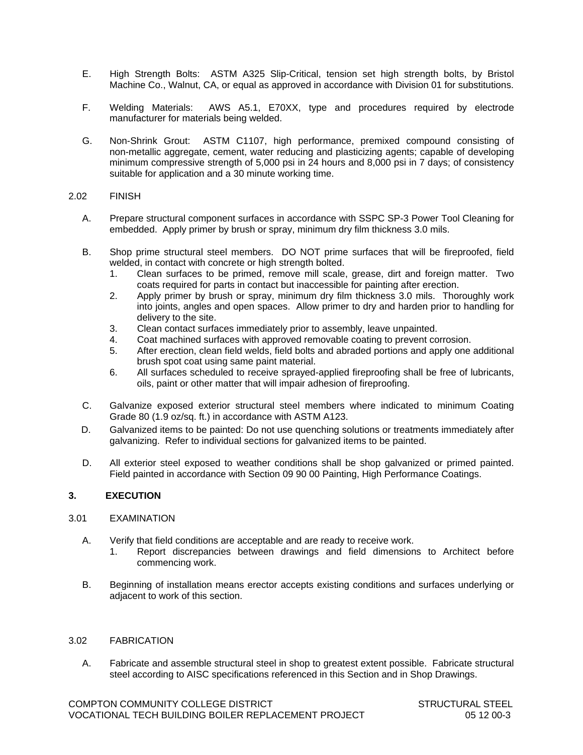E. High Strength Bolts: ASTM A325 Slip-Critical, tension set high strength bolts, by Bristol Machine Co., Walnut, CA, or equal as approved in accordance with Division 01 for substitutions.

F. Welding Materials: AWS A5.1, E70XX, type and procedures required by electrode manufacturer for materials being welded.

G. Non-Shrink Grout: ASTM C1107, high performance, premixed compound consisting of non-metallic aggregate, cement, water reducing and plasticizing agents; capable of developing minimum compressive strength of 5,000 psi in 24 hours and 8,000 psi in 7 days; of consistency suitable for application and a 30 minute working time.

2.02 FINISH

A. Prepare structural component surfaces in accordance with SSPC SP-3 Power Tool Cleaning for embedded. Apply primer by brush or spray, minimum dry film thickness 3.0 mils.

B. Shop prime structural steel members. DO NOT prime surfaces that will be fireproofed, field welded, in contact with concrete or high strength bolted.
   1. Clean surfaces to be primed, remove mill scale, grease, dirt and foreign matter. Two coats required for parts in contact but inaccessible for painting after erection.
   2. Apply primer by brush or spray, minimum dry film thickness 3.0 mils. Thoroughly work into joints, angles and open spaces. Allow primer to dry and harden prior to handling for delivery to the site.
   3. Clean contact surfaces immediately prior to assembly, leave unpainted.
   4. Coat machined surfaces with approved removable coating to prevent corrosion.
   5. After erection, clean field welds, field bolts and abraded portions and apply one additional brush spot coat using same paint material.
   6. All surfaces scheduled to receive sprayed-applied fireproofing shall be free of lubricants, oils, paint or other matter that will impair adhesion of fireproofing.

C. Galvanize exposed exterior structural steel members where indicated to minimum Coating Grade 80 (1.9 oz/sq. ft.) in accordance with ASTM A123.

D. Galvanized items to be painted: Do not use quenching solutions or treatments immediately after galvanizing. Refer to individual sections for galvanized items to be painted.

D. All exterior steel exposed to weather conditions shall be shop galvanized or primed painted. Field painted in accordance with Section 09 90 00 Painting, High Performance Coatings.

## 3. EXECUTION

3.01 EXAMINATION

A. Verify that field conditions are acceptable and are ready to receive work.
   1. Report discrepancies between drawings and field dimensions to Architect before commencing work.

B. Beginning of installation means erector accepts existing conditions and surfaces underlying or adjacent to work of this section.

3.02 FABRICATION

A. Fabricate and assemble structural steel in shop to greatest extent possible. Fabricate structural steel according to AISC specifications referenced in this Section and in Shop Drawings.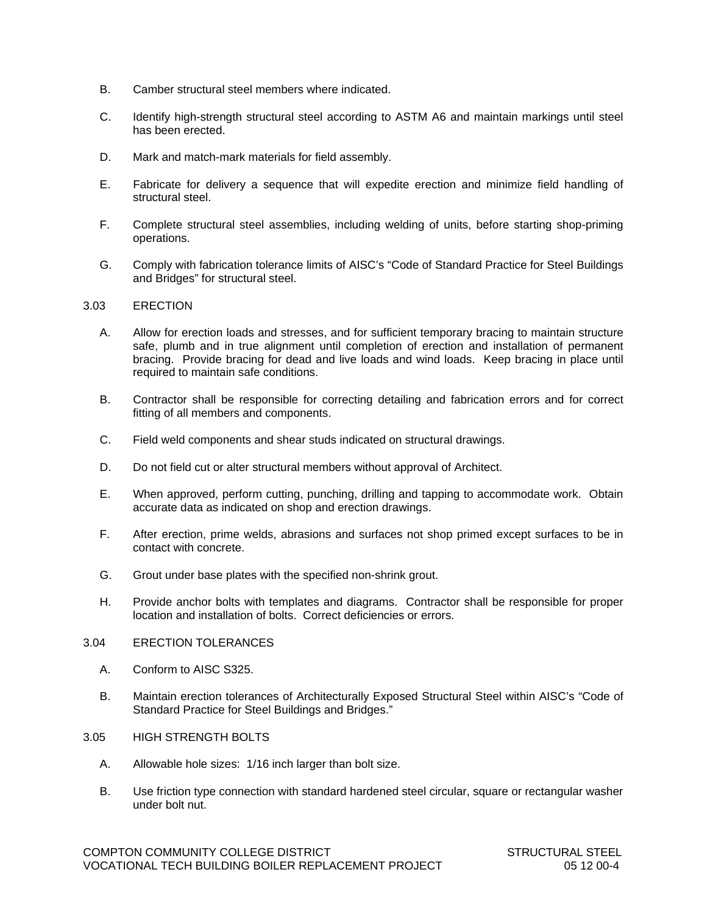B. Camber structural steel members where indicated.

C. Identify high-strength structural steel according to ASTM A6 and maintain markings until steel has been erected.

D. Mark and match-mark materials for field assembly.

E. Fabricate for delivery a sequence that will expedite erection and minimize field handling of structural steel.

F. Complete structural steel assemblies, including welding of units, before starting shop-priming operations.

G. Comply with fabrication tolerance limits of AISC's "Code of Standard Practice for Steel Buildings and Bridges" for structural steel.

3.03 ERECTION

A. Allow for erection loads and stresses, and for sufficient temporary bracing to maintain structure safe, plumb and in true alignment until completion of erection and installation of permanent bracing. Provide bracing for dead and live loads and wind loads. Keep bracing in place until required to maintain safe conditions.

B. Contractor shall be responsible for correcting detailing and fabrication errors and for correct fitting of all members and components.

C. Field weld components and shear studs indicated on structural drawings.

D. Do not field cut or alter structural members without approval of Architect.

E. When approved, perform cutting, punching, drilling and tapping to accommodate work. Obtain accurate data as indicated on shop and erection drawings.

F. After erection, prime welds, abrasions and surfaces not shop primed except surfaces to be in contact with concrete.

G. Grout under base plates with the specified non-shrink grout.

H. Provide anchor bolts with templates and diagrams. Contractor shall be responsible for proper location and installation of bolts. Correct deficiencies or errors.

3.04 ERECTION TOLERANCES

A. Conform to AISC S325.

B. Maintain erection tolerances of Architecturally Exposed Structural Steel within AISC's "Code of Standard Practice for Steel Buildings and Bridges."

3.05 HIGH STRENGTH BOLTS

A. Allowable hole sizes: 1/16 inch larger than bolt size.

B. Use friction type connection with standard hardened steel circular, square or rectangular washer under bolt nut.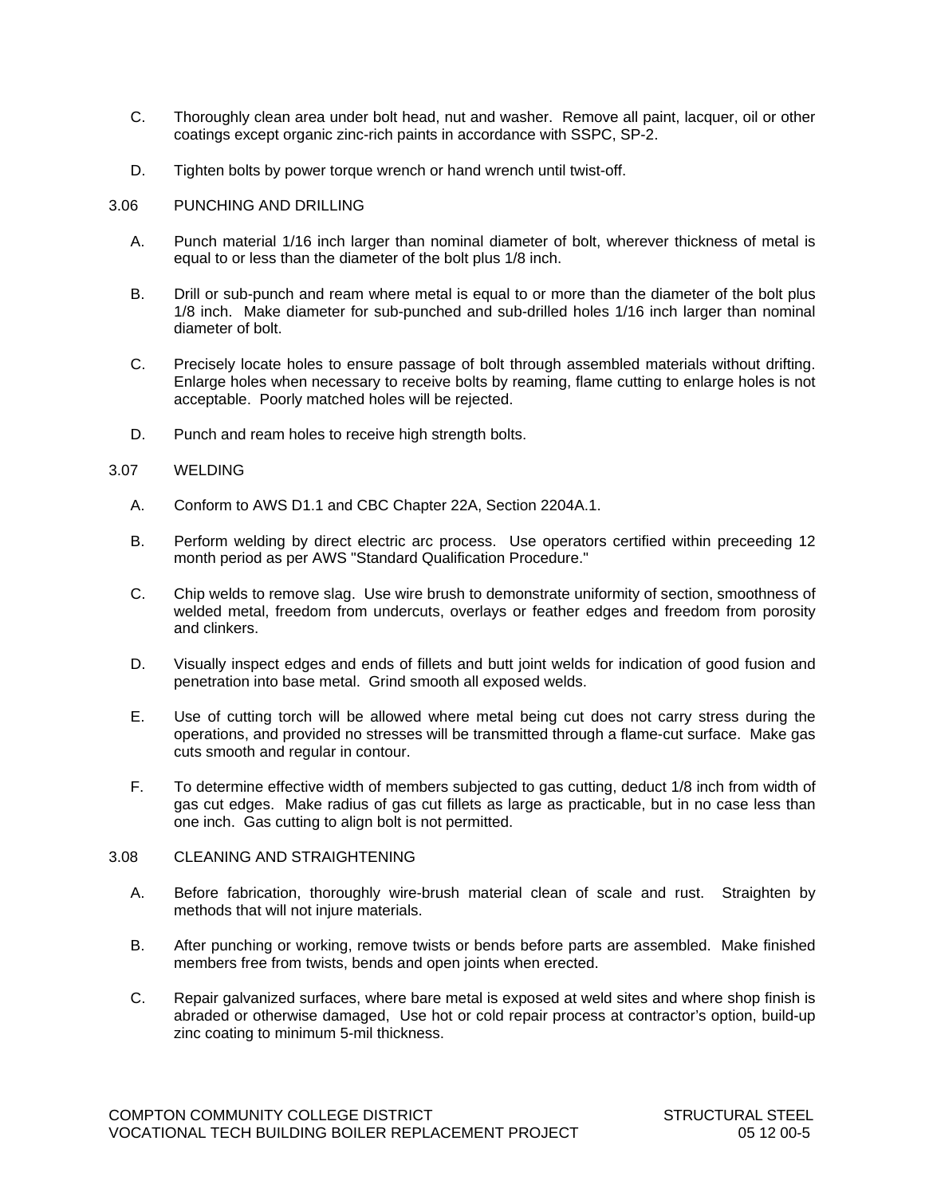C. Thoroughly clean area under bolt head, nut and washer. Remove all paint, lacquer, oil or other coatings except organic zinc-rich paints in accordance with SSPC, SP-2.

D. Tighten bolts by power torque wrench or hand wrench until twist-off.

3.06 PUNCHING AND DRILLING

A. Punch material 1/16 inch larger than nominal diameter of bolt, wherever thickness of metal is equal to or less than the diameter of the bolt plus 1/8 inch.

B. Drill or sub-punch and ream where metal is equal to or more than the diameter of the bolt plus 1/8 inch. Make diameter for sub-punched and sub-drilled holes 1/16 inch larger than nominal diameter of bolt.

C. Precisely locate holes to ensure passage of bolt through assembled materials without drifting. Enlarge holes when necessary to receive bolts by reaming, flame cutting to enlarge holes is not acceptable. Poorly matched holes will be rejected.

D. Punch and ream holes to receive high strength bolts.

3.07 WELDING

A. Conform to AWS D1.1 and CBC Chapter 22A, Section 2204A.1.

B. Perform welding by direct electric arc process. Use operators certified within preceeding 12 month period as per AWS "Standard Qualification Procedure."

C. Chip welds to remove slag. Use wire brush to demonstrate uniformity of section, smoothness of welded metal, freedom from undercuts, overlays or feather edges and freedom from porosity and clinkers.

D. Visually inspect edges and ends of fillets and butt joint welds for indication of good fusion and penetration into base metal. Grind smooth all exposed welds.

E. Use of cutting torch will be allowed where metal being cut does not carry stress during the operations, and provided no stresses will be transmitted through a flame-cut surface. Make gas cuts smooth and regular in contour.

F. To determine effective width of members subjected to gas cutting, deduct 1/8 inch from width of gas cut edges. Make radius of gas cut fillets as large as practicable, but in no case less than one inch. Gas cutting to align bolt is not permitted.

3.08 CLEANING AND STRAIGHTENING

A. Before fabrication, thoroughly wire-brush material clean of scale and rust. Straighten by methods that will not injure materials.

B. After punching or working, remove twists or bends before parts are assembled. Make finished members free from twists, bends and open joints when erected.

C. Repair galvanized surfaces, where bare metal is exposed at weld sites and where shop finish is abraded or otherwise damaged, Use hot or cold repair process at contractor's option, build-up zinc coating to minimum 5-mil thickness.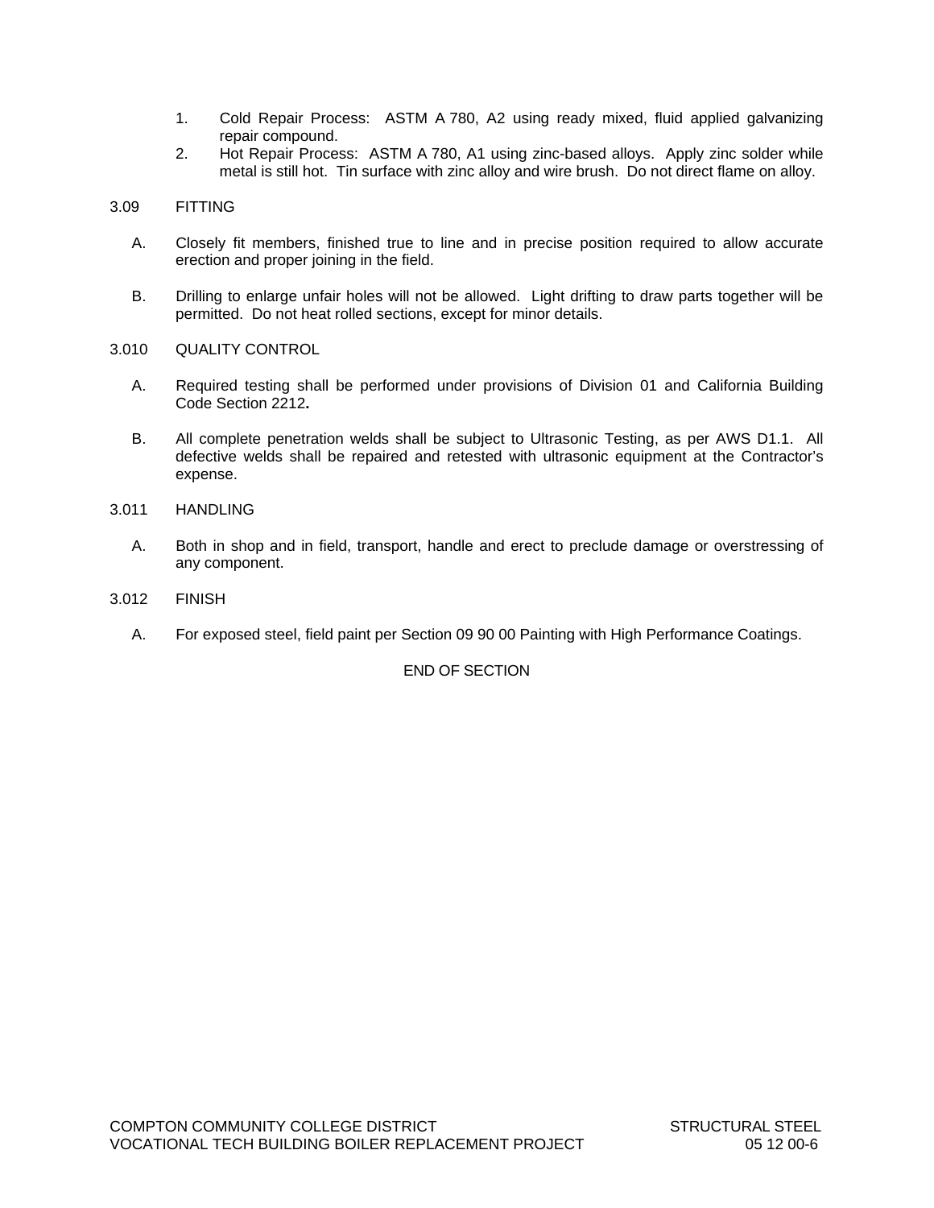1. Cold Repair Process: ASTM A 780, A2 using ready mixed, fluid applied galvanizing repair compound.
2. Hot Repair Process: ASTM A 780, A1 using zinc-based alloys. Apply zinc solder while metal is still hot. Tin surface with zinc alloy and wire brush. Do not direct flame on alloy.

## 3.09 FITTING

A. Closely fit members, finished true to line and in precise position required to allow accurate erection and proper joining in the field.

B. Drilling to enlarge unfair holes will not be allowed. Light drifting to draw parts together will be permitted. Do not heat rolled sections, except for minor details.

## 3.010 QUALITY CONTROL

A. Required testing shall be performed under provisions of Division 01 and California Building Code Section 2212**.**

B. All complete penetration welds shall be subject to Ultrasonic Testing, as per AWS D1.1. All defective welds shall be repaired and retested with ultrasonic equipment at the Contractor's expense.

## 3.011 HANDLING

A. Both in shop and in field, transport, handle and erect to preclude damage or overstressing of any component.

## 3.012 FINISH

A. For exposed steel, field paint per Section 09 90 00 Painting with High Performance Coatings.

END OF SECTION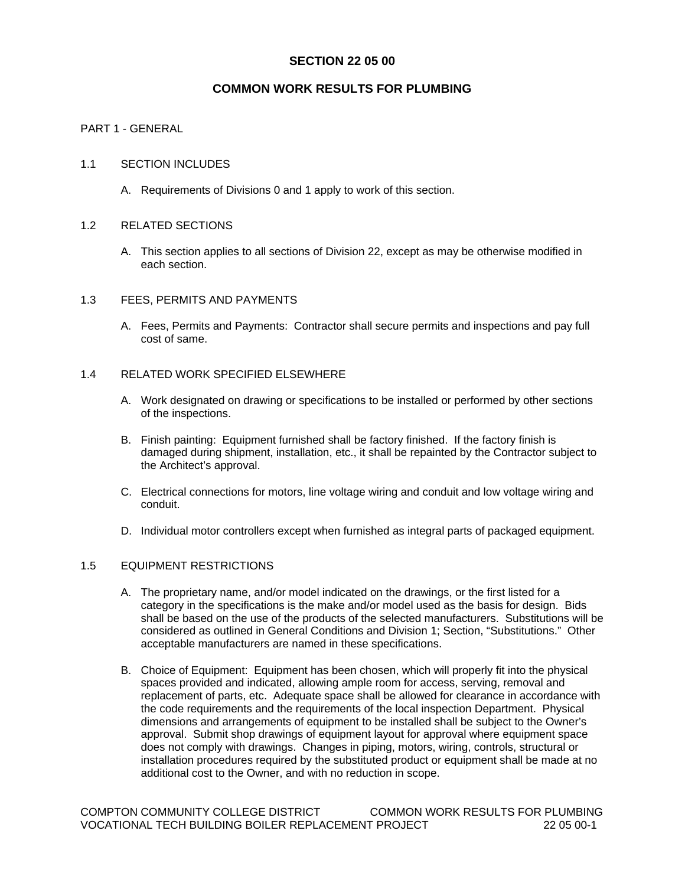# SECTION 22 05 00

## COMMON WORK RESULTS FOR PLUMBING

PART 1 - GENERAL

1.1 SECTION INCLUDES

A. Requirements of Divisions 0 and 1 apply to work of this section.

1.2 RELATED SECTIONS

A. This section applies to all sections of Division 22, except as may be otherwise modified in each section.

1.3 FEES, PERMITS AND PAYMENTS

A. Fees, Permits and Payments: Contractor shall secure permits and inspections and pay full cost of same.

1.4 RELATED WORK SPECIFIED ELSEWHERE

A. Work designated on drawing or specifications to be installed or performed by other sections of the inspections.

B. Finish painting: Equipment furnished shall be factory finished. If the factory finish is damaged during shipment, installation, etc., it shall be repainted by the Contractor subject to the Architect's approval.

C. Electrical connections for motors, line voltage wiring and conduit and low voltage wiring and conduit.

D. Individual motor controllers except when furnished as integral parts of packaged equipment.

1.5 EQUIPMENT RESTRICTIONS

A. The proprietary name, and/or model indicated on the drawings, or the first listed for a category in the specifications is the make and/or model used as the basis for design. Bids shall be based on the use of the products of the selected manufacturers. Substitutions will be considered as outlined in General Conditions and Division 1; Section, "Substitutions." Other acceptable manufacturers are named in these specifications.

B. Choice of Equipment: Equipment has been chosen, which will properly fit into the physical spaces provided and indicated, allowing ample room for access, serving, removal and replacement of parts, etc. Adequate space shall be allowed for clearance in accordance with the code requirements and the requirements of the local inspection Department. Physical dimensions and arrangements of equipment to be installed shall be subject to the Owner's approval. Submit shop drawings of equipment layout for approval where equipment space does not comply with drawings. Changes in piping, motors, wiring, controls, structural or installation procedures required by the substituted product or equipment shall be made at no additional cost to the Owner, and with no reduction in scope.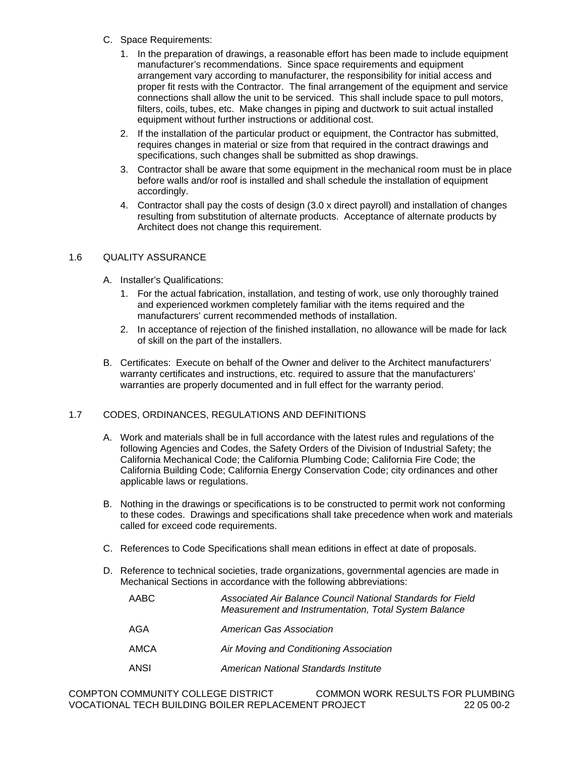C. Space Requirements:

1. In the preparation of drawings, a reasonable effort has been made to include equipment manufacturer's recommendations. Since space requirements and equipment arrangement vary according to manufacturer, the responsibility for initial access and proper fit rests with the Contractor. The final arrangement of the equipment and service connections shall allow the unit to be serviced. This shall include space to pull motors, filters, coils, tubes, etc. Make changes in piping and ductwork to suit actual installed equipment without further instructions or additional cost.
2. If the installation of the particular product or equipment, the Contractor has submitted, requires changes in material or size from that required in the contract drawings and specifications, such changes shall be submitted as shop drawings.
3. Contractor shall be aware that some equipment in the mechanical room must be in place before walls and/or roof is installed and shall schedule the installation of equipment accordingly.
4. Contractor shall pay the costs of design (3.0 x direct payroll) and installation of changes resulting from substitution of alternate products. Acceptance of alternate products by Architect does not change this requirement.

## 1.6 QUALITY ASSURANCE

A. Installer's Qualifications:

1. For the actual fabrication, installation, and testing of work, use only thoroughly trained and experienced workmen completely familiar with the items required and the manufacturers' current recommended methods of installation.
2. In acceptance of rejection of the finished installation, no allowance will be made for lack of skill on the part of the installers.

B. Certificates: Execute on behalf of the Owner and deliver to the Architect manufacturers' warranty certificates and instructions, etc. required to assure that the manufacturers' warranties are properly documented and in full effect for the warranty period.

## 1.7 CODES, ORDINANCES, REGULATIONS AND DEFINITIONS

A. Work and materials shall be in full accordance with the latest rules and regulations of the following Agencies and Codes, the Safety Orders of the Division of Industrial Safety; the California Mechanical Code; the California Plumbing Code; California Fire Code; the California Building Code; California Energy Conservation Code; city ordinances and other applicable laws or regulations.

B. Nothing in the drawings or specifications is to be constructed to permit work not conforming to these codes. Drawings and specifications shall take precedence when work and materials called for exceed code requirements.

C. References to Code Specifications shall mean editions in effect at date of proposals.

D. Reference to technical societies, trade organizations, governmental agencies are made in Mechanical Sections in accordance with the following abbreviations:

| | |
|---|---|
| AABC | *Associated Air Balance Council National Standards for Field Measurement and Instrumentation, Total System Balance* |
| AGA | *American Gas Association* |
| AMCA | *Air Moving and Conditioning Association* |
| ANSI | *American National Standards Institute* |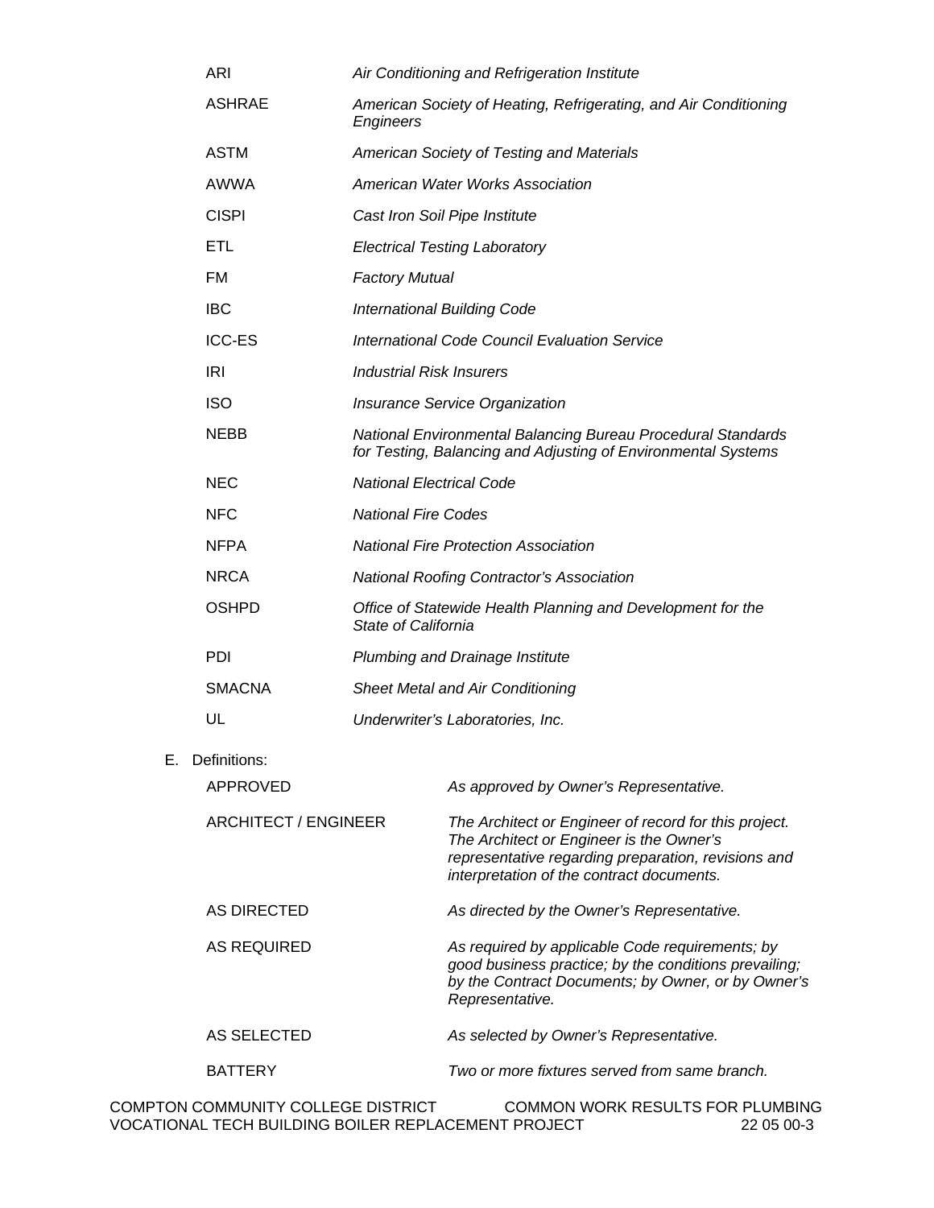| | |
|---|---|
| ARI | *Air Conditioning and Refrigeration Institute* |
| ASHRAE | *American Society of Heating, Refrigerating, and Air Conditioning Engineers* |
| ASTM | *American Society of Testing and Materials* |
| AWWA | *American Water Works Association* |
| CISPI | *Cast Iron Soil Pipe Institute* |
| ETL | *Electrical Testing Laboratory* |
| FM | *Factory Mutual* |
| IBC | *International Building Code* |
| ICC-ES | *International Code Council Evaluation Service* |
| IRI | *Industrial Risk Insurers* |
| ISO | *Insurance Service Organization* |
| NEBB | *National Environmental Balancing Bureau Procedural Standards for Testing, Balancing and Adjusting of Environmental Systems* |
| NEC | *National Electrical Code* |
| NFC | *National Fire Codes* |
| NFPA | *National Fire Protection Association* |
| NRCA | *National Roofing Contractor's Association* |
| OSHPD | *Office of Statewide Health Planning and Development for the State of California* |
| PDI | *Plumbing and Drainage Institute* |
| SMACNA | *Sheet Metal and Air Conditioning* |
| UL | *Underwriter's Laboratories, Inc.* |

E. Definitions:

| | |
|---|---|
| APPROVED | *As approved by Owner's Representative.* |
| ARCHITECT / ENGINEER | *The Architect or Engineer of record for this project. The Architect or Engineer is the Owner's representative regarding preparation, revisions and interpretation of the contract documents.* |
| AS DIRECTED | *As directed by the Owner's Representative.* |
| AS REQUIRED | *As required by applicable Code requirements; by good business practice; by the conditions prevailing; by the Contract Documents; by Owner, or by Owner's Representative.* |
| AS SELECTED | *As selected by Owner's Representative.* |
| BATTERY | *Two or more fixtures served from same branch.* |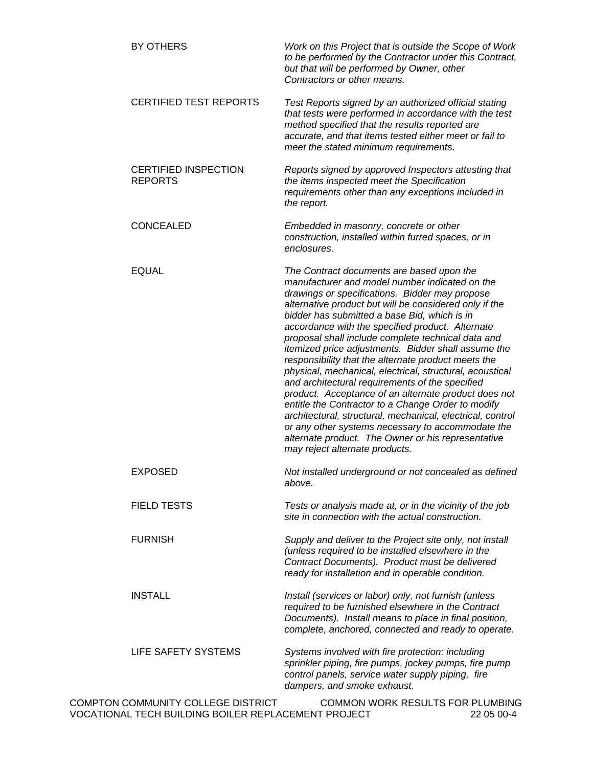| | |
|---|---|
| BY OTHERS | *Work on this Project that is outside the Scope of Work to be performed by the Contractor under this Contract, but that will be performed by Owner, other Contractors or other means.* |
| CERTIFIED TEST REPORTS | *Test Reports signed by an authorized official stating that tests were performed in accordance with the test method specified that the results reported are accurate, and that items tested either meet or fail to meet the stated minimum requirements.* |
| CERTIFIED INSPECTION REPORTS | *Reports signed by approved Inspectors attesting that the items inspected meet the Specification requirements other than any exceptions included in the report.* |
| CONCEALED | *Embedded in masonry, concrete or other construction, installed within furred spaces, or in enclosures.* |
| EQUAL | *The Contract documents are based upon the manufacturer and model number indicated on the drawings or specifications. Bidder may propose alternative product but will be considered only if the bidder has submitted a base Bid, which is in accordance with the specified product. Alternate proposal shall include complete technical data and itemized price adjustments. Bidder shall assume the responsibility that the alternate product meets the physical, mechanical, electrical, structural, acoustical and architectural requirements of the specified product. Acceptance of an alternate product does not entitle the Contractor to a Change Order to modify architectural, structural, mechanical, electrical, control or any other systems necessary to accommodate the alternate product. The Owner or his representative may reject alternate products.* |
| EXPOSED | *Not installed underground or not concealed as defined above.* |
| FIELD TESTS | *Tests or analysis made at, or in the vicinity of the job site in connection with the actual construction.* |
| FURNISH | *Supply and deliver to the Project site only, not install (unless required to be installed elsewhere in the Contract Documents). Product must be delivered ready for installation and in operable condition.* |
| INSTALL | *Install (services or labor) only, not furnish (unless required to be furnished elsewhere in the Contract Documents). Install means to place in final position, complete, anchored, connected and ready to operate.* |
| LIFE SAFETY SYSTEMS | *Systems involved with fire protection: including sprinkler piping, fire pumps, jockey pumps, fire pump control panels, service water supply piping, fire dampers, and smoke exhaust.* |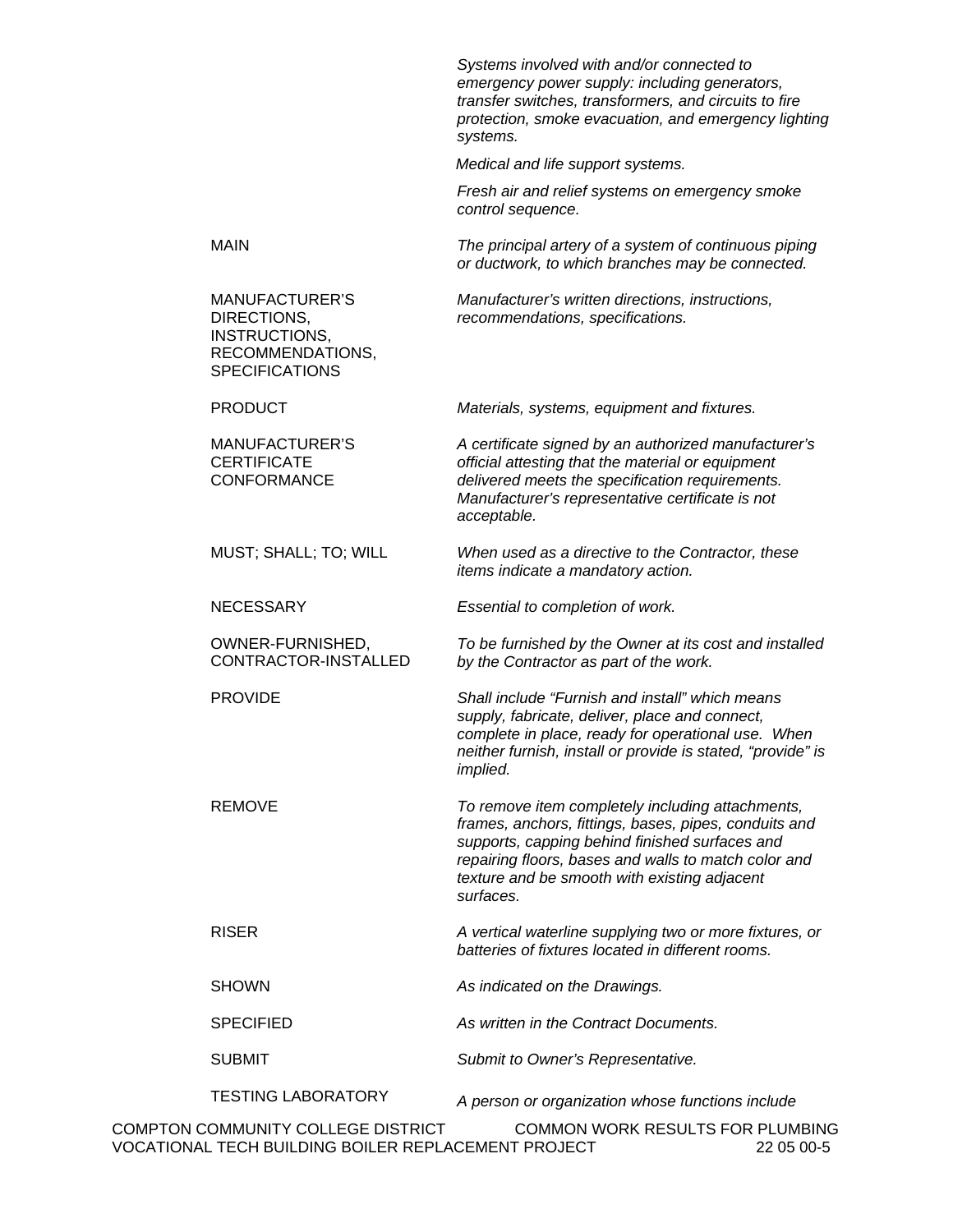*Systems involved with and/or connected to emergency power supply: including generators, transfer switches, transformers, and circuits to fire protection, smoke evacuation, and emergency lighting systems.*

*Medical and life support systems.*

*Fresh air and relief systems on emergency smoke control sequence.*

| | |
|---|---|
| MAIN | *The principal artery of a system of continuous piping or ductwork, to which branches may be connected.* |
| MANUFACTURER'S DIRECTIONS, INSTRUCTIONS, RECOMMENDATIONS, SPECIFICATIONS | *Manufacturer's written directions, instructions, recommendations, specifications.* |
| PRODUCT | *Materials, systems, equipment and fixtures.* |
| MANUFACTURER'S CERTIFICATE CONFORMANCE | *A certificate signed by an authorized manufacturer's official attesting that the material or equipment delivered meets the specification requirements. Manufacturer's representative certificate is not acceptable.* |
| MUST; SHALL; TO; WILL | *When used as a directive to the Contractor, these items indicate a mandatory action.* |
| NECESSARY | *Essential to completion of work.* |
| OWNER-FURNISHED, CONTRACTOR-INSTALLED | *To be furnished by the Owner at its cost and installed by the Contractor as part of the work.* |
| PROVIDE | *Shall include "Furnish and install" which means supply, fabricate, deliver, place and connect, complete in place, ready for operational use. When neither furnish, install or provide is stated, "provide" is implied.* |
| REMOVE | *To remove item completely including attachments, frames, anchors, fittings, bases, pipes, conduits and supports, capping behind finished surfaces and repairing floors, bases and walls to match color and texture and be smooth with existing adjacent surfaces.* |
| RISER | *A vertical waterline supplying two or more fixtures, or batteries of fixtures located in different rooms.* |
| SHOWN | *As indicated on the Drawings.* |
| SPECIFIED | *As written in the Contract Documents.* |
| SUBMIT | *Submit to Owner's Representative.* |
| TESTING LABORATORY | *A person or organization whose functions include* |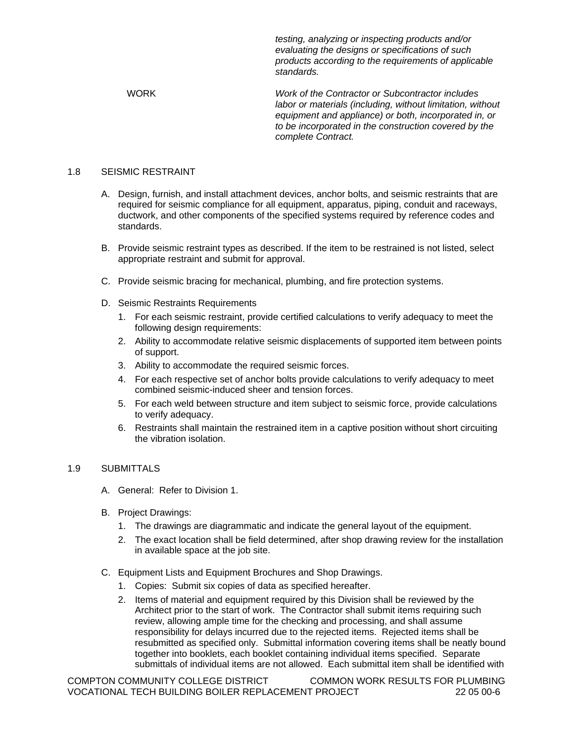testing, analyzing or inspecting products and/or evaluating the designs or specifications of such products according to the requirements of applicable standards.*

| | |
|---|---|
| WORK | *Work of the Contractor or Subcontractor includes labor or materials (including, without limitation, without equipment and appliance) or both, incorporated in, or to be incorporated in the construction covered by the complete Contract.* |

## 1.8 SEISMIC RESTRAINT

A. Design, furnish, and install attachment devices, anchor bolts, and seismic restraints that are required for seismic compliance for all equipment, apparatus, piping, conduit and raceways, ductwork, and other components of the specified systems required by reference codes and standards.

B. Provide seismic restraint types as described. If the item to be restrained is not listed, select appropriate restraint and submit for approval.

C. Provide seismic bracing for mechanical, plumbing, and fire protection systems.

D. Seismic Restraints Requirements

1. For each seismic restraint, provide certified calculations to verify adequacy to meet the following design requirements:
2. Ability to accommodate relative seismic displacements of supported item between points of support.
3. Ability to accommodate the required seismic forces.
4. For each respective set of anchor bolts provide calculations to verify adequacy to meet combined seismic-induced sheer and tension forces.
5. For each weld between structure and item subject to seismic force, provide calculations to verify adequacy.
6. Restraints shall maintain the restrained item in a captive position without short circuiting the vibration isolation.

## 1.9 SUBMITTALS

A. General: Refer to Division 1.

B. Project Drawings:

1. The drawings are diagrammatic and indicate the general layout of the equipment.
2. The exact location shall be field determined, after shop drawing review for the installation in available space at the job site.

C. Equipment Lists and Equipment Brochures and Shop Drawings.

1. Copies: Submit six copies of data as specified hereafter.
2. Items of material and equipment required by this Division shall be reviewed by the Architect prior to the start of work. The Contractor shall submit items requiring such review, allowing ample time for the checking and processing, and shall assume responsibility for delays incurred due to the rejected items. Rejected items shall be resubmitted as specified only. Submittal information covering items shall be neatly bound together into booklets, each booklet containing individual items specified. Separate submittals of individual items are not allowed. Each submittal item shall be identified with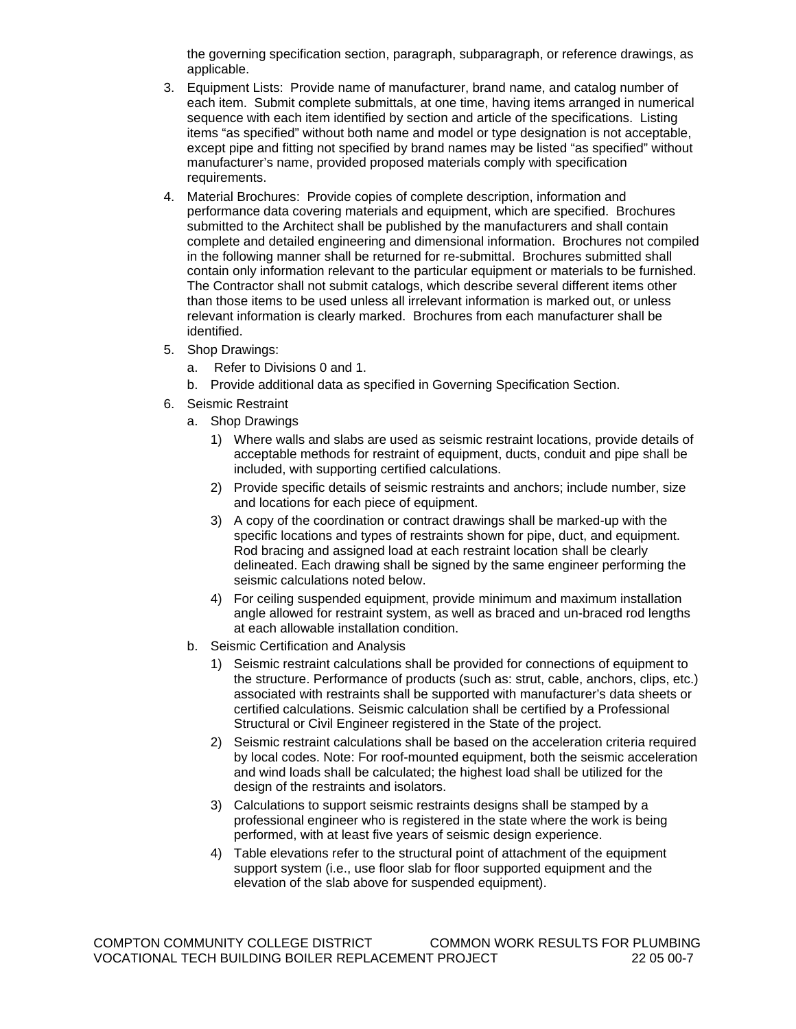the governing specification section, paragraph, subparagraph, or reference drawings, as applicable.

3. Equipment Lists: Provide name of manufacturer, brand name, and catalog number of each item. Submit complete submittals, at one time, having items arranged in numerical sequence with each item identified by section and article of the specifications. Listing items “as specified” without both name and model or type designation is not acceptable, except pipe and fitting not specified by brand names may be listed “as specified” without manufacturer’s name, provided proposed materials comply with specification requirements.
4. Material Brochures: Provide copies of complete description, information and performance data covering materials and equipment, which are specified. Brochures submitted to the Architect shall be published by the manufacturers and shall contain complete and detailed engineering and dimensional information. Brochures not compiled in the following manner shall be returned for re-submittal. Brochures submitted shall contain only information relevant to the particular equipment or materials to be furnished. The Contractor shall not submit catalogs, which describe several different items other than those items to be used unless all irrelevant information is marked out, or unless relevant information is clearly marked. Brochures from each manufacturer shall be identified.
5. Shop Drawings:
   a. Refer to Divisions 0 and 1.
   b. Provide additional data as specified in Governing Specification Section.
6. Seismic Restraint
   a. Shop Drawings
      1) Where walls and slabs are used as seismic restraint locations, provide details of acceptable methods for restraint of equipment, ducts, conduit and pipe shall be included, with supporting certified calculations.
      2) Provide specific details of seismic restraints and anchors; include number, size and locations for each piece of equipment.
      3) A copy of the coordination or contract drawings shall be marked-up with the specific locations and types of restraints shown for pipe, duct, and equipment. Rod bracing and assigned load at each restraint location shall be clearly delineated. Each drawing shall be signed by the same engineer performing the seismic calculations noted below.
      4) For ceiling suspended equipment, provide minimum and maximum installation angle allowed for restraint system, as well as braced and un-braced rod lengths at each allowable installation condition.
   b. Seismic Certification and Analysis
      1) Seismic restraint calculations shall be provided for connections of equipment to the structure. Performance of products (such as: strut, cable, anchors, clips, etc.) associated with restraints shall be supported with manufacturer’s data sheets or certified calculations. Seismic calculation shall be certified by a Professional Structural or Civil Engineer registered in the State of the project.
      2) Seismic restraint calculations shall be based on the acceleration criteria required by local codes. Note: For roof-mounted equipment, both the seismic acceleration and wind loads shall be calculated; the highest load shall be utilized for the design of the restraints and isolators.
      3) Calculations to support seismic restraints designs shall be stamped by a professional engineer who is registered in the state where the work is being performed, with at least five years of seismic design experience.
      4) Table elevations refer to the structural point of attachment of the equipment support system (i.e., use floor slab for floor supported equipment and the elevation of the slab above for suspended equipment).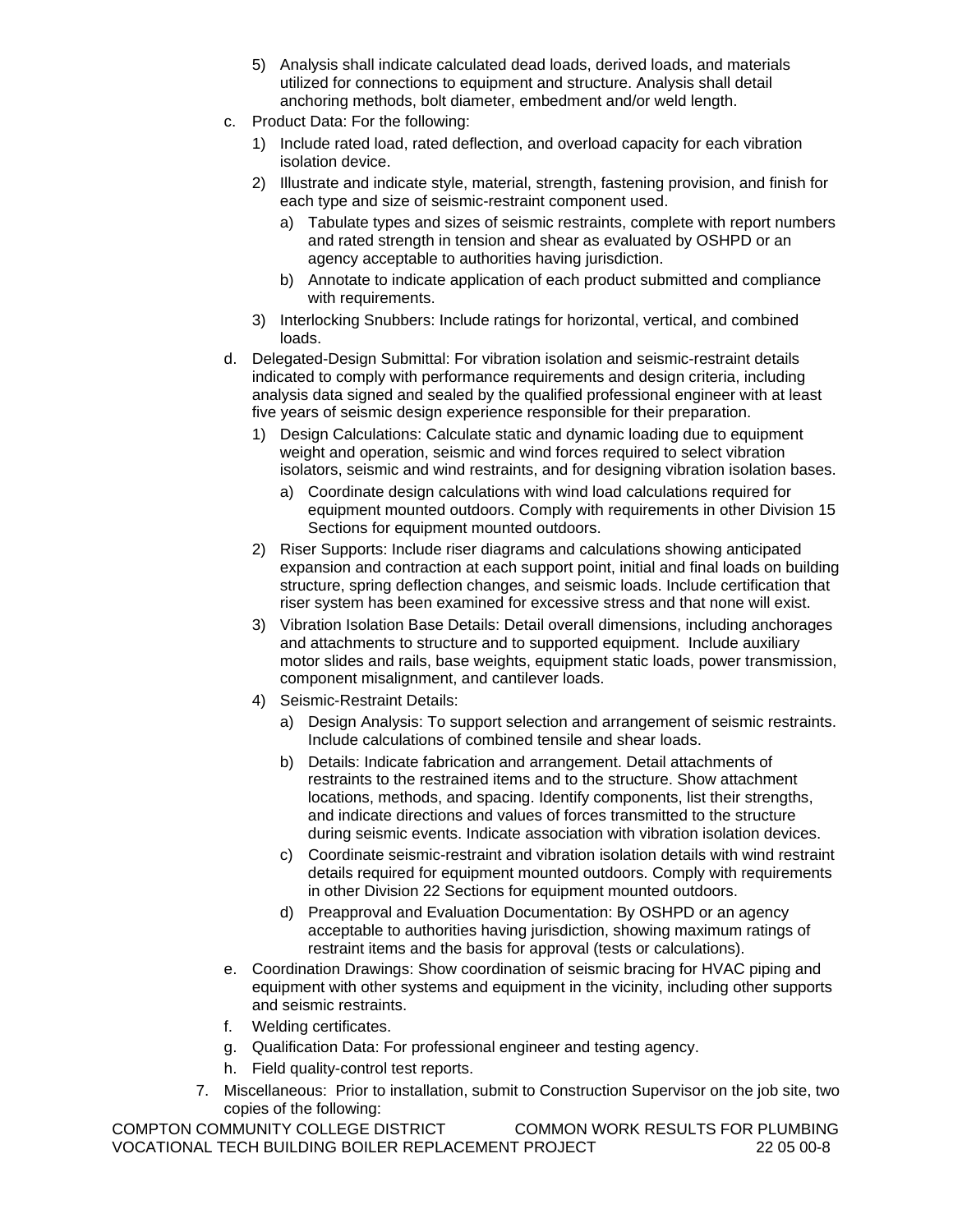5) Analysis shall indicate calculated dead loads, derived loads, and materials utilized for connections to equipment and structure. Analysis shall detail anchoring methods, bolt diameter, embedment and/or weld length.

c. Product Data: For the following:

   1) Include rated load, rated deflection, and overload capacity for each vibration isolation device.

   2) Illustrate and indicate style, material, strength, fastening provision, and finish for each type and size of seismic-restraint component used.

      a) Tabulate types and sizes of seismic restraints, complete with report numbers and rated strength in tension and shear as evaluated by OSHPD or an agency acceptable to authorities having jurisdiction.

      b) Annotate to indicate application of each product submitted and compliance with requirements.

   3) Interlocking Snubbers: Include ratings for horizontal, vertical, and combined loads.

d. Delegated-Design Submittal: For vibration isolation and seismic-restraint details indicated to comply with performance requirements and design criteria, including analysis data signed and sealed by the qualified professional engineer with at least five years of seismic design experience responsible for their preparation.

   1) Design Calculations: Calculate static and dynamic loading due to equipment weight and operation, seismic and wind forces required to select vibration isolators, seismic and wind restraints, and for designing vibration isolation bases.

      a) Coordinate design calculations with wind load calculations required for equipment mounted outdoors. Comply with requirements in other Division 15 Sections for equipment mounted outdoors.

   2) Riser Supports: Include riser diagrams and calculations showing anticipated expansion and contraction at each support point, initial and final loads on building structure, spring deflection changes, and seismic loads. Include certification that riser system has been examined for excessive stress and that none will exist.

   3) Vibration Isolation Base Details: Detail overall dimensions, including anchorages and attachments to structure and to supported equipment. Include auxiliary motor slides and rails, base weights, equipment static loads, power transmission, component misalignment, and cantilever loads.

   4) Seismic-Restraint Details:

      a) Design Analysis: To support selection and arrangement of seismic restraints. Include calculations of combined tensile and shear loads.

      b) Details: Indicate fabrication and arrangement. Detail attachments of restraints to the restrained items and to the structure. Show attachment locations, methods, and spacing. Identify components, list their strengths, and indicate directions and values of forces transmitted to the structure during seismic events. Indicate association with vibration isolation devices.

      c) Coordinate seismic-restraint and vibration isolation details with wind restraint details required for equipment mounted outdoors. Comply with requirements in other Division 22 Sections for equipment mounted outdoors.

      d) Preapproval and Evaluation Documentation: By OSHPD or an agency acceptable to authorities having jurisdiction, showing maximum ratings of restraint items and the basis for approval (tests or calculations).

e. Coordination Drawings: Show coordination of seismic bracing for HVAC piping and equipment with other systems and equipment in the vicinity, including other supports and seismic restraints.

f. Welding certificates.

g. Qualification Data: For professional engineer and testing agency.

h. Field quality-control test reports.

7. Miscellaneous: Prior to installation, submit to Construction Supervisor on the job site, two copies of the following: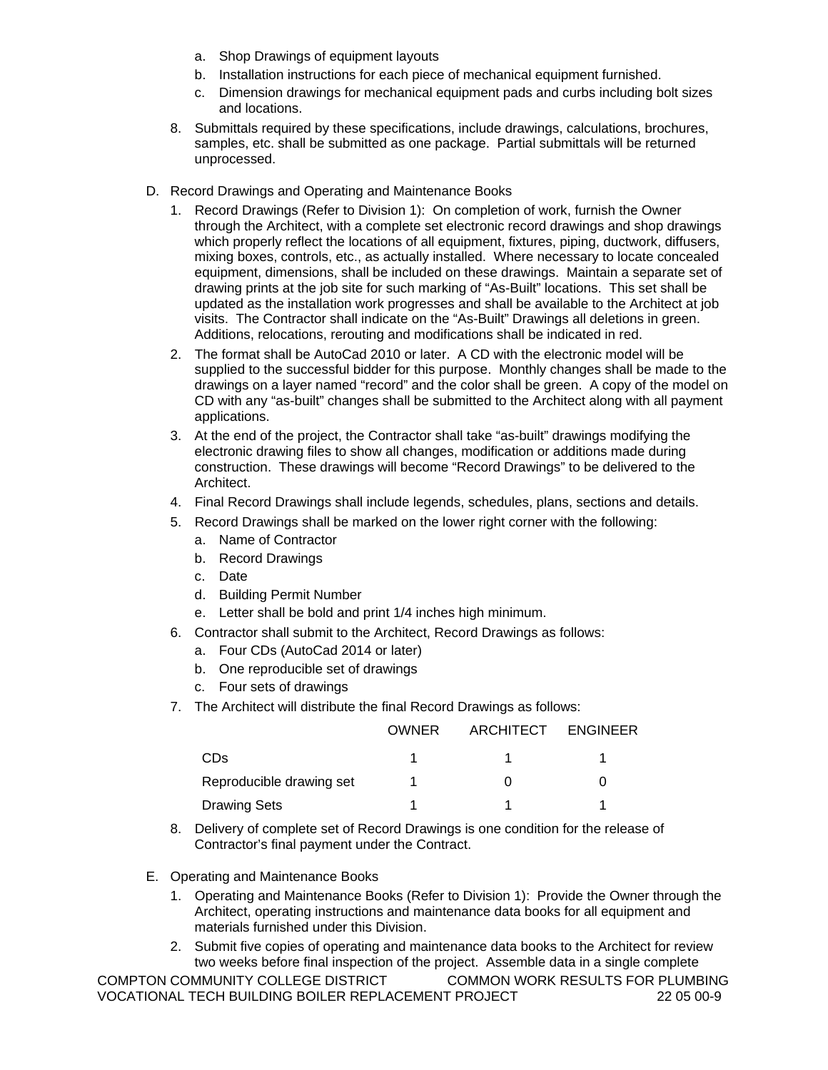a. Shop Drawings of equipment layouts
b. Installation instructions for each piece of mechanical equipment furnished.
c. Dimension drawings for mechanical equipment pads and curbs including bolt sizes and locations.

8. Submittals required by these specifications, include drawings, calculations, brochures, samples, etc. shall be submitted as one package. Partial submittals will be returned unprocessed.

D. Record Drawings and Operating and Maintenance Books

1. Record Drawings (Refer to Division 1): On completion of work, furnish the Owner through the Architect, with a complete set electronic record drawings and shop drawings which properly reflect the locations of all equipment, fixtures, piping, ductwork, diffusers, mixing boxes, controls, etc., as actually installed. Where necessary to locate concealed equipment, dimensions, shall be included on these drawings. Maintain a separate set of drawing prints at the job site for such marking of “As-Built” locations. This set shall be updated as the installation work progresses and shall be available to the Architect at job visits. The Contractor shall indicate on the “As-Built” Drawings all deletions in green. Additions, relocations, rerouting and modifications shall be indicated in red.
2. The format shall be AutoCad 2010 or later. A CD with the electronic model will be supplied to the successful bidder for this purpose. Monthly changes shall be made to the drawings on a layer named “record” and the color shall be green. A copy of the model on CD with any “as-built” changes shall be submitted to the Architect along with all payment applications.
3. At the end of the project, the Contractor shall take “as-built” drawings modifying the electronic drawing files to show all changes, modification or additions made during construction. These drawings will become “Record Drawings” to be delivered to the Architect.
4. Final Record Drawings shall include legends, schedules, plans, sections and details.
5. Record Drawings shall be marked on the lower right corner with the following:
   a. Name of Contractor
   b. Record Drawings
   c. Date
   d. Building Permit Number
   e. Letter shall be bold and print 1/4 inches high minimum.
6. Contractor shall submit to the Architect, Record Drawings as follows:
   a. Four CDs (AutoCad 2014 or later)
   b. One reproducible set of drawings
   c. Four sets of drawings
7. The Architect will distribute the final Record Drawings as follows:

| | OWNER | ARCHITECT | ENGINEER |
|---|---|---|---|
| CDs | 1 | 1 | 1 |
| Reproducible drawing set | 1 | 0 | 0 |
| Drawing Sets | 1 | 1 | 1 |

8. Delivery of complete set of Record Drawings is one condition for the release of Contractor’s final payment under the Contract.

E. Operating and Maintenance Books

1. Operating and Maintenance Books (Refer to Division 1): Provide the Owner through the Architect, operating instructions and maintenance data books for all equipment and materials furnished under this Division.
2. Submit five copies of operating and maintenance data books to the Architect for review two weeks before final inspection of the project. Assemble data in a single complete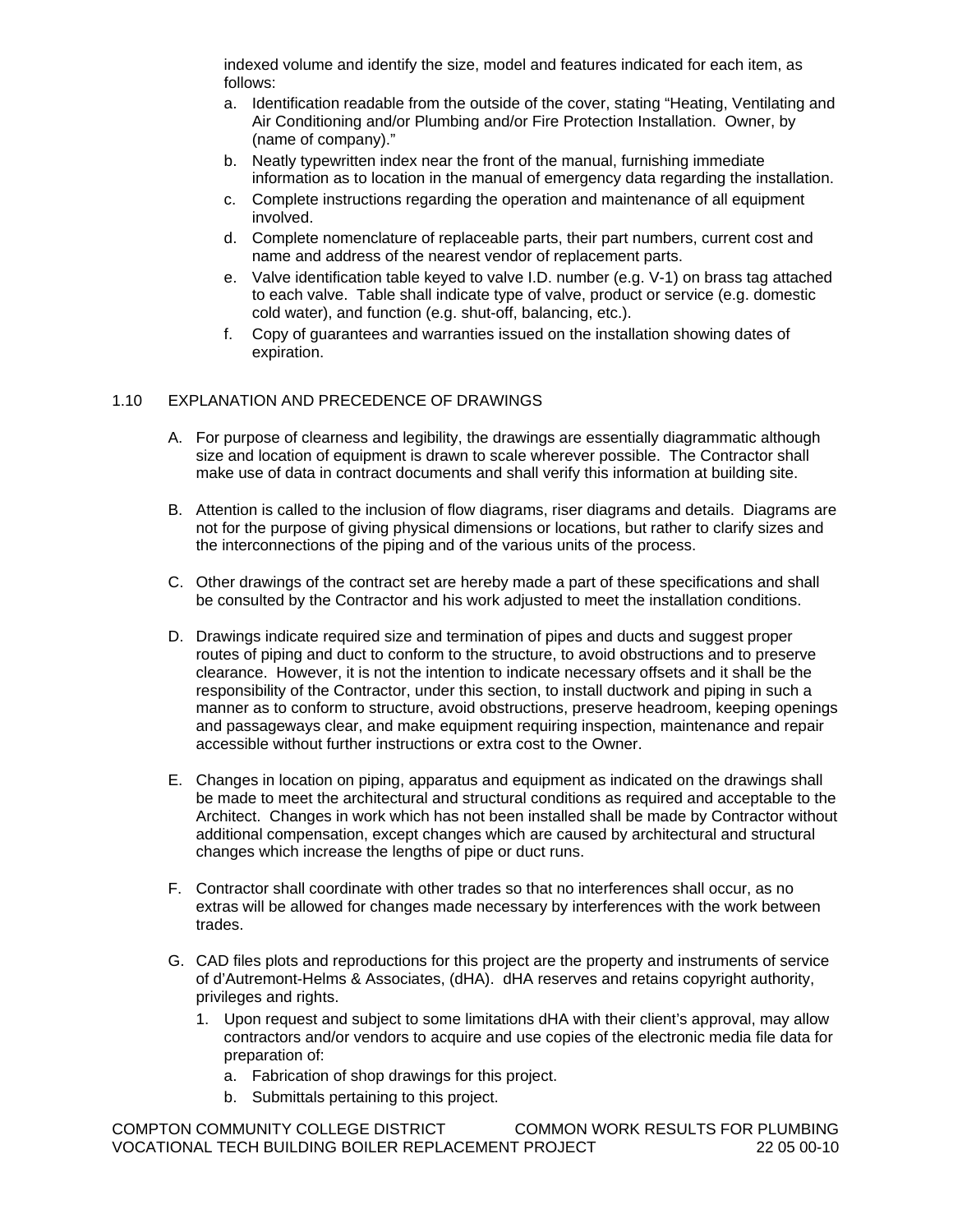indexed volume and identify the size, model and features indicated for each item, as follows:

a. Identification readable from the outside of the cover, stating “Heating, Ventilating and Air Conditioning and/or Plumbing and/or Fire Protection Installation. Owner, by (name of company).”
b. Neatly typewritten index near the front of the manual, furnishing immediate information as to location in the manual of emergency data regarding the installation.
c. Complete instructions regarding the operation and maintenance of all equipment involved.
d. Complete nomenclature of replaceable parts, their part numbers, current cost and name and address of the nearest vendor of replacement parts.
e. Valve identification table keyed to valve I.D. number (e.g. V-1) on brass tag attached to each valve. Table shall indicate type of valve, product or service (e.g. domestic cold water), and function (e.g. shut-off, balancing, etc.).
f. Copy of guarantees and warranties issued on the installation showing dates of expiration.

## 1.10 EXPLANATION AND PRECEDENCE OF DRAWINGS

A. For purpose of clearness and legibility, the drawings are essentially diagrammatic although size and location of equipment is drawn to scale wherever possible. The Contractor shall make use of data in contract documents and shall verify this information at building site.

B. Attention is called to the inclusion of flow diagrams, riser diagrams and details. Diagrams are not for the purpose of giving physical dimensions or locations, but rather to clarify sizes and the interconnections of the piping and of the various units of the process.

C. Other drawings of the contract set are hereby made a part of these specifications and shall be consulted by the Contractor and his work adjusted to meet the installation conditions.

D. Drawings indicate required size and termination of pipes and ducts and suggest proper routes of piping and duct to conform to the structure, to avoid obstructions and to preserve clearance. However, it is not the intention to indicate necessary offsets and it shall be the responsibility of the Contractor, under this section, to install ductwork and piping in such a manner as to conform to structure, avoid obstructions, preserve headroom, keeping openings and passageways clear, and make equipment requiring inspection, maintenance and repair accessible without further instructions or extra cost to the Owner.

E. Changes in location on piping, apparatus and equipment as indicated on the drawings shall be made to meet the architectural and structural conditions as required and acceptable to the Architect. Changes in work which has not been installed shall be made by Contractor without additional compensation, except changes which are caused by architectural and structural changes which increase the lengths of pipe or duct runs.

F. Contractor shall coordinate with other trades so that no interferences shall occur, as no extras will be allowed for changes made necessary by interferences with the work between trades.

G. CAD files plots and reproductions for this project are the property and instruments of service of d’Autremont-Helms & Associates, (dHA). dHA reserves and retains copyright authority, privileges and rights.

1. Upon request and subject to some limitations dHA with their client’s approval, may allow contractors and/or vendors to acquire and use copies of the electronic media file data for preparation of:
   a. Fabrication of shop drawings for this project.
   b. Submittals pertaining to this project.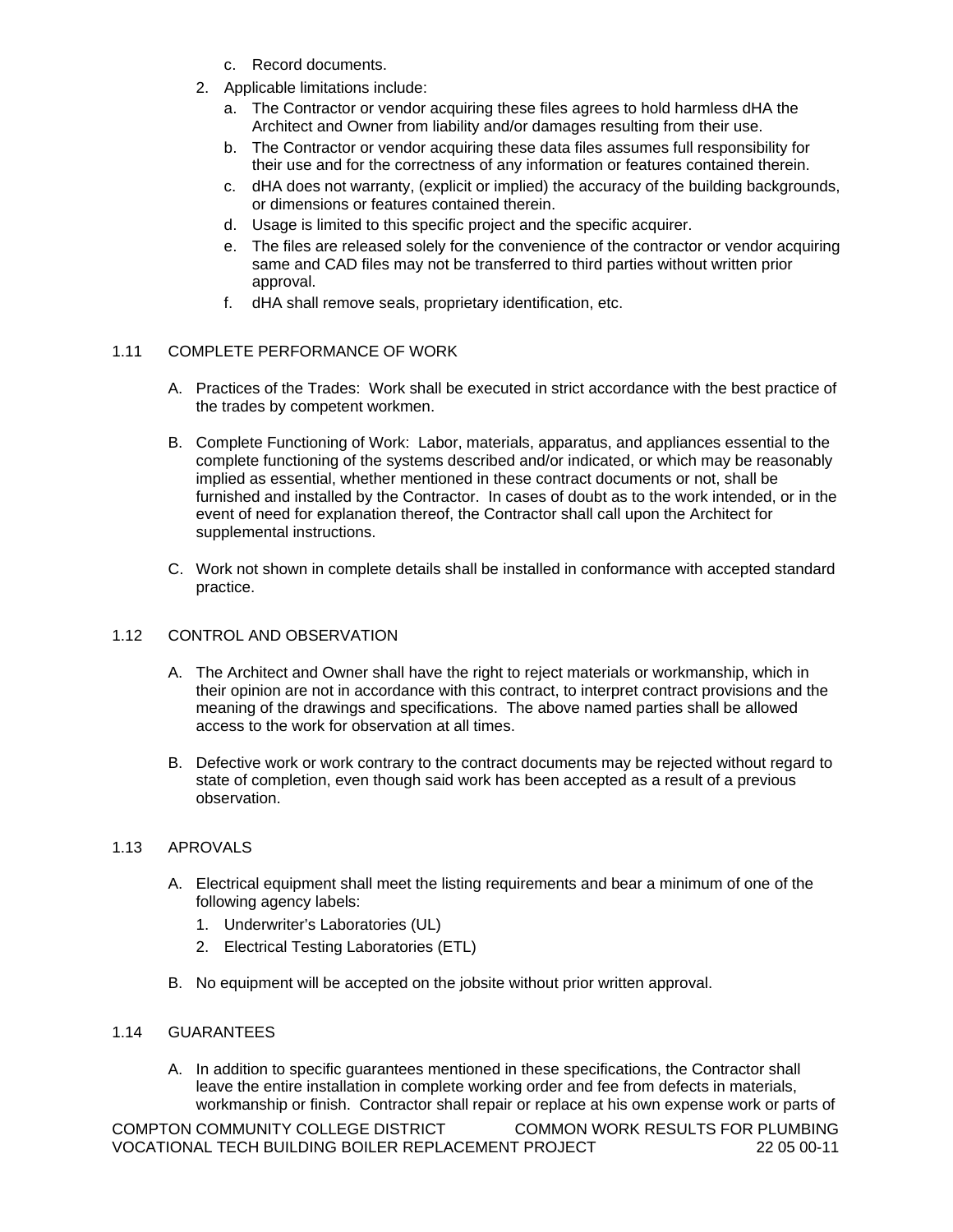c. Record documents.

2. Applicable limitations include:
   a. The Contractor or vendor acquiring these files agrees to hold harmless dHA the Architect and Owner from liability and/or damages resulting from their use.
   b. The Contractor or vendor acquiring these data files assumes full responsibility for their use and for the correctness of any information or features contained therein.
   c. dHA does not warranty, (explicit or implied) the accuracy of the building backgrounds, or dimensions or features contained therein.
   d. Usage is limited to this specific project and the specific acquirer.
   e. The files are released solely for the convenience of the contractor or vendor acquiring same and CAD files may not be transferred to third parties without written prior approval.
   f. dHA shall remove seals, proprietary identification, etc.

## 1.11 COMPLETE PERFORMANCE OF WORK

A. Practices of the Trades: Work shall be executed in strict accordance with the best practice of the trades by competent workmen.

B. Complete Functioning of Work: Labor, materials, apparatus, and appliances essential to the complete functioning of the systems described and/or indicated, or which may be reasonably implied as essential, whether mentioned in these contract documents or not, shall be furnished and installed by the Contractor. In cases of doubt as to the work intended, or in the event of need for explanation thereof, the Contractor shall call upon the Architect for supplemental instructions.

C. Work not shown in complete details shall be installed in conformance with accepted standard practice.

## 1.12 CONTROL AND OBSERVATION

A. The Architect and Owner shall have the right to reject materials or workmanship, which in their opinion are not in accordance with this contract, to interpret contract provisions and the meaning of the drawings and specifications. The above named parties shall be allowed access to the work for observation at all times.

B. Defective work or work contrary to the contract documents may be rejected without regard to state of completion, even though said work has been accepted as a result of a previous observation.

## 1.13 APROVALS

A. Electrical equipment shall meet the listing requirements and bear a minimum of one of the following agency labels:
   1. Underwriter's Laboratories (UL)
   2. Electrical Testing Laboratories (ETL)

B. No equipment will be accepted on the jobsite without prior written approval.

## 1.14 GUARANTEES

A. In addition to specific guarantees mentioned in these specifications, the Contractor shall leave the entire installation in complete working order and fee from defects in materials, workmanship or finish. Contractor shall repair or replace at his own expense work or parts of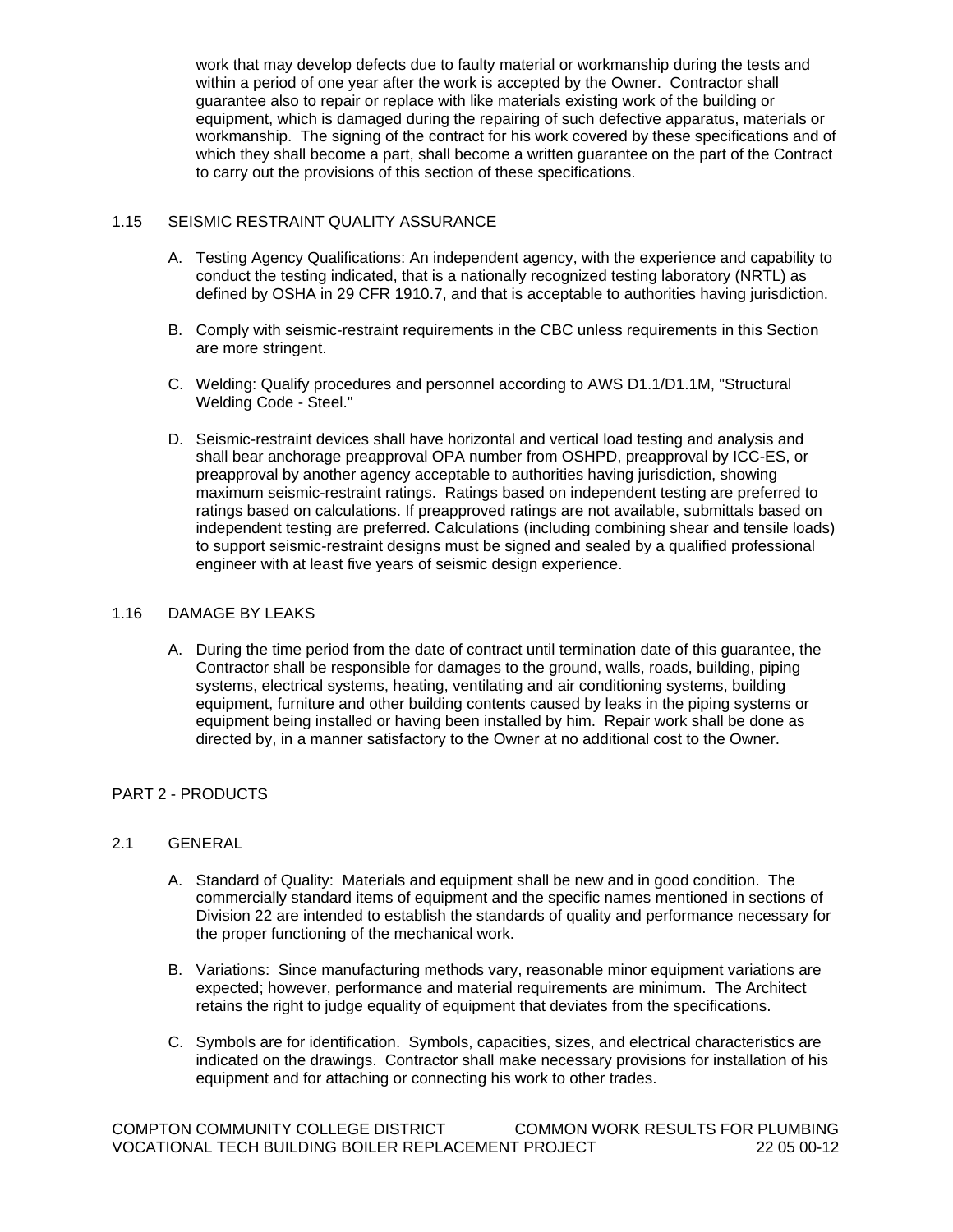work that may develop defects due to faulty material or workmanship during the tests and within a period of one year after the work is accepted by the Owner. Contractor shall guarantee also to repair or replace with like materials existing work of the building or equipment, which is damaged during the repairing of such defective apparatus, materials or workmanship. The signing of the contract for his work covered by these specifications and of which they shall become a part, shall become a written guarantee on the part of the Contract to carry out the provisions of this section of these specifications.

### 1.15 SEISMIC RESTRAINT QUALITY ASSURANCE

A. Testing Agency Qualifications: An independent agency, with the experience and capability to conduct the testing indicated, that is a nationally recognized testing laboratory (NRTL) as defined by OSHA in 29 CFR 1910.7, and that is acceptable to authorities having jurisdiction.

B. Comply with seismic-restraint requirements in the CBC unless requirements in this Section are more stringent.

C. Welding: Qualify procedures and personnel according to AWS D1.1/D1.1M, "Structural Welding Code - Steel."

D. Seismic-restraint devices shall have horizontal and vertical load testing and analysis and shall bear anchorage preapproval OPA number from OSHPD, preapproval by ICC-ES, or preapproval by another agency acceptable to authorities having jurisdiction, showing maximum seismic-restraint ratings. Ratings based on independent testing are preferred to ratings based on calculations. If preapproved ratings are not available, submittals based on independent testing are preferred. Calculations (including combining shear and tensile loads) to support seismic-restraint designs must be signed and sealed by a qualified professional engineer with at least five years of seismic design experience.

### 1.16 DAMAGE BY LEAKS

A. During the time period from the date of contract until termination date of this guarantee, the Contractor shall be responsible for damages to the ground, walls, roads, building, piping systems, electrical systems, heating, ventilating and air conditioning systems, building equipment, furniture and other building contents caused by leaks in the piping systems or equipment being installed or having been installed by him. Repair work shall be done as directed by, in a manner satisfactory to the Owner at no additional cost to the Owner.

## PART 2 - PRODUCTS

### 2.1 GENERAL

A. Standard of Quality: Materials and equipment shall be new and in good condition. The commercially standard items of equipment and the specific names mentioned in sections of Division 22 are intended to establish the standards of quality and performance necessary for the proper functioning of the mechanical work.

B. Variations: Since manufacturing methods vary, reasonable minor equipment variations are expected; however, performance and material requirements are minimum. The Architect retains the right to judge equality of equipment that deviates from the specifications.

C. Symbols are for identification. Symbols, capacities, sizes, and electrical characteristics are indicated on the drawings. Contractor shall make necessary provisions for installation of his equipment and for attaching or connecting his work to other trades.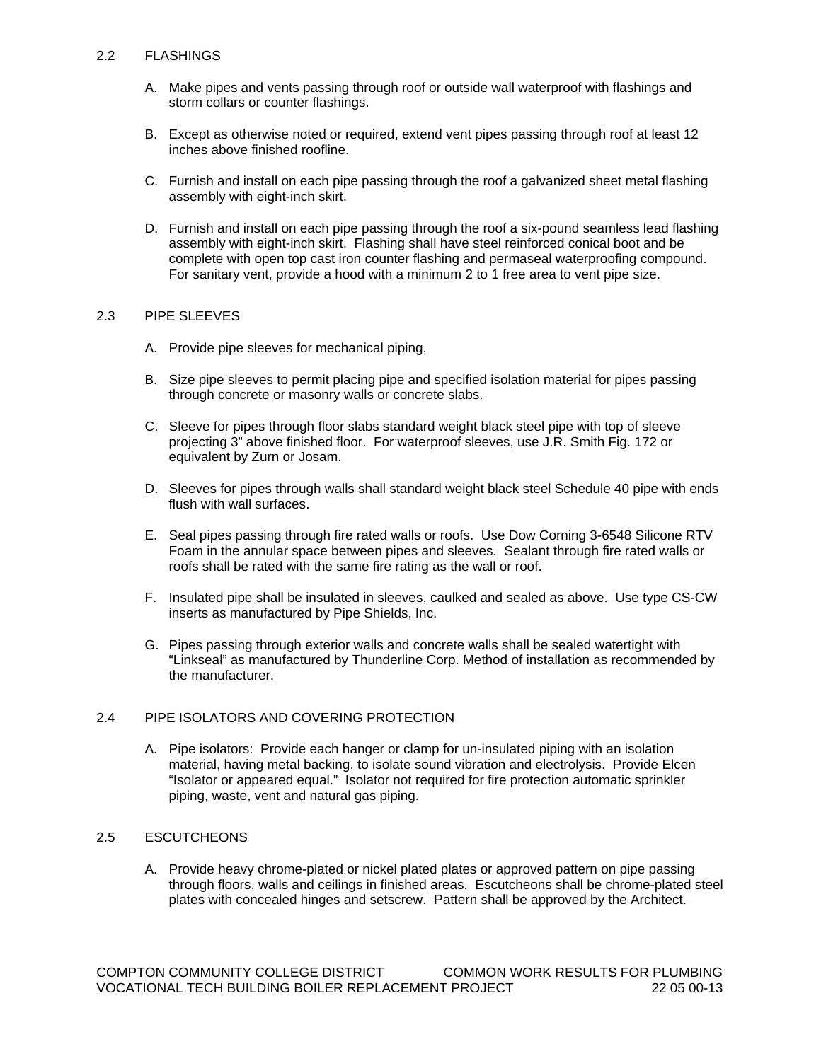## 2.2 FLASHINGS

A. Make pipes and vents passing through roof or outside wall waterproof with flashings and storm collars or counter flashings.

B. Except as otherwise noted or required, extend vent pipes passing through roof at least 12 inches above finished roofline.

C. Furnish and install on each pipe passing through the roof a galvanized sheet metal flashing assembly with eight-inch skirt.

D. Furnish and install on each pipe passing through the roof a six-pound seamless lead flashing assembly with eight-inch skirt. Flashing shall have steel reinforced conical boot and be complete with open top cast iron counter flashing and permaseal waterproofing compound. For sanitary vent, provide a hood with a minimum 2 to 1 free area to vent pipe size.

## 2.3 PIPE SLEEVES

A. Provide pipe sleeves for mechanical piping.

B. Size pipe sleeves to permit placing pipe and specified isolation material for pipes passing through concrete or masonry walls or concrete slabs.

C. Sleeve for pipes through floor slabs standard weight black steel pipe with top of sleeve projecting 3" above finished floor. For waterproof sleeves, use J.R. Smith Fig. 172 or equivalent by Zurn or Josam.

D. Sleeves for pipes through walls shall standard weight black steel Schedule 40 pipe with ends flush with wall surfaces.

E. Seal pipes passing through fire rated walls or roofs. Use Dow Corning 3-6548 Silicone RTV Foam in the annular space between pipes and sleeves. Sealant through fire rated walls or roofs shall be rated with the same fire rating as the wall or roof.

F. Insulated pipe shall be insulated in sleeves, caulked and sealed as above. Use type CS-CW inserts as manufactured by Pipe Shields, Inc.

G. Pipes passing through exterior walls and concrete walls shall be sealed watertight with "Linkseal" as manufactured by Thunderline Corp. Method of installation as recommended by the manufacturer.

## 2.4 PIPE ISOLATORS AND COVERING PROTECTION

A. Pipe isolators: Provide each hanger or clamp for un-insulated piping with an isolation material, having metal backing, to isolate sound vibration and electrolysis. Provide Elcen "Isolator or appeared equal." Isolator not required for fire protection automatic sprinkler piping, waste, vent and natural gas piping.

## 2.5 ESCUTCHEONS

A. Provide heavy chrome-plated or nickel plated plates or approved pattern on pipe passing through floors, walls and ceilings in finished areas. Escutcheons shall be chrome-plated steel plates with concealed hinges and setscrew. Pattern shall be approved by the Architect.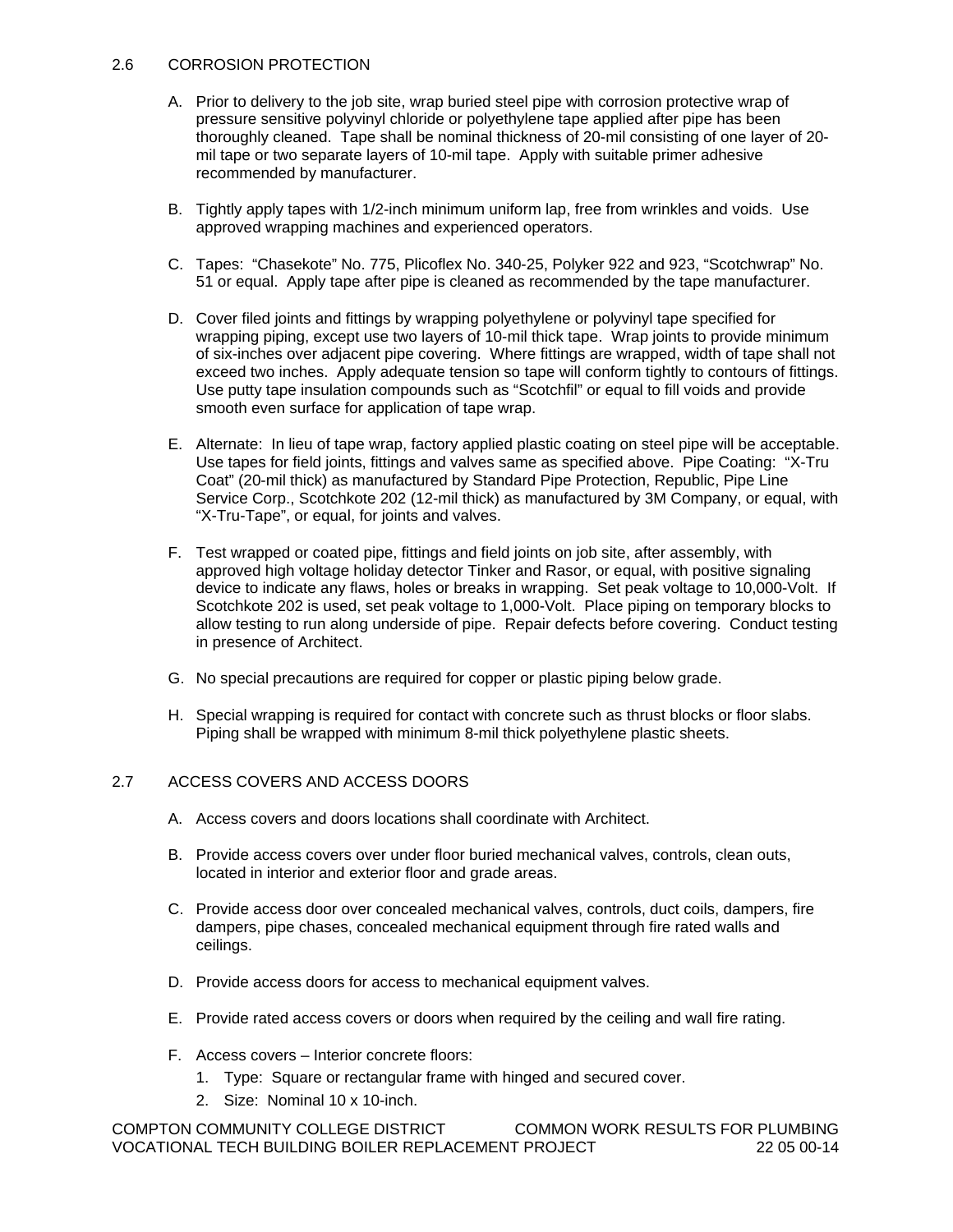## 2.6 CORROSION PROTECTION

A. Prior to delivery to the job site, wrap buried steel pipe with corrosion protective wrap of pressure sensitive polyvinyl chloride or polyethylene tape applied after pipe has been thoroughly cleaned. Tape shall be nominal thickness of 20-mil consisting of one layer of 20-mil tape or two separate layers of 10-mil tape. Apply with suitable primer adhesive recommended by manufacturer.

B. Tightly apply tapes with 1/2-inch minimum uniform lap, free from wrinkles and voids. Use approved wrapping machines and experienced operators.

C. Tapes: "Chasekote" No. 775, Plicoflex No. 340-25, Polyker 922 and 923, "Scotchwrap" No. 51 or equal. Apply tape after pipe is cleaned as recommended by the tape manufacturer.

D. Cover filed joints and fittings by wrapping polyethylene or polyvinyl tape specified for wrapping piping, except use two layers of 10-mil thick tape. Wrap joints to provide minimum of six-inches over adjacent pipe covering. Where fittings are wrapped, width of tape shall not exceed two inches. Apply adequate tension so tape will conform tightly to contours of fittings. Use putty tape insulation compounds such as "Scotchfil" or equal to fill voids and provide smooth even surface for application of tape wrap.

E. Alternate: In lieu of tape wrap, factory applied plastic coating on steel pipe will be acceptable. Use tapes for field joints, fittings and valves same as specified above. Pipe Coating: "X-Tru Coat" (20-mil thick) as manufactured by Standard Pipe Protection, Republic, Pipe Line Service Corp., Scotchkote 202 (12-mil thick) as manufactured by 3M Company, or equal, with "X-Tru-Tape", or equal, for joints and valves.

F. Test wrapped or coated pipe, fittings and field joints on job site, after assembly, with approved high voltage holiday detector Tinker and Rasor, or equal, with positive signaling device to indicate any flaws, holes or breaks in wrapping. Set peak voltage to 10,000-Volt. If Scotchkote 202 is used, set peak voltage to 1,000-Volt. Place piping on temporary blocks to allow testing to run along underside of pipe. Repair defects before covering. Conduct testing in presence of Architect.

G. No special precautions are required for copper or plastic piping below grade.

H. Special wrapping is required for contact with concrete such as thrust blocks or floor slabs. Piping shall be wrapped with minimum 8-mil thick polyethylene plastic sheets.

## 2.7 ACCESS COVERS AND ACCESS DOORS

A. Access covers and doors locations shall coordinate with Architect.

B. Provide access covers over under floor buried mechanical valves, controls, clean outs, located in interior and exterior floor and grade areas.

C. Provide access door over concealed mechanical valves, controls, duct coils, dampers, fire dampers, pipe chases, concealed mechanical equipment through fire rated walls and ceilings.

D. Provide access doors for access to mechanical equipment valves.

E. Provide rated access covers or doors when required by the ceiling and wall fire rating.

F. Access covers – Interior concrete floors:
   1. Type: Square or rectangular frame with hinged and secured cover.
   2. Size: Nominal 10 x 10-inch.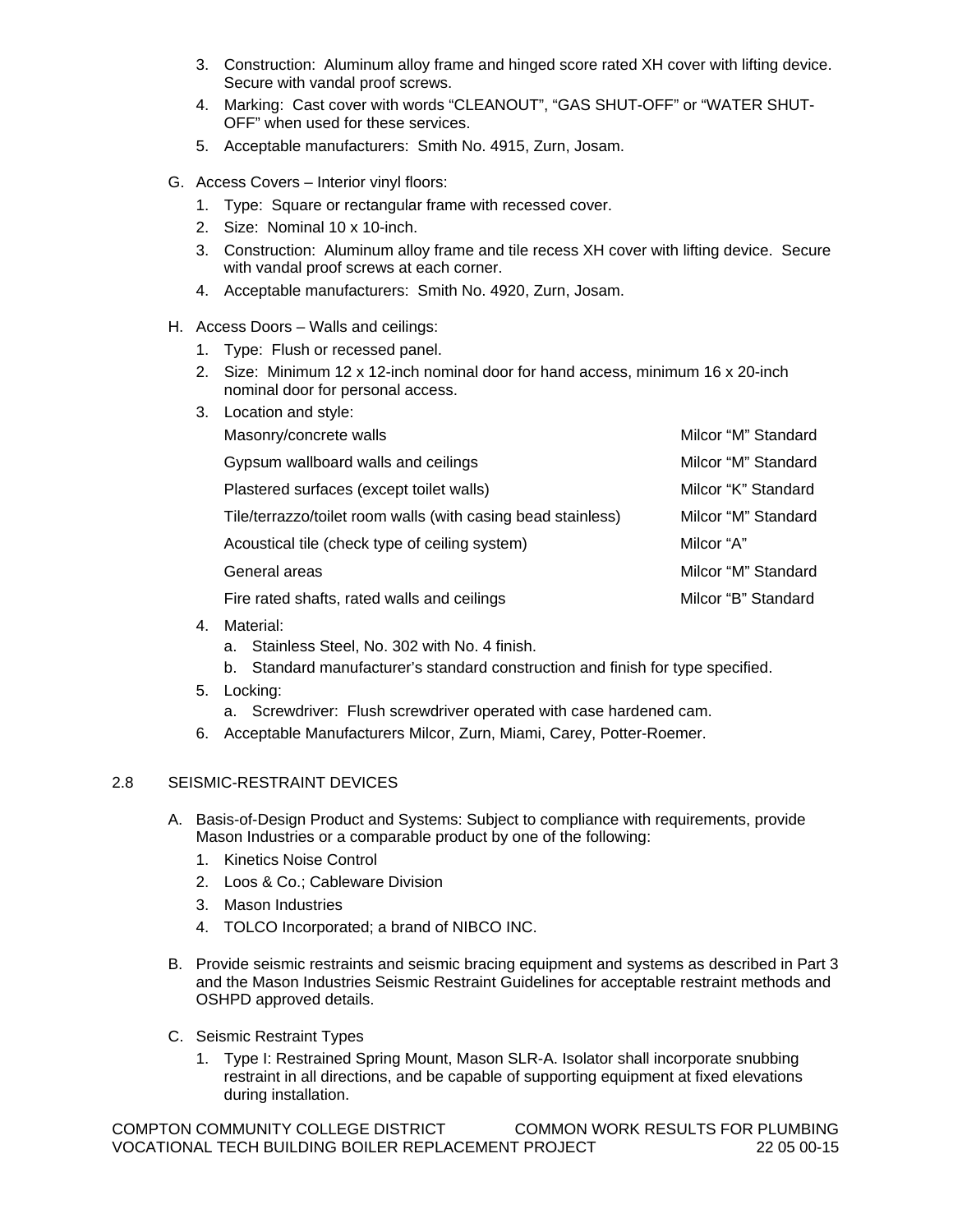3. Construction: Aluminum alloy frame and hinged score rated XH cover with lifting device. Secure with vandal proof screws.
4. Marking: Cast cover with words “CLEANOUT”, “GAS SHUT-OFF” or “WATER SHUT-OFF” when used for these services.
5. Acceptable manufacturers: Smith No. 4915, Zurn, Josam.

G. Access Covers – Interior vinyl floors:

1. Type: Square or rectangular frame with recessed cover.
2. Size: Nominal 10 x 10-inch.
3. Construction: Aluminum alloy frame and tile recess XH cover with lifting device. Secure with vandal proof screws at each corner.
4. Acceptable manufacturers: Smith No. 4920, Zurn, Josam.

H. Access Doors – Walls and ceilings:

1. Type: Flush or recessed panel.
2. Size: Minimum 12 x 12-inch nominal door for hand access, minimum 16 x 20-inch nominal door for personal access.
3. Location and style:

| | |
|---|---|
| Masonry/concrete walls | Milcor “M” Standard |
| Gypsum wallboard walls and ceilings | Milcor “M” Standard |
| Plastered surfaces (except toilet walls) | Milcor “K” Standard |
| Tile/terrazzo/toilet room walls (with casing bead stainless) | Milcor “M” Standard |
| Acoustical tile (check type of ceiling system) | Milcor “A” |
| General areas | Milcor “M” Standard |
| Fire rated shafts, rated walls and ceilings | Milcor “B” Standard |

4. Material:
   a. Stainless Steel, No. 302 with No. 4 finish.
   b. Standard manufacturer’s standard construction and finish for type specified.
5. Locking:
   a. Screwdriver: Flush screwdriver operated with case hardened cam.
6. Acceptable Manufacturers Milcor, Zurn, Miami, Carey, Potter-Roemer.

## 2.8 SEISMIC-RESTRAINT DEVICES

A. Basis-of-Design Product and Systems: Subject to compliance with requirements, provide Mason Industries or a comparable product by one of the following:

1. Kinetics Noise Control
2. Loos & Co.; Cableware Division
3. Mason Industries
4. TOLCO Incorporated; a brand of NIBCO INC.

B. Provide seismic restraints and seismic bracing equipment and systems as described in Part 3 and the Mason Industries Seismic Restraint Guidelines for acceptable restraint methods and OSHPD approved details.

C. Seismic Restraint Types

1. Type I: Restrained Spring Mount, Mason SLR-A. Isolator shall incorporate snubbing restraint in all directions, and be capable of supporting equipment at fixed elevations during installation.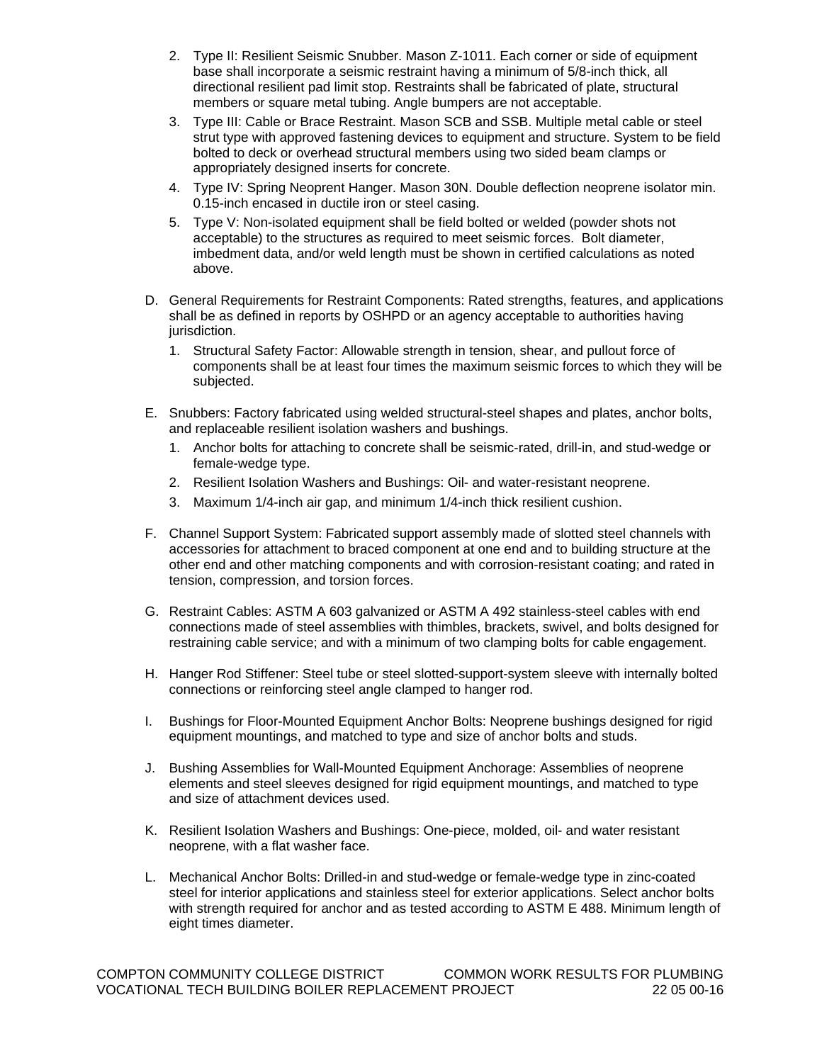2. Type II: Resilient Seismic Snubber. Mason Z-1011. Each corner or side of equipment base shall incorporate a seismic restraint having a minimum of 5/8-inch thick, all directional resilient pad limit stop. Restraints shall be fabricated of plate, structural members or square metal tubing. Angle bumpers are not acceptable.
3. Type III: Cable or Brace Restraint. Mason SCB and SSB. Multiple metal cable or steel strut type with approved fastening devices to equipment and structure. System to be field bolted to deck or overhead structural members using two sided beam clamps or appropriately designed inserts for concrete.
4. Type IV: Spring Neoprent Hanger. Mason 30N. Double deflection neoprene isolator min. 0.15-inch encased in ductile iron or steel casing.
5. Type V: Non-isolated equipment shall be field bolted or welded (powder shots not acceptable) to the structures as required to meet seismic forces. Bolt diameter, imbedment data, and/or weld length must be shown in certified calculations as noted above.

D. General Requirements for Restraint Components: Rated strengths, features, and applications shall be as defined in reports by OSHPD or an agency acceptable to authorities having jurisdiction.
   1. Structural Safety Factor: Allowable strength in tension, shear, and pullout force of components shall be at least four times the maximum seismic forces to which they will be subjected.

E. Snubbers: Factory fabricated using welded structural-steel shapes and plates, anchor bolts, and replaceable resilient isolation washers and bushings.
   1. Anchor bolts for attaching to concrete shall be seismic-rated, drill-in, and stud-wedge or female-wedge type.
   2. Resilient Isolation Washers and Bushings: Oil- and water-resistant neoprene.
   3. Maximum 1/4-inch air gap, and minimum 1/4-inch thick resilient cushion.

F. Channel Support System: Fabricated support assembly made of slotted steel channels with accessories for attachment to braced component at one end and to building structure at the other end and other matching components and with corrosion-resistant coating; and rated in tension, compression, and torsion forces.

G. Restraint Cables: ASTM A 603 galvanized or ASTM A 492 stainless-steel cables with end connections made of steel assemblies with thimbles, brackets, swivel, and bolts designed for restraining cable service; and with a minimum of two clamping bolts for cable engagement.

H. Hanger Rod Stiffener: Steel tube or steel slotted-support-system sleeve with internally bolted connections or reinforcing steel angle clamped to hanger rod.

I. Bushings for Floor-Mounted Equipment Anchor Bolts: Neoprene bushings designed for rigid equipment mountings, and matched to type and size of anchor bolts and studs.

J. Bushing Assemblies for Wall-Mounted Equipment Anchorage: Assemblies of neoprene elements and steel sleeves designed for rigid equipment mountings, and matched to type and size of attachment devices used.

K. Resilient Isolation Washers and Bushings: One-piece, molded, oil- and water resistant neoprene, with a flat washer face.

L. Mechanical Anchor Bolts: Drilled-in and stud-wedge or female-wedge type in zinc-coated steel for interior applications and stainless steel for exterior applications. Select anchor bolts with strength required for anchor and as tested according to ASTM E 488. Minimum length of eight times diameter.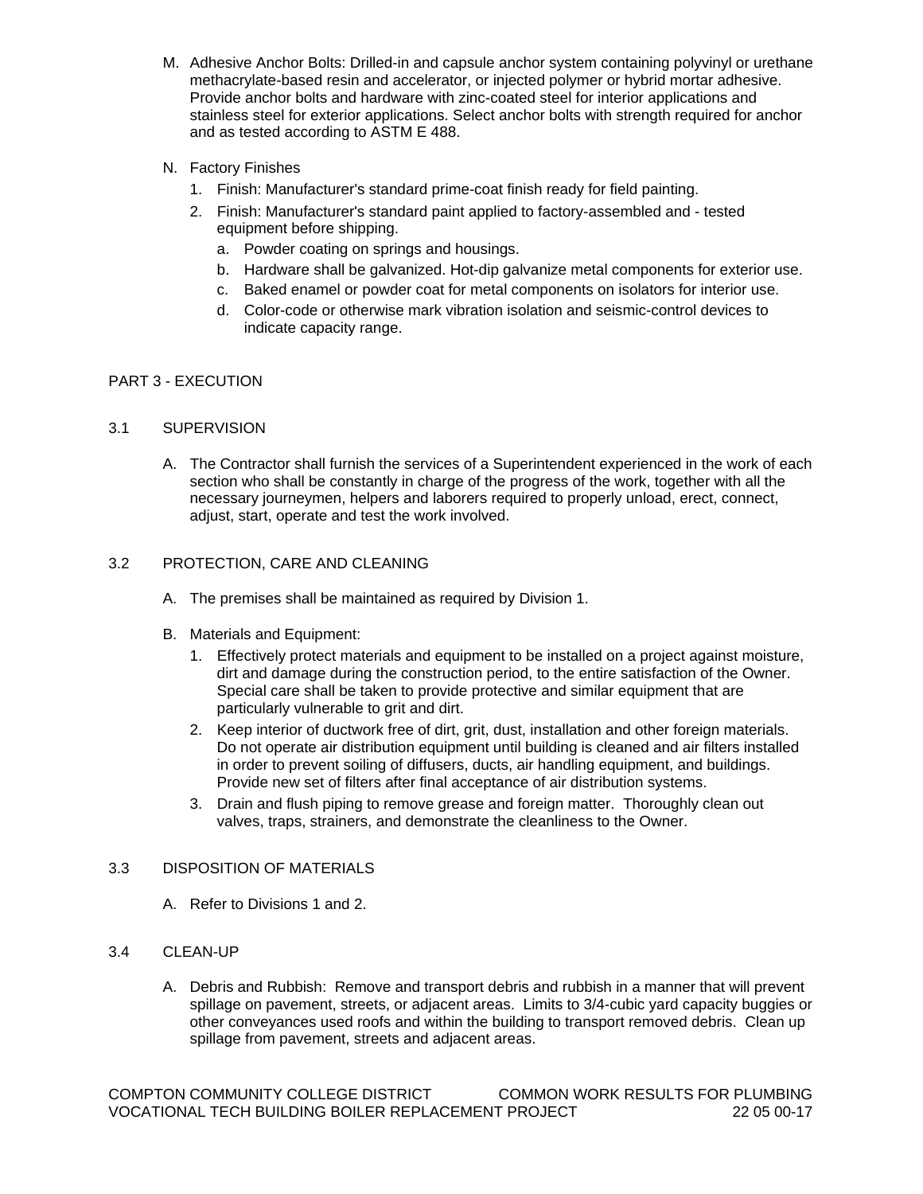M. Adhesive Anchor Bolts: Drilled-in and capsule anchor system containing polyvinyl or urethane methacrylate-based resin and accelerator, or injected polymer or hybrid mortar adhesive. Provide anchor bolts and hardware with zinc-coated steel for interior applications and stainless steel for exterior applications. Select anchor bolts with strength required for anchor and as tested according to ASTM E 488.

N. Factory Finishes
   1. Finish: Manufacturer's standard prime-coat finish ready for field painting.
   2. Finish: Manufacturer's standard paint applied to factory-assembled and - tested equipment before shipping.
      a. Powder coating on springs and housings.
      b. Hardware shall be galvanized. Hot-dip galvanize metal components for exterior use.
      c. Baked enamel or powder coat for metal components on isolators for interior use.
      d. Color-code or otherwise mark vibration isolation and seismic-control devices to indicate capacity range.

## PART 3 - EXECUTION

### 3.1 SUPERVISION

A. The Contractor shall furnish the services of a Superintendent experienced in the work of each section who shall be constantly in charge of the progress of the work, together with all the necessary journeymen, helpers and laborers required to properly unload, erect, connect, adjust, start, operate and test the work involved.

### 3.2 PROTECTION, CARE AND CLEANING

A. The premises shall be maintained as required by Division 1.

B. Materials and Equipment:
   1. Effectively protect materials and equipment to be installed on a project against moisture, dirt and damage during the construction period, to the entire satisfaction of the Owner. Special care shall be taken to provide protective and similar equipment that are particularly vulnerable to grit and dirt.
   2. Keep interior of ductwork free of dirt, grit, dust, installation and other foreign materials. Do not operate air distribution equipment until building is cleaned and air filters installed in order to prevent soiling of diffusers, ducts, air handling equipment, and buildings. Provide new set of filters after final acceptance of air distribution systems.
   3. Drain and flush piping to remove grease and foreign matter. Thoroughly clean out valves, traps, strainers, and demonstrate the cleanliness to the Owner.

### 3.3 DISPOSITION OF MATERIALS

A. Refer to Divisions 1 and 2.

### 3.4 CLEAN-UP

A. Debris and Rubbish: Remove and transport debris and rubbish in a manner that will prevent spillage on pavement, streets, or adjacent areas. Limits to 3/4-cubic yard capacity buggies or other conveyances used roofs and within the building to transport removed debris. Clean up spillage from pavement, streets and adjacent areas.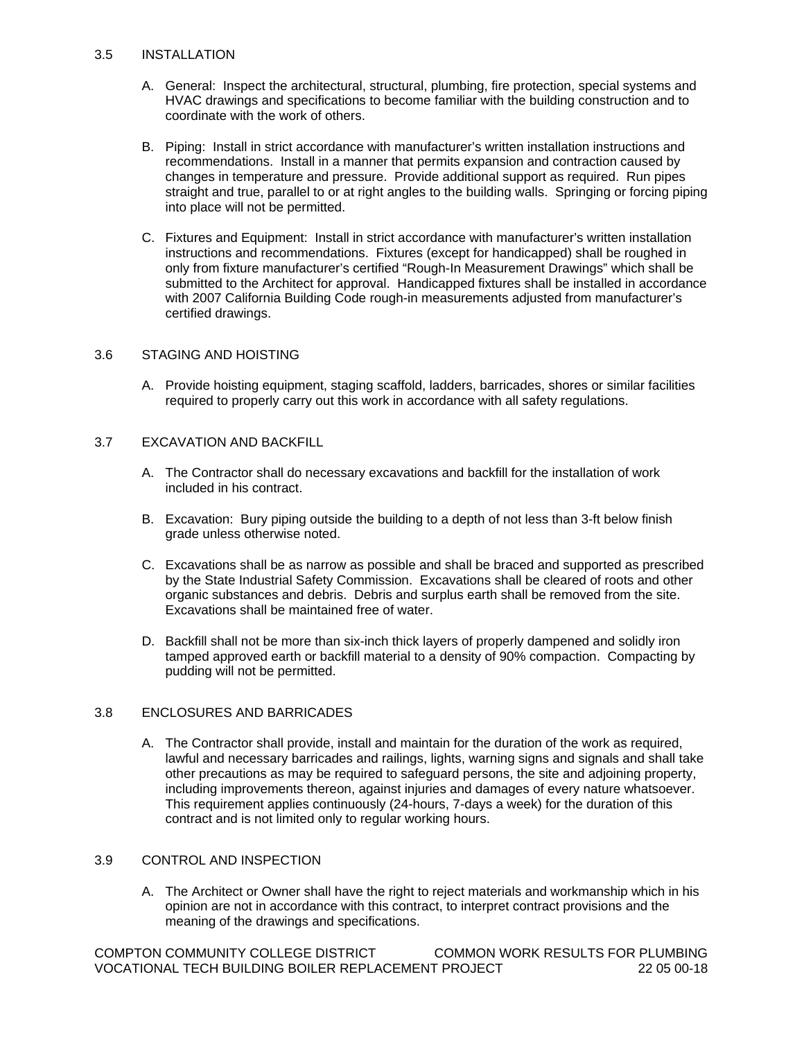### 3.5 INSTALLATION

A. General: Inspect the architectural, structural, plumbing, fire protection, special systems and HVAC drawings and specifications to become familiar with the building construction and to coordinate with the work of others.

B. Piping: Install in strict accordance with manufacturer's written installation instructions and recommendations. Install in a manner that permits expansion and contraction caused by changes in temperature and pressure. Provide additional support as required. Run pipes straight and true, parallel to or at right angles to the building walls. Springing or forcing piping into place will not be permitted.

C. Fixtures and Equipment: Install in strict accordance with manufacturer's written installation instructions and recommendations. Fixtures (except for handicapped) shall be roughed in only from fixture manufacturer's certified "Rough-In Measurement Drawings" which shall be submitted to the Architect for approval. Handicapped fixtures shall be installed in accordance with 2007 California Building Code rough-in measurements adjusted from manufacturer's certified drawings.

### 3.6 STAGING AND HOISTING

A. Provide hoisting equipment, staging scaffold, ladders, barricades, shores or similar facilities required to properly carry out this work in accordance with all safety regulations.

### 3.7 EXCAVATION AND BACKFILL

A. The Contractor shall do necessary excavations and backfill for the installation of work included in his contract.

B. Excavation: Bury piping outside the building to a depth of not less than 3-ft below finish grade unless otherwise noted.

C. Excavations shall be as narrow as possible and shall be braced and supported as prescribed by the State Industrial Safety Commission. Excavations shall be cleared of roots and other organic substances and debris. Debris and surplus earth shall be removed from the site. Excavations shall be maintained free of water.

D. Backfill shall not be more than six-inch thick layers of properly dampened and solidly iron tamped approved earth or backfill material to a density of 90% compaction. Compacting by pudding will not be permitted.

### 3.8 ENCLOSURES AND BARRICADES

A. The Contractor shall provide, install and maintain for the duration of the work as required, lawful and necessary barricades and railings, lights, warning signs and signals and shall take other precautions as may be required to safeguard persons, the site and adjoining property, including improvements thereon, against injuries and damages of every nature whatsoever. This requirement applies continuously (24-hours, 7-days a week) for the duration of this contract and is not limited only to regular working hours.

### 3.9 CONTROL AND INSPECTION

A. The Architect or Owner shall have the right to reject materials and workmanship which in his opinion are not in accordance with this contract, to interpret contract provisions and the meaning of the drawings and specifications.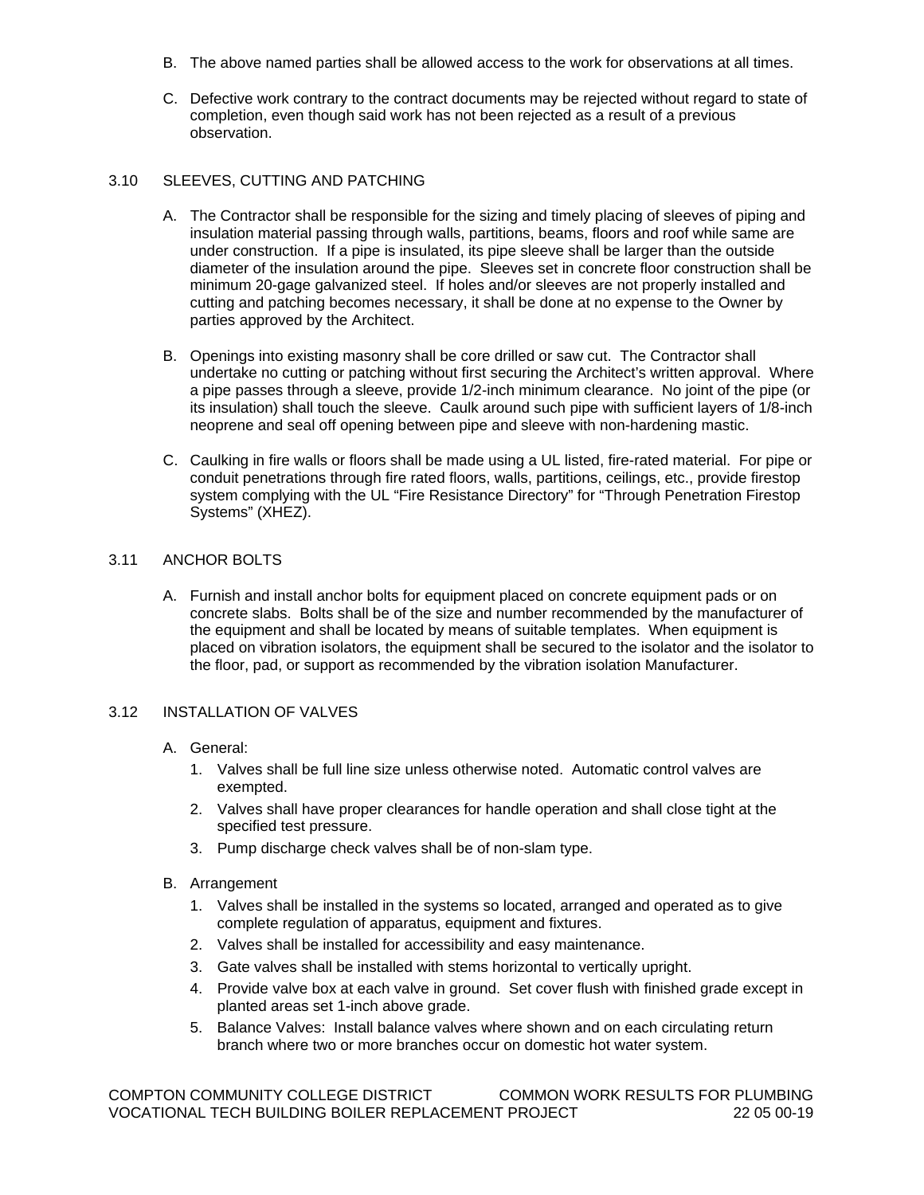B. The above named parties shall be allowed access to the work for observations at all times.

C. Defective work contrary to the contract documents may be rejected without regard to state of completion, even though said work has not been rejected as a result of a previous observation.

## 3.10 SLEEVES, CUTTING AND PATCHING

A. The Contractor shall be responsible for the sizing and timely placing of sleeves of piping and insulation material passing through walls, partitions, beams, floors and roof while same are under construction. If a pipe is insulated, its pipe sleeve shall be larger than the outside diameter of the insulation around the pipe. Sleeves set in concrete floor construction shall be minimum 20-gage galvanized steel. If holes and/or sleeves are not properly installed and cutting and patching becomes necessary, it shall be done at no expense to the Owner by parties approved by the Architect.

B. Openings into existing masonry shall be core drilled or saw cut. The Contractor shall undertake no cutting or patching without first securing the Architect's written approval. Where a pipe passes through a sleeve, provide 1/2-inch minimum clearance. No joint of the pipe (or its insulation) shall touch the sleeve. Caulk around such pipe with sufficient layers of 1/8-inch neoprene and seal off opening between pipe and sleeve with non-hardening mastic.

C. Caulking in fire walls or floors shall be made using a UL listed, fire-rated material. For pipe or conduit penetrations through fire rated floors, walls, partitions, ceilings, etc., provide firestop system complying with the UL "Fire Resistance Directory" for "Through Penetration Firestop Systems" (XHEZ).

## 3.11 ANCHOR BOLTS

A. Furnish and install anchor bolts for equipment placed on concrete equipment pads or on concrete slabs. Bolts shall be of the size and number recommended by the manufacturer of the equipment and shall be located by means of suitable templates. When equipment is placed on vibration isolators, the equipment shall be secured to the isolator and the isolator to the floor, pad, or support as recommended by the vibration isolation Manufacturer.

## 3.12 INSTALLATION OF VALVES

A. General:

1. Valves shall be full line size unless otherwise noted. Automatic control valves are exempted.
2. Valves shall have proper clearances for handle operation and shall close tight at the specified test pressure.
3. Pump discharge check valves shall be of non-slam type.

B. Arrangement

1. Valves shall be installed in the systems so located, arranged and operated as to give complete regulation of apparatus, equipment and fixtures.
2. Valves shall be installed for accessibility and easy maintenance.
3. Gate valves shall be installed with stems horizontal to vertically upright.
4. Provide valve box at each valve in ground. Set cover flush with finished grade except in planted areas set 1-inch above grade.
5. Balance Valves: Install balance valves where shown and on each circulating return branch where two or more branches occur on domestic hot water system.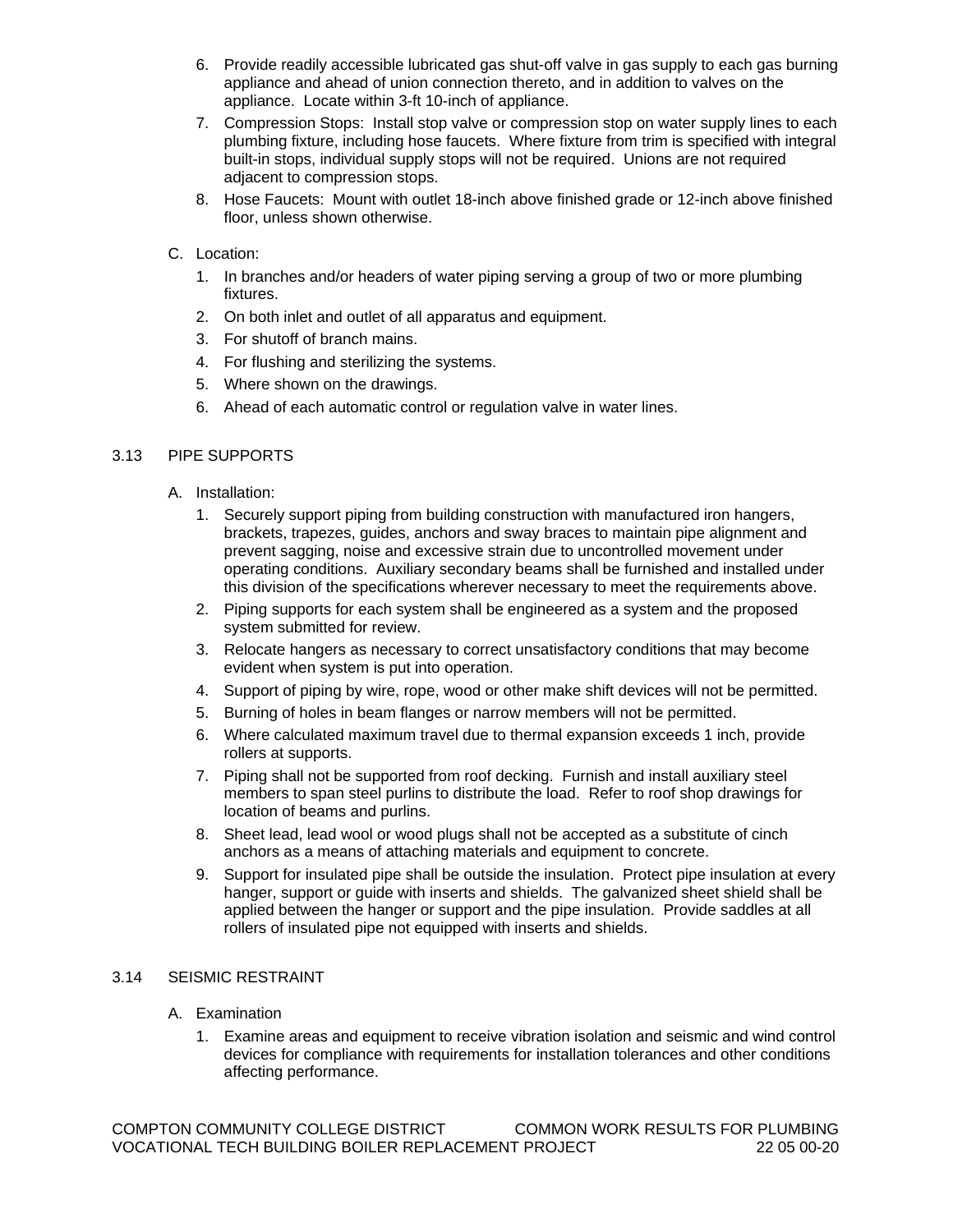6. Provide readily accessible lubricated gas shut-off valve in gas supply to each gas burning appliance and ahead of union connection thereto, and in addition to valves on the appliance. Locate within 3-ft 10-inch of appliance.
7. Compression Stops: Install stop valve or compression stop on water supply lines to each plumbing fixture, including hose faucets. Where fixture from trim is specified with integral built-in stops, individual supply stops will not be required. Unions are not required adjacent to compression stops.
8. Hose Faucets: Mount with outlet 18-inch above finished grade or 12-inch above finished floor, unless shown otherwise.

C. Location:

1. In branches and/or headers of water piping serving a group of two or more plumbing fixtures.
2. On both inlet and outlet of all apparatus and equipment.
3. For shutoff of branch mains.
4. For flushing and sterilizing the systems.
5. Where shown on the drawings.
6. Ahead of each automatic control or regulation valve in water lines.

## 3.13 PIPE SUPPORTS

A. Installation:

1. Securely support piping from building construction with manufactured iron hangers, brackets, trapezes, guides, anchors and sway braces to maintain pipe alignment and prevent sagging, noise and excessive strain due to uncontrolled movement under operating conditions. Auxiliary secondary beams shall be furnished and installed under this division of the specifications wherever necessary to meet the requirements above.
2. Piping supports for each system shall be engineered as a system and the proposed system submitted for review.
3. Relocate hangers as necessary to correct unsatisfactory conditions that may become evident when system is put into operation.
4. Support of piping by wire, rope, wood or other make shift devices will not be permitted.
5. Burning of holes in beam flanges or narrow members will not be permitted.
6. Where calculated maximum travel due to thermal expansion exceeds 1 inch, provide rollers at supports.
7. Piping shall not be supported from roof decking. Furnish and install auxiliary steel members to span steel purlins to distribute the load. Refer to roof shop drawings for location of beams and purlins.
8. Sheet lead, lead wool or wood plugs shall not be accepted as a substitute of cinch anchors as a means of attaching materials and equipment to concrete.
9. Support for insulated pipe shall be outside the insulation. Protect pipe insulation at every hanger, support or guide with inserts and shields. The galvanized sheet shield shall be applied between the hanger or support and the pipe insulation. Provide saddles at all rollers of insulated pipe not equipped with inserts and shields.

## 3.14 SEISMIC RESTRAINT

A. Examination

1. Examine areas and equipment to receive vibration isolation and seismic and wind control devices for compliance with requirements for installation tolerances and other conditions affecting performance.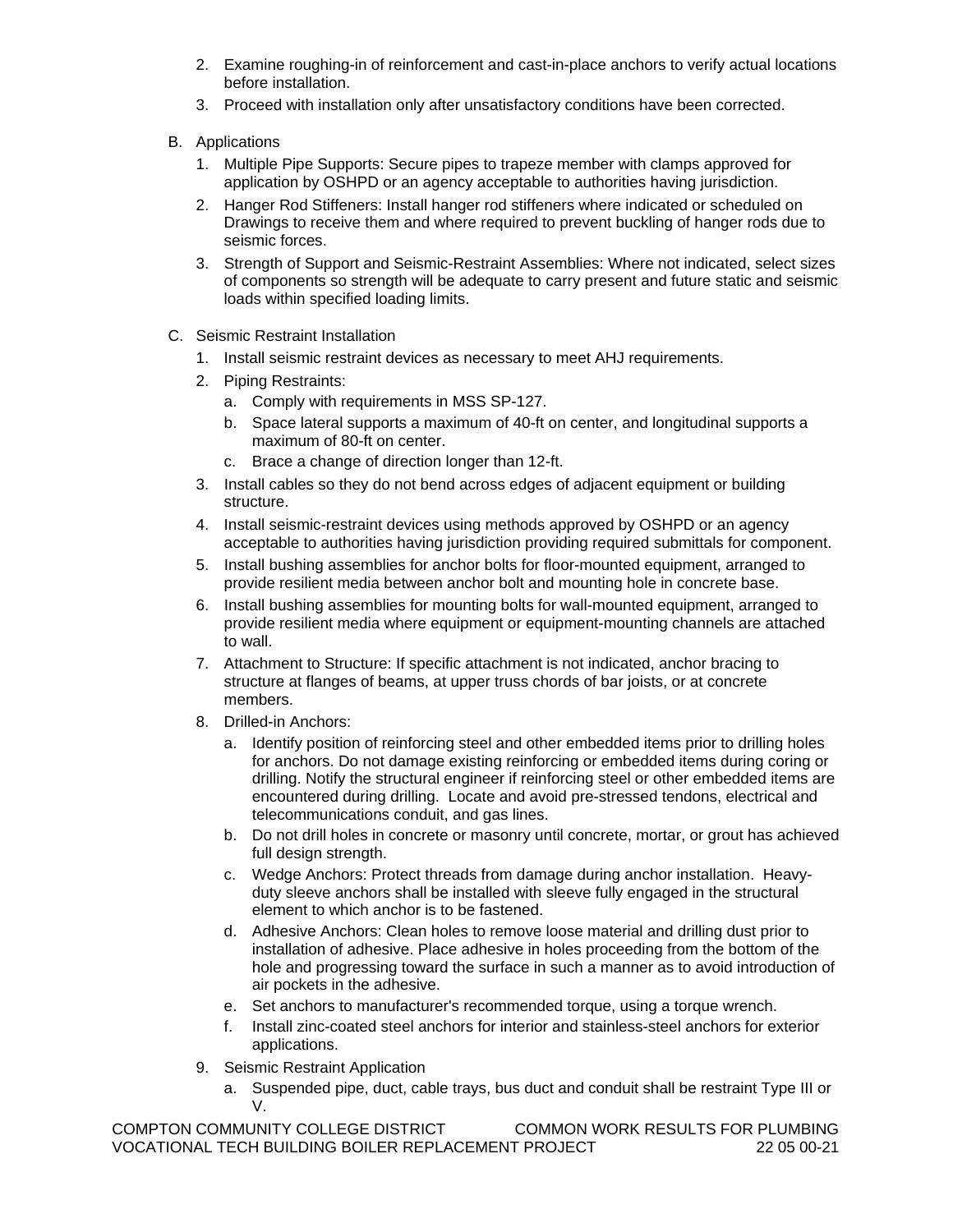2. Examine roughing-in of reinforcement and cast-in-place anchors to verify actual locations before installation.
3. Proceed with installation only after unsatisfactory conditions have been corrected.

B. Applications

1. Multiple Pipe Supports: Secure pipes to trapeze member with clamps approved for application by OSHPD or an agency acceptable to authorities having jurisdiction.
2. Hanger Rod Stiffeners: Install hanger rod stiffeners where indicated or scheduled on Drawings to receive them and where required to prevent buckling of hanger rods due to seismic forces.
3. Strength of Support and Seismic-Restraint Assemblies: Where not indicated, select sizes of components so strength will be adequate to carry present and future static and seismic loads within specified loading limits.

C. Seismic Restraint Installation

1. Install seismic restraint devices as necessary to meet AHJ requirements.
2. Piping Restraints:
   a. Comply with requirements in MSS SP-127.
   b. Space lateral supports a maximum of 40-ft on center, and longitudinal supports a maximum of 80-ft on center.
   c. Brace a change of direction longer than 12-ft.
3. Install cables so they do not bend across edges of adjacent equipment or building structure.
4. Install seismic-restraint devices using methods approved by OSHPD or an agency acceptable to authorities having jurisdiction providing required submittals for component.
5. Install bushing assemblies for anchor bolts for floor-mounted equipment, arranged to provide resilient media between anchor bolt and mounting hole in concrete base.
6. Install bushing assemblies for mounting bolts for wall-mounted equipment, arranged to provide resilient media where equipment or equipment-mounting channels are attached to wall.
7. Attachment to Structure: If specific attachment is not indicated, anchor bracing to structure at flanges of beams, at upper truss chords of bar joists, or at concrete members.
8. Drilled-in Anchors:
   a. Identify position of reinforcing steel and other embedded items prior to drilling holes for anchors. Do not damage existing reinforcing or embedded items during coring or drilling. Notify the structural engineer if reinforcing steel or other embedded items are encountered during drilling. Locate and avoid pre-stressed tendons, electrical and telecommunications conduit, and gas lines.
   b. Do not drill holes in concrete or masonry until concrete, mortar, or grout has achieved full design strength.
   c. Wedge Anchors: Protect threads from damage during anchor installation. Heavy-duty sleeve anchors shall be installed with sleeve fully engaged in the structural element to which anchor is to be fastened.
   d. Adhesive Anchors: Clean holes to remove loose material and drilling dust prior to installation of adhesive. Place adhesive in holes proceeding from the bottom of the hole and progressing toward the surface in such a manner as to avoid introduction of air pockets in the adhesive.
   e. Set anchors to manufacturer's recommended torque, using a torque wrench.
   f. Install zinc-coated steel anchors for interior and stainless-steel anchors for exterior applications.
9. Seismic Restraint Application
   a. Suspended pipe, duct, cable trays, bus duct and conduit shall be restraint Type III or V.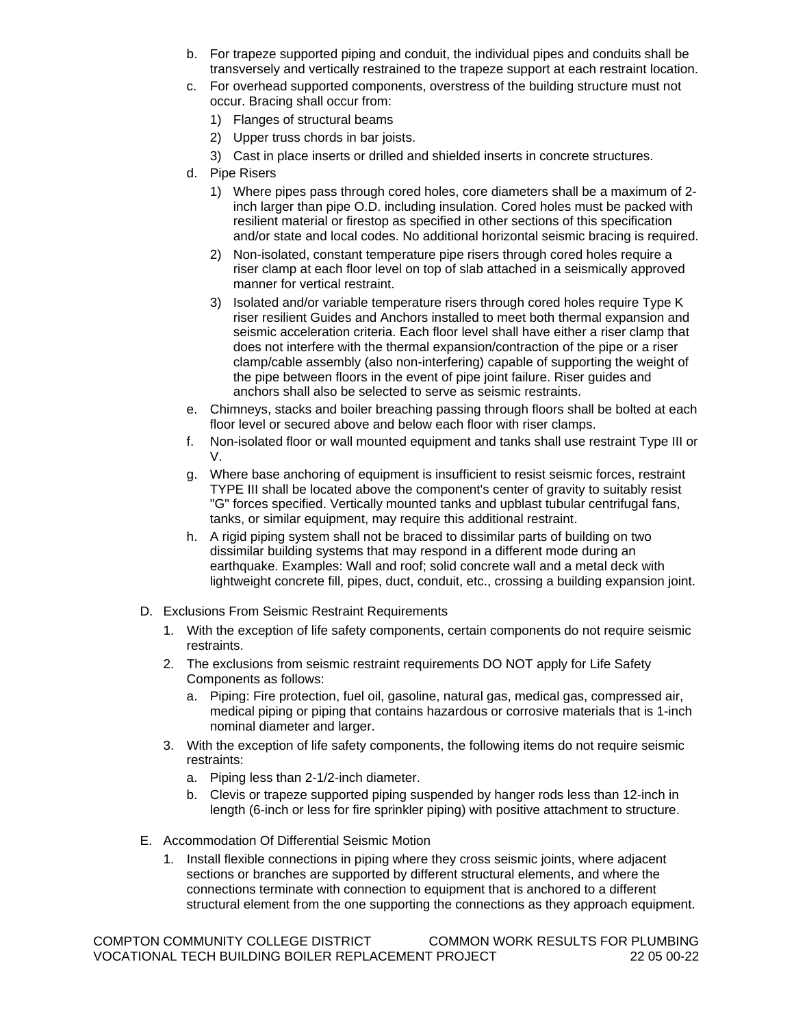b. For trapeze supported piping and conduit, the individual pipes and conduits shall be transversely and vertically restrained to the trapeze support at each restraint location.

c. For overhead supported components, overstress of the building structure must not occur. Bracing shall occur from:

   1) Flanges of structural beams
   2) Upper truss chords in bar joists.
   3) Cast in place inserts or drilled and shielded inserts in concrete structures.

d. Pipe Risers

   1) Where pipes pass through cored holes, core diameters shall be a maximum of 2-inch larger than pipe O.D. including insulation. Cored holes must be packed with resilient material or firestop as specified in other sections of this specification and/or state and local codes. No additional horizontal seismic bracing is required.
   2) Non-isolated, constant temperature pipe risers through cored holes require a riser clamp at each floor level on top of slab attached in a seismically approved manner for vertical restraint.
   3) Isolated and/or variable temperature risers through cored holes require Type K riser resilient Guides and Anchors installed to meet both thermal expansion and seismic acceleration criteria. Each floor level shall have either a riser clamp that does not interfere with the thermal expansion/contraction of the pipe or a riser clamp/cable assembly (also non-interfering) capable of supporting the weight of the pipe between floors in the event of pipe joint failure. Riser guides and anchors shall also be selected to serve as seismic restraints.

e. Chimneys, stacks and boiler breaching passing through floors shall be bolted at each floor level or secured above and below each floor with riser clamps.

f. Non-isolated floor or wall mounted equipment and tanks shall use restraint Type III or V.

g. Where base anchoring of equipment is insufficient to resist seismic forces, restraint TYPE III shall be located above the component's center of gravity to suitably resist "G" forces specified. Vertically mounted tanks and upblast tubular centrifugal fans, tanks, or similar equipment, may require this additional restraint.

h. A rigid piping system shall not be braced to dissimilar parts of building on two dissimilar building systems that may respond in a different mode during an earthquake. Examples: Wall and roof; solid concrete wall and a metal deck with lightweight concrete fill, pipes, duct, conduit, etc., crossing a building expansion joint.

D. Exclusions From Seismic Restraint Requirements

1. With the exception of life safety components, certain components do not require seismic restraints.
2. The exclusions from seismic restraint requirements DO NOT apply for Life Safety Components as follows:
   a. Piping: Fire protection, fuel oil, gasoline, natural gas, medical gas, compressed air, medical piping or piping that contains hazardous or corrosive materials that is 1-inch nominal diameter and larger.
3. With the exception of life safety components, the following items do not require seismic restraints:
   a. Piping less than 2-1/2-inch diameter.
   b. Clevis or trapeze supported piping suspended by hanger rods less than 12-inch in length (6-inch or less for fire sprinkler piping) with positive attachment to structure.

E. Accommodation Of Differential Seismic Motion

1. Install flexible connections in piping where they cross seismic joints, where adjacent sections or branches are supported by different structural elements, and where the connections terminate with connection to equipment that is anchored to a different structural element from the one supporting the connections as they approach equipment.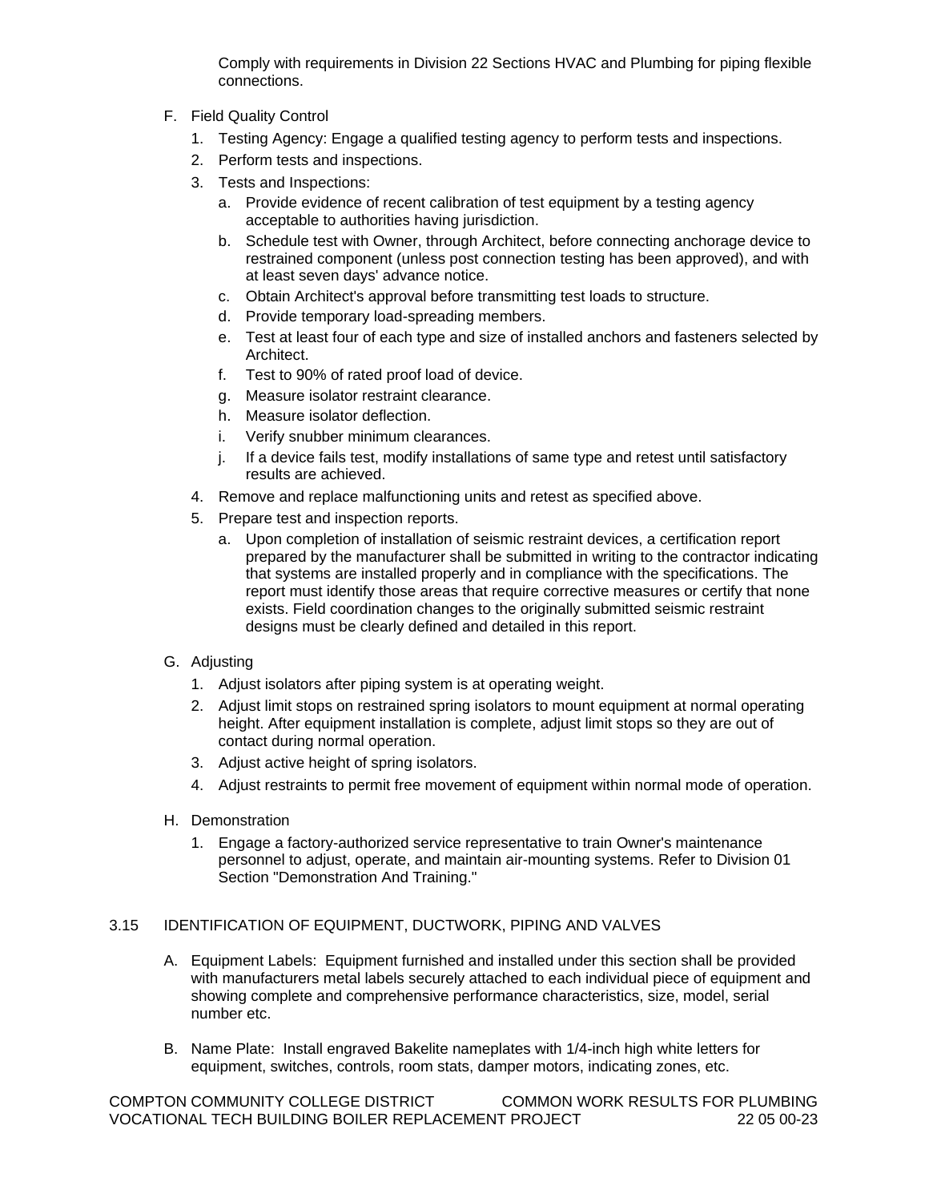Comply with requirements in Division 22 Sections HVAC and Plumbing for piping flexible connections.

F. Field Quality Control

1. Testing Agency: Engage a qualified testing agency to perform tests and inspections.
2. Perform tests and inspections.
3. Tests and Inspections:
   a. Provide evidence of recent calibration of test equipment by a testing agency acceptable to authorities having jurisdiction.
   b. Schedule test with Owner, through Architect, before connecting anchorage device to restrained component (unless post connection testing has been approved), and with at least seven days' advance notice.
   c. Obtain Architect's approval before transmitting test loads to structure.
   d. Provide temporary load-spreading members.
   e. Test at least four of each type and size of installed anchors and fasteners selected by Architect.
   f. Test to 90% of rated proof load of device.
   g. Measure isolator restraint clearance.
   h. Measure isolator deflection.
   i. Verify snubber minimum clearances.
   j. If a device fails test, modify installations of same type and retest until satisfactory results are achieved.
4. Remove and replace malfunctioning units and retest as specified above.
5. Prepare test and inspection reports.
   a. Upon completion of installation of seismic restraint devices, a certification report prepared by the manufacturer shall be submitted in writing to the contractor indicating that systems are installed properly and in compliance with the specifications. The report must identify those areas that require corrective measures or certify that none exists. Field coordination changes to the originally submitted seismic restraint designs must be clearly defined and detailed in this report.

G. Adjusting

1. Adjust isolators after piping system is at operating weight.
2. Adjust limit stops on restrained spring isolators to mount equipment at normal operating height. After equipment installation is complete, adjust limit stops so they are out of contact during normal operation.
3. Adjust active height of spring isolators.
4. Adjust restraints to permit free movement of equipment within normal mode of operation.

H. Demonstration

1. Engage a factory-authorized service representative to train Owner's maintenance personnel to adjust, operate, and maintain air-mounting systems. Refer to Division 01 Section "Demonstration And Training."

## 3.15 IDENTIFICATION OF EQUIPMENT, DUCTWORK, PIPING AND VALVES

A. Equipment Labels: Equipment furnished and installed under this section shall be provided with manufacturers metal labels securely attached to each individual piece of equipment and showing complete and comprehensive performance characteristics, size, model, serial number etc.

B. Name Plate: Install engraved Bakelite nameplates with 1/4-inch high white letters for equipment, switches, controls, room stats, damper motors, indicating zones, etc.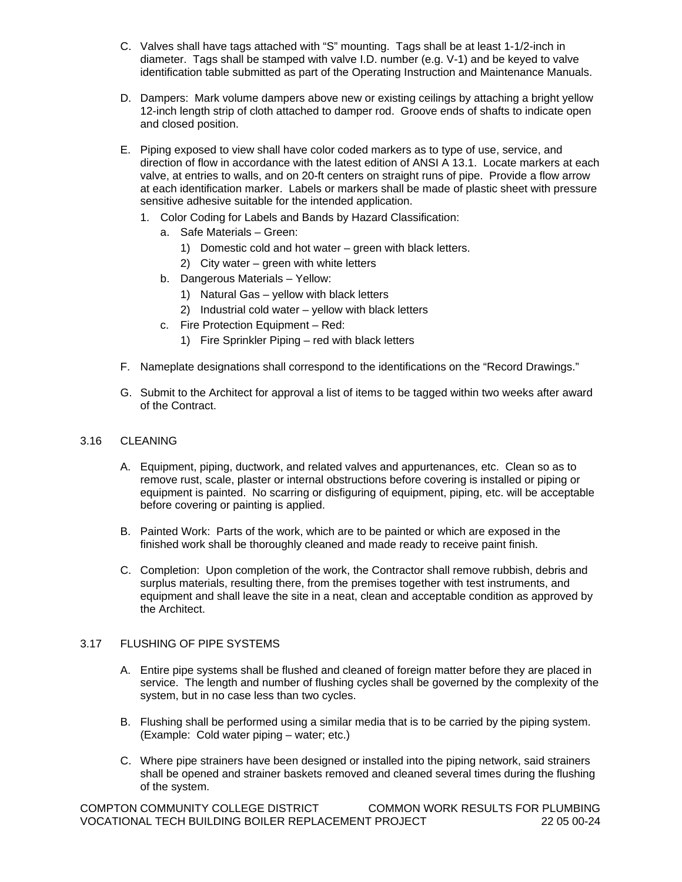C. Valves shall have tags attached with "S" mounting. Tags shall be at least 1-1/2-inch in diameter. Tags shall be stamped with valve I.D. number (e.g. V-1) and be keyed to valve identification table submitted as part of the Operating Instruction and Maintenance Manuals.

D. Dampers: Mark volume dampers above new or existing ceilings by attaching a bright yellow 12-inch length strip of cloth attached to damper rod. Groove ends of shafts to indicate open and closed position.

E. Piping exposed to view shall have color coded markers as to type of use, service, and direction of flow in accordance with the latest edition of ANSI A 13.1. Locate markers at each valve, at entries to walls, and on 20-ft centers on straight runs of pipe. Provide a flow arrow at each identification marker. Labels or markers shall be made of plastic sheet with pressure sensitive adhesive suitable for the intended application.

1. Color Coding for Labels and Bands by Hazard Classification:
   a. Safe Materials – Green:
      1) Domestic cold and hot water – green with black letters.
      2) City water – green with white letters
   b. Dangerous Materials – Yellow:
      1) Natural Gas – yellow with black letters
      2) Industrial cold water – yellow with black letters
   c. Fire Protection Equipment – Red:
      1) Fire Sprinkler Piping – red with black letters

F. Nameplate designations shall correspond to the identifications on the "Record Drawings."

G. Submit to the Architect for approval a list of items to be tagged within two weeks after award of the Contract.

## 3.16 CLEANING

A. Equipment, piping, ductwork, and related valves and appurtenances, etc. Clean so as to remove rust, scale, plaster or internal obstructions before covering is installed or piping or equipment is painted. No scarring or disfiguring of equipment, piping, etc. will be acceptable before covering or painting is applied.

B. Painted Work: Parts of the work, which are to be painted or which are exposed in the finished work shall be thoroughly cleaned and made ready to receive paint finish.

C. Completion: Upon completion of the work, the Contractor shall remove rubbish, debris and surplus materials, resulting there, from the premises together with test instruments, and equipment and shall leave the site in a neat, clean and acceptable condition as approved by the Architect.

## 3.17 FLUSHING OF PIPE SYSTEMS

A. Entire pipe systems shall be flushed and cleaned of foreign matter before they are placed in service. The length and number of flushing cycles shall be governed by the complexity of the system, but in no case less than two cycles.

B. Flushing shall be performed using a similar media that is to be carried by the piping system. (Example: Cold water piping – water; etc.)

C. Where pipe strainers have been designed or installed into the piping network, said strainers shall be opened and strainer baskets removed and cleaned several times during the flushing of the system.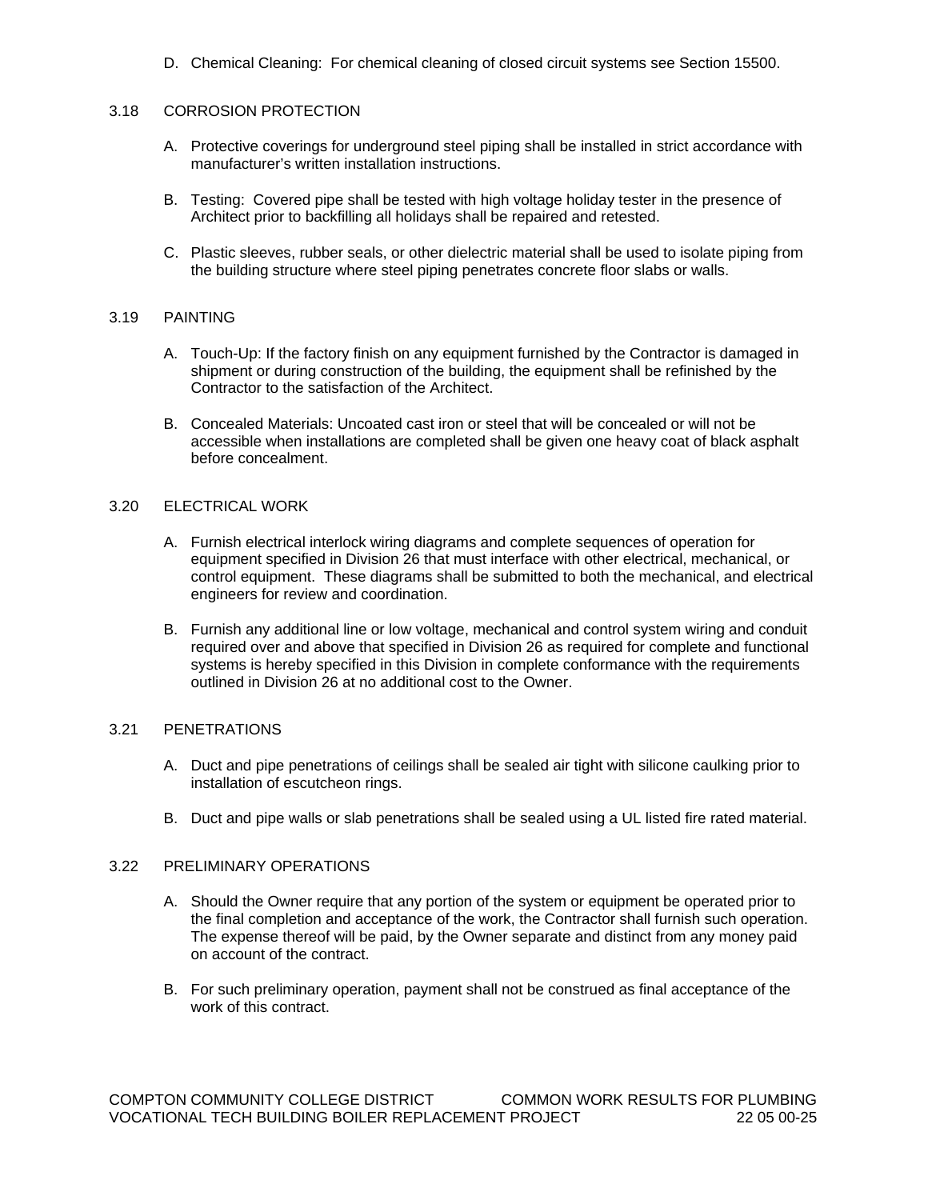D. Chemical Cleaning: For chemical cleaning of closed circuit systems see Section 15500.

### 3.18 CORROSION PROTECTION

A. Protective coverings for underground steel piping shall be installed in strict accordance with manufacturer's written installation instructions.

B. Testing: Covered pipe shall be tested with high voltage holiday tester in the presence of Architect prior to backfilling all holidays shall be repaired and retested.

C. Plastic sleeves, rubber seals, or other dielectric material shall be used to isolate piping from the building structure where steel piping penetrates concrete floor slabs or walls.

### 3.19 PAINTING

A. Touch-Up: If the factory finish on any equipment furnished by the Contractor is damaged in shipment or during construction of the building, the equipment shall be refinished by the Contractor to the satisfaction of the Architect.

B. Concealed Materials: Uncoated cast iron or steel that will be concealed or will not be accessible when installations are completed shall be given one heavy coat of black asphalt before concealment.

### 3.20 ELECTRICAL WORK

A. Furnish electrical interlock wiring diagrams and complete sequences of operation for equipment specified in Division 26 that must interface with other electrical, mechanical, or control equipment. These diagrams shall be submitted to both the mechanical, and electrical engineers for review and coordination.

B. Furnish any additional line or low voltage, mechanical and control system wiring and conduit required over and above that specified in Division 26 as required for complete and functional systems is hereby specified in this Division in complete conformance with the requirements outlined in Division 26 at no additional cost to the Owner.

### 3.21 PENETRATIONS

A. Duct and pipe penetrations of ceilings shall be sealed air tight with silicone caulking prior to installation of escutcheon rings.

B. Duct and pipe walls or slab penetrations shall be sealed using a UL listed fire rated material.

### 3.22 PRELIMINARY OPERATIONS

A. Should the Owner require that any portion of the system or equipment be operated prior to the final completion and acceptance of the work, the Contractor shall furnish such operation. The expense thereof will be paid, by the Owner separate and distinct from any money paid on account of the contract.

B. For such preliminary operation, payment shall not be construed as final acceptance of the work of this contract.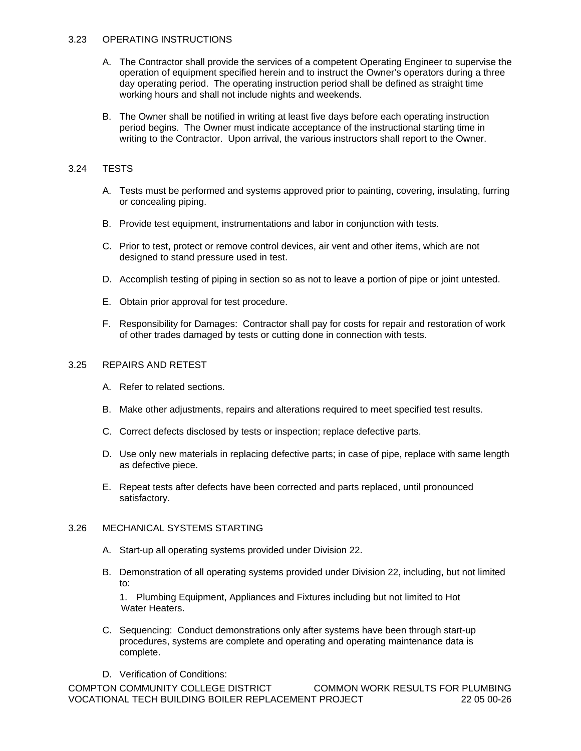### 3.23 OPERATING INSTRUCTIONS

A. The Contractor shall provide the services of a competent Operating Engineer to supervise the operation of equipment specified herein and to instruct the Owner's operators during a three day operating period. The operating instruction period shall be defined as straight time working hours and shall not include nights and weekends.

B. The Owner shall be notified in writing at least five days before each operating instruction period begins. The Owner must indicate acceptance of the instructional starting time in writing to the Contractor. Upon arrival, the various instructors shall report to the Owner.

### 3.24 TESTS

A. Tests must be performed and systems approved prior to painting, covering, insulating, furring or concealing piping.

B. Provide test equipment, instrumentations and labor in conjunction with tests.

C. Prior to test, protect or remove control devices, air vent and other items, which are not designed to stand pressure used in test.

D. Accomplish testing of piping in section so as not to leave a portion of pipe or joint untested.

E. Obtain prior approval for test procedure.

F. Responsibility for Damages: Contractor shall pay for costs for repair and restoration of work of other trades damaged by tests or cutting done in connection with tests.

### 3.25 REPAIRS AND RETEST

A. Refer to related sections.

B. Make other adjustments, repairs and alterations required to meet specified test results.

C. Correct defects disclosed by tests or inspection; replace defective parts.

D. Use only new materials in replacing defective parts; in case of pipe, replace with same length as defective piece.

E. Repeat tests after defects have been corrected and parts replaced, until pronounced satisfactory.

### 3.26 MECHANICAL SYSTEMS STARTING

A. Start-up all operating systems provided under Division 22.

B. Demonstration of all operating systems provided under Division 22, including, but not limited to:

   1. Plumbing Equipment, Appliances and Fixtures including but not limited to Hot Water Heaters.

C. Sequencing: Conduct demonstrations only after systems have been through start-up procedures, systems are complete and operating and operating maintenance data is complete.

D. Verification of Conditions: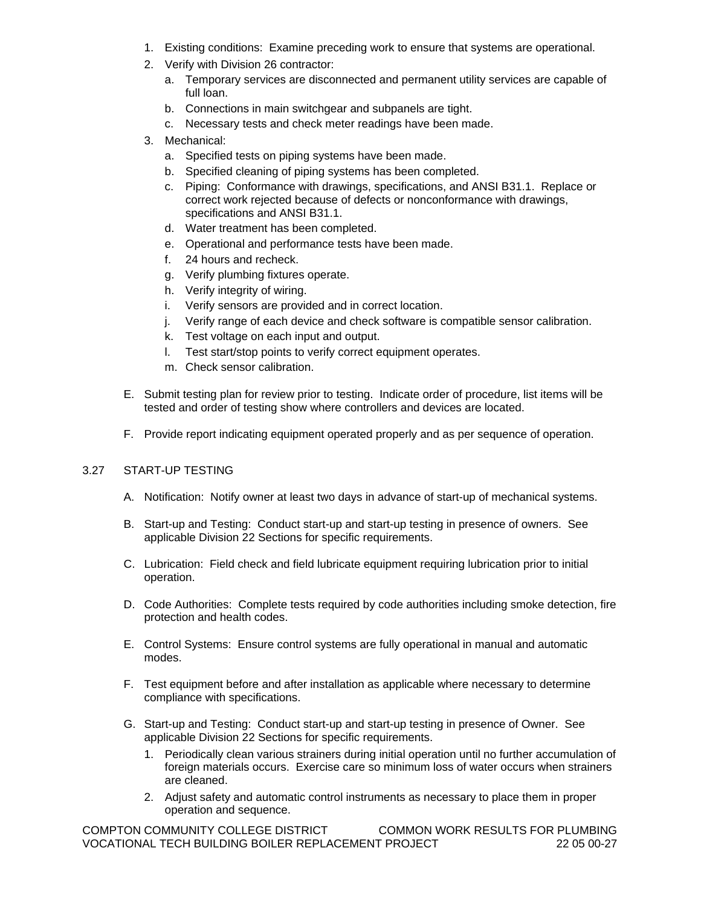1. Existing conditions: Examine preceding work to ensure that systems are operational.
2. Verify with Division 26 contractor:
   a. Temporary services are disconnected and permanent utility services are capable of full loan.
   b. Connections in main switchgear and subpanels are tight.
   c. Necessary tests and check meter readings have been made.
3. Mechanical:
   a. Specified tests on piping systems have been made.
   b. Specified cleaning of piping systems has been completed.
   c. Piping: Conformance with drawings, specifications, and ANSI B31.1. Replace or correct work rejected because of defects or nonconformance with drawings, specifications and ANSI B31.1.
   d. Water treatment has been completed.
   e. Operational and performance tests have been made.
   f. 24 hours and recheck.
   g. Verify plumbing fixtures operate.
   h. Verify integrity of wiring.
   i. Verify sensors are provided and in correct location.
   j. Verify range of each device and check software is compatible sensor calibration.
   k. Test voltage on each input and output.
   l. Test start/stop points to verify correct equipment operates.
   m. Check sensor calibration.

E. Submit testing plan for review prior to testing. Indicate order of procedure, list items will be tested and order of testing show where controllers and devices are located.

F. Provide report indicating equipment operated properly and as per sequence of operation.

## 3.27 START-UP TESTING

A. Notification: Notify owner at least two days in advance of start-up of mechanical systems.

B. Start-up and Testing: Conduct start-up and start-up testing in presence of owners. See applicable Division 22 Sections for specific requirements.

C. Lubrication: Field check and field lubricate equipment requiring lubrication prior to initial operation.

D. Code Authorities: Complete tests required by code authorities including smoke detection, fire protection and health codes.

E. Control Systems: Ensure control systems are fully operational in manual and automatic modes.

F. Test equipment before and after installation as applicable where necessary to determine compliance with specifications.

G. Start-up and Testing: Conduct start-up and start-up testing in presence of Owner. See applicable Division 22 Sections for specific requirements.
   1. Periodically clean various strainers during initial operation until no further accumulation of foreign materials occurs. Exercise care so minimum loss of water occurs when strainers are cleaned.
   2. Adjust safety and automatic control instruments as necessary to place them in proper operation and sequence.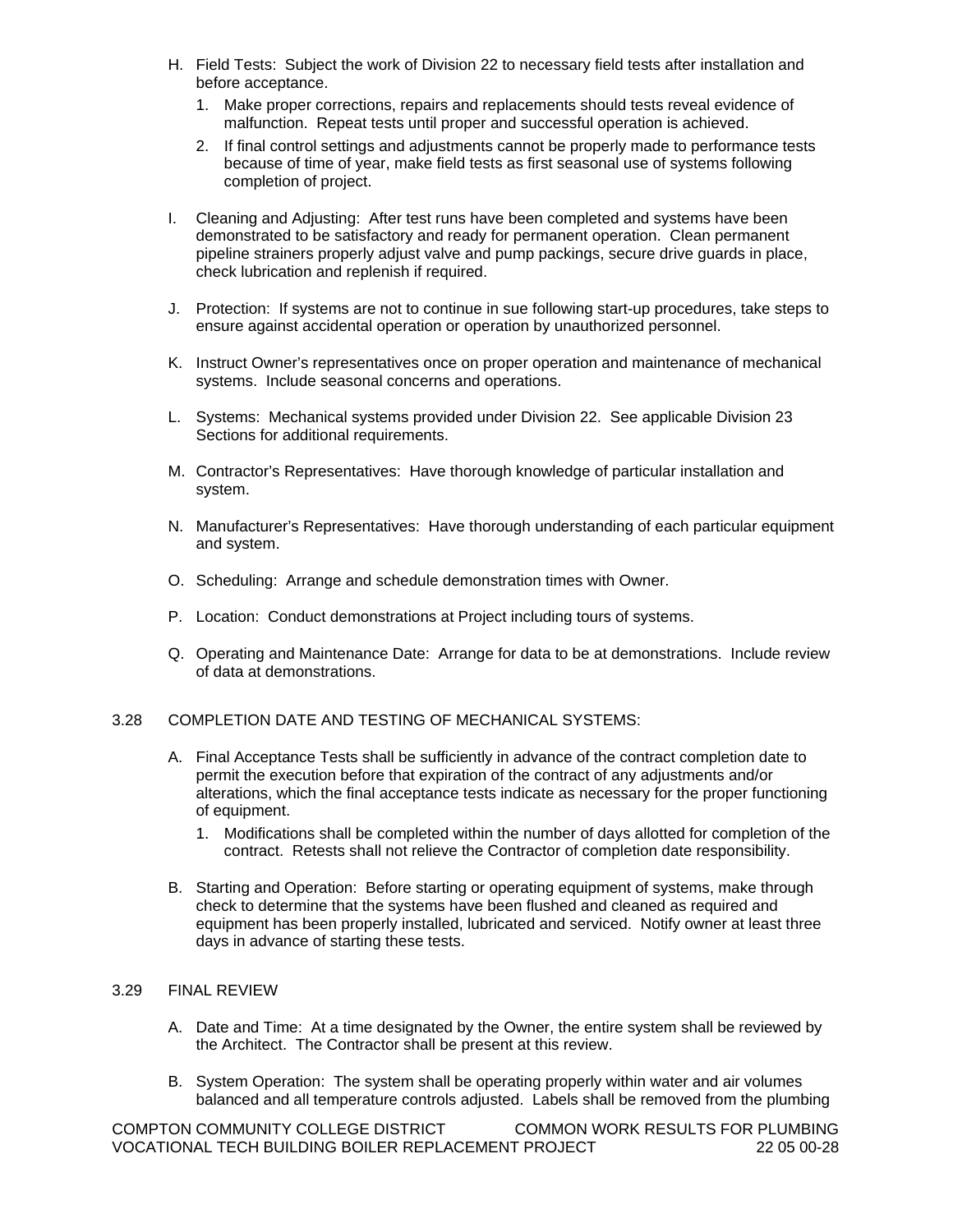H. Field Tests: Subject the work of Division 22 to necessary field tests after installation and before acceptance.

   1. Make proper corrections, repairs and replacements should tests reveal evidence of malfunction. Repeat tests until proper and successful operation is achieved.
   2. If final control settings and adjustments cannot be properly made to performance tests because of time of year, make field tests as first seasonal use of systems following completion of project.

I. Cleaning and Adjusting: After test runs have been completed and systems have been demonstrated to be satisfactory and ready for permanent operation. Clean permanent pipeline strainers properly adjust valve and pump packings, secure drive guards in place, check lubrication and replenish if required.

J. Protection: If systems are not to continue in sue following start-up procedures, take steps to ensure against accidental operation or operation by unauthorized personnel.

K. Instruct Owner's representatives once on proper operation and maintenance of mechanical systems. Include seasonal concerns and operations.

L. Systems: Mechanical systems provided under Division 22. See applicable Division 23 Sections for additional requirements.

M. Contractor's Representatives: Have thorough knowledge of particular installation and system.

N. Manufacturer's Representatives: Have thorough understanding of each particular equipment and system.

O. Scheduling: Arrange and schedule demonstration times with Owner.

P. Location: Conduct demonstrations at Project including tours of systems.

Q. Operating and Maintenance Date: Arrange for data to be at demonstrations. Include review of data at demonstrations.

## 3.28 COMPLETION DATE AND TESTING OF MECHANICAL SYSTEMS:

A. Final Acceptance Tests shall be sufficiently in advance of the contract completion date to permit the execution before that expiration of the contract of any adjustments and/or alterations, which the final acceptance tests indicate as necessary for the proper functioning of equipment.

   1. Modifications shall be completed within the number of days allotted for completion of the contract. Retests shall not relieve the Contractor of completion date responsibility.

B. Starting and Operation: Before starting or operating equipment of systems, make through check to determine that the systems have been flushed and cleaned as required and equipment has been properly installed, lubricated and serviced. Notify owner at least three days in advance of starting these tests.

## 3.29 FINAL REVIEW

A. Date and Time: At a time designated by the Owner, the entire system shall be reviewed by the Architect. The Contractor shall be present at this review.

B. System Operation: The system shall be operating properly within water and air volumes balanced and all temperature controls adjusted. Labels shall be removed from the plumbing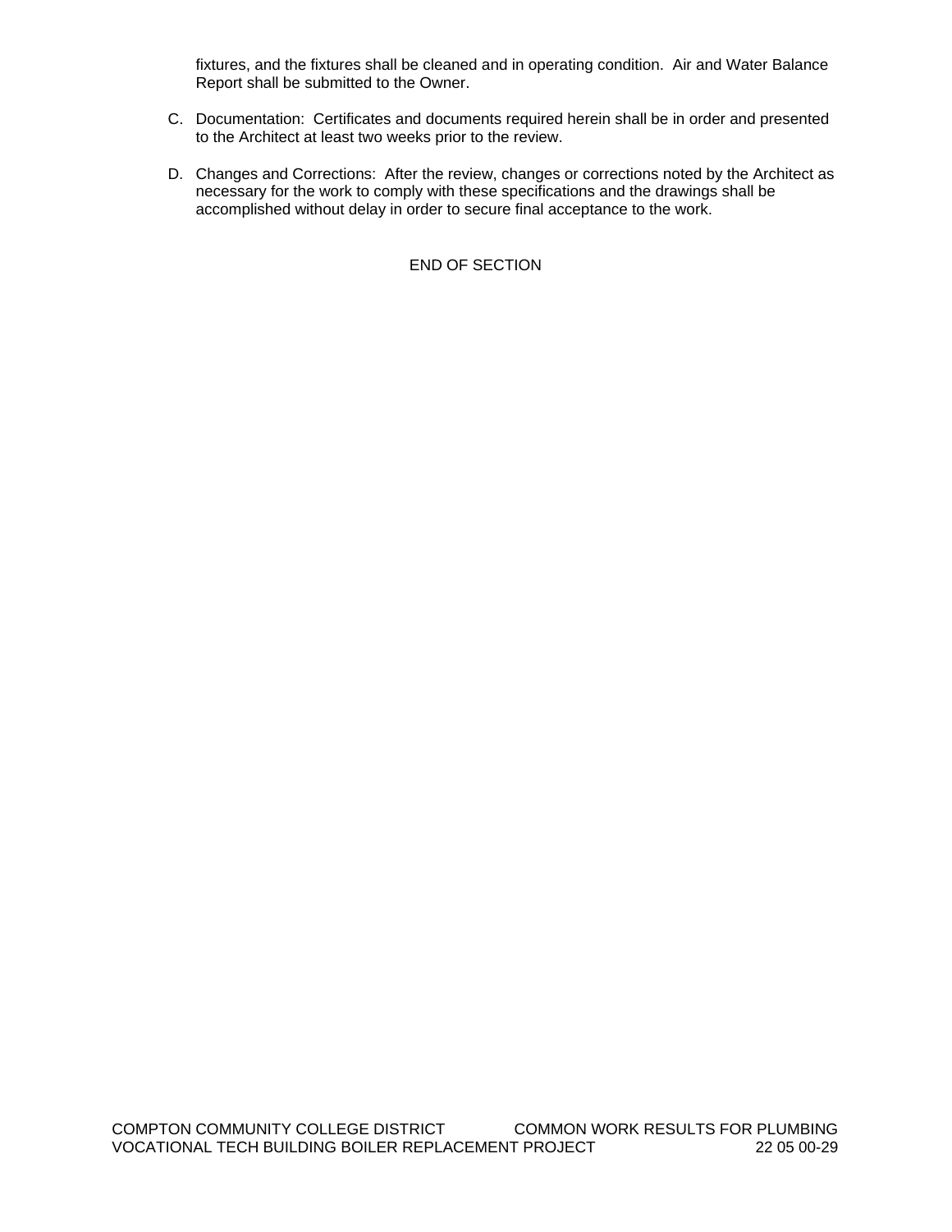fixtures, and the fixtures shall be cleaned and in operating condition. Air and Water Balance Report shall be submitted to the Owner.

C. Documentation: Certificates and documents required herein shall be in order and presented to the Architect at least two weeks prior to the review.

D. Changes and Corrections: After the review, changes or corrections noted by the Architect as necessary for the work to comply with these specifications and the drawings shall be accomplished without delay in order to secure final acceptance to the work.

END OF SECTION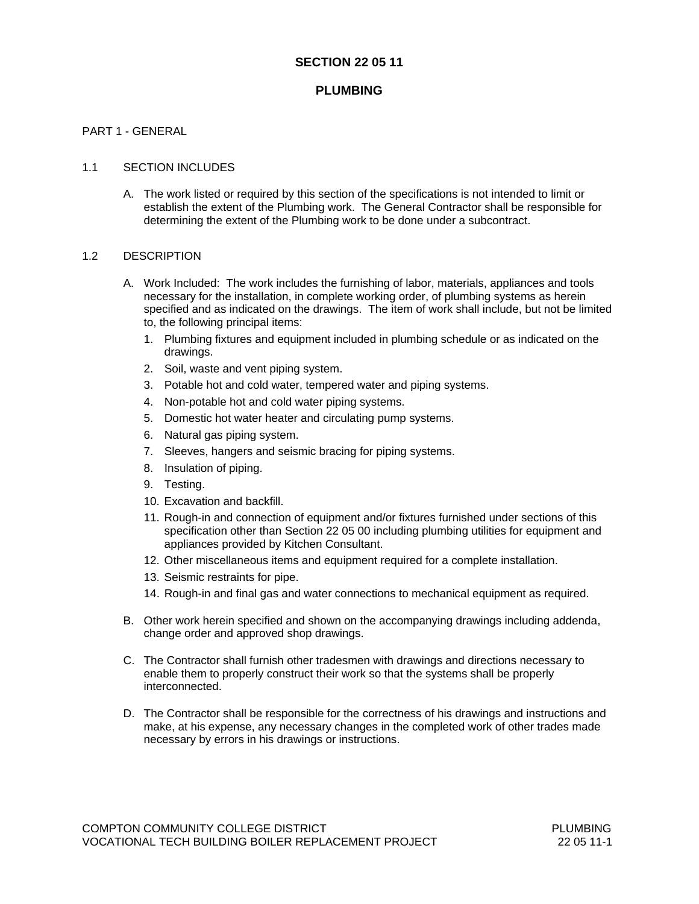# SECTION 22 05 11

# PLUMBING

## PART 1 - GENERAL

### 1.1 SECTION INCLUDES

A. The work listed or required by this section of the specifications is not intended to limit or establish the extent of the Plumbing work. The General Contractor shall be responsible for determining the extent of the Plumbing work to be done under a subcontract.

### 1.2 DESCRIPTION

A. Work Included: The work includes the furnishing of labor, materials, appliances and tools necessary for the installation, in complete working order, of plumbing systems as herein specified and as indicated on the drawings. The item of work shall include, but not be limited to, the following principal items:

1. Plumbing fixtures and equipment included in plumbing schedule or as indicated on the drawings.
2. Soil, waste and vent piping system.
3. Potable hot and cold water, tempered water and piping systems.
4. Non-potable hot and cold water piping systems.
5. Domestic hot water heater and circulating pump systems.
6. Natural gas piping system.
7. Sleeves, hangers and seismic bracing for piping systems.
8. Insulation of piping.
9. Testing.
10. Excavation and backfill.
11. Rough-in and connection of equipment and/or fixtures furnished under sections of this specification other than Section 22 05 00 including plumbing utilities for equipment and appliances provided by Kitchen Consultant.
12. Other miscellaneous items and equipment required for a complete installation.
13. Seismic restraints for pipe.
14. Rough-in and final gas and water connections to mechanical equipment as required.

B. Other work herein specified and shown on the accompanying drawings including addenda, change order and approved shop drawings.

C. The Contractor shall furnish other tradesmen with drawings and directions necessary to enable them to properly construct their work so that the systems shall be properly interconnected.

D. The Contractor shall be responsible for the correctness of his drawings and instructions and make, at his expense, any necessary changes in the completed work of other trades made necessary by errors in his drawings or instructions.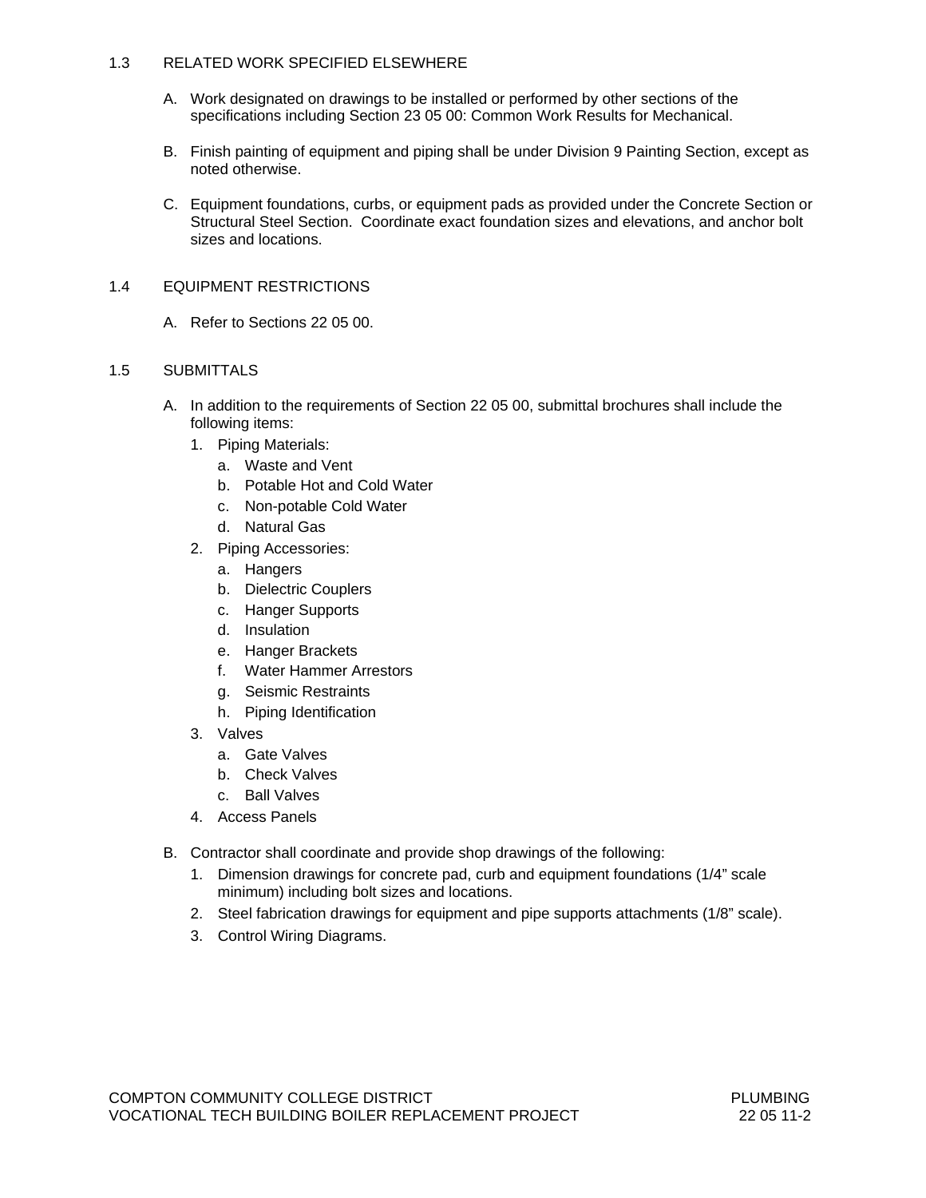## 1.3 RELATED WORK SPECIFIED ELSEWHERE

A. Work designated on drawings to be installed or performed by other sections of the specifications including Section 23 05 00: Common Work Results for Mechanical.

B. Finish painting of equipment and piping shall be under Division 9 Painting Section, except as noted otherwise.

C. Equipment foundations, curbs, or equipment pads as provided under the Concrete Section or Structural Steel Section. Coordinate exact foundation sizes and elevations, and anchor bolt sizes and locations.

## 1.4 EQUIPMENT RESTRICTIONS

A. Refer to Sections 22 05 00.

## 1.5 SUBMITTALS

A. In addition to the requirements of Section 22 05 00, submittal brochures shall include the following items:
   1. Piping Materials:
      a. Waste and Vent
      b. Potable Hot and Cold Water
      c. Non-potable Cold Water
      d. Natural Gas
   2. Piping Accessories:
      a. Hangers
      b. Dielectric Couplers
      c. Hanger Supports
      d. Insulation
      e. Hanger Brackets
      f. Water Hammer Arrestors
      g. Seismic Restraints
      h. Piping Identification
   3. Valves
      a. Gate Valves
      b. Check Valves
      c. Ball Valves
   4. Access Panels

B. Contractor shall coordinate and provide shop drawings of the following:
   1. Dimension drawings for concrete pad, curb and equipment foundations (1/4" scale minimum) including bolt sizes and locations.
   2. Steel fabrication drawings for equipment and pipe supports attachments (1/8" scale).
   3. Control Wiring Diagrams.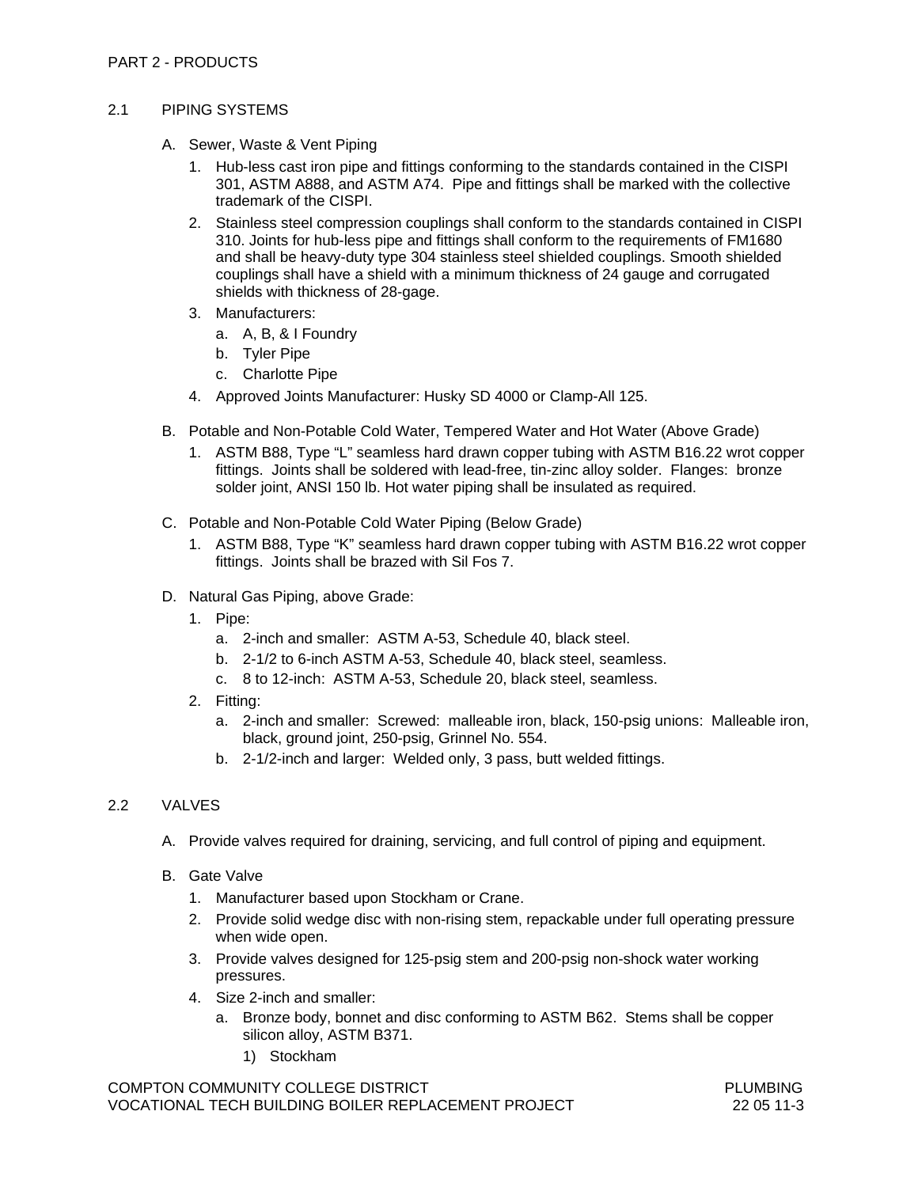PART 2 - PRODUCTS

## 2.1 PIPING SYSTEMS

A. Sewer, Waste & Vent Piping

1. Hub-less cast iron pipe and fittings conforming to the standards contained in the CISPI 301, ASTM A888, and ASTM A74. Pipe and fittings shall be marked with the collective trademark of the CISPI.
2. Stainless steel compression couplings shall conform to the standards contained in CISPI 310. Joints for hub-less pipe and fittings shall conform to the requirements of FM1680 and shall be heavy-duty type 304 stainless steel shielded couplings. Smooth shielded couplings shall have a shield with a minimum thickness of 24 gauge and corrugated shields with thickness of 28-gage.
3. Manufacturers:
   a. A, B, & I Foundry
   b. Tyler Pipe
   c. Charlotte Pipe
4. Approved Joints Manufacturer: Husky SD 4000 or Clamp-All 125.

B. Potable and Non-Potable Cold Water, Tempered Water and Hot Water (Above Grade)

1. ASTM B88, Type "L" seamless hard drawn copper tubing with ASTM B16.22 wrot copper fittings. Joints shall be soldered with lead-free, tin-zinc alloy solder. Flanges: bronze solder joint, ANSI 150 lb. Hot water piping shall be insulated as required.

C. Potable and Non-Potable Cold Water Piping (Below Grade)

1. ASTM B88, Type "K" seamless hard drawn copper tubing with ASTM B16.22 wrot copper fittings. Joints shall be brazed with Sil Fos 7.

D. Natural Gas Piping, above Grade:

1. Pipe:
   a. 2-inch and smaller: ASTM A-53, Schedule 40, black steel.
   b. 2-1/2 to 6-inch ASTM A-53, Schedule 40, black steel, seamless.
   c. 8 to 12-inch: ASTM A-53, Schedule 20, black steel, seamless.
2. Fitting:
   a. 2-inch and smaller: Screwed: malleable iron, black, 150-psig unions: Malleable iron, black, ground joint, 250-psig, Grinnel No. 554.
   b. 2-1/2-inch and larger: Welded only, 3 pass, butt welded fittings.

## 2.2 VALVES

A. Provide valves required for draining, servicing, and full control of piping and equipment.

B. Gate Valve

1. Manufacturer based upon Stockham or Crane.
2. Provide solid wedge disc with non-rising stem, repackable under full operating pressure when wide open.
3. Provide valves designed for 125-psig stem and 200-psig non-shock water working pressures.
4. Size 2-inch and smaller:
   a. Bronze body, bonnet and disc conforming to ASTM B62. Stems shall be copper silicon alloy, ASTM B371.
      1) Stockham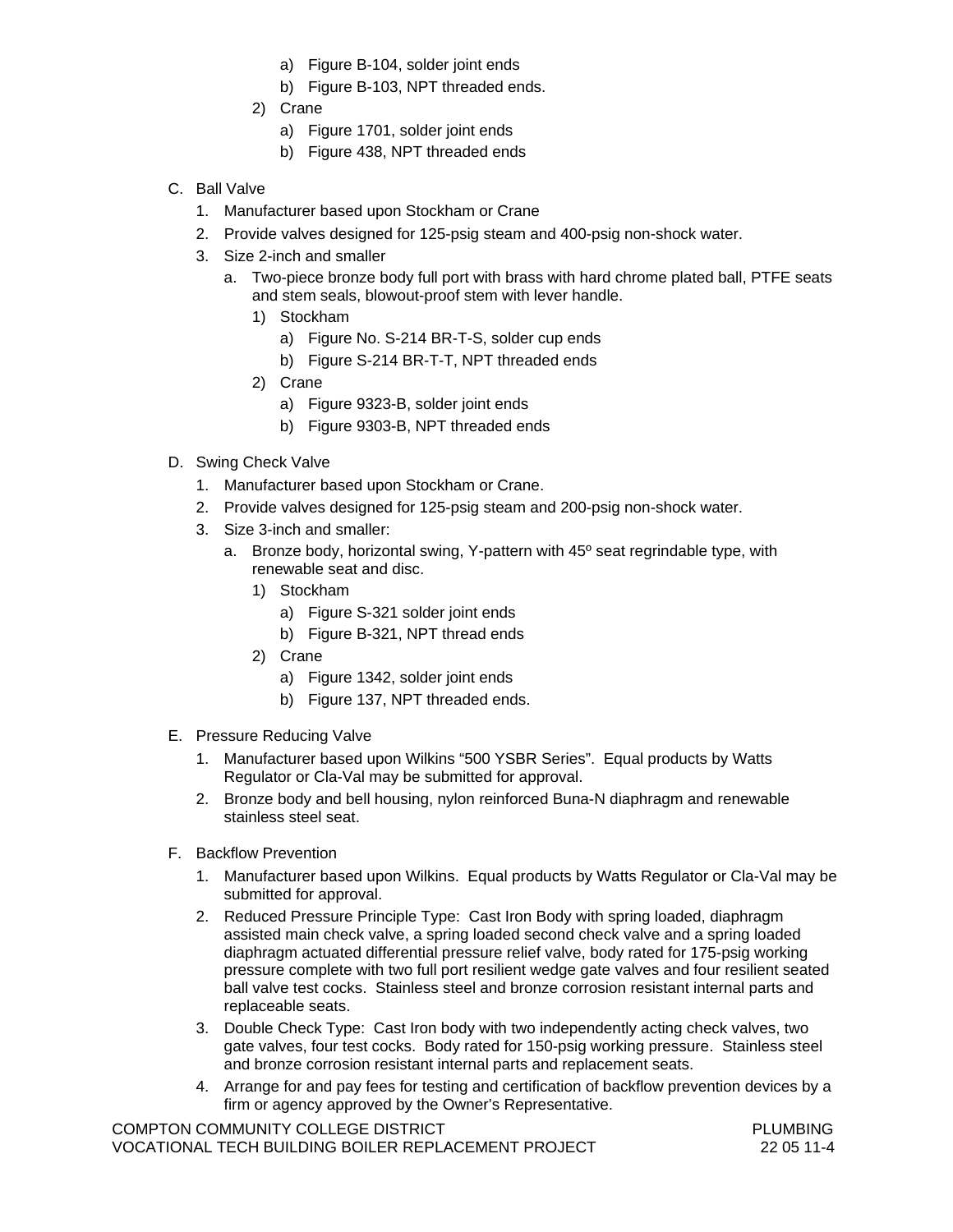a) Figure B-104, solder joint ends
   b) Figure B-103, NPT threaded ends.
2) Crane
   a) Figure 1701, solder joint ends
   b) Figure 438, NPT threaded ends

C. Ball Valve
   1. Manufacturer based upon Stockham or Crane
   2. Provide valves designed for 125-psig steam and 400-psig non-shock water.
   3. Size 2-inch and smaller
      a. Two-piece bronze body full port with brass with hard chrome plated ball, PTFE seats and stem seals, blowout-proof stem with lever handle.
         1) Stockham
            a) Figure No. S-214 BR-T-S, solder cup ends
            b) Figure S-214 BR-T-T, NPT threaded ends
         2) Crane
            a) Figure 9323-B, solder joint ends
            b) Figure 9303-B, NPT threaded ends

D. Swing Check Valve
   1. Manufacturer based upon Stockham or Crane.
   2. Provide valves designed for 125-psig steam and 200-psig non-shock water.
   3. Size 3-inch and smaller:
      a. Bronze body, horizontal swing, Y-pattern with 45º seat regrindable type, with renewable seat and disc.
         1) Stockham
            a) Figure S-321 solder joint ends
            b) Figure B-321, NPT thread ends
         2) Crane
            a) Figure 1342, solder joint ends
            b) Figure 137, NPT threaded ends.

E. Pressure Reducing Valve
   1. Manufacturer based upon Wilkins "500 YSBR Series". Equal products by Watts Regulator or Cla-Val may be submitted for approval.
   2. Bronze body and bell housing, nylon reinforced Buna-N diaphragm and renewable stainless steel seat.

F. Backflow Prevention
   1. Manufacturer based upon Wilkins. Equal products by Watts Regulator or Cla-Val may be submitted for approval.
   2. Reduced Pressure Principle Type: Cast Iron Body with spring loaded, diaphragm assisted main check valve, a spring loaded second check valve and a spring loaded diaphragm actuated differential pressure relief valve, body rated for 175-psig working pressure complete with two full port resilient wedge gate valves and four resilient seated ball valve test cocks. Stainless steel and bronze corrosion resistant internal parts and replaceable seats.
   3. Double Check Type: Cast Iron body with two independently acting check valves, two gate valves, four test cocks. Body rated for 150-psig working pressure. Stainless steel and bronze corrosion resistant internal parts and replacement seats.
   4. Arrange for and pay fees for testing and certification of backflow prevention devices by a firm or agency approved by the Owner's Representative.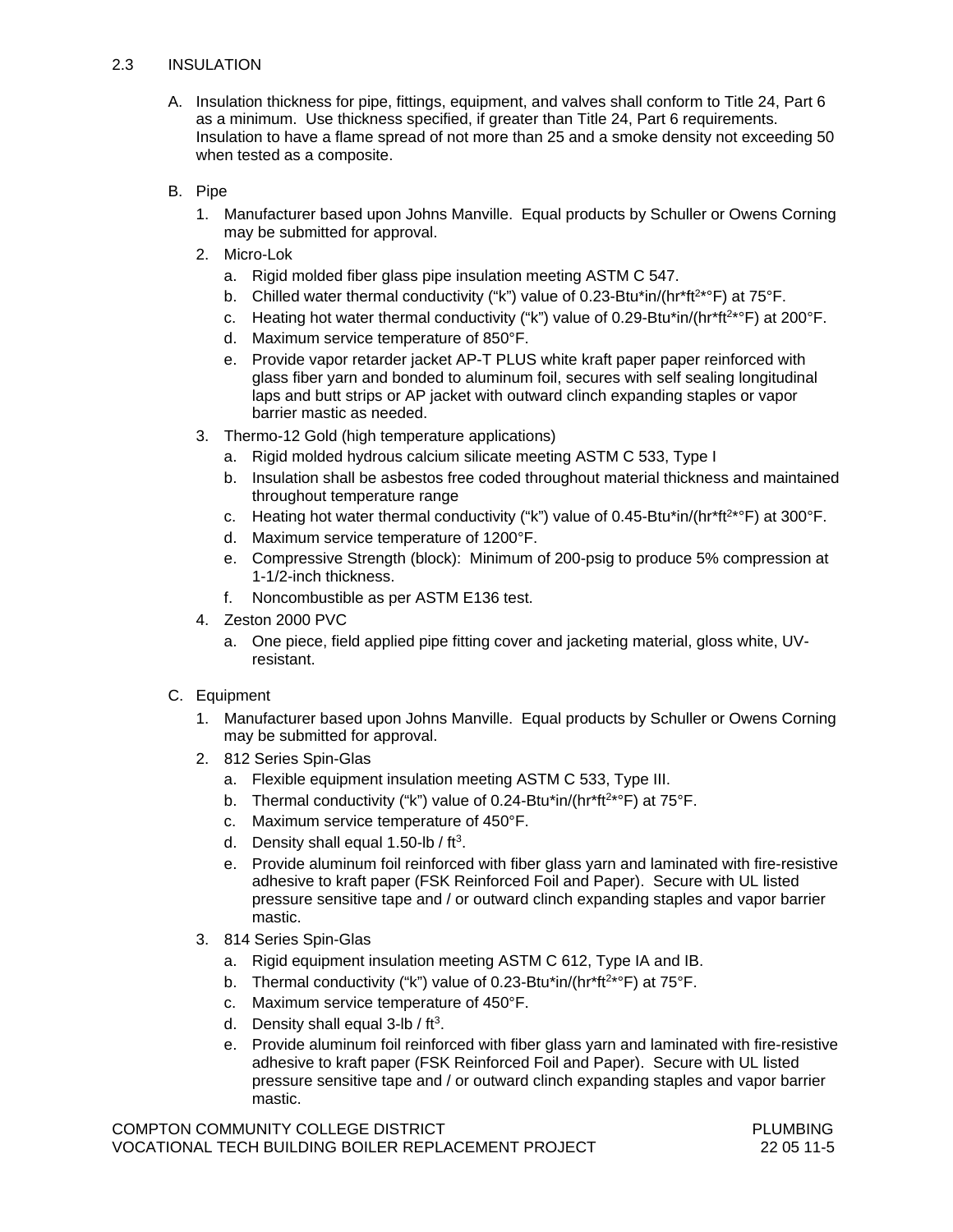## 2.3 INSULATION

A. Insulation thickness for pipe, fittings, equipment, and valves shall conform to Title 24, Part 6 as a minimum. Use thickness specified, if greater than Title 24, Part 6 requirements. Insulation to have a flame spread of not more than 25 and a smoke density not exceeding 50 when tested as a composite.

B. Pipe

1. Manufacturer based upon Johns Manville. Equal products by Schuller or Owens Corning may be submitted for approval.
2. Micro-Lok
   a. Rigid molded fiber glass pipe insulation meeting ASTM C 547.
   b. Chilled water thermal conductivity (“k”) value of 0.23-Btu*in/(hr*ft$^2$*°F) at 75°F.
   c. Heating hot water thermal conductivity (“k”) value of 0.29-Btu*in/(hr*ft$^2$*°F) at 200°F.
   d. Maximum service temperature of 850°F.
   e. Provide vapor retarder jacket AP-T PLUS white kraft paper paper reinforced with glass fiber yarn and bonded to aluminum foil, secures with self sealing longitudinal laps and butt strips or AP jacket with outward clinch expanding staples or vapor barrier mastic as needed.
3. Thermo-12 Gold (high temperature applications)
   a. Rigid molded hydrous calcium silicate meeting ASTM C 533, Type I
   b. Insulation shall be asbestos free coded throughout material thickness and maintained throughout temperature range
   c. Heating hot water thermal conductivity (“k”) value of 0.45-Btu*in/(hr*ft$^2$*°F) at 300°F.
   d. Maximum service temperature of 1200°F.
   e. Compressive Strength (block): Minimum of 200-psig to produce 5% compression at 1-1/2-inch thickness.
   f. Noncombustible as per ASTM E136 test.
4. Zeston 2000 PVC
   a. One piece, field applied pipe fitting cover and jacketing material, gloss white, UV-resistant.

C. Equipment

1. Manufacturer based upon Johns Manville. Equal products by Schuller or Owens Corning may be submitted for approval.
2. 812 Series Spin-Glas
   a. Flexible equipment insulation meeting ASTM C 533, Type III.
   b. Thermal conductivity (“k”) value of 0.24-Btu*in/(hr*ft$^2$*°F) at 75°F.
   c. Maximum service temperature of 450°F.
   d. Density shall equal 1.50-lb / ft$^3$.
   e. Provide aluminum foil reinforced with fiber glass yarn and laminated with fire-resistive adhesive to kraft paper (FSK Reinforced Foil and Paper). Secure with UL listed pressure sensitive tape and / or outward clinch expanding staples and vapor barrier mastic.
3. 814 Series Spin-Glas
   a. Rigid equipment insulation meeting ASTM C 612, Type IA and IB.
   b. Thermal conductivity (“k”) value of 0.23-Btu*in/(hr*ft$^2$*°F) at 75°F.
   c. Maximum service temperature of 450°F.
   d. Density shall equal 3-lb / ft$^3$.
   e. Provide aluminum foil reinforced with fiber glass yarn and laminated with fire-resistive adhesive to kraft paper (FSK Reinforced Foil and Paper). Secure with UL listed pressure sensitive tape and / or outward clinch expanding staples and vapor barrier mastic.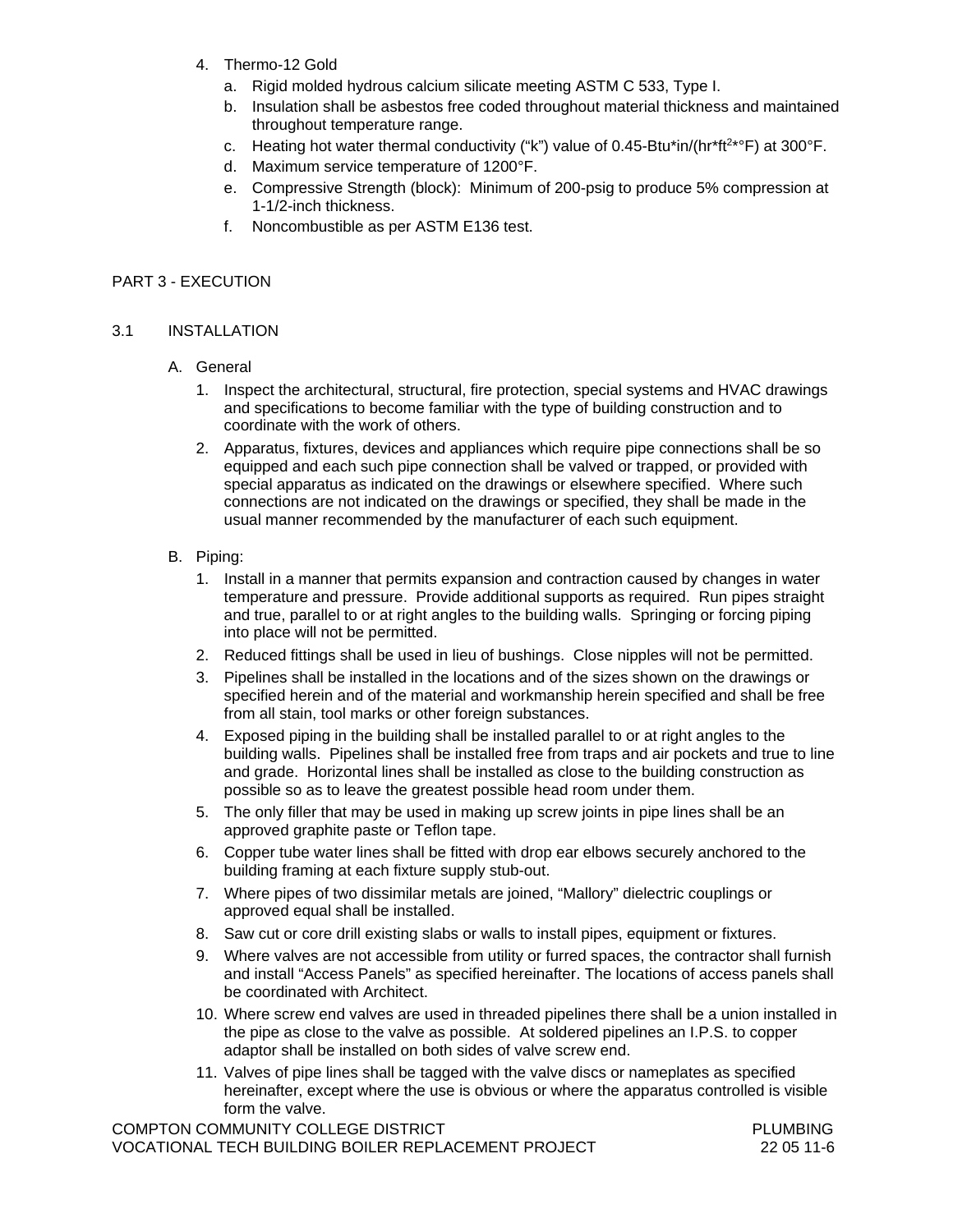4. Thermo-12 Gold
   a. Rigid molded hydrous calcium silicate meeting ASTM C 533, Type I.
   b. Insulation shall be asbestos free coded throughout material thickness and maintained throughout temperature range.
   c. Heating hot water thermal conductivity (“k”) value of 0.45-Btu*in/(hr*ft$^2$*°F) at 300°F.
   d. Maximum service temperature of 1200°F.
   e. Compressive Strength (block): Minimum of 200-psig to produce 5% compression at 1-1/2-inch thickness.
   f. Noncombustible as per ASTM E136 test.

## PART 3 - EXECUTION

### 3.1 INSTALLATION

A. General

1. Inspect the architectural, structural, fire protection, special systems and HVAC drawings and specifications to become familiar with the type of building construction and to coordinate with the work of others.
2. Apparatus, fixtures, devices and appliances which require pipe connections shall be so equipped and each such pipe connection shall be valved or trapped, or provided with special apparatus as indicated on the drawings or elsewhere specified. Where such connections are not indicated on the drawings or specified, they shall be made in the usual manner recommended by the manufacturer of each such equipment.

B. Piping:

1. Install in a manner that permits expansion and contraction caused by changes in water temperature and pressure. Provide additional supports as required. Run pipes straight and true, parallel to or at right angles to the building walls. Springing or forcing piping into place will not be permitted.
2. Reduced fittings shall be used in lieu of bushings. Close nipples will not be permitted.
3. Pipelines shall be installed in the locations and of the sizes shown on the drawings or specified herein and of the material and workmanship herein specified and shall be free from all stain, tool marks or other foreign substances.
4. Exposed piping in the building shall be installed parallel to or at right angles to the building walls. Pipelines shall be installed free from traps and air pockets and true to line and grade. Horizontal lines shall be installed as close to the building construction as possible so as to leave the greatest possible head room under them.
5. The only filler that may be used in making up screw joints in pipe lines shall be an approved graphite paste or Teflon tape.
6. Copper tube water lines shall be fitted with drop ear elbows securely anchored to the building framing at each fixture supply stub-out.
7. Where pipes of two dissimilar metals are joined, “Mallory” dielectric couplings or approved equal shall be installed.
8. Saw cut or core drill existing slabs or walls to install pipes, equipment or fixtures.
9. Where valves are not accessible from utility or furred spaces, the contractor shall furnish and install “Access Panels” as specified hereinafter. The locations of access panels shall be coordinated with Architect.
10. Where screw end valves are used in threaded pipelines there shall be a union installed in the pipe as close to the valve as possible. At soldered pipelines an I.P.S. to copper adaptor shall be installed on both sides of valve screw end.
11. Valves of pipe lines shall be tagged with the valve discs or nameplates as specified hereinafter, except where the use is obvious or where the apparatus controlled is visible form the valve.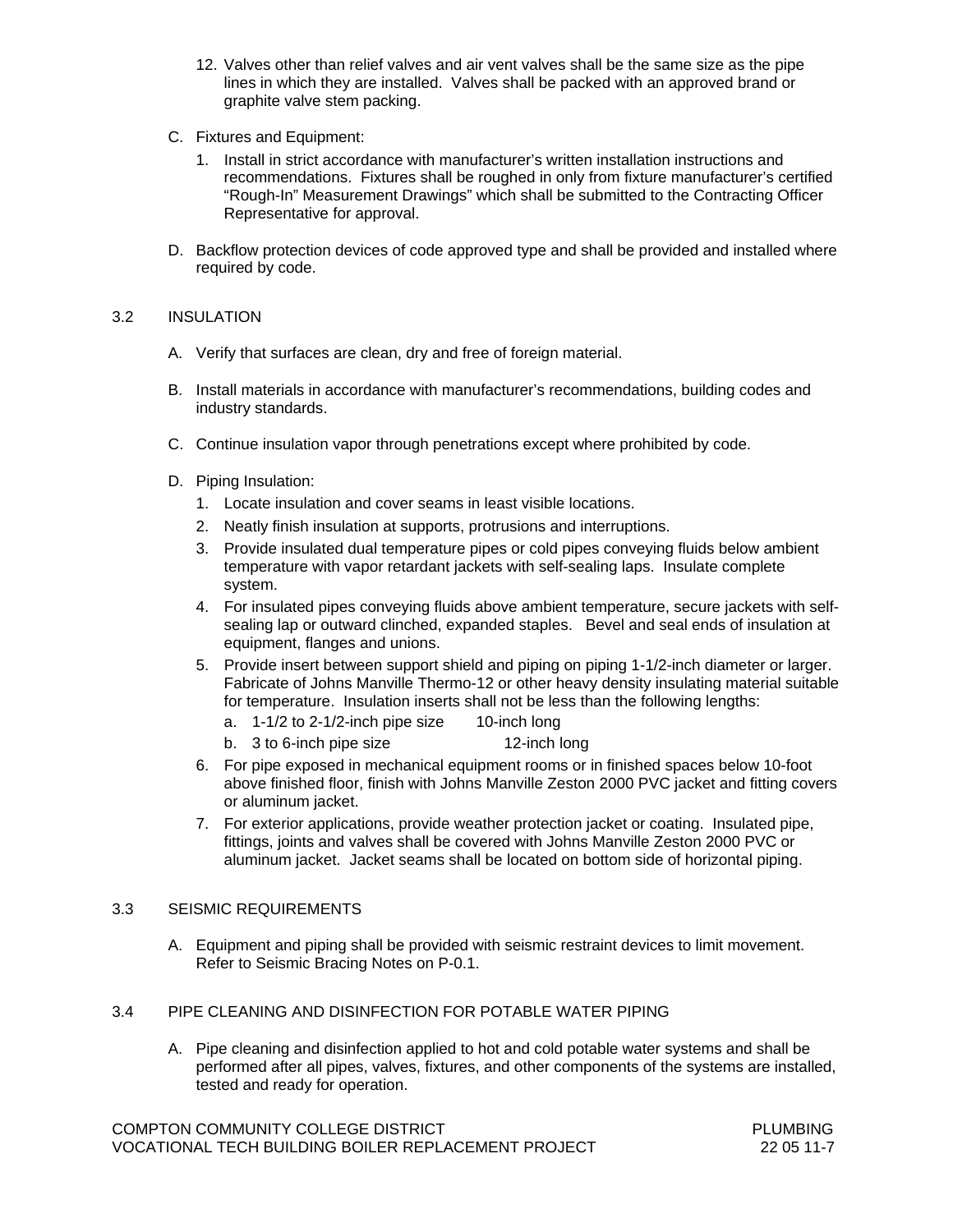12. Valves other than relief valves and air vent valves shall be the same size as the pipe lines in which they are installed. Valves shall be packed with an approved brand or graphite valve stem packing.

C. Fixtures and Equipment:

1. Install in strict accordance with manufacturer's written installation instructions and recommendations. Fixtures shall be roughed in only from fixture manufacturer's certified "Rough-In" Measurement Drawings" which shall be submitted to the Contracting Officer Representative for approval.

D. Backflow protection devices of code approved type and shall be provided and installed where required by code.

## 3.2 INSULATION

A. Verify that surfaces are clean, dry and free of foreign material.

B. Install materials in accordance with manufacturer's recommendations, building codes and industry standards.

C. Continue insulation vapor through penetrations except where prohibited by code.

D. Piping Insulation:

1. Locate insulation and cover seams in least visible locations.
2. Neatly finish insulation at supports, protrusions and interruptions.
3. Provide insulated dual temperature pipes or cold pipes conveying fluids below ambient temperature with vapor retardant jackets with self-sealing laps. Insulate complete system.
4. For insulated pipes conveying fluids above ambient temperature, secure jackets with self-sealing lap or outward clinched, expanded staples. Bevel and seal ends of insulation at equipment, flanges and unions.
5. Provide insert between support shield and piping on piping 1-1/2-inch diameter or larger. Fabricate of Johns Manville Thermo-12 or other heavy density insulating material suitable for temperature. Insulation inserts shall not be less than the following lengths:
   a. 1-1/2 to 2-1/2-inch pipe size 10-inch long
   b. 3 to 6-inch pipe size 12-inch long
6. For pipe exposed in mechanical equipment rooms or in finished spaces below 10-foot above finished floor, finish with Johns Manville Zeston 2000 PVC jacket and fitting covers or aluminum jacket.
7. For exterior applications, provide weather protection jacket or coating. Insulated pipe, fittings, joints and valves shall be covered with Johns Manville Zeston 2000 PVC or aluminum jacket. Jacket seams shall be located on bottom side of horizontal piping.

## 3.3 SEISMIC REQUIREMENTS

A. Equipment and piping shall be provided with seismic restraint devices to limit movement. Refer to Seismic Bracing Notes on P-0.1.

## 3.4 PIPE CLEANING AND DISINFECTION FOR POTABLE WATER PIPING

A. Pipe cleaning and disinfection applied to hot and cold potable water systems and shall be performed after all pipes, valves, fixtures, and other components of the systems are installed, tested and ready for operation.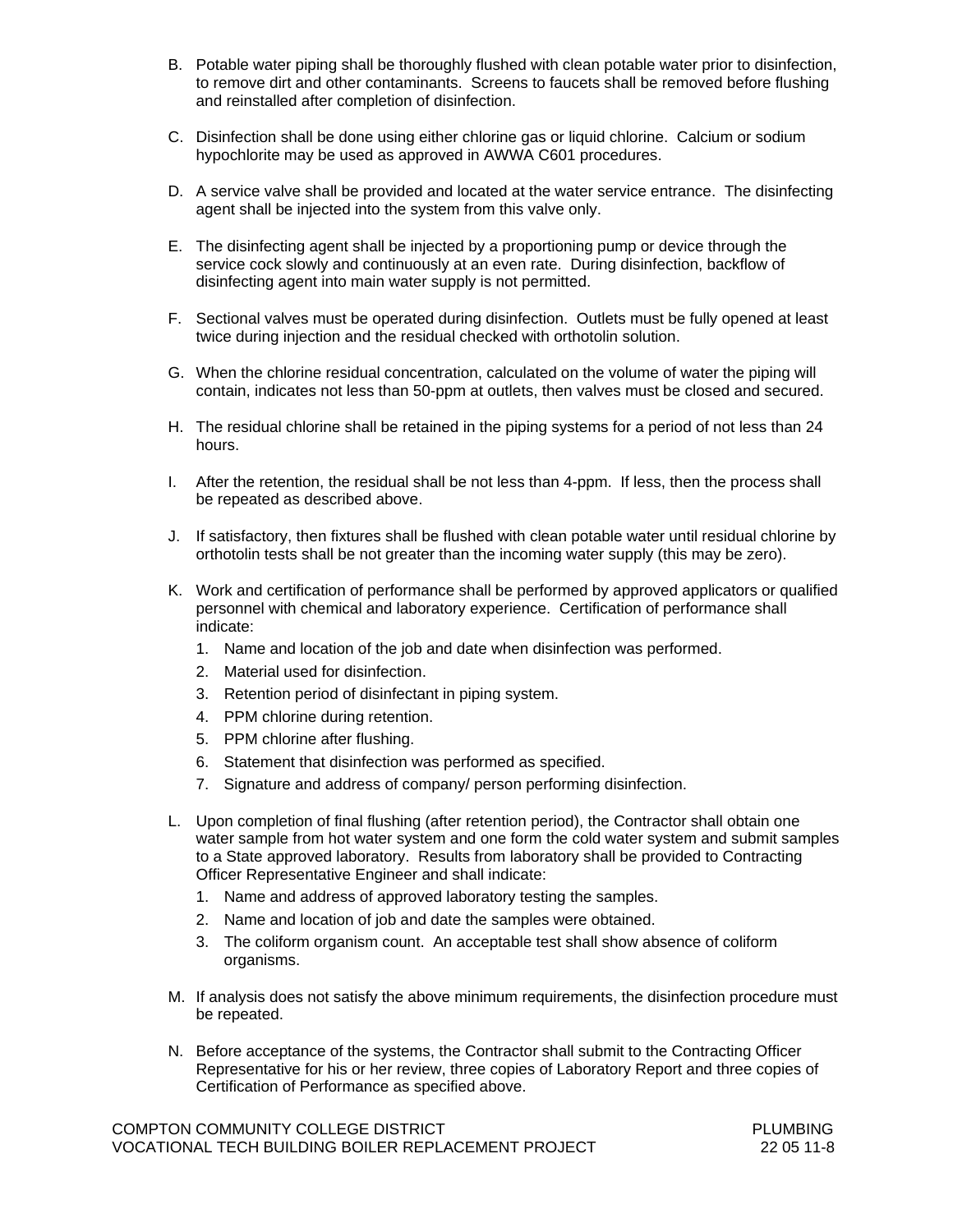B. Potable water piping shall be thoroughly flushed with clean potable water prior to disinfection, to remove dirt and other contaminants. Screens to faucets shall be removed before flushing and reinstalled after completion of disinfection.

C. Disinfection shall be done using either chlorine gas or liquid chlorine. Calcium or sodium hypochlorite may be used as approved in AWWA C601 procedures.

D. A service valve shall be provided and located at the water service entrance. The disinfecting agent shall be injected into the system from this valve only.

E. The disinfecting agent shall be injected by a proportioning pump or device through the service cock slowly and continuously at an even rate. During disinfection, backflow of disinfecting agent into main water supply is not permitted.

F. Sectional valves must be operated during disinfection. Outlets must be fully opened at least twice during injection and the residual checked with orthotolin solution.

G. When the chlorine residual concentration, calculated on the volume of water the piping will contain, indicates not less than 50-ppm at outlets, then valves must be closed and secured.

H. The residual chlorine shall be retained in the piping systems for a period of not less than 24 hours.

I. After the retention, the residual shall be not less than 4-ppm. If less, then the process shall be repeated as described above.

J. If satisfactory, then fixtures shall be flushed with clean potable water until residual chlorine by orthotolin tests shall be not greater than the incoming water supply (this may be zero).

K. Work and certification of performance shall be performed by approved applicators or qualified personnel with chemical and laboratory experience. Certification of performance shall indicate:
   1. Name and location of the job and date when disinfection was performed.
   2. Material used for disinfection.
   3. Retention period of disinfectant in piping system.
   4. PPM chlorine during retention.
   5. PPM chlorine after flushing.
   6. Statement that disinfection was performed as specified.
   7. Signature and address of company/ person performing disinfection.

L. Upon completion of final flushing (after retention period), the Contractor shall obtain one water sample from hot water system and one form the cold water system and submit samples to a State approved laboratory. Results from laboratory shall be provided to Contracting Officer Representative Engineer and shall indicate:
   1. Name and address of approved laboratory testing the samples.
   2. Name and location of job and date the samples were obtained.
   3. The coliform organism count. An acceptable test shall show absence of coliform organisms.

M. If analysis does not satisfy the above minimum requirements, the disinfection procedure must be repeated.

N. Before acceptance of the systems, the Contractor shall submit to the Contracting Officer Representative for his or her review, three copies of Laboratory Report and three copies of Certification of Performance as specified above.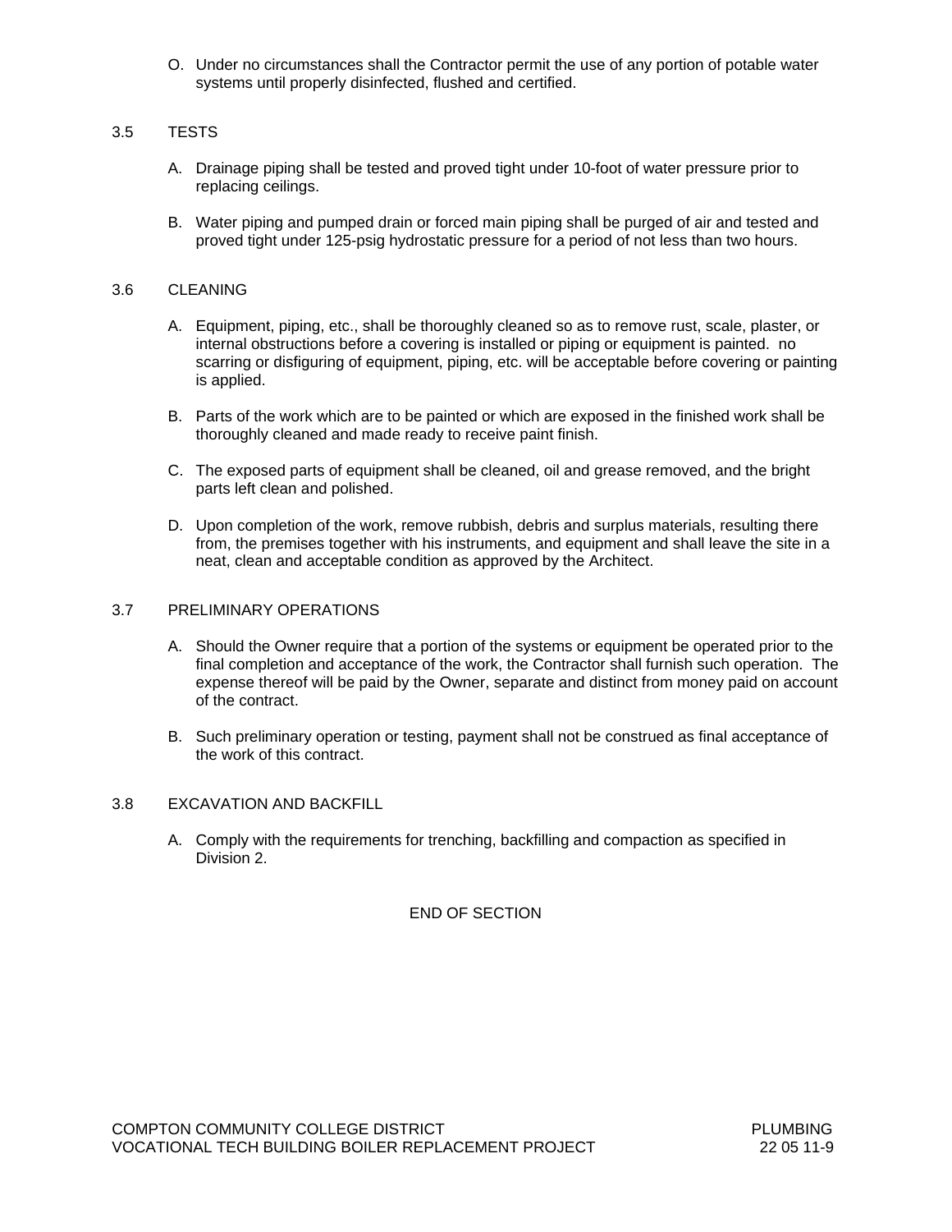O. Under no circumstances shall the Contractor permit the use of any portion of potable water systems until properly disinfected, flushed and certified.

## 3.5 TESTS

A. Drainage piping shall be tested and proved tight under 10-foot of water pressure prior to replacing ceilings.

B. Water piping and pumped drain or forced main piping shall be purged of air and tested and proved tight under 125-psig hydrostatic pressure for a period of not less than two hours.

## 3.6 CLEANING

A. Equipment, piping, etc., shall be thoroughly cleaned so as to remove rust, scale, plaster, or internal obstructions before a covering is installed or piping or equipment is painted. no scarring or disfiguring of equipment, piping, etc. will be acceptable before covering or painting is applied.

B. Parts of the work which are to be painted or which are exposed in the finished work shall be thoroughly cleaned and made ready to receive paint finish.

C. The exposed parts of equipment shall be cleaned, oil and grease removed, and the bright parts left clean and polished.

D. Upon completion of the work, remove rubbish, debris and surplus materials, resulting there from, the premises together with his instruments, and equipment and shall leave the site in a neat, clean and acceptable condition as approved by the Architect.

## 3.7 PRELIMINARY OPERATIONS

A. Should the Owner require that a portion of the systems or equipment be operated prior to the final completion and acceptance of the work, the Contractor shall furnish such operation. The expense thereof will be paid by the Owner, separate and distinct from money paid on account of the contract.

B. Such preliminary operation or testing, payment shall not be construed as final acceptance of the work of this contract.

## 3.8 EXCAVATION AND BACKFILL

A. Comply with the requirements for trenching, backfilling and compaction as specified in Division 2.

END OF SECTION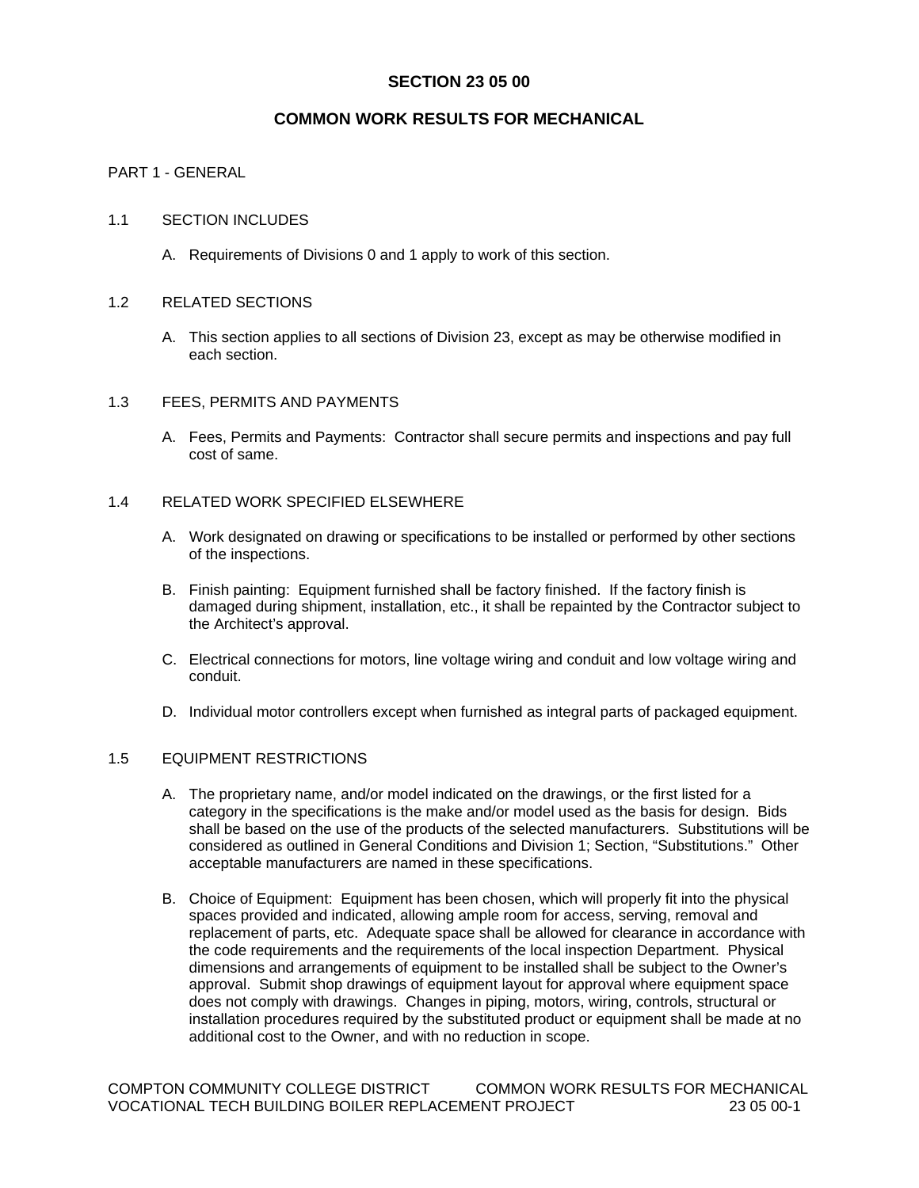# SECTION 23 05 00

# COMMON WORK RESULTS FOR MECHANICAL

## PART 1 - GENERAL

### 1.1 SECTION INCLUDES

A. Requirements of Divisions 0 and 1 apply to work of this section.

### 1.2 RELATED SECTIONS

A. This section applies to all sections of Division 23, except as may be otherwise modified in each section.

### 1.3 FEES, PERMITS AND PAYMENTS

A. Fees, Permits and Payments: Contractor shall secure permits and inspections and pay full cost of same.

### 1.4 RELATED WORK SPECIFIED ELSEWHERE

A. Work designated on drawing or specifications to be installed or performed by other sections of the inspections.

B. Finish painting: Equipment furnished shall be factory finished. If the factory finish is damaged during shipment, installation, etc., it shall be repainted by the Contractor subject to the Architect's approval.

C. Electrical connections for motors, line voltage wiring and conduit and low voltage wiring and conduit.

D. Individual motor controllers except when furnished as integral parts of packaged equipment.

### 1.5 EQUIPMENT RESTRICTIONS

A. The proprietary name, and/or model indicated on the drawings, or the first listed for a category in the specifications is the make and/or model used as the basis for design. Bids shall be based on the use of the products of the selected manufacturers. Substitutions will be considered as outlined in General Conditions and Division 1; Section, "Substitutions." Other acceptable manufacturers are named in these specifications.

B. Choice of Equipment: Equipment has been chosen, which will properly fit into the physical spaces provided and indicated, allowing ample room for access, serving, removal and replacement of parts, etc. Adequate space shall be allowed for clearance in accordance with the code requirements and the requirements of the local inspection Department. Physical dimensions and arrangements of equipment to be installed shall be subject to the Owner's approval. Submit shop drawings of equipment layout for approval where equipment space does not comply with drawings. Changes in piping, motors, wiring, controls, structural or installation procedures required by the substituted product or equipment shall be made at no additional cost to the Owner, and with no reduction in scope.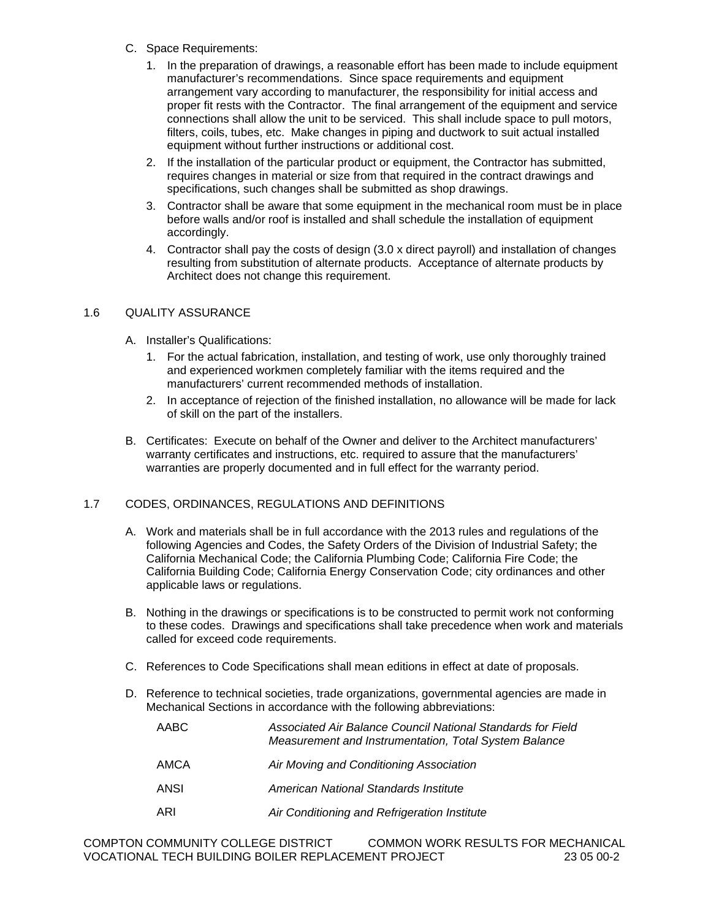C. Space Requirements:

1. In the preparation of drawings, a reasonable effort has been made to include equipment manufacturer's recommendations. Since space requirements and equipment arrangement vary according to manufacturer, the responsibility for initial access and proper fit rests with the Contractor. The final arrangement of the equipment and service connections shall allow the unit to be serviced. This shall include space to pull motors, filters, coils, tubes, etc. Make changes in piping and ductwork to suit actual installed equipment without further instructions or additional cost.
2. If the installation of the particular product or equipment, the Contractor has submitted, requires changes in material or size from that required in the contract drawings and specifications, such changes shall be submitted as shop drawings.
3. Contractor shall be aware that some equipment in the mechanical room must be in place before walls and/or roof is installed and shall schedule the installation of equipment accordingly.
4. Contractor shall pay the costs of design (3.0 x direct payroll) and installation of changes resulting from substitution of alternate products. Acceptance of alternate products by Architect does not change this requirement.

## 1.6 QUALITY ASSURANCE

A. Installer's Qualifications:

1. For the actual fabrication, installation, and testing of work, use only thoroughly trained and experienced workmen completely familiar with the items required and the manufacturers' current recommended methods of installation.
2. In acceptance of rejection of the finished installation, no allowance will be made for lack of skill on the part of the installers.

B. Certificates: Execute on behalf of the Owner and deliver to the Architect manufacturers' warranty certificates and instructions, etc. required to assure that the manufacturers' warranties are properly documented and in full effect for the warranty period.

## 1.7 CODES, ORDINANCES, REGULATIONS AND DEFINITIONS

A. Work and materials shall be in full accordance with the 2013 rules and regulations of the following Agencies and Codes, the Safety Orders of the Division of Industrial Safety; the California Mechanical Code; the California Plumbing Code; California Fire Code; the California Building Code; California Energy Conservation Code; city ordinances and other applicable laws or regulations.

B. Nothing in the drawings or specifications is to be constructed to permit work not conforming to these codes. Drawings and specifications shall take precedence when work and materials called for exceed code requirements.

C. References to Code Specifications shall mean editions in effect at date of proposals.

D. Reference to technical societies, trade organizations, governmental agencies are made in Mechanical Sections in accordance with the following abbreviations:

| | |
|---|---|
| AABC | *Associated Air Balance Council National Standards for Field Measurement and Instrumentation, Total System Balance* |
| AMCA | *Air Moving and Conditioning Association* |
| ANSI | *American National Standards Institute* |
| ARI | *Air Conditioning and Refrigeration Institute* |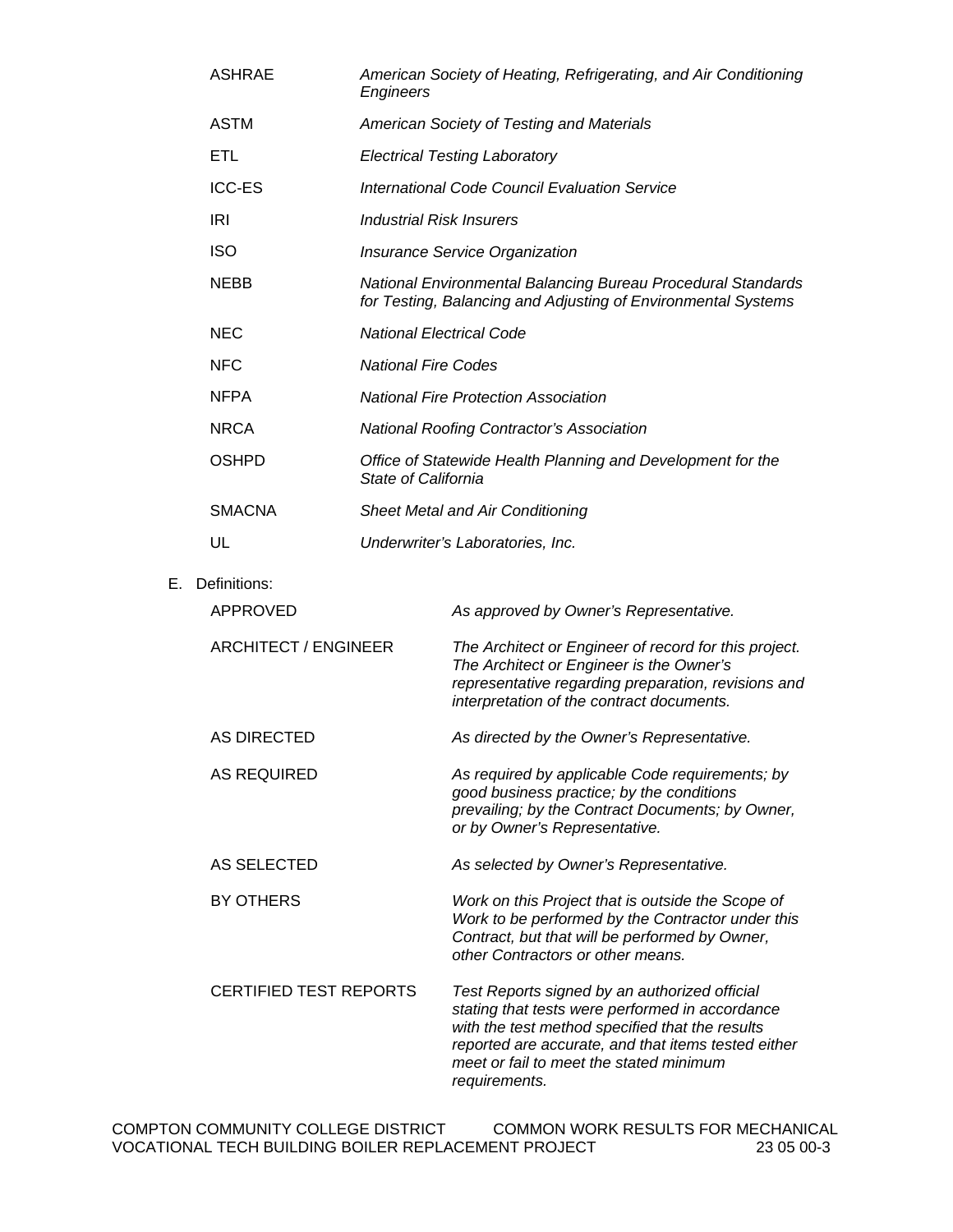| | |
|---|---|
| ASHRAE | *American Society of Heating, Refrigerating, and Air Conditioning Engineers* |
| ASTM | *American Society of Testing and Materials* |
| ETL | *Electrical Testing Laboratory* |
| ICC-ES | *International Code Council Evaluation Service* |
| IRI | *Industrial Risk Insurers* |
| ISO | *Insurance Service Organization* |
| NEBB | *National Environmental Balancing Bureau Procedural Standards for Testing, Balancing and Adjusting of Environmental Systems* |
| NEC | *National Electrical Code* |
| NFC | *National Fire Codes* |
| NFPA | *National Fire Protection Association* |
| NRCA | *National Roofing Contractor's Association* |
| OSHPD | *Office of Statewide Health Planning and Development for the State of California* |
| SMACNA | *Sheet Metal and Air Conditioning* |
| UL | *Underwriter's Laboratories, Inc.* |

E. Definitions:

| | |
|---|---|
| APPROVED | *As approved by Owner's Representative.* |
| ARCHITECT / ENGINEER | *The Architect or Engineer of record for this project. The Architect or Engineer is the Owner's representative regarding preparation, revisions and interpretation of the contract documents.* |
| AS DIRECTED | *As directed by the Owner's Representative.* |
| AS REQUIRED | *As required by applicable Code requirements; by good business practice; by the conditions prevailing; by the Contract Documents; by Owner, or by Owner's Representative.* |
| AS SELECTED | *As selected by Owner's Representative.* |
| BY OTHERS | *Work on this Project that is outside the Scope of Work to be performed by the Contractor under this Contract, but that will be performed by Owner, other Contractors or other means.* |
| CERTIFIED TEST REPORTS | *Test Reports signed by an authorized official stating that tests were performed in accordance with the test method specified that the results reported are accurate, and that items tested either meet or fail to meet the stated minimum requirements.* |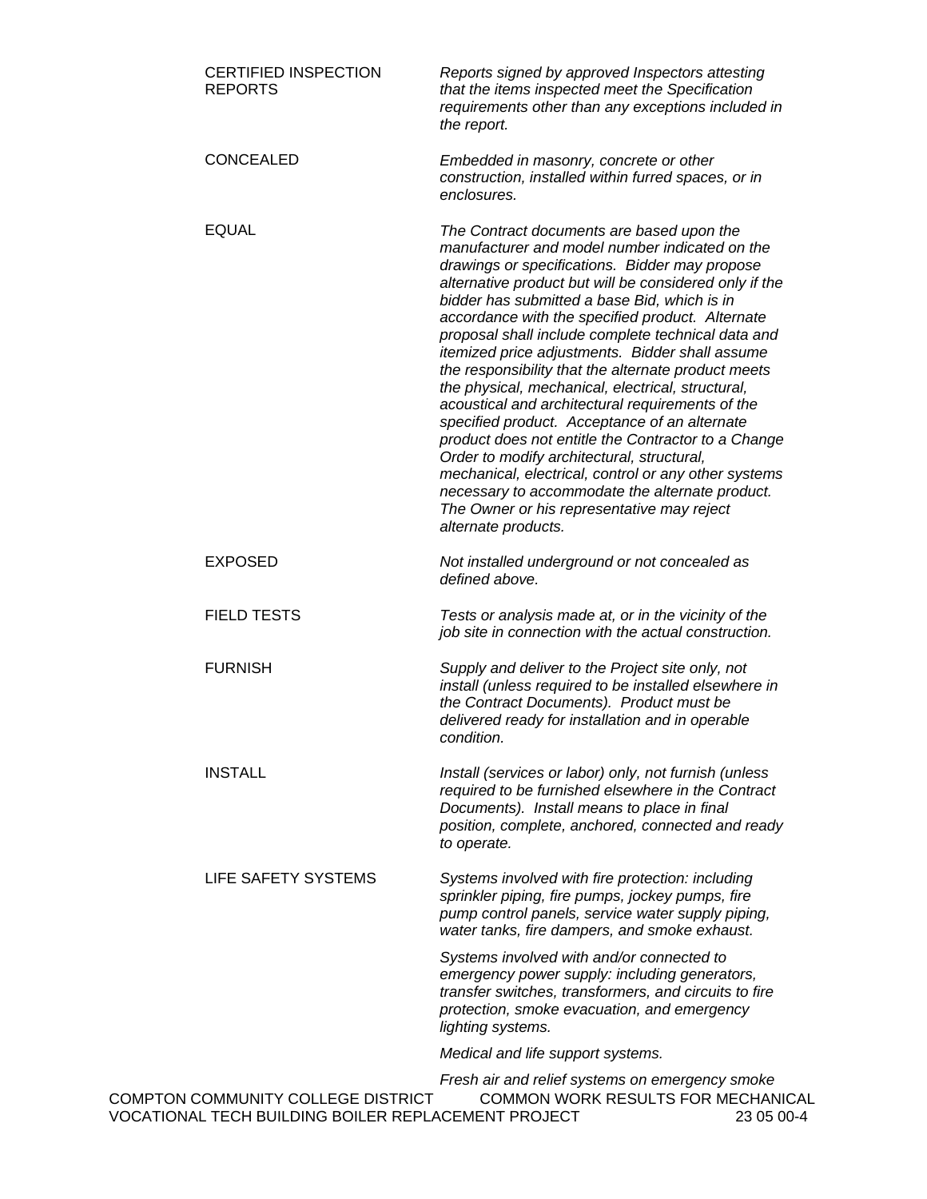| | |
|---|---|
| CERTIFIED INSPECTION REPORTS | *Reports signed by approved Inspectors attesting that the items inspected meet the Specification requirements other than any exceptions included in the report.* |
| CONCEALED | *Embedded in masonry, concrete or other construction, installed within furred spaces, or in enclosures.* |
| EQUAL | *The Contract documents are based upon the manufacturer and model number indicated on the drawings or specifications. Bidder may propose alternative product but will be considered only if the bidder has submitted a base Bid, which is in accordance with the specified product. Alternate proposal shall include complete technical data and itemized price adjustments. Bidder shall assume the responsibility that the alternate product meets the physical, mechanical, electrical, structural, acoustical and architectural requirements of the specified product. Acceptance of an alternate product does not entitle the Contractor to a Change Order to modify architectural, structural, mechanical, electrical, control or any other systems necessary to accommodate the alternate product. The Owner or his representative may reject alternate products.* |
| EXPOSED | *Not installed underground or not concealed as defined above.* |
| FIELD TESTS | *Tests or analysis made at, or in the vicinity of the job site in connection with the actual construction.* |
| FURNISH | *Supply and deliver to the Project site only, not install (unless required to be installed elsewhere in the Contract Documents). Product must be delivered ready for installation and in operable condition.* |
| INSTALL | *Install (services or labor) only, not furnish (unless required to be furnished elsewhere in the Contract Documents). Install means to place in final position, complete, anchored, connected and ready to operate.* |
| LIFE SAFETY SYSTEMS | *Systems involved with fire protection: including sprinkler piping, fire pumps, jockey pumps, fire pump control panels, service water supply piping, water tanks, fire dampers, and smoke exhaust.* |
| | *Systems involved with and/or connected to emergency power supply: including generators, transfer switches, transformers, and circuits to fire protection, smoke evacuation, and emergency lighting systems.* |
| | *Medical and life support systems.* |
| | *Fresh air and relief systems on emergency smoke* |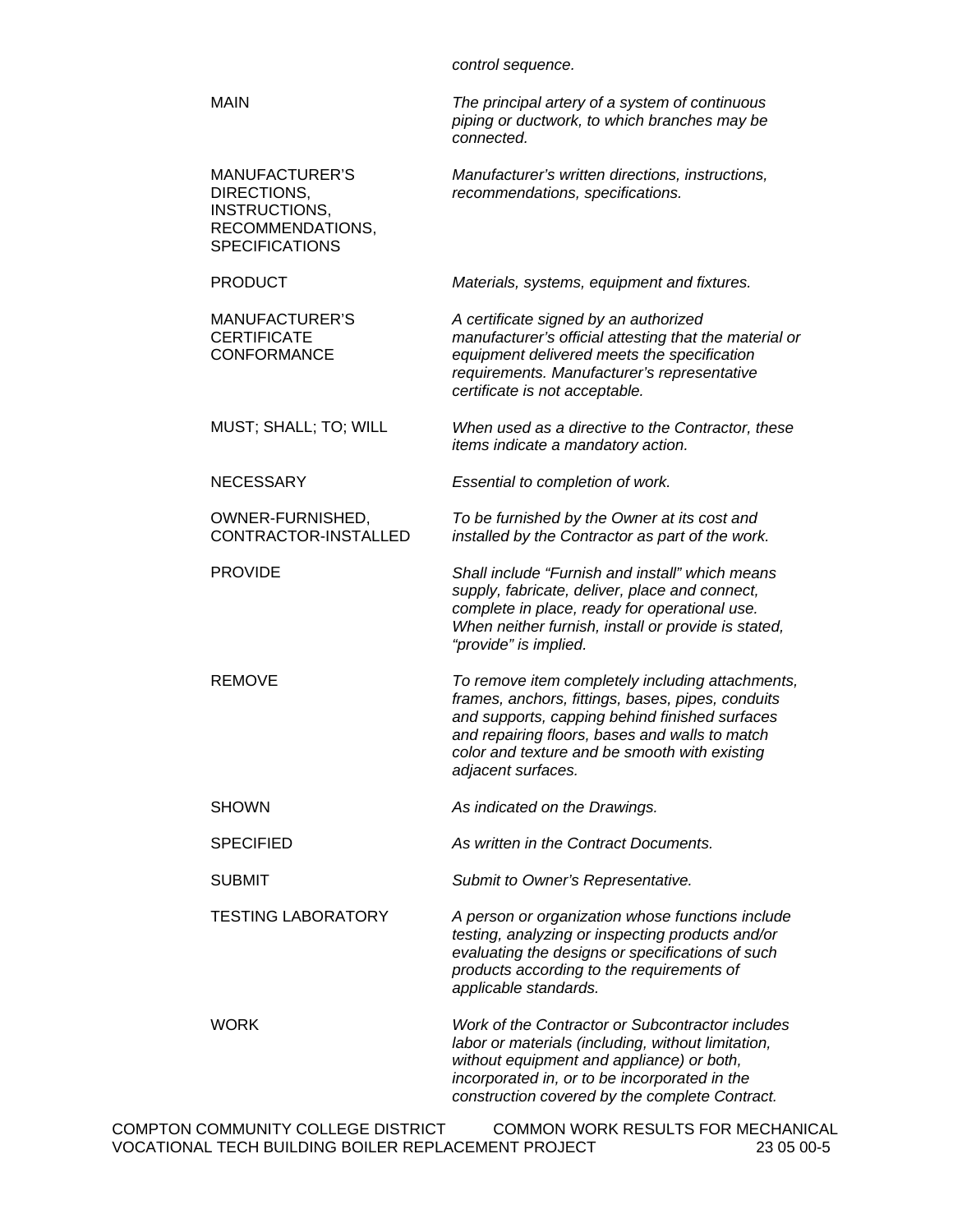*control sequence.*

| | |
|---|---|
| MAIN | *The principal artery of a system of continuous piping or ductwork, to which branches may be connected.* |
| MANUFACTURER'S DIRECTIONS, INSTRUCTIONS, RECOMMENDATIONS, SPECIFICATIONS | *Manufacturer's written directions, instructions, recommendations, specifications.* |
| PRODUCT | *Materials, systems, equipment and fixtures.* |
| MANUFACTURER'S CERTIFICATE CONFORMANCE | *A certificate signed by an authorized manufacturer's official attesting that the material or equipment delivered meets the specification requirements. Manufacturer's representative certificate is not acceptable.* |
| MUST; SHALL; TO; WILL | *When used as a directive to the Contractor, these items indicate a mandatory action.* |
| NECESSARY | *Essential to completion of work.* |
| OWNER-FURNISHED, CONTRACTOR-INSTALLED | *To be furnished by the Owner at its cost and installed by the Contractor as part of the work.* |
| PROVIDE | *Shall include "Furnish and install" which means supply, fabricate, deliver, place and connect, complete in place, ready for operational use. When neither furnish, install or provide is stated, "provide" is implied.* |
| REMOVE | *To remove item completely including attachments, frames, anchors, fittings, bases, pipes, conduits and supports, capping behind finished surfaces and repairing floors, bases and walls to match color and texture and be smooth with existing adjacent surfaces.* |
| SHOWN | *As indicated on the Drawings.* |
| SPECIFIED | *As written in the Contract Documents.* |
| SUBMIT | *Submit to Owner's Representative.* |
| TESTING LABORATORY | *A person or organization whose functions include testing, analyzing or inspecting products and/or evaluating the designs or specifications of such products according to the requirements of applicable standards.* |
| WORK | *Work of the Contractor or Subcontractor includes labor or materials (including, without limitation, without equipment and appliance) or both, incorporated in, or to be incorporated in the construction covered by the complete Contract.* |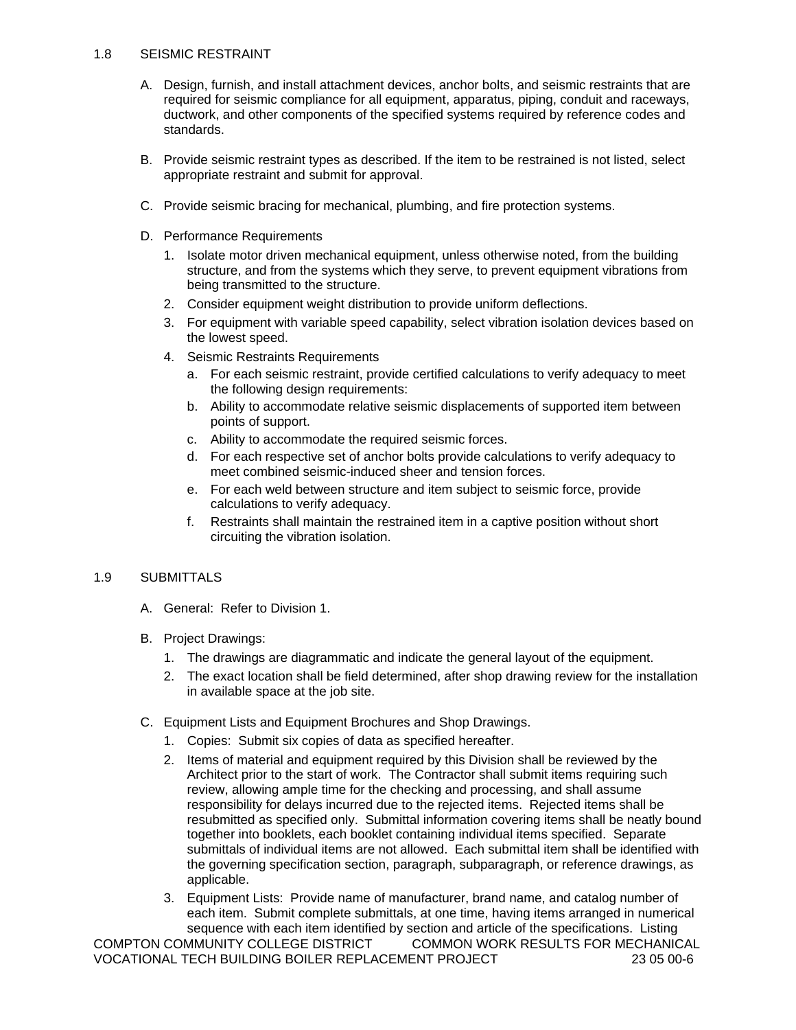## 1.8 SEISMIC RESTRAINT

A. Design, furnish, and install attachment devices, anchor bolts, and seismic restraints that are required for seismic compliance for all equipment, apparatus, piping, conduit and raceways, ductwork, and other components of the specified systems required by reference codes and standards.

B. Provide seismic restraint types as described. If the item to be restrained is not listed, select appropriate restraint and submit for approval.

C. Provide seismic bracing for mechanical, plumbing, and fire protection systems.

D. Performance Requirements

1. Isolate motor driven mechanical equipment, unless otherwise noted, from the building structure, and from the systems which they serve, to prevent equipment vibrations from being transmitted to the structure.
2. Consider equipment weight distribution to provide uniform deflections.
3. For equipment with variable speed capability, select vibration isolation devices based on the lowest speed.
4. Seismic Restraints Requirements
   a. For each seismic restraint, provide certified calculations to verify adequacy to meet the following design requirements:
   b. Ability to accommodate relative seismic displacements of supported item between points of support.
   c. Ability to accommodate the required seismic forces.
   d. For each respective set of anchor bolts provide calculations to verify adequacy to meet combined seismic-induced sheer and tension forces.
   e. For each weld between structure and item subject to seismic force, provide calculations to verify adequacy.
   f. Restraints shall maintain the restrained item in a captive position without short circuiting the vibration isolation.

## 1.9 SUBMITTALS

A. General: Refer to Division 1.

B. Project Drawings:

1. The drawings are diagrammatic and indicate the general layout of the equipment.
2. The exact location shall be field determined, after shop drawing review for the installation in available space at the job site.

C. Equipment Lists and Equipment Brochures and Shop Drawings.

1. Copies: Submit six copies of data as specified hereafter.
2. Items of material and equipment required by this Division shall be reviewed by the Architect prior to the start of work. The Contractor shall submit items requiring such review, allowing ample time for the checking and processing, and shall assume responsibility for delays incurred due to the rejected items. Rejected items shall be resubmitted as specified only. Submittal information covering items shall be neatly bound together into booklets, each booklet containing individual items specified. Separate submittals of individual items are not allowed. Each submittal item shall be identified with the governing specification section, paragraph, subparagraph, or reference drawings, as applicable.
3. Equipment Lists: Provide name of manufacturer, brand name, and catalog number of each item. Submit complete submittals, at one time, having items arranged in numerical sequence with each item identified by section and article of the specifications. Listing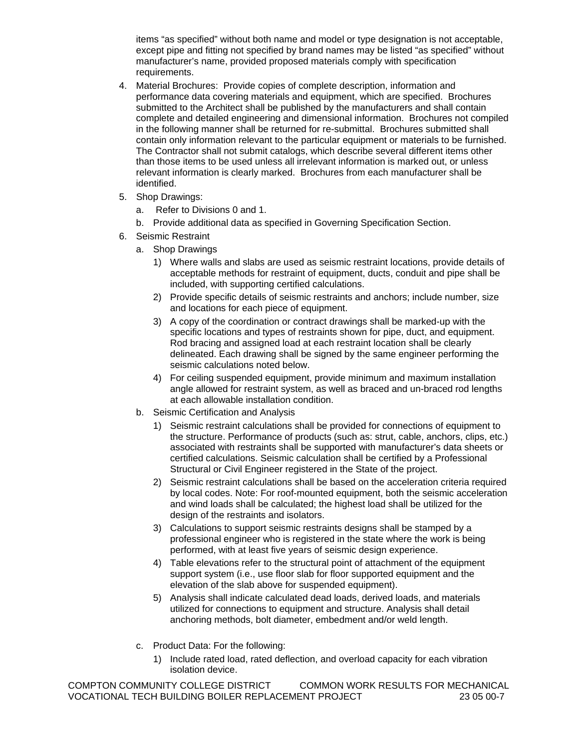items “as specified” without both name and model or type designation is not acceptable, except pipe and fitting not specified by brand names may be listed “as specified” without manufacturer’s name, provided proposed materials comply with specification requirements.

4. Material Brochures: Provide copies of complete description, information and performance data covering materials and equipment, which are specified. Brochures submitted to the Architect shall be published by the manufacturers and shall contain complete and detailed engineering and dimensional information. Brochures not compiled in the following manner shall be returned for re-submittal. Brochures submitted shall contain only information relevant to the particular equipment or materials to be furnished. The Contractor shall not submit catalogs, which describe several different items other than those items to be used unless all irrelevant information is marked out, or unless relevant information is clearly marked. Brochures from each manufacturer shall be identified.
5. Shop Drawings:
   a. Refer to Divisions 0 and 1.
   b. Provide additional data as specified in Governing Specification Section.
6. Seismic Restraint
   a. Shop Drawings
      1) Where walls and slabs are used as seismic restraint locations, provide details of acceptable methods for restraint of equipment, ducts, conduit and pipe shall be included, with supporting certified calculations.
      2) Provide specific details of seismic restraints and anchors; include number, size and locations for each piece of equipment.
      3) A copy of the coordination or contract drawings shall be marked-up with the specific locations and types of restraints shown for pipe, duct, and equipment. Rod bracing and assigned load at each restraint location shall be clearly delineated. Each drawing shall be signed by the same engineer performing the seismic calculations noted below.
      4) For ceiling suspended equipment, provide minimum and maximum installation angle allowed for restraint system, as well as braced and un-braced rod lengths at each allowable installation condition.
   b. Seismic Certification and Analysis
      1) Seismic restraint calculations shall be provided for connections of equipment to the structure. Performance of products (such as: strut, cable, anchors, clips, etc.) associated with restraints shall be supported with manufacturer’s data sheets or certified calculations. Seismic calculation shall be certified by a Professional Structural or Civil Engineer registered in the State of the project.
      2) Seismic restraint calculations shall be based on the acceleration criteria required by local codes. Note: For roof-mounted equipment, both the seismic acceleration and wind loads shall be calculated; the highest load shall be utilized for the design of the restraints and isolators.
      3) Calculations to support seismic restraints designs shall be stamped by a professional engineer who is registered in the state where the work is being performed, with at least five years of seismic design experience.
      4) Table elevations refer to the structural point of attachment of the equipment support system (i.e., use floor slab for floor supported equipment and the elevation of the slab above for suspended equipment).
      5) Analysis shall indicate calculated dead loads, derived loads, and materials utilized for connections to equipment and structure. Analysis shall detail anchoring methods, bolt diameter, embedment and/or weld length.
   c. Product Data: For the following:
      1) Include rated load, rated deflection, and overload capacity for each vibration isolation device.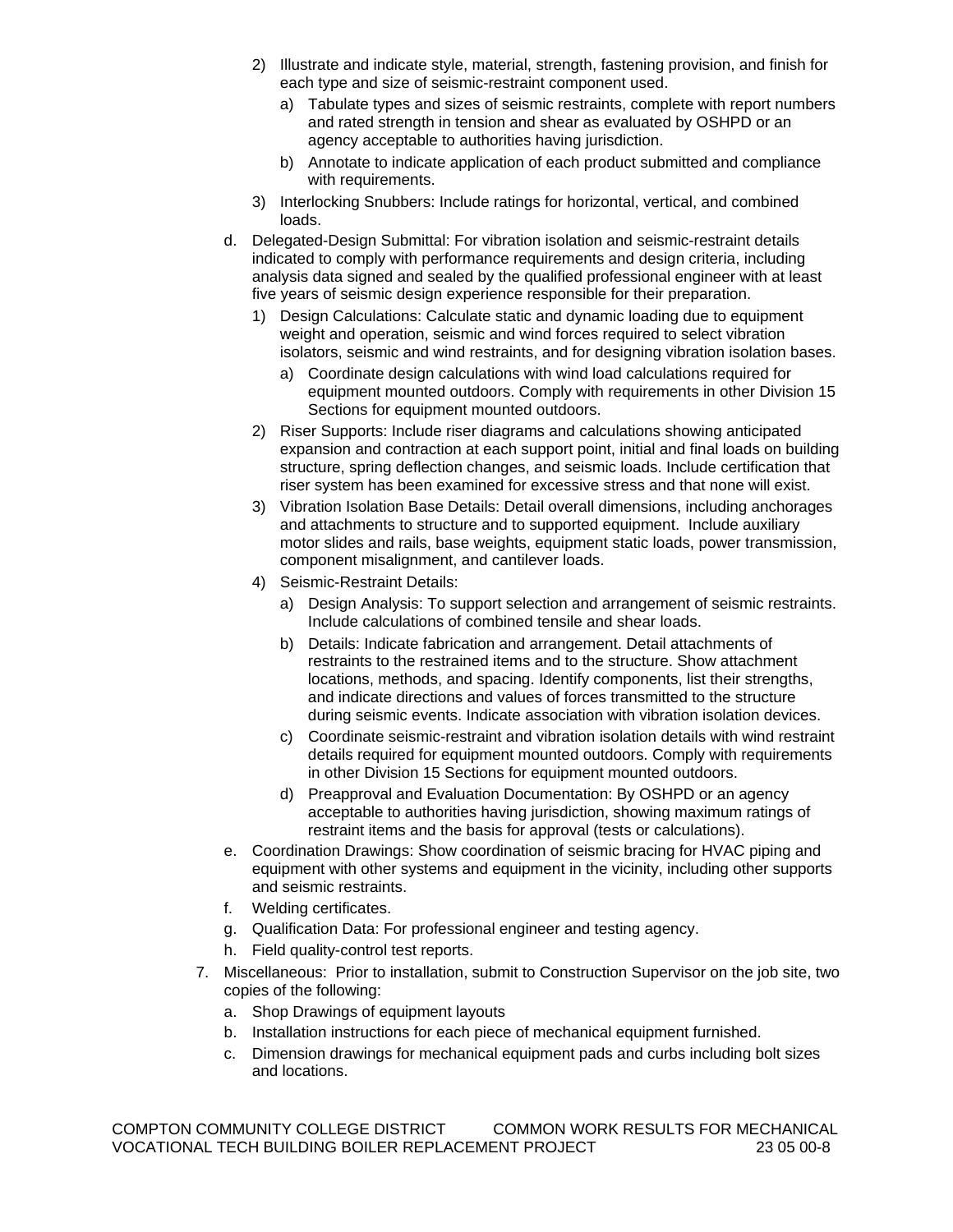2) Illustrate and indicate style, material, strength, fastening provision, and finish for each type and size of seismic-restraint component used.

   a) Tabulate types and sizes of seismic restraints, complete with report numbers and rated strength in tension and shear as evaluated by OSHPD or an agency acceptable to authorities having jurisdiction.

   b) Annotate to indicate application of each product submitted and compliance with requirements.

3) Interlocking Snubbers: Include ratings for horizontal, vertical, and combined loads.

d. Delegated-Design Submittal: For vibration isolation and seismic-restraint details indicated to comply with performance requirements and design criteria, including analysis data signed and sealed by the qualified professional engineer with at least five years of seismic design experience responsible for their preparation.

   1) Design Calculations: Calculate static and dynamic loading due to equipment weight and operation, seismic and wind forces required to select vibration isolators, seismic and wind restraints, and for designing vibration isolation bases.

      a) Coordinate design calculations with wind load calculations required for equipment mounted outdoors. Comply with requirements in other Division 15 Sections for equipment mounted outdoors.

   2) Riser Supports: Include riser diagrams and calculations showing anticipated expansion and contraction at each support point, initial and final loads on building structure, spring deflection changes, and seismic loads. Include certification that riser system has been examined for excessive stress and that none will exist.

   3) Vibration Isolation Base Details: Detail overall dimensions, including anchorages and attachments to structure and to supported equipment. Include auxiliary motor slides and rails, base weights, equipment static loads, power transmission, component misalignment, and cantilever loads.

   4) Seismic-Restraint Details:

      a) Design Analysis: To support selection and arrangement of seismic restraints. Include calculations of combined tensile and shear loads.

      b) Details: Indicate fabrication and arrangement. Detail attachments of restraints to the restrained items and to the structure. Show attachment locations, methods, and spacing. Identify components, list their strengths, and indicate directions and values of forces transmitted to the structure during seismic events. Indicate association with vibration isolation devices.

      c) Coordinate seismic-restraint and vibration isolation details with wind restraint details required for equipment mounted outdoors. Comply with requirements in other Division 15 Sections for equipment mounted outdoors.

      d) Preapproval and Evaluation Documentation: By OSHPD or an agency acceptable to authorities having jurisdiction, showing maximum ratings of restraint items and the basis for approval (tests or calculations).

e. Coordination Drawings: Show coordination of seismic bracing for HVAC piping and equipment with other systems and equipment in the vicinity, including other supports and seismic restraints.

f. Welding certificates.

g. Qualification Data: For professional engineer and testing agency.

h. Field quality-control test reports.

7. Miscellaneous: Prior to installation, submit to Construction Supervisor on the job site, two copies of the following:

   a. Shop Drawings of equipment layouts

   b. Installation instructions for each piece of mechanical equipment furnished.

   c. Dimension drawings for mechanical equipment pads and curbs including bolt sizes and locations.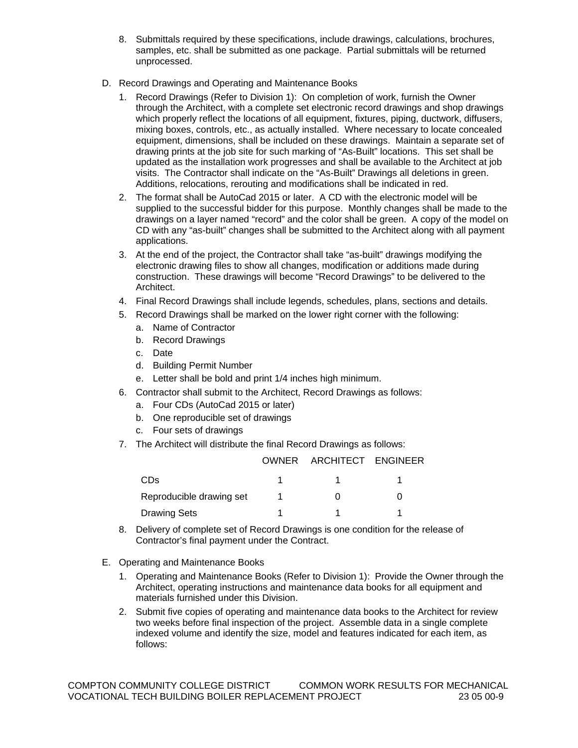8. Submittals required by these specifications, include drawings, calculations, brochures, samples, etc. shall be submitted as one package. Partial submittals will be returned unprocessed.

D. Record Drawings and Operating and Maintenance Books

1. Record Drawings (Refer to Division 1): On completion of work, furnish the Owner through the Architect, with a complete set electronic record drawings and shop drawings which properly reflect the locations of all equipment, fixtures, piping, ductwork, diffusers, mixing boxes, controls, etc., as actually installed. Where necessary to locate concealed equipment, dimensions, shall be included on these drawings. Maintain a separate set of drawing prints at the job site for such marking of “As-Built” locations. This set shall be updated as the installation work progresses and shall be available to the Architect at job visits. The Contractor shall indicate on the “As-Built” Drawings all deletions in green. Additions, relocations, rerouting and modifications shall be indicated in red.
2. The format shall be AutoCad 2015 or later. A CD with the electronic model will be supplied to the successful bidder for this purpose. Monthly changes shall be made to the drawings on a layer named “record” and the color shall be green. A copy of the model on CD with any “as-built” changes shall be submitted to the Architect along with all payment applications.
3. At the end of the project, the Contractor shall take “as-built” drawings modifying the electronic drawing files to show all changes, modification or additions made during construction. These drawings will become “Record Drawings” to be delivered to the Architect.
4. Final Record Drawings shall include legends, schedules, plans, sections and details.
5. Record Drawings shall be marked on the lower right corner with the following:
   a. Name of Contractor
   b. Record Drawings
   c. Date
   d. Building Permit Number
   e. Letter shall be bold and print 1/4 inches high minimum.
6. Contractor shall submit to the Architect, Record Drawings as follows:
   a. Four CDs (AutoCad 2015 or later)
   b. One reproducible set of drawings
   c. Four sets of drawings
7. The Architect will distribute the final Record Drawings as follows:

| | OWNER | ARCHITECT | ENGINEER |
|---|---|---|---|
| CDs | 1 | 1 | 1 |
| Reproducible drawing set | 1 | 0 | 0 |
| Drawing Sets | 1 | 1 | 1 |

8. Delivery of complete set of Record Drawings is one condition for the release of Contractor’s final payment under the Contract.

E. Operating and Maintenance Books

1. Operating and Maintenance Books (Refer to Division 1): Provide the Owner through the Architect, operating instructions and maintenance data books for all equipment and materials furnished under this Division.
2. Submit five copies of operating and maintenance data books to the Architect for review two weeks before final inspection of the project. Assemble data in a single complete indexed volume and identify the size, model and features indicated for each item, as follows: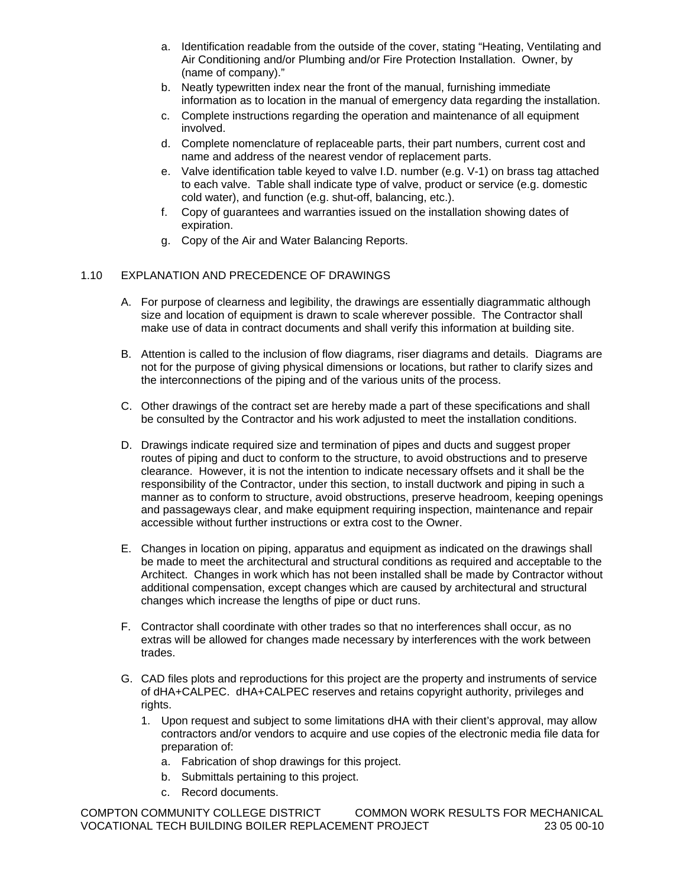a. Identification readable from the outside of the cover, stating "Heating, Ventilating and Air Conditioning and/or Plumbing and/or Fire Protection Installation. Owner, by (name of company)."
b. Neatly typewritten index near the front of the manual, furnishing immediate information as to location in the manual of emergency data regarding the installation.
c. Complete instructions regarding the operation and maintenance of all equipment involved.
d. Complete nomenclature of replaceable parts, their part numbers, current cost and name and address of the nearest vendor of replacement parts.
e. Valve identification table keyed to valve I.D. number (e.g. V-1) on brass tag attached to each valve. Table shall indicate type of valve, product or service (e.g. domestic cold water), and function (e.g. shut-off, balancing, etc.).
f. Copy of guarantees and warranties issued on the installation showing dates of expiration.
g. Copy of the Air and Water Balancing Reports.

## 1.10 EXPLANATION AND PRECEDENCE OF DRAWINGS

A. For purpose of clearness and legibility, the drawings are essentially diagrammatic although size and location of equipment is drawn to scale wherever possible. The Contractor shall make use of data in contract documents and shall verify this information at building site.

B. Attention is called to the inclusion of flow diagrams, riser diagrams and details. Diagrams are not for the purpose of giving physical dimensions or locations, but rather to clarify sizes and the interconnections of the piping and of the various units of the process.

C. Other drawings of the contract set are hereby made a part of these specifications and shall be consulted by the Contractor and his work adjusted to meet the installation conditions.

D. Drawings indicate required size and termination of pipes and ducts and suggest proper routes of piping and duct to conform to the structure, to avoid obstructions and to preserve clearance. However, it is not the intention to indicate necessary offsets and it shall be the responsibility of the Contractor, under this section, to install ductwork and piping in such a manner as to conform to structure, avoid obstructions, preserve headroom, keeping openings and passageways clear, and make equipment requiring inspection, maintenance and repair accessible without further instructions or extra cost to the Owner.

E. Changes in location on piping, apparatus and equipment as indicated on the drawings shall be made to meet the architectural and structural conditions as required and acceptable to the Architect. Changes in work which has not been installed shall be made by Contractor without additional compensation, except changes which are caused by architectural and structural changes which increase the lengths of pipe or duct runs.

F. Contractor shall coordinate with other trades so that no interferences shall occur, as no extras will be allowed for changes made necessary by interferences with the work between trades.

G. CAD files plots and reproductions for this project are the property and instruments of service of dHA+CALPEC. dHA+CALPEC reserves and retains copyright authority, privileges and rights.

1. Upon request and subject to some limitations dHA with their client's approval, may allow contractors and/or vendors to acquire and use copies of the electronic media file data for preparation of:
   a. Fabrication of shop drawings for this project.
   b. Submittals pertaining to this project.
   c. Record documents.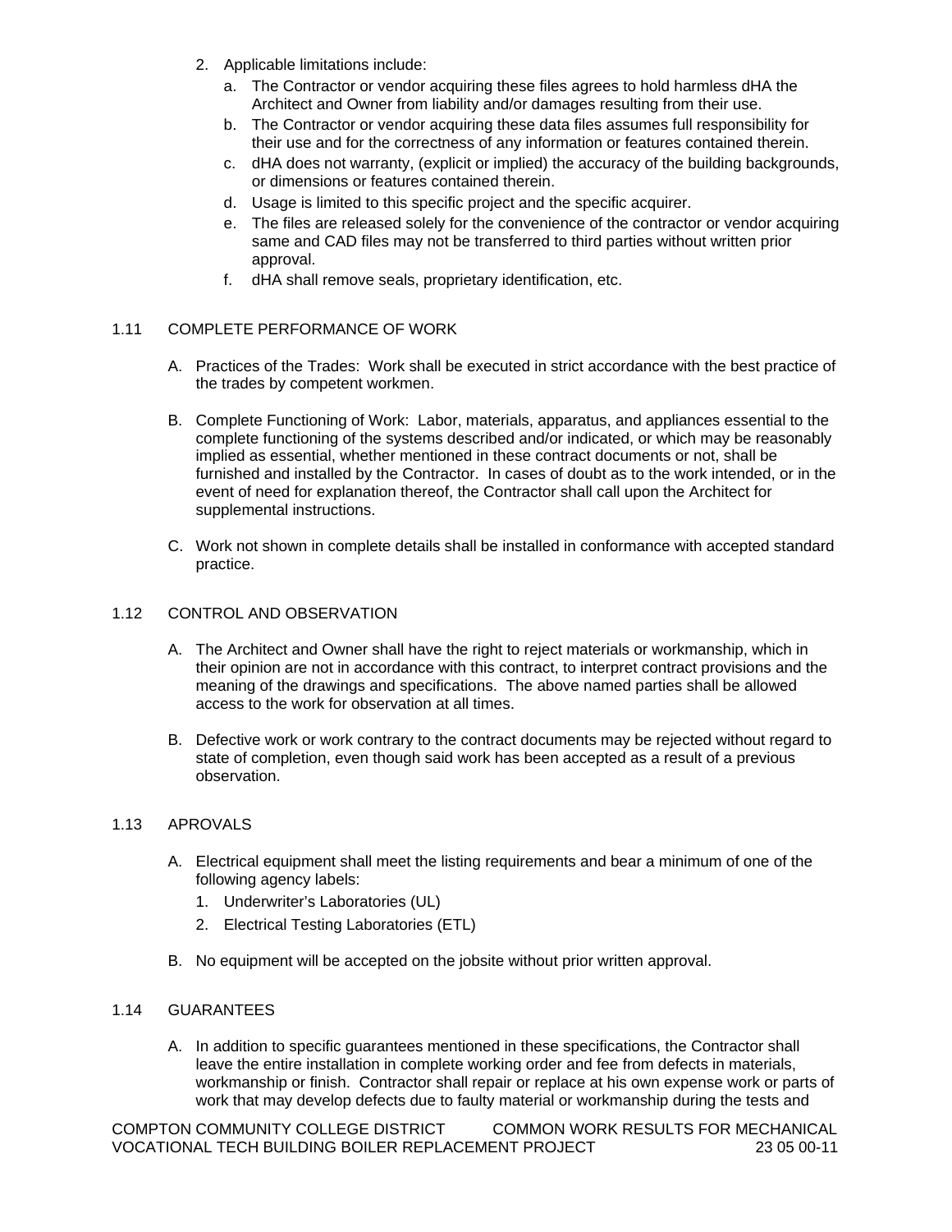2. Applicable limitations include:
   a. The Contractor or vendor acquiring these files agrees to hold harmless dHA the Architect and Owner from liability and/or damages resulting from their use.
   b. The Contractor or vendor acquiring these data files assumes full responsibility for their use and for the correctness of any information or features contained therein.
   c. dHA does not warranty, (explicit or implied) the accuracy of the building backgrounds, or dimensions or features contained therein.
   d. Usage is limited to this specific project and the specific acquirer.
   e. The files are released solely for the convenience of the contractor or vendor acquiring same and CAD files may not be transferred to third parties without written prior approval.
   f. dHA shall remove seals, proprietary identification, etc.

## 1.11 COMPLETE PERFORMANCE OF WORK

A. Practices of the Trades: Work shall be executed in strict accordance with the best practice of the trades by competent workmen.

B. Complete Functioning of Work: Labor, materials, apparatus, and appliances essential to the complete functioning of the systems described and/or indicated, or which may be reasonably implied as essential, whether mentioned in these contract documents or not, shall be furnished and installed by the Contractor. In cases of doubt as to the work intended, or in the event of need for explanation thereof, the Contractor shall call upon the Architect for supplemental instructions.

C. Work not shown in complete details shall be installed in conformance with accepted standard practice.

## 1.12 CONTROL AND OBSERVATION

A. The Architect and Owner shall have the right to reject materials or workmanship, which in their opinion are not in accordance with this contract, to interpret contract provisions and the meaning of the drawings and specifications. The above named parties shall be allowed access to the work for observation at all times.

B. Defective work or work contrary to the contract documents may be rejected without regard to state of completion, even though said work has been accepted as a result of a previous observation.

## 1.13 APROVALS

A. Electrical equipment shall meet the listing requirements and bear a minimum of one of the following agency labels:
   1. Underwriter's Laboratories (UL)
   2. Electrical Testing Laboratories (ETL)

B. No equipment will be accepted on the jobsite without prior written approval.

## 1.14 GUARANTEES

A. In addition to specific guarantees mentioned in these specifications, the Contractor shall leave the entire installation in complete working order and fee from defects in materials, workmanship or finish. Contractor shall repair or replace at his own expense work or parts of work that may develop defects due to faulty material or workmanship during the tests and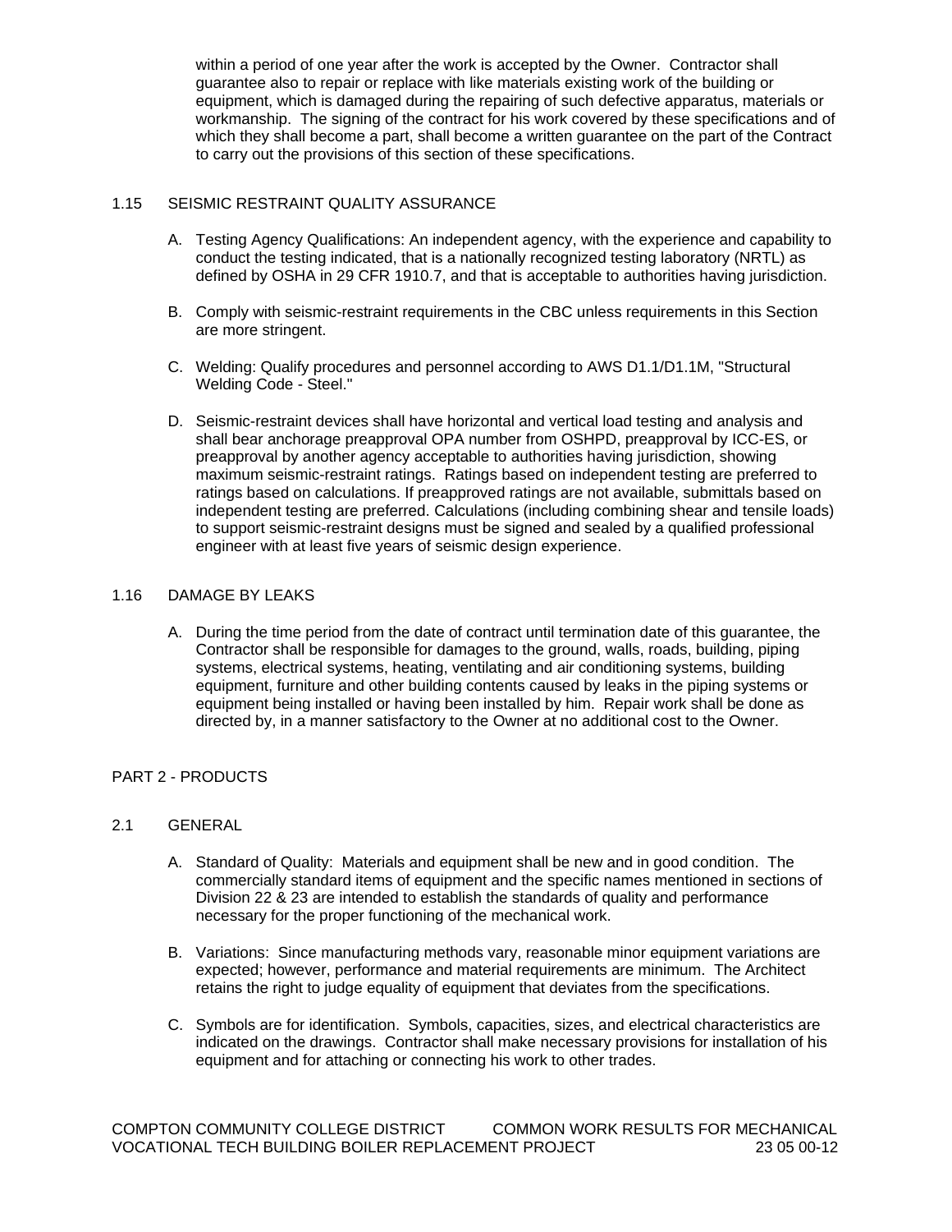within a period of one year after the work is accepted by the Owner. Contractor shall guarantee also to repair or replace with like materials existing work of the building or equipment, which is damaged during the repairing of such defective apparatus, materials or workmanship. The signing of the contract for his work covered by these specifications and of which they shall become a part, shall become a written guarantee on the part of the Contract to carry out the provisions of this section of these specifications.

### 1.15 SEISMIC RESTRAINT QUALITY ASSURANCE

A. Testing Agency Qualifications: An independent agency, with the experience and capability to conduct the testing indicated, that is a nationally recognized testing laboratory (NRTL) as defined by OSHA in 29 CFR 1910.7, and that is acceptable to authorities having jurisdiction.

B. Comply with seismic-restraint requirements in the CBC unless requirements in this Section are more stringent.

C. Welding: Qualify procedures and personnel according to AWS D1.1/D1.1M, "Structural Welding Code - Steel."

D. Seismic-restraint devices shall have horizontal and vertical load testing and analysis and shall bear anchorage preapproval OPA number from OSHPD, preapproval by ICC-ES, or preapproval by another agency acceptable to authorities having jurisdiction, showing maximum seismic-restraint ratings. Ratings based on independent testing are preferred to ratings based on calculations. If preapproved ratings are not available, submittals based on independent testing are preferred. Calculations (including combining shear and tensile loads) to support seismic-restraint designs must be signed and sealed by a qualified professional engineer with at least five years of seismic design experience.

### 1.16 DAMAGE BY LEAKS

A. During the time period from the date of contract until termination date of this guarantee, the Contractor shall be responsible for damages to the ground, walls, roads, building, piping systems, electrical systems, heating, ventilating and air conditioning systems, building equipment, furniture and other building contents caused by leaks in the piping systems or equipment being installed or having been installed by him. Repair work shall be done as directed by, in a manner satisfactory to the Owner at no additional cost to the Owner.

## PART 2 - PRODUCTS

### 2.1 GENERAL

A. Standard of Quality: Materials and equipment shall be new and in good condition. The commercially standard items of equipment and the specific names mentioned in sections of Division 22 & 23 are intended to establish the standards of quality and performance necessary for the proper functioning of the mechanical work.

B. Variations: Since manufacturing methods vary, reasonable minor equipment variations are expected; however, performance and material requirements are minimum. The Architect retains the right to judge equality of equipment that deviates from the specifications.

C. Symbols are for identification. Symbols, capacities, sizes, and electrical characteristics are indicated on the drawings. Contractor shall make necessary provisions for installation of his equipment and for attaching or connecting his work to other trades.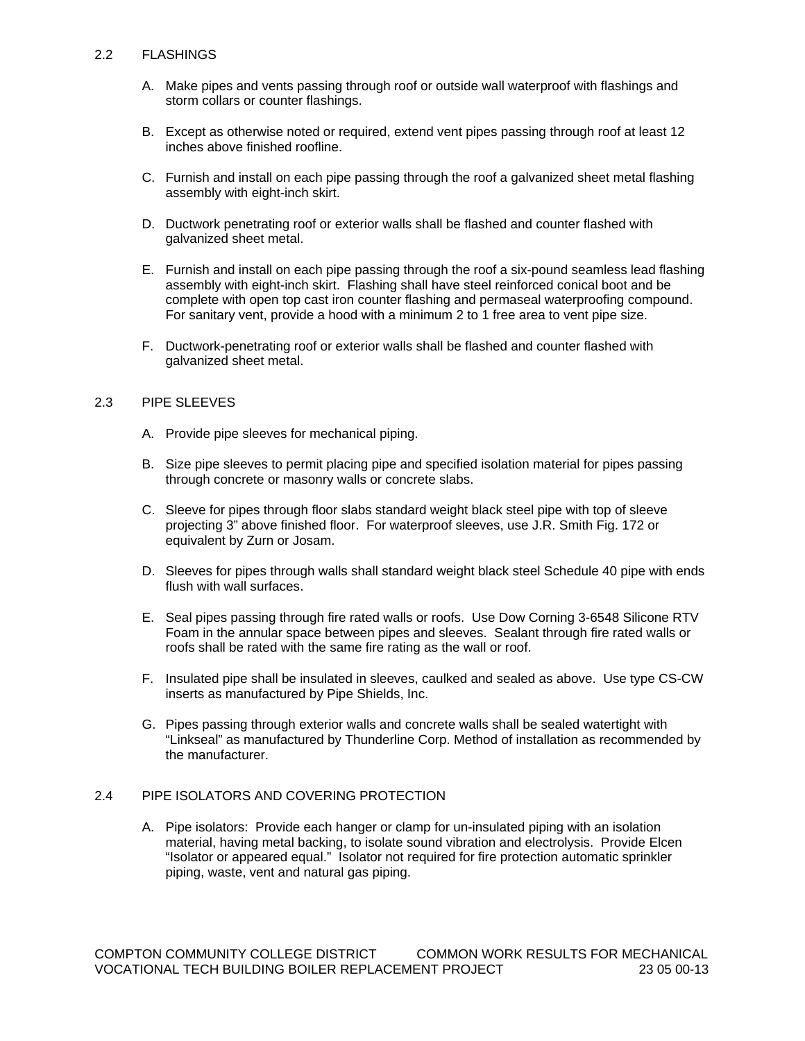## 2.2 FLASHINGS

A. Make pipes and vents passing through roof or outside wall waterproof with flashings and storm collars or counter flashings.

B. Except as otherwise noted or required, extend vent pipes passing through roof at least 12 inches above finished roofline.

C. Furnish and install on each pipe passing through the roof a galvanized sheet metal flashing assembly with eight-inch skirt.

D. Ductwork penetrating roof or exterior walls shall be flashed and counter flashed with galvanized sheet metal.

E. Furnish and install on each pipe passing through the roof a six-pound seamless lead flashing assembly with eight-inch skirt. Flashing shall have steel reinforced conical boot and be complete with open top cast iron counter flashing and permaseal waterproofing compound. For sanitary vent, provide a hood with a minimum 2 to 1 free area to vent pipe size.

F. Ductwork-penetrating roof or exterior walls shall be flashed and counter flashed with galvanized sheet metal.

## 2.3 PIPE SLEEVES

A. Provide pipe sleeves for mechanical piping.

B. Size pipe sleeves to permit placing pipe and specified isolation material for pipes passing through concrete or masonry walls or concrete slabs.

C. Sleeve for pipes through floor slabs standard weight black steel pipe with top of sleeve projecting 3" above finished floor. For waterproof sleeves, use J.R. Smith Fig. 172 or equivalent by Zurn or Josam.

D. Sleeves for pipes through walls shall standard weight black steel Schedule 40 pipe with ends flush with wall surfaces.

E. Seal pipes passing through fire rated walls or roofs. Use Dow Corning 3-6548 Silicone RTV Foam in the annular space between pipes and sleeves. Sealant through fire rated walls or roofs shall be rated with the same fire rating as the wall or roof.

F. Insulated pipe shall be insulated in sleeves, caulked and sealed as above. Use type CS-CW inserts as manufactured by Pipe Shields, Inc.

G. Pipes passing through exterior walls and concrete walls shall be sealed watertight with "Linkseal" as manufactured by Thunderline Corp. Method of installation as recommended by the manufacturer.

## 2.4 PIPE ISOLATORS AND COVERING PROTECTION

A. Pipe isolators: Provide each hanger or clamp for un-insulated piping with an isolation material, having metal backing, to isolate sound vibration and electrolysis. Provide Elcen "Isolator or appeared equal." Isolator not required for fire protection automatic sprinkler piping, waste, vent and natural gas piping.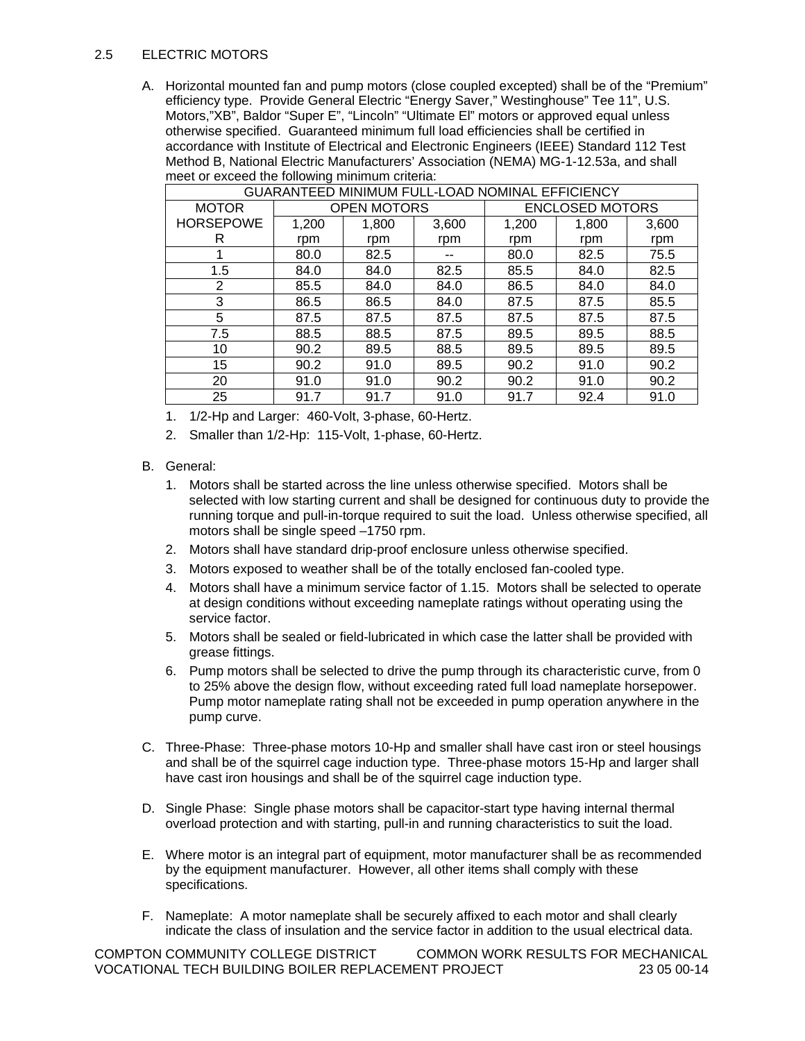## 2.5 ELECTRIC MOTORS

A. Horizontal mounted fan and pump motors (close coupled excepted) shall be of the "Premium" efficiency type. Provide General Electric "Energy Saver," Westinghouse" Tee 11", U.S. Motors,"XB", Baldor "Super E", "Lincoln" "Ultimate El" motors or approved equal unless otherwise specified. Guaranteed minimum full load efficiencies shall be certified in accordance with Institute of Electrical and Electronic Engineers (IEEE) Standard 112 Test Method B, National Electric Manufacturers' Association (NEMA) MG-1-12.53a, and shall meet or exceed the following minimum criteria:

| GUARANTEED MINIMUM FULL-LOAD NOMINAL EFFICIENCY | | | | | | |
|---|---|---|---|---|---|---|
| MOTOR HORSEPOWER | OPEN MOTORS | | | ENCLOSED MOTORS | | |
| | 1,200 rpm | 1,800 rpm | 3,600 rpm | 1,200 rpm | 1,800 rpm | 3,600 rpm |
| 1 | 80.0 | 82.5 | -- | 80.0 | 82.5 | 75.5 |
| 1.5 | 84.0 | 84.0 | 82.5 | 85.5 | 84.0 | 82.5 |
| 2 | 85.5 | 84.0 | 84.0 | 86.5 | 84.0 | 84.0 |
| 3 | 86.5 | 86.5 | 84.0 | 87.5 | 87.5 | 85.5 |
| 5 | 87.5 | 87.5 | 87.5 | 87.5 | 87.5 | 87.5 |
| 7.5 | 88.5 | 88.5 | 87.5 | 89.5 | 89.5 | 88.5 |
| 10 | 90.2 | 89.5 | 88.5 | 89.5 | 89.5 | 89.5 |
| 15 | 90.2 | 91.0 | 89.5 | 90.2 | 91.0 | 90.2 |
| 20 | 91.0 | 91.0 | 90.2 | 90.2 | 91.0 | 90.2 |
| 25 | 91.7 | 91.7 | 91.0 | 91.7 | 92.4 | 91.0 |

1. 1/2-Hp and Larger: 460-Volt, 3-phase, 60-Hertz.
2. Smaller than 1/2-Hp: 115-Volt, 1-phase, 60-Hertz.

B. General:

1. Motors shall be started across the line unless otherwise specified. Motors shall be selected with low starting current and shall be designed for continuous duty to provide the running torque and pull-in-torque required to suit the load. Unless otherwise specified, all motors shall be single speed –1750 rpm.
2. Motors shall have standard drip-proof enclosure unless otherwise specified.
3. Motors exposed to weather shall be of the totally enclosed fan-cooled type.
4. Motors shall have a minimum service factor of 1.15. Motors shall be selected to operate at design conditions without exceeding nameplate ratings without operating using the service factor.
5. Motors shall be sealed or field-lubricated in which case the latter shall be provided with grease fittings.
6. Pump motors shall be selected to drive the pump through its characteristic curve, from 0 to 25% above the design flow, without exceeding rated full load nameplate horsepower. Pump motor nameplate rating shall not be exceeded in pump operation anywhere in the pump curve.

C. Three-Phase: Three-phase motors 10-Hp and smaller shall have cast iron or steel housings and shall be of the squirrel cage induction type. Three-phase motors 15-Hp and larger shall have cast iron housings and shall be of the squirrel cage induction type.

D. Single Phase: Single phase motors shall be capacitor-start type having internal thermal overload protection and with starting, pull-in and running characteristics to suit the load.

E. Where motor is an integral part of equipment, motor manufacturer shall be as recommended by the equipment manufacturer. However, all other items shall comply with these specifications.

F. Nameplate: A motor nameplate shall be securely affixed to each motor and shall clearly indicate the class of insulation and the service factor in addition to the usual electrical data.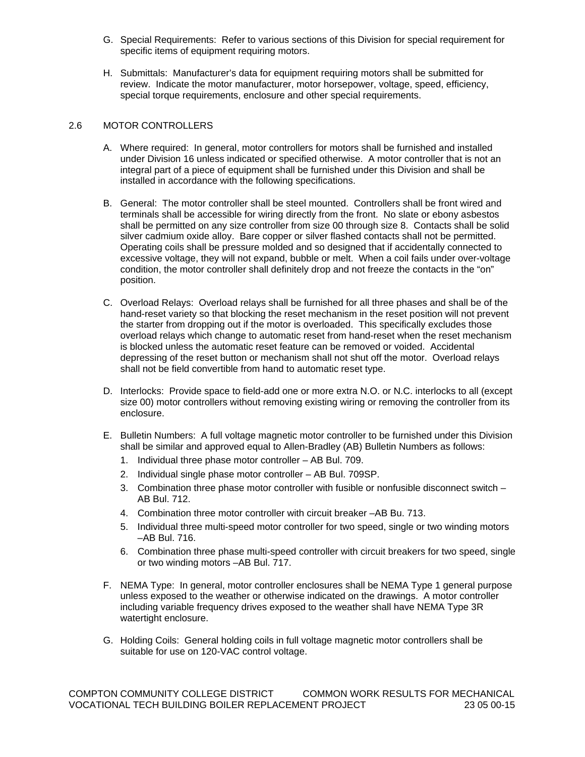G. Special Requirements: Refer to various sections of this Division for special requirement for specific items of equipment requiring motors.

H. Submittals: Manufacturer's data for equipment requiring motors shall be submitted for review. Indicate the motor manufacturer, motor horsepower, voltage, speed, efficiency, special torque requirements, enclosure and other special requirements.

## 2.6 MOTOR CONTROLLERS

A. Where required: In general, motor controllers for motors shall be furnished and installed under Division 16 unless indicated or specified otherwise. A motor controller that is not an integral part of a piece of equipment shall be furnished under this Division and shall be installed in accordance with the following specifications.

B. General: The motor controller shall be steel mounted. Controllers shall be front wired and terminals shall be accessible for wiring directly from the front. No slate or ebony asbestos shall be permitted on any size controller from size 00 through size 8. Contacts shall be solid silver cadmium oxide alloy. Bare copper or silver flashed contacts shall not be permitted. Operating coils shall be pressure molded and so designed that if accidentally connected to excessive voltage, they will not expand, bubble or melt. When a coil fails under over-voltage condition, the motor controller shall definitely drop and not freeze the contacts in the "on" position.

C. Overload Relays: Overload relays shall be furnished for all three phases and shall be of the hand-reset variety so that blocking the reset mechanism in the reset position will not prevent the starter from dropping out if the motor is overloaded. This specifically excludes those overload relays which change to automatic reset from hand-reset when the reset mechanism is blocked unless the automatic reset feature can be removed or voided. Accidental depressing of the reset button or mechanism shall not shut off the motor. Overload relays shall not be field convertible from hand to automatic reset type.

D. Interlocks: Provide space to field-add one or more extra N.O. or N.C. interlocks to all (except size 00) motor controllers without removing existing wiring or removing the controller from its enclosure.

E. Bulletin Numbers: A full voltage magnetic motor controller to be furnished under this Division shall be similar and approved equal to Allen-Bradley (AB) Bulletin Numbers as follows:
   1. Individual three phase motor controller – AB Bul. 709.
   2. Individual single phase motor controller – AB Bul. 709SP.
   3. Combination three phase motor controller with fusible or nonfusible disconnect switch – AB Bul. 712.
   4. Combination three motor controller with circuit breaker –AB Bu. 713.
   5. Individual three multi-speed motor controller for two speed, single or two winding motors –AB Bul. 716.
   6. Combination three phase multi-speed controller with circuit breakers for two speed, single or two winding motors –AB Bul. 717.

F. NEMA Type: In general, motor controller enclosures shall be NEMA Type 1 general purpose unless exposed to the weather or otherwise indicated on the drawings. A motor controller including variable frequency drives exposed to the weather shall have NEMA Type 3R watertight enclosure.

G. Holding Coils: General holding coils in full voltage magnetic motor controllers shall be suitable for use on 120-VAC control voltage.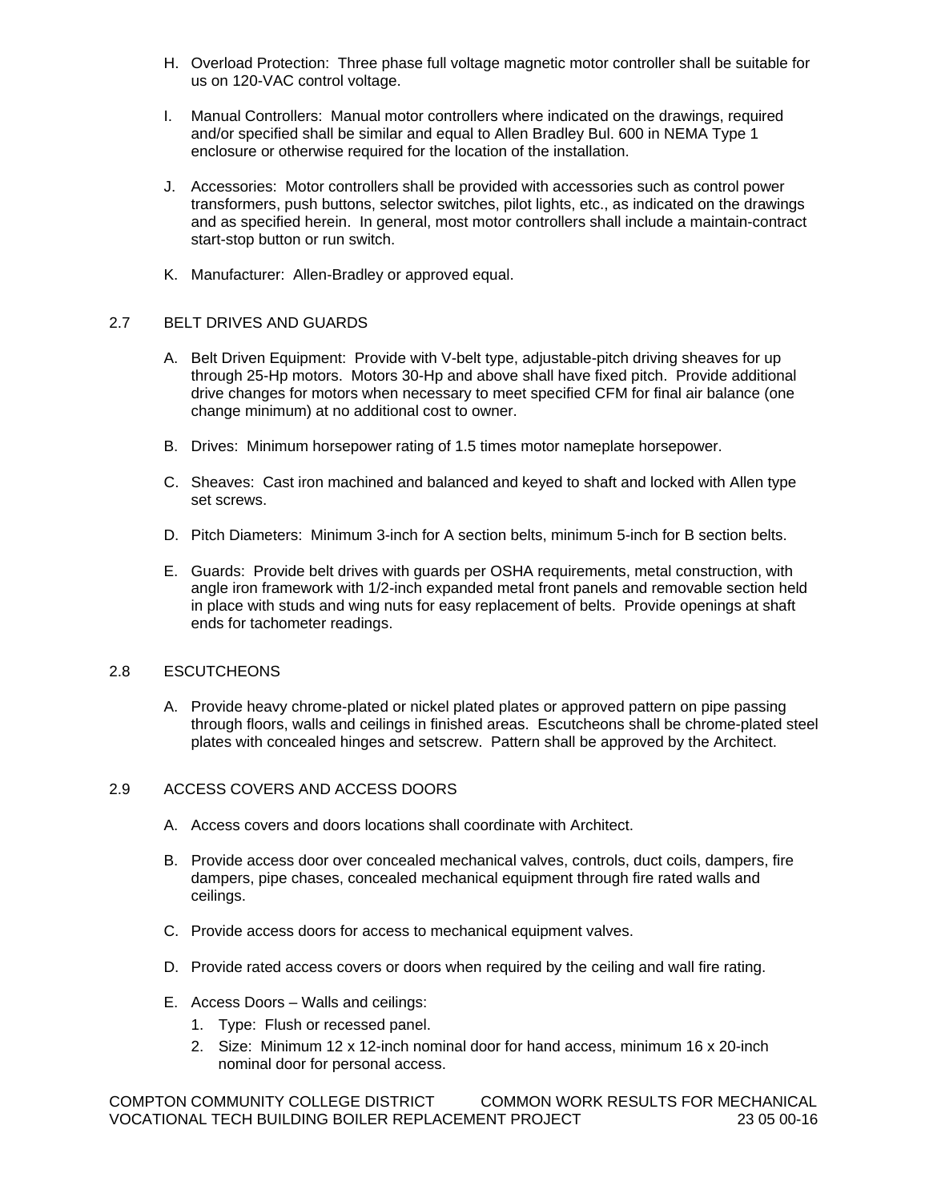H. Overload Protection: Three phase full voltage magnetic motor controller shall be suitable for us on 120-VAC control voltage.

I. Manual Controllers: Manual motor controllers where indicated on the drawings, required and/or specified shall be similar and equal to Allen Bradley Bul. 600 in NEMA Type 1 enclosure or otherwise required for the location of the installation.

J. Accessories: Motor controllers shall be provided with accessories such as control power transformers, push buttons, selector switches, pilot lights, etc., as indicated on the drawings and as specified herein. In general, most motor controllers shall include a maintain-contract start-stop button or run switch.

K. Manufacturer: Allen-Bradley or approved equal.

## 2.7 BELT DRIVES AND GUARDS

A. Belt Driven Equipment: Provide with V-belt type, adjustable-pitch driving sheaves for up through 25-Hp motors. Motors 30-Hp and above shall have fixed pitch. Provide additional drive changes for motors when necessary to meet specified CFM for final air balance (one change minimum) at no additional cost to owner.

B. Drives: Minimum horsepower rating of 1.5 times motor nameplate horsepower.

C. Sheaves: Cast iron machined and balanced and keyed to shaft and locked with Allen type set screws.

D. Pitch Diameters: Minimum 3-inch for A section belts, minimum 5-inch for B section belts.

E. Guards: Provide belt drives with guards per OSHA requirements, metal construction, with angle iron framework with 1/2-inch expanded metal front panels and removable section held in place with studs and wing nuts for easy replacement of belts. Provide openings at shaft ends for tachometer readings.

## 2.8 ESCUTCHEONS

A. Provide heavy chrome-plated or nickel plated plates or approved pattern on pipe passing through floors, walls and ceilings in finished areas. Escutcheons shall be chrome-plated steel plates with concealed hinges and setscrew. Pattern shall be approved by the Architect.

## 2.9 ACCESS COVERS AND ACCESS DOORS

A. Access covers and doors locations shall coordinate with Architect.

B. Provide access door over concealed mechanical valves, controls, duct coils, dampers, fire dampers, pipe chases, concealed mechanical equipment through fire rated walls and ceilings.

C. Provide access doors for access to mechanical equipment valves.

D. Provide rated access covers or doors when required by the ceiling and wall fire rating.

E. Access Doors – Walls and ceilings:
   1. Type: Flush or recessed panel.
   2. Size: Minimum 12 x 12-inch nominal door for hand access, minimum 16 x 20-inch nominal door for personal access.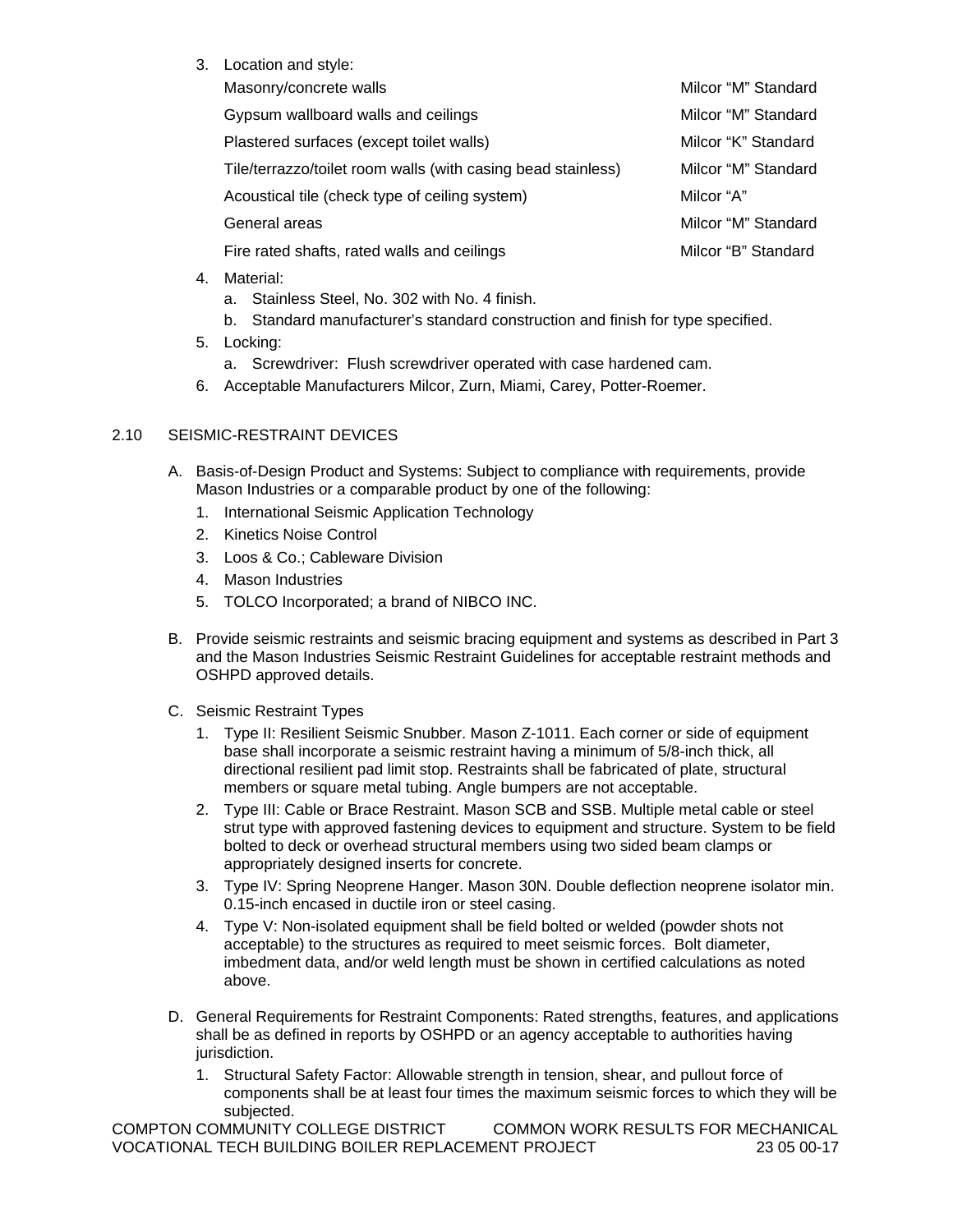3. Location and style:

| | |
|---|---|
| Masonry/concrete walls | Milcor “M” Standard |
| Gypsum wallboard walls and ceilings | Milcor “M” Standard |
| Plastered surfaces (except toilet walls) | Milcor “K” Standard |
| Tile/terrazzo/toilet room walls (with casing bead stainless) | Milcor “M” Standard |
| Acoustical tile (check type of ceiling system) | Milcor “A” |
| General areas | Milcor “M” Standard |
| Fire rated shafts, rated walls and ceilings | Milcor “B” Standard |

4. Material:
   a. Stainless Steel, No. 302 with No. 4 finish.
   b. Standard manufacturer’s standard construction and finish for type specified.
5. Locking:
   a. Screwdriver: Flush screwdriver operated with case hardened cam.
6. Acceptable Manufacturers Milcor, Zurn, Miami, Carey, Potter-Roemer.

## 2.10 SEISMIC-RESTRAINT DEVICES

A. Basis-of-Design Product and Systems: Subject to compliance with requirements, provide Mason Industries or a comparable product by one of the following:
   1. International Seismic Application Technology
   2. Kinetics Noise Control
   3. Loos & Co.; Cableware Division
   4. Mason Industries
   5. TOLCO Incorporated; a brand of NIBCO INC.

B. Provide seismic restraints and seismic bracing equipment and systems as described in Part 3 and the Mason Industries Seismic Restraint Guidelines for acceptable restraint methods and OSHPD approved details.

C. Seismic Restraint Types
   1. Type II: Resilient Seismic Snubber. Mason Z-1011. Each corner or side of equipment base shall incorporate a seismic restraint having a minimum of 5/8-inch thick, all directional resilient pad limit stop. Restraints shall be fabricated of plate, structural members or square metal tubing. Angle bumpers are not acceptable.
   2. Type III: Cable or Brace Restraint. Mason SCB and SSB. Multiple metal cable or steel strut type with approved fastening devices to equipment and structure. System to be field bolted to deck or overhead structural members using two sided beam clamps or appropriately designed inserts for concrete.
   3. Type IV: Spring Neoprene Hanger. Mason 30N. Double deflection neoprene isolator min. 0.15-inch encased in ductile iron or steel casing.
   4. Type V: Non-isolated equipment shall be field bolted or welded (powder shots not acceptable) to the structures as required to meet seismic forces. Bolt diameter, imbedment data, and/or weld length must be shown in certified calculations as noted above.

D. General Requirements for Restraint Components: Rated strengths, features, and applications shall be as defined in reports by OSHPD or an agency acceptable to authorities having jurisdiction.
   1. Structural Safety Factor: Allowable strength in tension, shear, and pullout force of components shall be at least four times the maximum seismic forces to which they will be subjected.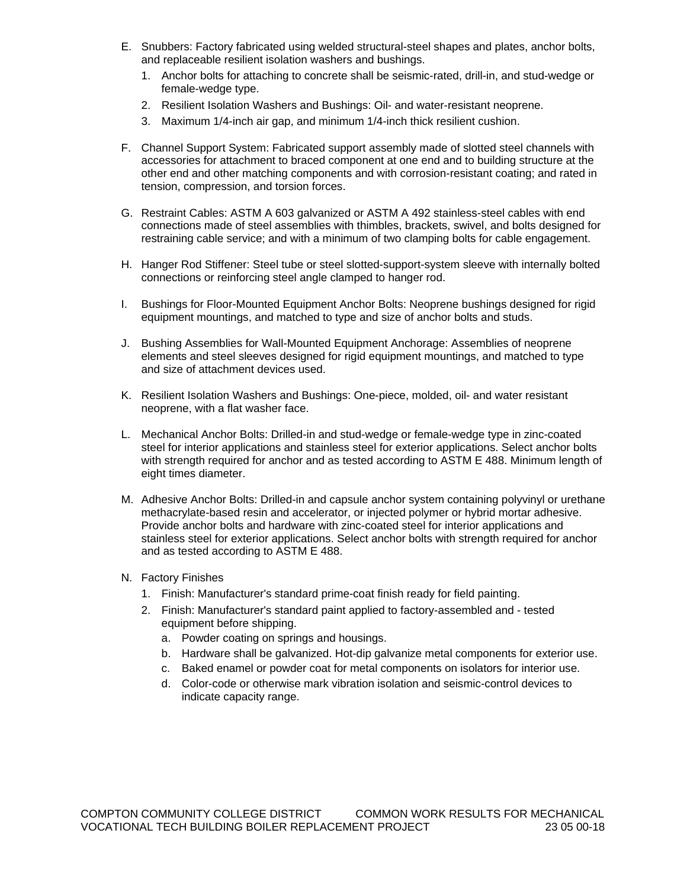E. Snubbers: Factory fabricated using welded structural-steel shapes and plates, anchor bolts, and replaceable resilient isolation washers and bushings.
   1. Anchor bolts for attaching to concrete shall be seismic-rated, drill-in, and stud-wedge or female-wedge type.
   2. Resilient Isolation Washers and Bushings: Oil- and water-resistant neoprene.
   3. Maximum 1/4-inch air gap, and minimum 1/4-inch thick resilient cushion.

F. Channel Support System: Fabricated support assembly made of slotted steel channels with accessories for attachment to braced component at one end and to building structure at the other end and other matching components and with corrosion-resistant coating; and rated in tension, compression, and torsion forces.

G. Restraint Cables: ASTM A 603 galvanized or ASTM A 492 stainless-steel cables with end connections made of steel assemblies with thimbles, brackets, swivel, and bolts designed for restraining cable service; and with a minimum of two clamping bolts for cable engagement.

H. Hanger Rod Stiffener: Steel tube or steel slotted-support-system sleeve with internally bolted connections or reinforcing steel angle clamped to hanger rod.

I. Bushings for Floor-Mounted Equipment Anchor Bolts: Neoprene bushings designed for rigid equipment mountings, and matched to type and size of anchor bolts and studs.

J. Bushing Assemblies for Wall-Mounted Equipment Anchorage: Assemblies of neoprene elements and steel sleeves designed for rigid equipment mountings, and matched to type and size of attachment devices used.

K. Resilient Isolation Washers and Bushings: One-piece, molded, oil- and water resistant neoprene, with a flat washer face.

L. Mechanical Anchor Bolts: Drilled-in and stud-wedge or female-wedge type in zinc-coated steel for interior applications and stainless steel for exterior applications. Select anchor bolts with strength required for anchor and as tested according to ASTM E 488. Minimum length of eight times diameter.

M. Adhesive Anchor Bolts: Drilled-in and capsule anchor system containing polyvinyl or urethane methacrylate-based resin and accelerator, or injected polymer or hybrid mortar adhesive. Provide anchor bolts and hardware with zinc-coated steel for interior applications and stainless steel for exterior applications. Select anchor bolts with strength required for anchor and as tested according to ASTM E 488.

N. Factory Finishes
   1. Finish: Manufacturer's standard prime-coat finish ready for field painting.
   2. Finish: Manufacturer's standard paint applied to factory-assembled and - tested equipment before shipping.
      a. Powder coating on springs and housings.
      b. Hardware shall be galvanized. Hot-dip galvanize metal components for exterior use.
      c. Baked enamel or powder coat for metal components on isolators for interior use.
      d. Color-code or otherwise mark vibration isolation and seismic-control devices to indicate capacity range.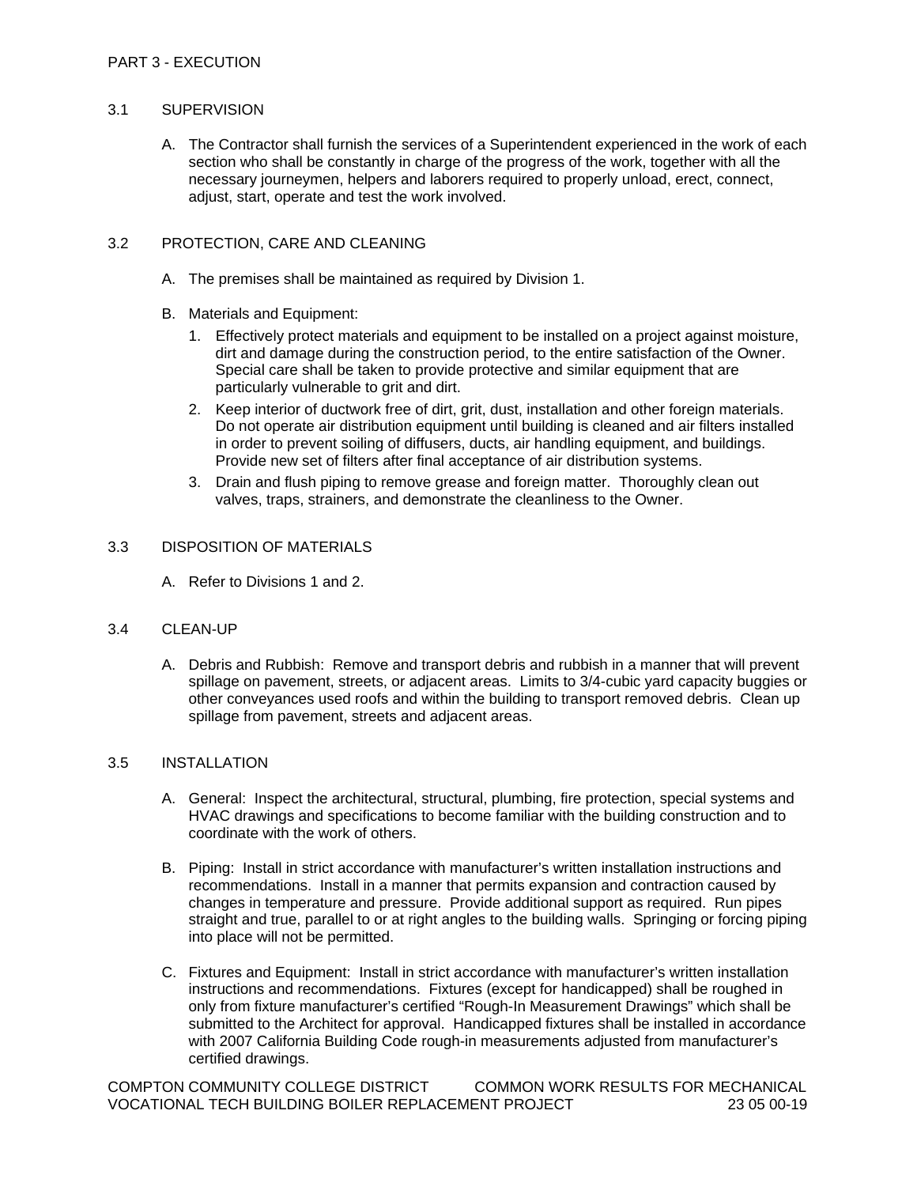## PART 3 - EXECUTION

### 3.1 SUPERVISION

A. The Contractor shall furnish the services of a Superintendent experienced in the work of each section who shall be constantly in charge of the progress of the work, together with all the necessary journeymen, helpers and laborers required to properly unload, erect, connect, adjust, start, operate and test the work involved.

### 3.2 PROTECTION, CARE AND CLEANING

A. The premises shall be maintained as required by Division 1.

B. Materials and Equipment:

1. Effectively protect materials and equipment to be installed on a project against moisture, dirt and damage during the construction period, to the entire satisfaction of the Owner. Special care shall be taken to provide protective and similar equipment that are particularly vulnerable to grit and dirt.
2. Keep interior of ductwork free of dirt, grit, dust, installation and other foreign materials. Do not operate air distribution equipment until building is cleaned and air filters installed in order to prevent soiling of diffusers, ducts, air handling equipment, and buildings. Provide new set of filters after final acceptance of air distribution systems.
3. Drain and flush piping to remove grease and foreign matter. Thoroughly clean out valves, traps, strainers, and demonstrate the cleanliness to the Owner.

### 3.3 DISPOSITION OF MATERIALS

A. Refer to Divisions 1 and 2.

### 3.4 CLEAN-UP

A. Debris and Rubbish: Remove and transport debris and rubbish in a manner that will prevent spillage on pavement, streets, or adjacent areas. Limits to 3/4-cubic yard capacity buggies or other conveyances used roofs and within the building to transport removed debris. Clean up spillage from pavement, streets and adjacent areas.

### 3.5 INSTALLATION

A. General: Inspect the architectural, structural, plumbing, fire protection, special systems and HVAC drawings and specifications to become familiar with the building construction and to coordinate with the work of others.

B. Piping: Install in strict accordance with manufacturer's written installation instructions and recommendations. Install in a manner that permits expansion and contraction caused by changes in temperature and pressure. Provide additional support as required. Run pipes straight and true, parallel to or at right angles to the building walls. Springing or forcing piping into place will not be permitted.

C. Fixtures and Equipment: Install in strict accordance with manufacturer's written installation instructions and recommendations. Fixtures (except for handicapped) shall be roughed in only from fixture manufacturer's certified "Rough-In Measurement Drawings" which shall be submitted to the Architect for approval. Handicapped fixtures shall be installed in accordance with 2007 California Building Code rough-in measurements adjusted from manufacturer's certified drawings.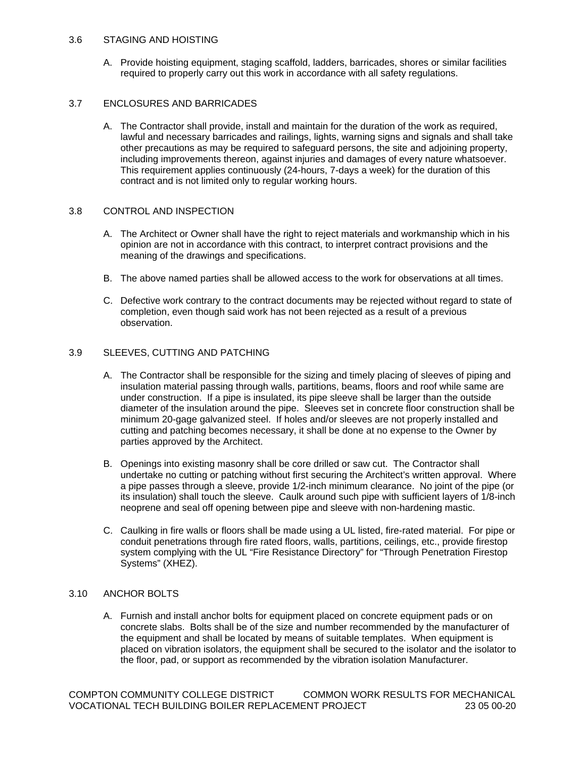## 3.6 STAGING AND HOISTING

A. Provide hoisting equipment, staging scaffold, ladders, barricades, shores or similar facilities required to properly carry out this work in accordance with all safety regulations.

## 3.7 ENCLOSURES AND BARRICADES

A. The Contractor shall provide, install and maintain for the duration of the work as required, lawful and necessary barricades and railings, lights, warning signs and signals and shall take other precautions as may be required to safeguard persons, the site and adjoining property, including improvements thereon, against injuries and damages of every nature whatsoever. This requirement applies continuously (24-hours, 7-days a week) for the duration of this contract and is not limited only to regular working hours.

## 3.8 CONTROL AND INSPECTION

A. The Architect or Owner shall have the right to reject materials and workmanship which in his opinion are not in accordance with this contract, to interpret contract provisions and the meaning of the drawings and specifications.

B. The above named parties shall be allowed access to the work for observations at all times.

C. Defective work contrary to the contract documents may be rejected without regard to state of completion, even though said work has not been rejected as a result of a previous observation.

## 3.9 SLEEVES, CUTTING AND PATCHING

A. The Contractor shall be responsible for the sizing and timely placing of sleeves of piping and insulation material passing through walls, partitions, beams, floors and roof while same are under construction. If a pipe is insulated, its pipe sleeve shall be larger than the outside diameter of the insulation around the pipe. Sleeves set in concrete floor construction shall be minimum 20-gage galvanized steel. If holes and/or sleeves are not properly installed and cutting and patching becomes necessary, it shall be done at no expense to the Owner by parties approved by the Architect.

B. Openings into existing masonry shall be core drilled or saw cut. The Contractor shall undertake no cutting or patching without first securing the Architect's written approval. Where a pipe passes through a sleeve, provide 1/2-inch minimum clearance. No joint of the pipe (or its insulation) shall touch the sleeve. Caulk around such pipe with sufficient layers of 1/8-inch neoprene and seal off opening between pipe and sleeve with non-hardening mastic.

C. Caulking in fire walls or floors shall be made using a UL listed, fire-rated material. For pipe or conduit penetrations through fire rated floors, walls, partitions, ceilings, etc., provide firestop system complying with the UL "Fire Resistance Directory" for "Through Penetration Firestop Systems" (XHEZ).

## 3.10 ANCHOR BOLTS

A. Furnish and install anchor bolts for equipment placed on concrete equipment pads or on concrete slabs. Bolts shall be of the size and number recommended by the manufacturer of the equipment and shall be located by means of suitable templates. When equipment is placed on vibration isolators, the equipment shall be secured to the isolator and the isolator to the floor, pad, or support as recommended by the vibration isolation Manufacturer.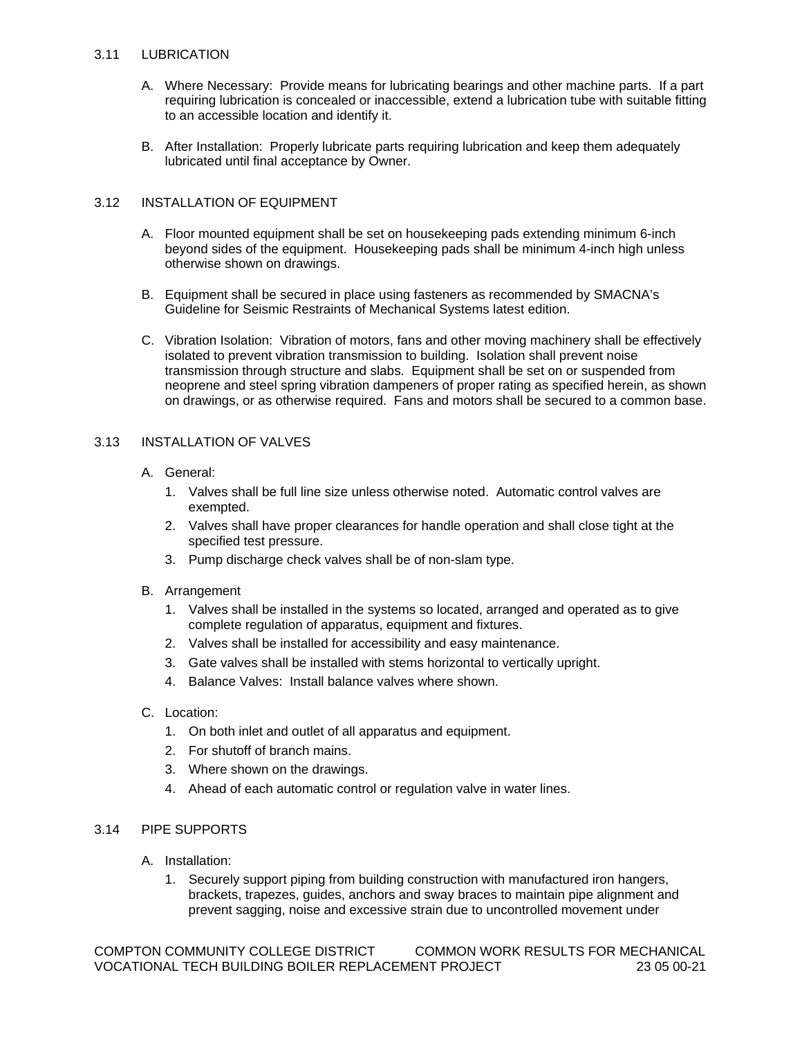### 3.11 LUBRICATION

A. Where Necessary: Provide means for lubricating bearings and other machine parts. If a part requiring lubrication is concealed or inaccessible, extend a lubrication tube with suitable fitting to an accessible location and identify it.

B. After Installation: Properly lubricate parts requiring lubrication and keep them adequately lubricated until final acceptance by Owner.

### 3.12 INSTALLATION OF EQUIPMENT

A. Floor mounted equipment shall be set on housekeeping pads extending minimum 6-inch beyond sides of the equipment. Housekeeping pads shall be minimum 4-inch high unless otherwise shown on drawings.

B. Equipment shall be secured in place using fasteners as recommended by SMACNA's Guideline for Seismic Restraints of Mechanical Systems latest edition.

C. Vibration Isolation: Vibration of motors, fans and other moving machinery shall be effectively isolated to prevent vibration transmission to building. Isolation shall prevent noise transmission through structure and slabs. Equipment shall be set on or suspended from neoprene and steel spring vibration dampeners of proper rating as specified herein, as shown on drawings, or as otherwise required. Fans and motors shall be secured to a common base.

### 3.13 INSTALLATION OF VALVES

A. General:
   1. Valves shall be full line size unless otherwise noted. Automatic control valves are exempted.
   2. Valves shall have proper clearances for handle operation and shall close tight at the specified test pressure.
   3. Pump discharge check valves shall be of non-slam type.

B. Arrangement
   1. Valves shall be installed in the systems so located, arranged and operated as to give complete regulation of apparatus, equipment and fixtures.
   2. Valves shall be installed for accessibility and easy maintenance.
   3. Gate valves shall be installed with stems horizontal to vertically upright.
   4. Balance Valves: Install balance valves where shown.

C. Location:
   1. On both inlet and outlet of all apparatus and equipment.
   2. For shutoff of branch mains.
   3. Where shown on the drawings.
   4. Ahead of each automatic control or regulation valve in water lines.

### 3.14 PIPE SUPPORTS

A. Installation:
   1. Securely support piping from building construction with manufactured iron hangers, brackets, trapezes, guides, anchors and sway braces to maintain pipe alignment and prevent sagging, noise and excessive strain due to uncontrolled movement under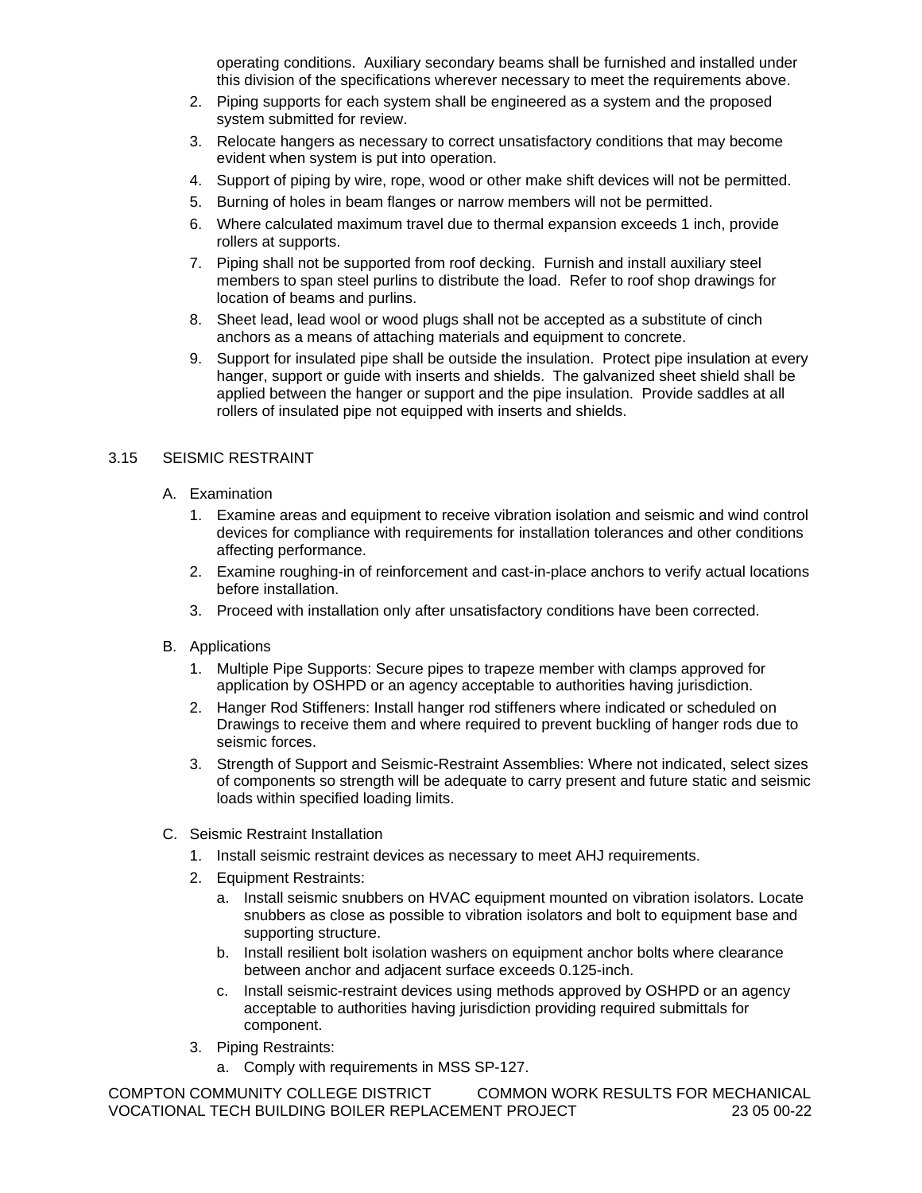operating conditions. Auxiliary secondary beams shall be furnished and installed under this division of the specifications wherever necessary to meet the requirements above.

2. Piping supports for each system shall be engineered as a system and the proposed system submitted for review.
3. Relocate hangers as necessary to correct unsatisfactory conditions that may become evident when system is put into operation.
4. Support of piping by wire, rope, wood or other make shift devices will not be permitted.
5. Burning of holes in beam flanges or narrow members will not be permitted.
6. Where calculated maximum travel due to thermal expansion exceeds 1 inch, provide rollers at supports.
7. Piping shall not be supported from roof decking. Furnish and install auxiliary steel members to span steel purlins to distribute the load. Refer to roof shop drawings for location of beams and purlins.
8. Sheet lead, lead wool or wood plugs shall not be accepted as a substitute of cinch anchors as a means of attaching materials and equipment to concrete.
9. Support for insulated pipe shall be outside the insulation. Protect pipe insulation at every hanger, support or guide with inserts and shields. The galvanized sheet shield shall be applied between the hanger or support and the pipe insulation. Provide saddles at all rollers of insulated pipe not equipped with inserts and shields.

## 3.15 SEISMIC RESTRAINT

A. Examination

1. Examine areas and equipment to receive vibration isolation and seismic and wind control devices for compliance with requirements for installation tolerances and other conditions affecting performance.
2. Examine roughing-in of reinforcement and cast-in-place anchors to verify actual locations before installation.
3. Proceed with installation only after unsatisfactory conditions have been corrected.

B. Applications

1. Multiple Pipe Supports: Secure pipes to trapeze member with clamps approved for application by OSHPD or an agency acceptable to authorities having jurisdiction.
2. Hanger Rod Stiffeners: Install hanger rod stiffeners where indicated or scheduled on Drawings to receive them and where required to prevent buckling of hanger rods due to seismic forces.
3. Strength of Support and Seismic-Restraint Assemblies: Where not indicated, select sizes of components so strength will be adequate to carry present and future static and seismic loads within specified loading limits.

C. Seismic Restraint Installation

1. Install seismic restraint devices as necessary to meet AHJ requirements.
2. Equipment Restraints:
   a. Install seismic snubbers on HVAC equipment mounted on vibration isolators. Locate snubbers as close as possible to vibration isolators and bolt to equipment base and supporting structure.
   b. Install resilient bolt isolation washers on equipment anchor bolts where clearance between anchor and adjacent surface exceeds 0.125-inch.
   c. Install seismic-restraint devices using methods approved by OSHPD or an agency acceptable to authorities having jurisdiction providing required submittals for component.
3. Piping Restraints:
   a. Comply with requirements in MSS SP-127.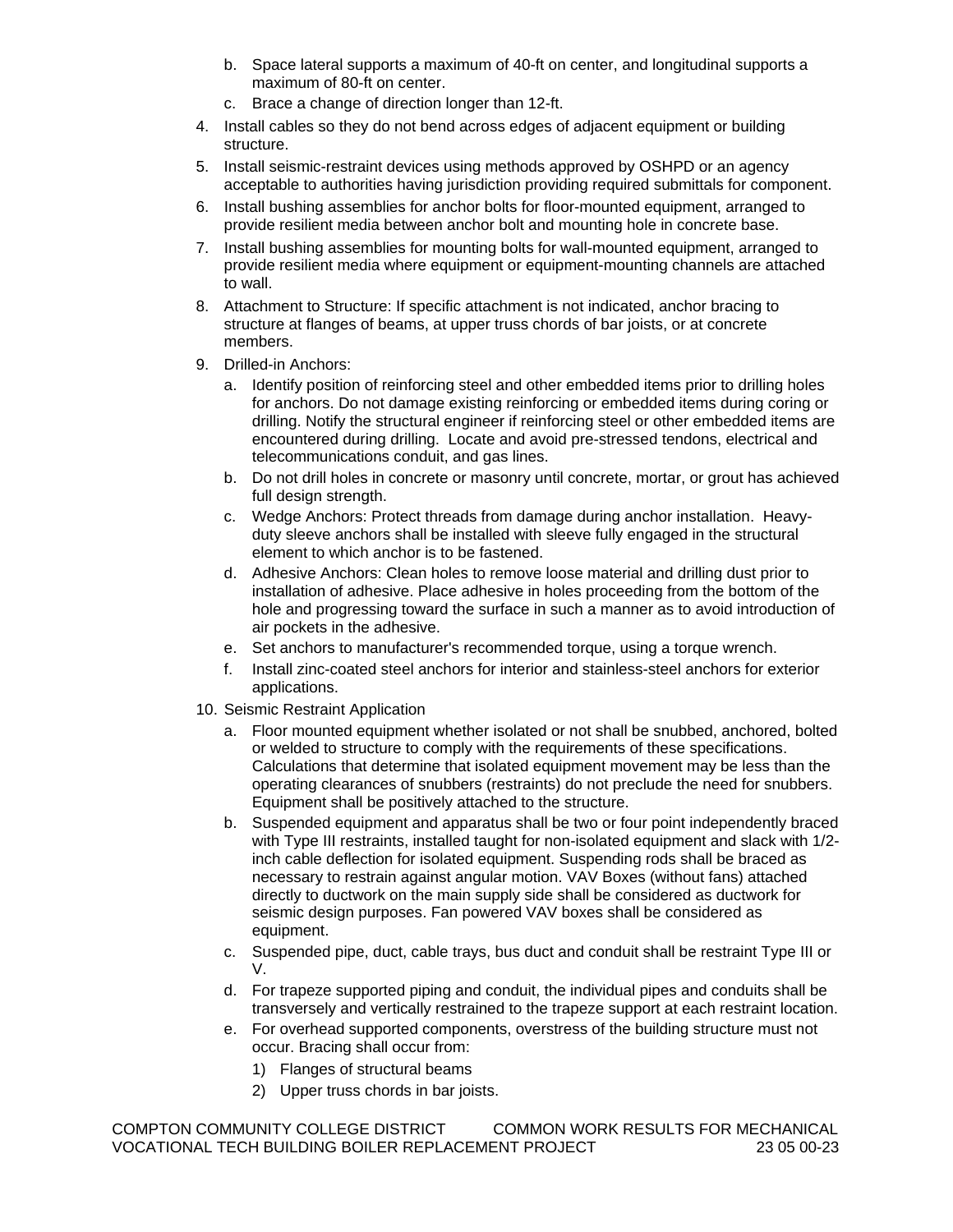b. Space lateral supports a maximum of 40-ft on center, and longitudinal supports a maximum of 80-ft on center.

c. Brace a change of direction longer than 12-ft.

4. Install cables so they do not bend across edges of adjacent equipment or building structure.

5. Install seismic-restraint devices using methods approved by OSHPD or an agency acceptable to authorities having jurisdiction providing required submittals for component.

6. Install bushing assemblies for anchor bolts for floor-mounted equipment, arranged to provide resilient media between anchor bolt and mounting hole in concrete base.

7. Install bushing assemblies for mounting bolts for wall-mounted equipment, arranged to provide resilient media where equipment or equipment-mounting channels are attached to wall.

8. Attachment to Structure: If specific attachment is not indicated, anchor bracing to structure at flanges of beams, at upper truss chords of bar joists, or at concrete members.

9. Drilled-in Anchors:

   a. Identify position of reinforcing steel and other embedded items prior to drilling holes for anchors. Do not damage existing reinforcing or embedded items during coring or drilling. Notify the structural engineer if reinforcing steel or other embedded items are encountered during drilling. Locate and avoid pre-stressed tendons, electrical and telecommunications conduit, and gas lines.

   b. Do not drill holes in concrete or masonry until concrete, mortar, or grout has achieved full design strength.

   c. Wedge Anchors: Protect threads from damage during anchor installation. Heavy-duty sleeve anchors shall be installed with sleeve fully engaged in the structural element to which anchor is to be fastened.

   d. Adhesive Anchors: Clean holes to remove loose material and drilling dust prior to installation of adhesive. Place adhesive in holes proceeding from the bottom of the hole and progressing toward the surface in such a manner as to avoid introduction of air pockets in the adhesive.

   e. Set anchors to manufacturer's recommended torque, using a torque wrench.

   f. Install zinc-coated steel anchors for interior and stainless-steel anchors for exterior applications.

10. Seismic Restraint Application

   a. Floor mounted equipment whether isolated or not shall be snubbed, anchored, bolted or welded to structure to comply with the requirements of these specifications. Calculations that determine that isolated equipment movement may be less than the operating clearances of snubbers (restraints) do not preclude the need for snubbers. Equipment shall be positively attached to the structure.

   b. Suspended equipment and apparatus shall be two or four point independently braced with Type III restraints, installed taught for non-isolated equipment and slack with 1/2-inch cable deflection for isolated equipment. Suspending rods shall be braced as necessary to restrain against angular motion. VAV Boxes (without fans) attached directly to ductwork on the main supply side shall be considered as ductwork for seismic design purposes. Fan powered VAV boxes shall be considered as equipment.

   c. Suspended pipe, duct, cable trays, bus duct and conduit shall be restraint Type III or V.

   d. For trapeze supported piping and conduit, the individual pipes and conduits shall be transversely and vertically restrained to the trapeze support at each restraint location.

   e. For overhead supported components, overstress of the building structure must not occur. Bracing shall occur from:

      1) Flanges of structural beams

      2) Upper truss chords in bar joists.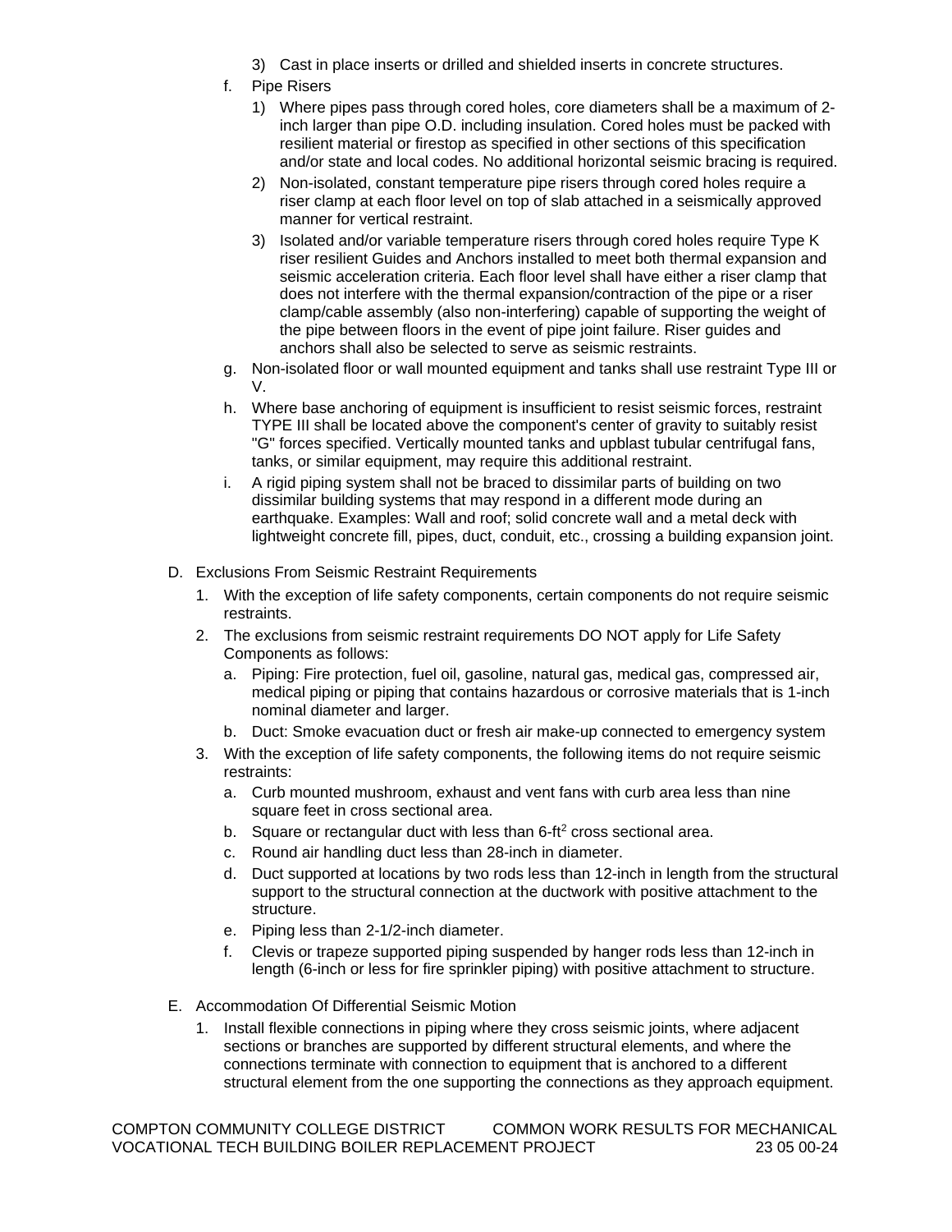3) Cast in place inserts or drilled and shielded inserts in concrete structures.

f. Pipe Risers

1) Where pipes pass through cored holes, core diameters shall be a maximum of 2-inch larger than pipe O.D. including insulation. Cored holes must be packed with resilient material or firestop as specified in other sections of this specification and/or state and local codes. No additional horizontal seismic bracing is required.

2) Non-isolated, constant temperature pipe risers through cored holes require a riser clamp at each floor level on top of slab attached in a seismically approved manner for vertical restraint.

3) Isolated and/or variable temperature risers through cored holes require Type K riser resilient Guides and Anchors installed to meet both thermal expansion and seismic acceleration criteria. Each floor level shall have either a riser clamp that does not interfere with the thermal expansion/contraction of the pipe or a riser clamp/cable assembly (also non-interfering) capable of supporting the weight of the pipe between floors in the event of pipe joint failure. Riser guides and anchors shall also be selected to serve as seismic restraints.

g. Non-isolated floor or wall mounted equipment and tanks shall use restraint Type III or V.

h. Where base anchoring of equipment is insufficient to resist seismic forces, restraint TYPE III shall be located above the component's center of gravity to suitably resist "G" forces specified. Vertically mounted tanks and upblast tubular centrifugal fans, tanks, or similar equipment, may require this additional restraint.

i. A rigid piping system shall not be braced to dissimilar parts of building on two dissimilar building systems that may respond in a different mode during an earthquake. Examples: Wall and roof; solid concrete wall and a metal deck with lightweight concrete fill, pipes, duct, conduit, etc., crossing a building expansion joint.

D. Exclusions From Seismic Restraint Requirements

1. With the exception of life safety components, certain components do not require seismic restraints.

2. The exclusions from seismic restraint requirements DO NOT apply for Life Safety Components as follows:

   a. Piping: Fire protection, fuel oil, gasoline, natural gas, medical gas, compressed air, medical piping or piping that contains hazardous or corrosive materials that is 1-inch nominal diameter and larger.

   b. Duct: Smoke evacuation duct or fresh air make-up connected to emergency system

3. With the exception of life safety components, the following items do not require seismic restraints:

   a. Curb mounted mushroom, exhaust and vent fans with curb area less than nine square feet in cross sectional area.

   b. Square or rectangular duct with less than 6-ft$^2$ cross sectional area.

   c. Round air handling duct less than 28-inch in diameter.

   d. Duct supported at locations by two rods less than 12-inch in length from the structural support to the structural connection at the ductwork with positive attachment to the structure.

   e. Piping less than 2-1/2-inch diameter.

   f. Clevis or trapeze supported piping suspended by hanger rods less than 12-inch in length (6-inch or less for fire sprinkler piping) with positive attachment to structure.

E. Accommodation Of Differential Seismic Motion

1. Install flexible connections in piping where they cross seismic joints, where adjacent sections or branches are supported by different structural elements, and where the connections terminate with connection to equipment that is anchored to a different structural element from the one supporting the connections as they approach equipment.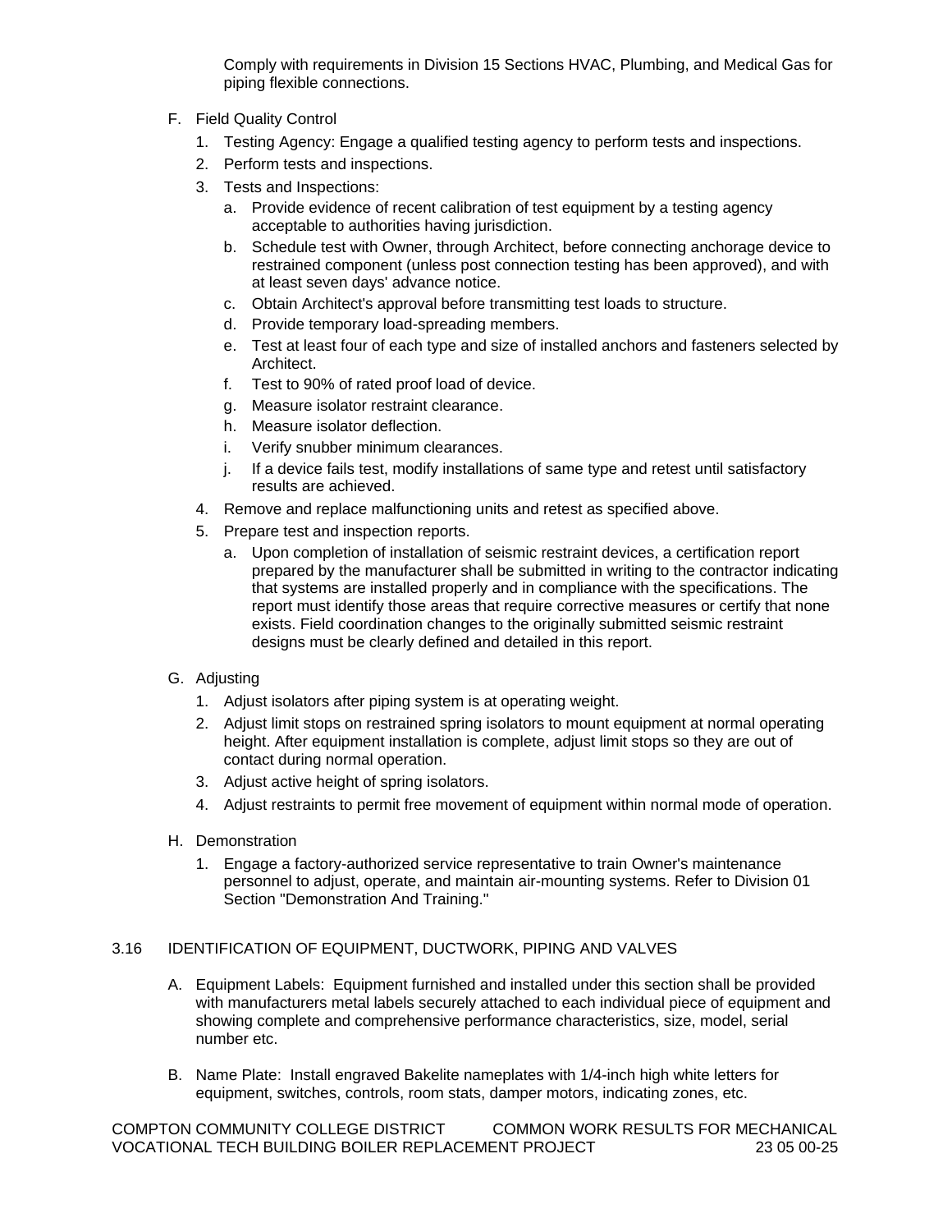Comply with requirements in Division 15 Sections HVAC, Plumbing, and Medical Gas for piping flexible connections.

F. Field Quality Control

1. Testing Agency: Engage a qualified testing agency to perform tests and inspections.
2. Perform tests and inspections.
3. Tests and Inspections:
    a. Provide evidence of recent calibration of test equipment by a testing agency acceptable to authorities having jurisdiction.
    b. Schedule test with Owner, through Architect, before connecting anchorage device to restrained component (unless post connection testing has been approved), and with at least seven days' advance notice.
    c. Obtain Architect's approval before transmitting test loads to structure.
    d. Provide temporary load-spreading members.
    e. Test at least four of each type and size of installed anchors and fasteners selected by Architect.
    f. Test to 90% of rated proof load of device.
    g. Measure isolator restraint clearance.
    h. Measure isolator deflection.
    i. Verify snubber minimum clearances.
    j. If a device fails test, modify installations of same type and retest until satisfactory results are achieved.
4. Remove and replace malfunctioning units and retest as specified above.
5. Prepare test and inspection reports.
    a. Upon completion of installation of seismic restraint devices, a certification report prepared by the manufacturer shall be submitted in writing to the contractor indicating that systems are installed properly and in compliance with the specifications. The report must identify those areas that require corrective measures or certify that none exists. Field coordination changes to the originally submitted seismic restraint designs must be clearly defined and detailed in this report.

G. Adjusting

1. Adjust isolators after piping system is at operating weight.
2. Adjust limit stops on restrained spring isolators to mount equipment at normal operating height. After equipment installation is complete, adjust limit stops so they are out of contact during normal operation.
3. Adjust active height of spring isolators.
4. Adjust restraints to permit free movement of equipment within normal mode of operation.

H. Demonstration

1. Engage a factory-authorized service representative to train Owner's maintenance personnel to adjust, operate, and maintain air-mounting systems. Refer to Division 01 Section "Demonstration And Training."

## 3.16 IDENTIFICATION OF EQUIPMENT, DUCTWORK, PIPING AND VALVES

A. Equipment Labels: Equipment furnished and installed under this section shall be provided with manufacturers metal labels securely attached to each individual piece of equipment and showing complete and comprehensive performance characteristics, size, model, serial number etc.

B. Name Plate: Install engraved Bakelite nameplates with 1/4-inch high white letters for equipment, switches, controls, room stats, damper motors, indicating zones, etc.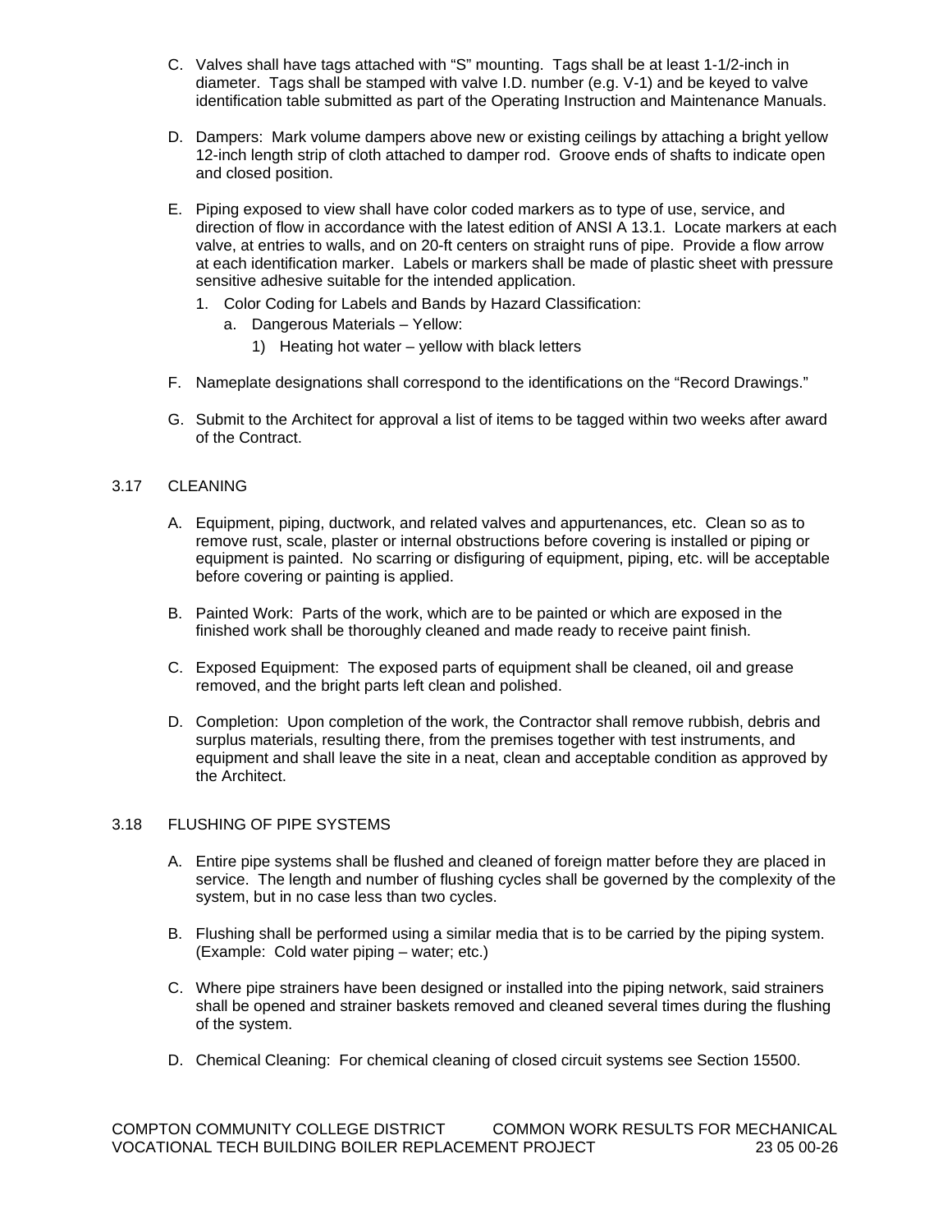C. Valves shall have tags attached with "S" mounting. Tags shall be at least 1-1/2-inch in diameter. Tags shall be stamped with valve I.D. number (e.g. V-1) and be keyed to valve identification table submitted as part of the Operating Instruction and Maintenance Manuals.

D. Dampers: Mark volume dampers above new or existing ceilings by attaching a bright yellow 12-inch length strip of cloth attached to damper rod. Groove ends of shafts to indicate open and closed position.

E. Piping exposed to view shall have color coded markers as to type of use, service, and direction of flow in accordance with the latest edition of ANSI A 13.1. Locate markers at each valve, at entries to walls, and on 20-ft centers on straight runs of pipe. Provide a flow arrow at each identification marker. Labels or markers shall be made of plastic sheet with pressure sensitive adhesive suitable for the intended application.

   1. Color Coding for Labels and Bands by Hazard Classification:
      a. Dangerous Materials – Yellow:
         1) Heating hot water – yellow with black letters

F. Nameplate designations shall correspond to the identifications on the "Record Drawings."

G. Submit to the Architect for approval a list of items to be tagged within two weeks after award of the Contract.

## 3.17 CLEANING

A. Equipment, piping, ductwork, and related valves and appurtenances, etc. Clean so as to remove rust, scale, plaster or internal obstructions before covering is installed or piping or equipment is painted. No scarring or disfiguring of equipment, piping, etc. will be acceptable before covering or painting is applied.

B. Painted Work: Parts of the work, which are to be painted or which are exposed in the finished work shall be thoroughly cleaned and made ready to receive paint finish.

C. Exposed Equipment: The exposed parts of equipment shall be cleaned, oil and grease removed, and the bright parts left clean and polished.

D. Completion: Upon completion of the work, the Contractor shall remove rubbish, debris and surplus materials, resulting there, from the premises together with test instruments, and equipment and shall leave the site in a neat, clean and acceptable condition as approved by the Architect.

## 3.18 FLUSHING OF PIPE SYSTEMS

A. Entire pipe systems shall be flushed and cleaned of foreign matter before they are placed in service. The length and number of flushing cycles shall be governed by the complexity of the system, but in no case less than two cycles.

B. Flushing shall be performed using a similar media that is to be carried by the piping system. (Example: Cold water piping – water; etc.)

C. Where pipe strainers have been designed or installed into the piping network, said strainers shall be opened and strainer baskets removed and cleaned several times during the flushing of the system.

D. Chemical Cleaning: For chemical cleaning of closed circuit systems see Section 15500.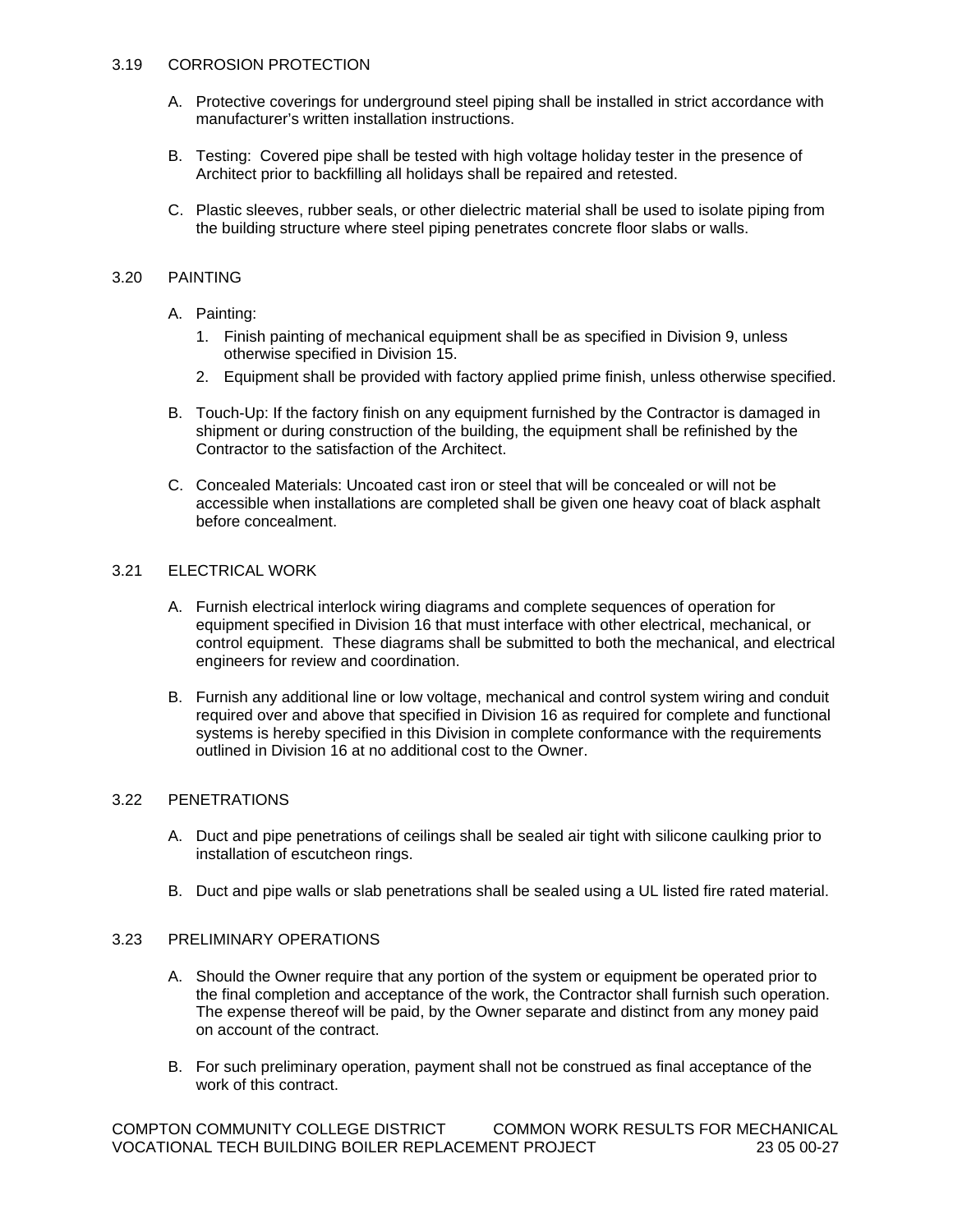## 3.19 CORROSION PROTECTION

A. Protective coverings for underground steel piping shall be installed in strict accordance with manufacturer's written installation instructions.

B. Testing: Covered pipe shall be tested with high voltage holiday tester in the presence of Architect prior to backfilling all holidays shall be repaired and retested.

C. Plastic sleeves, rubber seals, or other dielectric material shall be used to isolate piping from the building structure where steel piping penetrates concrete floor slabs or walls.

## 3.20 PAINTING

A. Painting:

1. Finish painting of mechanical equipment shall be as specified in Division 9, unless otherwise specified in Division 15.
2. Equipment shall be provided with factory applied prime finish, unless otherwise specified.

B. Touch-Up: If the factory finish on any equipment furnished by the Contractor is damaged in shipment or during construction of the building, the equipment shall be refinished by the Contractor to the satisfaction of the Architect.

C. Concealed Materials: Uncoated cast iron or steel that will be concealed or will not be accessible when installations are completed shall be given one heavy coat of black asphalt before concealment.

## 3.21 ELECTRICAL WORK

A. Furnish electrical interlock wiring diagrams and complete sequences of operation for equipment specified in Division 16 that must interface with other electrical, mechanical, or control equipment. These diagrams shall be submitted to both the mechanical, and electrical engineers for review and coordination.

B. Furnish any additional line or low voltage, mechanical and control system wiring and conduit required over and above that specified in Division 16 as required for complete and functional systems is hereby specified in this Division in complete conformance with the requirements outlined in Division 16 at no additional cost to the Owner.

## 3.22 PENETRATIONS

A. Duct and pipe penetrations of ceilings shall be sealed air tight with silicone caulking prior to installation of escutcheon rings.

B. Duct and pipe walls or slab penetrations shall be sealed using a UL listed fire rated material.

## 3.23 PRELIMINARY OPERATIONS

A. Should the Owner require that any portion of the system or equipment be operated prior to the final completion and acceptance of the work, the Contractor shall furnish such operation. The expense thereof will be paid, by the Owner separate and distinct from any money paid on account of the contract.

B. For such preliminary operation, payment shall not be construed as final acceptance of the work of this contract.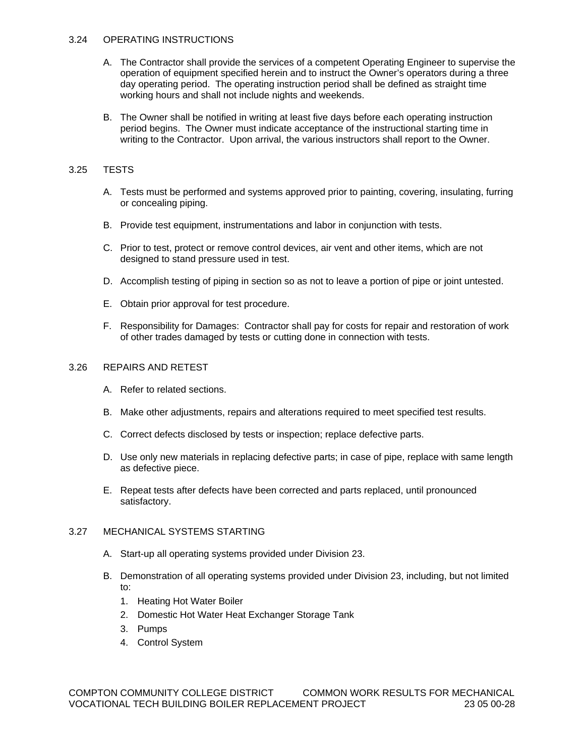## 3.24 OPERATING INSTRUCTIONS

A. The Contractor shall provide the services of a competent Operating Engineer to supervise the operation of equipment specified herein and to instruct the Owner's operators during a three day operating period. The operating instruction period shall be defined as straight time working hours and shall not include nights and weekends.

B. The Owner shall be notified in writing at least five days before each operating instruction period begins. The Owner must indicate acceptance of the instructional starting time in writing to the Contractor. Upon arrival, the various instructors shall report to the Owner.

## 3.25 TESTS

A. Tests must be performed and systems approved prior to painting, covering, insulating, furring or concealing piping.

B. Provide test equipment, instrumentations and labor in conjunction with tests.

C. Prior to test, protect or remove control devices, air vent and other items, which are not designed to stand pressure used in test.

D. Accomplish testing of piping in section so as not to leave a portion of pipe or joint untested.

E. Obtain prior approval for test procedure.

F. Responsibility for Damages: Contractor shall pay for costs for repair and restoration of work of other trades damaged by tests or cutting done in connection with tests.

## 3.26 REPAIRS AND RETEST

A. Refer to related sections.

B. Make other adjustments, repairs and alterations required to meet specified test results.

C. Correct defects disclosed by tests or inspection; replace defective parts.

D. Use only new materials in replacing defective parts; in case of pipe, replace with same length as defective piece.

E. Repeat tests after defects have been corrected and parts replaced, until pronounced satisfactory.

## 3.27 MECHANICAL SYSTEMS STARTING

A. Start-up all operating systems provided under Division 23.

B. Demonstration of all operating systems provided under Division 23, including, but not limited to:

1. Heating Hot Water Boiler
2. Domestic Hot Water Heat Exchanger Storage Tank
3. Pumps
4. Control System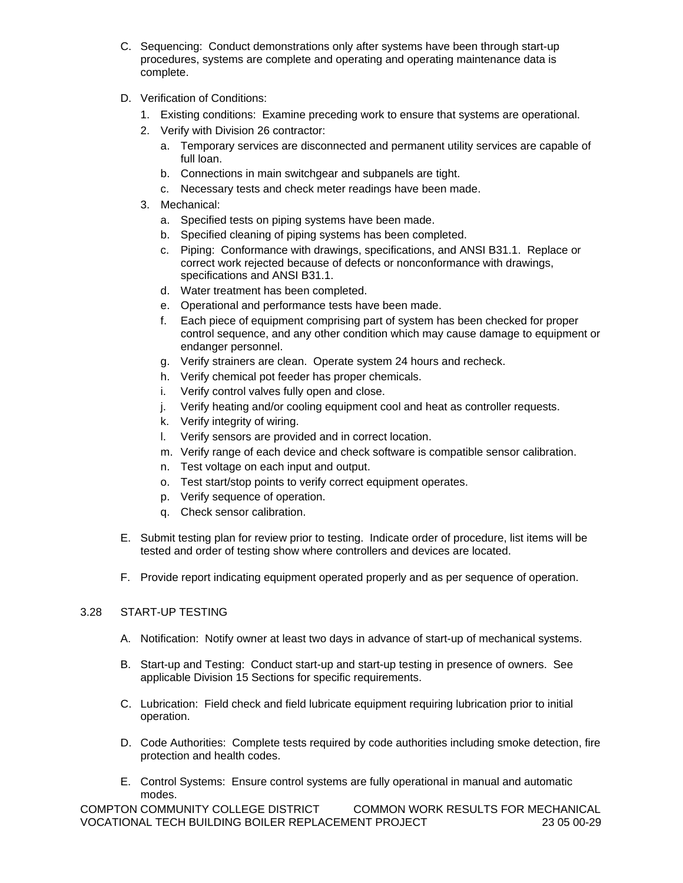C. Sequencing: Conduct demonstrations only after systems have been through start-up procedures, systems are complete and operating and operating maintenance data is complete.

D. Verification of Conditions:

   1. Existing conditions: Examine preceding work to ensure that systems are operational.
   2. Verify with Division 26 contractor:
      a. Temporary services are disconnected and permanent utility services are capable of full loan.
      b. Connections in main switchgear and subpanels are tight.
      c. Necessary tests and check meter readings have been made.
   3. Mechanical:
      a. Specified tests on piping systems have been made.
      b. Specified cleaning of piping systems has been completed.
      c. Piping: Conformance with drawings, specifications, and ANSI B31.1. Replace or correct work rejected because of defects or nonconformance with drawings, specifications and ANSI B31.1.
      d. Water treatment has been completed.
      e. Operational and performance tests have been made.
      f. Each piece of equipment comprising part of system has been checked for proper control sequence, and any other condition which may cause damage to equipment or endanger personnel.
      g. Verify strainers are clean. Operate system 24 hours and recheck.
      h. Verify chemical pot feeder has proper chemicals.
      i. Verify control valves fully open and close.
      j. Verify heating and/or cooling equipment cool and heat as controller requests.
      k. Verify integrity of wiring.
      l. Verify sensors are provided and in correct location.
      m. Verify range of each device and check software is compatible sensor calibration.
      n. Test voltage on each input and output.
      o. Test start/stop points to verify correct equipment operates.
      p. Verify sequence of operation.
      q. Check sensor calibration.

E. Submit testing plan for review prior to testing. Indicate order of procedure, list items will be tested and order of testing show where controllers and devices are located.

F. Provide report indicating equipment operated properly and as per sequence of operation.

## 3.28 START-UP TESTING

A. Notification: Notify owner at least two days in advance of start-up of mechanical systems.

B. Start-up and Testing: Conduct start-up and start-up testing in presence of owners. See applicable Division 15 Sections for specific requirements.

C. Lubrication: Field check and field lubricate equipment requiring lubrication prior to initial operation.

D. Code Authorities: Complete tests required by code authorities including smoke detection, fire protection and health codes.

E. Control Systems: Ensure control systems are fully operational in manual and automatic modes.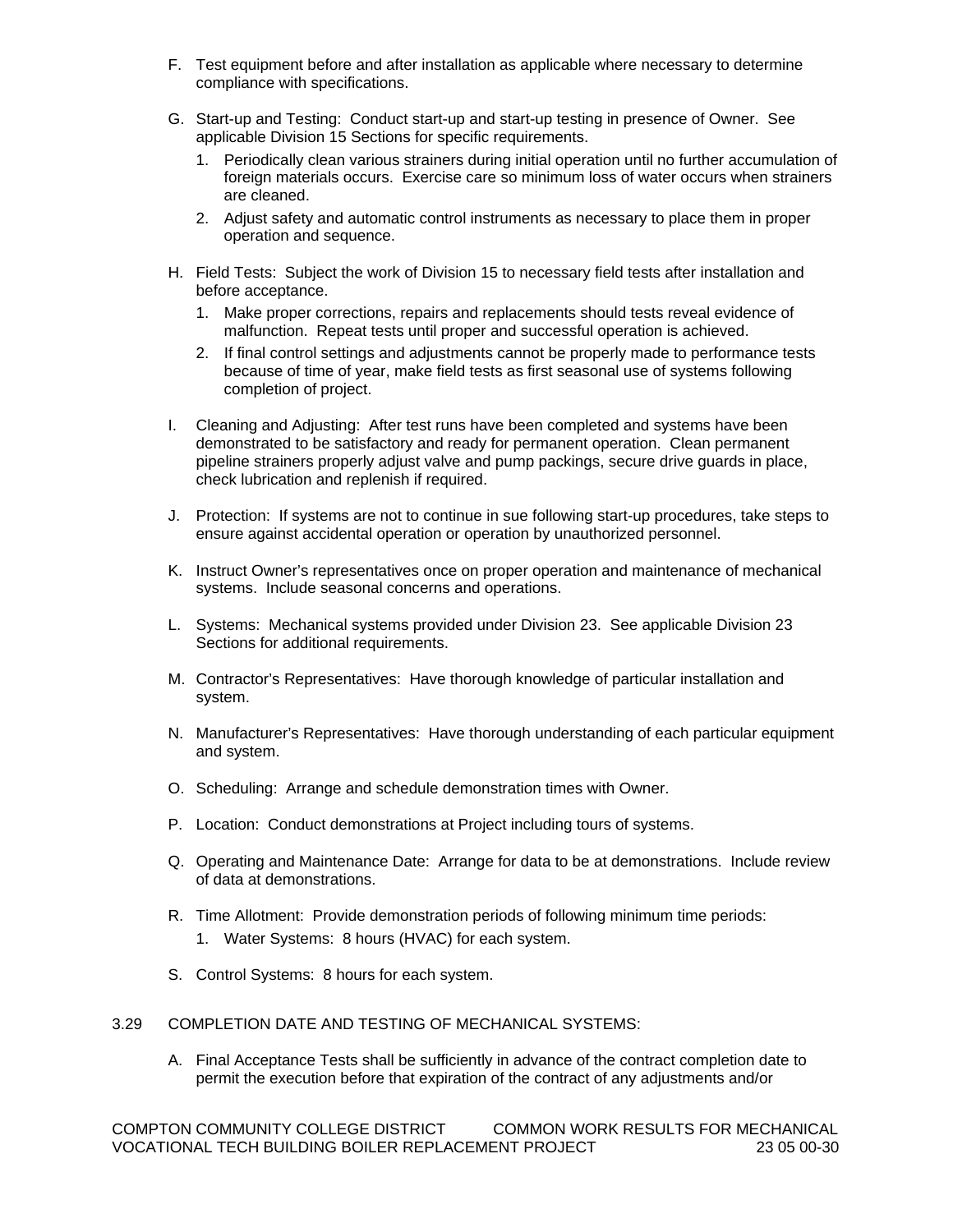F. Test equipment before and after installation as applicable where necessary to determine compliance with specifications.

G. Start-up and Testing: Conduct start-up and start-up testing in presence of Owner. See applicable Division 15 Sections for specific requirements.

   1. Periodically clean various strainers during initial operation until no further accumulation of foreign materials occurs. Exercise care so minimum loss of water occurs when strainers are cleaned.
   2. Adjust safety and automatic control instruments as necessary to place them in proper operation and sequence.

H. Field Tests: Subject the work of Division 15 to necessary field tests after installation and before acceptance.

   1. Make proper corrections, repairs and replacements should tests reveal evidence of malfunction. Repeat tests until proper and successful operation is achieved.
   2. If final control settings and adjustments cannot be properly made to performance tests because of time of year, make field tests as first seasonal use of systems following completion of project.

I. Cleaning and Adjusting: After test runs have been completed and systems have been demonstrated to be satisfactory and ready for permanent operation. Clean permanent pipeline strainers properly adjust valve and pump packings, secure drive guards in place, check lubrication and replenish if required.

J. Protection: If systems are not to continue in sue following start-up procedures, take steps to ensure against accidental operation or operation by unauthorized personnel.

K. Instruct Owner's representatives once on proper operation and maintenance of mechanical systems. Include seasonal concerns and operations.

L. Systems: Mechanical systems provided under Division 23. See applicable Division 23 Sections for additional requirements.

M. Contractor's Representatives: Have thorough knowledge of particular installation and system.

N. Manufacturer's Representatives: Have thorough understanding of each particular equipment and system.

O. Scheduling: Arrange and schedule demonstration times with Owner.

P. Location: Conduct demonstrations at Project including tours of systems.

Q. Operating and Maintenance Date: Arrange for data to be at demonstrations. Include review of data at demonstrations.

R. Time Allotment: Provide demonstration periods of following minimum time periods:

   1. Water Systems: 8 hours (HVAC) for each system.

S. Control Systems: 8 hours for each system.

3.29 COMPLETION DATE AND TESTING OF MECHANICAL SYSTEMS:

A. Final Acceptance Tests shall be sufficiently in advance of the contract completion date to permit the execution before that expiration of the contract of any adjustments and/or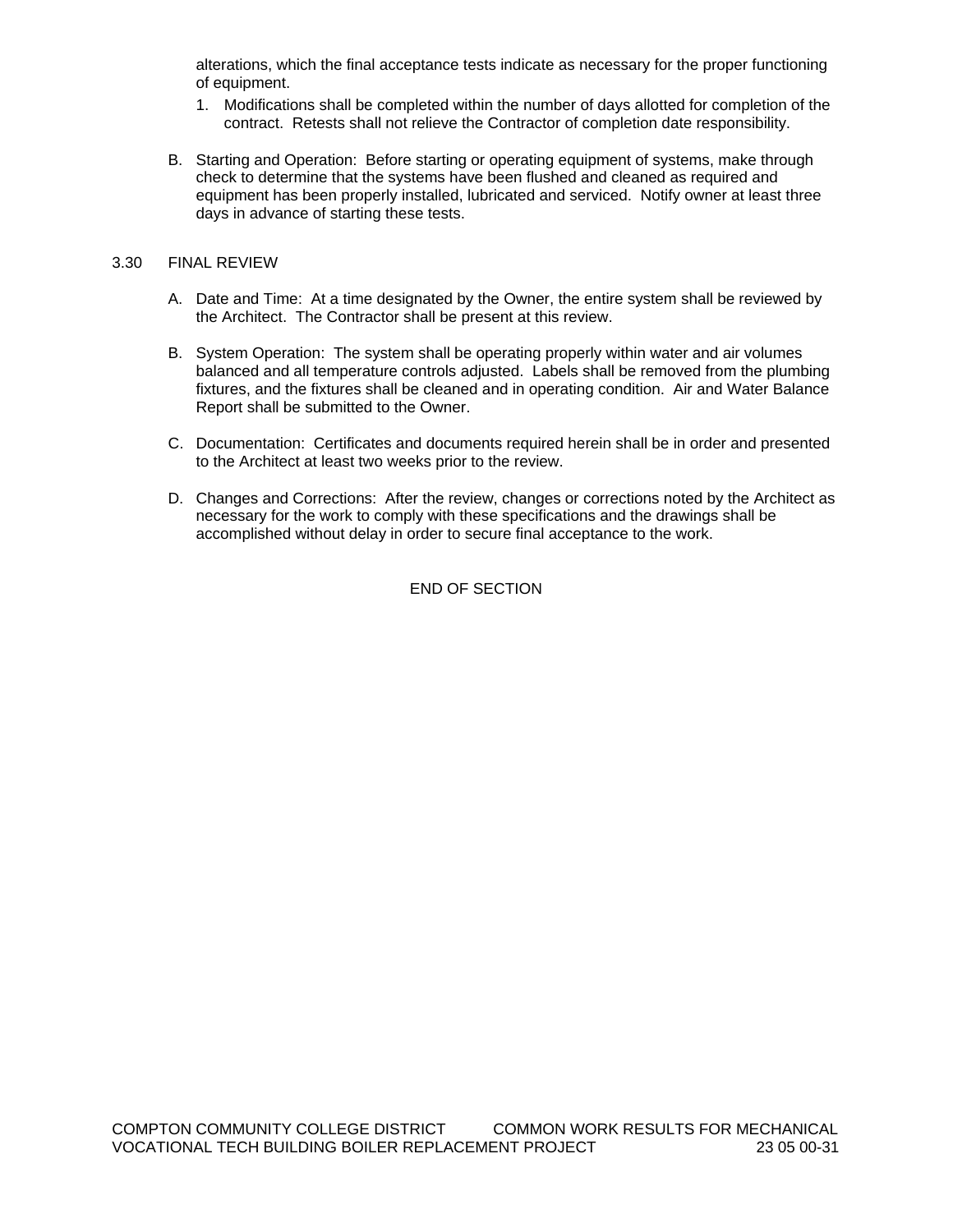alterations, which the final acceptance tests indicate as necessary for the proper functioning of equipment.

1. Modifications shall be completed within the number of days allotted for completion of the contract. Retests shall not relieve the Contractor of completion date responsibility.

B. Starting and Operation: Before starting or operating equipment of systems, make through check to determine that the systems have been flushed and cleaned as required and equipment has been properly installed, lubricated and serviced. Notify owner at least three days in advance of starting these tests.

## 3.30 FINAL REVIEW

A. Date and Time: At a time designated by the Owner, the entire system shall be reviewed by the Architect. The Contractor shall be present at this review.

B. System Operation: The system shall be operating properly within water and air volumes balanced and all temperature controls adjusted. Labels shall be removed from the plumbing fixtures, and the fixtures shall be cleaned and in operating condition. Air and Water Balance Report shall be submitted to the Owner.

C. Documentation: Certificates and documents required herein shall be in order and presented to the Architect at least two weeks prior to the review.

D. Changes and Corrections: After the review, changes or corrections noted by the Architect as necessary for the work to comply with these specifications and the drawings shall be accomplished without delay in order to secure final acceptance to the work.

END OF SECTION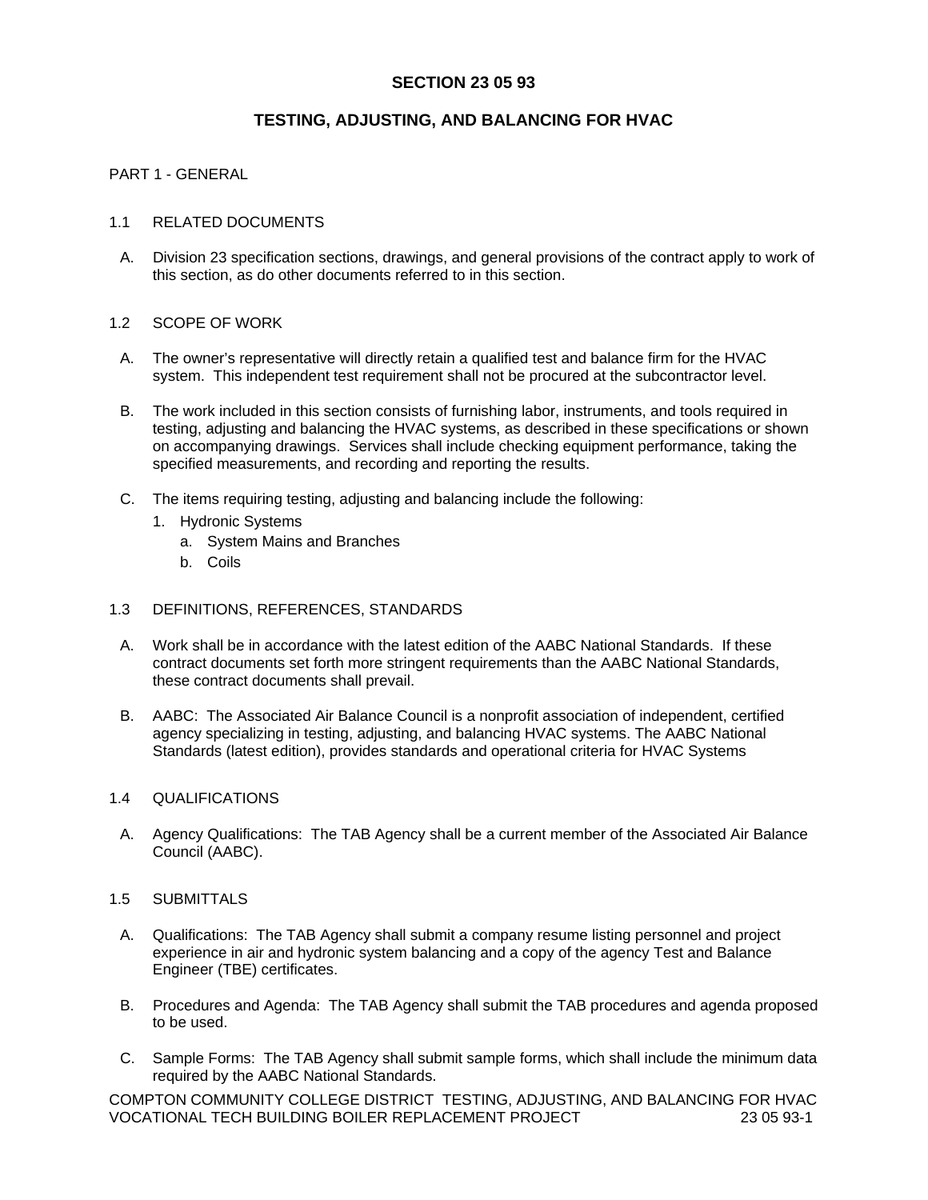# SECTION 23 05 93

# TESTING, ADJUSTING, AND BALANCING FOR HVAC

## PART 1 - GENERAL

### 1.1 RELATED DOCUMENTS

A. Division 23 specification sections, drawings, and general provisions of the contract apply to work of this section, as do other documents referred to in this section.

### 1.2 SCOPE OF WORK

A. The owner's representative will directly retain a qualified test and balance firm for the HVAC system. This independent test requirement shall not be procured at the subcontractor level.

B. The work included in this section consists of furnishing labor, instruments, and tools required in testing, adjusting and balancing the HVAC systems, as described in these specifications or shown on accompanying drawings. Services shall include checking equipment performance, taking the specified measurements, and recording and reporting the results.

C. The items requiring testing, adjusting and balancing include the following:
   1. Hydronic Systems
      a. System Mains and Branches
      b. Coils

### 1.3 DEFINITIONS, REFERENCES, STANDARDS

A. Work shall be in accordance with the latest edition of the AABC National Standards. If these contract documents set forth more stringent requirements than the AABC National Standards, these contract documents shall prevail.

B. AABC: The Associated Air Balance Council is a nonprofit association of independent, certified agency specializing in testing, adjusting, and balancing HVAC systems. The AABC National Standards (latest edition), provides standards and operational criteria for HVAC Systems

### 1.4 QUALIFICATIONS

A. Agency Qualifications: The TAB Agency shall be a current member of the Associated Air Balance Council (AABC).

### 1.5 SUBMITTALS

A. Qualifications: The TAB Agency shall submit a company resume listing personnel and project experience in air and hydronic system balancing and a copy of the agency Test and Balance Engineer (TBE) certificates.

B. Procedures and Agenda: The TAB Agency shall submit the TAB procedures and agenda proposed to be used.

C. Sample Forms: The TAB Agency shall submit sample forms, which shall include the minimum data required by the AABC National Standards.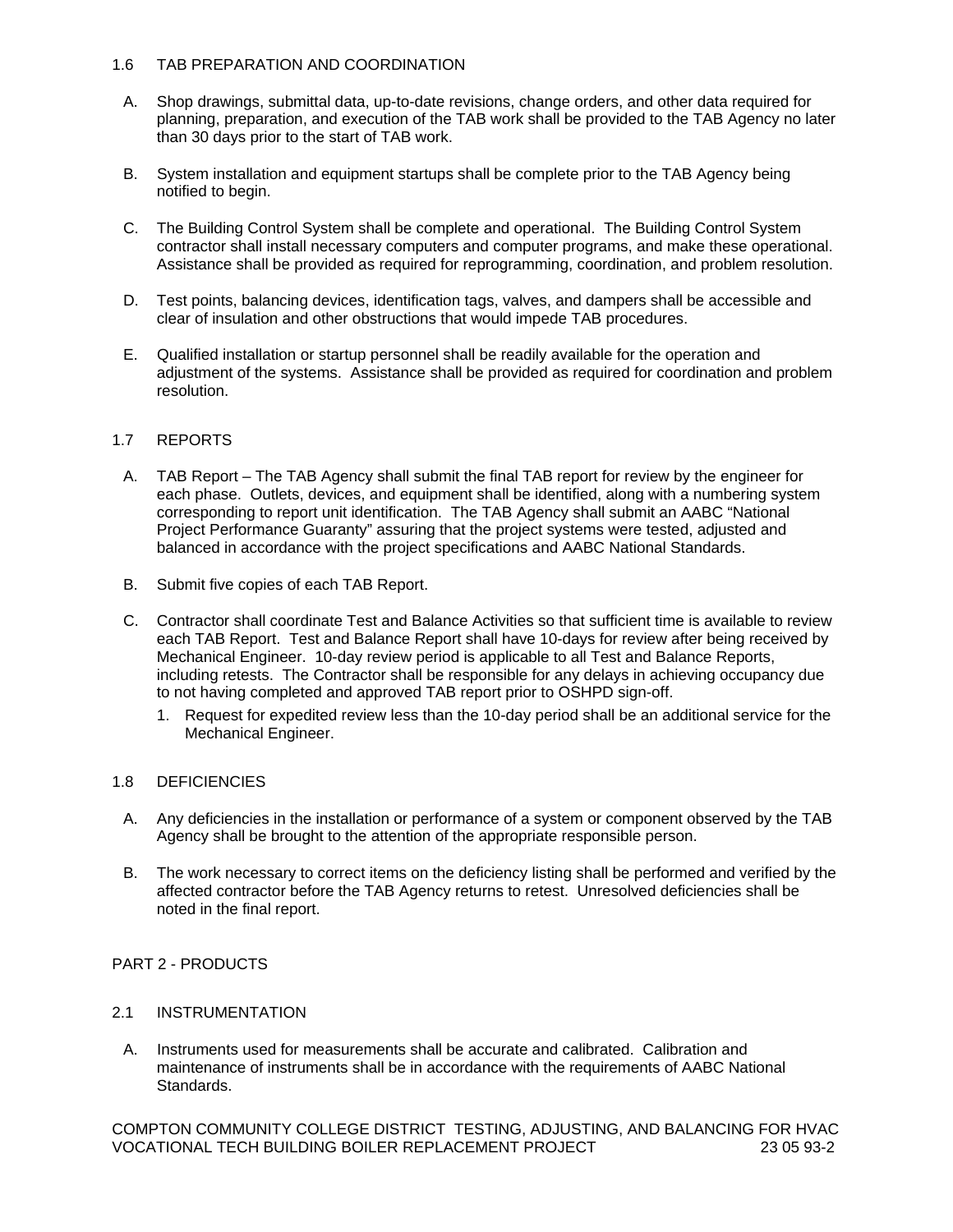## 1.6 TAB PREPARATION AND COORDINATION

A. Shop drawings, submittal data, up-to-date revisions, change orders, and other data required for planning, preparation, and execution of the TAB work shall be provided to the TAB Agency no later than 30 days prior to the start of TAB work.

B. System installation and equipment startups shall be complete prior to the TAB Agency being notified to begin.

C. The Building Control System shall be complete and operational. The Building Control System contractor shall install necessary computers and computer programs, and make these operational. Assistance shall be provided as required for reprogramming, coordination, and problem resolution.

D. Test points, balancing devices, identification tags, valves, and dampers shall be accessible and clear of insulation and other obstructions that would impede TAB procedures.

E. Qualified installation or startup personnel shall be readily available for the operation and adjustment of the systems. Assistance shall be provided as required for coordination and problem resolution.

## 1.7 REPORTS

A. TAB Report – The TAB Agency shall submit the final TAB report for review by the engineer for each phase. Outlets, devices, and equipment shall be identified, along with a numbering system corresponding to report unit identification. The TAB Agency shall submit an AABC "National Project Performance Guaranty" assuring that the project systems were tested, adjusted and balanced in accordance with the project specifications and AABC National Standards.

B. Submit five copies of each TAB Report.

C. Contractor shall coordinate Test and Balance Activities so that sufficient time is available to review each TAB Report. Test and Balance Report shall have 10-days for review after being received by Mechanical Engineer. 10-day review period is applicable to all Test and Balance Reports, including retests. The Contractor shall be responsible for any delays in achieving occupancy due to not having completed and approved TAB report prior to OSHPD sign-off.

   1. Request for expedited review less than the 10-day period shall be an additional service for the Mechanical Engineer.

## 1.8 DEFICIENCIES

A. Any deficiencies in the installation or performance of a system or component observed by the TAB Agency shall be brought to the attention of the appropriate responsible person.

B. The work necessary to correct items on the deficiency listing shall be performed and verified by the affected contractor before the TAB Agency returns to retest. Unresolved deficiencies shall be noted in the final report.

# PART 2 - PRODUCTS

## 2.1 INSTRUMENTATION

A. Instruments used for measurements shall be accurate and calibrated. Calibration and maintenance of instruments shall be in accordance with the requirements of AABC National Standards.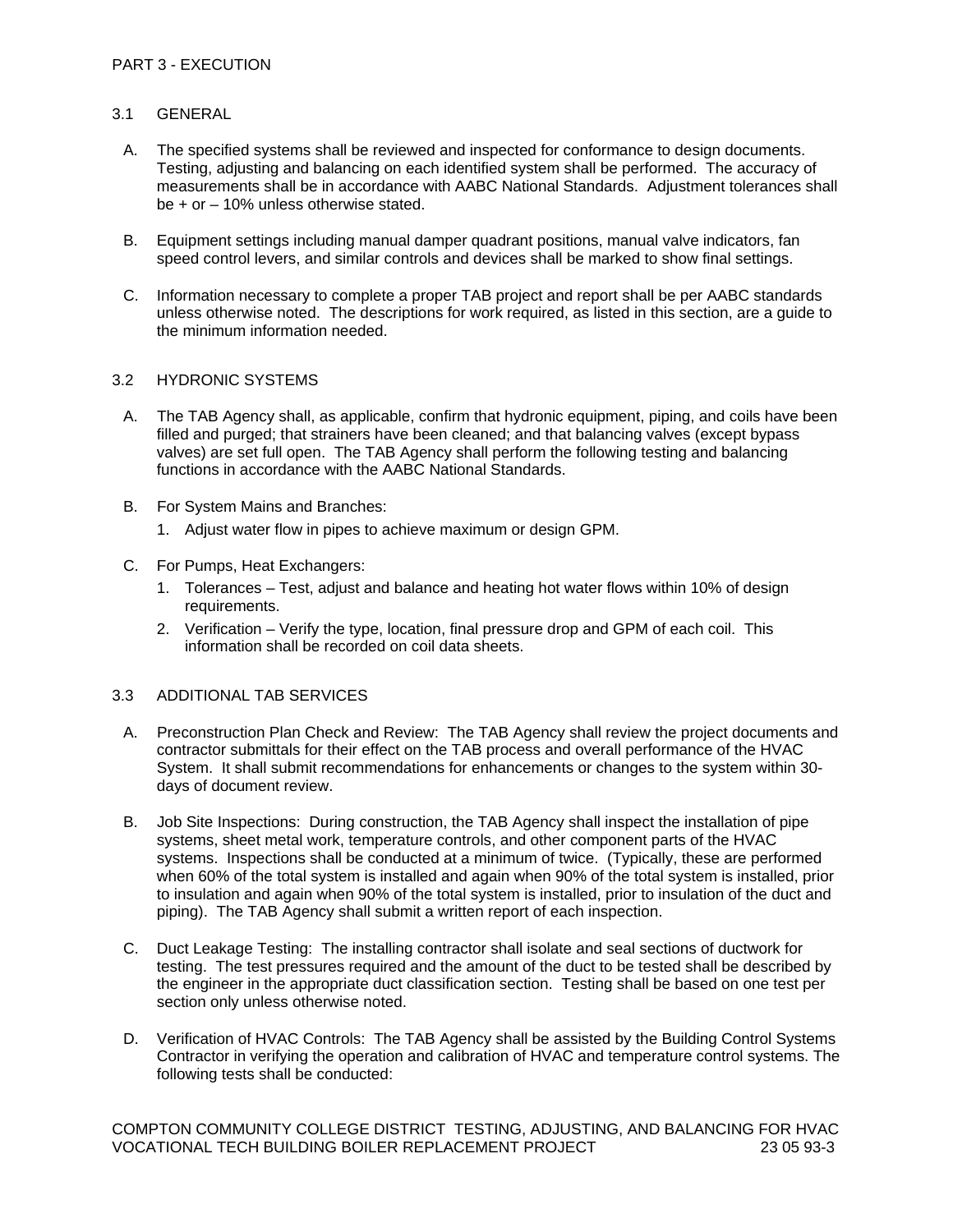## PART 3 - EXECUTION

### 3.1 GENERAL

A. The specified systems shall be reviewed and inspected for conformance to design documents. Testing, adjusting and balancing on each identified system shall be performed. The accuracy of measurements shall be in accordance with AABC National Standards. Adjustment tolerances shall be + or – 10% unless otherwise stated.

B. Equipment settings including manual damper quadrant positions, manual valve indicators, fan speed control levers, and similar controls and devices shall be marked to show final settings.

C. Information necessary to complete a proper TAB project and report shall be per AABC standards unless otherwise noted. The descriptions for work required, as listed in this section, are a guide to the minimum information needed.

### 3.2 HYDRONIC SYSTEMS

A. The TAB Agency shall, as applicable, confirm that hydronic equipment, piping, and coils have been filled and purged; that strainers have been cleaned; and that balancing valves (except bypass valves) are set full open. The TAB Agency shall perform the following testing and balancing functions in accordance with the AABC National Standards.

B. For System Mains and Branches:
   1. Adjust water flow in pipes to achieve maximum or design GPM.

C. For Pumps, Heat Exchangers:
   1. Tolerances – Test, adjust and balance and heating hot water flows within 10% of design requirements.
   2. Verification – Verify the type, location, final pressure drop and GPM of each coil. This information shall be recorded on coil data sheets.

### 3.3 ADDITIONAL TAB SERVICES

A. Preconstruction Plan Check and Review: The TAB Agency shall review the project documents and contractor submittals for their effect on the TAB process and overall performance of the HVAC System. It shall submit recommendations for enhancements or changes to the system within 30-days of document review.

B. Job Site Inspections: During construction, the TAB Agency shall inspect the installation of pipe systems, sheet metal work, temperature controls, and other component parts of the HVAC systems. Inspections shall be conducted at a minimum of twice. (Typically, these are performed when 60% of the total system is installed and again when 90% of the total system is installed, prior to insulation and again when 90% of the total system is installed, prior to insulation of the duct and piping). The TAB Agency shall submit a written report of each inspection.

C. Duct Leakage Testing: The installing contractor shall isolate and seal sections of ductwork for testing. The test pressures required and the amount of the duct to be tested shall be described by the engineer in the appropriate duct classification section. Testing shall be based on one test per section only unless otherwise noted.

D. Verification of HVAC Controls: The TAB Agency shall be assisted by the Building Control Systems Contractor in verifying the operation and calibration of HVAC and temperature control systems. The following tests shall be conducted: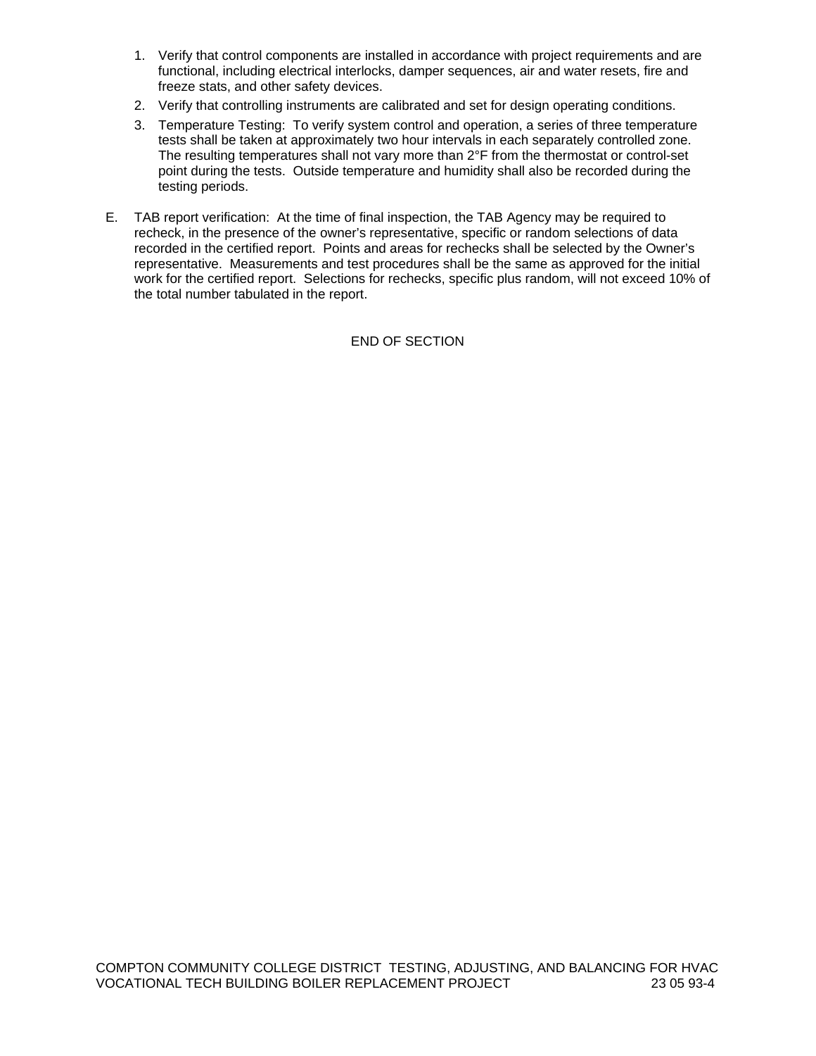1. Verify that control components are installed in accordance with project requirements and are functional, including electrical interlocks, damper sequences, air and water resets, fire and freeze stats, and other safety devices.
2. Verify that controlling instruments are calibrated and set for design operating conditions.
3. Temperature Testing: To verify system control and operation, a series of three temperature tests shall be taken at approximately two hour intervals in each separately controlled zone. The resulting temperatures shall not vary more than 2°F from the thermostat or control-set point during the tests. Outside temperature and humidity shall also be recorded during the testing periods.

E. TAB report verification: At the time of final inspection, the TAB Agency may be required to recheck, in the presence of the owner's representative, specific or random selections of data recorded in the certified report. Points and areas for rechecks shall be selected by the Owner's representative. Measurements and test procedures shall be the same as approved for the initial work for the certified report. Selections for rechecks, specific plus random, will not exceed 10% of the total number tabulated in the report.

END OF SECTION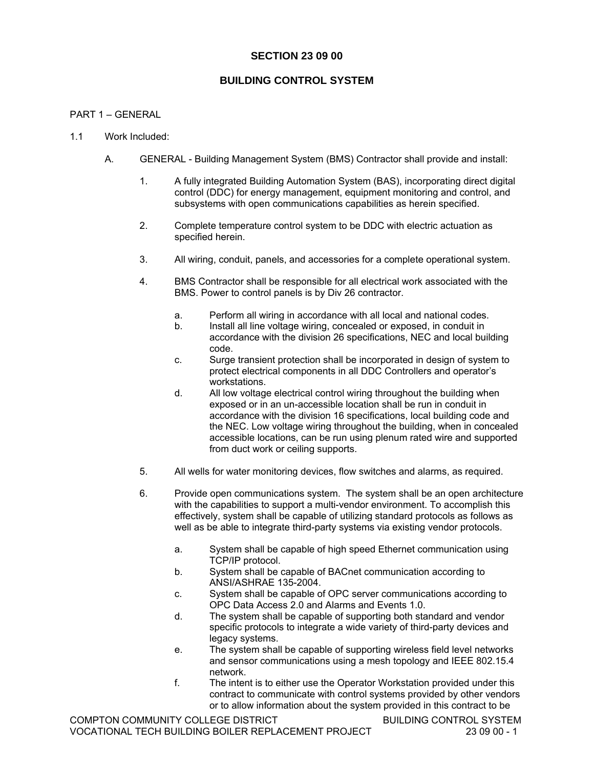# SECTION 23 09 00

# BUILDING CONTROL SYSTEM

PART 1 – GENERAL

1.1 Work Included:

A. GENERAL - Building Management System (BMS) Contractor shall provide and install:

1. A fully integrated Building Automation System (BAS), incorporating direct digital control (DDC) for energy management, equipment monitoring and control, and subsystems with open communications capabilities as herein specified.

2. Complete temperature control system to be DDC with electric actuation as specified herein.

3. All wiring, conduit, panels, and accessories for a complete operational system.

4. BMS Contractor shall be responsible for all electrical work associated with the BMS. Power to control panels is by Div 26 contractor.

   a. Perform all wiring in accordance with all local and national codes.
   b. Install all line voltage wiring, concealed or exposed, in conduit in accordance with the division 26 specifications, NEC and local building code.
   c. Surge transient protection shall be incorporated in design of system to protect electrical components in all DDC Controllers and operator's workstations.
   d. All low voltage electrical control wiring throughout the building when exposed or in an un-accessible location shall be run in conduit in accordance with the division 16 specifications, local building code and the NEC. Low voltage wiring throughout the building, when in concealed accessible locations, can be run using plenum rated wire and supported from duct work or ceiling supports.

5. All wells for water monitoring devices, flow switches and alarms, as required.

6. Provide open communications system. The system shall be an open architecture with the capabilities to support a multi-vendor environment. To accomplish this effectively, system shall be capable of utilizing standard protocols as follows as well as be able to integrate third-party systems via existing vendor protocols.

   a. System shall be capable of high speed Ethernet communication using TCP/IP protocol.
   b. System shall be capable of BACnet communication according to ANSI/ASHRAE 135-2004.
   c. System shall be capable of OPC server communications according to OPC Data Access 2.0 and Alarms and Events 1.0.
   d. The system shall be capable of supporting both standard and vendor specific protocols to integrate a wide variety of third-party devices and legacy systems.
   e. The system shall be capable of supporting wireless field level networks and sensor communications using a mesh topology and IEEE 802.15.4 network.
   f. The intent is to either use the Operator Workstation provided under this contract to communicate with control systems provided by other vendors or to allow information about the system provided in this contract to be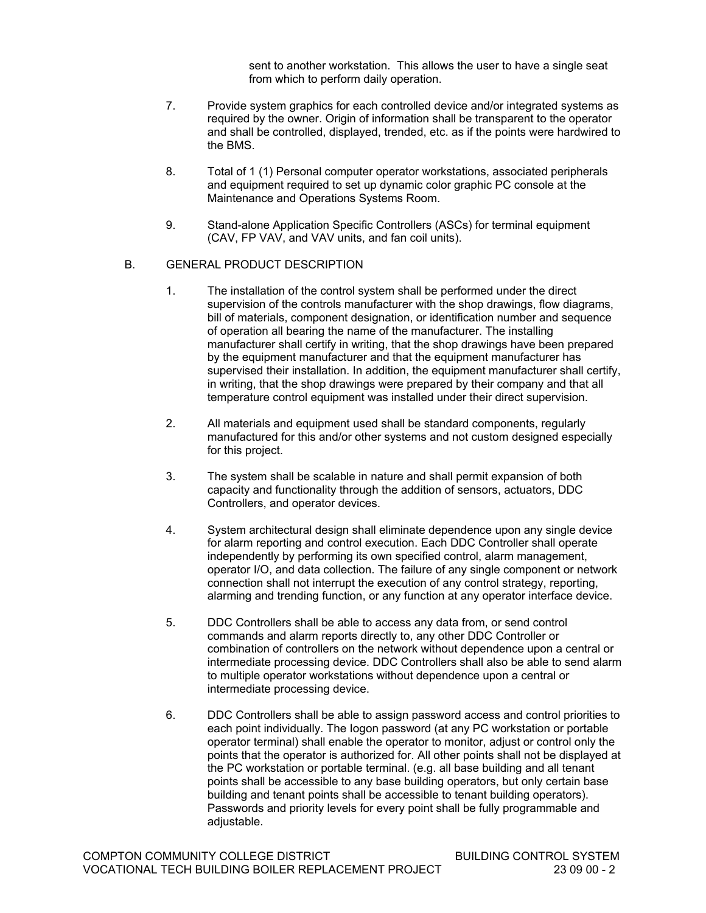sent to another workstation. This allows the user to have a single seat from which to perform daily operation.

7. Provide system graphics for each controlled device and/or integrated systems as required by the owner. Origin of information shall be transparent to the operator and shall be controlled, displayed, trended, etc. as if the points were hardwired to the BMS.

8. Total of 1 (1) Personal computer operator workstations, associated peripherals and equipment required to set up dynamic color graphic PC console at the Maintenance and Operations Systems Room.

9. Stand-alone Application Specific Controllers (ASCs) for terminal equipment (CAV, FP VAV, and VAV units, and fan coil units).

B. GENERAL PRODUCT DESCRIPTION

1. The installation of the control system shall be performed under the direct supervision of the controls manufacturer with the shop drawings, flow diagrams, bill of materials, component designation, or identification number and sequence of operation all bearing the name of the manufacturer. The installing manufacturer shall certify in writing, that the shop drawings have been prepared by the equipment manufacturer and that the equipment manufacturer has supervised their installation. In addition, the equipment manufacturer shall certify, in writing, that the shop drawings were prepared by their company and that all temperature control equipment was installed under their direct supervision.

2. All materials and equipment used shall be standard components, regularly manufactured for this and/or other systems and not custom designed especially for this project.

3. The system shall be scalable in nature and shall permit expansion of both capacity and functionality through the addition of sensors, actuators, DDC Controllers, and operator devices.

4. System architectural design shall eliminate dependence upon any single device for alarm reporting and control execution. Each DDC Controller shall operate independently by performing its own specified control, alarm management, operator I/O, and data collection. The failure of any single component or network connection shall not interrupt the execution of any control strategy, reporting, alarming and trending function, or any function at any operator interface device.

5. DDC Controllers shall be able to access any data from, or send control commands and alarm reports directly to, any other DDC Controller or combination of controllers on the network without dependence upon a central or intermediate processing device. DDC Controllers shall also be able to send alarm to multiple operator workstations without dependence upon a central or intermediate processing device.

6. DDC Controllers shall be able to assign password access and control priorities to each point individually. The logon password (at any PC workstation or portable operator terminal) shall enable the operator to monitor, adjust or control only the points that the operator is authorized for. All other points shall not be displayed at the PC workstation or portable terminal. (e.g. all base building and all tenant points shall be accessible to any base building operators, but only certain base building and tenant points shall be accessible to tenant building operators). Passwords and priority levels for every point shall be fully programmable and adjustable.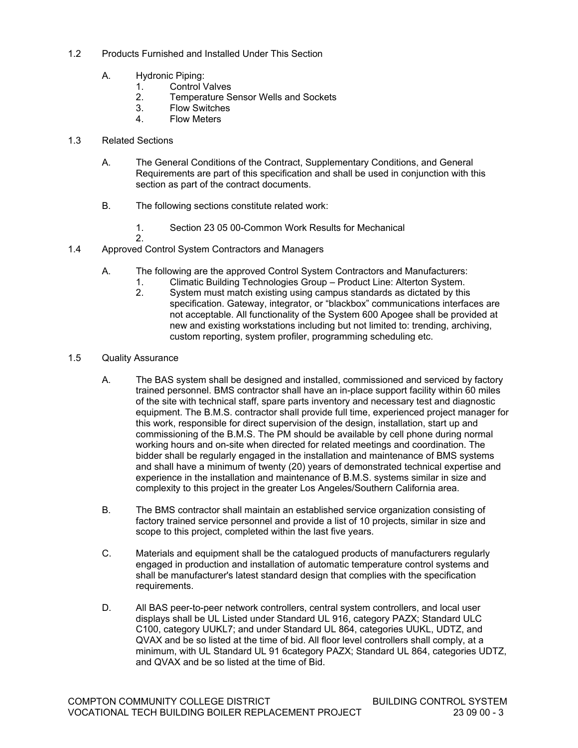1.2 Products Furnished and Installed Under This Section

A. Hydronic Piping:
   1. Control Valves
   2. Temperature Sensor Wells and Sockets
   3. Flow Switches
   4. Flow Meters

1.3 Related Sections

A. The General Conditions of the Contract, Supplementary Conditions, and General Requirements are part of this specification and shall be used in conjunction with this section as part of the contract documents.

B. The following sections constitute related work:

   1. Section 23 05 00-Common Work Results for Mechanical
   2.

1.4 Approved Control System Contractors and Managers

A. The following are the approved Control System Contractors and Manufacturers:
   1. Climatic Building Technologies Group – Product Line: Alterton System.
   2. System must match existing using campus standards as dictated by this specification. Gateway, integrator, or "blackbox" communications interfaces are not acceptable. All functionality of the System 600 Apogee shall be provided at new and existing workstations including but not limited to: trending, archiving, custom reporting, system profiler, programming scheduling etc.

1.5 Quality Assurance

A. The BAS system shall be designed and installed, commissioned and serviced by factory trained personnel. BMS contractor shall have an in-place support facility within 60 miles of the site with technical staff, spare parts inventory and necessary test and diagnostic equipment. The B.M.S. contractor shall provide full time, experienced project manager for this work, responsible for direct supervision of the design, installation, start up and commissioning of the B.M.S. The PM should be available by cell phone during normal working hours and on-site when directed for related meetings and coordination. The bidder shall be regularly engaged in the installation and maintenance of BMS systems and shall have a minimum of twenty (20) years of demonstrated technical expertise and experience in the installation and maintenance of B.M.S. systems similar in size and complexity to this project in the greater Los Angeles/Southern California area.

B. The BMS contractor shall maintain an established service organization consisting of factory trained service personnel and provide a list of 10 projects, similar in size and scope to this project, completed within the last five years.

C. Materials and equipment shall be the catalogued products of manufacturers regularly engaged in production and installation of automatic temperature control systems and shall be manufacturer's latest standard design that complies with the specification requirements.

D. All BAS peer-to-peer network controllers, central system controllers, and local user displays shall be UL Listed under Standard UL 916, category PAZX; Standard ULC C100, category UUKL7; and under Standard UL 864, categories UUKL, UDTZ, and QVAX and be so listed at the time of bid. All floor level controllers shall comply, at a minimum, with UL Standard UL 91 6category PAZX; Standard UL 864, categories UDTZ, and QVAX and be so listed at the time of Bid.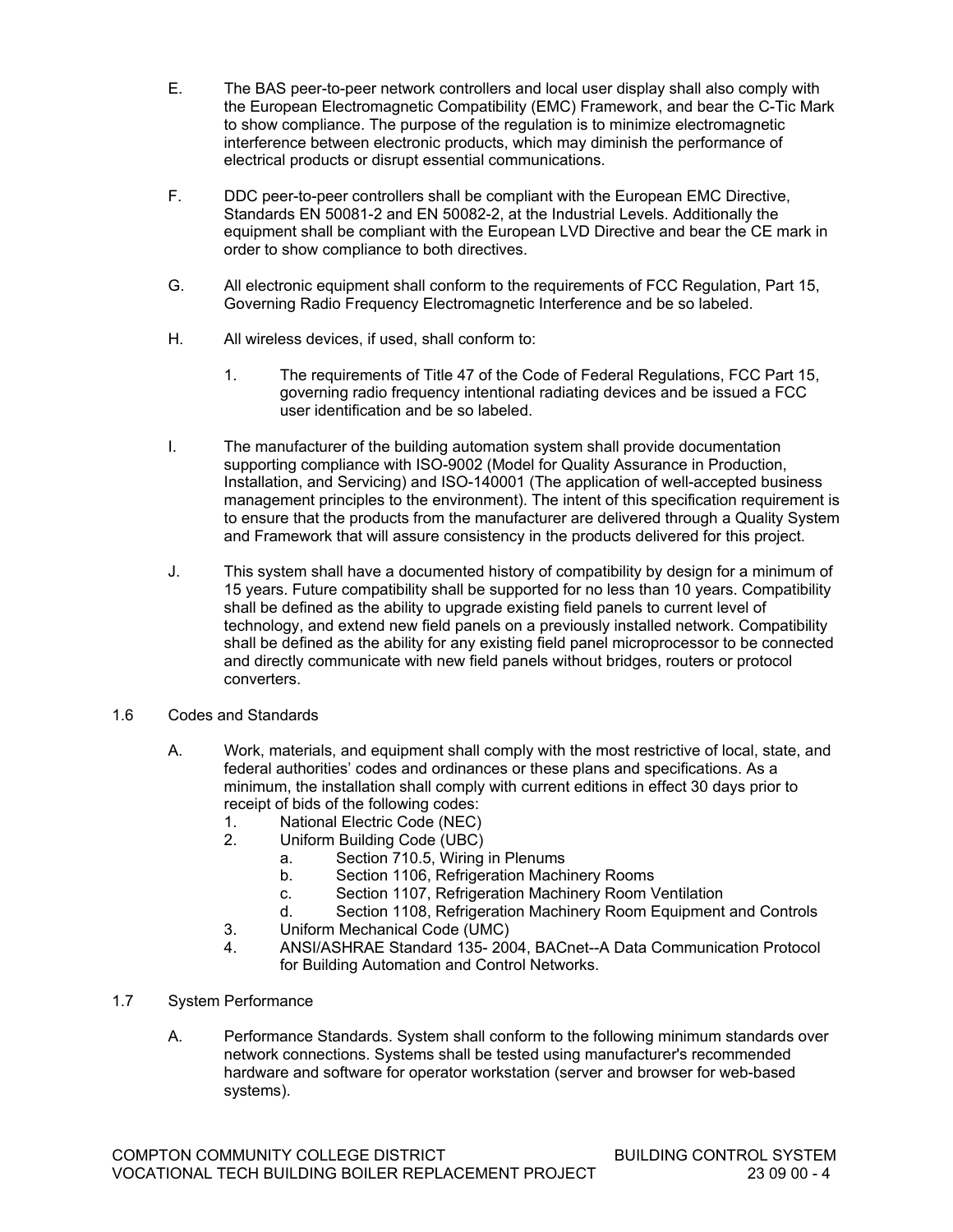E. The BAS peer-to-peer network controllers and local user display shall also comply with the European Electromagnetic Compatibility (EMC) Framework, and bear the C-Tic Mark to show compliance. The purpose of the regulation is to minimize electromagnetic interference between electronic products, which may diminish the performance of electrical products or disrupt essential communications.

F. DDC peer-to-peer controllers shall be compliant with the European EMC Directive, Standards EN 50081-2 and EN 50082-2, at the Industrial Levels. Additionally the equipment shall be compliant with the European LVD Directive and bear the CE mark in order to show compliance to both directives.

G. All electronic equipment shall conform to the requirements of FCC Regulation, Part 15, Governing Radio Frequency Electromagnetic Interference and be so labeled.

H. All wireless devices, if used, shall conform to:

1. The requirements of Title 47 of the Code of Federal Regulations, FCC Part 15, governing radio frequency intentional radiating devices and be issued a FCC user identification and be so labeled.

I. The manufacturer of the building automation system shall provide documentation supporting compliance with ISO-9002 (Model for Quality Assurance in Production, Installation, and Servicing) and ISO-140001 (The application of well-accepted business management principles to the environment). The intent of this specification requirement is to ensure that the products from the manufacturer are delivered through a Quality System and Framework that will assure consistency in the products delivered for this project.

J. This system shall have a documented history of compatibility by design for a minimum of 15 years. Future compatibility shall be supported for no less than 10 years. Compatibility shall be defined as the ability to upgrade existing field panels to current level of technology, and extend new field panels on a previously installed network. Compatibility shall be defined as the ability for any existing field panel microprocessor to be connected and directly communicate with new field panels without bridges, routers or protocol converters.

## 1.6 Codes and Standards

A. Work, materials, and equipment shall comply with the most restrictive of local, state, and federal authorities' codes and ordinances or these plans and specifications. As a minimum, the installation shall comply with current editions in effect 30 days prior to receipt of bids of the following codes:

1. National Electric Code (NEC)
2. Uniform Building Code (UBC)
   a. Section 710.5, Wiring in Plenums
   b. Section 1106, Refrigeration Machinery Rooms
   c. Section 1107, Refrigeration Machinery Room Ventilation
   d. Section 1108, Refrigeration Machinery Room Equipment and Controls
3. Uniform Mechanical Code (UMC)
4. ANSI/ASHRAE Standard 135- 2004, BACnet--A Data Communication Protocol for Building Automation and Control Networks.

## 1.7 System Performance

A. Performance Standards. System shall conform to the following minimum standards over network connections. Systems shall be tested using manufacturer's recommended hardware and software for operator workstation (server and browser for web-based systems).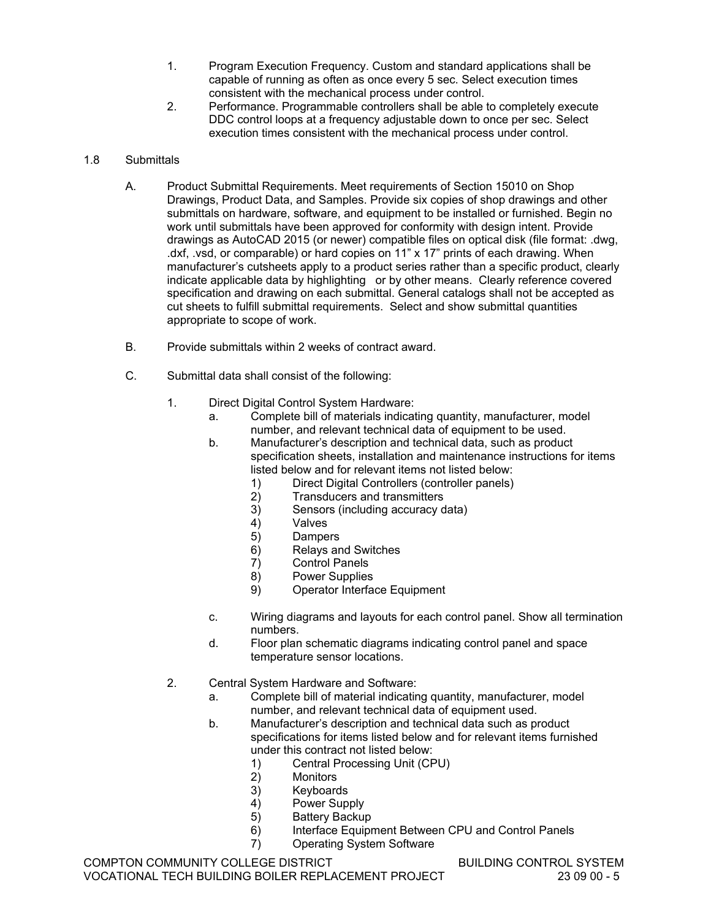1. Program Execution Frequency. Custom and standard applications shall be capable of running as often as once every 5 sec. Select execution times consistent with the mechanical process under control.
2. Performance. Programmable controllers shall be able to completely execute DDC control loops at a frequency adjustable down to once per sec. Select execution times consistent with the mechanical process under control.

## 1.8 Submittals

A. Product Submittal Requirements. Meet requirements of Section 15010 on Shop Drawings, Product Data, and Samples. Provide six copies of shop drawings and other submittals on hardware, software, and equipment to be installed or furnished. Begin no work until submittals have been approved for conformity with design intent. Provide drawings as AutoCAD 2015 (or newer) compatible files on optical disk (file format: .dwg, .dxf, .vsd, or comparable) or hard copies on 11" x 17" prints of each drawing. When manufacturer's cutsheets apply to a product series rather than a specific product, clearly indicate applicable data by highlighting or by other means. Clearly reference covered specification and drawing on each submittal. General catalogs shall not be accepted as cut sheets to fulfill submittal requirements. Select and show submittal quantities appropriate to scope of work.

B. Provide submittals within 2 weeks of contract award.

C. Submittal data shall consist of the following:

1. Direct Digital Control System Hardware:
   a. Complete bill of materials indicating quantity, manufacturer, model number, and relevant technical data of equipment to be used.
   b. Manufacturer's description and technical data, such as product specification sheets, installation and maintenance instructions for items listed below and for relevant items not listed below:
      1) Direct Digital Controllers (controller panels)
      2) Transducers and transmitters
      3) Sensors (including accuracy data)
      4) Valves
      5) Dampers
      6) Relays and Switches
      7) Control Panels
      8) Power Supplies
      9) Operator Interface Equipment
   c. Wiring diagrams and layouts for each control panel. Show all termination numbers.
   d. Floor plan schematic diagrams indicating control panel and space temperature sensor locations.
2. Central System Hardware and Software:
   a. Complete bill of material indicating quantity, manufacturer, model number, and relevant technical data of equipment used.
   b. Manufacturer's description and technical data such as product specifications for items listed below and for relevant items furnished under this contract not listed below:
      1) Central Processing Unit (CPU)
      2) Monitors
      3) Keyboards
      4) Power Supply
      5) Battery Backup
      6) Interface Equipment Between CPU and Control Panels
      7) Operating System Software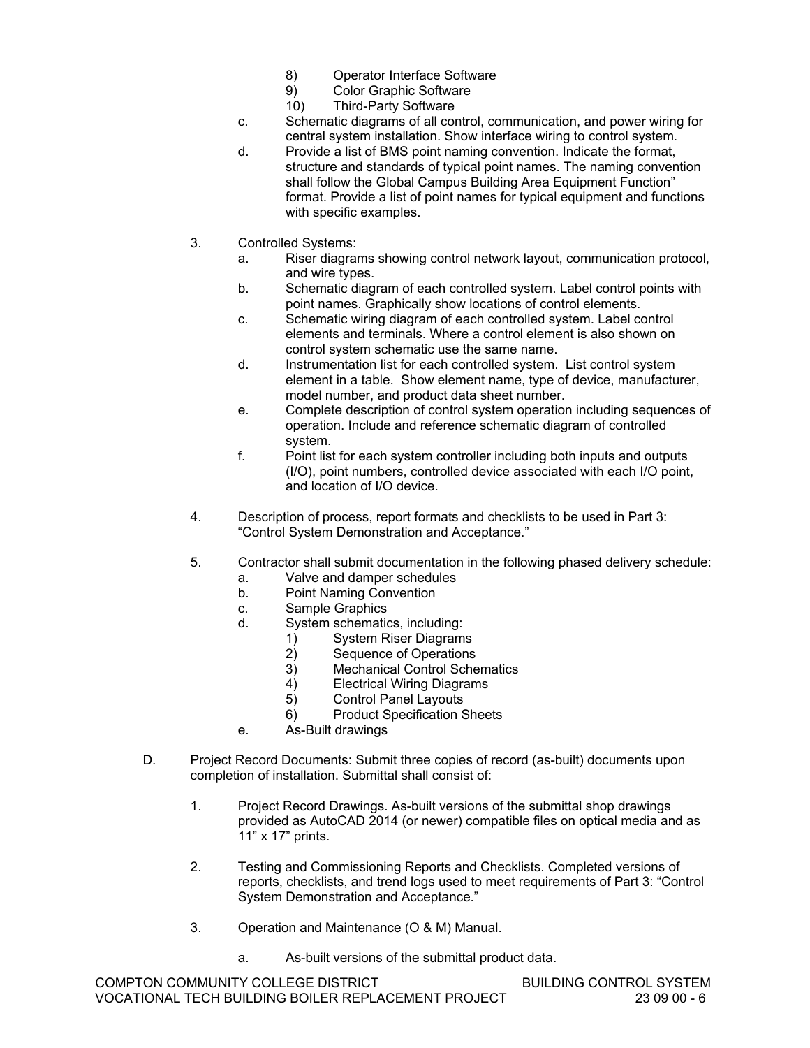8) Operator Interface Software
9) Color Graphic Software
10) Third-Party Software

c. Schematic diagrams of all control, communication, and power wiring for central system installation. Show interface wiring to control system.

d. Provide a list of BMS point naming convention. Indicate the format, structure and standards of typical point names. The naming convention shall follow the Global Campus Building Area Equipment Function" format. Provide a list of point names for typical equipment and functions with specific examples.

3. Controlled Systems:
   a. Riser diagrams showing control network layout, communication protocol, and wire types.
   b. Schematic diagram of each controlled system. Label control points with point names. Graphically show locations of control elements.
   c. Schematic wiring diagram of each controlled system. Label control elements and terminals. Where a control element is also shown on control system schematic use the same name.
   d. Instrumentation list for each controlled system. List control system element in a table. Show element name, type of device, manufacturer, model number, and product data sheet number.
   e. Complete description of control system operation including sequences of operation. Include and reference schematic diagram of controlled system.
   f. Point list for each system controller including both inputs and outputs (I/O), point numbers, controlled device associated with each I/O point, and location of I/O device.

4. Description of process, report formats and checklists to be used in Part 3: "Control System Demonstration and Acceptance."

5. Contractor shall submit documentation in the following phased delivery schedule:
   a. Valve and damper schedules
   b. Point Naming Convention
   c. Sample Graphics
   d. System schematics, including:
      1) System Riser Diagrams
      2) Sequence of Operations
      3) Mechanical Control Schematics
      4) Electrical Wiring Diagrams
      5) Control Panel Layouts
      6) Product Specification Sheets
   e. As-Built drawings

D. Project Record Documents: Submit three copies of record (as-built) documents upon completion of installation. Submittal shall consist of:

1. Project Record Drawings. As-built versions of the submittal shop drawings provided as AutoCAD 2014 (or newer) compatible files on optical media and as 11" x 17" prints.

2. Testing and Commissioning Reports and Checklists. Completed versions of reports, checklists, and trend logs used to meet requirements of Part 3: "Control System Demonstration and Acceptance."

3. Operation and Maintenance (O & M) Manual.

   a. As-built versions of the submittal product data.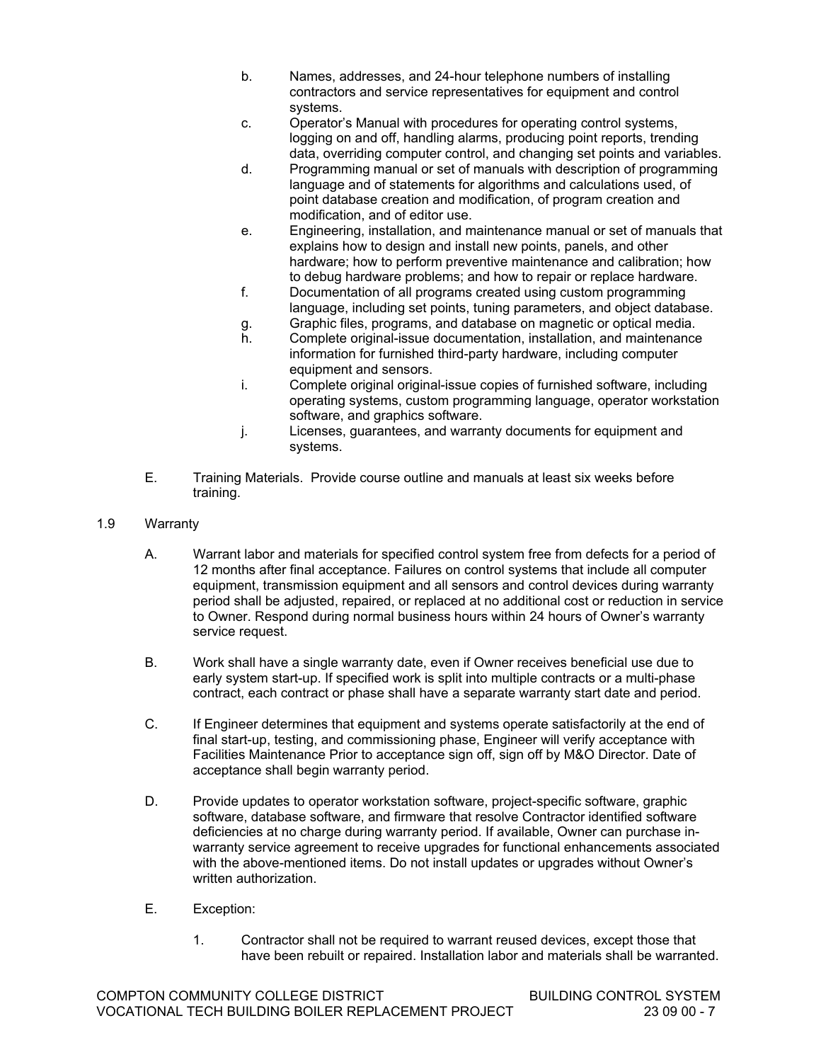b. Names, addresses, and 24-hour telephone numbers of installing contractors and service representatives for equipment and control systems.

c. Operator's Manual with procedures for operating control systems, logging on and off, handling alarms, producing point reports, trending data, overriding computer control, and changing set points and variables.

d. Programming manual or set of manuals with description of programming language and of statements for algorithms and calculations used, of point database creation and modification, of program creation and modification, and of editor use.

e. Engineering, installation, and maintenance manual or set of manuals that explains how to design and install new points, panels, and other hardware; how to perform preventive maintenance and calibration; how to debug hardware problems; and how to repair or replace hardware.

f. Documentation of all programs created using custom programming language, including set points, tuning parameters, and object database.

g. Graphic files, programs, and database on magnetic or optical media.

h. Complete original-issue documentation, installation, and maintenance information for furnished third-party hardware, including computer equipment and sensors.

i. Complete original original-issue copies of furnished software, including operating systems, custom programming language, operator workstation software, and graphics software.

j. Licenses, guarantees, and warranty documents for equipment and systems.

E. Training Materials. Provide course outline and manuals at least six weeks before training.

## 1.9 Warranty

A. Warrant labor and materials for specified control system free from defects for a period of 12 months after final acceptance. Failures on control systems that include all computer equipment, transmission equipment and all sensors and control devices during warranty period shall be adjusted, repaired, or replaced at no additional cost or reduction in service to Owner. Respond during normal business hours within 24 hours of Owner's warranty service request.

B. Work shall have a single warranty date, even if Owner receives beneficial use due to early system start-up. If specified work is split into multiple contracts or a multi-phase contract, each contract or phase shall have a separate warranty start date and period.

C. If Engineer determines that equipment and systems operate satisfactorily at the end of final start-up, testing, and commissioning phase, Engineer will verify acceptance with Facilities Maintenance Prior to acceptance sign off, sign off by M&O Director. Date of acceptance shall begin warranty period.

D. Provide updates to operator workstation software, project-specific software, graphic software, database software, and firmware that resolve Contractor identified software deficiencies at no charge during warranty period. If available, Owner can purchase in-warranty service agreement to receive upgrades for functional enhancements associated with the above-mentioned items. Do not install updates or upgrades without Owner's written authorization.

E. Exception:

1. Contractor shall not be required to warrant reused devices, except those that have been rebuilt or repaired. Installation labor and materials shall be warranted.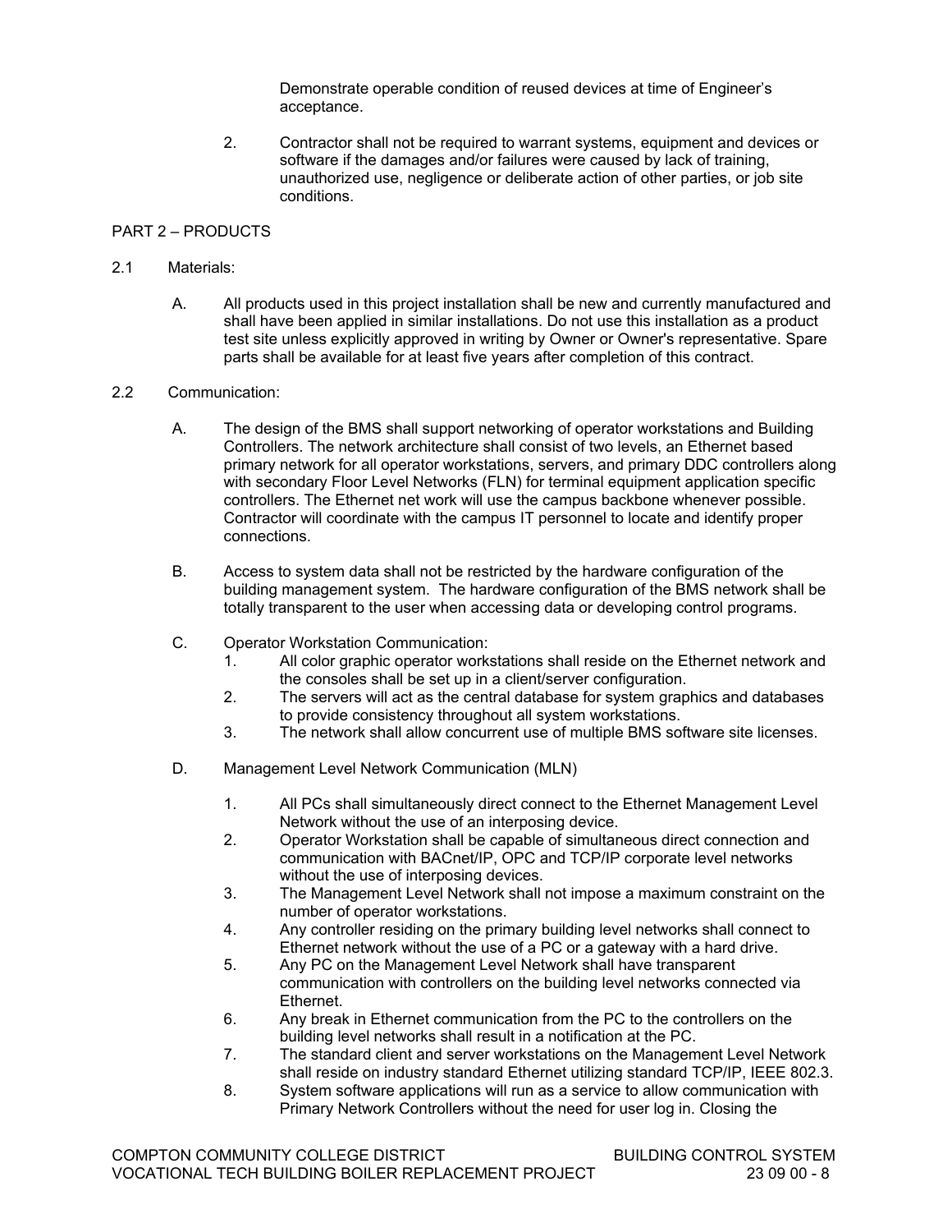Demonstrate operable condition of reused devices at time of Engineer's acceptance.

2. Contractor shall not be required to warrant systems, equipment and devices or software if the damages and/or failures were caused by lack of training, unauthorized use, negligence or deliberate action of other parties, or job site conditions.

## PART 2 – PRODUCTS

### 2.1 Materials:

A. All products used in this project installation shall be new and currently manufactured and shall have been applied in similar installations. Do not use this installation as a product test site unless explicitly approved in writing by Owner or Owner's representative. Spare parts shall be available for at least five years after completion of this contract.

### 2.2 Communication:

A. The design of the BMS shall support networking of operator workstations and Building Controllers. The network architecture shall consist of two levels, an Ethernet based primary network for all operator workstations, servers, and primary DDC controllers along with secondary Floor Level Networks (FLN) for terminal equipment application specific controllers. The Ethernet net work will use the campus backbone whenever possible. Contractor will coordinate with the campus IT personnel to locate and identify proper connections.

B. Access to system data shall not be restricted by the hardware configuration of the building management system. The hardware configuration of the BMS network shall be totally transparent to the user when accessing data or developing control programs.

C. Operator Workstation Communication:

1. All color graphic operator workstations shall reside on the Ethernet network and the consoles shall be set up in a client/server configuration.
2. The servers will act as the central database for system graphics and databases to provide consistency throughout all system workstations.
3. The network shall allow concurrent use of multiple BMS software site licenses.

D. Management Level Network Communication (MLN)

1. All PCs shall simultaneously direct connect to the Ethernet Management Level Network without the use of an interposing device.
2. Operator Workstation shall be capable of simultaneous direct connection and communication with BACnet/IP, OPC and TCP/IP corporate level networks without the use of interposing devices.
3. The Management Level Network shall not impose a maximum constraint on the number of operator workstations.
4. Any controller residing on the primary building level networks shall connect to Ethernet network without the use of a PC or a gateway with a hard drive.
5. Any PC on the Management Level Network shall have transparent communication with controllers on the building level networks connected via Ethernet.
6. Any break in Ethernet communication from the PC to the controllers on the building level networks shall result in a notification at the PC.
7. The standard client and server workstations on the Management Level Network shall reside on industry standard Ethernet utilizing standard TCP/IP, IEEE 802.3.
8. System software applications will run as a service to allow communication with Primary Network Controllers without the need for user log in. Closing the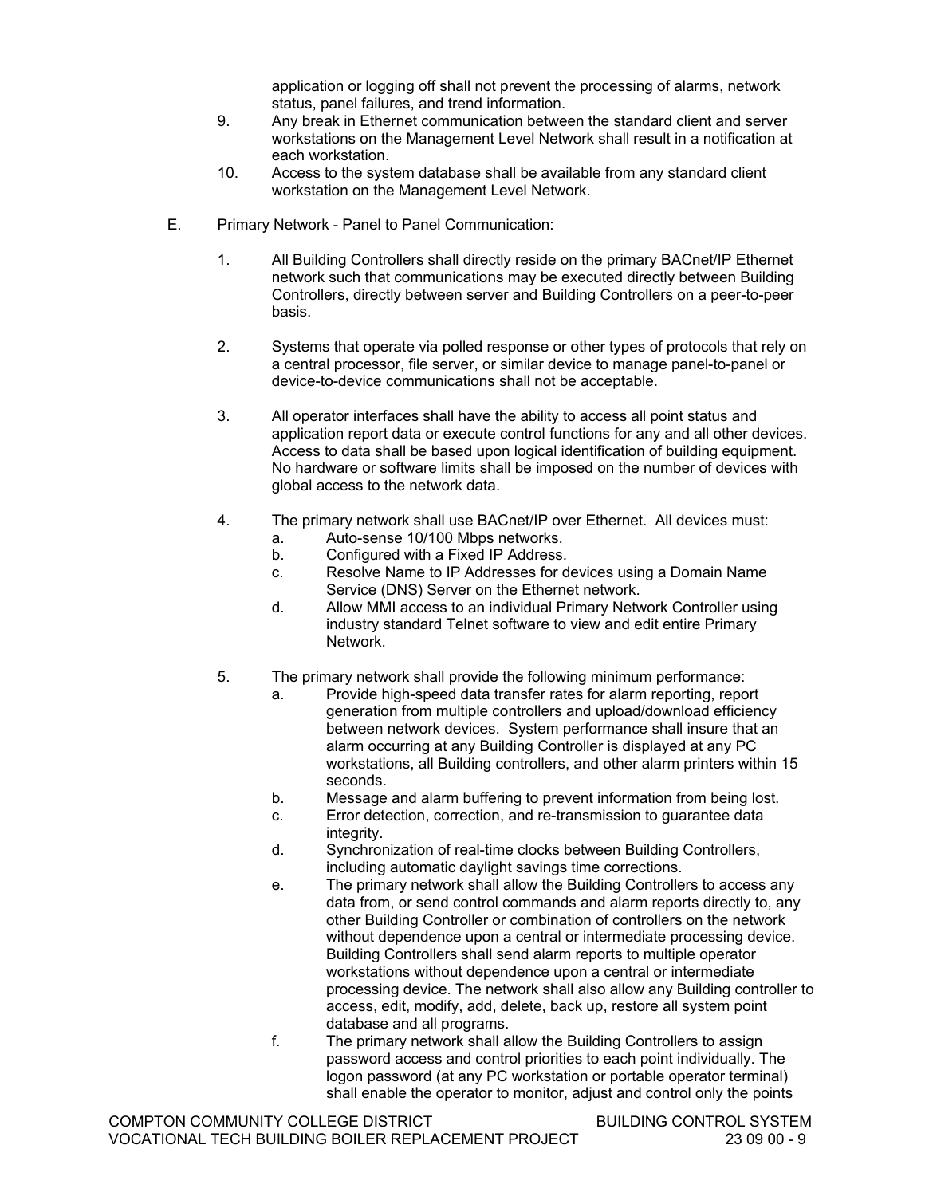application or logging off shall not prevent the processing of alarms, network status, panel failures, and trend information.

9. Any break in Ethernet communication between the standard client and server workstations on the Management Level Network shall result in a notification at each workstation.
10. Access to the system database shall be available from any standard client workstation on the Management Level Network.

E. Primary Network - Panel to Panel Communication:

1. All Building Controllers shall directly reside on the primary BACnet/IP Ethernet network such that communications may be executed directly between Building Controllers, directly between server and Building Controllers on a peer-to-peer basis.

2. Systems that operate via polled response or other types of protocols that rely on a central processor, file server, or similar device to manage panel-to-panel or device-to-device communications shall not be acceptable.

3. All operator interfaces shall have the ability to access all point status and application report data or execute control functions for any and all other devices. Access to data shall be based upon logical identification of building equipment. No hardware or software limits shall be imposed on the number of devices with global access to the network data.

4. The primary network shall use BACnet/IP over Ethernet. All devices must:
   a. Auto-sense 10/100 Mbps networks.
   b. Configured with a Fixed IP Address.
   c. Resolve Name to IP Addresses for devices using a Domain Name Service (DNS) Server on the Ethernet network.
   d. Allow MMI access to an individual Primary Network Controller using industry standard Telnet software to view and edit entire Primary Network.

5. The primary network shall provide the following minimum performance:
   a. Provide high-speed data transfer rates for alarm reporting, report generation from multiple controllers and upload/download efficiency between network devices. System performance shall insure that an alarm occurring at any Building Controller is displayed at any PC workstations, all Building controllers, and other alarm printers within 15 seconds.
   b. Message and alarm buffering to prevent information from being lost.
   c. Error detection, correction, and re-transmission to guarantee data integrity.
   d. Synchronization of real-time clocks between Building Controllers, including automatic daylight savings time corrections.
   e. The primary network shall allow the Building Controllers to access any data from, or send control commands and alarm reports directly to, any other Building Controller or combination of controllers on the network without dependence upon a central or intermediate processing device. Building Controllers shall send alarm reports to multiple operator workstations without dependence upon a central or intermediate processing device. The network shall also allow any Building controller to access, edit, modify, add, delete, back up, restore all system point database and all programs.
   f. The primary network shall allow the Building Controllers to assign password access and control priorities to each point individually. The logon password (at any PC workstation or portable operator terminal) shall enable the operator to monitor, adjust and control only the points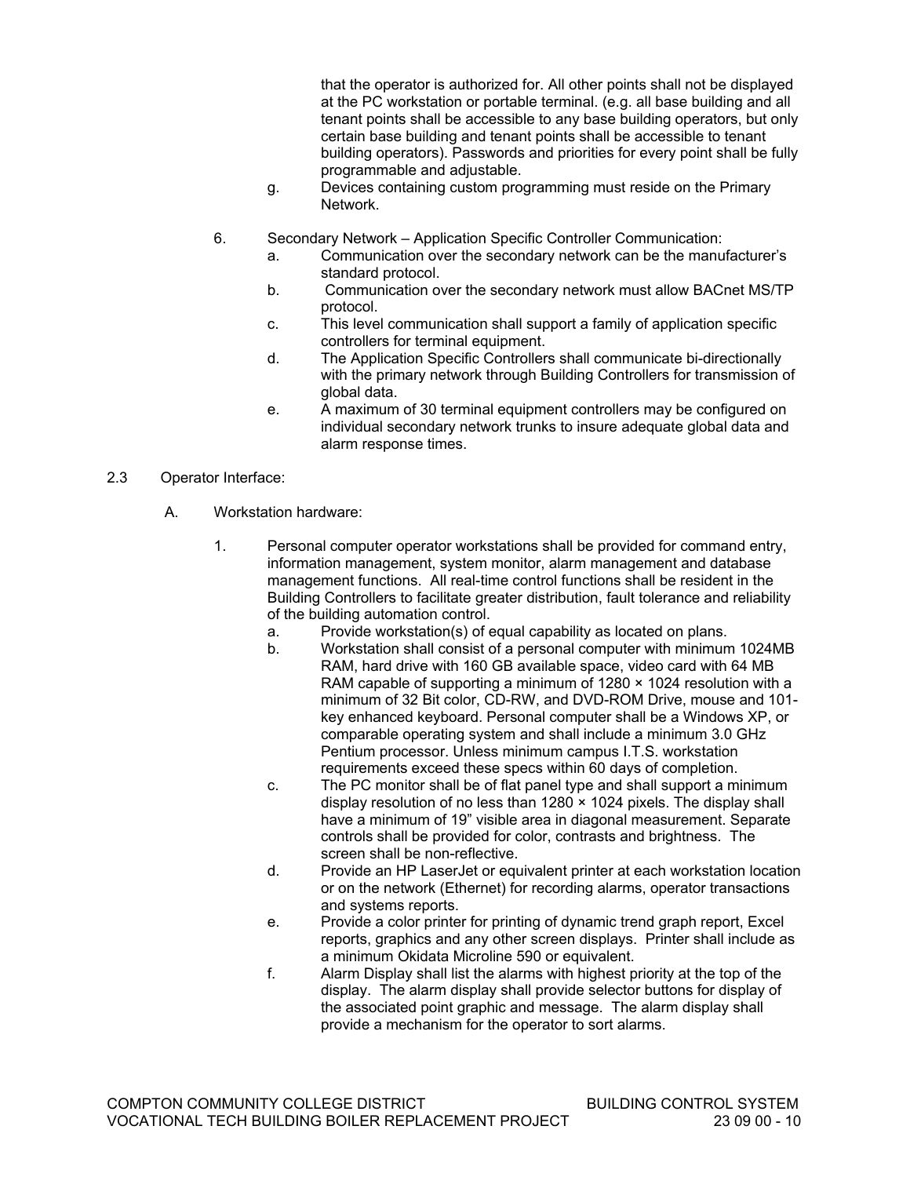that the operator is authorized for. All other points shall not be displayed at the PC workstation or portable terminal. (e.g. all base building and all tenant points shall be accessible to any base building operators, but only certain base building and tenant points shall be accessible to tenant building operators). Passwords and priorities for every point shall be fully programmable and adjustable.

g. Devices containing custom programming must reside on the Primary Network.

6. Secondary Network – Application Specific Controller Communication:
   a. Communication over the secondary network can be the manufacturer's standard protocol.
   b. Communication over the secondary network must allow BACnet MS/TP protocol.
   c. This level communication shall support a family of application specific controllers for terminal equipment.
   d. The Application Specific Controllers shall communicate bi-directionally with the primary network through Building Controllers for transmission of global data.
   e. A maximum of 30 terminal equipment controllers may be configured on individual secondary network trunks to insure adequate global data and alarm response times.

2.3 Operator Interface:

A. Workstation hardware:

1. Personal computer operator workstations shall be provided for command entry, information management, system monitor, alarm management and database management functions. All real-time control functions shall be resident in the Building Controllers to facilitate greater distribution, fault tolerance and reliability of the building automation control.
   a. Provide workstation(s) of equal capability as located on plans.
   b. Workstation shall consist of a personal computer with minimum 1024MB RAM, hard drive with 160 GB available space, video card with 64 MB RAM capable of supporting a minimum of 1280 × 1024 resolution with a minimum of 32 Bit color, CD-RW, and DVD-ROM Drive, mouse and 101-key enhanced keyboard. Personal computer shall be a Windows XP, or comparable operating system and shall include a minimum 3.0 GHz Pentium processor. Unless minimum campus I.T.S. workstation requirements exceed these specs within 60 days of completion.
   c. The PC monitor shall be of flat panel type and shall support a minimum display resolution of no less than 1280 × 1024 pixels. The display shall have a minimum of 19" visible area in diagonal measurement. Separate controls shall be provided for color, contrasts and brightness. The screen shall be non-reflective.
   d. Provide an HP LaserJet or equivalent printer at each workstation location or on the network (Ethernet) for recording alarms, operator transactions and systems reports.
   e. Provide a color printer for printing of dynamic trend graph report, Excel reports, graphics and any other screen displays. Printer shall include as a minimum Okidata Microline 590 or equivalent.
   f. Alarm Display shall list the alarms with highest priority at the top of the display. The alarm display shall provide selector buttons for display of the associated point graphic and message. The alarm display shall provide a mechanism for the operator to sort alarms.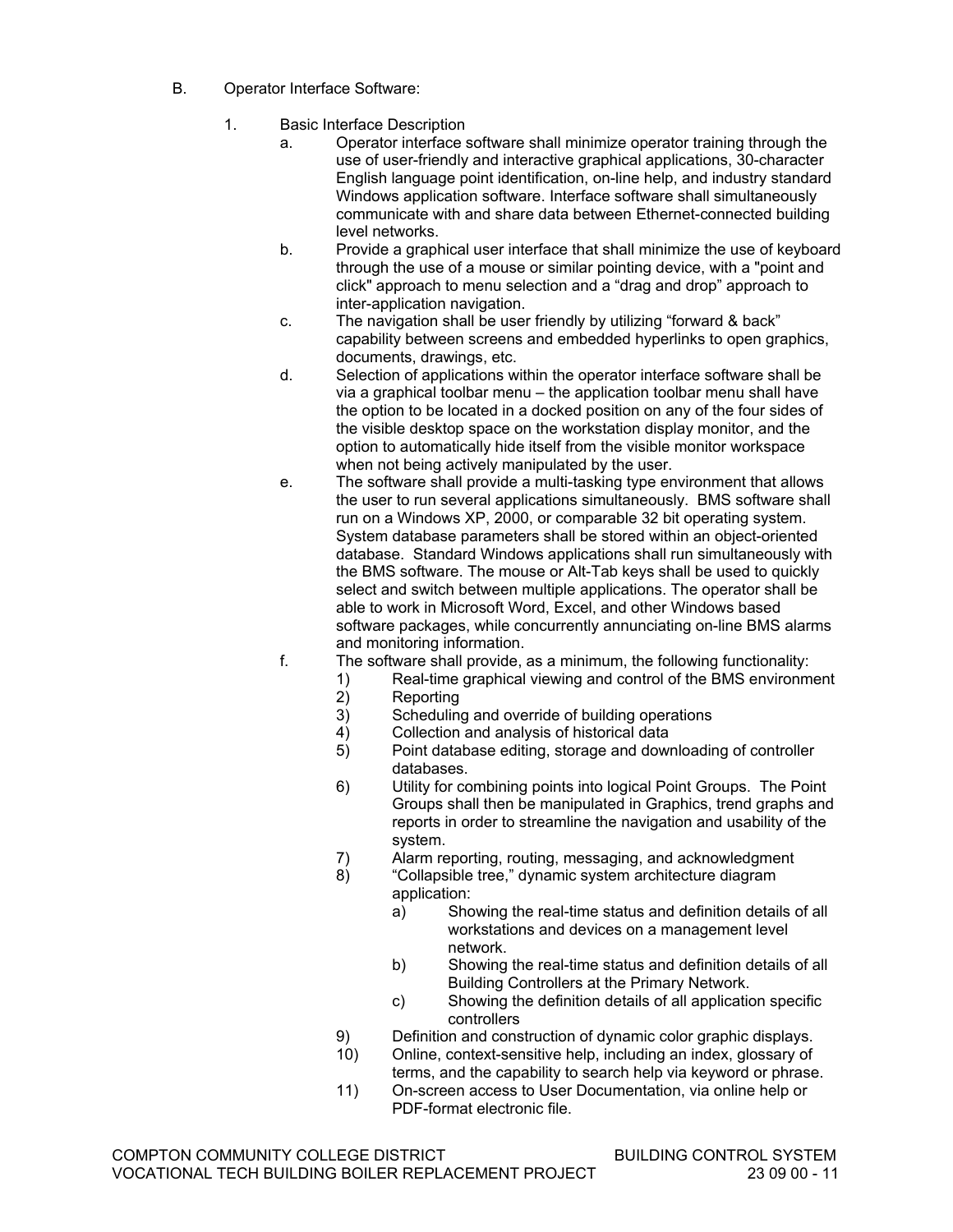B. Operator Interface Software:

1. Basic Interface Description

   a. Operator interface software shall minimize operator training through the use of user-friendly and interactive graphical applications, 30-character English language point identification, on-line help, and industry standard Windows application software. Interface software shall simultaneously communicate with and share data between Ethernet-connected building level networks.

   b. Provide a graphical user interface that shall minimize the use of keyboard through the use of a mouse or similar pointing device, with a "point and click" approach to menu selection and a “drag and drop” approach to inter-application navigation.

   c. The navigation shall be user friendly by utilizing “forward & back” capability between screens and embedded hyperlinks to open graphics, documents, drawings, etc.

   d. Selection of applications within the operator interface software shall be via a graphical toolbar menu – the application toolbar menu shall have the option to be located in a docked position on any of the four sides of the visible desktop space on the workstation display monitor, and the option to automatically hide itself from the visible monitor workspace when not being actively manipulated by the user.

   e. The software shall provide a multi-tasking type environment that allows the user to run several applications simultaneously. BMS software shall run on a Windows XP, 2000, or comparable 32 bit operating system. System database parameters shall be stored within an object-oriented database. Standard Windows applications shall run simultaneously with the BMS software. The mouse or Alt-Tab keys shall be used to quickly select and switch between multiple applications. The operator shall be able to work in Microsoft Word, Excel, and other Windows based software packages, while concurrently annunciating on-line BMS alarms and monitoring information.

   f. The software shall provide, as a minimum, the following functionality:

      1) Real-time graphical viewing and control of the BMS environment
      2) Reporting
      3) Scheduling and override of building operations
      4) Collection and analysis of historical data
      5) Point database editing, storage and downloading of controller databases.
      6) Utility for combining points into logical Point Groups. The Point Groups shall then be manipulated in Graphics, trend graphs and reports in order to streamline the navigation and usability of the system.
      7) Alarm reporting, routing, messaging, and acknowledgment
      8) “Collapsible tree,” dynamic system architecture diagram application:
         a) Showing the real-time status and definition details of all workstations and devices on a management level network.
         b) Showing the real-time status and definition details of all Building Controllers at the Primary Network.
         c) Showing the definition details of all application specific controllers
      9) Definition and construction of dynamic color graphic displays.
      10) Online, context-sensitive help, including an index, glossary of terms, and the capability to search help via keyword or phrase.
      11) On-screen access to User Documentation, via online help or PDF-format electronic file.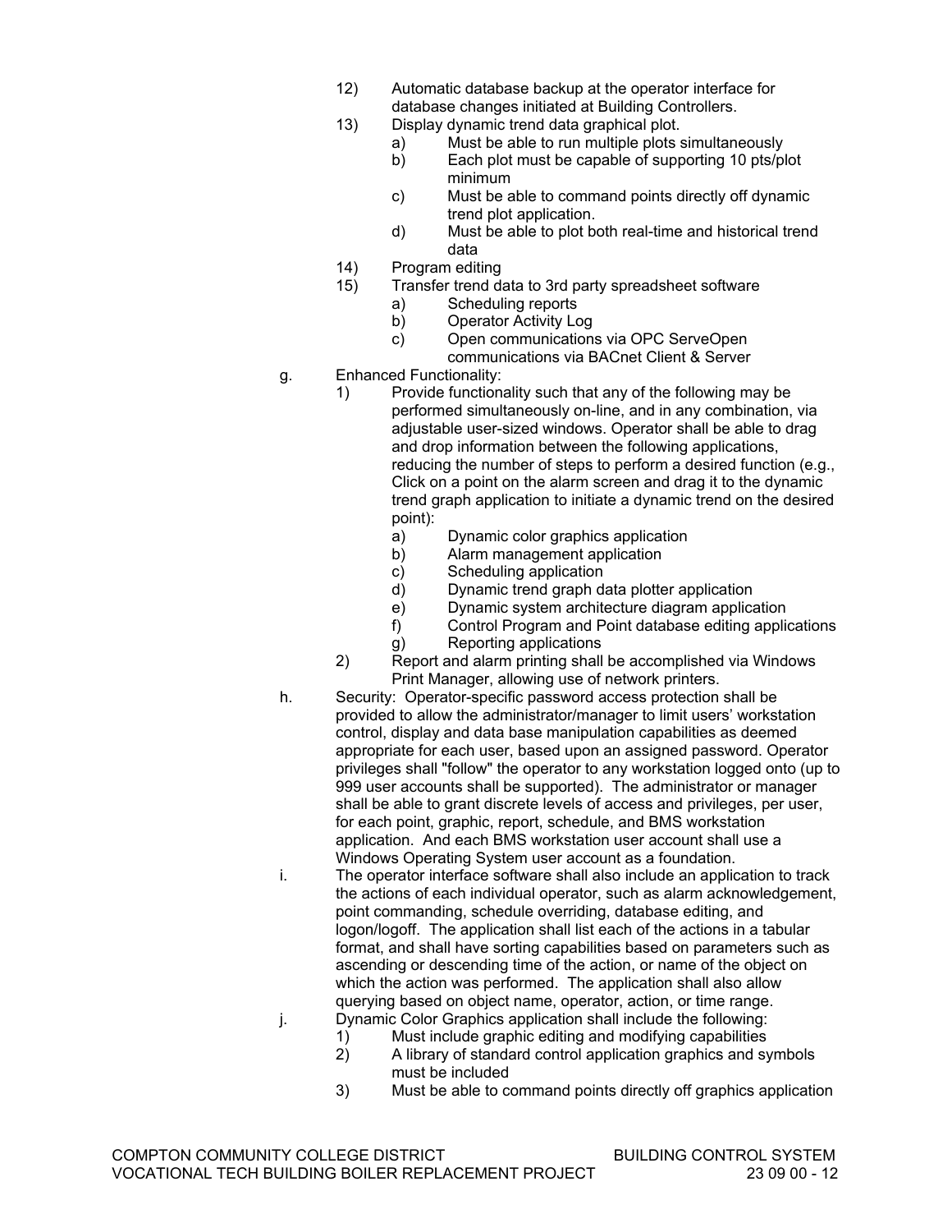12) Automatic database backup at the operator interface for database changes initiated at Building Controllers.

13) Display dynamic trend data graphical plot.
    a) Must be able to run multiple plots simultaneously
    b) Each plot must be capable of supporting 10 pts/plot minimum
    c) Must be able to command points directly off dynamic trend plot application.
    d) Must be able to plot both real-time and historical trend data

14) Program editing

15) Transfer trend data to 3rd party spreadsheet software
    a) Scheduling reports
    b) Operator Activity Log
    c) Open communications via OPC ServeOpen communications via BACnet Client & Server

g. Enhanced Functionality:

1) Provide functionality such that any of the following may be performed simultaneously on-line, and in any combination, via adjustable user-sized windows. Operator shall be able to drag and drop information between the following applications, reducing the number of steps to perform a desired function (e.g., Click on a point on the alarm screen and drag it to the dynamic trend graph application to initiate a dynamic trend on the desired point):
    a) Dynamic color graphics application
    b) Alarm management application
    c) Scheduling application
    d) Dynamic trend graph data plotter application
    e) Dynamic system architecture diagram application
    f) Control Program and Point database editing applications
    g) Reporting applications

2) Report and alarm printing shall be accomplished via Windows Print Manager, allowing use of network printers.

h. Security: Operator-specific password access protection shall be provided to allow the administrator/manager to limit users' workstation control, display and data base manipulation capabilities as deemed appropriate for each user, based upon an assigned password. Operator privileges shall "follow" the operator to any workstation logged onto (up to 999 user accounts shall be supported). The administrator or manager shall be able to grant discrete levels of access and privileges, per user, for each point, graphic, report, schedule, and BMS workstation application. And each BMS workstation user account shall use a Windows Operating System user account as a foundation.

i. The operator interface software shall also include an application to track the actions of each individual operator, such as alarm acknowledgement, point commanding, schedule overriding, database editing, and logon/logoff. The application shall list each of the actions in a tabular format, and shall have sorting capabilities based on parameters such as ascending or descending time of the action, or name of the object on which the action was performed. The application shall also allow querying based on object name, operator, action, or time range.

j. Dynamic Color Graphics application shall include the following:

1) Must include graphic editing and modifying capabilities
2) A library of standard control application graphics and symbols must be included
3) Must be able to command points directly off graphics application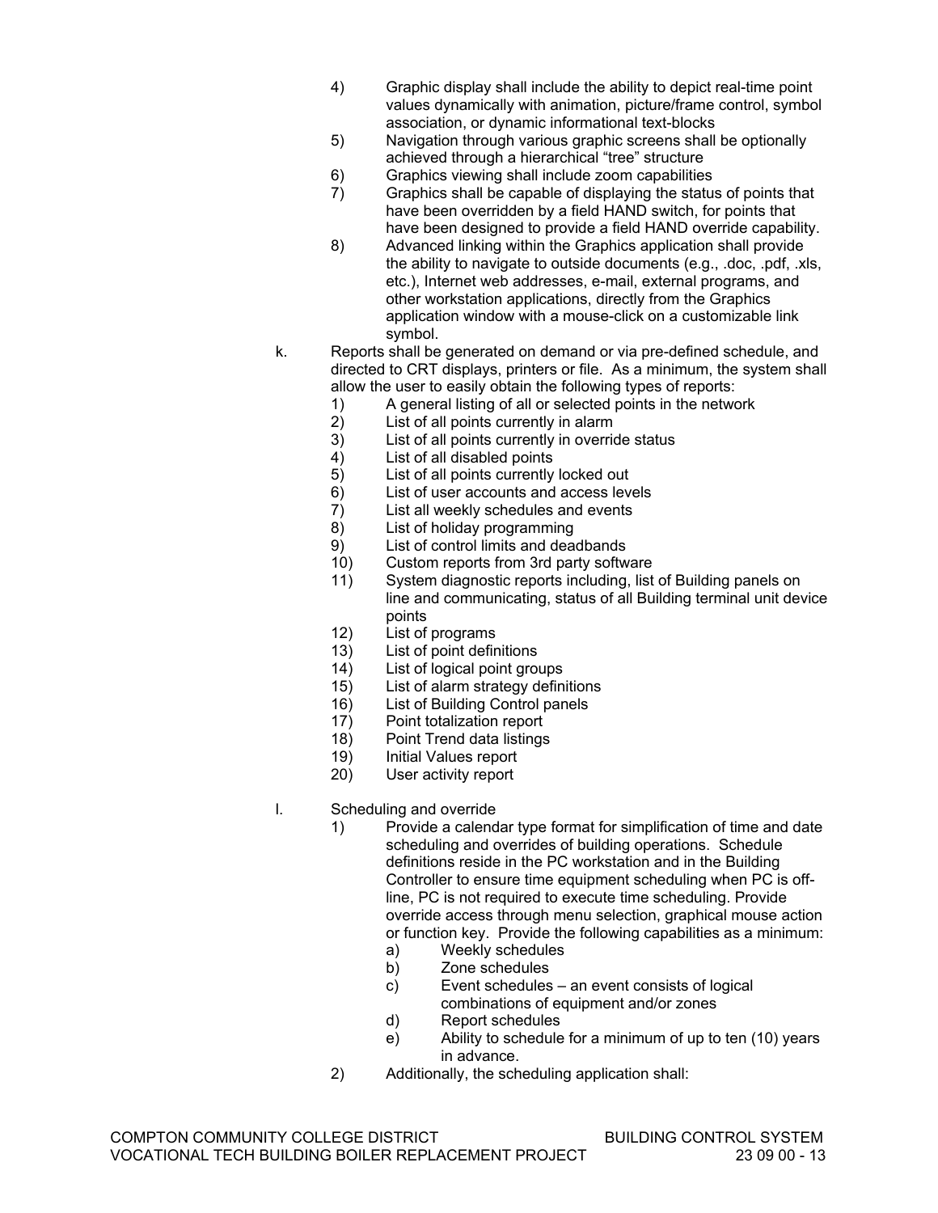4) Graphic display shall include the ability to depict real-time point values dynamically with animation, picture/frame control, symbol association, or dynamic informational text-blocks
5) Navigation through various graphic screens shall be optionally achieved through a hierarchical “tree” structure
6) Graphics viewing shall include zoom capabilities
7) Graphics shall be capable of displaying the status of points that have been overridden by a field HAND switch, for points that have been designed to provide a field HAND override capability.
8) Advanced linking within the Graphics application shall provide the ability to navigate to outside documents (e.g., .doc, .pdf, .xls, etc.), Internet web addresses, e-mail, external programs, and other workstation applications, directly from the Graphics application window with a mouse-click on a customizable link symbol.

k. Reports shall be generated on demand or via pre-defined schedule, and directed to CRT displays, printers or file. As a minimum, the system shall allow the user to easily obtain the following types of reports:
1) A general listing of all or selected points in the network
2) List of all points currently in alarm
3) List of all points currently in override status
4) List of all disabled points
5) List of all points currently locked out
6) List of user accounts and access levels
7) List all weekly schedules and events
8) List of holiday programming
9) List of control limits and deadbands
10) Custom reports from 3rd party software
11) System diagnostic reports including, list of Building panels on line and communicating, status of all Building terminal unit device points
12) List of programs
13) List of point definitions
14) List of logical point groups
15) List of alarm strategy definitions
16) List of Building Control panels
17) Point totalization report
18) Point Trend data listings
19) Initial Values report
20) User activity report

l. Scheduling and override
1) Provide a calendar type format for simplification of time and date scheduling and overrides of building operations. Schedule definitions reside in the PC workstation and in the Building Controller to ensure time equipment scheduling when PC is off-line, PC is not required to execute time scheduling. Provide override access through menu selection, graphical mouse action or function key. Provide the following capabilities as a minimum:
   a) Weekly schedules
   b) Zone schedules
   c) Event schedules – an event consists of logical combinations of equipment and/or zones
   d) Report schedules
   e) Ability to schedule for a minimum of up to ten (10) years in advance.
2) Additionally, the scheduling application shall: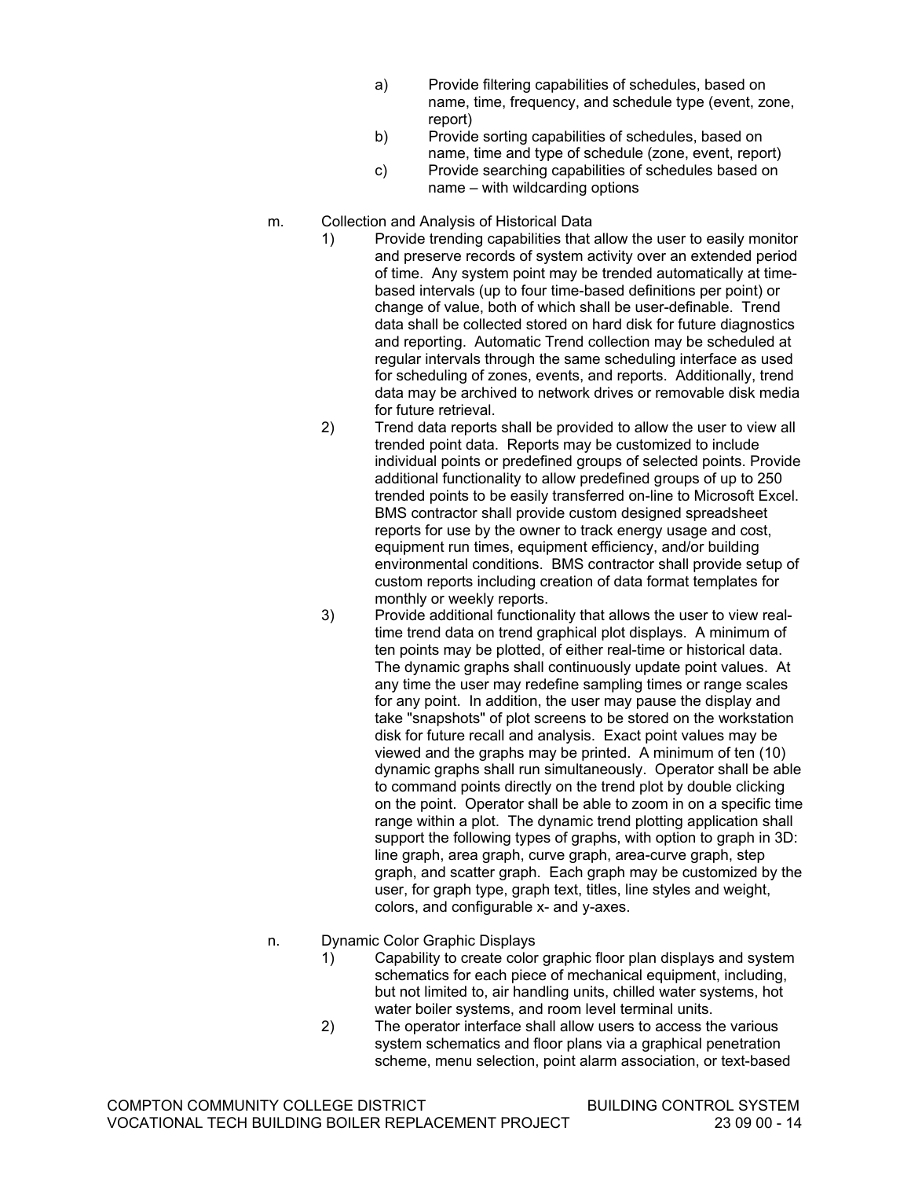a) Provide filtering capabilities of schedules, based on name, time, frequency, and schedule type (event, zone, report)

b) Provide sorting capabilities of schedules, based on name, time and type of schedule (zone, event, report)

c) Provide searching capabilities of schedules based on name – with wildcarding options

m. Collection and Analysis of Historical Data

1) Provide trending capabilities that allow the user to easily monitor and preserve records of system activity over an extended period of time. Any system point may be trended automatically at time-based intervals (up to four time-based definitions per point) or change of value, both of which shall be user-definable. Trend data shall be collected stored on hard disk for future diagnostics and reporting. Automatic Trend collection may be scheduled at regular intervals through the same scheduling interface as used for scheduling of zones, events, and reports. Additionally, trend data may be archived to network drives or removable disk media for future retrieval.

2) Trend data reports shall be provided to allow the user to view all trended point data. Reports may be customized to include individual points or predefined groups of selected points. Provide additional functionality to allow predefined groups of up to 250 trended points to be easily transferred on-line to Microsoft Excel. BMS contractor shall provide custom designed spreadsheet reports for use by the owner to track energy usage and cost, equipment run times, equipment efficiency, and/or building environmental conditions. BMS contractor shall provide setup of custom reports including creation of data format templates for monthly or weekly reports.

3) Provide additional functionality that allows the user to view real-time trend data on trend graphical plot displays. A minimum of ten points may be plotted, of either real-time or historical data. The dynamic graphs shall continuously update point values. At any time the user may redefine sampling times or range scales for any point. In addition, the user may pause the display and take "snapshots" of plot screens to be stored on the workstation disk for future recall and analysis. Exact point values may be viewed and the graphs may be printed. A minimum of ten (10) dynamic graphs shall run simultaneously. Operator shall be able to command points directly on the trend plot by double clicking on the point. Operator shall be able to zoom in on a specific time range within a plot. The dynamic trend plotting application shall support the following types of graphs, with option to graph in 3D: line graph, area graph, curve graph, area-curve graph, step graph, and scatter graph. Each graph may be customized by the user, for graph type, graph text, titles, line styles and weight, colors, and configurable x- and y-axes.

n. Dynamic Color Graphic Displays

1) Capability to create color graphic floor plan displays and system schematics for each piece of mechanical equipment, including, but not limited to, air handling units, chilled water systems, hot water boiler systems, and room level terminal units.

2) The operator interface shall allow users to access the various system schematics and floor plans via a graphical penetration scheme, menu selection, point alarm association, or text-based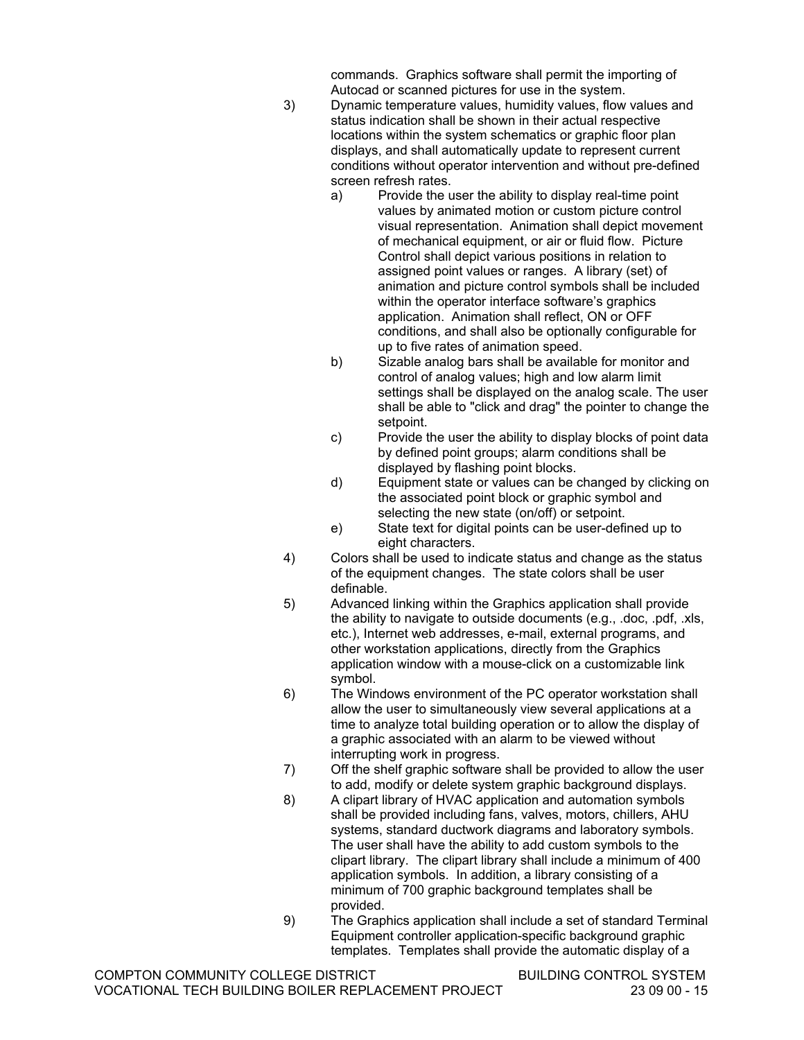commands. Graphics software shall permit the importing of Autocad or scanned pictures for use in the system.

3) Dynamic temperature values, humidity values, flow values and status indication shall be shown in their actual respective locations within the system schematics or graphic floor plan displays, and shall automatically update to represent current conditions without operator intervention and without pre-defined screen refresh rates.
   a) Provide the user the ability to display real-time point values by animated motion or custom picture control visual representation. Animation shall depict movement of mechanical equipment, or air or fluid flow. Picture Control shall depict various positions in relation to assigned point values or ranges. A library (set) of animation and picture control symbols shall be included within the operator interface software's graphics application. Animation shall reflect, ON or OFF conditions, and shall also be optionally configurable for up to five rates of animation speed.
   b) Sizable analog bars shall be available for monitor and control of analog values; high and low alarm limit settings shall be displayed on the analog scale. The user shall be able to "click and drag" the pointer to change the setpoint.
   c) Provide the user the ability to display blocks of point data by defined point groups; alarm conditions shall be displayed by flashing point blocks.
   d) Equipment state or values can be changed by clicking on the associated point block or graphic symbol and selecting the new state (on/off) or setpoint.
   e) State text for digital points can be user-defined up to eight characters.
4) Colors shall be used to indicate status and change as the status of the equipment changes. The state colors shall be user definable.
5) Advanced linking within the Graphics application shall provide the ability to navigate to outside documents (e.g., .doc, .pdf, .xls, etc.), Internet web addresses, e-mail, external programs, and other workstation applications, directly from the Graphics application window with a mouse-click on a customizable link symbol.
6) The Windows environment of the PC operator workstation shall allow the user to simultaneously view several applications at a time to analyze total building operation or to allow the display of a graphic associated with an alarm to be viewed without interrupting work in progress.
7) Off the shelf graphic software shall be provided to allow the user to add, modify or delete system graphic background displays.
8) A clipart library of HVAC application and automation symbols shall be provided including fans, valves, motors, chillers, AHU systems, standard ductwork diagrams and laboratory symbols. The user shall have the ability to add custom symbols to the clipart library. The clipart library shall include a minimum of 400 application symbols. In addition, a library consisting of a minimum of 700 graphic background templates shall be provided.
9) The Graphics application shall include a set of standard Terminal Equipment controller application-specific background graphic templates. Templates shall provide the automatic display of a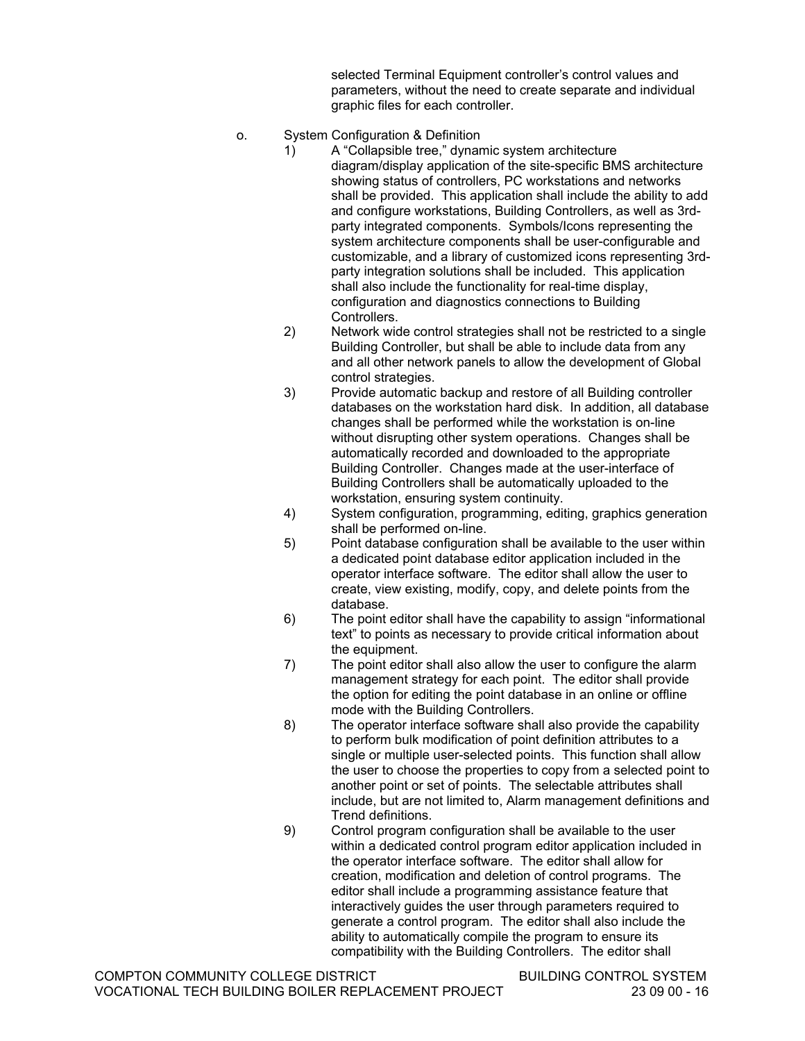selected Terminal Equipment controller's control values and parameters, without the need to create separate and individual graphic files for each controller.

o. System Configuration & Definition

1) A "Collapsible tree," dynamic system architecture diagram/display application of the site-specific BMS architecture showing status of controllers, PC workstations and networks shall be provided. This application shall include the ability to add and configure workstations, Building Controllers, as well as 3rd-party integrated components. Symbols/Icons representing the system architecture components shall be user-configurable and customizable, and a library of customized icons representing 3rd-party integration solutions shall be included. This application shall also include the functionality for real-time display, configuration and diagnostics connections to Building Controllers.

2) Network wide control strategies shall not be restricted to a single Building Controller, but shall be able to include data from any and all other network panels to allow the development of Global control strategies.

3) Provide automatic backup and restore of all Building controller databases on the workstation hard disk. In addition, all database changes shall be performed while the workstation is on-line without disrupting other system operations. Changes shall be automatically recorded and downloaded to the appropriate Building Controller. Changes made at the user-interface of Building Controllers shall be automatically uploaded to the workstation, ensuring system continuity.

4) System configuration, programming, editing, graphics generation shall be performed on-line.

5) Point database configuration shall be available to the user within a dedicated point database editor application included in the operator interface software. The editor shall allow the user to create, view existing, modify, copy, and delete points from the database.

6) The point editor shall have the capability to assign "informational text" to points as necessary to provide critical information about the equipment.

7) The point editor shall also allow the user to configure the alarm management strategy for each point. The editor shall provide the option for editing the point database in an online or offline mode with the Building Controllers.

8) The operator interface software shall also provide the capability to perform bulk modification of point definition attributes to a single or multiple user-selected points. This function shall allow the user to choose the properties to copy from a selected point to another point or set of points. The selectable attributes shall include, but are not limited to, Alarm management definitions and Trend definitions.

9) Control program configuration shall be available to the user within a dedicated control program editor application included in the operator interface software. The editor shall allow for creation, modification and deletion of control programs. The editor shall include a programming assistance feature that interactively guides the user through parameters required to generate a control program. The editor shall also include the ability to automatically compile the program to ensure its compatibility with the Building Controllers. The editor shall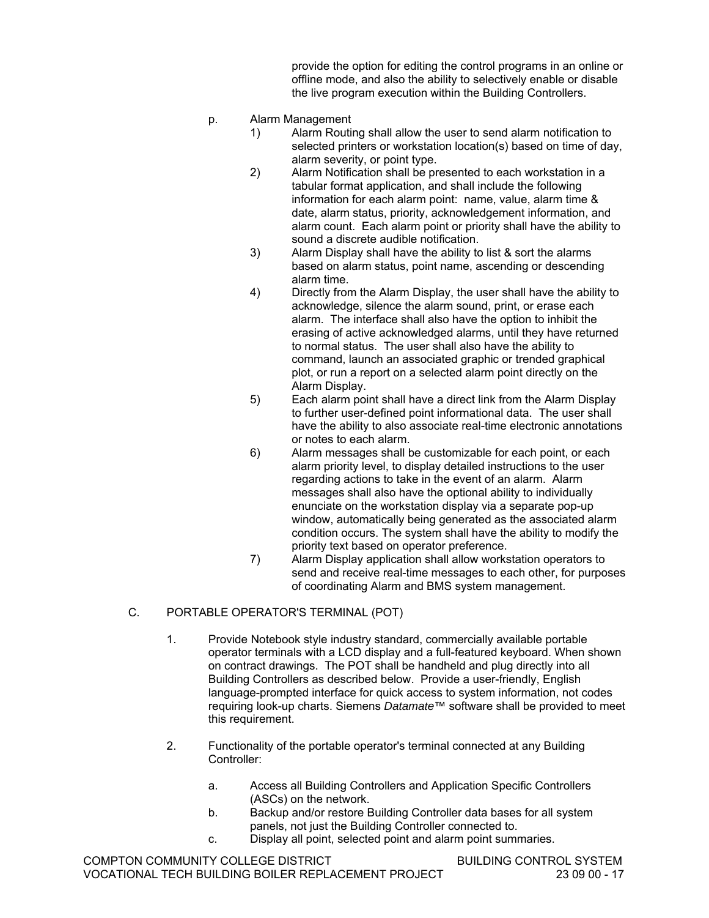provide the option for editing the control programs in an online or offline mode, and also the ability to selectively enable or disable the live program execution within the Building Controllers.

p. Alarm Management
   1) Alarm Routing shall allow the user to send alarm notification to selected printers or workstation location(s) based on time of day, alarm severity, or point type.
   2) Alarm Notification shall be presented to each workstation in a tabular format application, and shall include the following information for each alarm point: name, value, alarm time & date, alarm status, priority, acknowledgement information, and alarm count. Each alarm point or priority shall have the ability to sound a discrete audible notification.
   3) Alarm Display shall have the ability to list & sort the alarms based on alarm status, point name, ascending or descending alarm time.
   4) Directly from the Alarm Display, the user shall have the ability to acknowledge, silence the alarm sound, print, or erase each alarm. The interface shall also have the option to inhibit the erasing of active acknowledged alarms, until they have returned to normal status. The user shall also have the ability to command, launch an associated graphic or trended graphical plot, or run a report on a selected alarm point directly on the Alarm Display.
   5) Each alarm point shall have a direct link from the Alarm Display to further user-defined point informational data. The user shall have the ability to also associate real-time electronic annotations or notes to each alarm.
   6) Alarm messages shall be customizable for each point, or each alarm priority level, to display detailed instructions to the user regarding actions to take in the event of an alarm. Alarm messages shall also have the optional ability to individually enunciate on the workstation display via a separate pop-up window, automatically being generated as the associated alarm condition occurs. The system shall have the ability to modify the priority text based on operator preference.
   7) Alarm Display application shall allow workstation operators to send and receive real-time messages to each other, for purposes of coordinating Alarm and BMS system management.

C. PORTABLE OPERATOR'S TERMINAL (POT)

1. Provide Notebook style industry standard, commercially available portable operator terminals with a LCD display and a full-featured keyboard. When shown on contract drawings. The POT shall be handheld and plug directly into all Building Controllers as described below. Provide a user-friendly, English language-prompted interface for quick access to system information, not codes requiring look-up charts. Siemens *Datamate™* software shall be provided to meet this requirement.

2. Functionality of the portable operator's terminal connected at any Building Controller:

   a. Access all Building Controllers and Application Specific Controllers (ASCs) on the network.
   b. Backup and/or restore Building Controller data bases for all system panels, not just the Building Controller connected to.
   c. Display all point, selected point and alarm point summaries.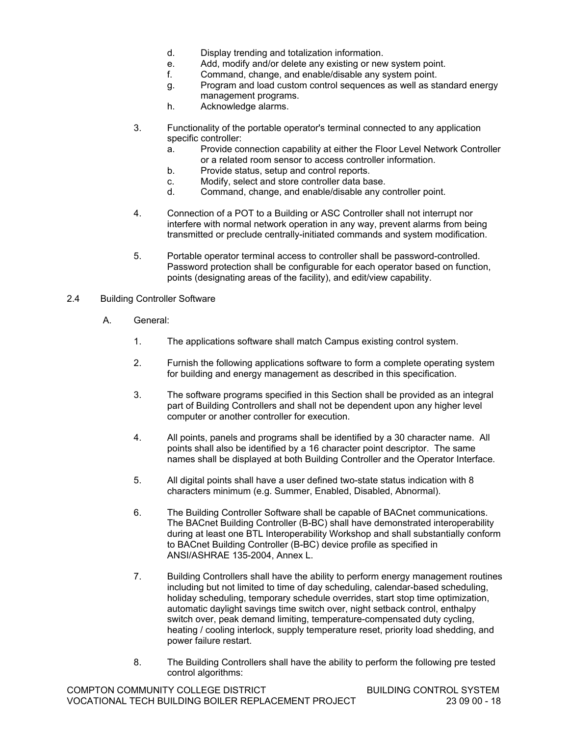d. Display trending and totalization information.

e. Add, modify and/or delete any existing or new system point.

f. Command, change, and enable/disable any system point.

g. Program and load custom control sequences as well as standard energy management programs.

h. Acknowledge alarms.

3. Functionality of the portable operator's terminal connected to any application specific controller:

   a. Provide connection capability at either the Floor Level Network Controller or a related room sensor to access controller information.

   b. Provide status, setup and control reports.

   c. Modify, select and store controller data base.

   d. Command, change, and enable/disable any controller point.

4. Connection of a POT to a Building or ASC Controller shall not interrupt nor interfere with normal network operation in any way, prevent alarms from being transmitted or preclude centrally-initiated commands and system modification.

5. Portable operator terminal access to controller shall be password-controlled. Password protection shall be configurable for each operator based on function, points (designating areas of the facility), and edit/view capability.

## 2.4 Building Controller Software

A. General:

1. The applications software shall match Campus existing control system.

2. Furnish the following applications software to form a complete operating system for building and energy management as described in this specification.

3. The software programs specified in this Section shall be provided as an integral part of Building Controllers and shall not be dependent upon any higher level computer or another controller for execution.

4. All points, panels and programs shall be identified by a 30 character name. All points shall also be identified by a 16 character point descriptor. The same names shall be displayed at both Building Controller and the Operator Interface.

5. All digital points shall have a user defined two-state status indication with 8 characters minimum (e.g. Summer, Enabled, Disabled, Abnormal).

6. The Building Controller Software shall be capable of BACnet communications. The BACnet Building Controller (B-BC) shall have demonstrated interoperability during at least one BTL Interoperability Workshop and shall substantially conform to BACnet Building Controller (B-BC) device profile as specified in ANSI/ASHRAE 135-2004, Annex L.

7. Building Controllers shall have the ability to perform energy management routines including but not limited to time of day scheduling, calendar-based scheduling, holiday scheduling, temporary schedule overrides, start stop time optimization, automatic daylight savings time switch over, night setback control, enthalpy switch over, peak demand limiting, temperature-compensated duty cycling, heating / cooling interlock, supply temperature reset, priority load shedding, and power failure restart.

8. The Building Controllers shall have the ability to perform the following pre tested control algorithms: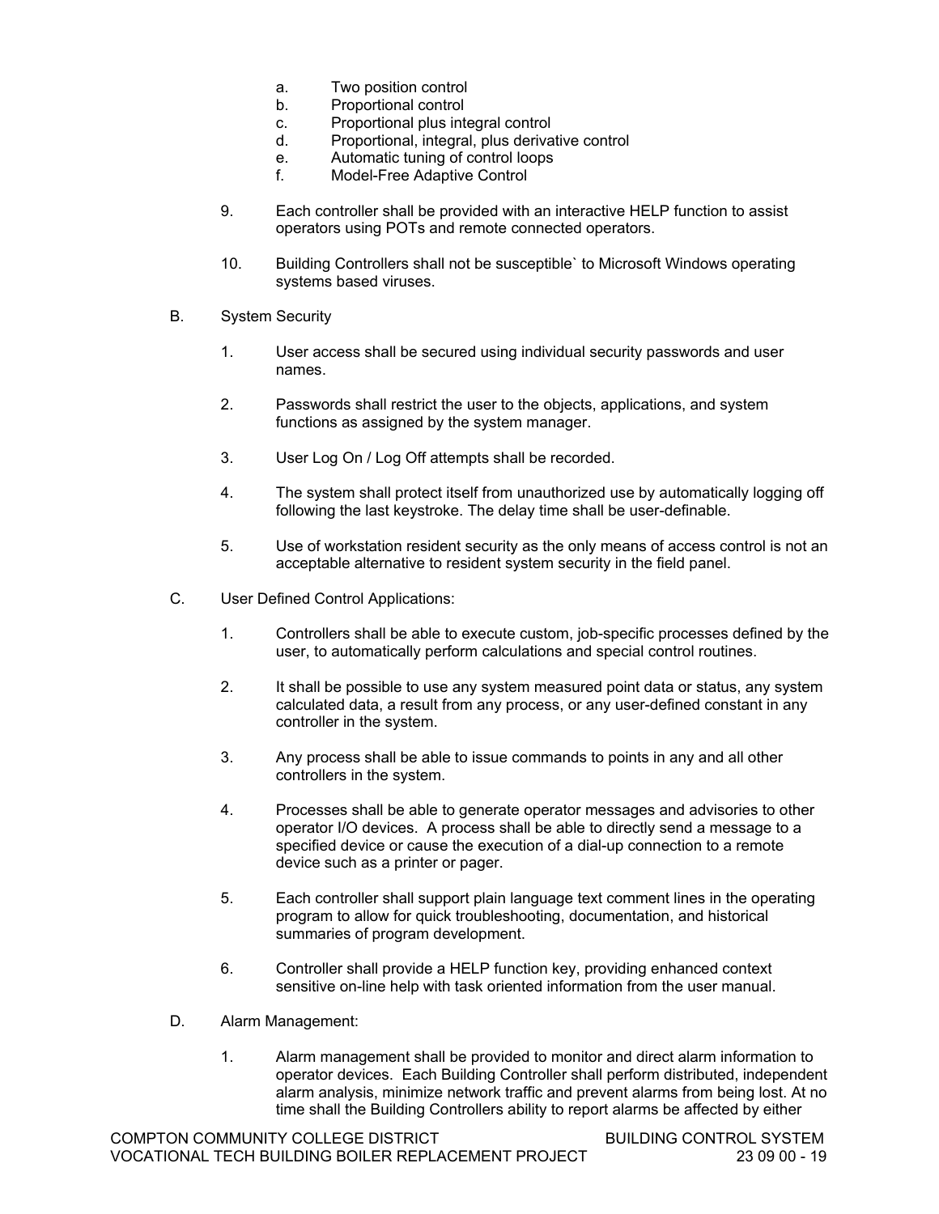a. Two position control
b. Proportional control
c. Proportional plus integral control
d. Proportional, integral, plus derivative control
e. Automatic tuning of control loops
f. Model-Free Adaptive Control

9. Each controller shall be provided with an interactive HELP function to assist operators using POTs and remote connected operators.

10. Building Controllers shall not be susceptible` to Microsoft Windows operating systems based viruses.

B. System Security

1. User access shall be secured using individual security passwords and user names.

2. Passwords shall restrict the user to the objects, applications, and system functions as assigned by the system manager.

3. User Log On / Log Off attempts shall be recorded.

4. The system shall protect itself from unauthorized use by automatically logging off following the last keystroke. The delay time shall be user-definable.

5. Use of workstation resident security as the only means of access control is not an acceptable alternative to resident system security in the field panel.

C. User Defined Control Applications:

1. Controllers shall be able to execute custom, job-specific processes defined by the user, to automatically perform calculations and special control routines.

2. It shall be possible to use any system measured point data or status, any system calculated data, a result from any process, or any user-defined constant in any controller in the system.

3. Any process shall be able to issue commands to points in any and all other controllers in the system.

4. Processes shall be able to generate operator messages and advisories to other operator I/O devices. A process shall be able to directly send a message to a specified device or cause the execution of a dial-up connection to a remote device such as a printer or pager.

5. Each controller shall support plain language text comment lines in the operating program to allow for quick troubleshooting, documentation, and historical summaries of program development.

6. Controller shall provide a HELP function key, providing enhanced context sensitive on-line help with task oriented information from the user manual.

D. Alarm Management:

1. Alarm management shall be provided to monitor and direct alarm information to operator devices. Each Building Controller shall perform distributed, independent alarm analysis, minimize network traffic and prevent alarms from being lost. At no time shall the Building Controllers ability to report alarms be affected by either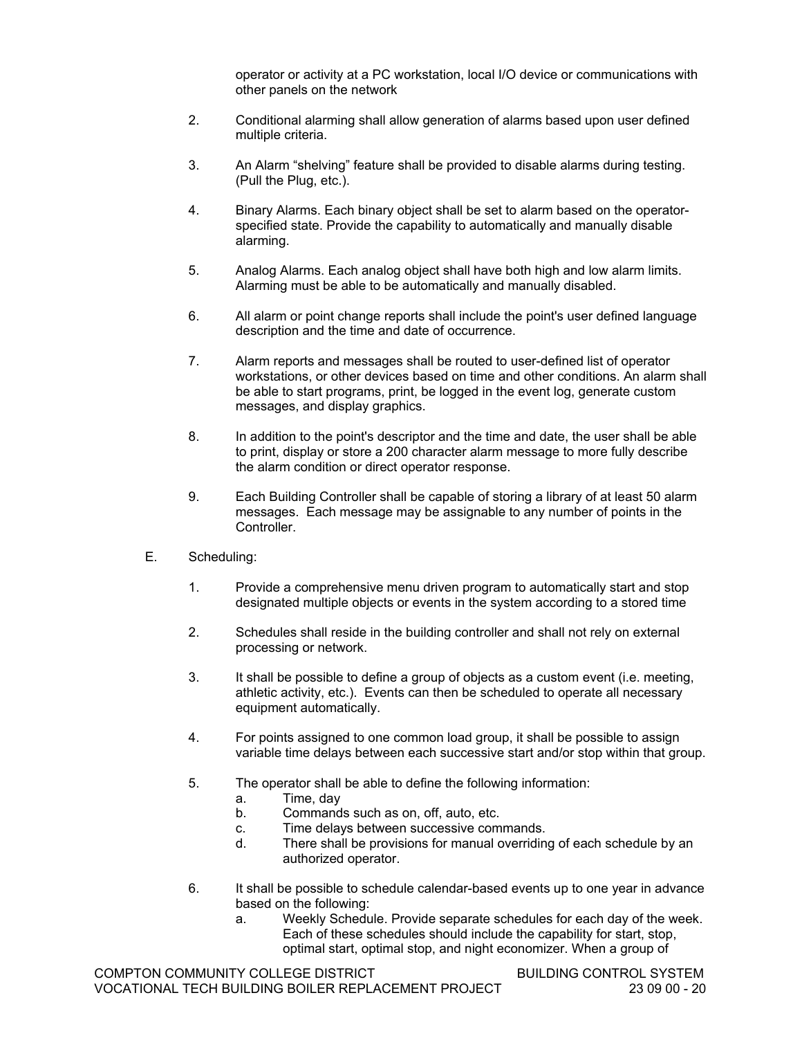operator or activity at a PC workstation, local I/O device or communications with other panels on the network

2. Conditional alarming shall allow generation of alarms based upon user defined multiple criteria.

3. An Alarm "shelving" feature shall be provided to disable alarms during testing. (Pull the Plug, etc.).

4. Binary Alarms. Each binary object shall be set to alarm based on the operator-specified state. Provide the capability to automatically and manually disable alarming.

5. Analog Alarms. Each analog object shall have both high and low alarm limits. Alarming must be able to be automatically and manually disabled.

6. All alarm or point change reports shall include the point's user defined language description and the time and date of occurrence.

7. Alarm reports and messages shall be routed to user-defined list of operator workstations, or other devices based on time and other conditions. An alarm shall be able to start programs, print, be logged in the event log, generate custom messages, and display graphics.

8. In addition to the point's descriptor and the time and date, the user shall be able to print, display or store a 200 character alarm message to more fully describe the alarm condition or direct operator response.

9. Each Building Controller shall be capable of storing a library of at least 50 alarm messages. Each message may be assignable to any number of points in the Controller.

E. Scheduling:

1. Provide a comprehensive menu driven program to automatically start and stop designated multiple objects or events in the system according to a stored time

2. Schedules shall reside in the building controller and shall not rely on external processing or network.

3. It shall be possible to define a group of objects as a custom event (i.e. meeting, athletic activity, etc.). Events can then be scheduled to operate all necessary equipment automatically.

4. For points assigned to one common load group, it shall be possible to assign variable time delays between each successive start and/or stop within that group.

5. The operator shall be able to define the following information:
   a. Time, day
   b. Commands such as on, off, auto, etc.
   c. Time delays between successive commands.
   d. There shall be provisions for manual overriding of each schedule by an authorized operator.

6. It shall be possible to schedule calendar-based events up to one year in advance based on the following:
   a. Weekly Schedule. Provide separate schedules for each day of the week. Each of these schedules should include the capability for start, stop, optimal start, optimal stop, and night economizer. When a group of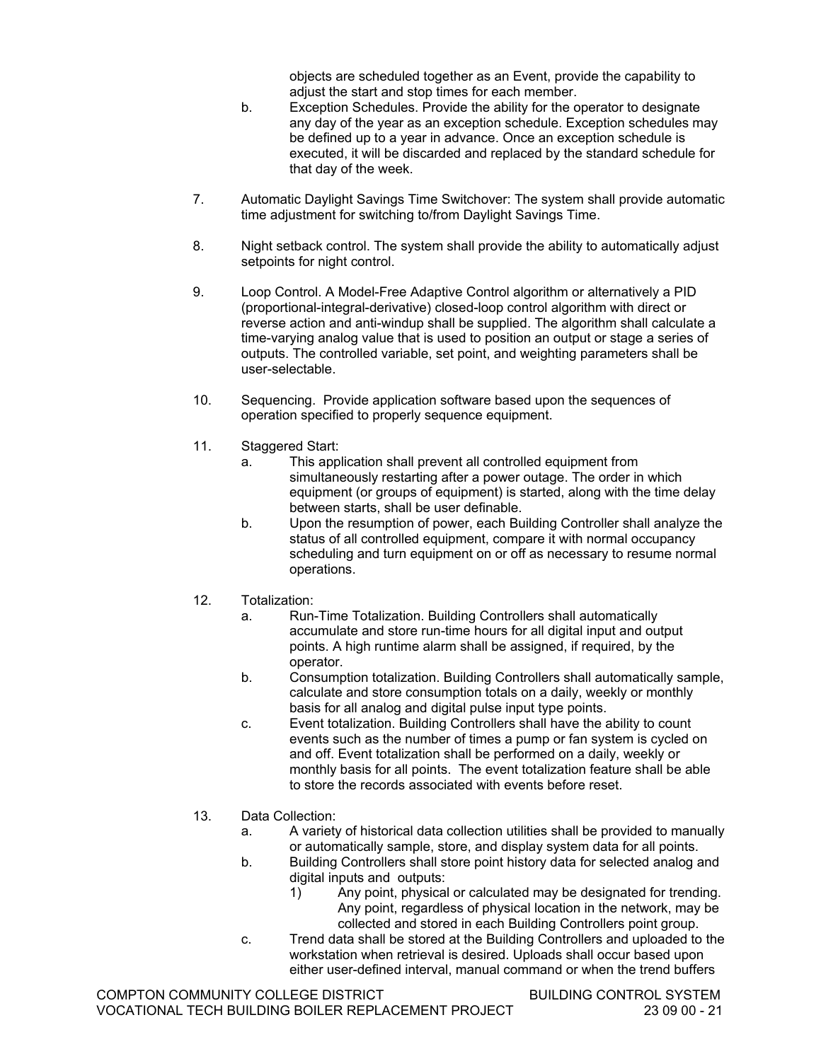objects are scheduled together as an Event, provide the capability to adjust the start and stop times for each member.

b. Exception Schedules. Provide the ability for the operator to designate any day of the year as an exception schedule. Exception schedules may be defined up to a year in advance. Once an exception schedule is executed, it will be discarded and replaced by the standard schedule for that day of the week.

7. Automatic Daylight Savings Time Switchover: The system shall provide automatic time adjustment for switching to/from Daylight Savings Time.

8. Night setback control. The system shall provide the ability to automatically adjust setpoints for night control.

9. Loop Control. A Model-Free Adaptive Control algorithm or alternatively a PID (proportional-integral-derivative) closed-loop control algorithm with direct or reverse action and anti-windup shall be supplied. The algorithm shall calculate a time-varying analog value that is used to position an output or stage a series of outputs. The controlled variable, set point, and weighting parameters shall be user-selectable.

10. Sequencing. Provide application software based upon the sequences of operation specified to properly sequence equipment.

11. Staggered Start:
    a. This application shall prevent all controlled equipment from simultaneously restarting after a power outage. The order in which equipment (or groups of equipment) is started, along with the time delay between starts, shall be user definable.
    b. Upon the resumption of power, each Building Controller shall analyze the status of all controlled equipment, compare it with normal occupancy scheduling and turn equipment on or off as necessary to resume normal operations.

12. Totalization:
    a. Run-Time Totalization. Building Controllers shall automatically accumulate and store run-time hours for all digital input and output points. A high runtime alarm shall be assigned, if required, by the operator.
    b. Consumption totalization. Building Controllers shall automatically sample, calculate and store consumption totals on a daily, weekly or monthly basis for all analog and digital pulse input type points.
    c. Event totalization. Building Controllers shall have the ability to count events such as the number of times a pump or fan system is cycled on and off. Event totalization shall be performed on a daily, weekly or monthly basis for all points. The event totalization feature shall be able to store the records associated with events before reset.

13. Data Collection:
    a. A variety of historical data collection utilities shall be provided to manually or automatically sample, store, and display system data for all points.
    b. Building Controllers shall store point history data for selected analog and digital inputs and outputs:
        1) Any point, physical or calculated may be designated for trending. Any point, regardless of physical location in the network, may be collected and stored in each Building Controllers point group.
    c. Trend data shall be stored at the Building Controllers and uploaded to the workstation when retrieval is desired. Uploads shall occur based upon either user-defined interval, manual command or when the trend buffers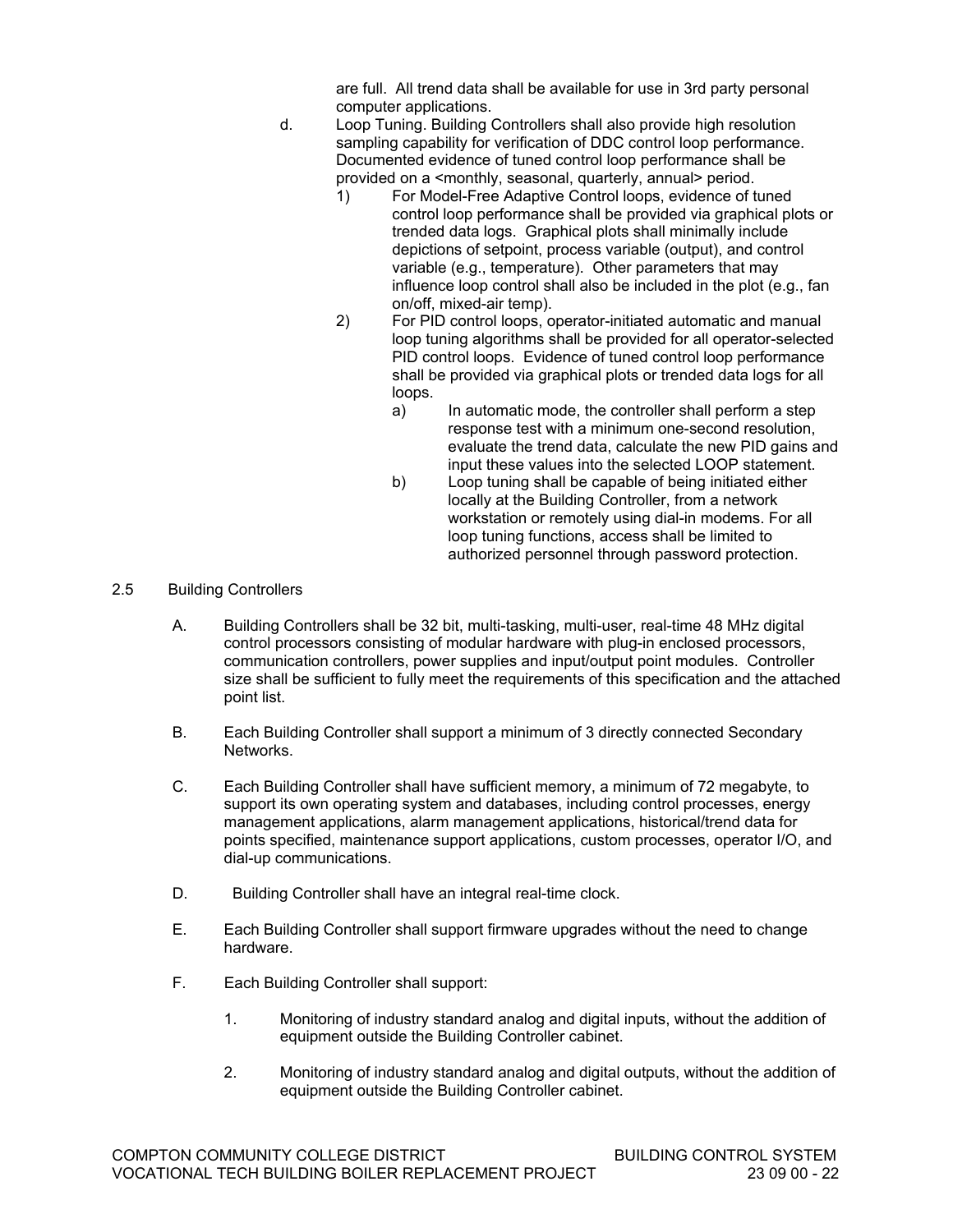are full. All trend data shall be available for use in 3rd party personal computer applications.

d. Loop Tuning. Building Controllers shall also provide high resolution sampling capability for verification of DDC control loop performance. Documented evidence of tuned control loop performance shall be provided on a <monthly, seasonal, quarterly, annual> period.

   1) For Model-Free Adaptive Control loops, evidence of tuned control loop performance shall be provided via graphical plots or trended data logs. Graphical plots shall minimally include depictions of setpoint, process variable (output), and control variable (e.g., temperature). Other parameters that may influence loop control shall also be included in the plot (e.g., fan on/off, mixed-air temp).

   2) For PID control loops, operator-initiated automatic and manual loop tuning algorithms shall be provided for all operator-selected PID control loops. Evidence of tuned control loop performance shall be provided via graphical plots or trended data logs for all loops.

      a) In automatic mode, the controller shall perform a step response test with a minimum one-second resolution, evaluate the trend data, calculate the new PID gains and input these values into the selected LOOP statement.

      b) Loop tuning shall be capable of being initiated either locally at the Building Controller, from a network workstation or remotely using dial-in modems. For all loop tuning functions, access shall be limited to authorized personnel through password protection.

## 2.5 Building Controllers

A. Building Controllers shall be 32 bit, multi-tasking, multi-user, real-time 48 MHz digital control processors consisting of modular hardware with plug-in enclosed processors, communication controllers, power supplies and input/output point modules. Controller size shall be sufficient to fully meet the requirements of this specification and the attached point list.

B. Each Building Controller shall support a minimum of 3 directly connected Secondary Networks.

C. Each Building Controller shall have sufficient memory, a minimum of 72 megabyte, to support its own operating system and databases, including control processes, energy management applications, alarm management applications, historical/trend data for points specified, maintenance support applications, custom processes, operator I/O, and dial-up communications.

D. Building Controller shall have an integral real-time clock.

E. Each Building Controller shall support firmware upgrades without the need to change hardware.

F. Each Building Controller shall support:

   1. Monitoring of industry standard analog and digital inputs, without the addition of equipment outside the Building Controller cabinet.

   2. Monitoring of industry standard analog and digital outputs, without the addition of equipment outside the Building Controller cabinet.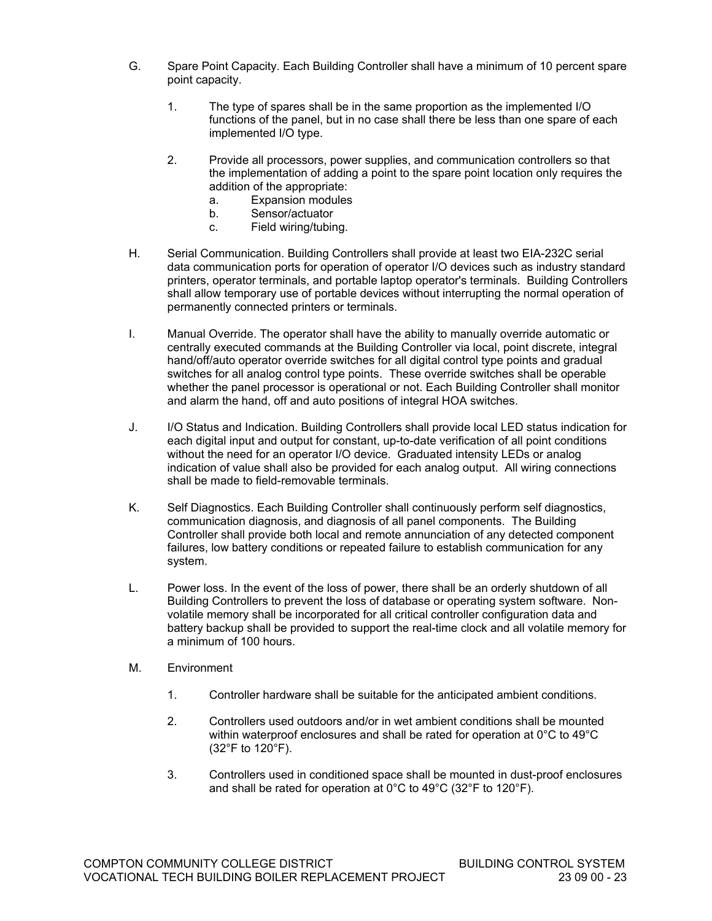G. Spare Point Capacity. Each Building Controller shall have a minimum of 10 percent spare point capacity.

1. The type of spares shall be in the same proportion as the implemented I/O functions of the panel, but in no case shall there be less than one spare of each implemented I/O type.

2. Provide all processors, power supplies, and communication controllers so that the implementation of adding a point to the spare point location only requires the addition of the appropriate:
   a. Expansion modules
   b. Sensor/actuator
   c. Field wiring/tubing.

H. Serial Communication. Building Controllers shall provide at least two EIA-232C serial data communication ports for operation of operator I/O devices such as industry standard printers, operator terminals, and portable laptop operator's terminals. Building Controllers shall allow temporary use of portable devices without interrupting the normal operation of permanently connected printers or terminals.

I. Manual Override. The operator shall have the ability to manually override automatic or centrally executed commands at the Building Controller via local, point discrete, integral hand/off/auto operator override switches for all digital control type points and gradual switches for all analog control type points. These override switches shall be operable whether the panel processor is operational or not. Each Building Controller shall monitor and alarm the hand, off and auto positions of integral HOA switches.

J. I/O Status and Indication. Building Controllers shall provide local LED status indication for each digital input and output for constant, up-to-date verification of all point conditions without the need for an operator I/O device. Graduated intensity LEDs or analog indication of value shall also be provided for each analog output. All wiring connections shall be made to field-removable terminals.

K. Self Diagnostics. Each Building Controller shall continuously perform self diagnostics, communication diagnosis, and diagnosis of all panel components. The Building Controller shall provide both local and remote annunciation of any detected component failures, low battery conditions or repeated failure to establish communication for any system.

L. Power loss. In the event of the loss of power, there shall be an orderly shutdown of all Building Controllers to prevent the loss of database or operating system software. Non-volatile memory shall be incorporated for all critical controller configuration data and battery backup shall be provided to support the real-time clock and all volatile memory for a minimum of 100 hours.

M. Environment

1. Controller hardware shall be suitable for the anticipated ambient conditions.

2. Controllers used outdoors and/or in wet ambient conditions shall be mounted within waterproof enclosures and shall be rated for operation at 0°C to 49°C (32°F to 120°F).

3. Controllers used in conditioned space shall be mounted in dust-proof enclosures and shall be rated for operation at 0°C to 49°C (32°F to 120°F).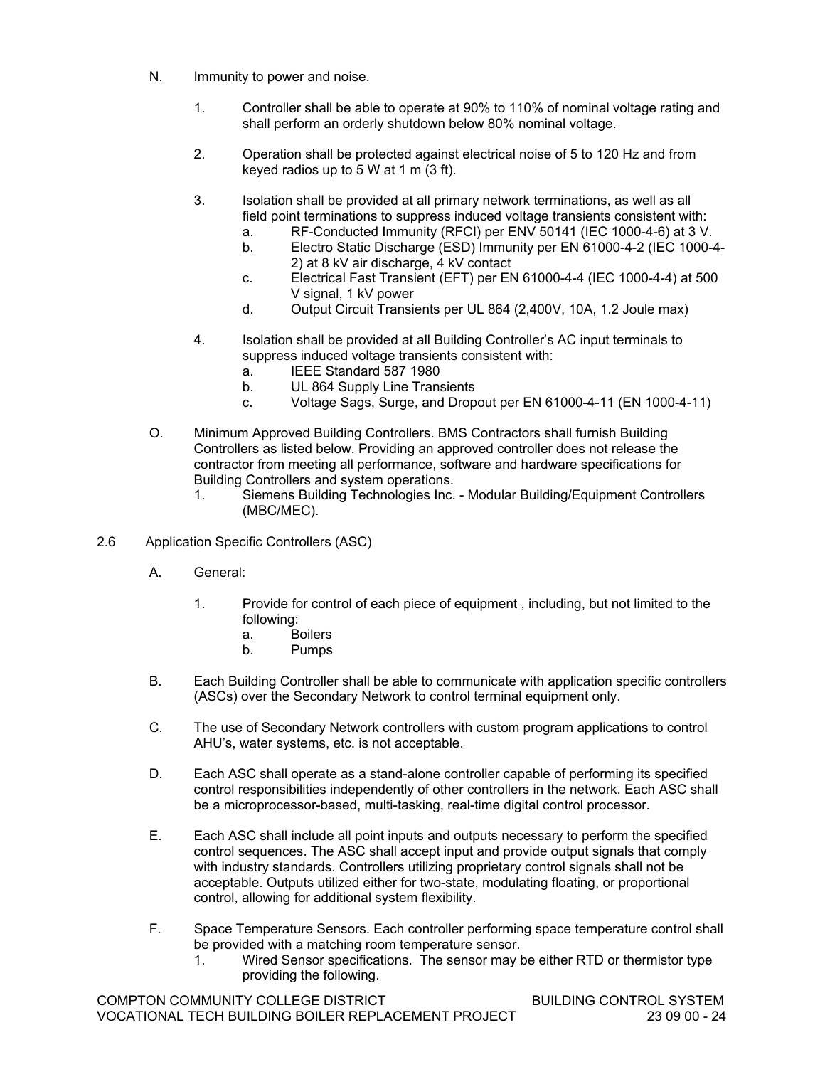N. Immunity to power and noise.

1. Controller shall be able to operate at 90% to 110% of nominal voltage rating and shall perform an orderly shutdown below 80% nominal voltage.

2. Operation shall be protected against electrical noise of 5 to 120 Hz and from keyed radios up to 5 W at 1 m (3 ft).

3. Isolation shall be provided at all primary network terminations, as well as all field point terminations to suppress induced voltage transients consistent with:
   a. RF-Conducted Immunity (RFCI) per ENV 50141 (IEC 1000-4-6) at 3 V.
   b. Electro Static Discharge (ESD) Immunity per EN 61000-4-2 (IEC 1000-4-2) at 8 kV air discharge, 4 kV contact
   c. Electrical Fast Transient (EFT) per EN 61000-4-4 (IEC 1000-4-4) at 500 V signal, 1 kV power
   d. Output Circuit Transients per UL 864 (2,400V, 10A, 1.2 Joule max)

4. Isolation shall be provided at all Building Controller's AC input terminals to suppress induced voltage transients consistent with:
   a. IEEE Standard 587 1980
   b. UL 864 Supply Line Transients
   c. Voltage Sags, Surge, and Dropout per EN 61000-4-11 (EN 1000-4-11)

O. Minimum Approved Building Controllers. BMS Contractors shall furnish Building Controllers as listed below. Providing an approved controller does not release the contractor from meeting all performance, software and hardware specifications for Building Controllers and system operations.
   1. Siemens Building Technologies Inc. - Modular Building/Equipment Controllers (MBC/MEC).

2.6 Application Specific Controllers (ASC)

A. General:

1. Provide for control of each piece of equipment , including, but not limited to the following:
   a. Boilers
   b. Pumps

B. Each Building Controller shall be able to communicate with application specific controllers (ASCs) over the Secondary Network to control terminal equipment only.

C. The use of Secondary Network controllers with custom program applications to control AHU's, water systems, etc. is not acceptable.

D. Each ASC shall operate as a stand-alone controller capable of performing its specified control responsibilities independently of other controllers in the network. Each ASC shall be a microprocessor-based, multi-tasking, real-time digital control processor.

E. Each ASC shall include all point inputs and outputs necessary to perform the specified control sequences. The ASC shall accept input and provide output signals that comply with industry standards. Controllers utilizing proprietary control signals shall not be acceptable. Outputs utilized either for two-state, modulating floating, or proportional control, allowing for additional system flexibility.

F. Space Temperature Sensors. Each controller performing space temperature control shall be provided with a matching room temperature sensor.
   1. Wired Sensor specifications. The sensor may be either RTD or thermistor type providing the following.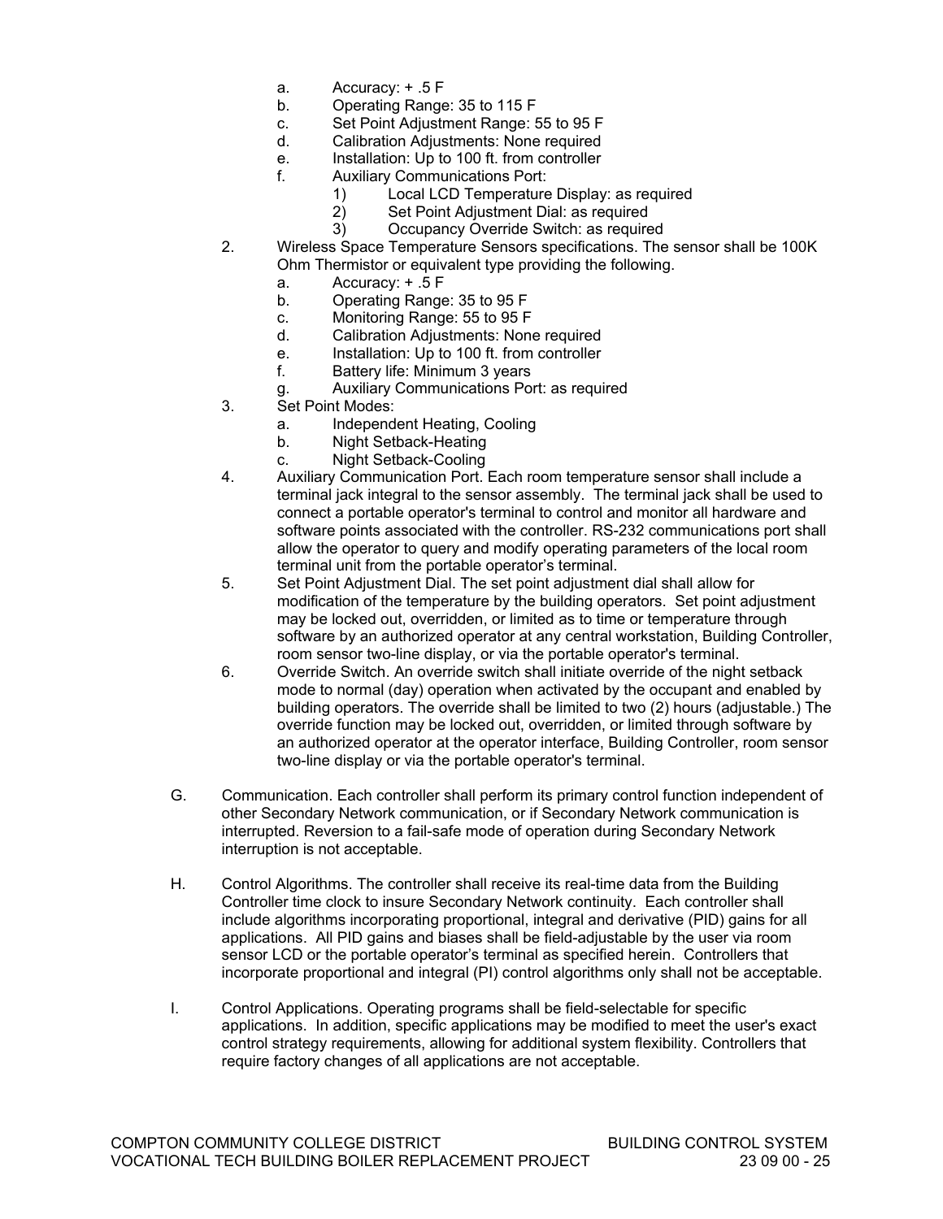a. Accuracy: + .5 F
b. Operating Range: 35 to 115 F
c. Set Point Adjustment Range: 55 to 95 F
d. Calibration Adjustments: None required
e. Installation: Up to 100 ft. from controller
f. Auxiliary Communications Port:
   1) Local LCD Temperature Display: as required
   2) Set Point Adjustment Dial: as required
   3) Occupancy Override Switch: as required

2. Wireless Space Temperature Sensors specifications. The sensor shall be 100K Ohm Thermistor or equivalent type providing the following.
   a. Accuracy: + .5 F
   b. Operating Range: 35 to 95 F
   c. Monitoring Range: 55 to 95 F
   d. Calibration Adjustments: None required
   e. Installation: Up to 100 ft. from controller
   f. Battery life: Minimum 3 years
   g. Auxiliary Communications Port: as required
3. Set Point Modes:
   a. Independent Heating, Cooling
   b. Night Setback-Heating
   c. Night Setback-Cooling
4. Auxiliary Communication Port. Each room temperature sensor shall include a terminal jack integral to the sensor assembly. The terminal jack shall be used to connect a portable operator's terminal to control and monitor all hardware and software points associated with the controller. RS-232 communications port shall allow the operator to query and modify operating parameters of the local room terminal unit from the portable operator's terminal.
5. Set Point Adjustment Dial. The set point adjustment dial shall allow for modification of the temperature by the building operators. Set point adjustment may be locked out, overridden, or limited as to time or temperature through software by an authorized operator at any central workstation, Building Controller, room sensor two-line display, or via the portable operator's terminal.
6. Override Switch. An override switch shall initiate override of the night setback mode to normal (day) operation when activated by the occupant and enabled by building operators. The override shall be limited to two (2) hours (adjustable.) The override function may be locked out, overridden, or limited through software by an authorized operator at the operator interface, Building Controller, room sensor two-line display or via the portable operator's terminal.

G. Communication. Each controller shall perform its primary control function independent of other Secondary Network communication, or if Secondary Network communication is interrupted. Reversion to a fail-safe mode of operation during Secondary Network interruption is not acceptable.

H. Control Algorithms. The controller shall receive its real-time data from the Building Controller time clock to insure Secondary Network continuity. Each controller shall include algorithms incorporating proportional, integral and derivative (PID) gains for all applications. All PID gains and biases shall be field-adjustable by the user via room sensor LCD or the portable operator's terminal as specified herein. Controllers that incorporate proportional and integral (PI) control algorithms only shall not be acceptable.

I. Control Applications. Operating programs shall be field-selectable for specific applications. In addition, specific applications may be modified to meet the user's exact control strategy requirements, allowing for additional system flexibility. Controllers that require factory changes of all applications are not acceptable.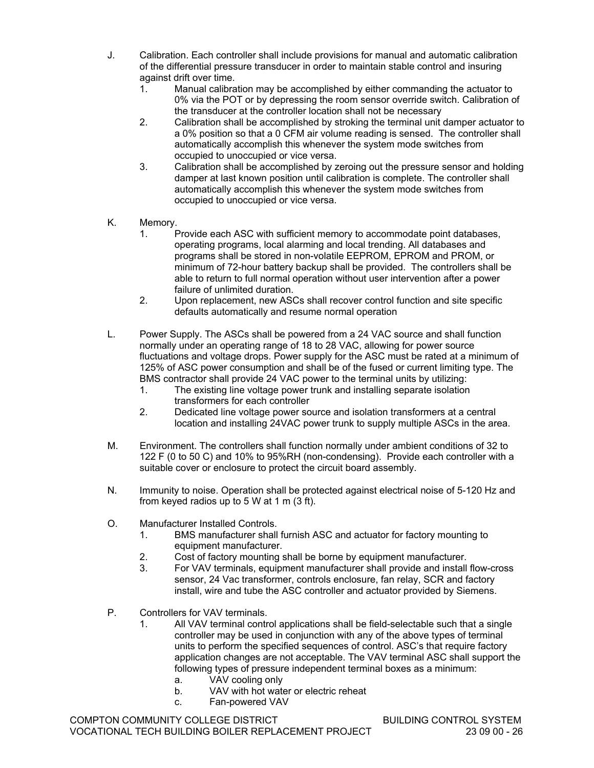J. Calibration. Each controller shall include provisions for manual and automatic calibration of the differential pressure transducer in order to maintain stable control and insuring against drift over time.

1. Manual calibration may be accomplished by either commanding the actuator to 0% via the POT or by depressing the room sensor override switch. Calibration of the transducer at the controller location shall not be necessary
2. Calibration shall be accomplished by stroking the terminal unit damper actuator to a 0% position so that a 0 CFM air volume reading is sensed. The controller shall automatically accomplish this whenever the system mode switches from occupied to unoccupied or vice versa.
3. Calibration shall be accomplished by zeroing out the pressure sensor and holding damper at last known position until calibration is complete. The controller shall automatically accomplish this whenever the system mode switches from occupied to unoccupied or vice versa.

K. Memory.

1. Provide each ASC with sufficient memory to accommodate point databases, operating programs, local alarming and local trending. All databases and programs shall be stored in non-volatile EEPROM, EPROM and PROM, or minimum of 72-hour battery backup shall be provided. The controllers shall be able to return to full normal operation without user intervention after a power failure of unlimited duration.
2. Upon replacement, new ASCs shall recover control function and site specific defaults automatically and resume normal operation

L. Power Supply. The ASCs shall be powered from a 24 VAC source and shall function normally under an operating range of 18 to 28 VAC, allowing for power source fluctuations and voltage drops. Power supply for the ASC must be rated at a minimum of 125% of ASC power consumption and shall be of the fused or current limiting type. The BMS contractor shall provide 24 VAC power to the terminal units by utilizing:

1. The existing line voltage power trunk and installing separate isolation transformers for each controller
2. Dedicated line voltage power source and isolation transformers at a central location and installing 24VAC power trunk to supply multiple ASCs in the area.

M. Environment. The controllers shall function normally under ambient conditions of 32 to 122 F (0 to 50 C) and 10% to 95%RH (non-condensing). Provide each controller with a suitable cover or enclosure to protect the circuit board assembly.

N. Immunity to noise. Operation shall be protected against electrical noise of 5-120 Hz and from keyed radios up to 5 W at 1 m (3 ft).

O. Manufacturer Installed Controls.

1. BMS manufacturer shall furnish ASC and actuator for factory mounting to equipment manufacturer.
2. Cost of factory mounting shall be borne by equipment manufacturer.
3. For VAV terminals, equipment manufacturer shall provide and install flow-cross sensor, 24 Vac transformer, controls enclosure, fan relay, SCR and factory install, wire and tube the ASC controller and actuator provided by Siemens.

P. Controllers for VAV terminals.

1. All VAV terminal control applications shall be field-selectable such that a single controller may be used in conjunction with any of the above types of terminal units to perform the specified sequences of control. ASC's that require factory application changes are not acceptable. The VAV terminal ASC shall support the following types of pressure independent terminal boxes as a minimum:
   a. VAV cooling only
   b. VAV with hot water or electric reheat
   c. Fan-powered VAV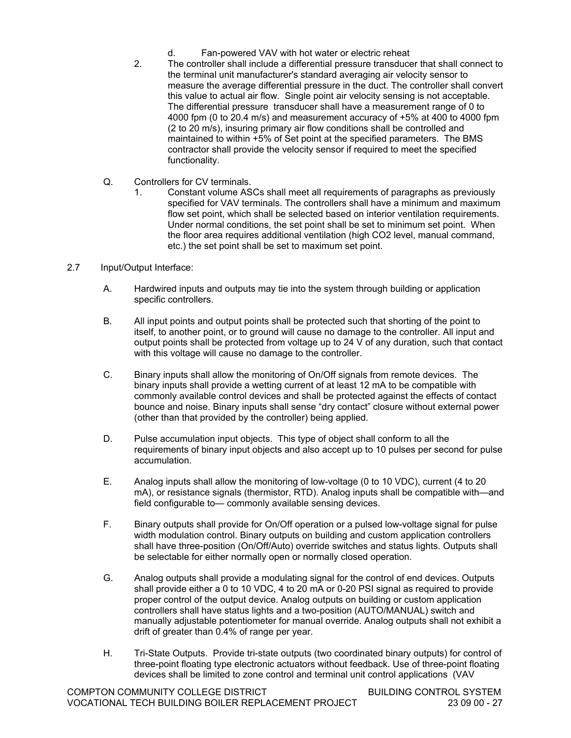d. Fan-powered VAV with hot water or electric reheat

2. The controller shall include a differential pressure transducer that shall connect to the terminal unit manufacturer's standard averaging air velocity sensor to measure the average differential pressure in the duct. The controller shall convert this value to actual air flow. Single point air velocity sensing is not acceptable. The differential pressure transducer shall have a measurement range of 0 to 4000 fpm (0 to 20.4 m/s) and measurement accuracy of +5% at 400 to 4000 fpm (2 to 20 m/s), insuring primary air flow conditions shall be controlled and maintained to within +5% of Set point at the specified parameters. The BMS contractor shall provide the velocity sensor if required to meet the specified functionality.

Q. Controllers for CV terminals.

1. Constant volume ASCs shall meet all requirements of paragraphs as previously specified for VAV terminals. The controllers shall have a minimum and maximum flow set point, which shall be selected based on interior ventilation requirements. Under normal conditions, the set point shall be set to minimum set point. When the floor area requires additional ventilation (high $CO_2$ level, manual command, etc.) the set point shall be set to maximum set point.

2.7 Input/Output Interface:

A. Hardwired inputs and outputs may tie into the system through building or application specific controllers.

B. All input points and output points shall be protected such that shorting of the point to itself, to another point, or to ground will cause no damage to the controller. All input and output points shall be protected from voltage up to 24 V of any duration, such that contact with this voltage will cause no damage to the controller.

C. Binary inputs shall allow the monitoring of On/Off signals from remote devices. The binary inputs shall provide a wetting current of at least 12 mA to be compatible with commonly available control devices and shall be protected against the effects of contact bounce and noise. Binary inputs shall sense “dry contact” closure without external power (other than that provided by the controller) being applied.

D. Pulse accumulation input objects. This type of object shall conform to all the requirements of binary input objects and also accept up to 10 pulses per second for pulse accumulation.

E. Analog inputs shall allow the monitoring of low-voltage (0 to 10 VDC), current (4 to 20 mA), or resistance signals (thermistor, RTD). Analog inputs shall be compatible with—and field configurable to— commonly available sensing devices.

F. Binary outputs shall provide for On/Off operation or a pulsed low-voltage signal for pulse width modulation control. Binary outputs on building and custom application controllers shall have three-position (On/Off/Auto) override switches and status lights. Outputs shall be selectable for either normally open or normally closed operation.

G. Analog outputs shall provide a modulating signal for the control of end devices. Outputs shall provide either a 0 to 10 VDC, 4 to 20 mA or 0-20 PSI signal as required to provide proper control of the output device. Analog outputs on building or custom application controllers shall have status lights and a two-position (AUTO/MANUAL) switch and manually adjustable potentiometer for manual override. Analog outputs shall not exhibit a drift of greater than 0.4% of range per year.

H. Tri-State Outputs. Provide tri-state outputs (two coordinated binary outputs) for control of three-point floating type electronic actuators without feedback. Use of three-point floating devices shall be limited to zone control and terminal unit control applications (VAV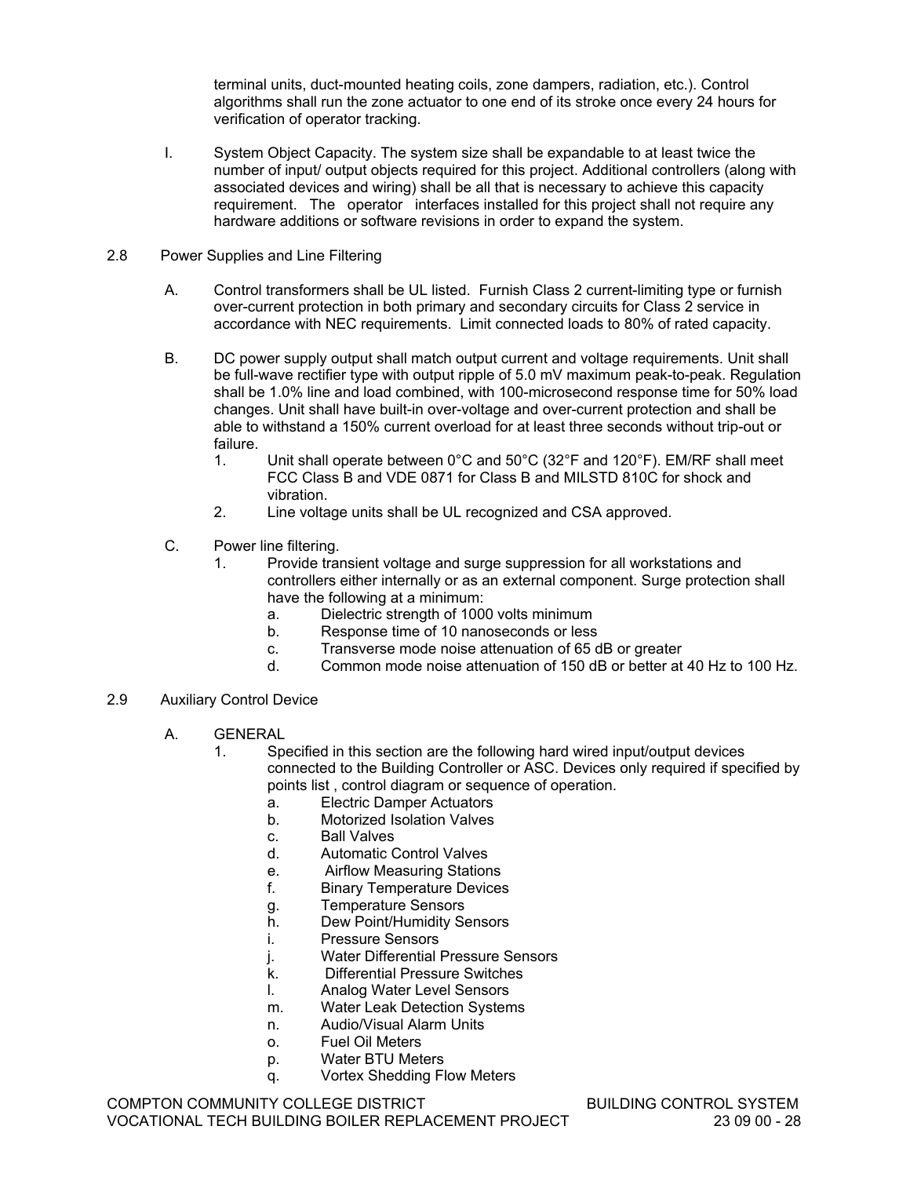terminal units, duct-mounted heating coils, zone dampers, radiation, etc.). Control algorithms shall run the zone actuator to one end of its stroke once every 24 hours for verification of operator tracking.

I. System Object Capacity. The system size shall be expandable to at least twice the number of input/ output objects required for this project. Additional controllers (along with associated devices and wiring) shall be all that is necessary to achieve this capacity requirement. The operator interfaces installed for this project shall not require any hardware additions or software revisions in order to expand the system.

## 2.8 Power Supplies and Line Filtering

A. Control transformers shall be UL listed. Furnish Class 2 current-limiting type or furnish over-current protection in both primary and secondary circuits for Class 2 service in accordance with NEC requirements. Limit connected loads to 80% of rated capacity.

B. DC power supply output shall match output current and voltage requirements. Unit shall be full-wave rectifier type with output ripple of 5.0 mV maximum peak-to-peak. Regulation shall be 1.0% line and load combined, with 100-microsecond response time for 50% load changes. Unit shall have built-in over-voltage and over-current protection and shall be able to withstand a 150% current overload for at least three seconds without trip-out or failure.

1. Unit shall operate between 0°C and 50°C (32°F and 120°F). EM/RF shall meet FCC Class B and VDE 0871 for Class B and MILSTD 810C for shock and vibration.
2. Line voltage units shall be UL recognized and CSA approved.

C. Power line filtering.

1. Provide transient voltage and surge suppression for all workstations and controllers either internally or as an external component. Surge protection shall have the following at a minimum:
   a. Dielectric strength of 1000 volts minimum
   b. Response time of 10 nanoseconds or less
   c. Transverse mode noise attenuation of 65 dB or greater
   d. Common mode noise attenuation of 150 dB or better at 40 Hz to 100 Hz.

## 2.9 Auxiliary Control Device

A. GENERAL

1. Specified in this section are the following hard wired input/output devices connected to the Building Controller or ASC. Devices only required if specified by points list , control diagram or sequence of operation.
   a. Electric Damper Actuators
   b. Motorized Isolation Valves
   c. Ball Valves
   d. Automatic Control Valves
   e. Airflow Measuring Stations
   f. Binary Temperature Devices
   g. Temperature Sensors
   h. Dew Point/Humidity Sensors
   i. Pressure Sensors
   j. Water Differential Pressure Sensors
   k. Differential Pressure Switches
   l. Analog Water Level Sensors
   m. Water Leak Detection Systems
   n. Audio/Visual Alarm Units
   o. Fuel Oil Meters
   p. Water BTU Meters
   q. Vortex Shedding Flow Meters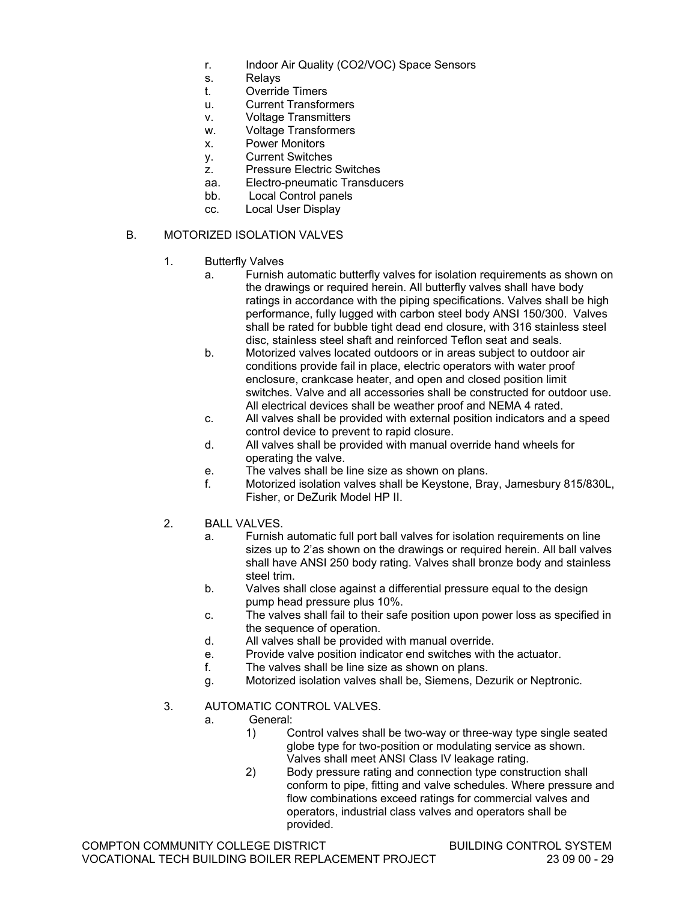r. Indoor Air Quality (CO2/VOC) Space Sensors
s. Relays
t. Override Timers
u. Current Transformers
v. Voltage Transmitters
w. Voltage Transformers
x. Power Monitors
y. Current Switches
z. Pressure Electric Switches
aa. Electro-pneumatic Transducers
bb. Local Control panels
cc. Local User Display

B. MOTORIZED ISOLATION VALVES

1. Butterfly Valves
   a. Furnish automatic butterfly valves for isolation requirements as shown on the drawings or required herein. All butterfly valves shall have body ratings in accordance with the piping specifications. Valves shall be high performance, fully lugged with carbon steel body ANSI 150/300. Valves shall be rated for bubble tight dead end closure, with 316 stainless steel disc, stainless steel shaft and reinforced Teflon seat and seals.
   b. Motorized valves located outdoors or in areas subject to outdoor air conditions provide fail in place, electric operators with water proof enclosure, crankcase heater, and open and closed position limit switches. Valve and all accessories shall be constructed for outdoor use. All electrical devices shall be weather proof and NEMA 4 rated.
   c. All valves shall be provided with external position indicators and a speed control device to prevent to rapid closure.
   d. All valves shall be provided with manual override hand wheels for operating the valve.
   e. The valves shall be line size as shown on plans.
   f. Motorized isolation valves shall be Keystone, Bray, Jamesbury 815/830L, Fisher, or DeZurik Model HP II.

2. BALL VALVES.
   a. Furnish automatic full port ball valves for isolation requirements on line sizes up to 2'as shown on the drawings or required herein. All ball valves shall have ANSI 250 body rating. Valves shall bronze body and stainless steel trim.
   b. Valves shall close against a differential pressure equal to the design pump head pressure plus 10%.
   c. The valves shall fail to their safe position upon power loss as specified in the sequence of operation.
   d. All valves shall be provided with manual override.
   e. Provide valve position indicator end switches with the actuator.
   f. The valves shall be line size as shown on plans.
   g. Motorized isolation valves shall be, Siemens, Dezurik or Neptronic.

3. AUTOMATIC CONTROL VALVES.
   a. General:
      1) Control valves shall be two-way or three-way type single seated globe type for two-position or modulating service as shown. Valves shall meet ANSI Class IV leakage rating.
      2) Body pressure rating and connection type construction shall conform to pipe, fitting and valve schedules. Where pressure and flow combinations exceed ratings for commercial valves and operators, industrial class valves and operators shall be provided.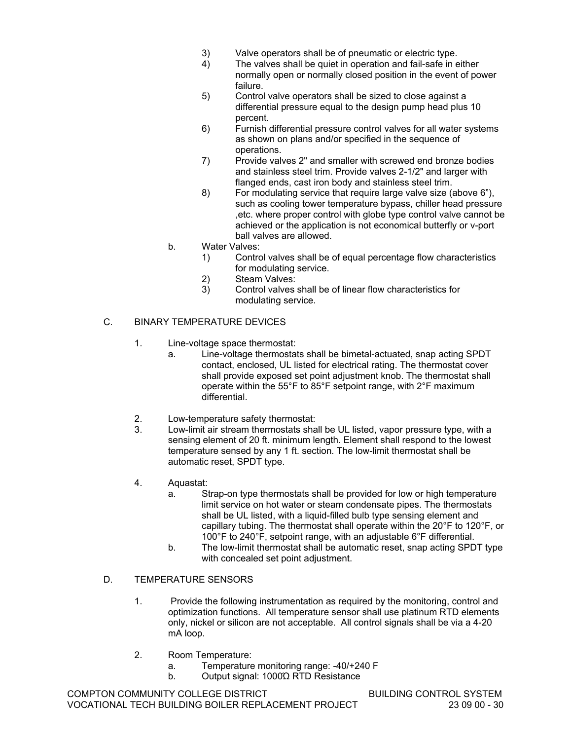3) Valve operators shall be of pneumatic or electric type.
4) The valves shall be quiet in operation and fail-safe in either normally open or normally closed position in the event of power failure.
5) Control valve operators shall be sized to close against a differential pressure equal to the design pump head plus 10 percent.
6) Furnish differential pressure control valves for all water systems as shown on plans and/or specified in the sequence of operations.
7) Provide valves 2" and smaller with screwed end bronze bodies and stainless steel trim. Provide valves 2-1/2" and larger with flanged ends, cast iron body and stainless steel trim.
8) For modulating service that require large valve size (above 6"), such as cooling tower temperature bypass, chiller head pressure ,etc. where proper control with globe type control valve cannot be achieved or the application is not economical butterfly or v-port ball valves are allowed.

b. Water Valves:
1) Control valves shall be of equal percentage flow characteristics for modulating service.
2) Steam Valves:
3) Control valves shall be of linear flow characteristics for modulating service.

C. BINARY TEMPERATURE DEVICES

1. Line-voltage space thermostat:
   a. Line-voltage thermostats shall be bimetal-actuated, snap acting SPDT contact, enclosed, UL listed for electrical rating. The thermostat cover shall provide exposed set point adjustment knob. The thermostat shall operate within the 55°F to 85°F setpoint range, with 2°F maximum differential.

2. Low-temperature safety thermostat:
3. Low-limit air stream thermostats shall be UL listed, vapor pressure type, with a sensing element of 20 ft. minimum length. Element shall respond to the lowest temperature sensed by any 1 ft. section. The low-limit thermostat shall be automatic reset, SPDT type.

4. Aquastat:
   a. Strap-on type thermostats shall be provided for low or high temperature limit service on hot water or steam condensate pipes. The thermostats shall be UL listed, with a liquid-filled bulb type sensing element and capillary tubing. The thermostat shall operate within the 20°F to 120°F, or 100°F to 240°F, setpoint range, with an adjustable 6°F differential.
   b. The low-limit thermostat shall be automatic reset, snap acting SPDT type with concealed set point adjustment.

D. TEMPERATURE SENSORS

1. Provide the following instrumentation as required by the monitoring, control and optimization functions. All temperature sensor shall use platinum RTD elements only, nickel or silicon are not acceptable. All control signals shall be via a 4-20 mA loop.

2. Room Temperature:
   a. Temperature monitoring range: -40/+240 F
   b. Output signal: 1000Ω RTD Resistance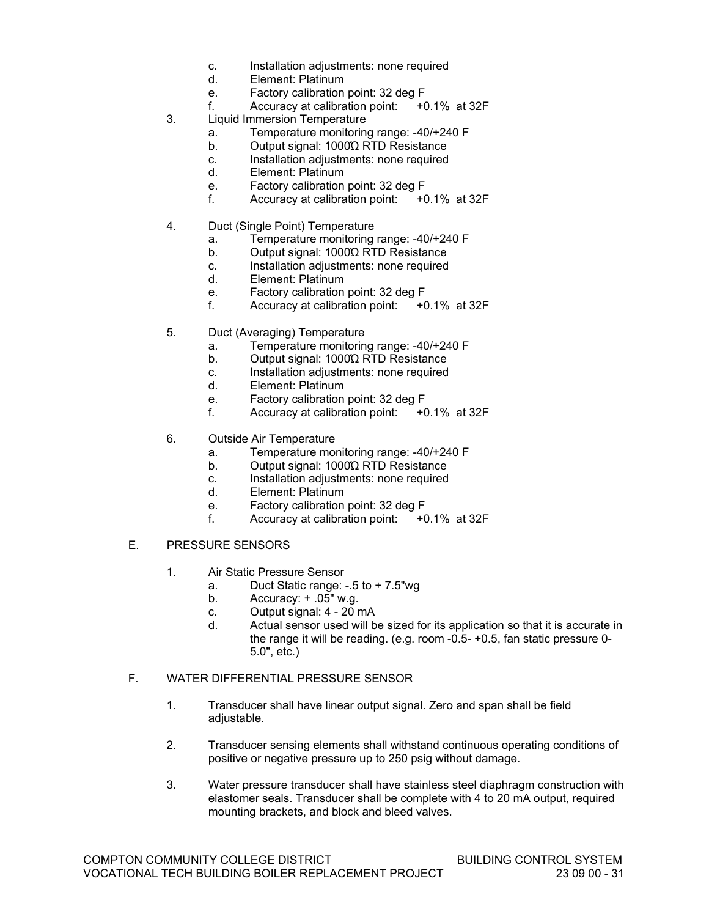c. Installation adjustments: none required
d. Element: Platinum
e. Factory calibration point: 32 deg F
f. Accuracy at calibration point: +0.1% at 32F

3. Liquid Immersion Temperature
   a. Temperature monitoring range: -40/+240 F
   b. Output signal: 1000Ω RTD Resistance
   c. Installation adjustments: none required
   d. Element: Platinum
   e. Factory calibration point: 32 deg F
   f. Accuracy at calibration point: +0.1% at 32F

4. Duct (Single Point) Temperature
   a. Temperature monitoring range: -40/+240 F
   b. Output signal: 1000Ω RTD Resistance
   c. Installation adjustments: none required
   d. Element: Platinum
   e. Factory calibration point: 32 deg F
   f. Accuracy at calibration point: +0.1% at 32F

5. Duct (Averaging) Temperature
   a. Temperature monitoring range: -40/+240 F
   b. Output signal: 1000Ω RTD Resistance
   c. Installation adjustments: none required
   d. Element: Platinum
   e. Factory calibration point: 32 deg F
   f. Accuracy at calibration point: +0.1% at 32F

6. Outside Air Temperature
   a. Temperature monitoring range: -40/+240 F
   b. Output signal: 1000Ω RTD Resistance
   c. Installation adjustments: none required
   d. Element: Platinum
   e. Factory calibration point: 32 deg F
   f. Accuracy at calibration point: +0.1% at 32F

E. PRESSURE SENSORS

1. Air Static Pressure Sensor
   a. Duct Static range: -.5 to + 7.5"wg
   b. Accuracy: + .05" w.g.
   c. Output signal: 4 - 20 mA
   d. Actual sensor used will be sized for its application so that it is accurate in the range it will be reading. (e.g. room -0.5- +0.5, fan static pressure 0-5.0", etc.)

F. WATER DIFFERENTIAL PRESSURE SENSOR

1. Transducer shall have linear output signal. Zero and span shall be field adjustable.

2. Transducer sensing elements shall withstand continuous operating conditions of positive or negative pressure up to 250 psig without damage.

3. Water pressure transducer shall have stainless steel diaphragm construction with elastomer seals. Transducer shall be complete with 4 to 20 mA output, required mounting brackets, and block and bleed valves.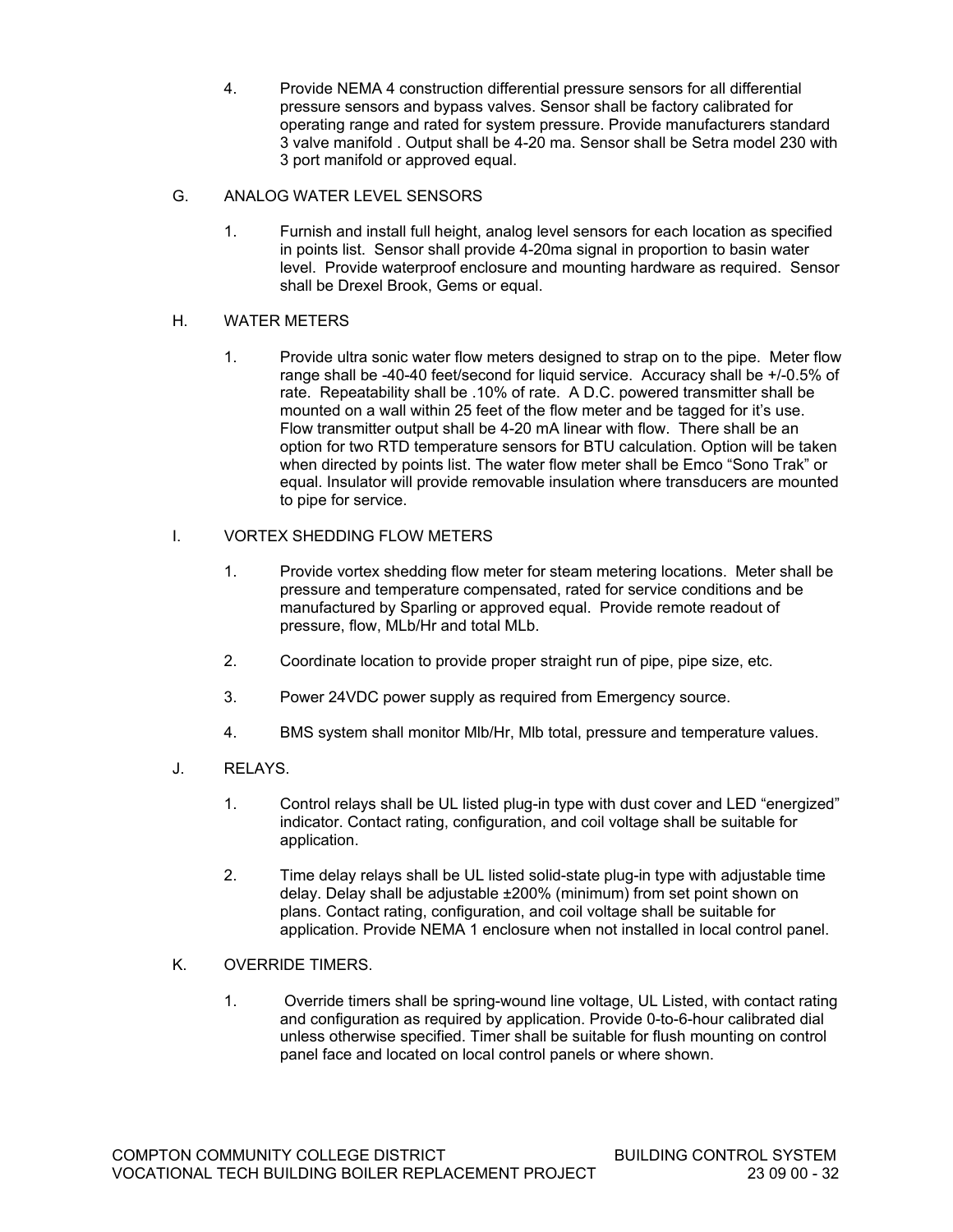4. Provide NEMA 4 construction differential pressure sensors for all differential pressure sensors and bypass valves. Sensor shall be factory calibrated for operating range and rated for system pressure. Provide manufacturers standard 3 valve manifold . Output shall be 4-20 ma. Sensor shall be Setra model 230 with 3 port manifold or approved equal.

G. ANALOG WATER LEVEL SENSORS

1. Furnish and install full height, analog level sensors for each location as specified in points list. Sensor shall provide 4-20ma signal in proportion to basin water level. Provide waterproof enclosure and mounting hardware as required. Sensor shall be Drexel Brook, Gems or equal.

H. WATER METERS

1. Provide ultra sonic water flow meters designed to strap on to the pipe. Meter flow range shall be -40-40 feet/second for liquid service. Accuracy shall be +/-0.5% of rate. Repeatability shall be .10% of rate. A D.C. powered transmitter shall be mounted on a wall within 25 feet of the flow meter and be tagged for it's use. Flow transmitter output shall be 4-20 mA linear with flow. There shall be an option for two RTD temperature sensors for BTU calculation. Option will be taken when directed by points list. The water flow meter shall be Emco "Sono Trak" or equal. Insulator will provide removable insulation where transducers are mounted to pipe for service.

I. VORTEX SHEDDING FLOW METERS

1. Provide vortex shedding flow meter for steam metering locations. Meter shall be pressure and temperature compensated, rated for service conditions and be manufactured by Sparling or approved equal. Provide remote readout of pressure, flow, MLb/Hr and total MLb.

2. Coordinate location to provide proper straight run of pipe, pipe size, etc.

3. Power 24VDC power supply as required from Emergency source.

4. BMS system shall monitor Mlb/Hr, Mlb total, pressure and temperature values.

J. RELAYS.

1. Control relays shall be UL listed plug-in type with dust cover and LED "energized" indicator. Contact rating, configuration, and coil voltage shall be suitable for application.

2. Time delay relays shall be UL listed solid-state plug-in type with adjustable time delay. Delay shall be adjustable ±200% (minimum) from set point shown on plans. Contact rating, configuration, and coil voltage shall be suitable for application. Provide NEMA 1 enclosure when not installed in local control panel.

K. OVERRIDE TIMERS.

1. Override timers shall be spring-wound line voltage, UL Listed, with contact rating and configuration as required by application. Provide 0-to-6-hour calibrated dial unless otherwise specified. Timer shall be suitable for flush mounting on control panel face and located on local control panels or where shown.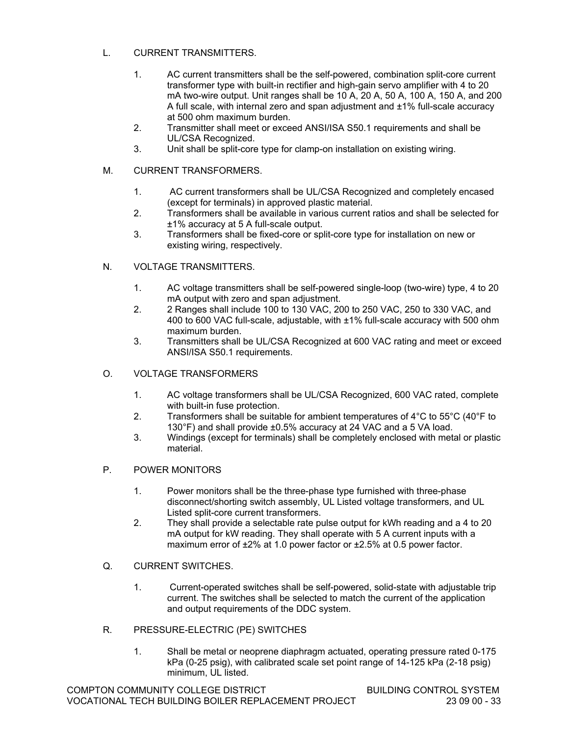L. CURRENT TRANSMITTERS.

1. AC current transmitters shall be the self-powered, combination split-core current transformer type with built-in rectifier and high-gain servo amplifier with 4 to 20 mA two-wire output. Unit ranges shall be 10 A, 20 A, 50 A, 100 A, 150 A, and 200 A full scale, with internal zero and span adjustment and ±1% full-scale accuracy at 500 ohm maximum burden.
2. Transmitter shall meet or exceed ANSI/ISA S50.1 requirements and shall be UL/CSA Recognized.
3. Unit shall be split-core type for clamp-on installation on existing wiring.

M. CURRENT TRANSFORMERS.

1. AC current transformers shall be UL/CSA Recognized and completely encased (except for terminals) in approved plastic material.
2. Transformers shall be available in various current ratios and shall be selected for ±1% accuracy at 5 A full-scale output.
3. Transformers shall be fixed-core or split-core type for installation on new or existing wiring, respectively.

N. VOLTAGE TRANSMITTERS.

1. AC voltage transmitters shall be self-powered single-loop (two-wire) type, 4 to 20 mA output with zero and span adjustment.
2. 2 Ranges shall include 100 to 130 VAC, 200 to 250 VAC, 250 to 330 VAC, and 400 to 600 VAC full-scale, adjustable, with ±1% full-scale accuracy with 500 ohm maximum burden.
3. Transmitters shall be UL/CSA Recognized at 600 VAC rating and meet or exceed ANSI/ISA S50.1 requirements.

O. VOLTAGE TRANSFORMERS

1. AC voltage transformers shall be UL/CSA Recognized, 600 VAC rated, complete with built-in fuse protection.
2. Transformers shall be suitable for ambient temperatures of 4°C to 55°C (40°F to 130°F) and shall provide ±0.5% accuracy at 24 VAC and a 5 VA load.
3. Windings (except for terminals) shall be completely enclosed with metal or plastic material.

P. POWER MONITORS

1. Power monitors shall be the three-phase type furnished with three-phase disconnect/shorting switch assembly, UL Listed voltage transformers, and UL Listed split-core current transformers.
2. They shall provide a selectable rate pulse output for kWh reading and a 4 to 20 mA output for kW reading. They shall operate with 5 A current inputs with a maximum error of ±2% at 1.0 power factor or ±2.5% at 0.5 power factor.

Q. CURRENT SWITCHES.

1. Current-operated switches shall be self-powered, solid-state with adjustable trip current. The switches shall be selected to match the current of the application and output requirements of the DDC system.

R. PRESSURE-ELECTRIC (PE) SWITCHES

1. Shall be metal or neoprene diaphragm actuated, operating pressure rated 0-175 kPa (0-25 psig), with calibrated scale set point range of 14-125 kPa (2-18 psig) minimum, UL listed.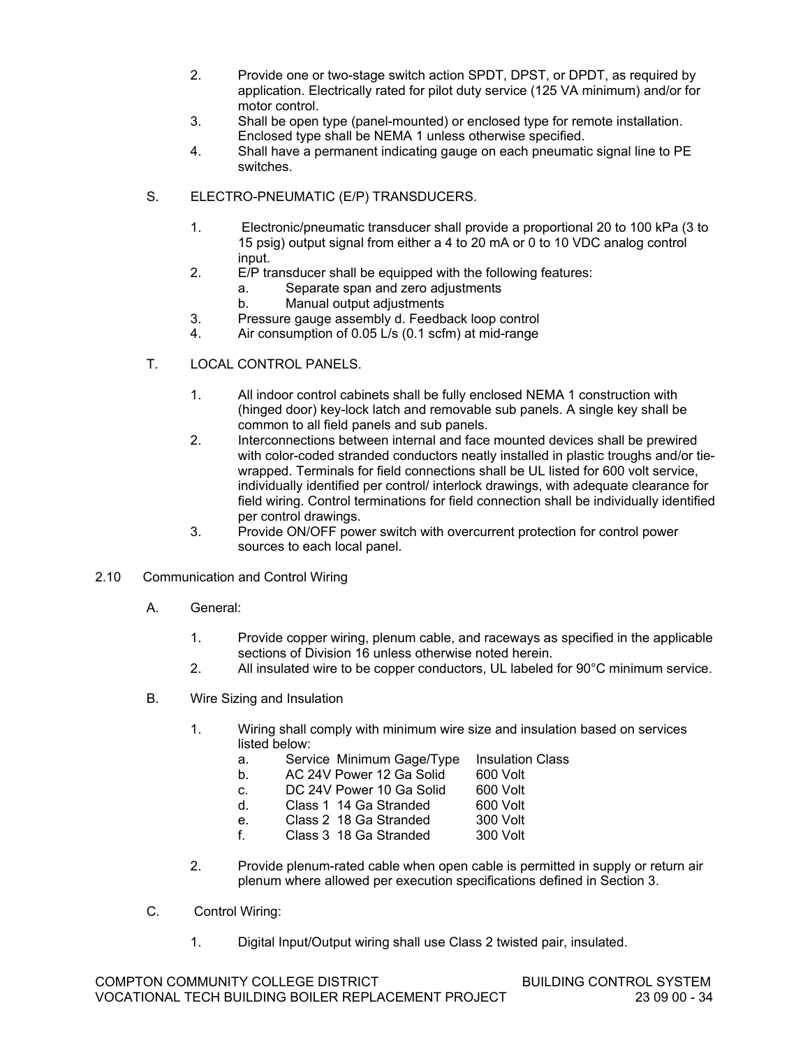2. Provide one or two-stage switch action SPDT, DPST, or DPDT, as required by application. Electrically rated for pilot duty service (125 VA minimum) and/or for motor control.
3. Shall be open type (panel-mounted) or enclosed type for remote installation. Enclosed type shall be NEMA 1 unless otherwise specified.
4. Shall have a permanent indicating gauge on each pneumatic signal line to PE switches.

S. ELECTRO-PNEUMATIC (E/P) TRANSDUCERS.

1. Electronic/pneumatic transducer shall provide a proportional 20 to 100 kPa (3 to 15 psig) output signal from either a 4 to 20 mA or 0 to 10 VDC analog control input.
2. E/P transducer shall be equipped with the following features:
   a. Separate span and zero adjustments
   b. Manual output adjustments
3. Pressure gauge assembly d. Feedback loop control
4. Air consumption of 0.05 L/s (0.1 scfm) at mid-range

T. LOCAL CONTROL PANELS.

1. All indoor control cabinets shall be fully enclosed NEMA 1 construction with (hinged door) key-lock latch and removable sub panels. A single key shall be common to all field panels and sub panels.
2. Interconnections between internal and face mounted devices shall be prewired with color-coded stranded conductors neatly installed in plastic troughs and/or tie-wrapped. Terminals for field connections shall be UL listed for 600 volt service, individually identified per control/ interlock drawings, with adequate clearance for field wiring. Control terminations for field connection shall be individually identified per control drawings.
3. Provide ON/OFF power switch with overcurrent protection for control power sources to each local panel.

## 2.10 Communication and Control Wiring

A. General:

1. Provide copper wiring, plenum cable, and raceways as specified in the applicable sections of Division 16 unless otherwise noted herein.
2. All insulated wire to be copper conductors, UL labeled for 90°C minimum service.

B. Wire Sizing and Insulation

1. Wiring shall comply with minimum wire size and insulation based on services listed below:
   a. Service Minimum Gage/Type Insulation Class
   b. AC 24V Power 12 Ga Solid 600 Volt
   c. DC 24V Power 10 Ga Solid 600 Volt
   d. Class 1 14 Ga Stranded 600 Volt
   e. Class 2 18 Ga Stranded 300 Volt
   f. Class 3 18 Ga Stranded 300 Volt
2. Provide plenum-rated cable when open cable is permitted in supply or return air plenum where allowed per execution specifications defined in Section 3.

C. Control Wiring:

1. Digital Input/Output wiring shall use Class 2 twisted pair, insulated.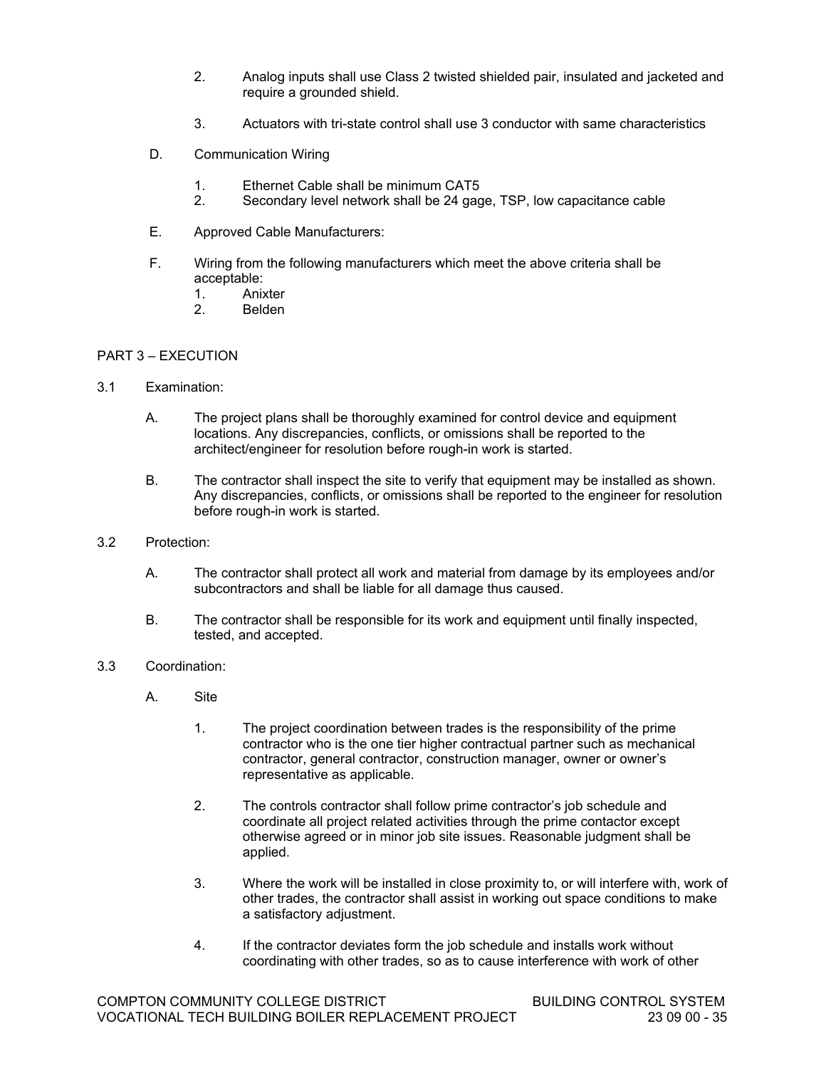2. Analog inputs shall use Class 2 twisted shielded pair, insulated and jacketed and require a grounded shield.

3. Actuators with tri-state control shall use 3 conductor with same characteristics

D. Communication Wiring

1. Ethernet Cable shall be minimum CAT5
2. Secondary level network shall be 24 gage, TSP, low capacitance cable

E. Approved Cable Manufacturers:

F. Wiring from the following manufacturers which meet the above criteria shall be acceptable:
1. Anixter
2. Belden

## PART 3 – EXECUTION

### 3.1 Examination:

A. The project plans shall be thoroughly examined for control device and equipment locations. Any discrepancies, conflicts, or omissions shall be reported to the architect/engineer for resolution before rough-in work is started.

B. The contractor shall inspect the site to verify that equipment may be installed as shown. Any discrepancies, conflicts, or omissions shall be reported to the engineer for resolution before rough-in work is started.

### 3.2 Protection:

A. The contractor shall protect all work and material from damage by its employees and/or subcontractors and shall be liable for all damage thus caused.

B. The contractor shall be responsible for its work and equipment until finally inspected, tested, and accepted.

### 3.3 Coordination:

A. Site

1. The project coordination between trades is the responsibility of the prime contractor who is the one tier higher contractual partner such as mechanical contractor, general contractor, construction manager, owner or owner's representative as applicable.

2. The controls contractor shall follow prime contractor's job schedule and coordinate all project related activities through the prime contactor except otherwise agreed or in minor job site issues. Reasonable judgment shall be applied.

3. Where the work will be installed in close proximity to, or will interfere with, work of other trades, the contractor shall assist in working out space conditions to make a satisfactory adjustment.

4. If the contractor deviates form the job schedule and installs work without coordinating with other trades, so as to cause interference with work of other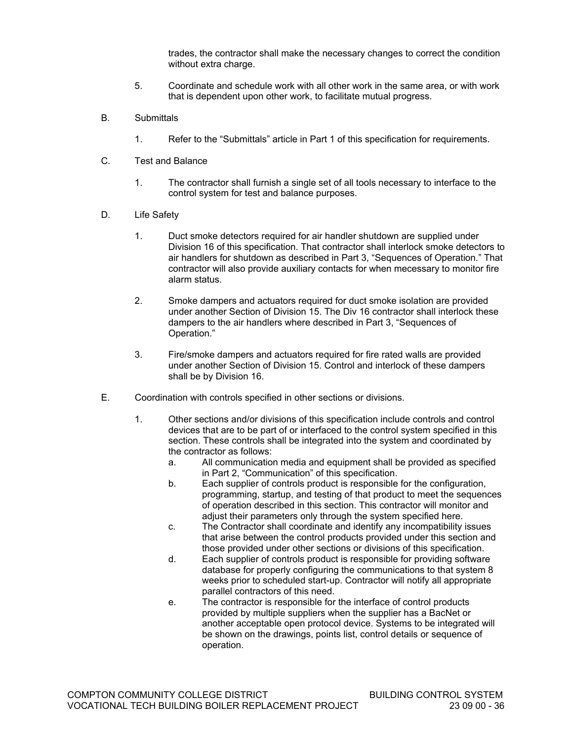trades, the contractor shall make the necessary changes to correct the condition without extra charge.

5. Coordinate and schedule work with all other work in the same area, or with work that is dependent upon other work, to facilitate mutual progress.

B. Submittals

1. Refer to the “Submittals” article in Part 1 of this specification for requirements.

C. Test and Balance

1. The contractor shall furnish a single set of all tools necessary to interface to the control system for test and balance purposes.

D. Life Safety

1. Duct smoke detectors required for air handler shutdown are supplied under Division 16 of this specification. That contractor shall interlock smoke detectors to air handlers for shutdown as described in Part 3, “Sequences of Operation.” That contractor will also provide auxiliary contacts for when mecessary to monitor fire alarm status.

2. Smoke dampers and actuators required for duct smoke isolation are provided under another Section of Division 15. The Div 16 contractor shall interlock these dampers to the air handlers where described in Part 3, “Sequences of Operation.”

3. Fire/smoke dampers and actuators required for fire rated walls are provided under another Section of Division 15. Control and interlock of these dampers shall be by Division 16.

E. Coordination with controls specified in other sections or divisions.

1. Other sections and/or divisions of this specification include controls and control devices that are to be part of or interfaced to the control system specified in this section. These controls shall be integrated into the system and coordinated by the contractor as follows:
   a. All communication media and equipment shall be provided as specified in Part 2, “Communication” of this specification.
   b. Each supplier of controls product is responsible for the configuration, programming, startup, and testing of that product to meet the sequences of operation described in this section. This contractor will monitor and adjust their parameters only through the system specified here.
   c. The Contractor shall coordinate and identify any incompatibility issues that arise between the control products provided under this section and those provided under other sections or divisions of this specification.
   d. Each supplier of controls product is responsible for providing software database for properly configuring the communications to that system 8 weeks prior to scheduled start-up. Contractor will notify all appropriate parallel contractors of this need.
   e. The contractor is responsible for the interface of control products provided by multiple suppliers when the supplier has a BacNet or another acceptable open protocol device. Systems to be integrated will be shown on the drawings, points list, control details or sequence of operation.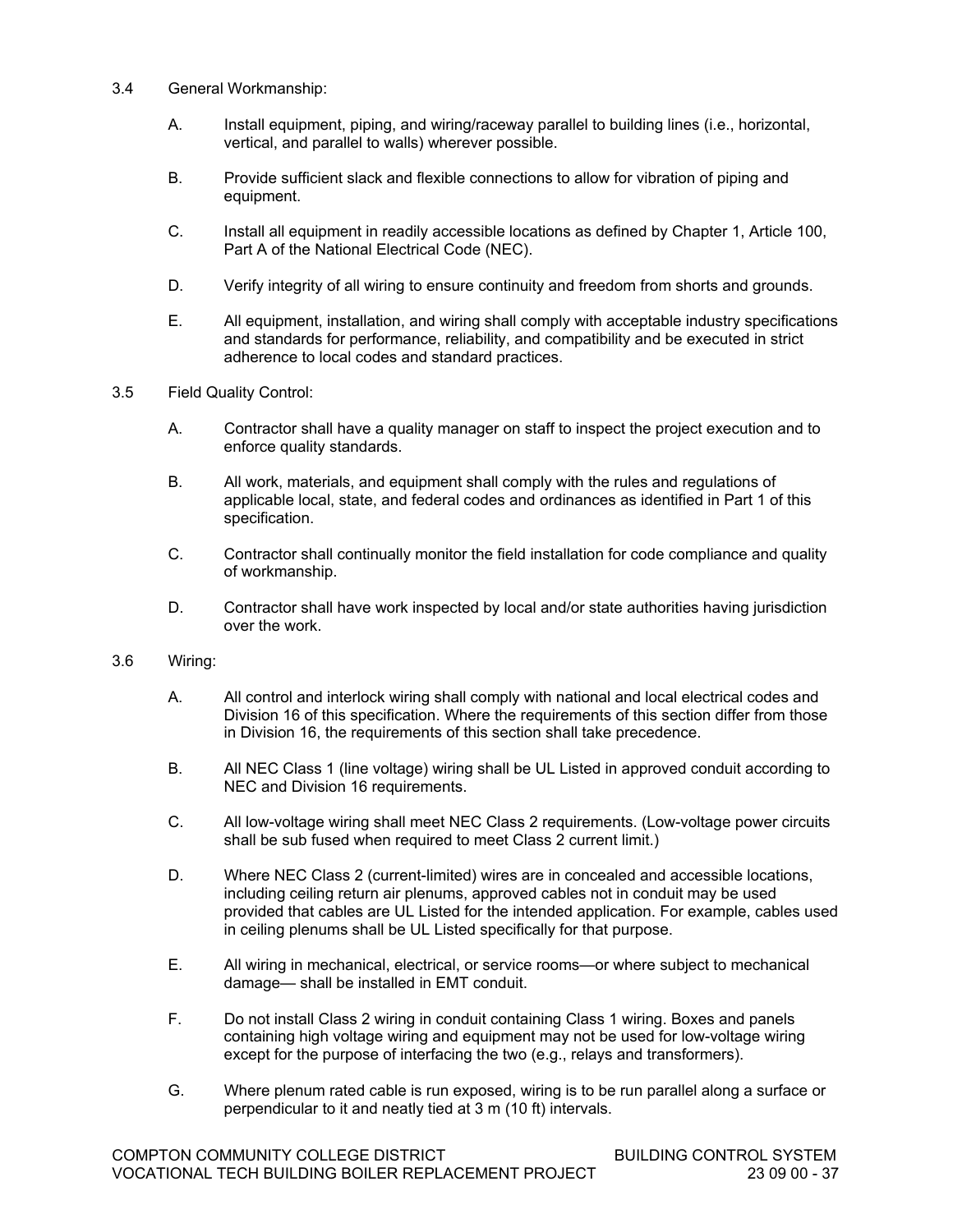3.4 General Workmanship:

A. Install equipment, piping, and wiring/raceway parallel to building lines (i.e., horizontal, vertical, and parallel to walls) wherever possible.

B. Provide sufficient slack and flexible connections to allow for vibration of piping and equipment.

C. Install all equipment in readily accessible locations as defined by Chapter 1, Article 100, Part A of the National Electrical Code (NEC).

D. Verify integrity of all wiring to ensure continuity and freedom from shorts and grounds.

E. All equipment, installation, and wiring shall comply with acceptable industry specifications and standards for performance, reliability, and compatibility and be executed in strict adherence to local codes and standard practices.

3.5 Field Quality Control:

A. Contractor shall have a quality manager on staff to inspect the project execution and to enforce quality standards.

B. All work, materials, and equipment shall comply with the rules and regulations of applicable local, state, and federal codes and ordinances as identified in Part 1 of this specification.

C. Contractor shall continually monitor the field installation for code compliance and quality of workmanship.

D. Contractor shall have work inspected by local and/or state authorities having jurisdiction over the work.

3.6 Wiring:

A. All control and interlock wiring shall comply with national and local electrical codes and Division 16 of this specification. Where the requirements of this section differ from those in Division 16, the requirements of this section shall take precedence.

B. All NEC Class 1 (line voltage) wiring shall be UL Listed in approved conduit according to NEC and Division 16 requirements.

C. All low-voltage wiring shall meet NEC Class 2 requirements. (Low-voltage power circuits shall be sub fused when required to meet Class 2 current limit.)

D. Where NEC Class 2 (current-limited) wires are in concealed and accessible locations, including ceiling return air plenums, approved cables not in conduit may be used provided that cables are UL Listed for the intended application. For example, cables used in ceiling plenums shall be UL Listed specifically for that purpose.

E. All wiring in mechanical, electrical, or service rooms—or where subject to mechanical damage— shall be installed in EMT conduit.

F. Do not install Class 2 wiring in conduit containing Class 1 wiring. Boxes and panels containing high voltage wiring and equipment may not be used for low-voltage wiring except for the purpose of interfacing the two (e.g., relays and transformers).

G. Where plenum rated cable is run exposed, wiring is to be run parallel along a surface or perpendicular to it and neatly tied at 3 m (10 ft) intervals.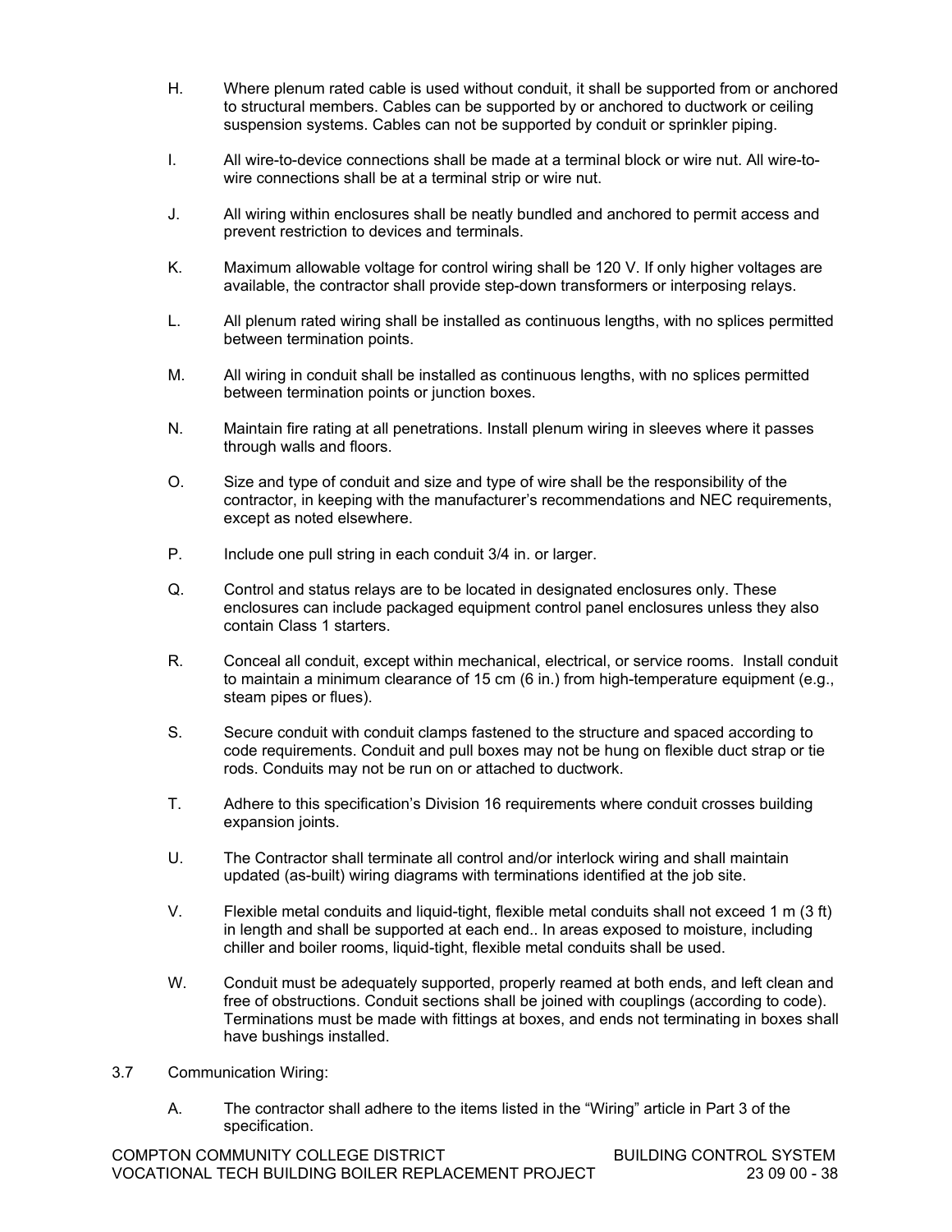H. Where plenum rated cable is used without conduit, it shall be supported from or anchored to structural members. Cables can be supported by or anchored to ductwork or ceiling suspension systems. Cables can not be supported by conduit or sprinkler piping.

I. All wire-to-device connections shall be made at a terminal block or wire nut. All wire-to-wire connections shall be at a terminal strip or wire nut.

J. All wiring within enclosures shall be neatly bundled and anchored to permit access and prevent restriction to devices and terminals.

K. Maximum allowable voltage for control wiring shall be 120 V. If only higher voltages are available, the contractor shall provide step-down transformers or interposing relays.

L. All plenum rated wiring shall be installed as continuous lengths, with no splices permitted between termination points.

M. All wiring in conduit shall be installed as continuous lengths, with no splices permitted between termination points or junction boxes.

N. Maintain fire rating at all penetrations. Install plenum wiring in sleeves where it passes through walls and floors.

O. Size and type of conduit and size and type of wire shall be the responsibility of the contractor, in keeping with the manufacturer's recommendations and NEC requirements, except as noted elsewhere.

P. Include one pull string in each conduit 3/4 in. or larger.

Q. Control and status relays are to be located in designated enclosures only. These enclosures can include packaged equipment control panel enclosures unless they also contain Class 1 starters.

R. Conceal all conduit, except within mechanical, electrical, or service rooms. Install conduit to maintain a minimum clearance of 15 cm (6 in.) from high-temperature equipment (e.g., steam pipes or flues).

S. Secure conduit with conduit clamps fastened to the structure and spaced according to code requirements. Conduit and pull boxes may not be hung on flexible duct strap or tie rods. Conduits may not be run on or attached to ductwork.

T. Adhere to this specification's Division 16 requirements where conduit crosses building expansion joints.

U. The Contractor shall terminate all control and/or interlock wiring and shall maintain updated (as-built) wiring diagrams with terminations identified at the job site.

V. Flexible metal conduits and liquid-tight, flexible metal conduits shall not exceed 1 m (3 ft) in length and shall be supported at each end.. In areas exposed to moisture, including chiller and boiler rooms, liquid-tight, flexible metal conduits shall be used.

W. Conduit must be adequately supported, properly reamed at both ends, and left clean and free of obstructions. Conduit sections shall be joined with couplings (according to code). Terminations must be made with fittings at boxes, and ends not terminating in boxes shall have bushings installed.

3.7 Communication Wiring:

A. The contractor shall adhere to the items listed in the "Wiring" article in Part 3 of the specification.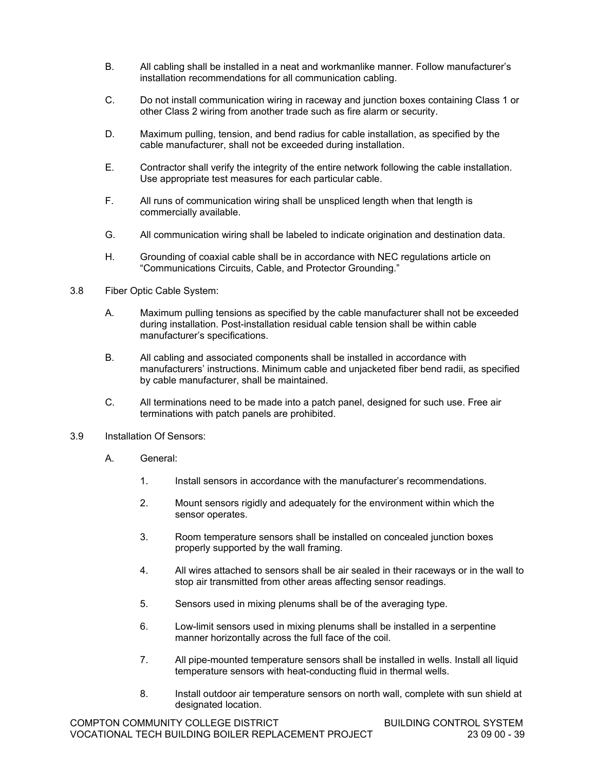B. All cabling shall be installed in a neat and workmanlike manner. Follow manufacturer's installation recommendations for all communication cabling.

C. Do not install communication wiring in raceway and junction boxes containing Class 1 or other Class 2 wiring from another trade such as fire alarm or security.

D. Maximum pulling, tension, and bend radius for cable installation, as specified by the cable manufacturer, shall not be exceeded during installation.

E. Contractor shall verify the integrity of the entire network following the cable installation. Use appropriate test measures for each particular cable.

F. All runs of communication wiring shall be unspliced length when that length is commercially available.

G. All communication wiring shall be labeled to indicate origination and destination data.

H. Grounding of coaxial cable shall be in accordance with NEC regulations article on "Communications Circuits, Cable, and Protector Grounding."

3.8 Fiber Optic Cable System:

A. Maximum pulling tensions as specified by the cable manufacturer shall not be exceeded during installation. Post-installation residual cable tension shall be within cable manufacturer's specifications.

B. All cabling and associated components shall be installed in accordance with manufacturers' instructions. Minimum cable and unjacketed fiber bend radii, as specified by cable manufacturer, shall be maintained.

C. All terminations need to be made into a patch panel, designed for such use. Free air terminations with patch panels are prohibited.

3.9 Installation Of Sensors:

A. General:

1. Install sensors in accordance with the manufacturer's recommendations.

2. Mount sensors rigidly and adequately for the environment within which the sensor operates.

3. Room temperature sensors shall be installed on concealed junction boxes properly supported by the wall framing.

4. All wires attached to sensors shall be air sealed in their raceways or in the wall to stop air transmitted from other areas affecting sensor readings.

5. Sensors used in mixing plenums shall be of the averaging type.

6. Low-limit sensors used in mixing plenums shall be installed in a serpentine manner horizontally across the full face of the coil.

7. All pipe-mounted temperature sensors shall be installed in wells. Install all liquid temperature sensors with heat-conducting fluid in thermal wells.

8. Install outdoor air temperature sensors on north wall, complete with sun shield at designated location.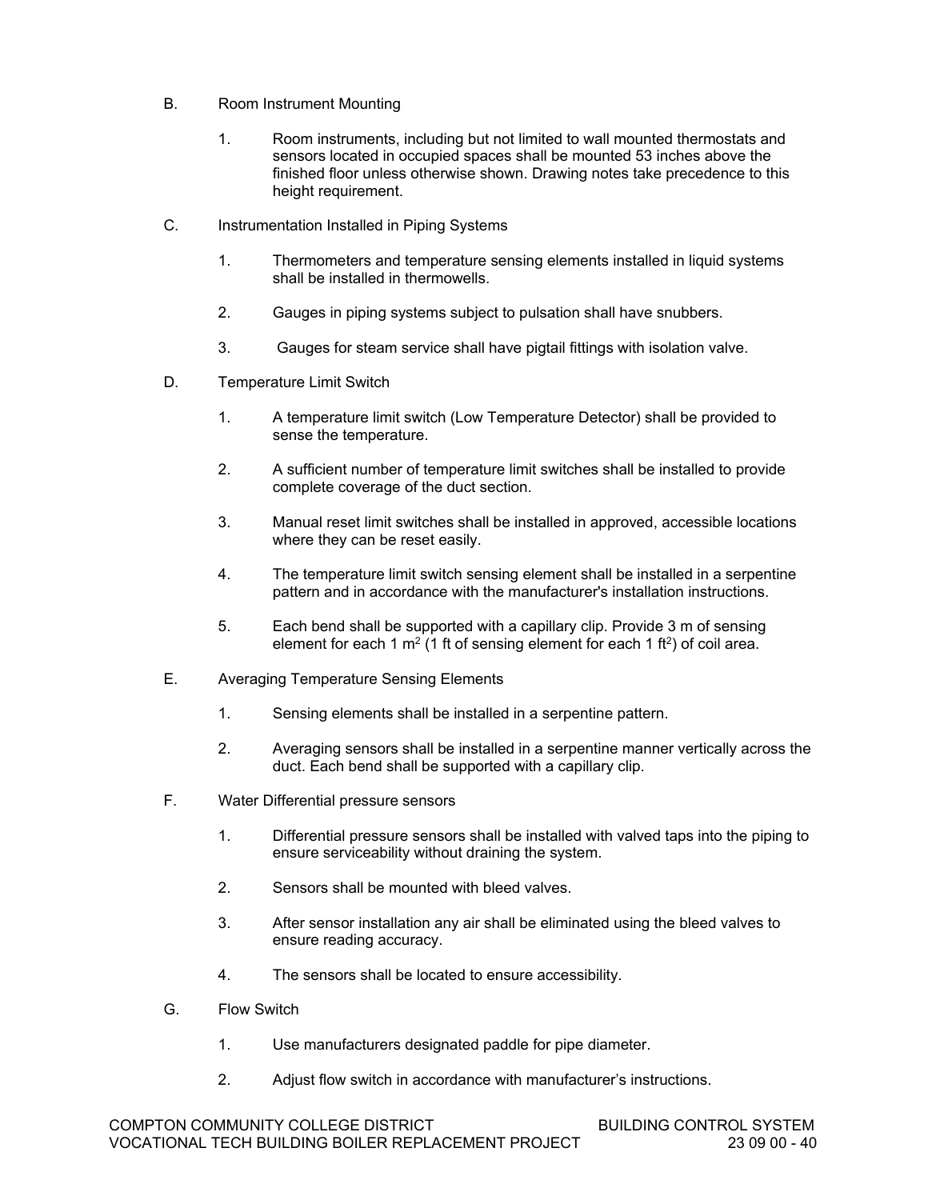B. Room Instrument Mounting

1. Room instruments, including but not limited to wall mounted thermostats and sensors located in occupied spaces shall be mounted 53 inches above the finished floor unless otherwise shown. Drawing notes take precedence to this height requirement.

C. Instrumentation Installed in Piping Systems

1. Thermometers and temperature sensing elements installed in liquid systems shall be installed in thermowells.

2. Gauges in piping systems subject to pulsation shall have snubbers.

3. Gauges for steam service shall have pigtail fittings with isolation valve.

D. Temperature Limit Switch

1. A temperature limit switch (Low Temperature Detector) shall be provided to sense the temperature.

2. A sufficient number of temperature limit switches shall be installed to provide complete coverage of the duct section.

3. Manual reset limit switches shall be installed in approved, accessible locations where they can be reset easily.

4. The temperature limit switch sensing element shall be installed in a serpentine pattern and in accordance with the manufacturer's installation instructions.

5. Each bend shall be supported with a capillary clip. Provide 3 m of sensing element for each 1 $m^2$ (1 ft of sensing element for each 1 $ft^2$) of coil area.

E. Averaging Temperature Sensing Elements

1. Sensing elements shall be installed in a serpentine pattern.

2. Averaging sensors shall be installed in a serpentine manner vertically across the duct. Each bend shall be supported with a capillary clip.

F. Water Differential pressure sensors

1. Differential pressure sensors shall be installed with valved taps into the piping to ensure serviceability without draining the system.

2. Sensors shall be mounted with bleed valves.

3. After sensor installation any air shall be eliminated using the bleed valves to ensure reading accuracy.

4. The sensors shall be located to ensure accessibility.

G. Flow Switch

1. Use manufacturers designated paddle for pipe diameter.

2. Adjust flow switch in accordance with manufacturer's instructions.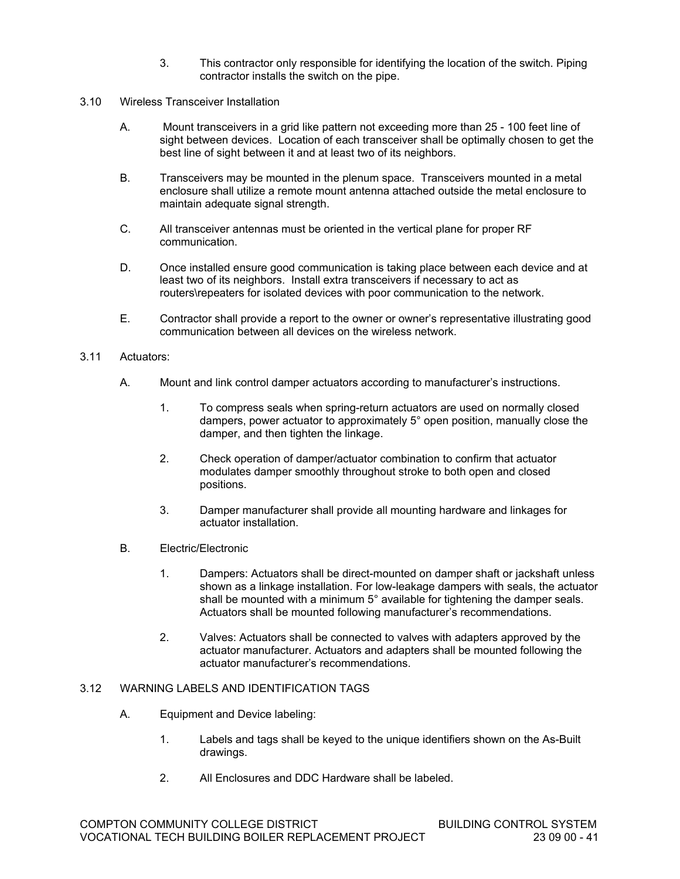3. This contractor only responsible for identifying the location of the switch. Piping contractor installs the switch on the pipe.

## 3.10 Wireless Transceiver Installation

A. Mount transceivers in a grid like pattern not exceeding more than 25 - 100 feet line of sight between devices. Location of each transceiver shall be optimally chosen to get the best line of sight between it and at least two of its neighbors.

B. Transceivers may be mounted in the plenum space. Transceivers mounted in a metal enclosure shall utilize a remote mount antenna attached outside the metal enclosure to maintain adequate signal strength.

C. All transceiver antennas must be oriented in the vertical plane for proper RF communication.

D. Once installed ensure good communication is taking place between each device and at least two of its neighbors. Install extra transceivers if necessary to act as routers\repeaters for isolated devices with poor communication to the network.

E. Contractor shall provide a report to the owner or owner's representative illustrating good communication between all devices on the wireless network.

## 3.11 Actuators:

A. Mount and link control damper actuators according to manufacturer's instructions.

1. To compress seals when spring-return actuators are used on normally closed dampers, power actuator to approximately 5° open position, manually close the damper, and then tighten the linkage.

2. Check operation of damper/actuator combination to confirm that actuator modulates damper smoothly throughout stroke to both open and closed positions.

3. Damper manufacturer shall provide all mounting hardware and linkages for actuator installation.

B. Electric/Electronic

1. Dampers: Actuators shall be direct-mounted on damper shaft or jackshaft unless shown as a linkage installation. For low-leakage dampers with seals, the actuator shall be mounted with a minimum 5° available for tightening the damper seals. Actuators shall be mounted following manufacturer's recommendations.

2. Valves: Actuators shall be connected to valves with adapters approved by the actuator manufacturer. Actuators and adapters shall be mounted following the actuator manufacturer's recommendations.

## 3.12 WARNING LABELS AND IDENTIFICATION TAGS

A. Equipment and Device labeling:

1. Labels and tags shall be keyed to the unique identifiers shown on the As-Built drawings.

2. All Enclosures and DDC Hardware shall be labeled.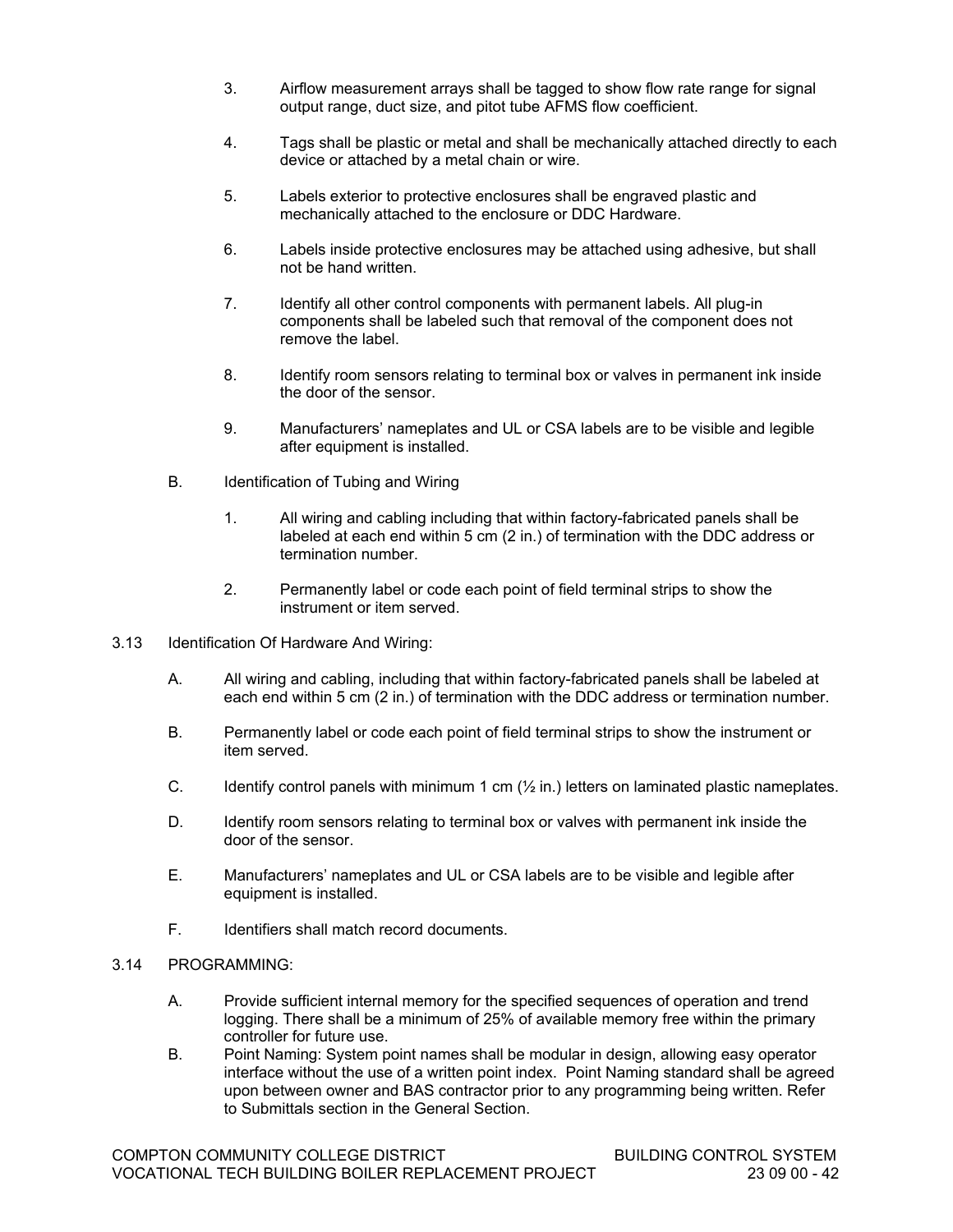3. Airflow measurement arrays shall be tagged to show flow rate range for signal output range, duct size, and pitot tube AFMS flow coefficient.

4. Tags shall be plastic or metal and shall be mechanically attached directly to each device or attached by a metal chain or wire.

5. Labels exterior to protective enclosures shall be engraved plastic and mechanically attached to the enclosure or DDC Hardware.

6. Labels inside protective enclosures may be attached using adhesive, but shall not be hand written.

7. Identify all other control components with permanent labels. All plug-in components shall be labeled such that removal of the component does not remove the label.

8. Identify room sensors relating to terminal box or valves in permanent ink inside the door of the sensor.

9. Manufacturers' nameplates and UL or CSA labels are to be visible and legible after equipment is installed.

B. Identification of Tubing and Wiring

1. All wiring and cabling including that within factory-fabricated panels shall be labeled at each end within 5 cm (2 in.) of termination with the DDC address or termination number.

2. Permanently label or code each point of field terminal strips to show the instrument or item served.

3.13 Identification Of Hardware And Wiring:

A. All wiring and cabling, including that within factory-fabricated panels shall be labeled at each end within 5 cm (2 in.) of termination with the DDC address or termination number.

B. Permanently label or code each point of field terminal strips to show the instrument or item served.

C. Identify control panels with minimum 1 cm (½ in.) letters on laminated plastic nameplates.

D. Identify room sensors relating to terminal box or valves with permanent ink inside the door of the sensor.

E. Manufacturers' nameplates and UL or CSA labels are to be visible and legible after equipment is installed.

F. Identifiers shall match record documents.

3.14 PROGRAMMING:

A. Provide sufficient internal memory for the specified sequences of operation and trend logging. There shall be a minimum of 25% of available memory free within the primary controller for future use.

B. Point Naming: System point names shall be modular in design, allowing easy operator interface without the use of a written point index. Point Naming standard shall be agreed upon between owner and BAS contractor prior to any programming being written. Refer to Submittals section in the General Section.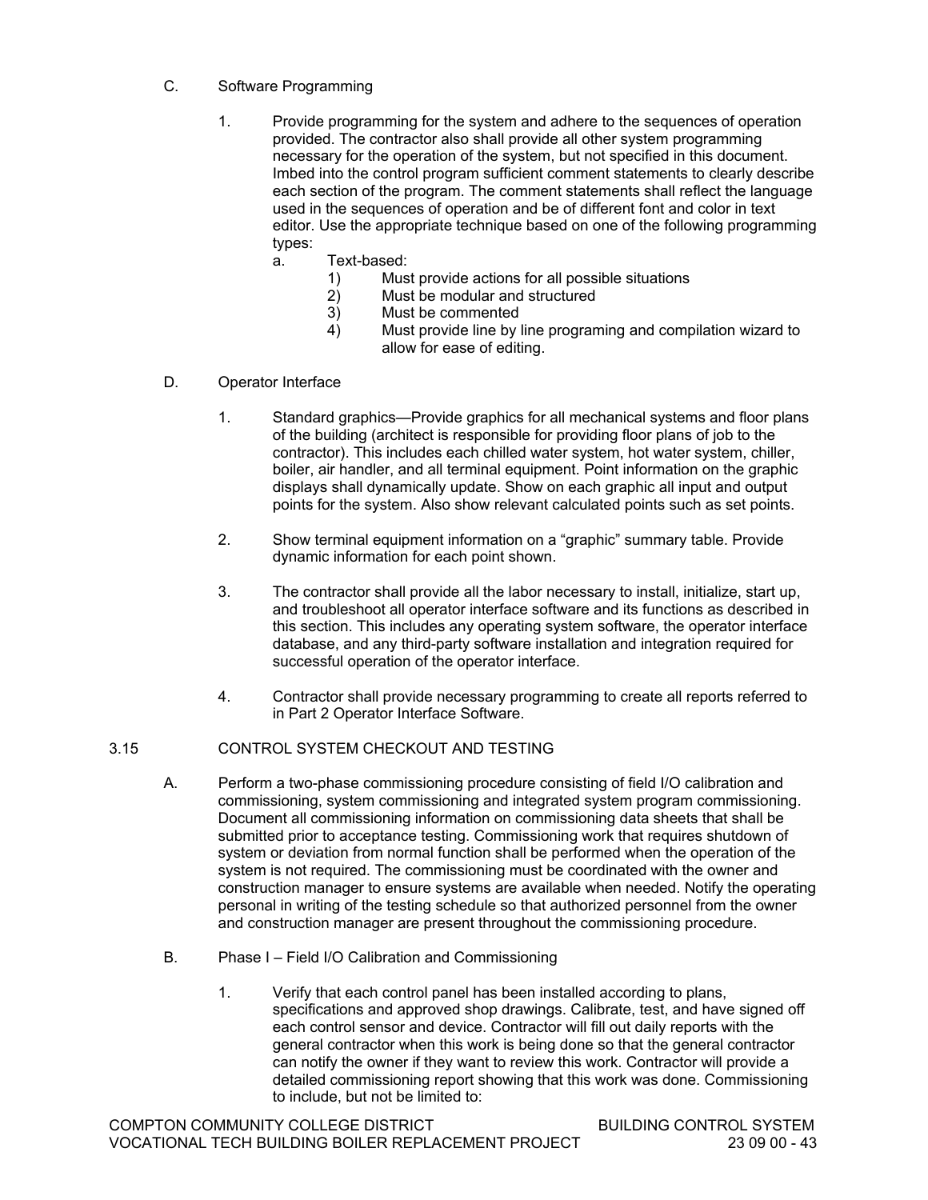C. Software Programming

1. Provide programming for the system and adhere to the sequences of operation provided. The contractor also shall provide all other system programming necessary for the operation of the system, but not specified in this document. Imbed into the control program sufficient comment statements to clearly describe each section of the program. The comment statements shall reflect the language used in the sequences of operation and be of different font and color in text editor. Use the appropriate technique based on one of the following programming types:
   a. Text-based:
      1) Must provide actions for all possible situations
      2) Must be modular and structured
      3) Must be commented
      4) Must provide line by line programing and compilation wizard to allow for ease of editing.

D. Operator Interface

1. Standard graphics—Provide graphics for all mechanical systems and floor plans of the building (architect is responsible for providing floor plans of job to the contractor). This includes each chilled water system, hot water system, chiller, boiler, air handler, and all terminal equipment. Point information on the graphic displays shall dynamically update. Show on each graphic all input and output points for the system. Also show relevant calculated points such as set points.

2. Show terminal equipment information on a "graphic" summary table. Provide dynamic information for each point shown.

3. The contractor shall provide all the labor necessary to install, initialize, start up, and troubleshoot all operator interface software and its functions as described in this section. This includes any operating system software, the operator interface database, and any third-party software installation and integration required for successful operation of the operator interface.

4. Contractor shall provide necessary programming to create all reports referred to in Part 2 Operator Interface Software.

## 3.15 CONTROL SYSTEM CHECKOUT AND TESTING

A. Perform a two-phase commissioning procedure consisting of field I/O calibration and commissioning, system commissioning and integrated system program commissioning. Document all commissioning information on commissioning data sheets that shall be submitted prior to acceptance testing. Commissioning work that requires shutdown of system or deviation from normal function shall be performed when the operation of the system is not required. The commissioning must be coordinated with the owner and construction manager to ensure systems are available when needed. Notify the operating personal in writing of the testing schedule so that authorized personnel from the owner and construction manager are present throughout the commissioning procedure.

B. Phase I – Field I/O Calibration and Commissioning

1. Verify that each control panel has been installed according to plans, specifications and approved shop drawings. Calibrate, test, and have signed off each control sensor and device. Contractor will fill out daily reports with the general contractor when this work is being done so that the general contractor can notify the owner if they want to review this work. Contractor will provide a detailed commissioning report showing that this work was done. Commissioning to include, but not be limited to: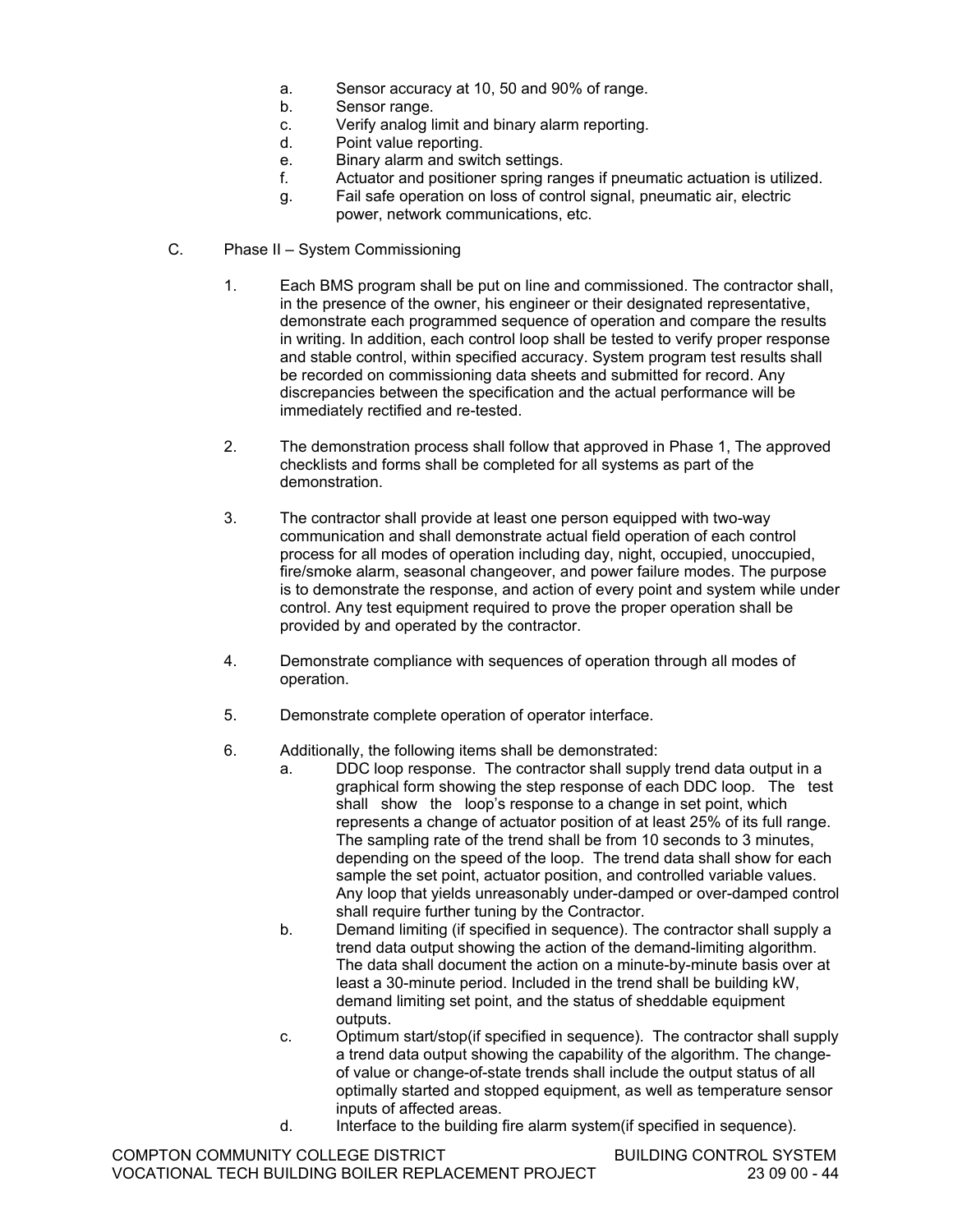a. Sensor accuracy at 10, 50 and 90% of range.
b. Sensor range.
c. Verify analog limit and binary alarm reporting.
d. Point value reporting.
e. Binary alarm and switch settings.
f. Actuator and positioner spring ranges if pneumatic actuation is utilized.
g. Fail safe operation on loss of control signal, pneumatic air, electric power, network communications, etc.

C. Phase II – System Commissioning

1. Each BMS program shall be put on line and commissioned. The contractor shall, in the presence of the owner, his engineer or their designated representative, demonstrate each programmed sequence of operation and compare the results in writing. In addition, each control loop shall be tested to verify proper response and stable control, within specified accuracy. System program test results shall be recorded on commissioning data sheets and submitted for record. Any discrepancies between the specification and the actual performance will be immediately rectified and re-tested.

2. The demonstration process shall follow that approved in Phase 1, The approved checklists and forms shall be completed for all systems as part of the demonstration.

3. The contractor shall provide at least one person equipped with two-way communication and shall demonstrate actual field operation of each control process for all modes of operation including day, night, occupied, unoccupied, fire/smoke alarm, seasonal changeover, and power failure modes. The purpose is to demonstrate the response, and action of every point and system while under control. Any test equipment required to prove the proper operation shall be provided by and operated by the contractor.

4. Demonstrate compliance with sequences of operation through all modes of operation.

5. Demonstrate complete operation of operator interface.

6. Additionally, the following items shall be demonstrated:
   a. DDC loop response. The contractor shall supply trend data output in a graphical form showing the step response of each DDC loop. The test shall show the loop's response to a change in set point, which represents a change of actuator position of at least 25% of its full range. The sampling rate of the trend shall be from 10 seconds to 3 minutes, depending on the speed of the loop. The trend data shall show for each sample the set point, actuator position, and controlled variable values. Any loop that yields unreasonably under-damped or over-damped control shall require further tuning by the Contractor.
   b. Demand limiting (if specified in sequence). The contractor shall supply a trend data output showing the action of the demand-limiting algorithm. The data shall document the action on a minute-by-minute basis over at least a 30-minute period. Included in the trend shall be building kW, demand limiting set point, and the status of sheddable equipment outputs.
   c. Optimum start/stop(if specified in sequence). The contractor shall supply a trend data output showing the capability of the algorithm. The change-of value or change-of-state trends shall include the output status of all optimally started and stopped equipment, as well as temperature sensor inputs of affected areas.
   d. Interface to the building fire alarm system(if specified in sequence).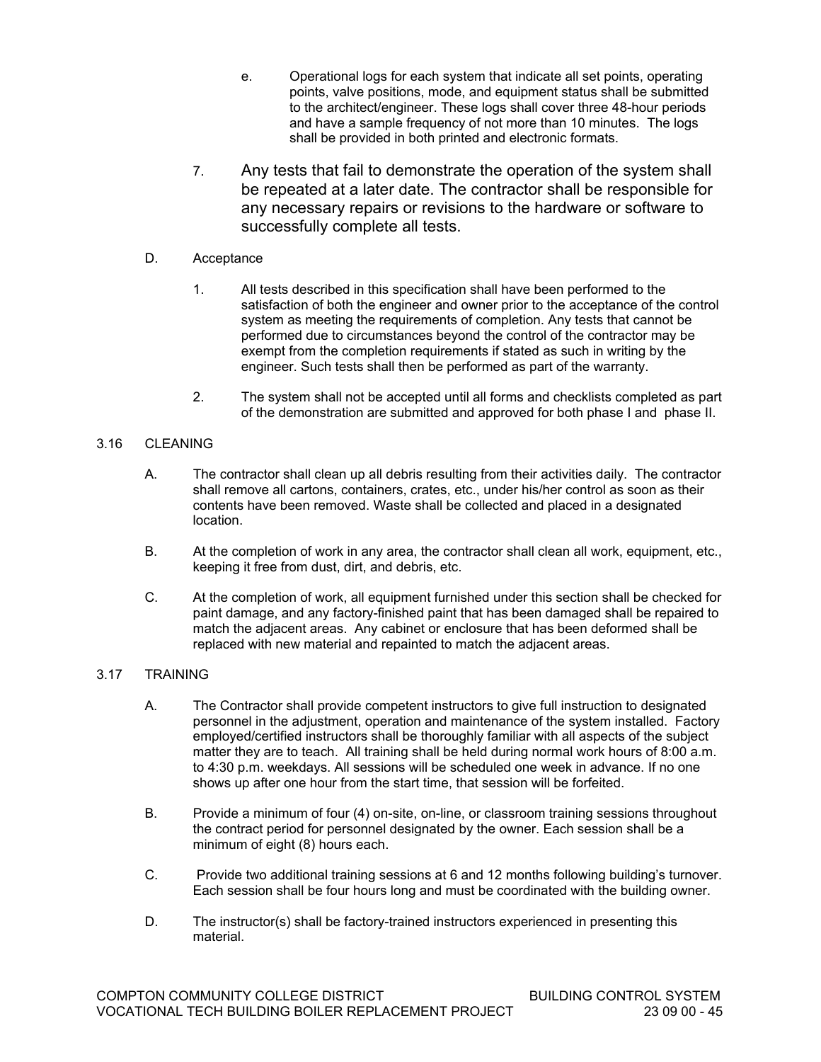e. Operational logs for each system that indicate all set points, operating points, valve positions, mode, and equipment status shall be submitted to the architect/engineer. These logs shall cover three 48-hour periods and have a sample frequency of not more than 10 minutes. The logs shall be provided in both printed and electronic formats.

7. Any tests that fail to demonstrate the operation of the system shall be repeated at a later date. The contractor shall be responsible for any necessary repairs or revisions to the hardware or software to successfully complete all tests.

D. Acceptance

1. All tests described in this specification shall have been performed to the satisfaction of both the engineer and owner prior to the acceptance of the control system as meeting the requirements of completion. Any tests that cannot be performed due to circumstances beyond the control of the contractor may be exempt from the completion requirements if stated as such in writing by the engineer. Such tests shall then be performed as part of the warranty.

2. The system shall not be accepted until all forms and checklists completed as part of the demonstration are submitted and approved for both phase I and phase II.

3.16 CLEANING

A. The contractor shall clean up all debris resulting from their activities daily. The contractor shall remove all cartons, containers, crates, etc., under his/her control as soon as their contents have been removed. Waste shall be collected and placed in a designated location.

B. At the completion of work in any area, the contractor shall clean all work, equipment, etc., keeping it free from dust, dirt, and debris, etc.

C. At the completion of work, all equipment furnished under this section shall be checked for paint damage, and any factory-finished paint that has been damaged shall be repaired to match the adjacent areas. Any cabinet or enclosure that has been deformed shall be replaced with new material and repainted to match the adjacent areas.

3.17 TRAINING

A. The Contractor shall provide competent instructors to give full instruction to designated personnel in the adjustment, operation and maintenance of the system installed. Factory employed/certified instructors shall be thoroughly familiar with all aspects of the subject matter they are to teach. All training shall be held during normal work hours of 8:00 a.m. to 4:30 p.m. weekdays. All sessions will be scheduled one week in advance. If no one shows up after one hour from the start time, that session will be forfeited.

B. Provide a minimum of four (4) on-site, on-line, or classroom training sessions throughout the contract period for personnel designated by the owner. Each session shall be a minimum of eight (8) hours each.

C. Provide two additional training sessions at 6 and 12 months following building's turnover. Each session shall be four hours long and must be coordinated with the building owner.

D. The instructor(s) shall be factory-trained instructors experienced in presenting this material.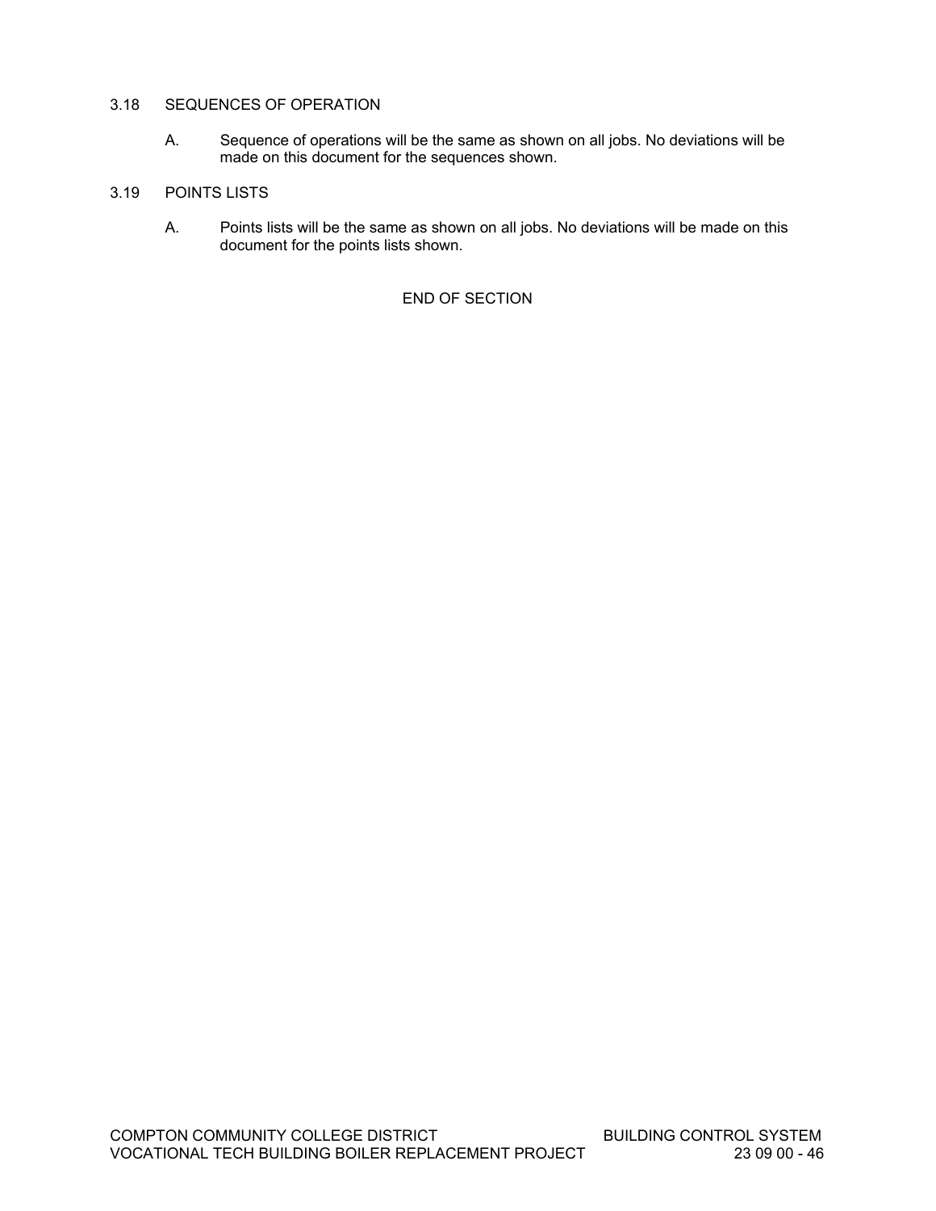## 3.18 SEQUENCES OF OPERATION

A. Sequence of operations will be the same as shown on all jobs. No deviations will be made on this document for the sequences shown.

## 3.19 POINTS LISTS

A. Points lists will be the same as shown on all jobs. No deviations will be made on this document for the points lists shown.

END OF SECTION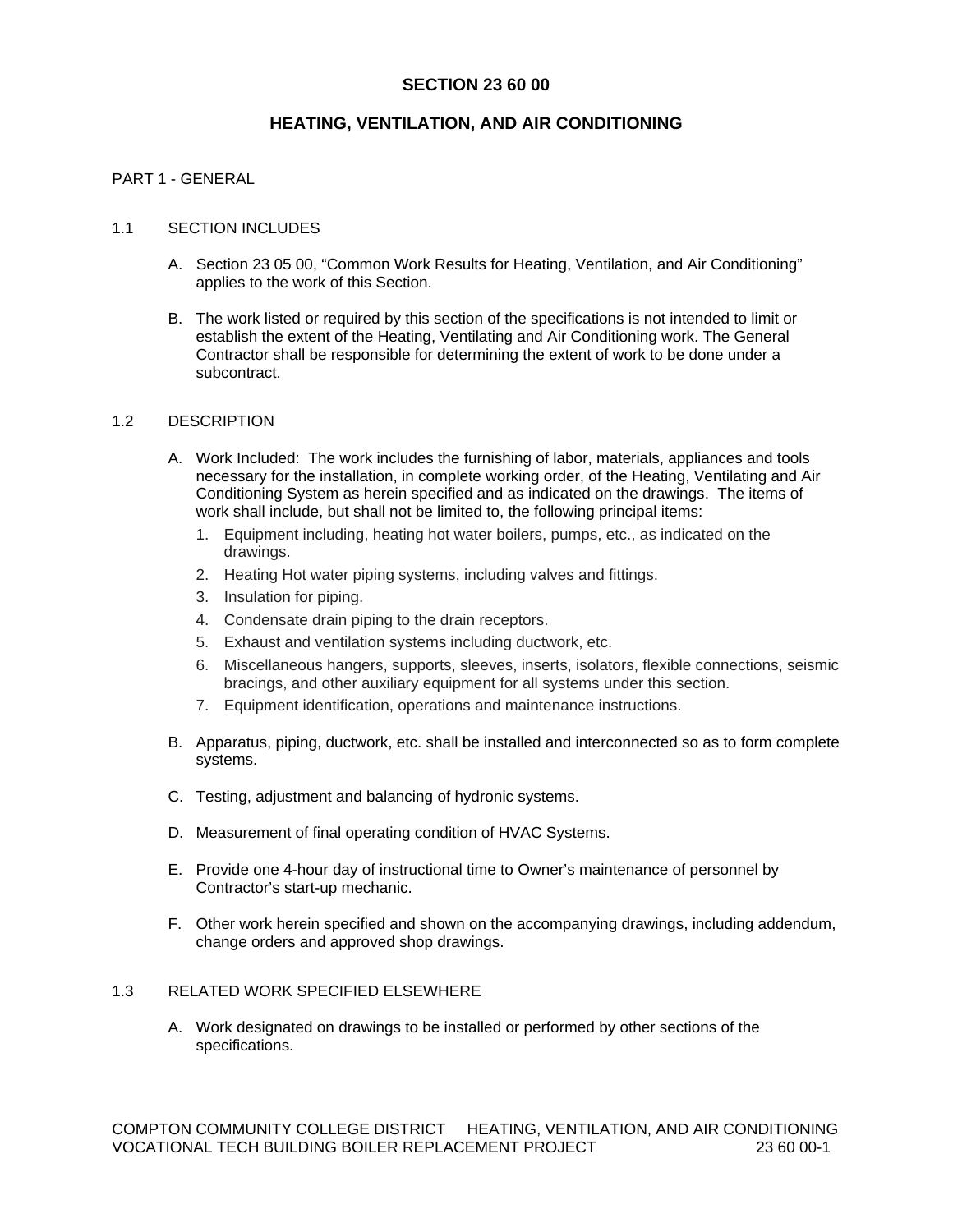# SECTION 23 60 00

# HEATING, VENTILATION, AND AIR CONDITIONING

## PART 1 - GENERAL

### 1.1 SECTION INCLUDES

A. Section 23 05 00, “Common Work Results for Heating, Ventilation, and Air Conditioning” applies to the work of this Section.

B. The work listed or required by this section of the specifications is not intended to limit or establish the extent of the Heating, Ventilating and Air Conditioning work. The General Contractor shall be responsible for determining the extent of work to be done under a subcontract.

### 1.2 DESCRIPTION

A. Work Included: The work includes the furnishing of labor, materials, appliances and tools necessary for the installation, in complete working order, of the Heating, Ventilating and Air Conditioning System as herein specified and as indicated on the drawings. The items of work shall include, but shall not be limited to, the following principal items:

1. Equipment including, heating hot water boilers, pumps, etc., as indicated on the drawings.
2. Heating Hot water piping systems, including valves and fittings.
3. Insulation for piping.
4. Condensate drain piping to the drain receptors.
5. Exhaust and ventilation systems including ductwork, etc.
6. Miscellaneous hangers, supports, sleeves, inserts, isolators, flexible connections, seismic bracings, and other auxiliary equipment for all systems under this section.
7. Equipment identification, operations and maintenance instructions.

B. Apparatus, piping, ductwork, etc. shall be installed and interconnected so as to form complete systems.

C. Testing, adjustment and balancing of hydronic systems.

D. Measurement of final operating condition of HVAC Systems.

E. Provide one 4-hour day of instructional time to Owner’s maintenance of personnel by Contractor’s start-up mechanic.

F. Other work herein specified and shown on the accompanying drawings, including addendum, change orders and approved shop drawings.

### 1.3 RELATED WORK SPECIFIED ELSEWHERE

A. Work designated on drawings to be installed or performed by other sections of the specifications.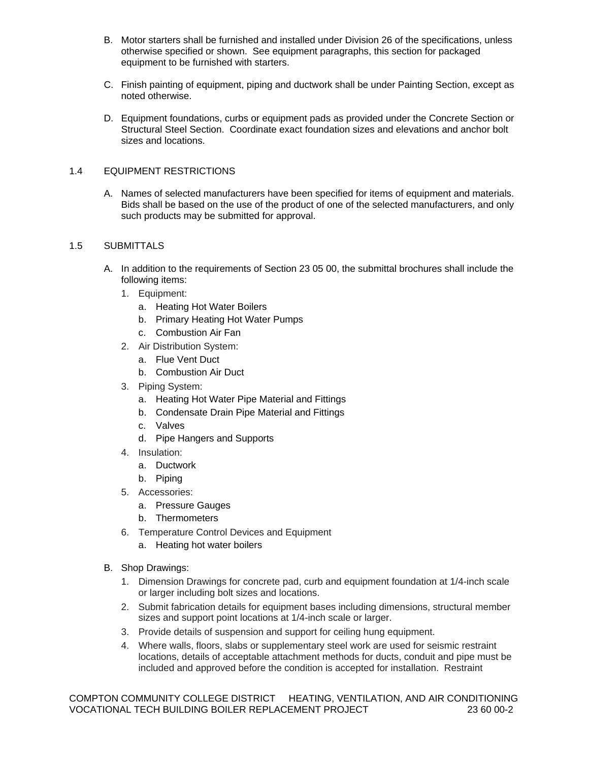B. Motor starters shall be furnished and installed under Division 26 of the specifications, unless otherwise specified or shown. See equipment paragraphs, this section for packaged equipment to be furnished with starters.

C. Finish painting of equipment, piping and ductwork shall be under Painting Section, except as noted otherwise.

D. Equipment foundations, curbs or equipment pads as provided under the Concrete Section or Structural Steel Section. Coordinate exact foundation sizes and elevations and anchor bolt sizes and locations.

## 1.4 EQUIPMENT RESTRICTIONS

A. Names of selected manufacturers have been specified for items of equipment and materials. Bids shall be based on the use of the product of one of the selected manufacturers, and only such products may be submitted for approval.

## 1.5 SUBMITTALS

A. In addition to the requirements of Section 23 05 00, the submittal brochures shall include the following items:

1. Equipment:
   a. Heating Hot Water Boilers
   b. Primary Heating Hot Water Pumps
   c. Combustion Air Fan
2. Air Distribution System:
   a. Flue Vent Duct
   b. Combustion Air Duct
3. Piping System:
   a. Heating Hot Water Pipe Material and Fittings
   b. Condensate Drain Pipe Material and Fittings
   c. Valves
   d. Pipe Hangers and Supports
4. Insulation:
   a. Ductwork
   b. Piping
5. Accessories:
   a. Pressure Gauges
   b. Thermometers
6. Temperature Control Devices and Equipment
   a. Heating hot water boilers

B. Shop Drawings:

1. Dimension Drawings for concrete pad, curb and equipment foundation at 1/4-inch scale or larger including bolt sizes and locations.
2. Submit fabrication details for equipment bases including dimensions, structural member sizes and support point locations at 1/4-inch scale or larger.
3. Provide details of suspension and support for ceiling hung equipment.
4. Where walls, floors, slabs or supplementary steel work are used for seismic restraint locations, details of acceptable attachment methods for ducts, conduit and pipe must be included and approved before the condition is accepted for installation. Restraint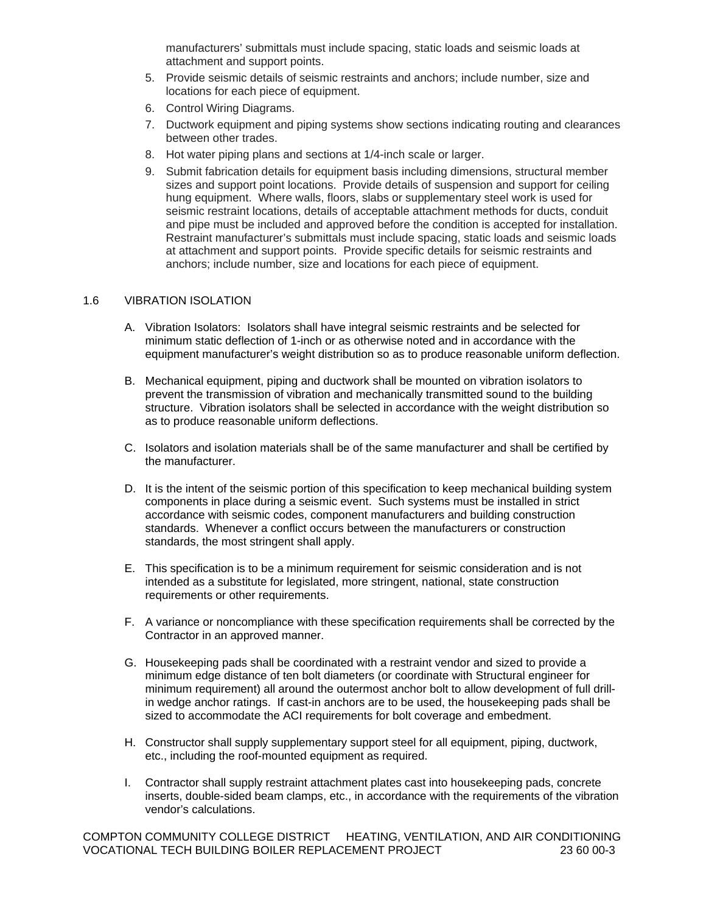manufacturers' submittals must include spacing, static loads and seismic loads at attachment and support points.

5. Provide seismic details of seismic restraints and anchors; include number, size and locations for each piece of equipment.
6. Control Wiring Diagrams.
7. Ductwork equipment and piping systems show sections indicating routing and clearances between other trades.
8. Hot water piping plans and sections at 1/4-inch scale or larger.
9. Submit fabrication details for equipment basis including dimensions, structural member sizes and support point locations. Provide details of suspension and support for ceiling hung equipment. Where walls, floors, slabs or supplementary steel work is used for seismic restraint locations, details of acceptable attachment methods for ducts, conduit and pipe must be included and approved before the condition is accepted for installation. Restraint manufacturer's submittals must include spacing, static loads and seismic loads at attachment and support points. Provide specific details for seismic restraints and anchors; include number, size and locations for each piece of equipment.

## 1.6 VIBRATION ISOLATION

A. Vibration Isolators: Isolators shall have integral seismic restraints and be selected for minimum static deflection of 1-inch or as otherwise noted and in accordance with the equipment manufacturer's weight distribution so as to produce reasonable uniform deflection.

B. Mechanical equipment, piping and ductwork shall be mounted on vibration isolators to prevent the transmission of vibration and mechanically transmitted sound to the building structure. Vibration isolators shall be selected in accordance with the weight distribution so as to produce reasonable uniform deflections.

C. Isolators and isolation materials shall be of the same manufacturer and shall be certified by the manufacturer.

D. It is the intent of the seismic portion of this specification to keep mechanical building system components in place during a seismic event. Such systems must be installed in strict accordance with seismic codes, component manufacturers and building construction standards. Whenever a conflict occurs between the manufacturers or construction standards, the most stringent shall apply.

E. This specification is to be a minimum requirement for seismic consideration and is not intended as a substitute for legislated, more stringent, national, state construction requirements or other requirements.

F. A variance or noncompliance with these specification requirements shall be corrected by the Contractor in an approved manner.

G. Housekeeping pads shall be coordinated with a restraint vendor and sized to provide a minimum edge distance of ten bolt diameters (or coordinate with Structural engineer for minimum requirement) all around the outermost anchor bolt to allow development of full drill-in wedge anchor ratings. If cast-in anchors are to be used, the housekeeping pads shall be sized to accommodate the ACI requirements for bolt coverage and embedment.

H. Constructor shall supply supplementary support steel for all equipment, piping, ductwork, etc., including the roof-mounted equipment as required.

I. Contractor shall supply restraint attachment plates cast into housekeeping pads, concrete inserts, double-sided beam clamps, etc., in accordance with the requirements of the vibration vendor's calculations.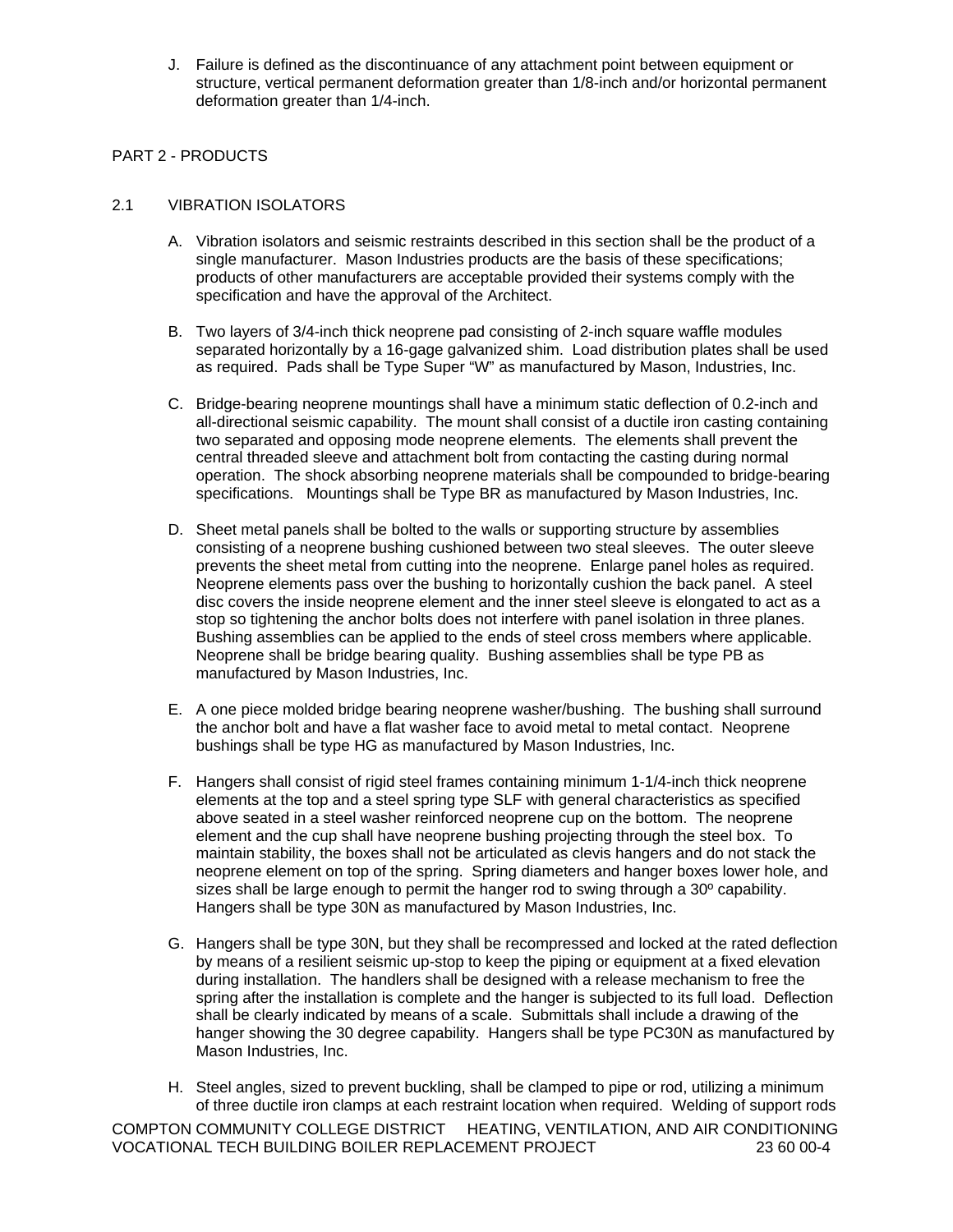J. Failure is defined as the discontinuance of any attachment point between equipment or structure, vertical permanent deformation greater than 1/8-inch and/or horizontal permanent deformation greater than 1/4-inch.

## PART 2 - PRODUCTS

### 2.1 VIBRATION ISOLATORS

A. Vibration isolators and seismic restraints described in this section shall be the product of a single manufacturer. Mason Industries products are the basis of these specifications; products of other manufacturers are acceptable provided their systems comply with the specification and have the approval of the Architect.

B. Two layers of 3/4-inch thick neoprene pad consisting of 2-inch square waffle modules separated horizontally by a 16-gage galvanized shim. Load distribution plates shall be used as required. Pads shall be Type Super "W" as manufactured by Mason, Industries, Inc.

C. Bridge-bearing neoprene mountings shall have a minimum static deflection of 0.2-inch and all-directional seismic capability. The mount shall consist of a ductile iron casting containing two separated and opposing mode neoprene elements. The elements shall prevent the central threaded sleeve and attachment bolt from contacting the casting during normal operation. The shock absorbing neoprene materials shall be compounded to bridge-bearing specifications. Mountings shall be Type BR as manufactured by Mason Industries, Inc.

D. Sheet metal panels shall be bolted to the walls or supporting structure by assemblies consisting of a neoprene bushing cushioned between two steal sleeves. The outer sleeve prevents the sheet metal from cutting into the neoprene. Enlarge panel holes as required. Neoprene elements pass over the bushing to horizontally cushion the back panel. A steel disc covers the inside neoprene element and the inner steel sleeve is elongated to act as a stop so tightening the anchor bolts does not interfere with panel isolation in three planes. Bushing assemblies can be applied to the ends of steel cross members where applicable. Neoprene shall be bridge bearing quality. Bushing assemblies shall be type PB as manufactured by Mason Industries, Inc.

E. A one piece molded bridge bearing neoprene washer/bushing. The bushing shall surround the anchor bolt and have a flat washer face to avoid metal to metal contact. Neoprene bushings shall be type HG as manufactured by Mason Industries, Inc.

F. Hangers shall consist of rigid steel frames containing minimum 1-1/4-inch thick neoprene elements at the top and a steel spring type SLF with general characteristics as specified above seated in a steel washer reinforced neoprene cup on the bottom. The neoprene element and the cup shall have neoprene bushing projecting through the steel box. To maintain stability, the boxes shall not be articulated as clevis hangers and do not stack the neoprene element on top of the spring. Spring diameters and hanger boxes lower hole, and sizes shall be large enough to permit the hanger rod to swing through a 30º capability. Hangers shall be type 30N as manufactured by Mason Industries, Inc.

G. Hangers shall be type 30N, but they shall be recompressed and locked at the rated deflection by means of a resilient seismic up-stop to keep the piping or equipment at a fixed elevation during installation. The handlers shall be designed with a release mechanism to free the spring after the installation is complete and the hanger is subjected to its full load. Deflection shall be clearly indicated by means of a scale. Submittals shall include a drawing of the hanger showing the 30 degree capability. Hangers shall be type PC30N as manufactured by Mason Industries, Inc.

H. Steel angles, sized to prevent buckling, shall be clamped to pipe or rod, utilizing a minimum of three ductile iron clamps at each restraint location when required. Welding of support rods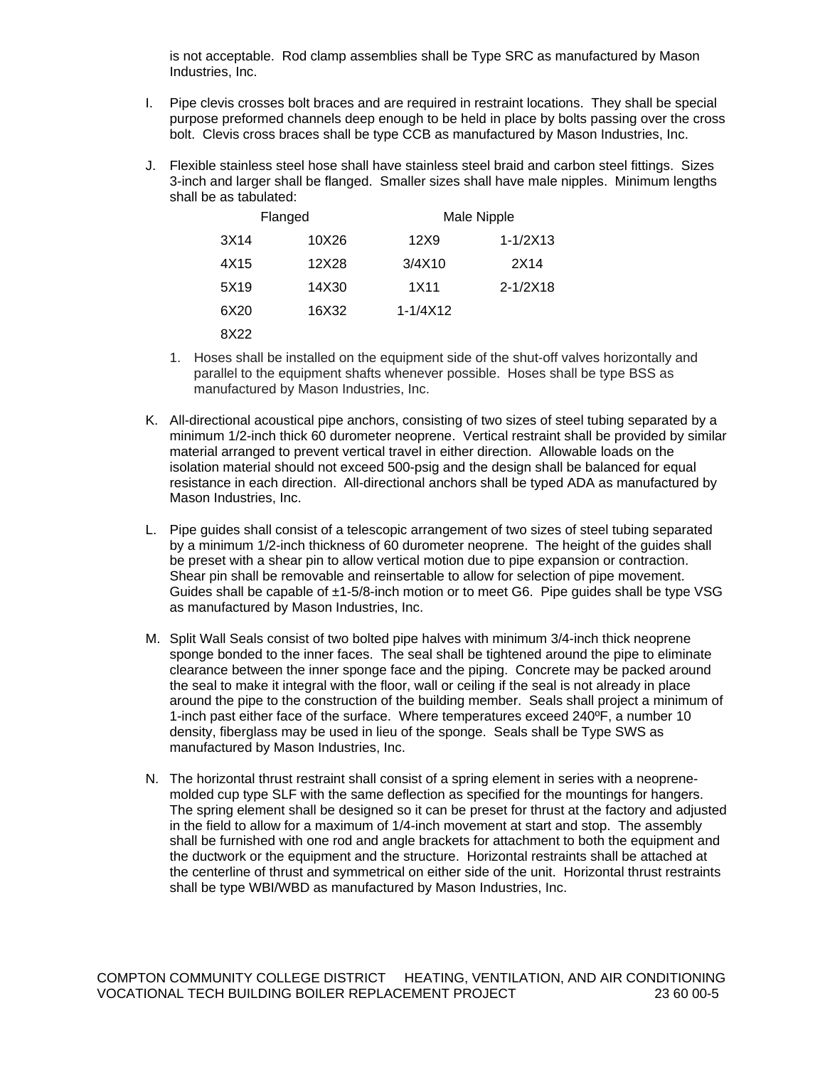is not acceptable. Rod clamp assemblies shall be Type SRC as manufactured by Mason Industries, Inc.

I. Pipe clevis crosses bolt braces and are required in restraint locations. They shall be special purpose preformed channels deep enough to be held in place by bolts passing over the cross bolt. Clevis cross braces shall be type CCB as manufactured by Mason Industries, Inc.

J. Flexible stainless steel hose shall have stainless steel braid and carbon steel fittings. Sizes 3-inch and larger shall be flanged. Smaller sizes shall have male nipples. Minimum lengths shall be as tabulated:

| Flanged | | Male Nipple | |
|---|---|---|---|
| 3X14 | 10X26 | 12X9 | 1-1/2X13 |
| 4X15 | 12X28 | 3/4X10 | 2X14 |
| 5X19 | 14X30 | 1X11 | 2-1/2X18 |
| 6X20 | 16X32 | 1-1/4X12 | |
| 8X22 | | | |

1. Hoses shall be installed on the equipment side of the shut-off valves horizontally and parallel to the equipment shafts whenever possible. Hoses shall be type BSS as manufactured by Mason Industries, Inc.

K. All-directional acoustical pipe anchors, consisting of two sizes of steel tubing separated by a minimum 1/2-inch thick 60 durometer neoprene. Vertical restraint shall be provided by similar material arranged to prevent vertical travel in either direction. Allowable loads on the isolation material should not exceed 500-psig and the design shall be balanced for equal resistance in each direction. All-directional anchors shall be typed ADA as manufactured by Mason Industries, Inc.

L. Pipe guides shall consist of a telescopic arrangement of two sizes of steel tubing separated by a minimum 1/2-inch thickness of 60 durometer neoprene. The height of the guides shall be preset with a shear pin to allow vertical motion due to pipe expansion or contraction. Shear pin shall be removable and reinsertable to allow for selection of pipe movement. Guides shall be capable of ±1-5/8-inch motion or to meet G6. Pipe guides shall be type VSG as manufactured by Mason Industries, Inc.

M. Split Wall Seals consist of two bolted pipe halves with minimum 3/4-inch thick neoprene sponge bonded to the inner faces. The seal shall be tightened around the pipe to eliminate clearance between the inner sponge face and the piping. Concrete may be packed around the seal to make it integral with the floor, wall or ceiling if the seal is not already in place around the pipe to the construction of the building member. Seals shall project a minimum of 1-inch past either face of the surface. Where temperatures exceed 240ºF, a number 10 density, fiberglass may be used in lieu of the sponge. Seals shall be Type SWS as manufactured by Mason Industries, Inc.

N. The horizontal thrust restraint shall consist of a spring element in series with a neoprene-molded cup type SLF with the same deflection as specified for the mountings for hangers. The spring element shall be designed so it can be preset for thrust at the factory and adjusted in the field to allow for a maximum of 1/4-inch movement at start and stop. The assembly shall be furnished with one rod and angle brackets for attachment to both the equipment and the ductwork or the equipment and the structure. Horizontal restraints shall be attached at the centerline of thrust and symmetrical on either side of the unit. Horizontal thrust restraints shall be type WBI/WBD as manufactured by Mason Industries, Inc.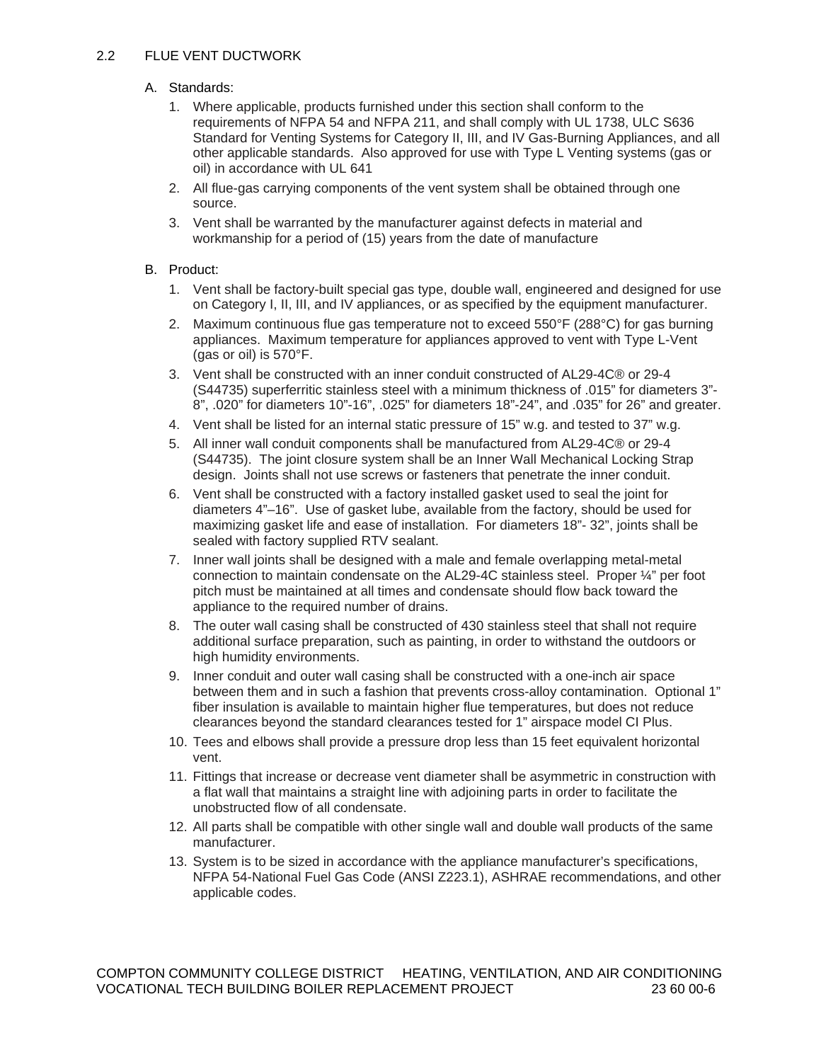## 2.2 FLUE VENT DUCTWORK

A. Standards:

1. Where applicable, products furnished under this section shall conform to the requirements of NFPA 54 and NFPA 211, and shall comply with UL 1738, ULC S636 Standard for Venting Systems for Category II, III, and IV Gas-Burning Appliances, and all other applicable standards. Also approved for use with Type L Venting systems (gas or oil) in accordance with UL 641
2. All flue-gas carrying components of the vent system shall be obtained through one source.
3. Vent shall be warranted by the manufacturer against defects in material and workmanship for a period of (15) years from the date of manufacture

B. Product:

1. Vent shall be factory-built special gas type, double wall, engineered and designed for use on Category I, II, III, and IV appliances, or as specified by the equipment manufacturer.
2. Maximum continuous flue gas temperature not to exceed 550°F (288°C) for gas burning appliances. Maximum temperature for appliances approved to vent with Type L-Vent (gas or oil) is 570°F.
3. Vent shall be constructed with an inner conduit constructed of AL29-4C® or 29-4 (S44735) superferritic stainless steel with a minimum thickness of .015" for diameters 3"-8", .020" for diameters 10"-16", .025" for diameters 18"-24", and .035" for 26" and greater.
4. Vent shall be listed for an internal static pressure of 15" w.g. and tested to 37" w.g.
5. All inner wall conduit components shall be manufactured from AL29-4C® or 29-4 (S44735). The joint closure system shall be an Inner Wall Mechanical Locking Strap design. Joints shall not use screws or fasteners that penetrate the inner conduit.
6. Vent shall be constructed with a factory installed gasket used to seal the joint for diameters 4"–16". Use of gasket lube, available from the factory, should be used for maximizing gasket life and ease of installation. For diameters 18"- 32", joints shall be sealed with factory supplied RTV sealant.
7. Inner wall joints shall be designed with a male and female overlapping metal-metal connection to maintain condensate on the AL29-4C stainless steel. Proper ¼" per foot pitch must be maintained at all times and condensate should flow back toward the appliance to the required number of drains.
8. The outer wall casing shall be constructed of 430 stainless steel that shall not require additional surface preparation, such as painting, in order to withstand the outdoors or high humidity environments.
9. Inner conduit and outer wall casing shall be constructed with a one-inch air space between them and in such a fashion that prevents cross-alloy contamination. Optional 1" fiber insulation is available to maintain higher flue temperatures, but does not reduce clearances beyond the standard clearances tested for 1" airspace model CI Plus.
10. Tees and elbows shall provide a pressure drop less than 15 feet equivalent horizontal vent.
11. Fittings that increase or decrease vent diameter shall be asymmetric in construction with a flat wall that maintains a straight line with adjoining parts in order to facilitate the unobstructed flow of all condensate.
12. All parts shall be compatible with other single wall and double wall products of the same manufacturer.
13. System is to be sized in accordance with the appliance manufacturer's specifications, NFPA 54-National Fuel Gas Code (ANSI Z223.1), ASHRAE recommendations, and other applicable codes.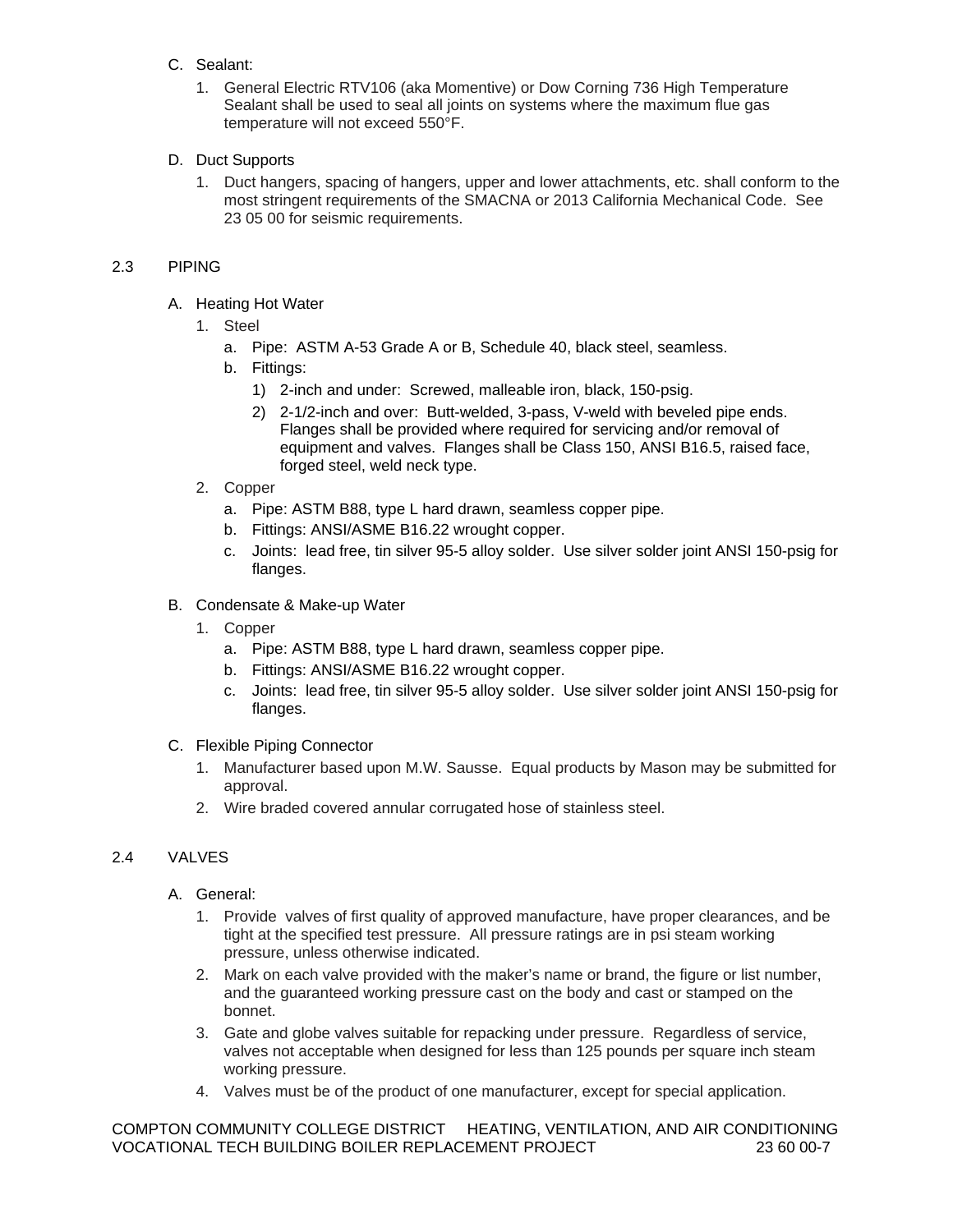C. Sealant:

1. General Electric RTV106 (aka Momentive) or Dow Corning 736 High Temperature Sealant shall be used to seal all joints on systems where the maximum flue gas temperature will not exceed 550°F.

D. Duct Supports

1. Duct hangers, spacing of hangers, upper and lower attachments, etc. shall conform to the most stringent requirements of the SMACNA or 2013 California Mechanical Code. See 23 05 00 for seismic requirements.

## 2.3 PIPING

A. Heating Hot Water

1. Steel
   a. Pipe: ASTM A-53 Grade A or B, Schedule 40, black steel, seamless.
   b. Fittings:
      1) 2-inch and under: Screwed, malleable iron, black, 150-psig.
      2) 2-1/2-inch and over: Butt-welded, 3-pass, V-weld with beveled pipe ends. Flanges shall be provided where required for servicing and/or removal of equipment and valves. Flanges shall be Class 150, ANSI B16.5, raised face, forged steel, weld neck type.
2. Copper
   a. Pipe: ASTM B88, type L hard drawn, seamless copper pipe.
   b. Fittings: ANSI/ASME B16.22 wrought copper.
   c. Joints: lead free, tin silver 95-5 alloy solder. Use silver solder joint ANSI 150-psig for flanges.

B. Condensate & Make-up Water

1. Copper
   a. Pipe: ASTM B88, type L hard drawn, seamless copper pipe.
   b. Fittings: ANSI/ASME B16.22 wrought copper.
   c. Joints: lead free, tin silver 95-5 alloy solder. Use silver solder joint ANSI 150-psig for flanges.

C. Flexible Piping Connector

1. Manufacturer based upon M.W. Sausse. Equal products by Mason may be submitted for approval.
2. Wire braded covered annular corrugated hose of stainless steel.

## 2.4 VALVES

A. General:

1. Provide valves of first quality of approved manufacture, have proper clearances, and be tight at the specified test pressure. All pressure ratings are in psi steam working pressure, unless otherwise indicated.
2. Mark on each valve provided with the maker's name or brand, the figure or list number, and the guaranteed working pressure cast on the body and cast or stamped on the bonnet.
3. Gate and globe valves suitable for repacking under pressure. Regardless of service, valves not acceptable when designed for less than 125 pounds per square inch steam working pressure.
4. Valves must be of the product of one manufacturer, except for special application.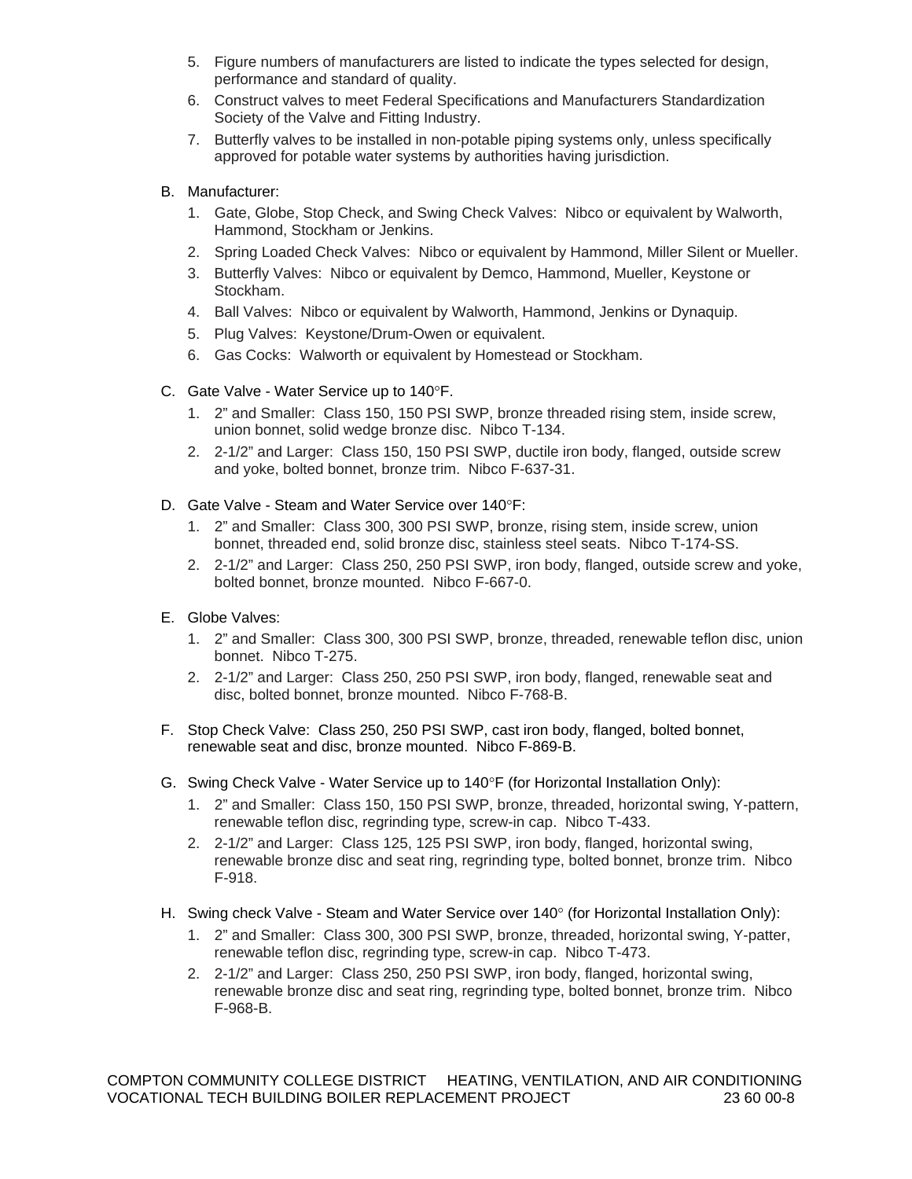5. Figure numbers of manufacturers are listed to indicate the types selected for design, performance and standard of quality.
6. Construct valves to meet Federal Specifications and Manufacturers Standardization Society of the Valve and Fitting Industry.
7. Butterfly valves to be installed in non-potable piping systems only, unless specifically approved for potable water systems by authorities having jurisdiction.

B. Manufacturer:

1. Gate, Globe, Stop Check, and Swing Check Valves: Nibco or equivalent by Walworth, Hammond, Stockham or Jenkins.
2. Spring Loaded Check Valves: Nibco or equivalent by Hammond, Miller Silent or Mueller.
3. Butterfly Valves: Nibco or equivalent by Demco, Hammond, Mueller, Keystone or Stockham.
4. Ball Valves: Nibco or equivalent by Walworth, Hammond, Jenkins or Dynaquip.
5. Plug Valves: Keystone/Drum-Owen or equivalent.
6. Gas Cocks: Walworth or equivalent by Homestead or Stockham.

C. Gate Valve - Water Service up to 140°F.

1. 2" and Smaller: Class 150, 150 PSI SWP, bronze threaded rising stem, inside screw, union bonnet, solid wedge bronze disc. Nibco T-134.
2. 2-1/2" and Larger: Class 150, 150 PSI SWP, ductile iron body, flanged, outside screw and yoke, bolted bonnet, bronze trim. Nibco F-637-31.

D. Gate Valve - Steam and Water Service over 140°F:

1. 2" and Smaller: Class 300, 300 PSI SWP, bronze, rising stem, inside screw, union bonnet, threaded end, solid bronze disc, stainless steel seats. Nibco T-174-SS.
2. 2-1/2" and Larger: Class 250, 250 PSI SWP, iron body, flanged, outside screw and yoke, bolted bonnet, bronze mounted. Nibco F-667-0.

E. Globe Valves:

1. 2" and Smaller: Class 300, 300 PSI SWP, bronze, threaded, renewable teflon disc, union bonnet. Nibco T-275.
2. 2-1/2" and Larger: Class 250, 250 PSI SWP, iron body, flanged, renewable seat and disc, bolted bonnet, bronze mounted. Nibco F-768-B.

F. Stop Check Valve: Class 250, 250 PSI SWP, cast iron body, flanged, bolted bonnet, renewable seat and disc, bronze mounted. Nibco F-869-B.

G. Swing Check Valve - Water Service up to 140°F (for Horizontal Installation Only):

1. 2" and Smaller: Class 150, 150 PSI SWP, bronze, threaded, horizontal swing, Y-pattern, renewable teflon disc, regrinding type, screw-in cap. Nibco T-433.
2. 2-1/2" and Larger: Class 125, 125 PSI SWP, iron body, flanged, horizontal swing, renewable bronze disc and seat ring, regrinding type, bolted bonnet, bronze trim. Nibco F-918.

H. Swing check Valve - Steam and Water Service over 140° (for Horizontal Installation Only):

1. 2" and Smaller: Class 300, 300 PSI SWP, bronze, threaded, horizontal swing, Y-patter, renewable teflon disc, regrinding type, screw-in cap. Nibco T-473.
2. 2-1/2" and Larger: Class 250, 250 PSI SWP, iron body, flanged, horizontal swing, renewable bronze disc and seat ring, regrinding type, bolted bonnet, bronze trim. Nibco F-968-B.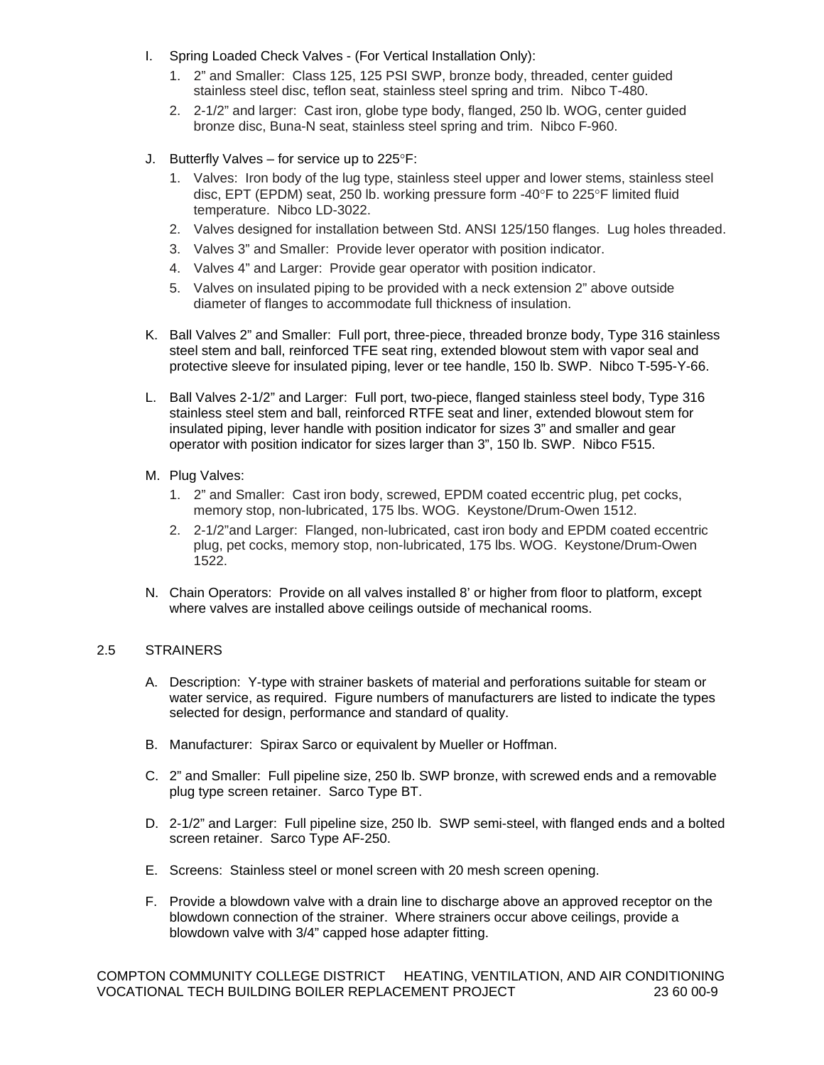I. Spring Loaded Check Valves - (For Vertical Installation Only):

1. 2" and Smaller: Class 125, 125 PSI SWP, bronze body, threaded, center guided stainless steel disc, teflon seat, stainless steel spring and trim. Nibco T-480.
2. 2-1/2" and larger: Cast iron, globe type body, flanged, 250 lb. WOG, center guided bronze disc, Buna-N seat, stainless steel spring and trim. Nibco F-960.

J. Butterfly Valves – for service up to 225°F:

1. Valves: Iron body of the lug type, stainless steel upper and lower stems, stainless steel disc, EPT (EPDM) seat, 250 lb. working pressure form -40°F to 225°F limited fluid temperature. Nibco LD-3022.
2. Valves designed for installation between Std. ANSI 125/150 flanges. Lug holes threaded.
3. Valves 3" and Smaller: Provide lever operator with position indicator.
4. Valves 4" and Larger: Provide gear operator with position indicator.
5. Valves on insulated piping to be provided with a neck extension 2" above outside diameter of flanges to accommodate full thickness of insulation.

K. Ball Valves 2" and Smaller: Full port, three-piece, threaded bronze body, Type 316 stainless steel stem and ball, reinforced TFE seat ring, extended blowout stem with vapor seal and protective sleeve for insulated piping, lever or tee handle, 150 lb. SWP. Nibco T-595-Y-66.

L. Ball Valves 2-1/2" and Larger: Full port, two-piece, flanged stainless steel body, Type 316 stainless steel stem and ball, reinforced RTFE seat and liner, extended blowout stem for insulated piping, lever handle with position indicator for sizes 3" and smaller and gear operator with position indicator for sizes larger than 3", 150 lb. SWP. Nibco F515.

M. Plug Valves:

1. 2" and Smaller: Cast iron body, screwed, EPDM coated eccentric plug, pet cocks, memory stop, non-lubricated, 175 lbs. WOG. Keystone/Drum-Owen 1512.
2. 2-1/2"and Larger: Flanged, non-lubricated, cast iron body and EPDM coated eccentric plug, pet cocks, memory stop, non-lubricated, 175 lbs. WOG. Keystone/Drum-Owen 1522.

N. Chain Operators: Provide on all valves installed 8' or higher from floor to platform, except where valves are installed above ceilings outside of mechanical rooms.

## 2.5 STRAINERS

A. Description: Y-type with strainer baskets of material and perforations suitable for steam or water service, as required. Figure numbers of manufacturers are listed to indicate the types selected for design, performance and standard of quality.

B. Manufacturer: Spirax Sarco or equivalent by Mueller or Hoffman.

C. 2" and Smaller: Full pipeline size, 250 lb. SWP bronze, with screwed ends and a removable plug type screen retainer. Sarco Type BT.

D. 2-1/2" and Larger: Full pipeline size, 250 lb. SWP semi-steel, with flanged ends and a bolted screen retainer. Sarco Type AF-250.

E. Screens: Stainless steel or monel screen with 20 mesh screen opening.

F. Provide a blowdown valve with a drain line to discharge above an approved receptor on the blowdown connection of the strainer. Where strainers occur above ceilings, provide a blowdown valve with 3/4" capped hose adapter fitting.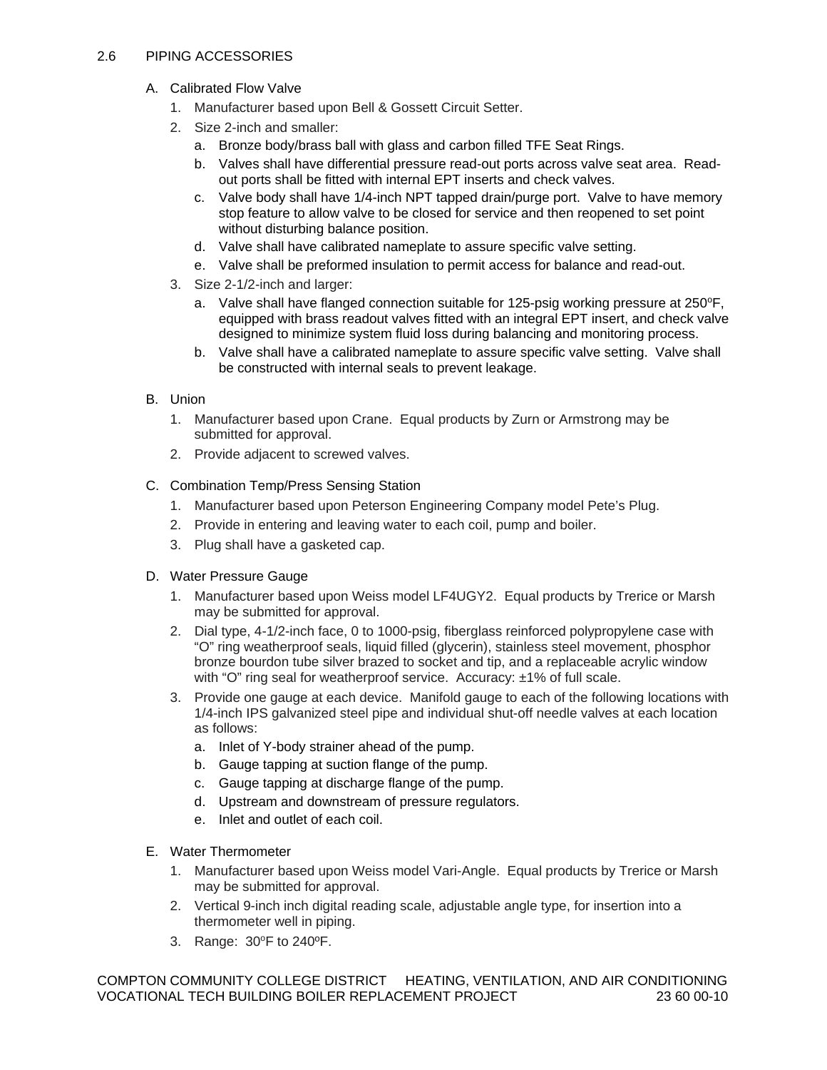## 2.6 PIPING ACCESSORIES

A. Calibrated Flow Valve

1. Manufacturer based upon Bell & Gossett Circuit Setter.
2. Size 2-inch and smaller:
   a. Bronze body/brass ball with glass and carbon filled TFE Seat Rings.
   b. Valves shall have differential pressure read-out ports across valve seat area. Read-out ports shall be fitted with internal EPT inserts and check valves.
   c. Valve body shall have 1/4-inch NPT tapped drain/purge port. Valve to have memory stop feature to allow valve to be closed for service and then reopened to set point without disturbing balance position.
   d. Valve shall have calibrated nameplate to assure specific valve setting.
   e. Valve shall be preformed insulation to permit access for balance and read-out.
3. Size 2-1/2-inch and larger:
   a. Valve shall have flanged connection suitable for 125-psig working pressure at 250ºF, equipped with brass readout valves fitted with an integral EPT insert, and check valve designed to minimize system fluid loss during balancing and monitoring process.
   b. Valve shall have a calibrated nameplate to assure specific valve setting. Valve shall be constructed with internal seals to prevent leakage.

B. Union

1. Manufacturer based upon Crane. Equal products by Zurn or Armstrong may be submitted for approval.
2. Provide adjacent to screwed valves.

C. Combination Temp/Press Sensing Station

1. Manufacturer based upon Peterson Engineering Company model Pete's Plug.
2. Provide in entering and leaving water to each coil, pump and boiler.
3. Plug shall have a gasketed cap.

D. Water Pressure Gauge

1. Manufacturer based upon Weiss model LF4UGY2. Equal products by Trerice or Marsh may be submitted for approval.
2. Dial type, 4-1/2-inch face, 0 to 1000-psig, fiberglass reinforced polypropylene case with "O" ring weatherproof seals, liquid filled (glycerin), stainless steel movement, phosphor bronze bourdon tube silver brazed to socket and tip, and a replaceable acrylic window with "O" ring seal for weatherproof service. Accuracy: ±1% of full scale.
3. Provide one gauge at each device. Manifold gauge to each of the following locations with 1/4-inch IPS galvanized steel pipe and individual shut-off needle valves at each location as follows:
   a. Inlet of Y-body strainer ahead of the pump.
   b. Gauge tapping at suction flange of the pump.
   c. Gauge tapping at discharge flange of the pump.
   d. Upstream and downstream of pressure regulators.
   e. Inlet and outlet of each coil.

E. Water Thermometer

1. Manufacturer based upon Weiss model Vari-Angle. Equal products by Trerice or Marsh may be submitted for approval.
2. Vertical 9-inch inch digital reading scale, adjustable angle type, for insertion into a thermometer well in piping.
3. Range: 30ºF to 240ºF.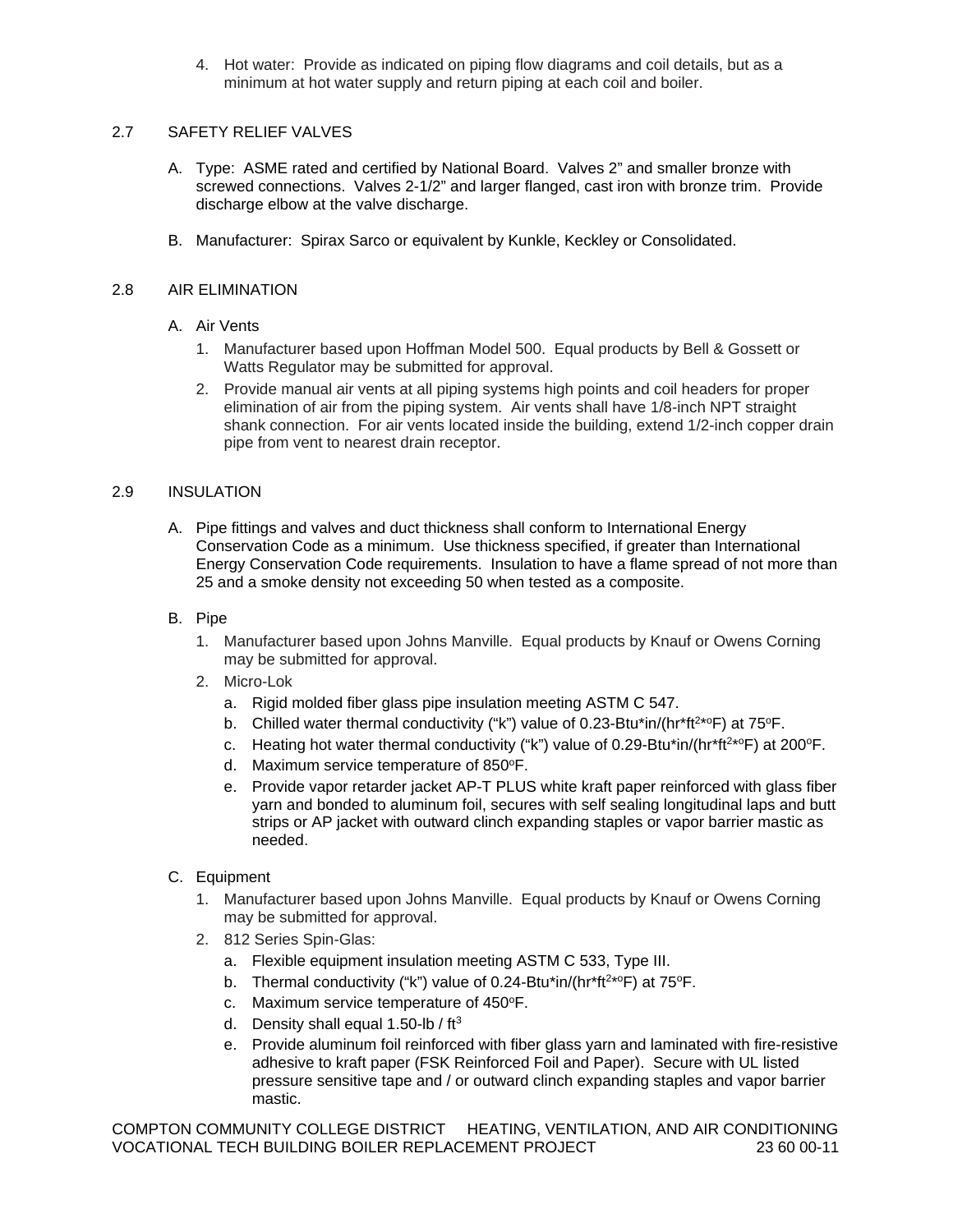4. Hot water: Provide as indicated on piping flow diagrams and coil details, but as a minimum at hot water supply and return piping at each coil and boiler.

## 2.7 SAFETY RELIEF VALVES

A. Type: ASME rated and certified by National Board. Valves 2" and smaller bronze with screwed connections. Valves 2-1/2" and larger flanged, cast iron with bronze trim. Provide discharge elbow at the valve discharge.

B. Manufacturer: Spirax Sarco or equivalent by Kunkle, Keckley or Consolidated.

## 2.8 AIR ELIMINATION

A. Air Vents

1. Manufacturer based upon Hoffman Model 500. Equal products by Bell & Gossett or Watts Regulator may be submitted for approval.
2. Provide manual air vents at all piping systems high points and coil headers for proper elimination of air from the piping system. Air vents shall have 1/8-inch NPT straight shank connection. For air vents located inside the building, extend 1/2-inch copper drain pipe from vent to nearest drain receptor.

## 2.9 INSULATION

A. Pipe fittings and valves and duct thickness shall conform to International Energy Conservation Code as a minimum. Use thickness specified, if greater than International Energy Conservation Code requirements. Insulation to have a flame spread of not more than 25 and a smoke density not exceeding 50 when tested as a composite.

B. Pipe

1. Manufacturer based upon Johns Manville. Equal products by Knauf or Owens Corning may be submitted for approval.
2. Micro-Lok
   a. Rigid molded fiber glass pipe insulation meeting ASTM C 547.
   b. Chilled water thermal conductivity ("k") value of 0.23-Btu*in/(hr*ft$^{2}$*$^{o}$F) at 75$^{o}$F.
   c. Heating hot water thermal conductivity ("k") value of 0.29-Btu*in/(hr*ft$^{2}$*$^{o}$F) at 200$^{o}$F.
   d. Maximum service temperature of 850$^{o}$F.
   e. Provide vapor retarder jacket AP-T PLUS white kraft paper reinforced with glass fiber yarn and bonded to aluminum foil, secures with self sealing longitudinal laps and butt strips or AP jacket with outward clinch expanding staples or vapor barrier mastic as needed.

C. Equipment

1. Manufacturer based upon Johns Manville. Equal products by Knauf or Owens Corning may be submitted for approval.
2. 812 Series Spin-Glas:
   a. Flexible equipment insulation meeting ASTM C 533, Type III.
   b. Thermal conductivity ("k") value of 0.24-Btu*in/(hr*ft$^{2}$*$^{o}$F) at 75$^{o}$F.
   c. Maximum service temperature of 450$^{o}$F.
   d. Density shall equal 1.50-lb / ft$^{3}$
   e. Provide aluminum foil reinforced with fiber glass yarn and laminated with fire-resistive adhesive to kraft paper (FSK Reinforced Foil and Paper). Secure with UL listed pressure sensitive tape and / or outward clinch expanding staples and vapor barrier mastic.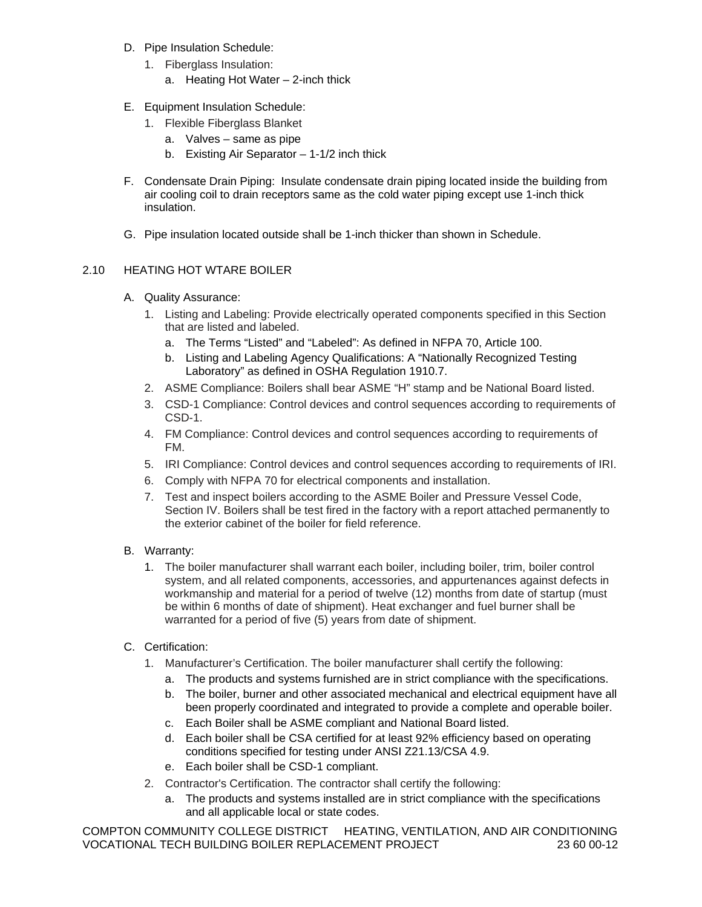D. Pipe Insulation Schedule:
   1. Fiberglass Insulation:
      a. Heating Hot Water – 2-inch thick

E. Equipment Insulation Schedule:
   1. Flexible Fiberglass Blanket
      a. Valves – same as pipe
      b. Existing Air Separator – 1-1/2 inch thick

F. Condensate Drain Piping: Insulate condensate drain piping located inside the building from air cooling coil to drain receptors same as the cold water piping except use 1-inch thick insulation.

G. Pipe insulation located outside shall be 1-inch thicker than shown in Schedule.

## 2.10 HEATING HOT WTARE BOILER

A. Quality Assurance:
   1. Listing and Labeling: Provide electrically operated components specified in this Section that are listed and labeled.
      a. The Terms "Listed" and "Labeled": As defined in NFPA 70, Article 100.
      b. Listing and Labeling Agency Qualifications: A "Nationally Recognized Testing Laboratory" as defined in OSHA Regulation 1910.7.
   2. ASME Compliance: Boilers shall bear ASME "H" stamp and be National Board listed.
   3. CSD-1 Compliance: Control devices and control sequences according to requirements of CSD-1.
   4. FM Compliance: Control devices and control sequences according to requirements of FM.
   5. IRI Compliance: Control devices and control sequences according to requirements of IRI.
   6. Comply with NFPA 70 for electrical components and installation.
   7. Test and inspect boilers according to the ASME Boiler and Pressure Vessel Code, Section IV. Boilers shall be test fired in the factory with a report attached permanently to the exterior cabinet of the boiler for field reference.

B. Warranty:
   1. The boiler manufacturer shall warrant each boiler, including boiler, trim, boiler control system, and all related components, accessories, and appurtenances against defects in workmanship and material for a period of twelve (12) months from date of startup (must be within 6 months of date of shipment). Heat exchanger and fuel burner shall be warranted for a period of five (5) years from date of shipment.

C. Certification:
   1. Manufacturer's Certification. The boiler manufacturer shall certify the following:
      a. The products and systems furnished are in strict compliance with the specifications.
      b. The boiler, burner and other associated mechanical and electrical equipment have all been properly coordinated and integrated to provide a complete and operable boiler.
      c. Each Boiler shall be ASME compliant and National Board listed.
      d. Each boiler shall be CSA certified for at least 92% efficiency based on operating conditions specified for testing under ANSI Z21.13/CSA 4.9.
      e. Each boiler shall be CSD-1 compliant.
   2. Contractor's Certification. The contractor shall certify the following:
      a. The products and systems installed are in strict compliance with the specifications and all applicable local or state codes.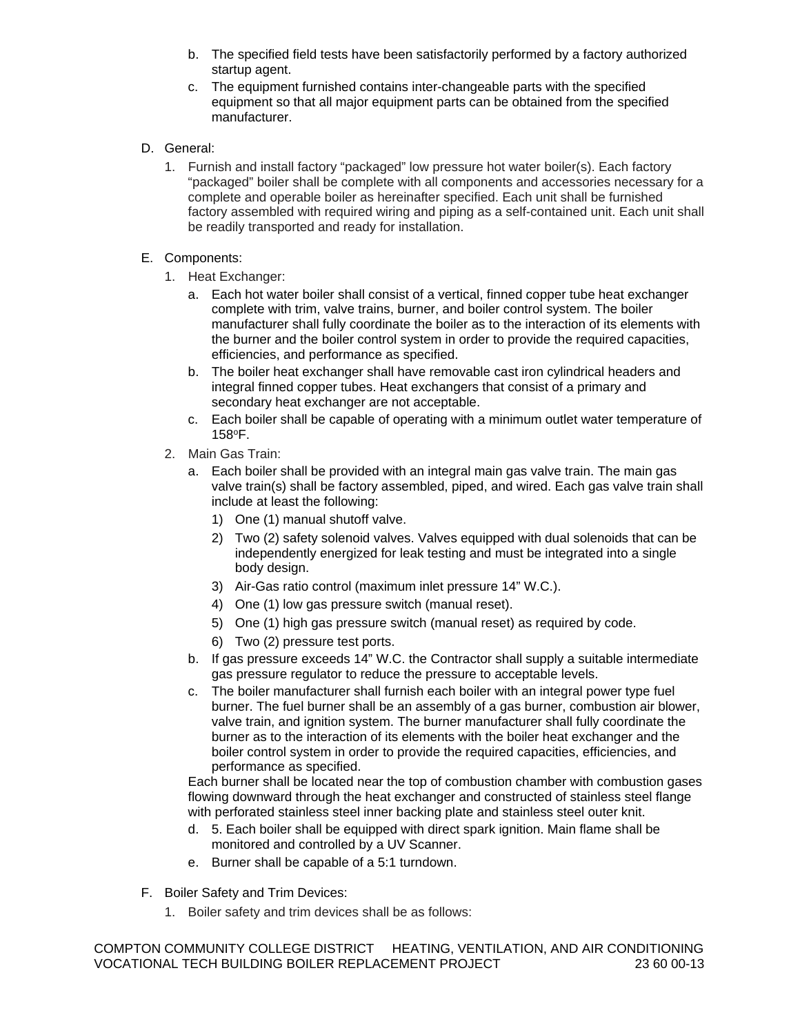b. The specified field tests have been satisfactorily performed by a factory authorized startup agent.
   c. The equipment furnished contains inter-changeable parts with the specified equipment so that all major equipment parts can be obtained from the specified manufacturer.

D. General:

   1. Furnish and install factory "packaged" low pressure hot water boiler(s). Each factory "packaged" boiler shall be complete with all components and accessories necessary for a complete and operable boiler as hereinafter specified. Each unit shall be furnished factory assembled with required wiring and piping as a self-contained unit. Each unit shall be readily transported and ready for installation.

E. Components:

   1. Heat Exchanger:
      a. Each hot water boiler shall consist of a vertical, finned copper tube heat exchanger complete with trim, valve trains, burner, and boiler control system. The boiler manufacturer shall fully coordinate the boiler as to the interaction of its elements with the burner and the boiler control system in order to provide the required capacities, efficiencies, and performance as specified.
      b. The boiler heat exchanger shall have removable cast iron cylindrical headers and integral finned copper tubes. Heat exchangers that consist of a primary and secondary heat exchanger are not acceptable.
      c. Each boiler shall be capable of operating with a minimum outlet water temperature of 158ºF.
   2. Main Gas Train:
      a. Each boiler shall be provided with an integral main gas valve train. The main gas valve train(s) shall be factory assembled, piped, and wired. Each gas valve train shall include at least the following:
         1) One (1) manual shutoff valve.
         2) Two (2) safety solenoid valves. Valves equipped with dual solenoids that can be independently energized for leak testing and must be integrated into a single body design.
         3) Air-Gas ratio control (maximum inlet pressure 14" W.C.).
         4) One (1) low gas pressure switch (manual reset).
         5) One (1) high gas pressure switch (manual reset) as required by code.
         6) Two (2) pressure test ports.
      b. If gas pressure exceeds 14" W.C. the Contractor shall supply a suitable intermediate gas pressure regulator to reduce the pressure to acceptable levels.
      c. The boiler manufacturer shall furnish each boiler with an integral power type fuel burner. The fuel burner shall be an assembly of a gas burner, combustion air blower, valve train, and ignition system. The burner manufacturer shall fully coordinate the burner as to the interaction of its elements with the boiler heat exchanger and the boiler control system in order to provide the required capacities, efficiencies, and performance as specified.

      Each burner shall be located near the top of combustion chamber with combustion gases flowing downward through the heat exchanger and constructed of stainless steel flange with perforated stainless steel inner backing plate and stainless steel outer knit.
      d. 5. Each boiler shall be equipped with direct spark ignition. Main flame shall be monitored and controlled by a UV Scanner.
      e. Burner shall be capable of a 5:1 turndown.

F. Boiler Safety and Trim Devices:

   1. Boiler safety and trim devices shall be as follows: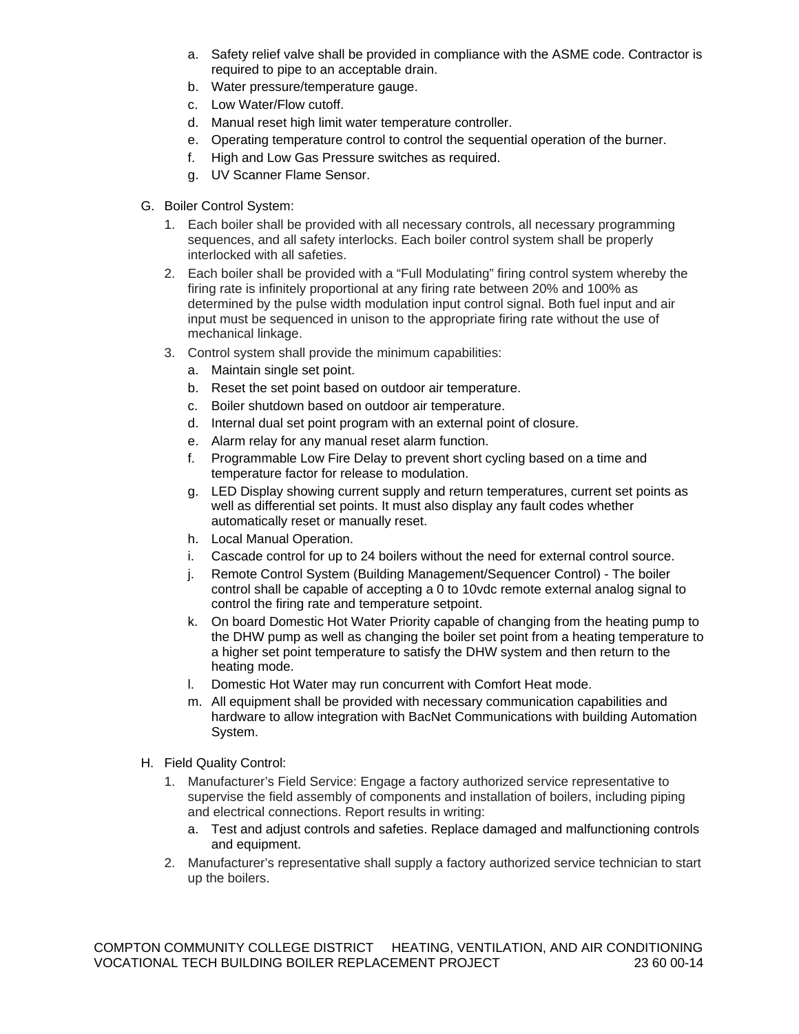a. Safety relief valve shall be provided in compliance with the ASME code. Contractor is required to pipe to an acceptable drain.
b. Water pressure/temperature gauge.
c. Low Water/Flow cutoff.
d. Manual reset high limit water temperature controller.
e. Operating temperature control to control the sequential operation of the burner.
f. High and Low Gas Pressure switches as required.
g. UV Scanner Flame Sensor.

G. Boiler Control System:

1. Each boiler shall be provided with all necessary controls, all necessary programming sequences, and all safety interlocks. Each boiler control system shall be properly interlocked with all safeties.
2. Each boiler shall be provided with a "Full Modulating" firing control system whereby the firing rate is infinitely proportional at any firing rate between 20% and 100% as determined by the pulse width modulation input control signal. Both fuel input and air input must be sequenced in unison to the appropriate firing rate without the use of mechanical linkage.
3. Control system shall provide the minimum capabilities:
   a. Maintain single set point.
   b. Reset the set point based on outdoor air temperature.
   c. Boiler shutdown based on outdoor air temperature.
   d. Internal dual set point program with an external point of closure.
   e. Alarm relay for any manual reset alarm function.
   f. Programmable Low Fire Delay to prevent short cycling based on a time and temperature factor for release to modulation.
   g. LED Display showing current supply and return temperatures, current set points as well as differential set points. It must also display any fault codes whether automatically reset or manually reset.
   h. Local Manual Operation.
   i. Cascade control for up to 24 boilers without the need for external control source.
   j. Remote Control System (Building Management/Sequencer Control) - The boiler control shall be capable of accepting a 0 to 10vdc remote external analog signal to control the firing rate and temperature setpoint.
   k. On board Domestic Hot Water Priority capable of changing from the heating pump to the DHW pump as well as changing the boiler set point from a heating temperature to a higher set point temperature to satisfy the DHW system and then return to the heating mode.
   l. Domestic Hot Water may run concurrent with Comfort Heat mode.
   m. All equipment shall be provided with necessary communication capabilities and hardware to allow integration with BacNet Communications with building Automation System.

H. Field Quality Control:

1. Manufacturer's Field Service: Engage a factory authorized service representative to supervise the field assembly of components and installation of boilers, including piping and electrical connections. Report results in writing:
   a. Test and adjust controls and safeties. Replace damaged and malfunctioning controls and equipment.
2. Manufacturer's representative shall supply a factory authorized service technician to start up the boilers.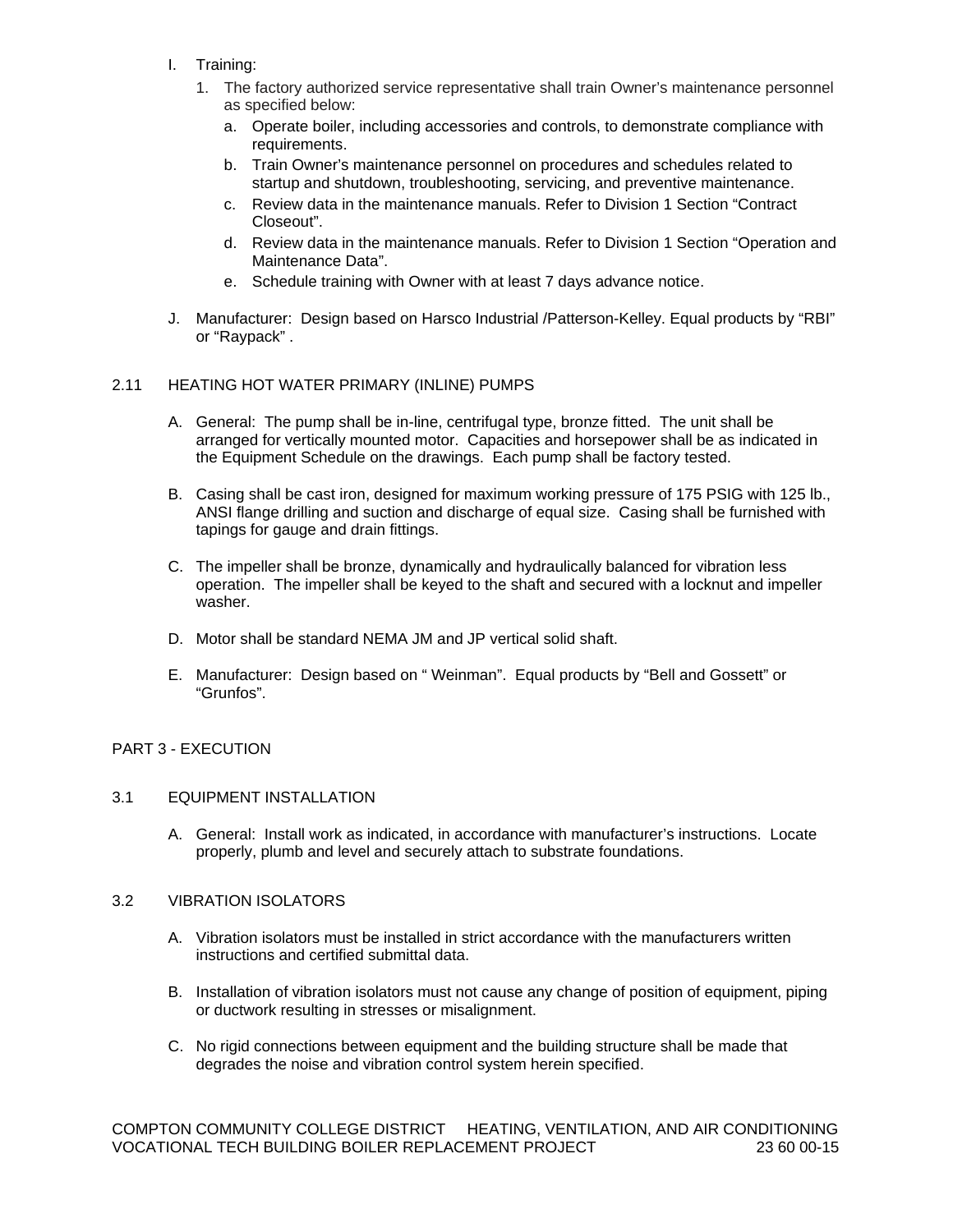I. Training:

   1. The factory authorized service representative shall train Owner's maintenance personnel as specified below:

      a. Operate boiler, including accessories and controls, to demonstrate compliance with requirements.

      b. Train Owner's maintenance personnel on procedures and schedules related to startup and shutdown, troubleshooting, servicing, and preventive maintenance.

      c. Review data in the maintenance manuals. Refer to Division 1 Section "Contract Closeout".

      d. Review data in the maintenance manuals. Refer to Division 1 Section "Operation and Maintenance Data".

      e. Schedule training with Owner with at least 7 days advance notice.

J. Manufacturer: Design based on Harsco Industrial /Patterson-Kelley. Equal products by "RBI" or "Raypack" .

## 2.11 HEATING HOT WATER PRIMARY (INLINE) PUMPS

A. General: The pump shall be in-line, centrifugal type, bronze fitted. The unit shall be arranged for vertically mounted motor. Capacities and horsepower shall be as indicated in the Equipment Schedule on the drawings. Each pump shall be factory tested.

B. Casing shall be cast iron, designed for maximum working pressure of 175 PSIG with 125 lb., ANSI flange drilling and suction and discharge of equal size. Casing shall be furnished with tapings for gauge and drain fittings.

C. The impeller shall be bronze, dynamically and hydraulically balanced for vibration less operation. The impeller shall be keyed to the shaft and secured with a locknut and impeller washer.

D. Motor shall be standard NEMA JM and JP vertical solid shaft.

E. Manufacturer: Design based on " Weinman". Equal products by "Bell and Gossett" or "Grunfos".

# PART 3 - EXECUTION

## 3.1 EQUIPMENT INSTALLATION

A. General: Install work as indicated, in accordance with manufacturer's instructions. Locate properly, plumb and level and securely attach to substrate foundations.

## 3.2 VIBRATION ISOLATORS

A. Vibration isolators must be installed in strict accordance with the manufacturers written instructions and certified submittal data.

B. Installation of vibration isolators must not cause any change of position of equipment, piping or ductwork resulting in stresses or misalignment.

C. No rigid connections between equipment and the building structure shall be made that degrades the noise and vibration control system herein specified.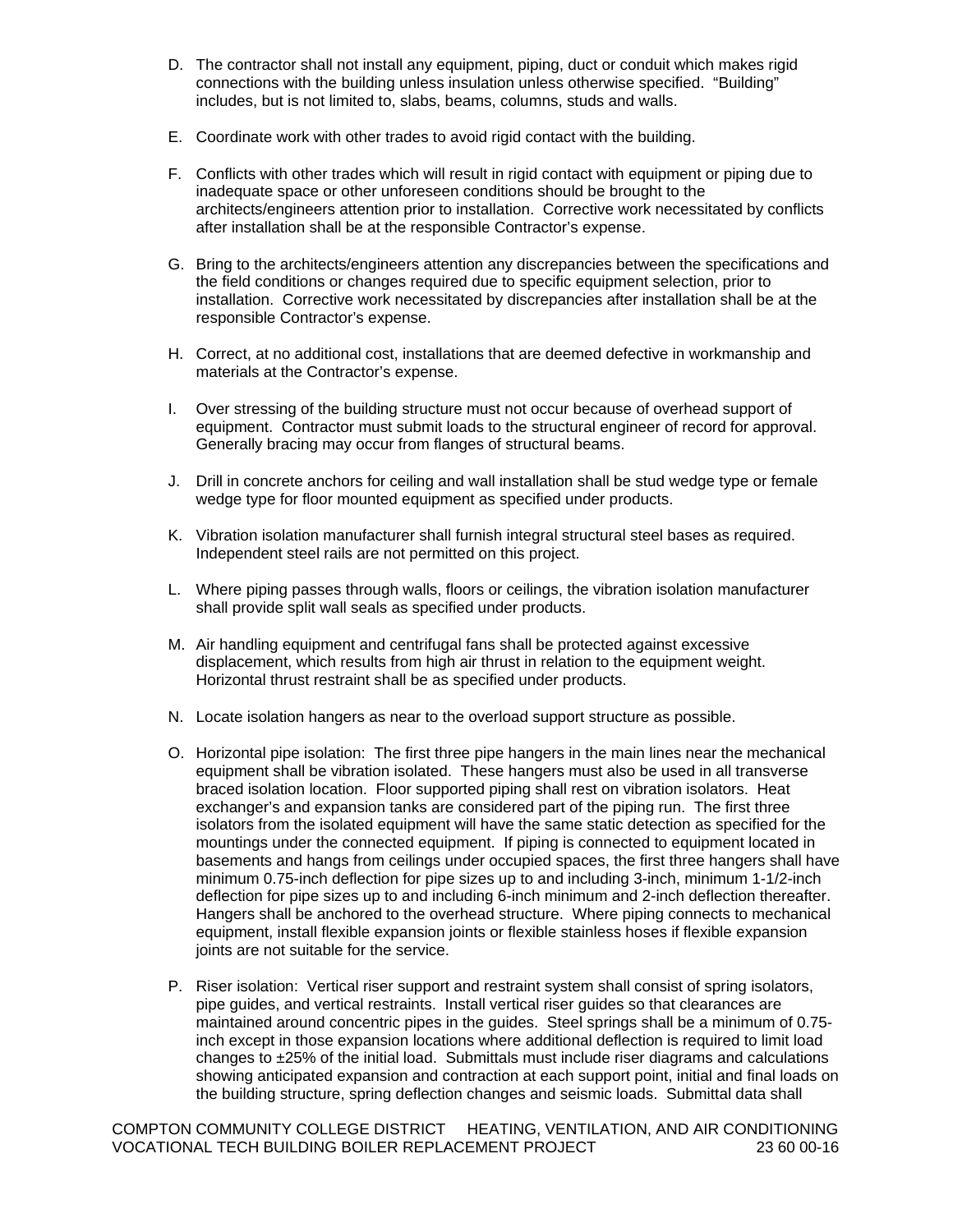D. The contractor shall not install any equipment, piping, duct or conduit which makes rigid connections with the building unless insulation unless otherwise specified. “Building” includes, but is not limited to, slabs, beams, columns, studs and walls.

E. Coordinate work with other trades to avoid rigid contact with the building.

F. Conflicts with other trades which will result in rigid contact with equipment or piping due to inadequate space or other unforeseen conditions should be brought to the architects/engineers attention prior to installation. Corrective work necessitated by conflicts after installation shall be at the responsible Contractor’s expense.

G. Bring to the architects/engineers attention any discrepancies between the specifications and the field conditions or changes required due to specific equipment selection, prior to installation. Corrective work necessitated by discrepancies after installation shall be at the responsible Contractor’s expense.

H. Correct, at no additional cost, installations that are deemed defective in workmanship and materials at the Contractor’s expense.

I. Over stressing of the building structure must not occur because of overhead support of equipment. Contractor must submit loads to the structural engineer of record for approval. Generally bracing may occur from flanges of structural beams.

J. Drill in concrete anchors for ceiling and wall installation shall be stud wedge type or female wedge type for floor mounted equipment as specified under products.

K. Vibration isolation manufacturer shall furnish integral structural steel bases as required. Independent steel rails are not permitted on this project.

L. Where piping passes through walls, floors or ceilings, the vibration isolation manufacturer shall provide split wall seals as specified under products.

M. Air handling equipment and centrifugal fans shall be protected against excessive displacement, which results from high air thrust in relation to the equipment weight. Horizontal thrust restraint shall be as specified under products.

N. Locate isolation hangers as near to the overload support structure as possible.

O. Horizontal pipe isolation: The first three pipe hangers in the main lines near the mechanical equipment shall be vibration isolated. These hangers must also be used in all transverse braced isolation location. Floor supported piping shall rest on vibration isolators. Heat exchanger’s and expansion tanks are considered part of the piping run. The first three isolators from the isolated equipment will have the same static detection as specified for the mountings under the connected equipment. If piping is connected to equipment located in basements and hangs from ceilings under occupied spaces, the first three hangers shall have minimum 0.75-inch deflection for pipe sizes up to and including 3-inch, minimum 1-1/2-inch deflection for pipe sizes up to and including 6-inch minimum and 2-inch deflection thereafter. Hangers shall be anchored to the overhead structure. Where piping connects to mechanical equipment, install flexible expansion joints or flexible stainless hoses if flexible expansion joints are not suitable for the service.

P. Riser isolation: Vertical riser support and restraint system shall consist of spring isolators, pipe guides, and vertical restraints. Install vertical riser guides so that clearances are maintained around concentric pipes in the guides. Steel springs shall be a minimum of 0.75-inch except in those expansion locations where additional deflection is required to limit load changes to ±25% of the initial load. Submittals must include riser diagrams and calculations showing anticipated expansion and contraction at each support point, initial and final loads on the building structure, spring deflection changes and seismic loads. Submittal data shall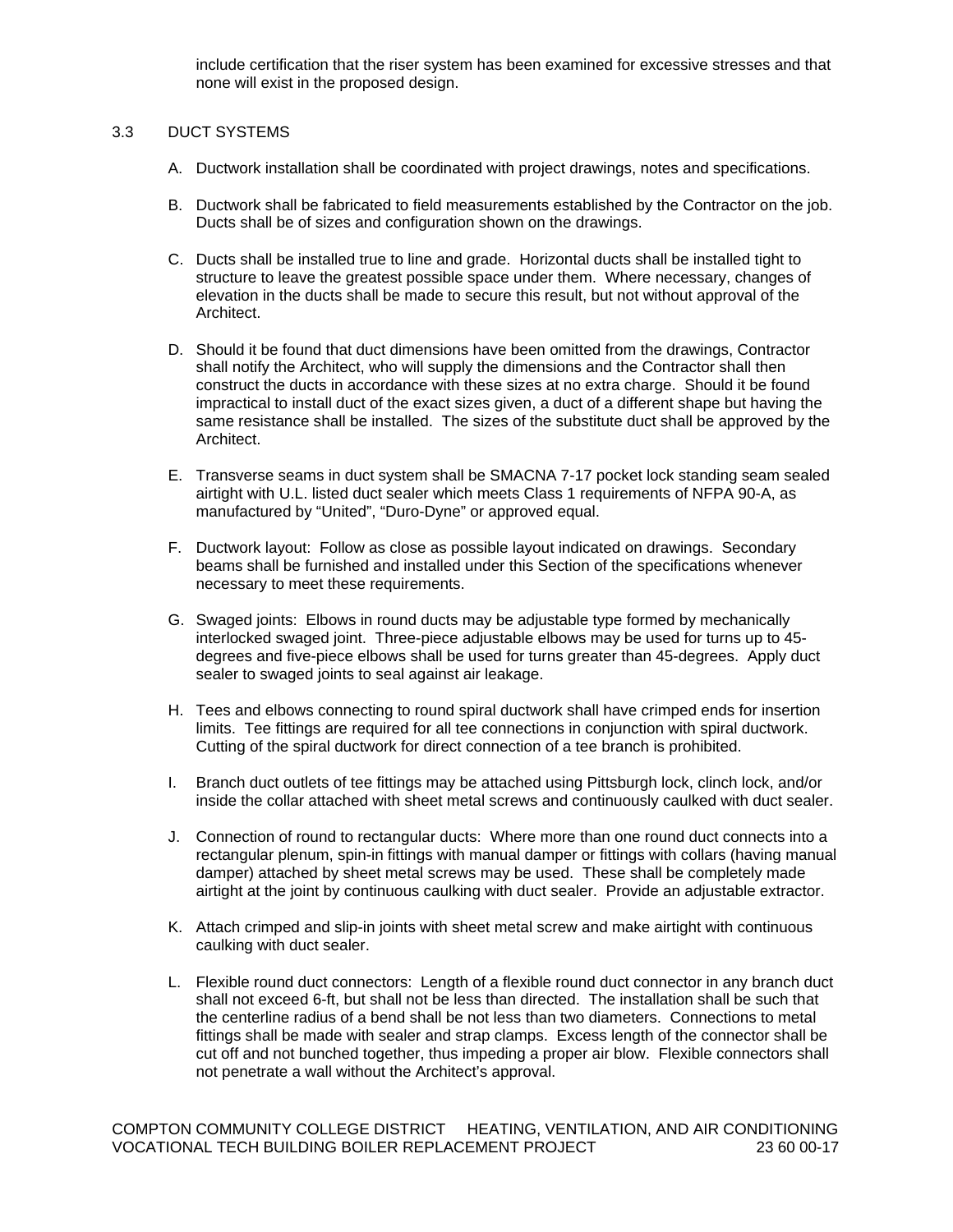include certification that the riser system has been examined for excessive stresses and that none will exist in the proposed design.

## 3.3 DUCT SYSTEMS

A. Ductwork installation shall be coordinated with project drawings, notes and specifications.

B. Ductwork shall be fabricated to field measurements established by the Contractor on the job. Ducts shall be of sizes and configuration shown on the drawings.

C. Ducts shall be installed true to line and grade. Horizontal ducts shall be installed tight to structure to leave the greatest possible space under them. Where necessary, changes of elevation in the ducts shall be made to secure this result, but not without approval of the Architect.

D. Should it be found that duct dimensions have been omitted from the drawings, Contractor shall notify the Architect, who will supply the dimensions and the Contractor shall then construct the ducts in accordance with these sizes at no extra charge. Should it be found impractical to install duct of the exact sizes given, a duct of a different shape but having the same resistance shall be installed. The sizes of the substitute duct shall be approved by the Architect.

E. Transverse seams in duct system shall be SMACNA 7-17 pocket lock standing seam sealed airtight with U.L. listed duct sealer which meets Class 1 requirements of NFPA 90-A, as manufactured by "United", "Duro-Dyne" or approved equal.

F. Ductwork layout: Follow as close as possible layout indicated on drawings. Secondary beams shall be furnished and installed under this Section of the specifications whenever necessary to meet these requirements.

G. Swaged joints: Elbows in round ducts may be adjustable type formed by mechanically interlocked swaged joint. Three-piece adjustable elbows may be used for turns up to 45-degrees and five-piece elbows shall be used for turns greater than 45-degrees. Apply duct sealer to swaged joints to seal against air leakage.

H. Tees and elbows connecting to round spiral ductwork shall have crimped ends for insertion limits. Tee fittings are required for all tee connections in conjunction with spiral ductwork. Cutting of the spiral ductwork for direct connection of a tee branch is prohibited.

I. Branch duct outlets of tee fittings may be attached using Pittsburgh lock, clinch lock, and/or inside the collar attached with sheet metal screws and continuously caulked with duct sealer.

J. Connection of round to rectangular ducts: Where more than one round duct connects into a rectangular plenum, spin-in fittings with manual damper or fittings with collars (having manual damper) attached by sheet metal screws may be used. These shall be completely made airtight at the joint by continuous caulking with duct sealer. Provide an adjustable extractor.

K. Attach crimped and slip-in joints with sheet metal screw and make airtight with continuous caulking with duct sealer.

L. Flexible round duct connectors: Length of a flexible round duct connector in any branch duct shall not exceed 6-ft, but shall not be less than directed. The installation shall be such that the centerline radius of a bend shall be not less than two diameters. Connections to metal fittings shall be made with sealer and strap clamps. Excess length of the connector shall be cut off and not bunched together, thus impeding a proper air blow. Flexible connectors shall not penetrate a wall without the Architect's approval.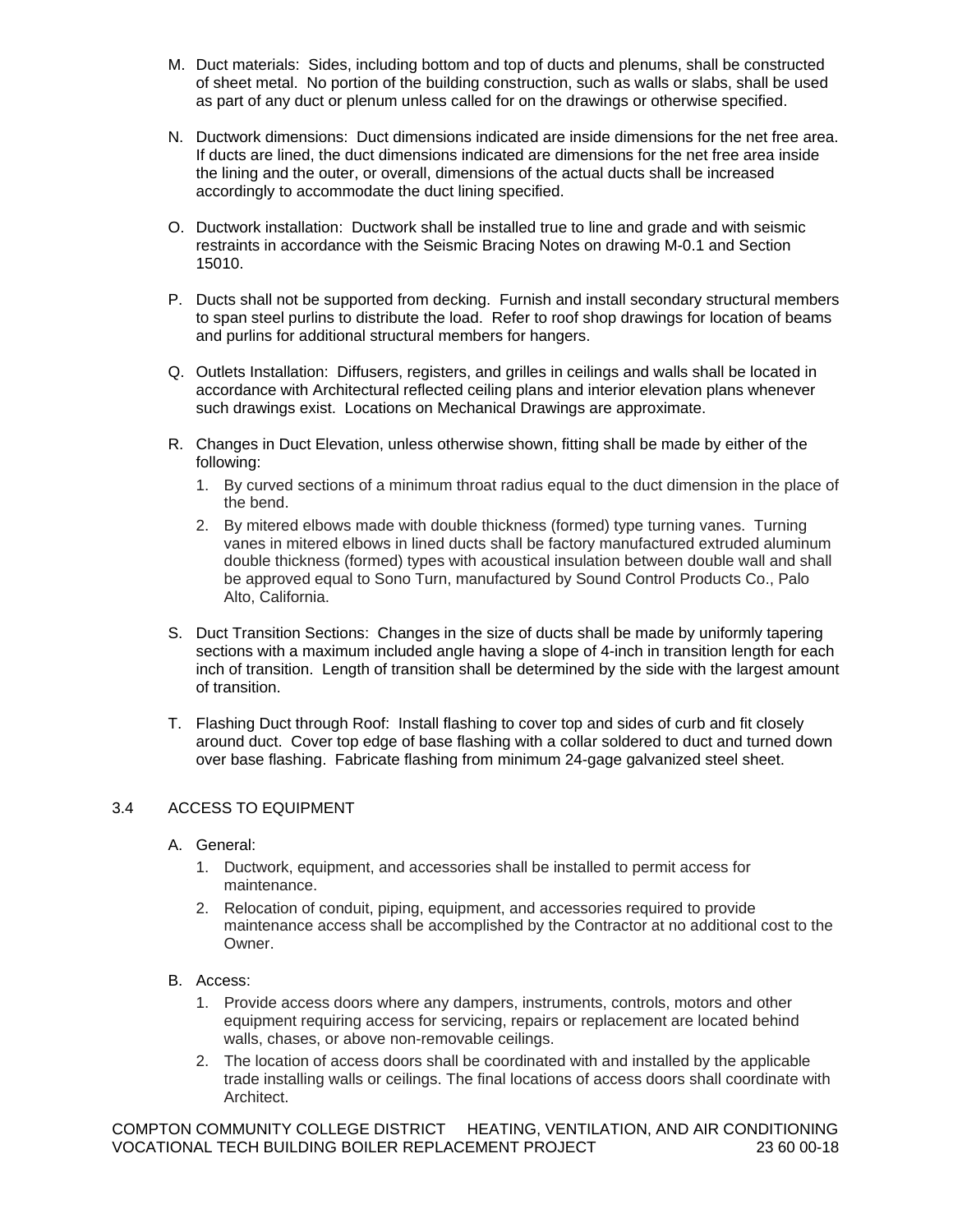M. Duct materials: Sides, including bottom and top of ducts and plenums, shall be constructed of sheet metal. No portion of the building construction, such as walls or slabs, shall be used as part of any duct or plenum unless called for on the drawings or otherwise specified.

N. Ductwork dimensions: Duct dimensions indicated are inside dimensions for the net free area. If ducts are lined, the duct dimensions indicated are dimensions for the net free area inside the lining and the outer, or overall, dimensions of the actual ducts shall be increased accordingly to accommodate the duct lining specified.

O. Ductwork installation: Ductwork shall be installed true to line and grade and with seismic restraints in accordance with the Seismic Bracing Notes on drawing M-0.1 and Section 15010.

P. Ducts shall not be supported from decking. Furnish and install secondary structural members to span steel purlins to distribute the load. Refer to roof shop drawings for location of beams and purlins for additional structural members for hangers.

Q. Outlets Installation: Diffusers, registers, and grilles in ceilings and walls shall be located in accordance with Architectural reflected ceiling plans and interior elevation plans whenever such drawings exist. Locations on Mechanical Drawings are approximate.

R. Changes in Duct Elevation, unless otherwise shown, fitting shall be made by either of the following:
   1. By curved sections of a minimum throat radius equal to the duct dimension in the place of the bend.
   2. By mitered elbows made with double thickness (formed) type turning vanes. Turning vanes in mitered elbows in lined ducts shall be factory manufactured extruded aluminum double thickness (formed) types with acoustical insulation between double wall and shall be approved equal to Sono Turn, manufactured by Sound Control Products Co., Palo Alto, California.

S. Duct Transition Sections: Changes in the size of ducts shall be made by uniformly tapering sections with a maximum included angle having a slope of 4-inch in transition length for each inch of transition. Length of transition shall be determined by the side with the largest amount of transition.

T. Flashing Duct through Roof: Install flashing to cover top and sides of curb and fit closely around duct. Cover top edge of base flashing with a collar soldered to duct and turned down over base flashing. Fabricate flashing from minimum 24-gage galvanized steel sheet.

## 3.4 ACCESS TO EQUIPMENT

A. General:
   1. Ductwork, equipment, and accessories shall be installed to permit access for maintenance.
   2. Relocation of conduit, piping, equipment, and accessories required to provide maintenance access shall be accomplished by the Contractor at no additional cost to the Owner.

B. Access:
   1. Provide access doors where any dampers, instruments, controls, motors and other equipment requiring access for servicing, repairs or replacement are located behind walls, chases, or above non-removable ceilings.
   2. The location of access doors shall be coordinated with and installed by the applicable trade installing walls or ceilings. The final locations of access doors shall coordinate with Architect.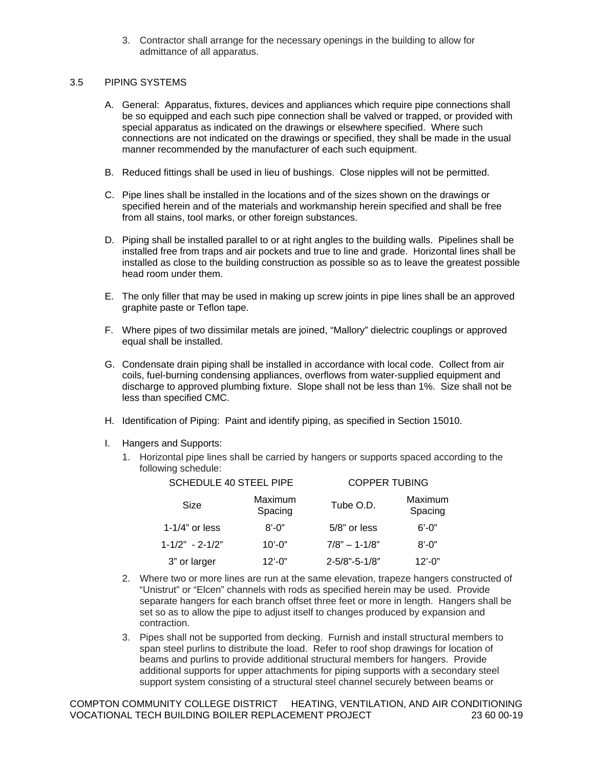3. Contractor shall arrange for the necessary openings in the building to allow for admittance of all apparatus.

## 3.5 PIPING SYSTEMS

A. General: Apparatus, fixtures, devices and appliances which require pipe connections shall be so equipped and each such pipe connection shall be valved or trapped, or provided with special apparatus as indicated on the drawings or elsewhere specified. Where such connections are not indicated on the drawings or specified, they shall be made in the usual manner recommended by the manufacturer of each such equipment.

B. Reduced fittings shall be used in lieu of bushings. Close nipples will not be permitted.

C. Pipe lines shall be installed in the locations and of the sizes shown on the drawings or specified herein and of the materials and workmanship herein specified and shall be free from all stains, tool marks, or other foreign substances.

D. Piping shall be installed parallel to or at right angles to the building walls. Pipelines shall be installed free from traps and air pockets and true to line and grade. Horizontal lines shall be installed as close to the building construction as possible so as to leave the greatest possible head room under them.

E. The only filler that may be used in making up screw joints in pipe lines shall be an approved graphite paste or Teflon tape.

F. Where pipes of two dissimilar metals are joined, "Mallory" dielectric couplings or approved equal shall be installed.

G. Condensate drain piping shall be installed in accordance with local code. Collect from air coils, fuel-burning condensing appliances, overflows from water-supplied equipment and discharge to approved plumbing fixture. Slope shall not be less than 1%. Size shall not be less than specified CMC.

H. Identification of Piping: Paint and identify piping, as specified in Section 15010.

I. Hangers and Supports:

1. Horizontal pipe lines shall be carried by hangers or supports spaced according to the following schedule:

| SCHEDULE 40 STEEL PIPE | | COPPER TUBING | |
|---|---|---|---|
| Size | Maximum Spacing | Tube O.D. | Maximum Spacing |
| 1-1/4" or less | 8'-0" | 5/8" or less | 6'-0" |
| 1-1/2" - 2-1/2" | 10'-0" | 7/8" – 1-1/8" | 8'-0" |
| 3" or larger | 12'-0" | 2-5/8"-5-1/8" | 12'-0" |

2. Where two or more lines are run at the same elevation, trapeze hangers constructed of "Unistrut" or "Elcen" channels with rods as specified herein may be used. Provide separate hangers for each branch offset three feet or more in length. Hangers shall be set so as to allow the pipe to adjust itself to changes produced by expansion and contraction.

3. Pipes shall not be supported from decking. Furnish and install structural members to span steel purlins to distribute the load. Refer to roof shop drawings for location of beams and purlins to provide additional structural members for hangers. Provide additional supports for upper attachments for piping supports with a secondary steel support system consisting of a structural steel channel securely between beams or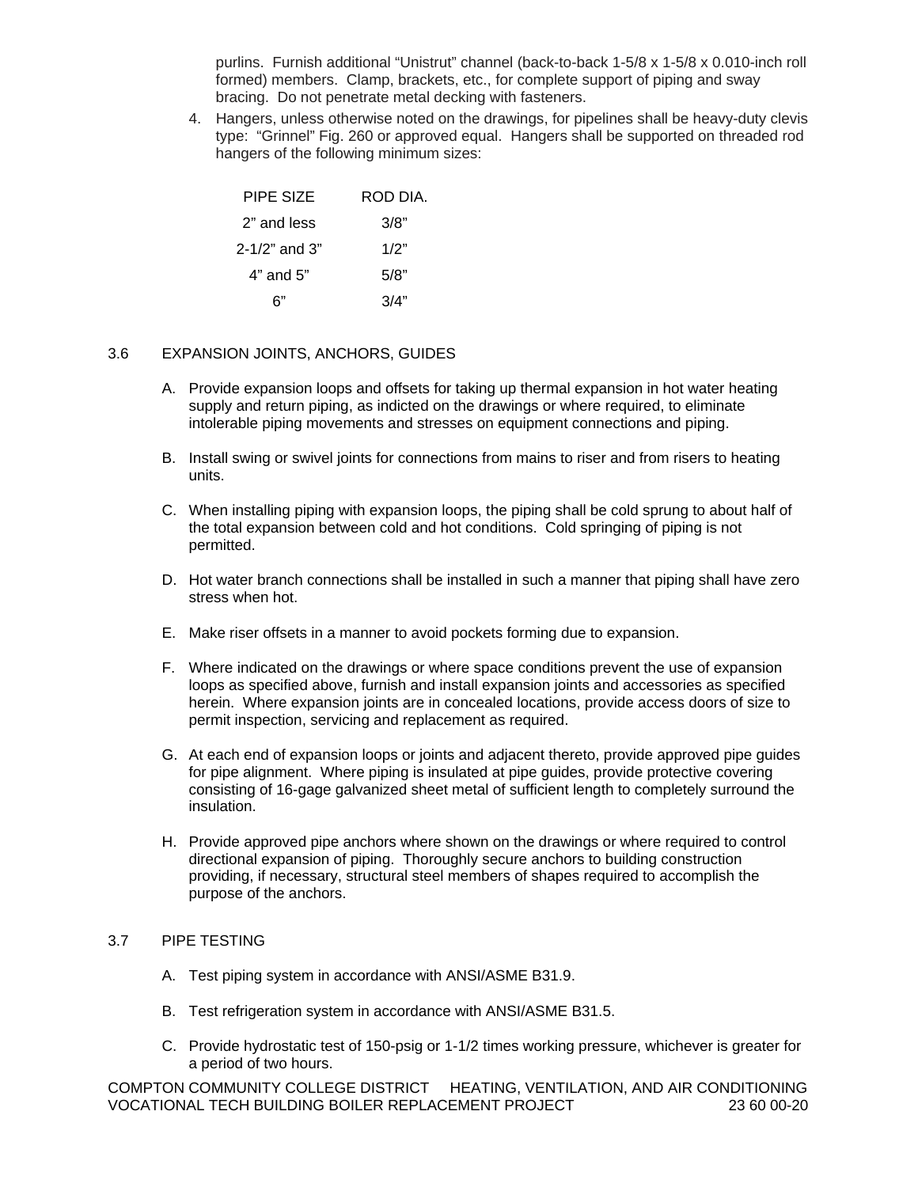purlins. Furnish additional "Unistrut" channel (back-to-back 1-5/8 x 1-5/8 x 0.010-inch roll formed) members. Clamp, brackets, etc., for complete support of piping and sway bracing. Do not penetrate metal decking with fasteners.

4. Hangers, unless otherwise noted on the drawings, for pipelines shall be heavy-duty clevis type: "Grinnel" Fig. 260 or approved equal. Hangers shall be supported on threaded rod hangers of the following minimum sizes:

| PIPE SIZE | ROD DIA. |
|---|---|
| 2" and less | 3/8" |
| 2-1/2" and 3" | 1/2" |
| 4" and 5" | 5/8" |
| 6" | 3/4" |

## 3.6 EXPANSION JOINTS, ANCHORS, GUIDES

A. Provide expansion loops and offsets for taking up thermal expansion in hot water heating supply and return piping, as indicted on the drawings or where required, to eliminate intolerable piping movements and stresses on equipment connections and piping.

B. Install swing or swivel joints for connections from mains to riser and from risers to heating units.

C. When installing piping with expansion loops, the piping shall be cold sprung to about half of the total expansion between cold and hot conditions. Cold springing of piping is not permitted.

D. Hot water branch connections shall be installed in such a manner that piping shall have zero stress when hot.

E. Make riser offsets in a manner to avoid pockets forming due to expansion.

F. Where indicated on the drawings or where space conditions prevent the use of expansion loops as specified above, furnish and install expansion joints and accessories as specified herein. Where expansion joints are in concealed locations, provide access doors of size to permit inspection, servicing and replacement as required.

G. At each end of expansion loops or joints and adjacent thereto, provide approved pipe guides for pipe alignment. Where piping is insulated at pipe guides, provide protective covering consisting of 16-gage galvanized sheet metal of sufficient length to completely surround the insulation.

H. Provide approved pipe anchors where shown on the drawings or where required to control directional expansion of piping. Thoroughly secure anchors to building construction providing, if necessary, structural steel members of shapes required to accomplish the purpose of the anchors.

## 3.7 PIPE TESTING

A. Test piping system in accordance with ANSI/ASME B31.9.

B. Test refrigeration system in accordance with ANSI/ASME B31.5.

C. Provide hydrostatic test of 150-psig or 1-1/2 times working pressure, whichever is greater for a period of two hours.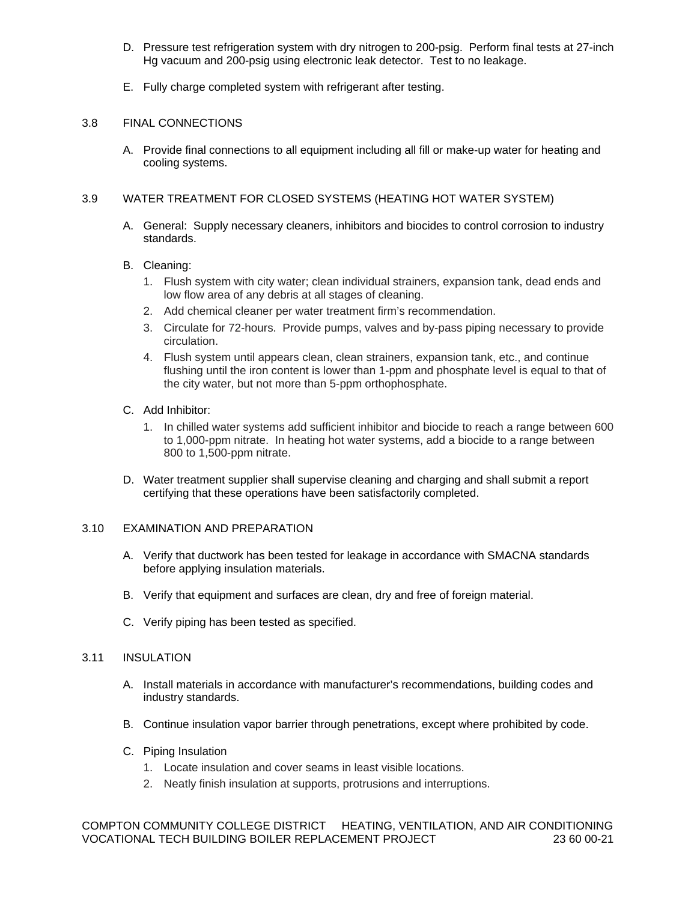D. Pressure test refrigeration system with dry nitrogen to 200-psig. Perform final tests at 27-inch Hg vacuum and 200-psig using electronic leak detector. Test to no leakage.

E. Fully charge completed system with refrigerant after testing.

## 3.8 FINAL CONNECTIONS

A. Provide final connections to all equipment including all fill or make-up water for heating and cooling systems.

## 3.9 WATER TREATMENT FOR CLOSED SYSTEMS (HEATING HOT WATER SYSTEM)

A. General: Supply necessary cleaners, inhibitors and biocides to control corrosion to industry standards.

B. Cleaning:

1. Flush system with city water; clean individual strainers, expansion tank, dead ends and low flow area of any debris at all stages of cleaning.
2. Add chemical cleaner per water treatment firm's recommendation.
3. Circulate for 72-hours. Provide pumps, valves and by-pass piping necessary to provide circulation.
4. Flush system until appears clean, clean strainers, expansion tank, etc., and continue flushing until the iron content is lower than 1-ppm and phosphate level is equal to that of the city water, but not more than 5-ppm orthophosphate.

C. Add Inhibitor:

1. In chilled water systems add sufficient inhibitor and biocide to reach a range between 600 to 1,000-ppm nitrate. In heating hot water systems, add a biocide to a range between 800 to 1,500-ppm nitrate.

D. Water treatment supplier shall supervise cleaning and charging and shall submit a report certifying that these operations have been satisfactorily completed.

## 3.10 EXAMINATION AND PREPARATION

A. Verify that ductwork has been tested for leakage in accordance with SMACNA standards before applying insulation materials.

B. Verify that equipment and surfaces are clean, dry and free of foreign material.

C. Verify piping has been tested as specified.

## 3.11 INSULATION

A. Install materials in accordance with manufacturer's recommendations, building codes and industry standards.

B. Continue insulation vapor barrier through penetrations, except where prohibited by code.

C. Piping Insulation

1. Locate insulation and cover seams in least visible locations.
2. Neatly finish insulation at supports, protrusions and interruptions.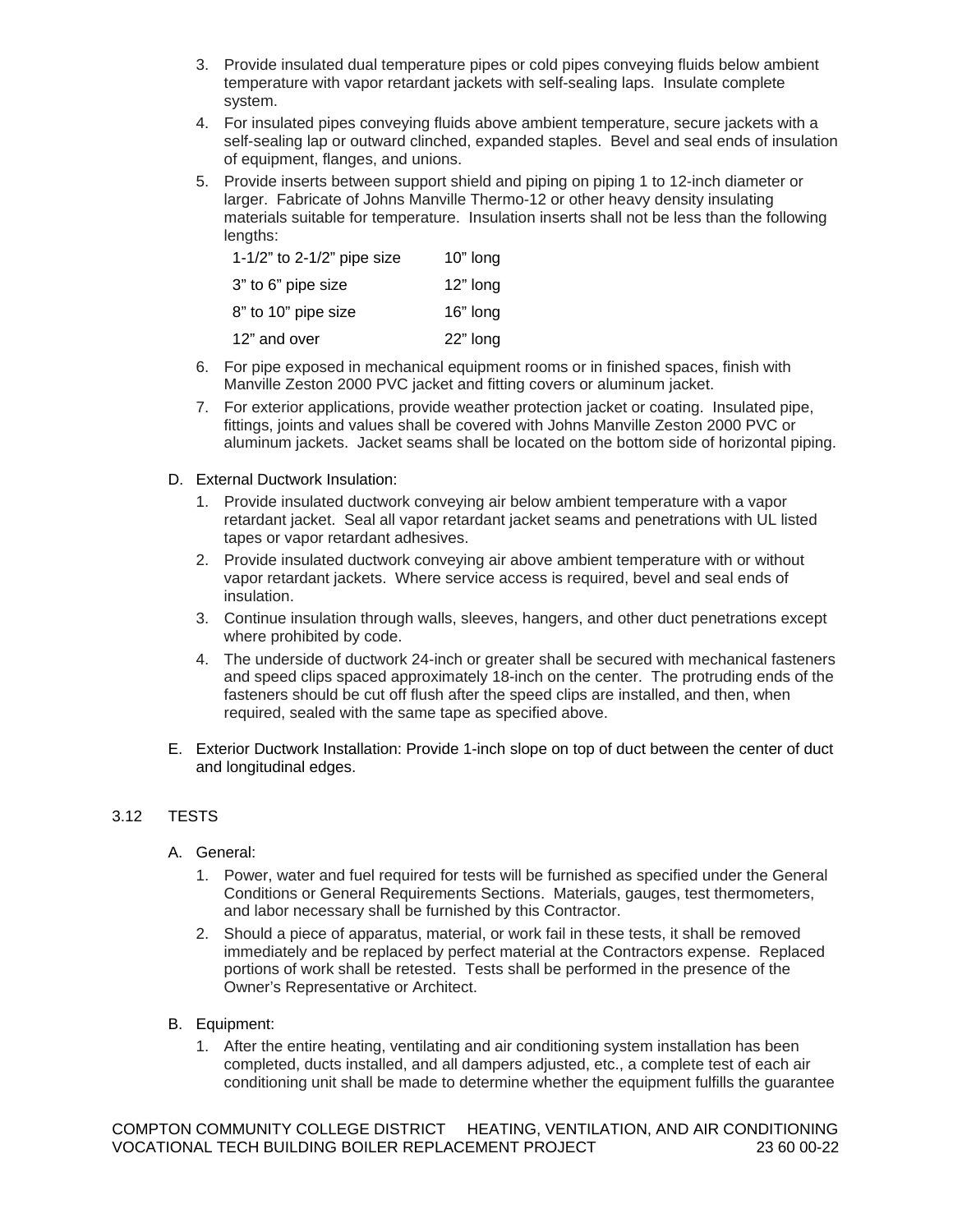3. Provide insulated dual temperature pipes or cold pipes conveying fluids below ambient temperature with vapor retardant jackets with self-sealing laps. Insulate complete system.
4. For insulated pipes conveying fluids above ambient temperature, secure jackets with a self-sealing lap or outward clinched, expanded staples. Bevel and seal ends of insulation of equipment, flanges, and unions.
5. Provide inserts between support shield and piping on piping 1 to 12-inch diameter or larger. Fabricate of Johns Manville Thermo-12 or other heavy density insulating materials suitable for temperature. Insulation inserts shall not be less than the following lengths:

| | |
|---|---|
| 1-1/2" to 2-1/2" pipe size | 10" long |
| 3" to 6" pipe size | 12" long |
| 8" to 10" pipe size | 16" long |
| 12" and over | 22" long |

6. For pipe exposed in mechanical equipment rooms or in finished spaces, finish with Manville Zeston 2000 PVC jacket and fitting covers or aluminum jacket.
7. For exterior applications, provide weather protection jacket or coating. Insulated pipe, fittings, joints and values shall be covered with Johns Manville Zeston 2000 PVC or aluminum jackets. Jacket seams shall be located on the bottom side of horizontal piping.

D. External Ductwork Insulation:

1. Provide insulated ductwork conveying air below ambient temperature with a vapor retardant jacket. Seal all vapor retardant jacket seams and penetrations with UL listed tapes or vapor retardant adhesives.
2. Provide insulated ductwork conveying air above ambient temperature with or without vapor retardant jackets. Where service access is required, bevel and seal ends of insulation.
3. Continue insulation through walls, sleeves, hangers, and other duct penetrations except where prohibited by code.
4. The underside of ductwork 24-inch or greater shall be secured with mechanical fasteners and speed clips spaced approximately 18-inch on the center. The protruding ends of the fasteners should be cut off flush after the speed clips are installed, and then, when required, sealed with the same tape as specified above.

E. Exterior Ductwork Installation: Provide 1-inch slope on top of duct between the center of duct and longitudinal edges.

## 3.12 TESTS

A. General:

1. Power, water and fuel required for tests will be furnished as specified under the General Conditions or General Requirements Sections. Materials, gauges, test thermometers, and labor necessary shall be furnished by this Contractor.
2. Should a piece of apparatus, material, or work fail in these tests, it shall be removed immediately and be replaced by perfect material at the Contractors expense. Replaced portions of work shall be retested. Tests shall be performed in the presence of the Owner's Representative or Architect.

B. Equipment:

1. After the entire heating, ventilating and air conditioning system installation has been completed, ducts installed, and all dampers adjusted, etc., a complete test of each air conditioning unit shall be made to determine whether the equipment fulfills the guarantee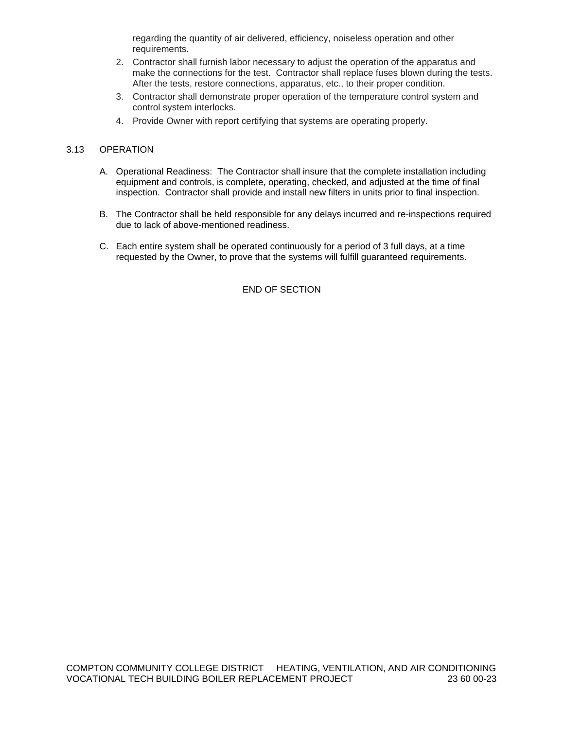regarding the quantity of air delivered, efficiency, noiseless operation and other requirements.

2. Contractor shall furnish labor necessary to adjust the operation of the apparatus and make the connections for the test. Contractor shall replace fuses blown during the tests. After the tests, restore connections, apparatus, etc., to their proper condition.
3. Contractor shall demonstrate proper operation of the temperature control system and control system interlocks.
4. Provide Owner with report certifying that systems are operating properly.

## 3.13 OPERATION

A. Operational Readiness: The Contractor shall insure that the complete installation including equipment and controls, is complete, operating, checked, and adjusted at the time of final inspection. Contractor shall provide and install new filters in units prior to final inspection.

B. The Contractor shall be held responsible for any delays incurred and re-inspections required due to lack of above-mentioned readiness.

C. Each entire system shall be operated continuously for a period of 3 full days, at a time requested by the Owner, to prove that the systems will fulfill guaranteed requirements.

END OF SECTION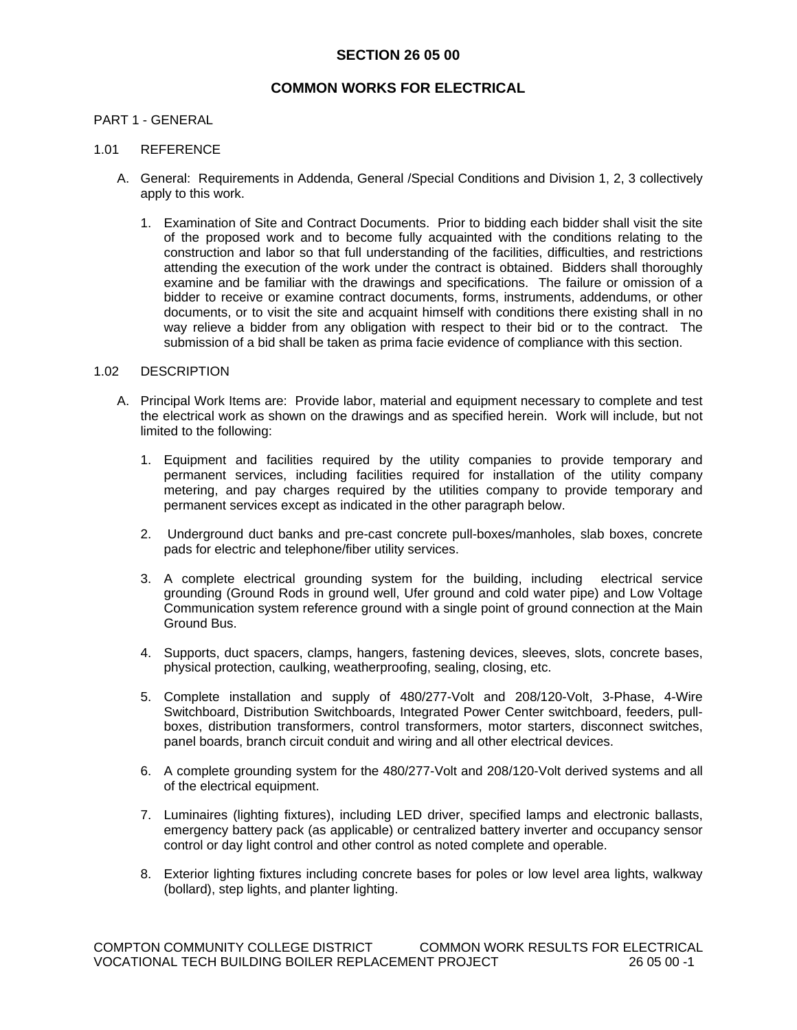# SECTION 26 05 00

## COMMON WORKS FOR ELECTRICAL

PART 1 - GENERAL

1.01 REFERENCE

A. General: Requirements in Addenda, General /Special Conditions and Division 1, 2, 3 collectively apply to this work.

1. Examination of Site and Contract Documents. Prior to bidding each bidder shall visit the site of the proposed work and to become fully acquainted with the conditions relating to the construction and labor so that full understanding of the facilities, difficulties, and restrictions attending the execution of the work under the contract is obtained. Bidders shall thoroughly examine and be familiar with the drawings and specifications. The failure or omission of a bidder to receive or examine contract documents, forms, instruments, addendums, or other documents, or to visit the site and acquaint himself with conditions there existing shall in no way relieve a bidder from any obligation with respect to their bid or to the contract. The submission of a bid shall be taken as prima facie evidence of compliance with this section.

1.02 DESCRIPTION

A. Principal Work Items are: Provide labor, material and equipment necessary to complete and test the electrical work as shown on the drawings and as specified herein. Work will include, but not limited to the following:

1. Equipment and facilities required by the utility companies to provide temporary and permanent services, including facilities required for installation of the utility company metering, and pay charges required by the utilities company to provide temporary and permanent services except as indicated in the other paragraph below.

2. Underground duct banks and pre-cast concrete pull-boxes/manholes, slab boxes, concrete pads for electric and telephone/fiber utility services.

3. A complete electrical grounding system for the building, including electrical service grounding (Ground Rods in ground well, Ufer ground and cold water pipe) and Low Voltage Communication system reference ground with a single point of ground connection at the Main Ground Bus.

4. Supports, duct spacers, clamps, hangers, fastening devices, sleeves, slots, concrete bases, physical protection, caulking, weatherproofing, sealing, closing, etc.

5. Complete installation and supply of 480/277-Volt and 208/120-Volt, 3-Phase, 4-Wire Switchboard, Distribution Switchboards, Integrated Power Center switchboard, feeders, pull-boxes, distribution transformers, control transformers, motor starters, disconnect switches, panel boards, branch circuit conduit and wiring and all other electrical devices.

6. A complete grounding system for the 480/277-Volt and 208/120-Volt derived systems and all of the electrical equipment.

7. Luminaires (lighting fixtures), including LED driver, specified lamps and electronic ballasts, emergency battery pack (as applicable) or centralized battery inverter and occupancy sensor control or day light control and other control as noted complete and operable.

8. Exterior lighting fixtures including concrete bases for poles or low level area lights, walkway (bollard), step lights, and planter lighting.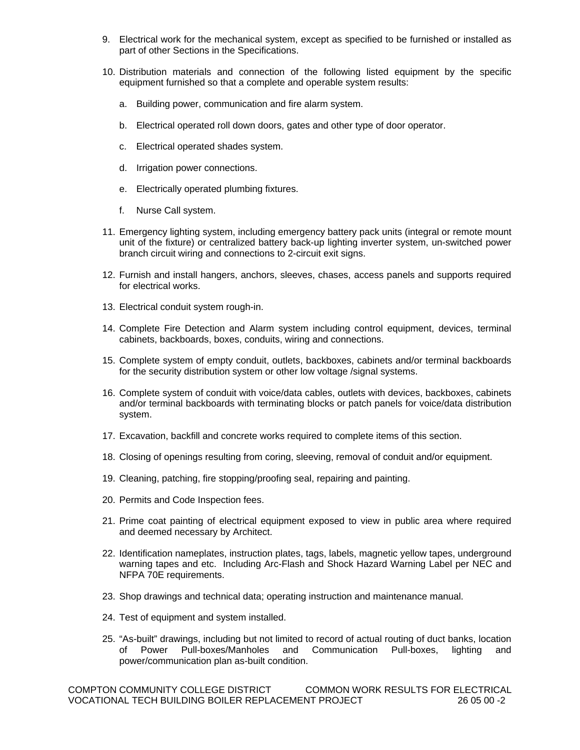9. Electrical work for the mechanical system, except as specified to be furnished or installed as part of other Sections in the Specifications.

10. Distribution materials and connection of the following listed equipment by the specific equipment furnished so that a complete and operable system results:

    a. Building power, communication and fire alarm system.

    b. Electrical operated roll down doors, gates and other type of door operator.

    c. Electrical operated shades system.

    d. Irrigation power connections.

    e. Electrically operated plumbing fixtures.

    f. Nurse Call system.

11. Emergency lighting system, including emergency battery pack units (integral or remote mount unit of the fixture) or centralized battery back-up lighting inverter system, un-switched power branch circuit wiring and connections to 2-circuit exit signs.

12. Furnish and install hangers, anchors, sleeves, chases, access panels and supports required for electrical works.

13. Electrical conduit system rough-in.

14. Complete Fire Detection and Alarm system including control equipment, devices, terminal cabinets, backboards, boxes, conduits, wiring and connections.

15. Complete system of empty conduit, outlets, backboxes, cabinets and/or terminal backboards for the security distribution system or other low voltage /signal systems.

16. Complete system of conduit with voice/data cables, outlets with devices, backboxes, cabinets and/or terminal backboards with terminating blocks or patch panels for voice/data distribution system.

17. Excavation, backfill and concrete works required to complete items of this section.

18. Closing of openings resulting from coring, sleeving, removal of conduit and/or equipment.

19. Cleaning, patching, fire stopping/proofing seal, repairing and painting.

20. Permits and Code Inspection fees.

21. Prime coat painting of electrical equipment exposed to view in public area where required and deemed necessary by Architect.

22. Identification nameplates, instruction plates, tags, labels, magnetic yellow tapes, underground warning tapes and etc. Including Arc-Flash and Shock Hazard Warning Label per NEC and NFPA 70E requirements.

23. Shop drawings and technical data; operating instruction and maintenance manual.

24. Test of equipment and system installed.

25. "As-built" drawings, including but not limited to record of actual routing of duct banks, location of Power Pull-boxes/Manholes and Communication Pull-boxes, lighting and power/communication plan as-built condition.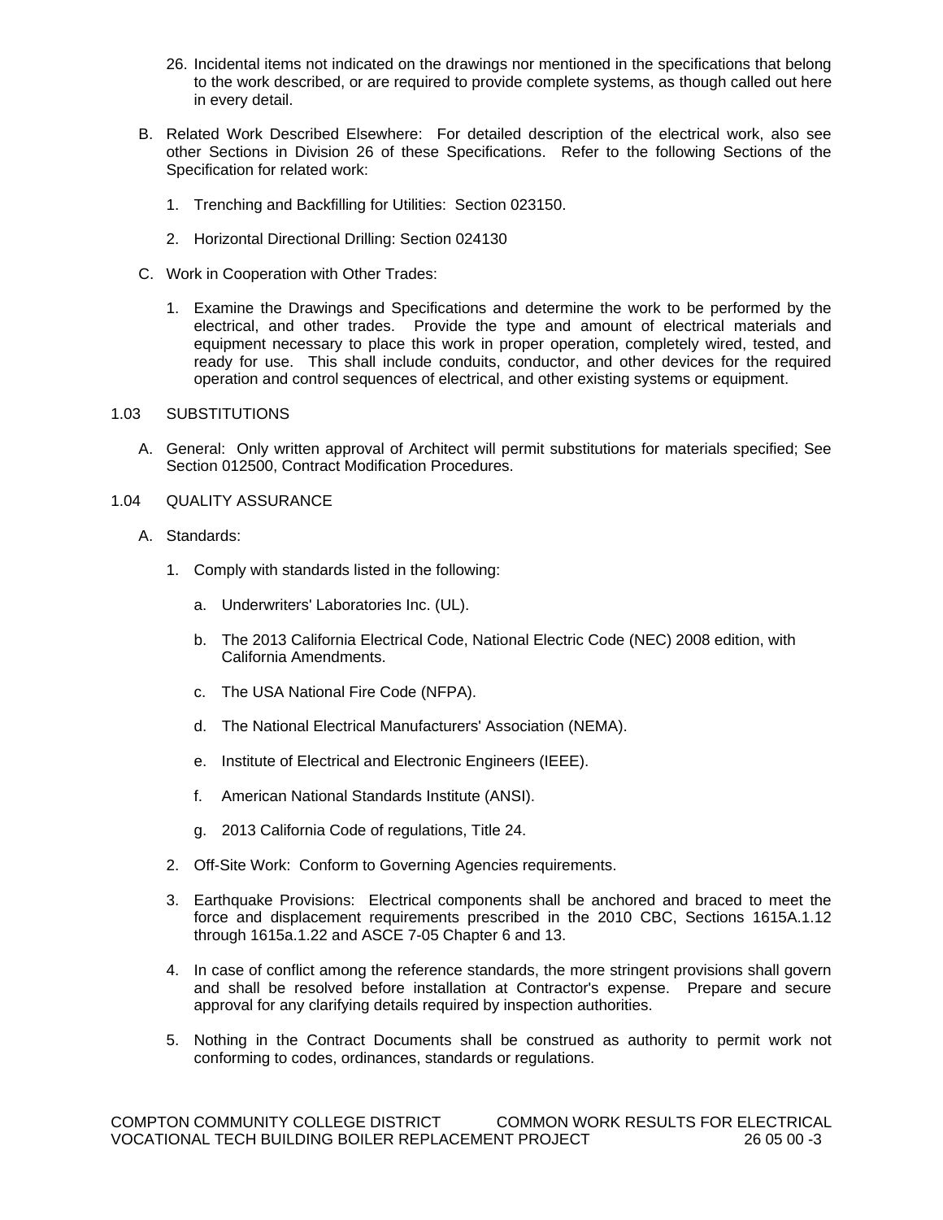26. Incidental items not indicated on the drawings nor mentioned in the specifications that belong to the work described, or are required to provide complete systems, as though called out here in every detail.

B. Related Work Described Elsewhere: For detailed description of the electrical work, also see other Sections in Division 26 of these Specifications. Refer to the following Sections of the Specification for related work:

1. Trenching and Backfilling for Utilities: Section 023150.

2. Horizontal Directional Drilling: Section 024130

C. Work in Cooperation with Other Trades:

1. Examine the Drawings and Specifications and determine the work to be performed by the electrical, and other trades. Provide the type and amount of electrical materials and equipment necessary to place this work in proper operation, completely wired, tested, and ready for use. This shall include conduits, conductor, and other devices for the required operation and control sequences of electrical, and other existing systems or equipment.

## 1.03 SUBSTITUTIONS

A. General: Only written approval of Architect will permit substitutions for materials specified; See Section 012500, Contract Modification Procedures.

## 1.04 QUALITY ASSURANCE

A. Standards:

1. Comply with standards listed in the following:

   a. Underwriters' Laboratories Inc. (UL).

   b. The 2013 California Electrical Code, National Electric Code (NEC) 2008 edition, with California Amendments.

   c. The USA National Fire Code (NFPA).

   d. The National Electrical Manufacturers' Association (NEMA).

   e. Institute of Electrical and Electronic Engineers (IEEE).

   f. American National Standards Institute (ANSI).

   g. 2013 California Code of regulations, Title 24.

2. Off-Site Work: Conform to Governing Agencies requirements.

3. Earthquake Provisions: Electrical components shall be anchored and braced to meet the force and displacement requirements prescribed in the 2010 CBC, Sections 1615A.1.12 through 1615a.1.22 and ASCE 7-05 Chapter 6 and 13.

4. In case of conflict among the reference standards, the more stringent provisions shall govern and shall be resolved before installation at Contractor's expense. Prepare and secure approval for any clarifying details required by inspection authorities.

5. Nothing in the Contract Documents shall be construed as authority to permit work not conforming to codes, ordinances, standards or regulations.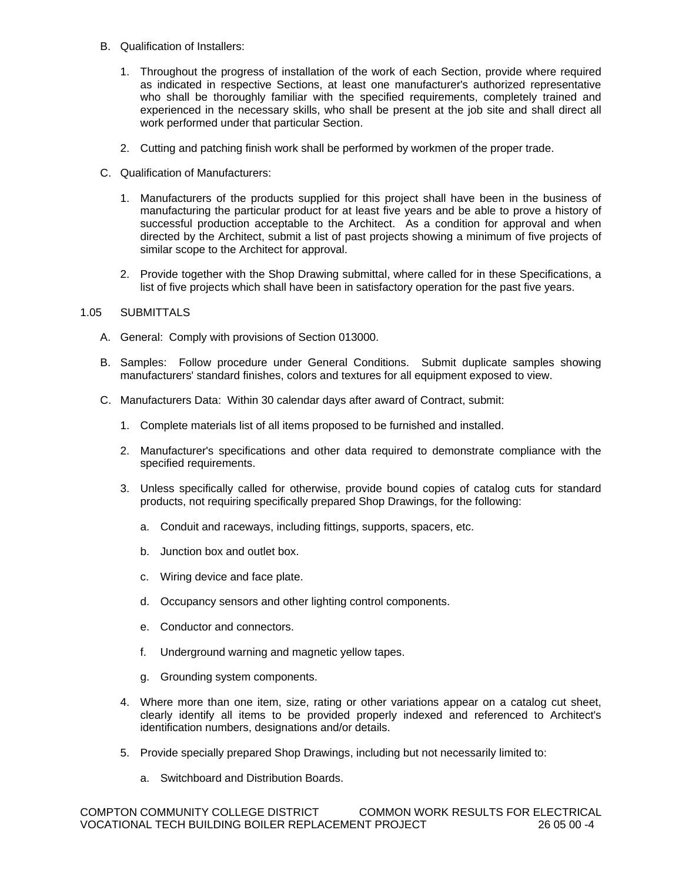B. Qualification of Installers:

1. Throughout the progress of installation of the work of each Section, provide where required as indicated in respective Sections, at least one manufacturer's authorized representative who shall be thoroughly familiar with the specified requirements, completely trained and experienced in the necessary skills, who shall be present at the job site and shall direct all work performed under that particular Section.

2. Cutting and patching finish work shall be performed by workmen of the proper trade.

C. Qualification of Manufacturers:

1. Manufacturers of the products supplied for this project shall have been in the business of manufacturing the particular product for at least five years and be able to prove a history of successful production acceptable to the Architect. As a condition for approval and when directed by the Architect, submit a list of past projects showing a minimum of five projects of similar scope to the Architect for approval.

2. Provide together with the Shop Drawing submittal, where called for in these Specifications, a list of five projects which shall have been in satisfactory operation for the past five years.

1.05 SUBMITTALS

A. General: Comply with provisions of Section 013000.

B. Samples: Follow procedure under General Conditions. Submit duplicate samples showing manufacturers' standard finishes, colors and textures for all equipment exposed to view.

C. Manufacturers Data: Within 30 calendar days after award of Contract, submit:

1. Complete materials list of all items proposed to be furnished and installed.

2. Manufacturer's specifications and other data required to demonstrate compliance with the specified requirements.

3. Unless specifically called for otherwise, provide bound copies of catalog cuts for standard products, not requiring specifically prepared Shop Drawings, for the following:

   a. Conduit and raceways, including fittings, supports, spacers, etc.

   b. Junction box and outlet box.

   c. Wiring device and face plate.

   d. Occupancy sensors and other lighting control components.

   e. Conductor and connectors.

   f. Underground warning and magnetic yellow tapes.

   g. Grounding system components.

4. Where more than one item, size, rating or other variations appear on a catalog cut sheet, clearly identify all items to be provided properly indexed and referenced to Architect's identification numbers, designations and/or details.

5. Provide specially prepared Shop Drawings, including but not necessarily limited to:

   a. Switchboard and Distribution Boards.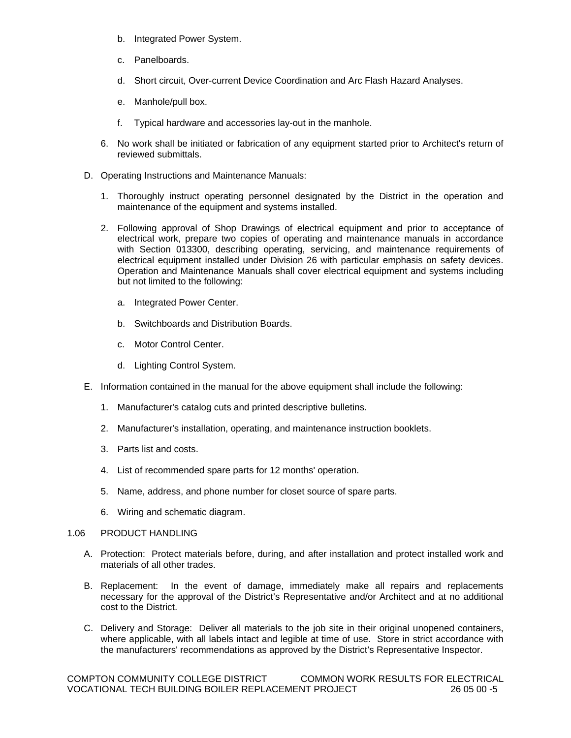b. Integrated Power System.

c. Panelboards.

d. Short circuit, Over-current Device Coordination and Arc Flash Hazard Analyses.

e. Manhole/pull box.

f. Typical hardware and accessories lay-out in the manhole.

6. No work shall be initiated or fabrication of any equipment started prior to Architect's return of reviewed submittals.

D. Operating Instructions and Maintenance Manuals:

1. Thoroughly instruct operating personnel designated by the District in the operation and maintenance of the equipment and systems installed.

2. Following approval of Shop Drawings of electrical equipment and prior to acceptance of electrical work, prepare two copies of operating and maintenance manuals in accordance with Section 013300, describing operating, servicing, and maintenance requirements of electrical equipment installed under Division 26 with particular emphasis on safety devices. Operation and Maintenance Manuals shall cover electrical equipment and systems including but not limited to the following:

   a. Integrated Power Center.

   b. Switchboards and Distribution Boards.

   c. Motor Control Center.

   d. Lighting Control System.

E. Information contained in the manual for the above equipment shall include the following:

1. Manufacturer's catalog cuts and printed descriptive bulletins.

2. Manufacturer's installation, operating, and maintenance instruction booklets.

3. Parts list and costs.

4. List of recommended spare parts for 12 months' operation.

5. Name, address, and phone number for closet source of spare parts.

6. Wiring and schematic diagram.

1.06 PRODUCT HANDLING

A. Protection: Protect materials before, during, and after installation and protect installed work and materials of all other trades.

B. Replacement: In the event of damage, immediately make all repairs and replacements necessary for the approval of the District's Representative and/or Architect and at no additional cost to the District.

C. Delivery and Storage: Deliver all materials to the job site in their original unopened containers, where applicable, with all labels intact and legible at time of use. Store in strict accordance with the manufacturers' recommendations as approved by the District's Representative Inspector.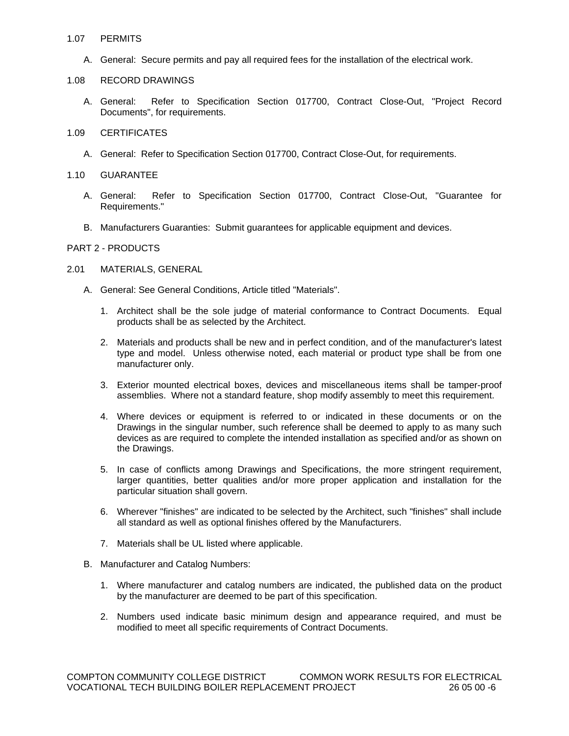### 1.07 PERMITS

A. General: Secure permits and pay all required fees for the installation of the electrical work.

### 1.08 RECORD DRAWINGS

A. General: Refer to Specification Section 017700, Contract Close-Out, "Project Record Documents", for requirements.

### 1.09 CERTIFICATES

A. General: Refer to Specification Section 017700, Contract Close-Out, for requirements.

### 1.10 GUARANTEE

A. General: Refer to Specification Section 017700, Contract Close-Out, "Guarantee for Requirements."

B. Manufacturers Guaranties: Submit guarantees for applicable equipment and devices.

## PART 2 - PRODUCTS

### 2.01 MATERIALS, GENERAL

A. General: See General Conditions, Article titled "Materials".

1. Architect shall be the sole judge of material conformance to Contract Documents. Equal products shall be as selected by the Architect.

2. Materials and products shall be new and in perfect condition, and of the manufacturer's latest type and model. Unless otherwise noted, each material or product type shall be from one manufacturer only.

3. Exterior mounted electrical boxes, devices and miscellaneous items shall be tamper-proof assemblies. Where not a standard feature, shop modify assembly to meet this requirement.

4. Where devices or equipment is referred to or indicated in these documents or on the Drawings in the singular number, such reference shall be deemed to apply to as many such devices as are required to complete the intended installation as specified and/or as shown on the Drawings.

5. In case of conflicts among Drawings and Specifications, the more stringent requirement, larger quantities, better qualities and/or more proper application and installation for the particular situation shall govern.

6. Wherever "finishes" are indicated to be selected by the Architect, such "finishes" shall include all standard as well as optional finishes offered by the Manufacturers.

7. Materials shall be UL listed where applicable.

B. Manufacturer and Catalog Numbers:

1. Where manufacturer and catalog numbers are indicated, the published data on the product by the manufacturer are deemed to be part of this specification.

2. Numbers used indicate basic minimum design and appearance required, and must be modified to meet all specific requirements of Contract Documents.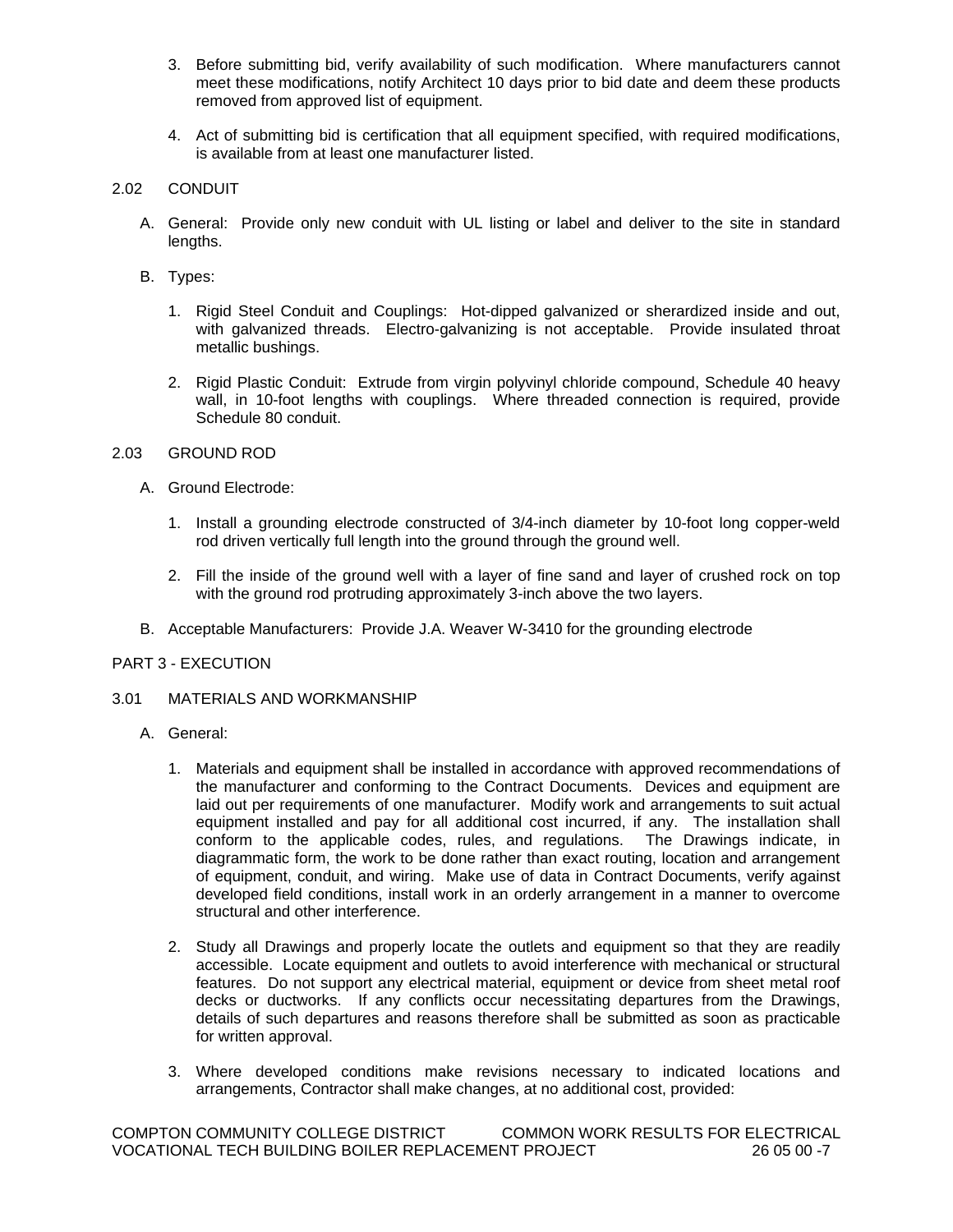3. Before submitting bid, verify availability of such modification. Where manufacturers cannot meet these modifications, notify Architect 10 days prior to bid date and deem these products removed from approved list of equipment.

4. Act of submitting bid is certification that all equipment specified, with required modifications, is available from at least one manufacturer listed.

## 2.02 CONDUIT

A. General: Provide only new conduit with UL listing or label and deliver to the site in standard lengths.

B. Types:

1. Rigid Steel Conduit and Couplings: Hot-dipped galvanized or sherardized inside and out, with galvanized threads. Electro-galvanizing is not acceptable. Provide insulated throat metallic bushings.

2. Rigid Plastic Conduit: Extrude from virgin polyvinyl chloride compound, Schedule 40 heavy wall, in 10-foot lengths with couplings. Where threaded connection is required, provide Schedule 80 conduit.

## 2.03 GROUND ROD

A. Ground Electrode:

1. Install a grounding electrode constructed of 3/4-inch diameter by 10-foot long copper-weld rod driven vertically full length into the ground through the ground well.

2. Fill the inside of the ground well with a layer of fine sand and layer of crushed rock on top with the ground rod protruding approximately 3-inch above the two layers.

B. Acceptable Manufacturers: Provide J.A. Weaver W-3410 for the grounding electrode

# PART 3 - EXECUTION

## 3.01 MATERIALS AND WORKMANSHIP

A. General:

1. Materials and equipment shall be installed in accordance with approved recommendations of the manufacturer and conforming to the Contract Documents. Devices and equipment are laid out per requirements of one manufacturer. Modify work and arrangements to suit actual equipment installed and pay for all additional cost incurred, if any. The installation shall conform to the applicable codes, rules, and regulations. The Drawings indicate, in diagrammatic form, the work to be done rather than exact routing, location and arrangement of equipment, conduit, and wiring. Make use of data in Contract Documents, verify against developed field conditions, install work in an orderly arrangement in a manner to overcome structural and other interference.

2. Study all Drawings and properly locate the outlets and equipment so that they are readily accessible. Locate equipment and outlets to avoid interference with mechanical or structural features. Do not support any electrical material, equipment or device from sheet metal roof decks or ductworks. If any conflicts occur necessitating departures from the Drawings, details of such departures and reasons therefore shall be submitted as soon as practicable for written approval.

3. Where developed conditions make revisions necessary to indicated locations and arrangements, Contractor shall make changes, at no additional cost, provided: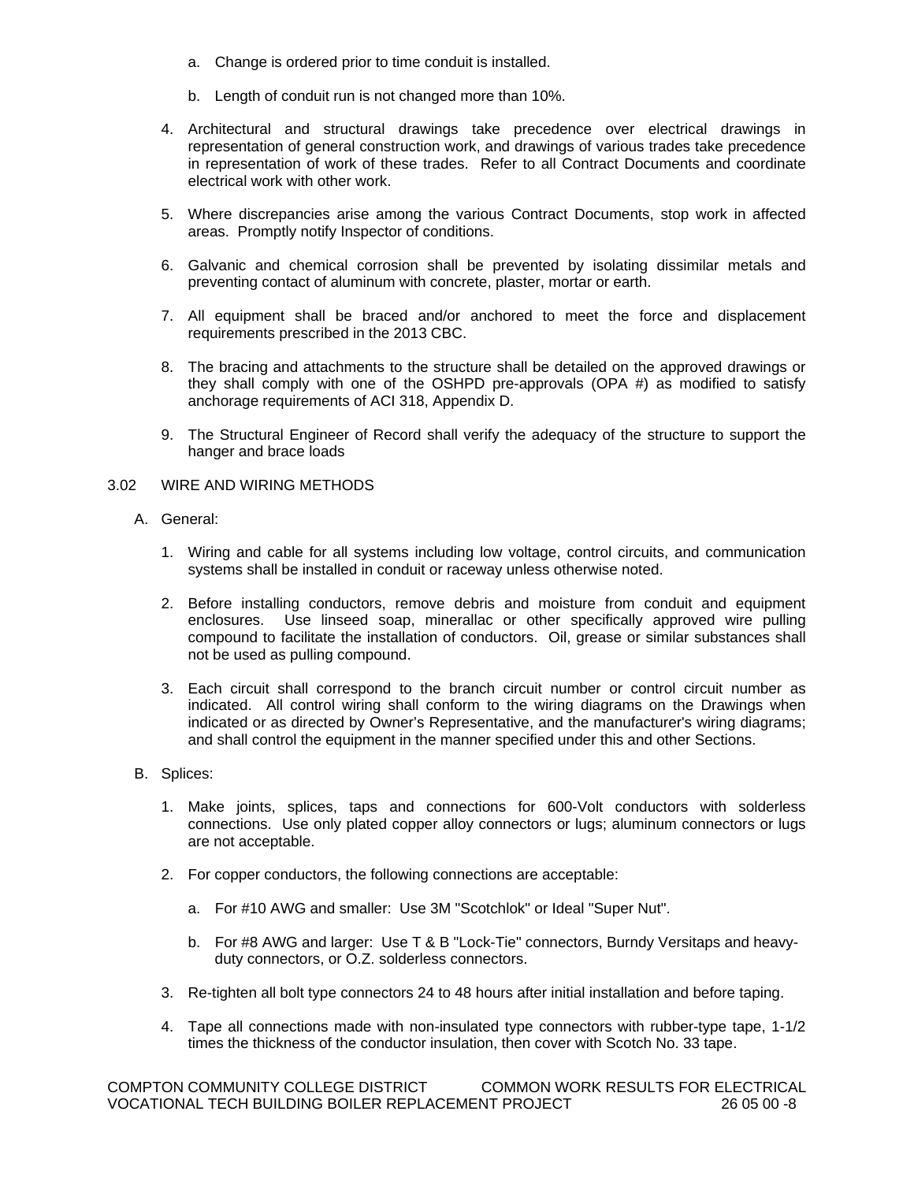a. Change is ordered prior to time conduit is installed.

   b. Length of conduit run is not changed more than 10%.

4. Architectural and structural drawings take precedence over electrical drawings in representation of general construction work, and drawings of various trades take precedence in representation of work of these trades. Refer to all Contract Documents and coordinate electrical work with other work.

5. Where discrepancies arise among the various Contract Documents, stop work in affected areas. Promptly notify Inspector of conditions.

6. Galvanic and chemical corrosion shall be prevented by isolating dissimilar metals and preventing contact of aluminum with concrete, plaster, mortar or earth.

7. All equipment shall be braced and/or anchored to meet the force and displacement requirements prescribed in the 2013 CBC.

8. The bracing and attachments to the structure shall be detailed on the approved drawings or they shall comply with one of the OSHPD pre-approvals (OPA #) as modified to satisfy anchorage requirements of ACI 318, Appendix D.

9. The Structural Engineer of Record shall verify the adequacy of the structure to support the hanger and brace loads

3.02 WIRE AND WIRING METHODS

A. General:

1. Wiring and cable for all systems including low voltage, control circuits, and communication systems shall be installed in conduit or raceway unless otherwise noted.

2. Before installing conductors, remove debris and moisture from conduit and equipment enclosures. Use linseed soap, minerallac or other specifically approved wire pulling compound to facilitate the installation of conductors. Oil, grease or similar substances shall not be used as pulling compound.

3. Each circuit shall correspond to the branch circuit number or control circuit number as indicated. All control wiring shall conform to the wiring diagrams on the Drawings when indicated or as directed by Owner's Representative, and the manufacturer's wiring diagrams; and shall control the equipment in the manner specified under this and other Sections.

B. Splices:

1. Make joints, splices, taps and connections for 600-Volt conductors with solderless connections. Use only plated copper alloy connectors or lugs; aluminum connectors or lugs are not acceptable.

2. For copper conductors, the following connections are acceptable:

   a. For #10 AWG and smaller: Use 3M "Scotchlok" or Ideal "Super Nut".

   b. For #8 AWG and larger: Use T & B "Lock-Tie" connectors, Burndy Versitaps and heavy-duty connectors, or O.Z. solderless connectors.

3. Re-tighten all bolt type connectors 24 to 48 hours after initial installation and before taping.

4. Tape all connections made with non-insulated type connectors with rubber-type tape, 1-1/2 times the thickness of the conductor insulation, then cover with Scotch No. 33 tape.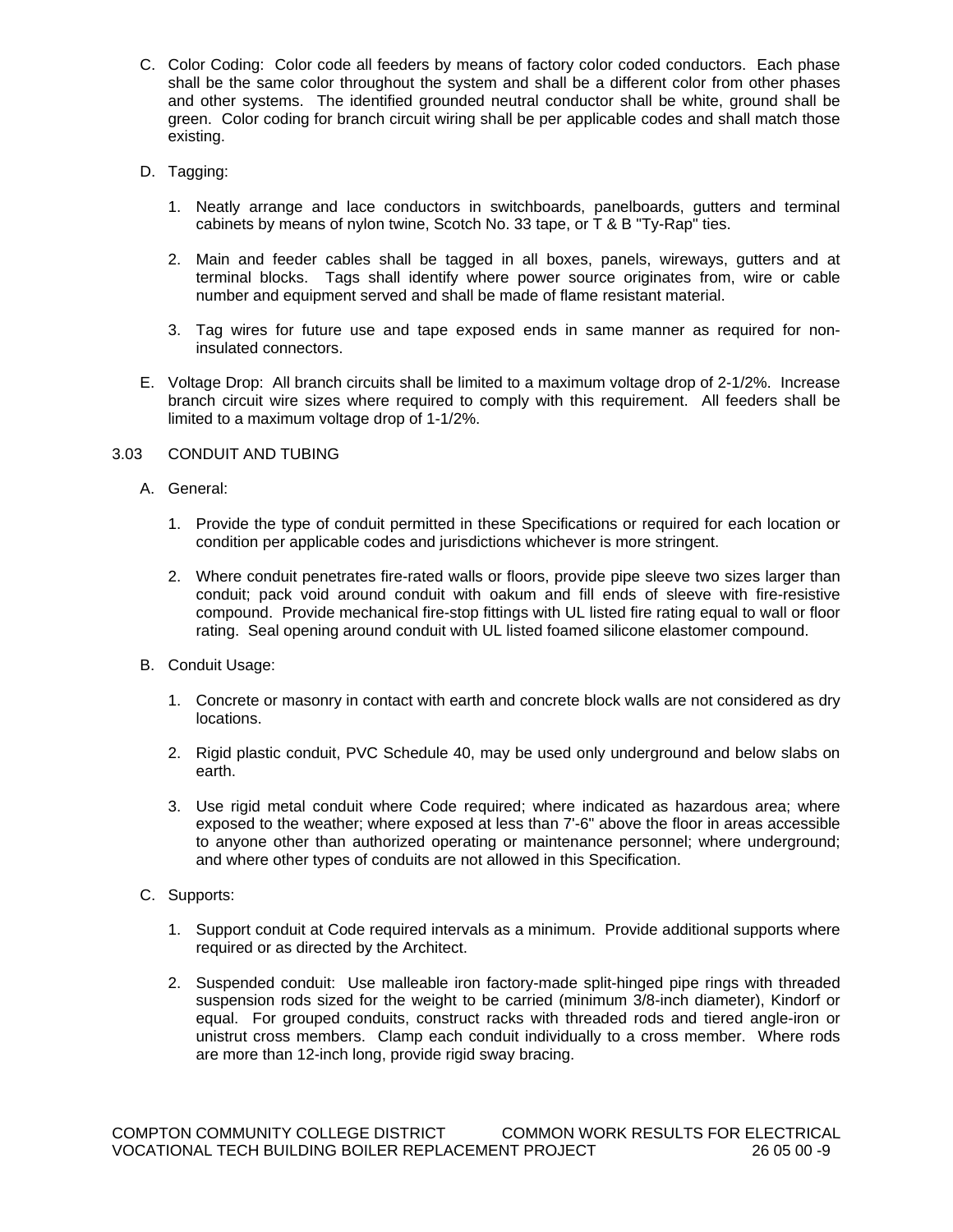C. Color Coding: Color code all feeders by means of factory color coded conductors. Each phase shall be the same color throughout the system and shall be a different color from other phases and other systems. The identified grounded neutral conductor shall be white, ground shall be green. Color coding for branch circuit wiring shall be per applicable codes and shall match those existing.

D. Tagging:

1. Neatly arrange and lace conductors in switchboards, panelboards, gutters and terminal cabinets by means of nylon twine, Scotch No. 33 tape, or T & B "Ty-Rap" ties.

2. Main and feeder cables shall be tagged in all boxes, panels, wireways, gutters and at terminal blocks. Tags shall identify where power source originates from, wire or cable number and equipment served and shall be made of flame resistant material.

3. Tag wires for future use and tape exposed ends in same manner as required for non-insulated connectors.

E. Voltage Drop: All branch circuits shall be limited to a maximum voltage drop of 2-1/2%. Increase branch circuit wire sizes where required to comply with this requirement. All feeders shall be limited to a maximum voltage drop of 1-1/2%.

## 3.03 CONDUIT AND TUBING

A. General:

1. Provide the type of conduit permitted in these Specifications or required for each location or condition per applicable codes and jurisdictions whichever is more stringent.

2. Where conduit penetrates fire-rated walls or floors, provide pipe sleeve two sizes larger than conduit; pack void around conduit with oakum and fill ends of sleeve with fire-resistive compound. Provide mechanical fire-stop fittings with UL listed fire rating equal to wall or floor rating. Seal opening around conduit with UL listed foamed silicone elastomer compound.

B. Conduit Usage:

1. Concrete or masonry in contact with earth and concrete block walls are not considered as dry locations.

2. Rigid plastic conduit, PVC Schedule 40, may be used only underground and below slabs on earth.

3. Use rigid metal conduit where Code required; where indicated as hazardous area; where exposed to the weather; where exposed at less than 7'-6" above the floor in areas accessible to anyone other than authorized operating or maintenance personnel; where underground; and where other types of conduits are not allowed in this Specification.

C. Supports:

1. Support conduit at Code required intervals as a minimum. Provide additional supports where required or as directed by the Architect.

2. Suspended conduit: Use malleable iron factory-made split-hinged pipe rings with threaded suspension rods sized for the weight to be carried (minimum 3/8-inch diameter), Kindorf or equal. For grouped conduits, construct racks with threaded rods and tiered angle-iron or unistrut cross members. Clamp each conduit individually to a cross member. Where rods are more than 12-inch long, provide rigid sway bracing.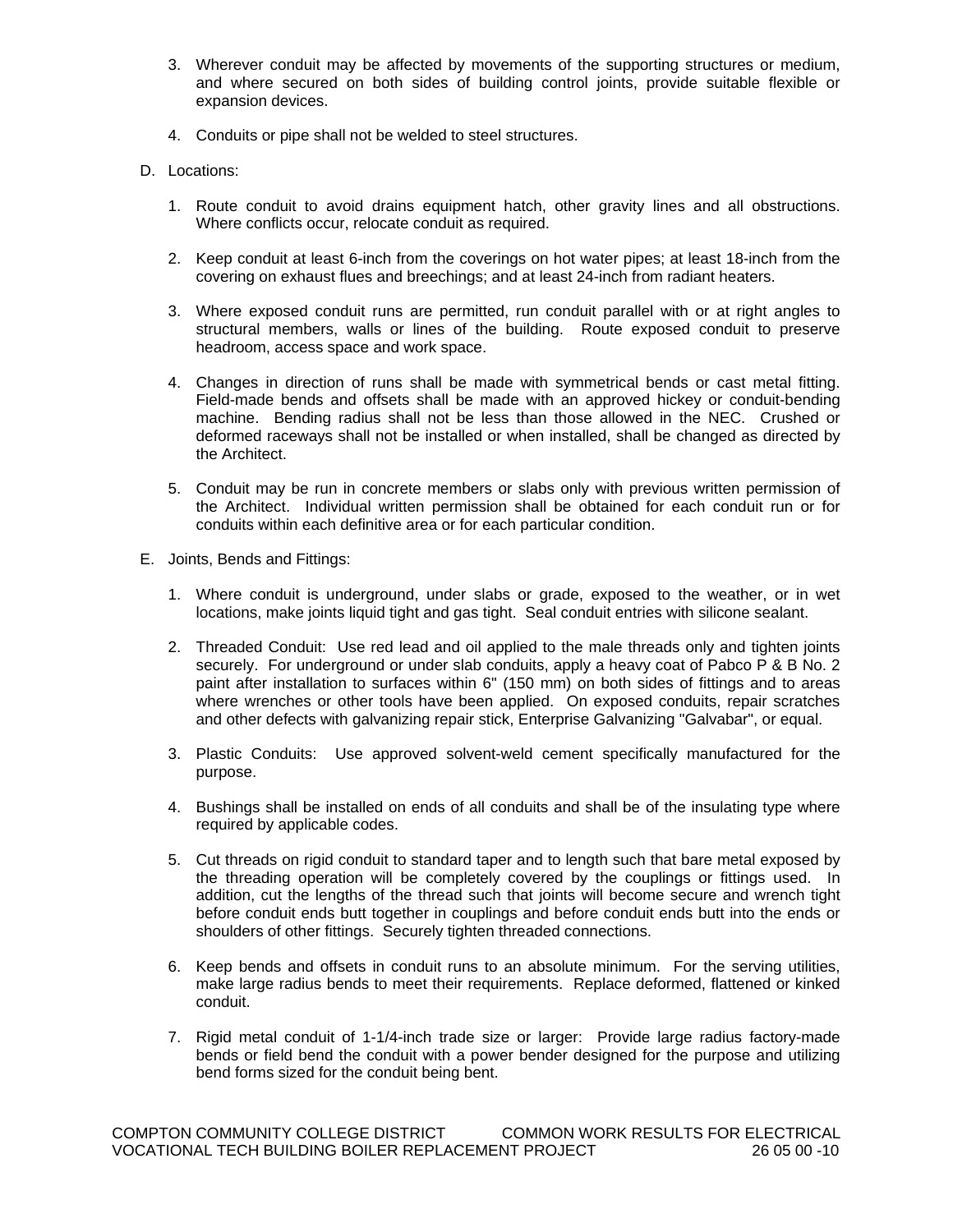3. Wherever conduit may be affected by movements of the supporting structures or medium, and where secured on both sides of building control joints, provide suitable flexible or expansion devices.

4. Conduits or pipe shall not be welded to steel structures.

D. Locations:

1. Route conduit to avoid drains equipment hatch, other gravity lines and all obstructions. Where conflicts occur, relocate conduit as required.

2. Keep conduit at least 6-inch from the coverings on hot water pipes; at least 18-inch from the covering on exhaust flues and breechings; and at least 24-inch from radiant heaters.

3. Where exposed conduit runs are permitted, run conduit parallel with or at right angles to structural members, walls or lines of the building. Route exposed conduit to preserve headroom, access space and work space.

4. Changes in direction of runs shall be made with symmetrical bends or cast metal fitting. Field-made bends and offsets shall be made with an approved hickey or conduit-bending machine. Bending radius shall not be less than those allowed in the NEC. Crushed or deformed raceways shall not be installed or when installed, shall be changed as directed by the Architect.

5. Conduit may be run in concrete members or slabs only with previous written permission of the Architect. Individual written permission shall be obtained for each conduit run or for conduits within each definitive area or for each particular condition.

E. Joints, Bends and Fittings:

1. Where conduit is underground, under slabs or grade, exposed to the weather, or in wet locations, make joints liquid tight and gas tight. Seal conduit entries with silicone sealant.

2. Threaded Conduit: Use red lead and oil applied to the male threads only and tighten joints securely. For underground or under slab conduits, apply a heavy coat of Pabco P & B No. 2 paint after installation to surfaces within 6" (150 mm) on both sides of fittings and to areas where wrenches or other tools have been applied. On exposed conduits, repair scratches and other defects with galvanizing repair stick, Enterprise Galvanizing "Galvabar", or equal.

3. Plastic Conduits: Use approved solvent-weld cement specifically manufactured for the purpose.

4. Bushings shall be installed on ends of all conduits and shall be of the insulating type where required by applicable codes.

5. Cut threads on rigid conduit to standard taper and to length such that bare metal exposed by the threading operation will be completely covered by the couplings or fittings used. In addition, cut the lengths of the thread such that joints will become secure and wrench tight before conduit ends butt together in couplings and before conduit ends butt into the ends or shoulders of other fittings. Securely tighten threaded connections.

6. Keep bends and offsets in conduit runs to an absolute minimum. For the serving utilities, make large radius bends to meet their requirements. Replace deformed, flattened or kinked conduit.

7. Rigid metal conduit of 1-1/4-inch trade size or larger: Provide large radius factory-made bends or field bend the conduit with a power bender designed for the purpose and utilizing bend forms sized for the conduit being bent.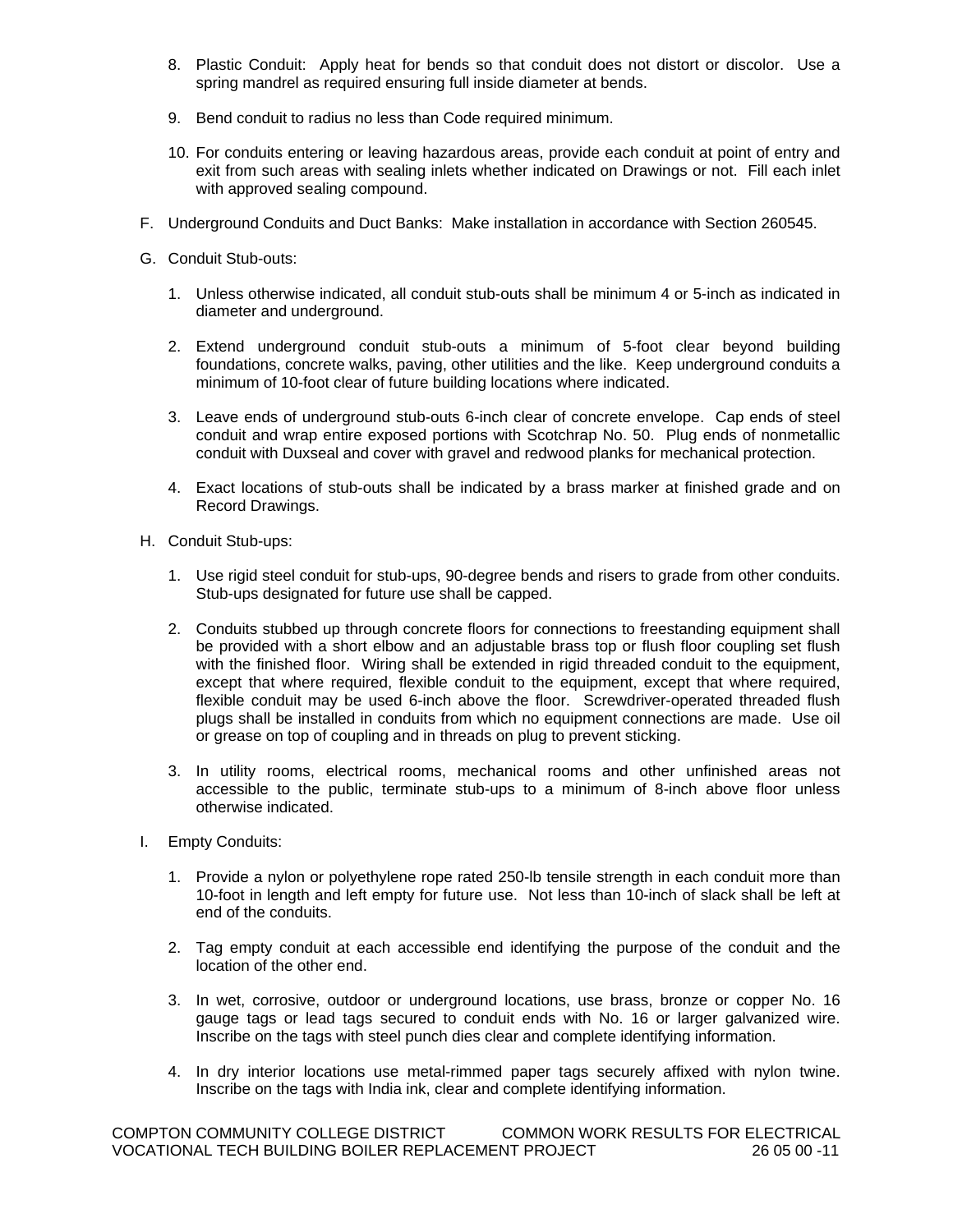8. Plastic Conduit: Apply heat for bends so that conduit does not distort or discolor. Use a spring mandrel as required ensuring full inside diameter at bends.

9. Bend conduit to radius no less than Code required minimum.

10. For conduits entering or leaving hazardous areas, provide each conduit at point of entry and exit from such areas with sealing inlets whether indicated on Drawings or not. Fill each inlet with approved sealing compound.

F. Underground Conduits and Duct Banks: Make installation in accordance with Section 260545.

G. Conduit Stub-outs:

1. Unless otherwise indicated, all conduit stub-outs shall be minimum 4 or 5-inch as indicated in diameter and underground.

2. Extend underground conduit stub-outs a minimum of 5-foot clear beyond building foundations, concrete walks, paving, other utilities and the like. Keep underground conduits a minimum of 10-foot clear of future building locations where indicated.

3. Leave ends of underground stub-outs 6-inch clear of concrete envelope. Cap ends of steel conduit and wrap entire exposed portions with Scotchrap No. 50. Plug ends of nonmetallic conduit with Duxseal and cover with gravel and redwood planks for mechanical protection.

4. Exact locations of stub-outs shall be indicated by a brass marker at finished grade and on Record Drawings.

H. Conduit Stub-ups:

1. Use rigid steel conduit for stub-ups, 90-degree bends and risers to grade from other conduits. Stub-ups designated for future use shall be capped.

2. Conduits stubbed up through concrete floors for connections to freestanding equipment shall be provided with a short elbow and an adjustable brass top or flush floor coupling set flush with the finished floor. Wiring shall be extended in rigid threaded conduit to the equipment, except that where required, flexible conduit to the equipment, except that where required, flexible conduit may be used 6-inch above the floor. Screwdriver-operated threaded flush plugs shall be installed in conduits from which no equipment connections are made. Use oil or grease on top of coupling and in threads on plug to prevent sticking.

3. In utility rooms, electrical rooms, mechanical rooms and other unfinished areas not accessible to the public, terminate stub-ups to a minimum of 8-inch above floor unless otherwise indicated.

I. Empty Conduits:

1. Provide a nylon or polyethylene rope rated 250-lb tensile strength in each conduit more than 10-foot in length and left empty for future use. Not less than 10-inch of slack shall be left at end of the conduits.

2. Tag empty conduit at each accessible end identifying the purpose of the conduit and the location of the other end.

3. In wet, corrosive, outdoor or underground locations, use brass, bronze or copper No. 16 gauge tags or lead tags secured to conduit ends with No. 16 or larger galvanized wire. Inscribe on the tags with steel punch dies clear and complete identifying information.

4. In dry interior locations use metal-rimmed paper tags securely affixed with nylon twine. Inscribe on the tags with India ink, clear and complete identifying information.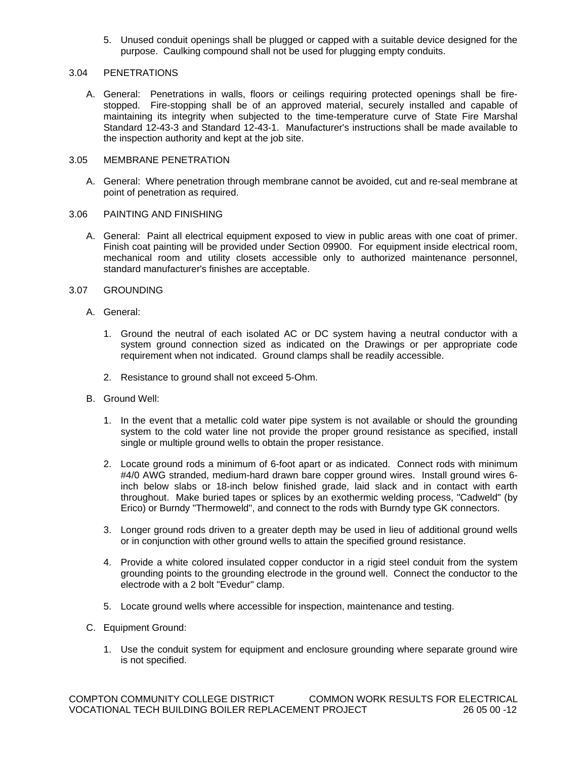5. Unused conduit openings shall be plugged or capped with a suitable device designed for the purpose. Caulking compound shall not be used for plugging empty conduits.

## 3.04 PENETRATIONS

A. General: Penetrations in walls, floors or ceilings requiring protected openings shall be fire-stopped. Fire-stopping shall be of an approved material, securely installed and capable of maintaining its integrity when subjected to the time-temperature curve of State Fire Marshal Standard 12-43-3 and Standard 12-43-1. Manufacturer's instructions shall be made available to the inspection authority and kept at the job site.

## 3.05 MEMBRANE PENETRATION

A. General: Where penetration through membrane cannot be avoided, cut and re-seal membrane at point of penetration as required.

## 3.06 PAINTING AND FINISHING

A. General: Paint all electrical equipment exposed to view in public areas with one coat of primer. Finish coat painting will be provided under Section 09900. For equipment inside electrical room, mechanical room and utility closets accessible only to authorized maintenance personnel, standard manufacturer's finishes are acceptable.

## 3.07 GROUNDING

A. General:

1. Ground the neutral of each isolated AC or DC system having a neutral conductor with a system ground connection sized as indicated on the Drawings or per appropriate code requirement when not indicated. Ground clamps shall be readily accessible.

2. Resistance to ground shall not exceed 5-Ohm.

B. Ground Well:

1. In the event that a metallic cold water pipe system is not available or should the grounding system to the cold water line not provide the proper ground resistance as specified, install single or multiple ground wells to obtain the proper resistance.

2. Locate ground rods a minimum of 6-foot apart or as indicated. Connect rods with minimum #4/0 AWG stranded, medium-hard drawn bare copper ground wires. Install ground wires 6-inch below slabs or 18-inch below finished grade, laid slack and in contact with earth throughout. Make buried tapes or splices by an exothermic welding process, "Cadweld" (by Erico) or Burndy "Thermoweld", and connect to the rods with Burndy type GK connectors.

3. Longer ground rods driven to a greater depth may be used in lieu of additional ground wells or in conjunction with other ground wells to attain the specified ground resistance.

4. Provide a white colored insulated copper conductor in a rigid steel conduit from the system grounding points to the grounding electrode in the ground well. Connect the conductor to the electrode with a 2 bolt "Evedur" clamp.

5. Locate ground wells where accessible for inspection, maintenance and testing.

C. Equipment Ground:

1. Use the conduit system for equipment and enclosure grounding where separate ground wire is not specified.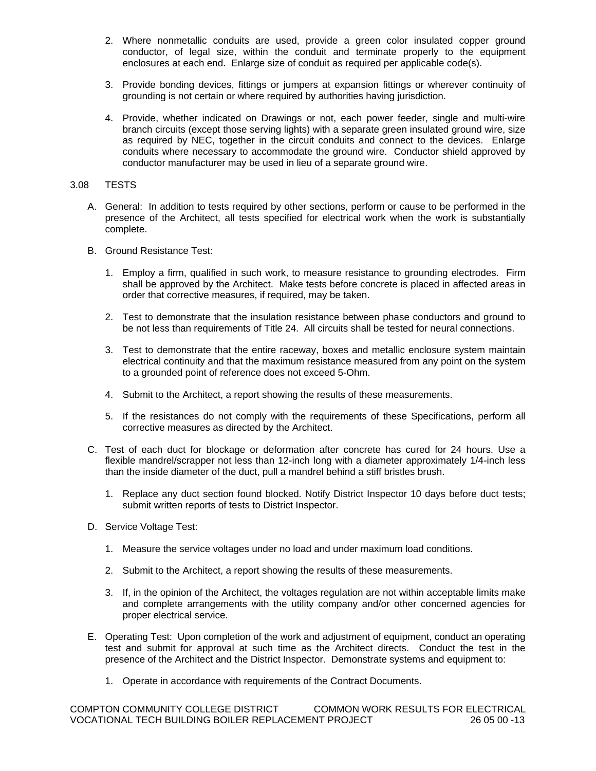2. Where nonmetallic conduits are used, provide a green color insulated copper ground conductor, of legal size, within the conduit and terminate properly to the equipment enclosures at each end. Enlarge size of conduit as required per applicable code(s).

3. Provide bonding devices, fittings or jumpers at expansion fittings or wherever continuity of grounding is not certain or where required by authorities having jurisdiction.

4. Provide, whether indicated on Drawings or not, each power feeder, single and multi-wire branch circuits (except those serving lights) with a separate green insulated ground wire, size as required by NEC, together in the circuit conduits and connect to the devices. Enlarge conduits where necessary to accommodate the ground wire. Conductor shield approved by conductor manufacturer may be used in lieu of a separate ground wire.

3.08 TESTS

A. General: In addition to tests required by other sections, perform or cause to be performed in the presence of the Architect, all tests specified for electrical work when the work is substantially complete.

B. Ground Resistance Test:

1. Employ a firm, qualified in such work, to measure resistance to grounding electrodes. Firm shall be approved by the Architect. Make tests before concrete is placed in affected areas in order that corrective measures, if required, may be taken.

2. Test to demonstrate that the insulation resistance between phase conductors and ground to be not less than requirements of Title 24. All circuits shall be tested for neural connections.

3. Test to demonstrate that the entire raceway, boxes and metallic enclosure system maintain electrical continuity and that the maximum resistance measured from any point on the system to a grounded point of reference does not exceed 5-Ohm.

4. Submit to the Architect, a report showing the results of these measurements.

5. If the resistances do not comply with the requirements of these Specifications, perform all corrective measures as directed by the Architect.

C. Test of each duct for blockage or deformation after concrete has cured for 24 hours. Use a flexible mandrel/scrapper not less than 12-inch long with a diameter approximately 1/4-inch less than the inside diameter of the duct, pull a mandrel behind a stiff bristles brush.

1. Replace any duct section found blocked. Notify District Inspector 10 days before duct tests; submit written reports of tests to District Inspector.

D. Service Voltage Test:

1. Measure the service voltages under no load and under maximum load conditions.

2. Submit to the Architect, a report showing the results of these measurements.

3. If, in the opinion of the Architect, the voltages regulation are not within acceptable limits make and complete arrangements with the utility company and/or other concerned agencies for proper electrical service.

E. Operating Test: Upon completion of the work and adjustment of equipment, conduct an operating test and submit for approval at such time as the Architect directs. Conduct the test in the presence of the Architect and the District Inspector. Demonstrate systems and equipment to:

1. Operate in accordance with requirements of the Contract Documents.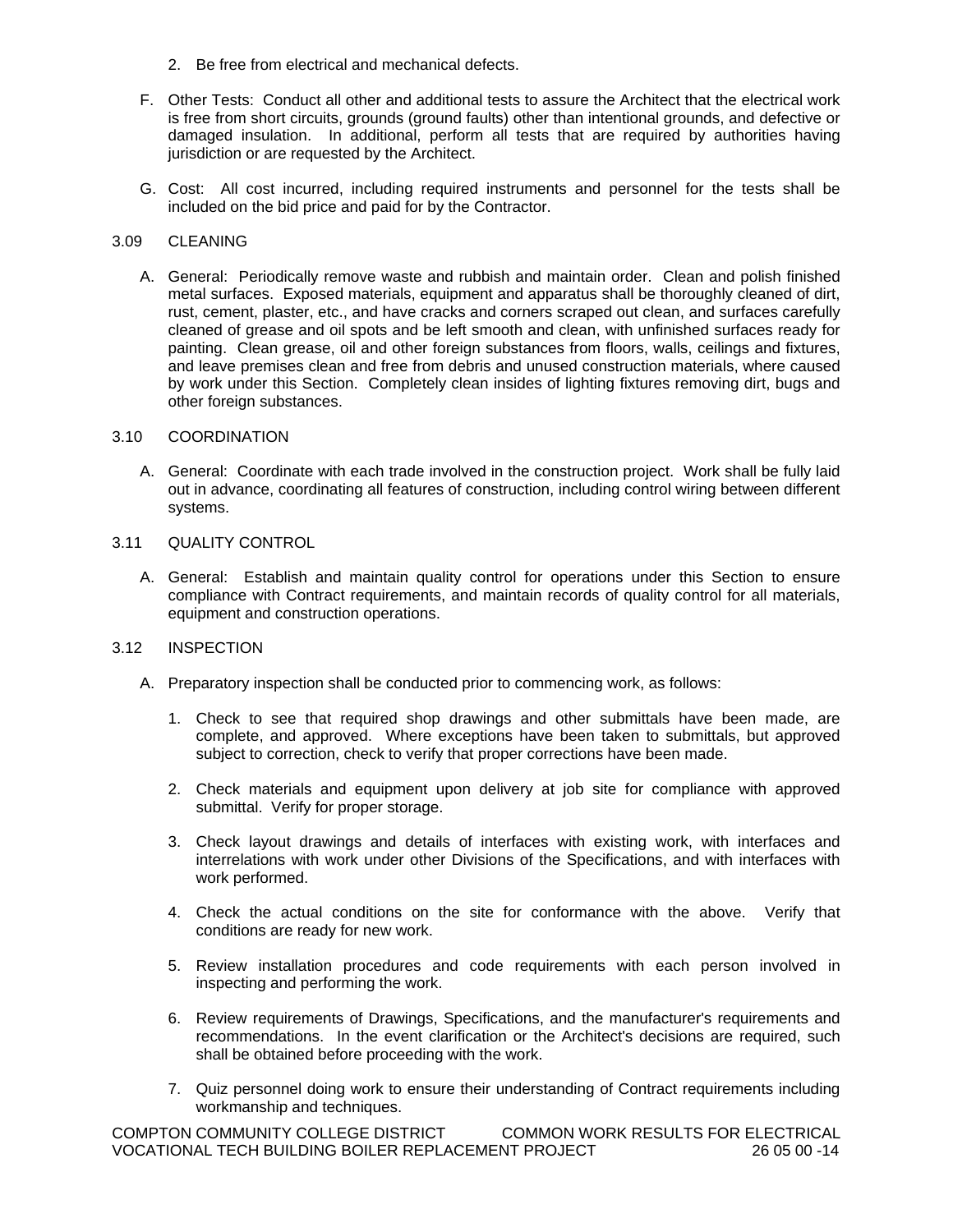2. Be free from electrical and mechanical defects.

F. Other Tests: Conduct all other and additional tests to assure the Architect that the electrical work is free from short circuits, grounds (ground faults) other than intentional grounds, and defective or damaged insulation. In additional, perform all tests that are required by authorities having jurisdiction or are requested by the Architect.

G. Cost: All cost incurred, including required instruments and personnel for the tests shall be included on the bid price and paid for by the Contractor.

## 3.09 CLEANING

A. General: Periodically remove waste and rubbish and maintain order. Clean and polish finished metal surfaces. Exposed materials, equipment and apparatus shall be thoroughly cleaned of dirt, rust, cement, plaster, etc., and have cracks and corners scraped out clean, and surfaces carefully cleaned of grease and oil spots and be left smooth and clean, with unfinished surfaces ready for painting. Clean grease, oil and other foreign substances from floors, walls, ceilings and fixtures, and leave premises clean and free from debris and unused construction materials, where caused by work under this Section. Completely clean insides of lighting fixtures removing dirt, bugs and other foreign substances.

## 3.10 COORDINATION

A. General: Coordinate with each trade involved in the construction project. Work shall be fully laid out in advance, coordinating all features of construction, including control wiring between different systems.

## 3.11 QUALITY CONTROL

A. General: Establish and maintain quality control for operations under this Section to ensure compliance with Contract requirements, and maintain records of quality control for all materials, equipment and construction operations.

## 3.12 INSPECTION

A. Preparatory inspection shall be conducted prior to commencing work, as follows:

1. Check to see that required shop drawings and other submittals have been made, are complete, and approved. Where exceptions have been taken to submittals, but approved subject to correction, check to verify that proper corrections have been made.

2. Check materials and equipment upon delivery at job site for compliance with approved submittal. Verify for proper storage.

3. Check layout drawings and details of interfaces with existing work, with interfaces and interrelations with work under other Divisions of the Specifications, and with interfaces with work performed.

4. Check the actual conditions on the site for conformance with the above. Verify that conditions are ready for new work.

5. Review installation procedures and code requirements with each person involved in inspecting and performing the work.

6. Review requirements of Drawings, Specifications, and the manufacturer's requirements and recommendations. In the event clarification or the Architect's decisions are required, such shall be obtained before proceeding with the work.

7. Quiz personnel doing work to ensure their understanding of Contract requirements including workmanship and techniques.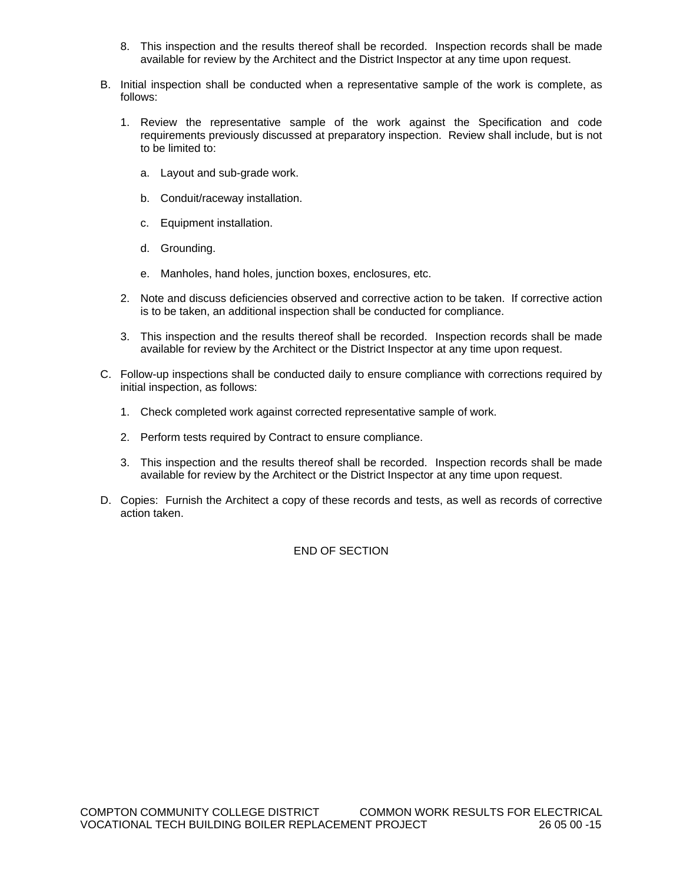8. This inspection and the results thereof shall be recorded. Inspection records shall be made available for review by the Architect and the District Inspector at any time upon request.

B. Initial inspection shall be conducted when a representative sample of the work is complete, as follows:

   1. Review the representative sample of the work against the Specification and code requirements previously discussed at preparatory inspection. Review shall include, but is not to be limited to:

      a. Layout and sub-grade work.

      b. Conduit/raceway installation.

      c. Equipment installation.

      d. Grounding.

      e. Manholes, hand holes, junction boxes, enclosures, etc.

   2. Note and discuss deficiencies observed and corrective action to be taken. If corrective action is to be taken, an additional inspection shall be conducted for compliance.

   3. This inspection and the results thereof shall be recorded. Inspection records shall be made available for review by the Architect or the District Inspector at any time upon request.

C. Follow-up inspections shall be conducted daily to ensure compliance with corrections required by initial inspection, as follows:

   1. Check completed work against corrected representative sample of work.

   2. Perform tests required by Contract to ensure compliance.

   3. This inspection and the results thereof shall be recorded. Inspection records shall be made available for review by the Architect or the District Inspector at any time upon request.

D. Copies: Furnish the Architect a copy of these records and tests, as well as records of corrective action taken.

END OF SECTION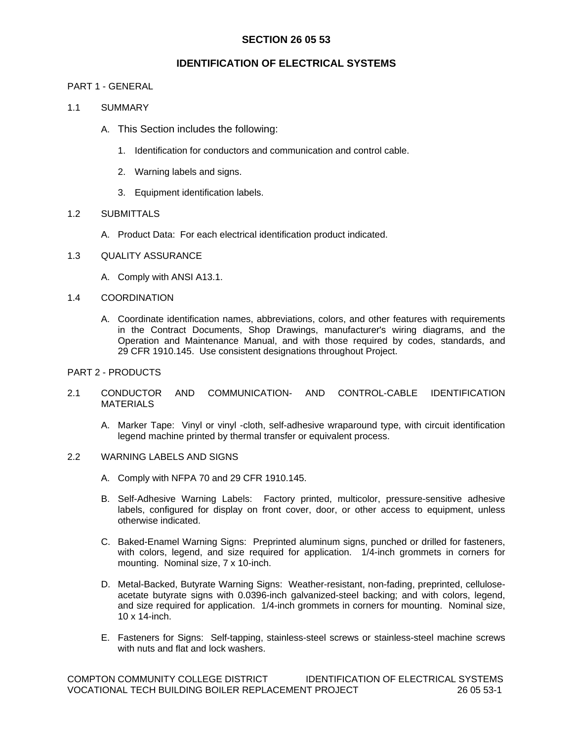# SECTION 26 05 53

## IDENTIFICATION OF ELECTRICAL SYSTEMS

PART 1 - GENERAL

1.1 SUMMARY

A. This Section includes the following:

1. Identification for conductors and communication and control cable.
2. Warning labels and signs.
3. Equipment identification labels.

1.2 SUBMITTALS

A. Product Data: For each electrical identification product indicated.

1.3 QUALITY ASSURANCE

A. Comply with ANSI A13.1.

1.4 COORDINATION

A. Coordinate identification names, abbreviations, colors, and other features with requirements in the Contract Documents, Shop Drawings, manufacturer's wiring diagrams, and the Operation and Maintenance Manual, and with those required by codes, standards, and 29 CFR 1910.145. Use consistent designations throughout Project.

PART 2 - PRODUCTS

2.1 CONDUCTOR AND COMMUNICATION- AND CONTROL-CABLE IDENTIFICATION MATERIALS

A. Marker Tape: Vinyl or vinyl -cloth, self-adhesive wraparound type, with circuit identification legend machine printed by thermal transfer or equivalent process.

2.2 WARNING LABELS AND SIGNS

A. Comply with NFPA 70 and 29 CFR 1910.145.

B. Self-Adhesive Warning Labels: Factory printed, multicolor, pressure-sensitive adhesive labels, configured for display on front cover, door, or other access to equipment, unless otherwise indicated.

C. Baked-Enamel Warning Signs: Preprinted aluminum signs, punched or drilled for fasteners, with colors, legend, and size required for application. 1/4-inch grommets in corners for mounting. Nominal size, 7 x 10-inch.

D. Metal-Backed, Butyrate Warning Signs: Weather-resistant, non-fading, preprinted, cellulose-acetate butyrate signs with 0.0396-inch galvanized-steel backing; and with colors, legend, and size required for application. 1/4-inch grommets in corners for mounting. Nominal size, 10 x 14-inch.

E. Fasteners for Signs: Self-tapping, stainless-steel screws or stainless-steel machine screws with nuts and flat and lock washers.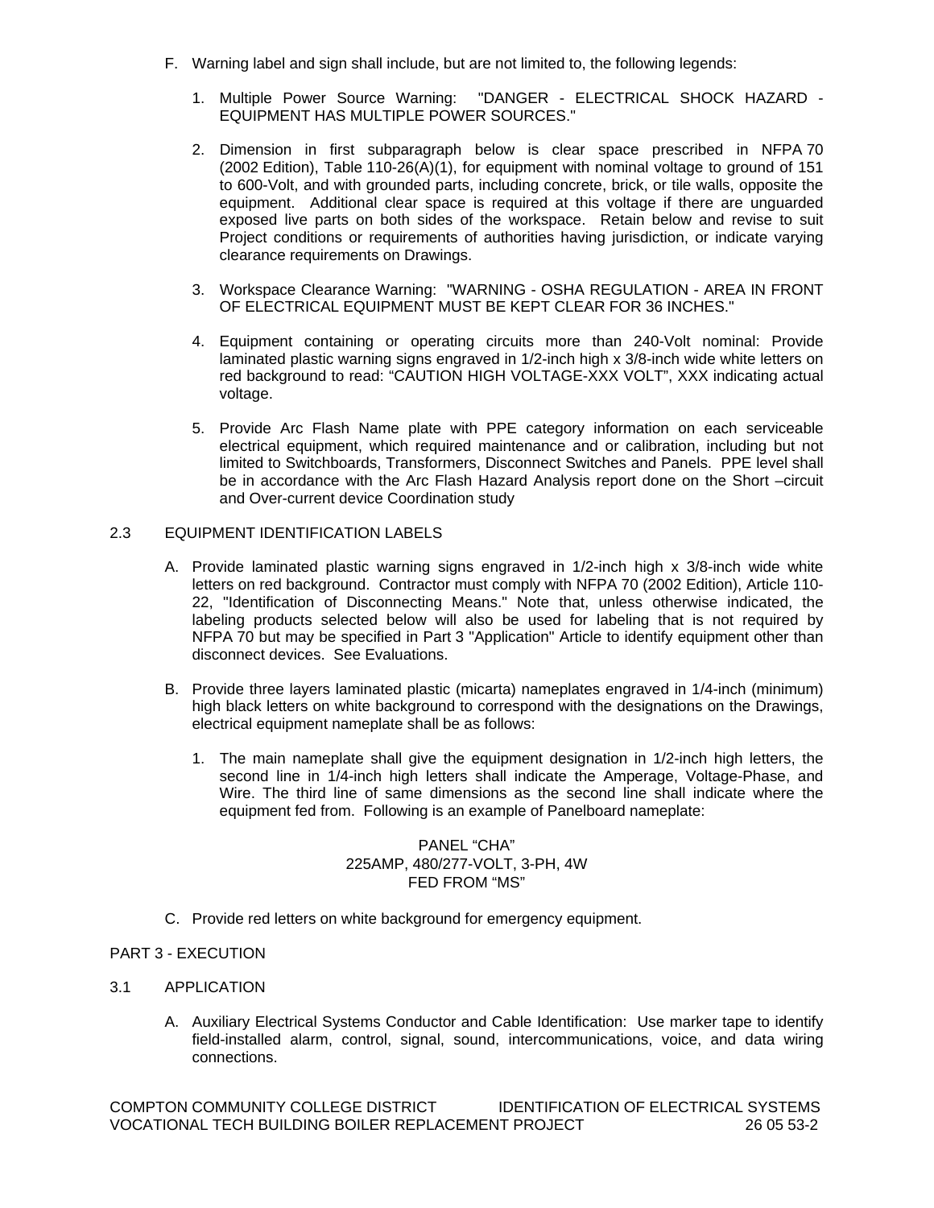F. Warning label and sign shall include, but are not limited to, the following legends:

1. Multiple Power Source Warning: "DANGER - ELECTRICAL SHOCK HAZARD - EQUIPMENT HAS MULTIPLE POWER SOURCES."

2. Dimension in first subparagraph below is clear space prescribed in NFPA 70 (2002 Edition), Table 110-26(A)(1), for equipment with nominal voltage to ground of 151 to 600-Volt, and with grounded parts, including concrete, brick, or tile walls, opposite the equipment. Additional clear space is required at this voltage if there are unguarded exposed live parts on both sides of the workspace. Retain below and revise to suit Project conditions or requirements of authorities having jurisdiction, or indicate varying clearance requirements on Drawings.

3. Workspace Clearance Warning: "WARNING - OSHA REGULATION - AREA IN FRONT OF ELECTRICAL EQUIPMENT MUST BE KEPT CLEAR FOR 36 INCHES."

4. Equipment containing or operating circuits more than 240-Volt nominal: Provide laminated plastic warning signs engraved in 1/2-inch high x 3/8-inch wide white letters on red background to read: "CAUTION HIGH VOLTAGE-XXX VOLT", XXX indicating actual voltage.

5. Provide Arc Flash Name plate with PPE category information on each serviceable electrical equipment, which required maintenance and or calibration, including but not limited to Switchboards, Transformers, Disconnect Switches and Panels. PPE level shall be in accordance with the Arc Flash Hazard Analysis report done on the Short –circuit and Over-current device Coordination study

## 2.3 EQUIPMENT IDENTIFICATION LABELS

A. Provide laminated plastic warning signs engraved in 1/2-inch high x 3/8-inch wide white letters on red background. Contractor must comply with NFPA 70 (2002 Edition), Article 110-22, "Identification of Disconnecting Means." Note that, unless otherwise indicated, the labeling products selected below will also be used for labeling that is not required by NFPA 70 but may be specified in Part 3 "Application" Article to identify equipment other than disconnect devices. See Evaluations.

B. Provide three layers laminated plastic (micarta) nameplates engraved in 1/4-inch (minimum) high black letters on white background to correspond with the designations on the Drawings, electrical equipment nameplate shall be as follows:

1. The main nameplate shall give the equipment designation in 1/2-inch high letters, the second line in 1/4-inch high letters shall indicate the Amperage, Voltage-Phase, and Wire. The third line of same dimensions as the second line shall indicate where the equipment fed from. Following is an example of Panelboard nameplate:

PANEL "CHA"
225AMP, 480/277-VOLT, 3-PH, 4W
FED FROM "MS"

C. Provide red letters on white background for emergency equipment.

# PART 3 - EXECUTION

## 3.1 APPLICATION

A. Auxiliary Electrical Systems Conductor and Cable Identification: Use marker tape to identify field-installed alarm, control, signal, sound, intercommunications, voice, and data wiring connections.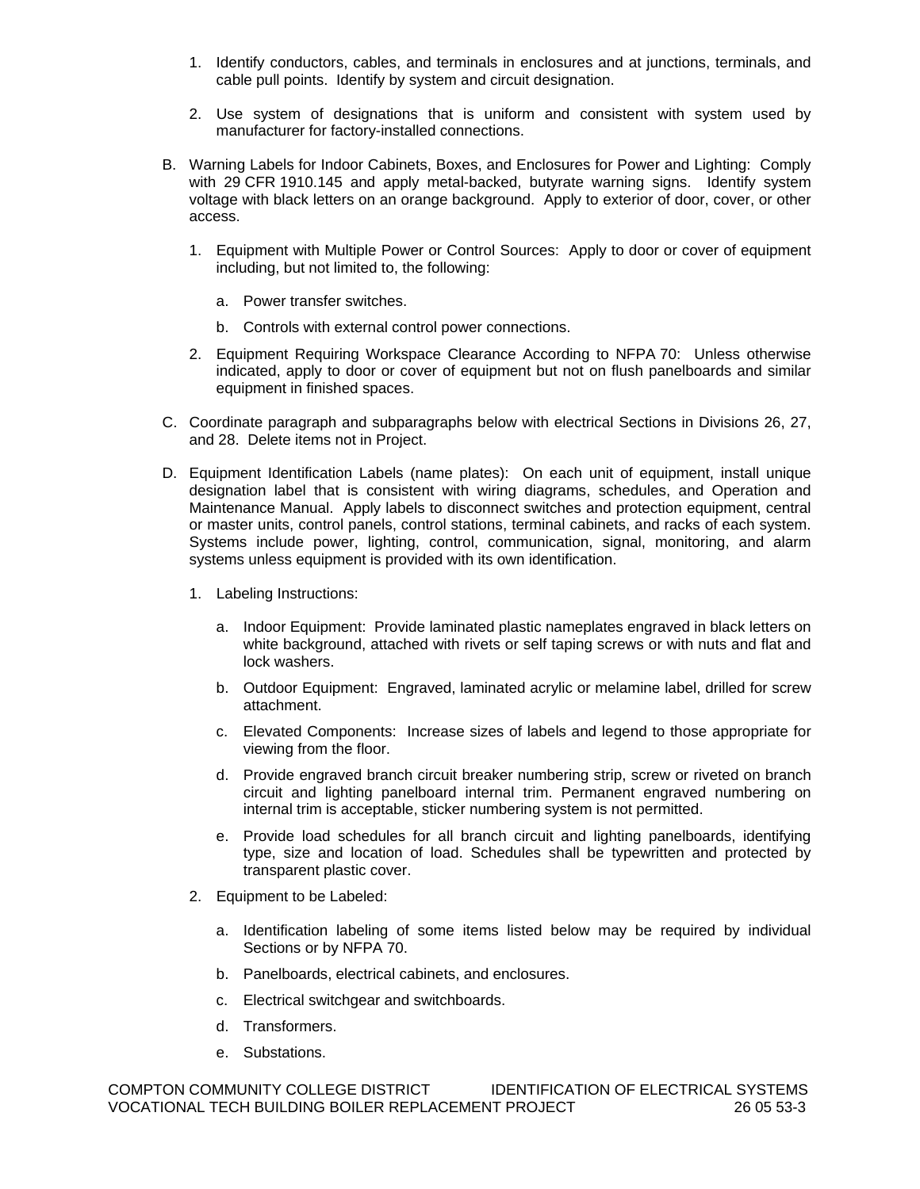1. Identify conductors, cables, and terminals in enclosures and at junctions, terminals, and cable pull points. Identify by system and circuit designation.

2. Use system of designations that is uniform and consistent with system used by manufacturer for factory-installed connections.

B. Warning Labels for Indoor Cabinets, Boxes, and Enclosures for Power and Lighting: Comply with 29 CFR 1910.145 and apply metal-backed, butyrate warning signs. Identify system voltage with black letters on an orange background. Apply to exterior of door, cover, or other access.

   1. Equipment with Multiple Power or Control Sources: Apply to door or cover of equipment including, but not limited to, the following:

      a. Power transfer switches.

      b. Controls with external control power connections.

   2. Equipment Requiring Workspace Clearance According to NFPA 70: Unless otherwise indicated, apply to door or cover of equipment but not on flush panelboards and similar equipment in finished spaces.

C. Coordinate paragraph and subparagraphs below with electrical Sections in Divisions 26, 27, and 28. Delete items not in Project.

D. Equipment Identification Labels (name plates): On each unit of equipment, install unique designation label that is consistent with wiring diagrams, schedules, and Operation and Maintenance Manual. Apply labels to disconnect switches and protection equipment, central or master units, control panels, control stations, terminal cabinets, and racks of each system. Systems include power, lighting, control, communication, signal, monitoring, and alarm systems unless equipment is provided with its own identification.

   1. Labeling Instructions:

      a. Indoor Equipment: Provide laminated plastic nameplates engraved in black letters on white background, attached with rivets or self taping screws or with nuts and flat and lock washers.

      b. Outdoor Equipment: Engraved, laminated acrylic or melamine label, drilled for screw attachment.

      c. Elevated Components: Increase sizes of labels and legend to those appropriate for viewing from the floor.

      d. Provide engraved branch circuit breaker numbering strip, screw or riveted on branch circuit and lighting panelboard internal trim. Permanent engraved numbering on internal trim is acceptable, sticker numbering system is not permitted.

      e. Provide load schedules for all branch circuit and lighting panelboards, identifying type, size and location of load. Schedules shall be typewritten and protected by transparent plastic cover.

   2. Equipment to be Labeled:

      a. Identification labeling of some items listed below may be required by individual Sections or by NFPA 70.

      b. Panelboards, electrical cabinets, and enclosures.

      c. Electrical switchgear and switchboards.

      d. Transformers.

      e. Substations.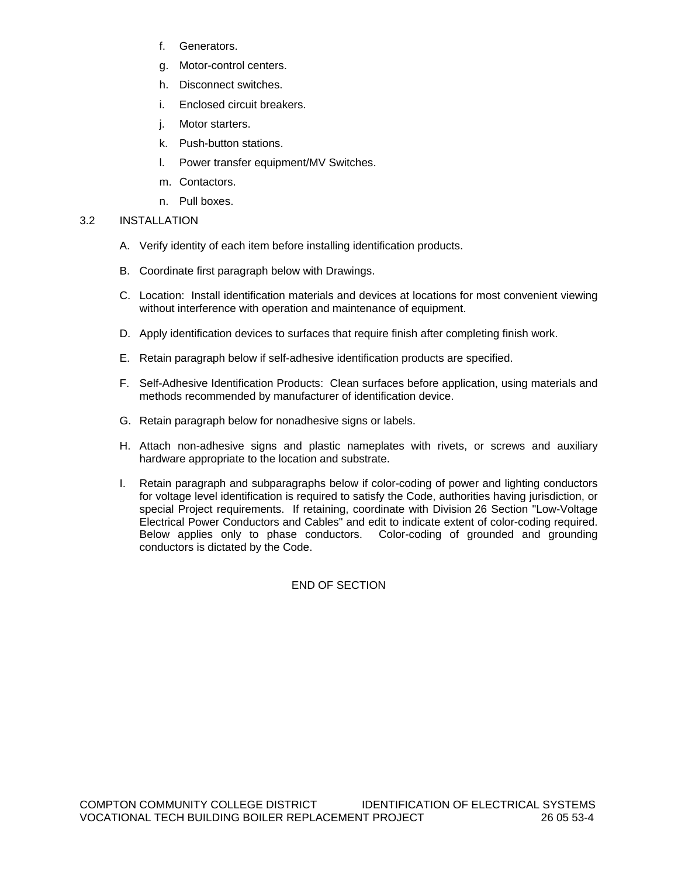f. Generators.

g. Motor-control centers.

h. Disconnect switches.

i. Enclosed circuit breakers.

j. Motor starters.

k. Push-button stations.

l. Power transfer equipment/MV Switches.

m. Contactors.

n. Pull boxes.

## 3.2 INSTALLATION

A. Verify identity of each item before installing identification products.

B. Coordinate first paragraph below with Drawings.

C. Location: Install identification materials and devices at locations for most convenient viewing without interference with operation and maintenance of equipment.

D. Apply identification devices to surfaces that require finish after completing finish work.

E. Retain paragraph below if self-adhesive identification products are specified.

F. Self-Adhesive Identification Products: Clean surfaces before application, using materials and methods recommended by manufacturer of identification device.

G. Retain paragraph below for nonadhesive signs or labels.

H. Attach non-adhesive signs and plastic nameplates with rivets, or screws and auxiliary hardware appropriate to the location and substrate.

I. Retain paragraph and subparagraphs below if color-coding of power and lighting conductors for voltage level identification is required to satisfy the Code, authorities having jurisdiction, or special Project requirements. If retaining, coordinate with Division 26 Section "Low-Voltage Electrical Power Conductors and Cables" and edit to indicate extent of color-coding required. Below applies only to phase conductors. Color-coding of grounded and grounding conductors is dictated by the Code.

END OF SECTION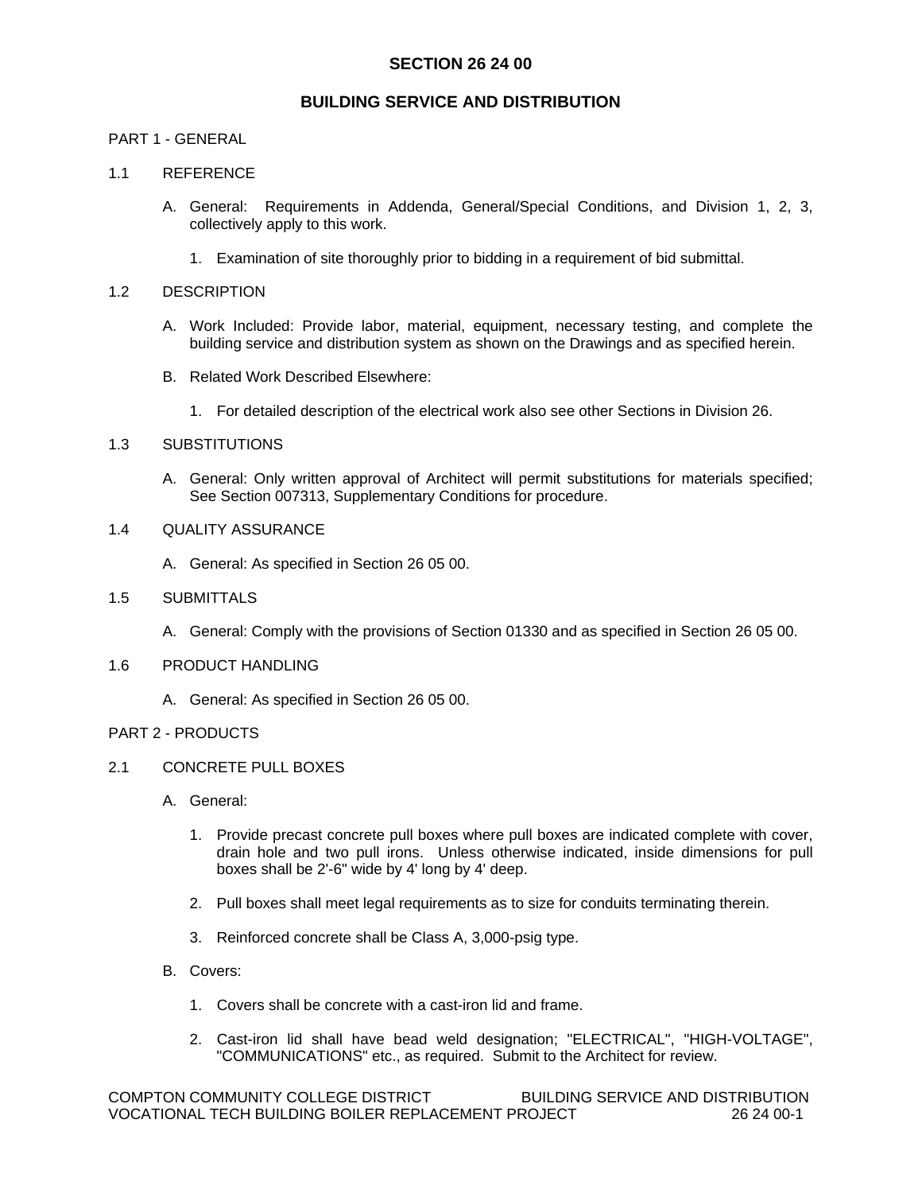# SECTION 26 24 00

## BUILDING SERVICE AND DISTRIBUTION

PART 1 - GENERAL

1.1 REFERENCE

A. General: Requirements in Addenda, General/Special Conditions, and Division 1, 2, 3, collectively apply to this work.

1. Examination of site thoroughly prior to bidding in a requirement of bid submittal.

1.2 DESCRIPTION

A. Work Included: Provide labor, material, equipment, necessary testing, and complete the building service and distribution system as shown on the Drawings and as specified herein.

B. Related Work Described Elsewhere:

1. For detailed description of the electrical work also see other Sections in Division 26.

1.3 SUBSTITUTIONS

A. General: Only written approval of Architect will permit substitutions for materials specified; See Section 007313, Supplementary Conditions for procedure.

1.4 QUALITY ASSURANCE

A. General: As specified in Section 26 05 00.

1.5 SUBMITTALS

A. General: Comply with the provisions of Section 01330 and as specified in Section 26 05 00.

1.6 PRODUCT HANDLING

A. General: As specified in Section 26 05 00.

PART 2 - PRODUCTS

2.1 CONCRETE PULL BOXES

A. General:

1. Provide precast concrete pull boxes where pull boxes are indicated complete with cover, drain hole and two pull irons. Unless otherwise indicated, inside dimensions for pull boxes shall be 2'-6" wide by 4' long by 4' deep.

2. Pull boxes shall meet legal requirements as to size for conduits terminating therein.

3. Reinforced concrete shall be Class A, 3,000-psig type.

B. Covers:

1. Covers shall be concrete with a cast-iron lid and frame.

2. Cast-iron lid shall have bead weld designation; "ELECTRICAL", "HIGH-VOLTAGE", "COMMUNICATIONS" etc., as required. Submit to the Architect for review.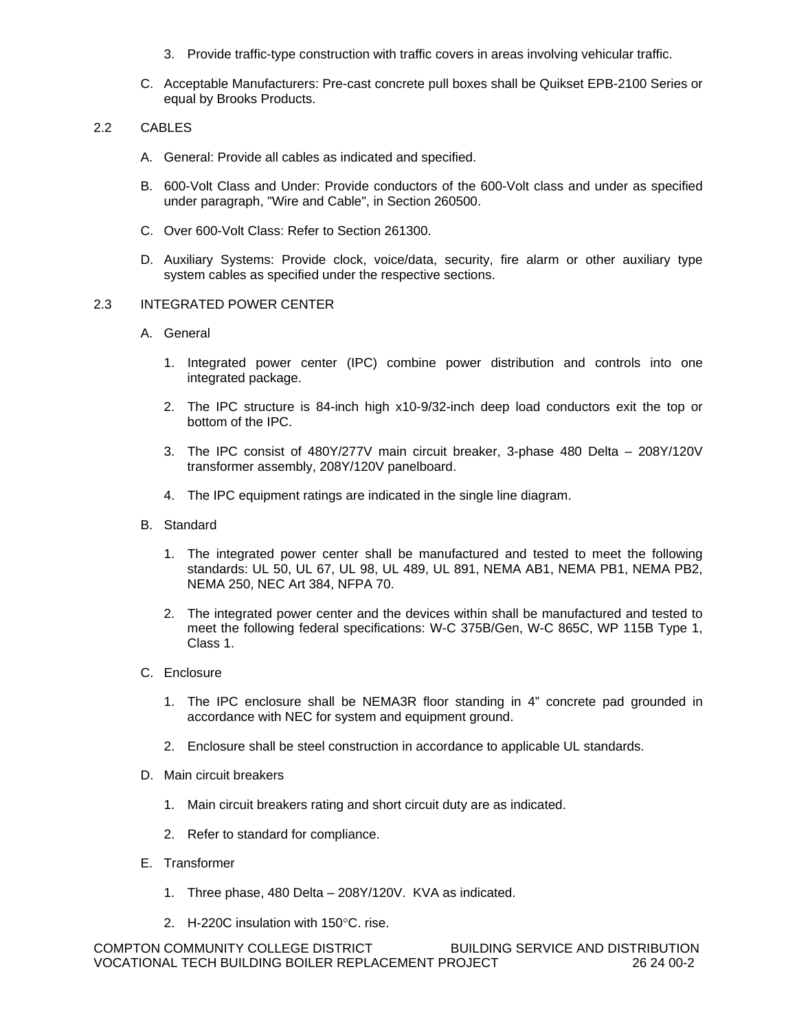3. Provide traffic-type construction with traffic covers in areas involving vehicular traffic.

C. Acceptable Manufacturers: Pre-cast concrete pull boxes shall be Quikset EPB-2100 Series or equal by Brooks Products.

## 2.2 CABLES

A. General: Provide all cables as indicated and specified.

B. 600-Volt Class and Under: Provide conductors of the 600-Volt class and under as specified under paragraph, "Wire and Cable", in Section 260500.

C. Over 600-Volt Class: Refer to Section 261300.

D. Auxiliary Systems: Provide clock, voice/data, security, fire alarm or other auxiliary type system cables as specified under the respective sections.

## 2.3 INTEGRATED POWER CENTER

A. General

1. Integrated power center (IPC) combine power distribution and controls into one integrated package.
2. The IPC structure is 84-inch high x10-9/32-inch deep load conductors exit the top or bottom of the IPC.
3. The IPC consist of 480Y/277V main circuit breaker, 3-phase 480 Delta – 208Y/120V transformer assembly, 208Y/120V panelboard.
4. The IPC equipment ratings are indicated in the single line diagram.

B. Standard

1. The integrated power center shall be manufactured and tested to meet the following standards: UL 50, UL 67, UL 98, UL 489, UL 891, NEMA AB1, NEMA PB1, NEMA PB2, NEMA 250, NEC Art 384, NFPA 70.
2. The integrated power center and the devices within shall be manufactured and tested to meet the following federal specifications: W-C 375B/Gen, W-C 865C, WP 115B Type 1, Class 1.

C. Enclosure

1. The IPC enclosure shall be NEMA3R floor standing in 4" concrete pad grounded in accordance with NEC for system and equipment ground.
2. Enclosure shall be steel construction in accordance to applicable UL standards.

D. Main circuit breakers

1. Main circuit breakers rating and short circuit duty are as indicated.
2. Refer to standard for compliance.

E. Transformer

1. Three phase, 480 Delta – 208Y/120V. KVA as indicated.
2. H-220C insulation with 150°C. rise.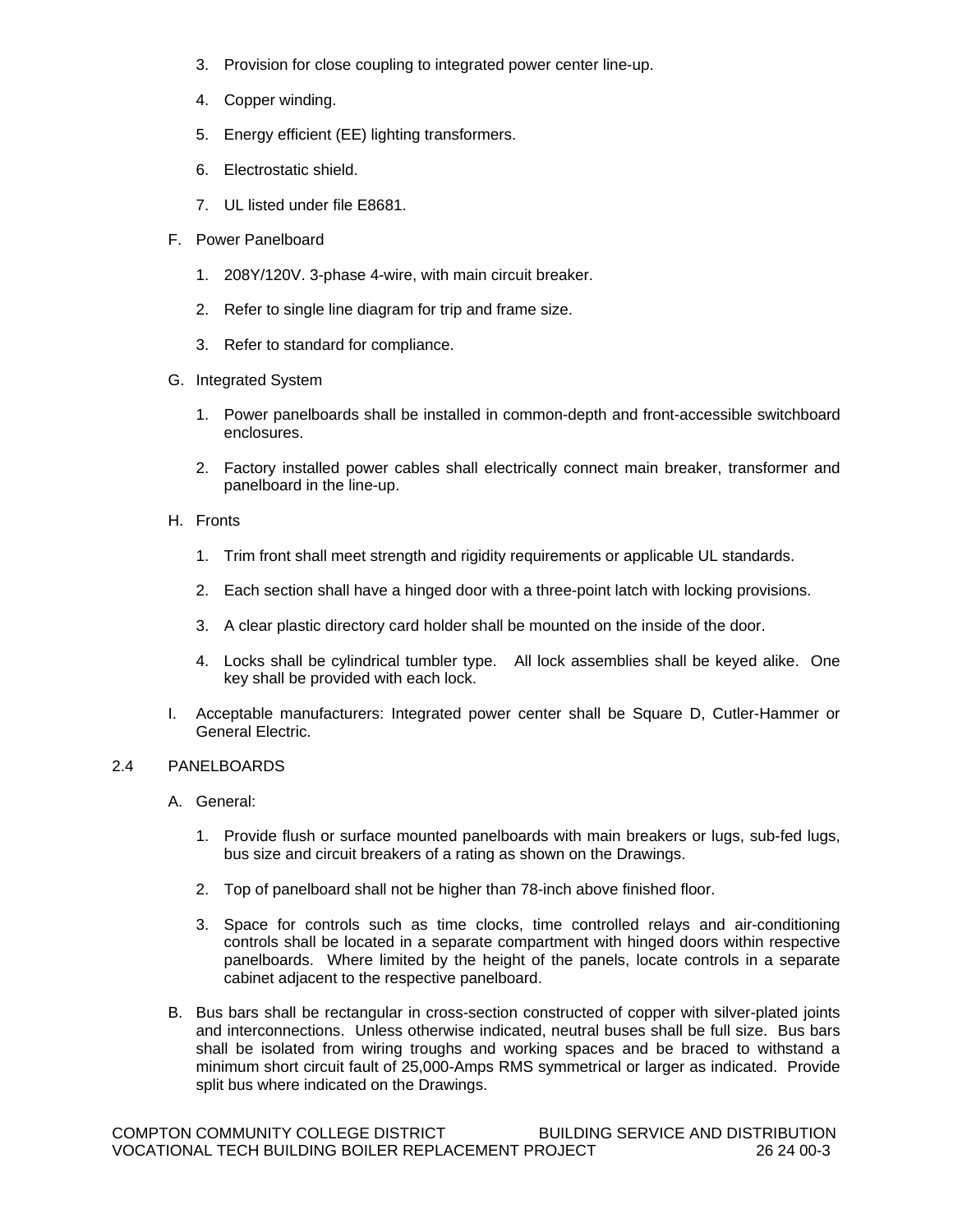3. Provision for close coupling to integrated power center line-up.

4. Copper winding.

5. Energy efficient (EE) lighting transformers.

6. Electrostatic shield.

7. UL listed under file E8681.

F. Power Panelboard

1. 208Y/120V. 3-phase 4-wire, with main circuit breaker.

2. Refer to single line diagram for trip and frame size.

3. Refer to standard for compliance.

G. Integrated System

1. Power panelboards shall be installed in common-depth and front-accessible switchboard enclosures.

2. Factory installed power cables shall electrically connect main breaker, transformer and panelboard in the line-up.

H. Fronts

1. Trim front shall meet strength and rigidity requirements or applicable UL standards.

2. Each section shall have a hinged door with a three-point latch with locking provisions.

3. A clear plastic directory card holder shall be mounted on the inside of the door.

4. Locks shall be cylindrical tumbler type. All lock assemblies shall be keyed alike. One key shall be provided with each lock.

I. Acceptable manufacturers: Integrated power center shall be Square D, Cutler-Hammer or General Electric.

## 2.4 PANELBOARDS

A. General:

1. Provide flush or surface mounted panelboards with main breakers or lugs, sub-fed lugs, bus size and circuit breakers of a rating as shown on the Drawings.

2. Top of panelboard shall not be higher than 78-inch above finished floor.

3. Space for controls such as time clocks, time controlled relays and air-conditioning controls shall be located in a separate compartment with hinged doors within respective panelboards. Where limited by the height of the panels, locate controls in a separate cabinet adjacent to the respective panelboard.

B. Bus bars shall be rectangular in cross-section constructed of copper with silver-plated joints and interconnections. Unless otherwise indicated, neutral buses shall be full size. Bus bars shall be isolated from wiring troughs and working spaces and be braced to withstand a minimum short circuit fault of 25,000-Amps RMS symmetrical or larger as indicated. Provide split bus where indicated on the Drawings.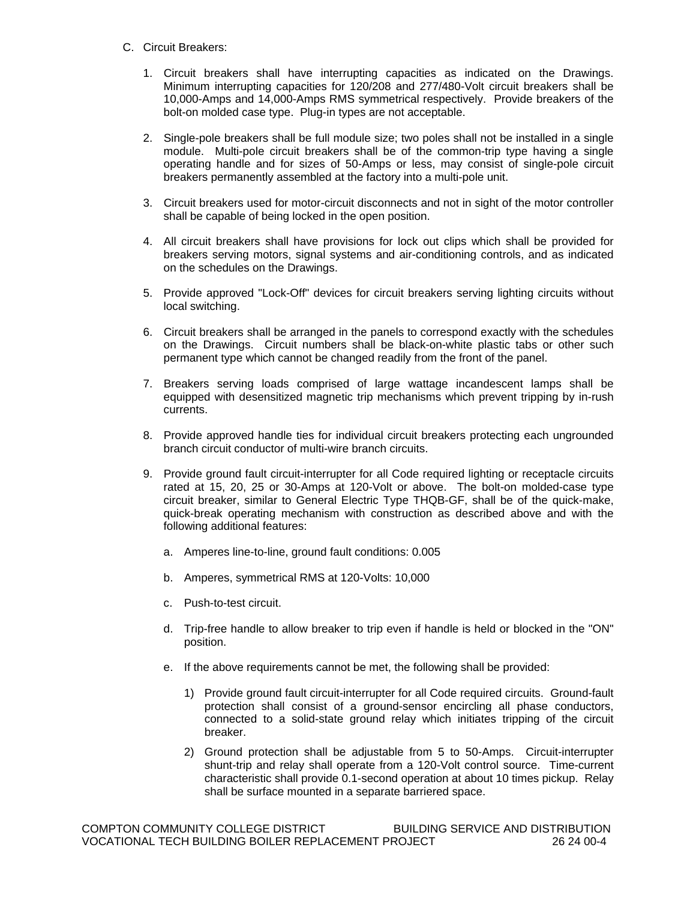C. Circuit Breakers:

1. Circuit breakers shall have interrupting capacities as indicated on the Drawings. Minimum interrupting capacities for 120/208 and 277/480-Volt circuit breakers shall be 10,000-Amps and 14,000-Amps RMS symmetrical respectively. Provide breakers of the bolt-on molded case type. Plug-in types are not acceptable.

2. Single-pole breakers shall be full module size; two poles shall not be installed in a single module. Multi-pole circuit breakers shall be of the common-trip type having a single operating handle and for sizes of 50-Amps or less, may consist of single-pole circuit breakers permanently assembled at the factory into a multi-pole unit.

3. Circuit breakers used for motor-circuit disconnects and not in sight of the motor controller shall be capable of being locked in the open position.

4. All circuit breakers shall have provisions for lock out clips which shall be provided for breakers serving motors, signal systems and air-conditioning controls, and as indicated on the schedules on the Drawings.

5. Provide approved "Lock-Off" devices for circuit breakers serving lighting circuits without local switching.

6. Circuit breakers shall be arranged in the panels to correspond exactly with the schedules on the Drawings. Circuit numbers shall be black-on-white plastic tabs or other such permanent type which cannot be changed readily from the front of the panel.

7. Breakers serving loads comprised of large wattage incandescent lamps shall be equipped with desensitized magnetic trip mechanisms which prevent tripping by in-rush currents.

8. Provide approved handle ties for individual circuit breakers protecting each ungrounded branch circuit conductor of multi-wire branch circuits.

9. Provide ground fault circuit-interrupter for all Code required lighting or receptacle circuits rated at 15, 20, 25 or 30-Amps at 120-Volt or above. The bolt-on molded-case type circuit breaker, similar to General Electric Type THQB-GF, shall be of the quick-make, quick-break operating mechanism with construction as described above and with the following additional features:

   a. Amperes line-to-line, ground fault conditions: 0.005

   b. Amperes, symmetrical RMS at 120-Volts: 10,000

   c. Push-to-test circuit.

   d. Trip-free handle to allow breaker to trip even if handle is held or blocked in the "ON" position.

   e. If the above requirements cannot be met, the following shall be provided:

      1) Provide ground fault circuit-interrupter for all Code required circuits. Ground-fault protection shall consist of a ground-sensor encircling all phase conductors, connected to a solid-state ground relay which initiates tripping of the circuit breaker.

      2) Ground protection shall be adjustable from 5 to 50-Amps. Circuit-interrupter shunt-trip and relay shall operate from a 120-Volt control source. Time-current characteristic shall provide 0.1-second operation at about 10 times pickup. Relay shall be surface mounted in a separate barriered space.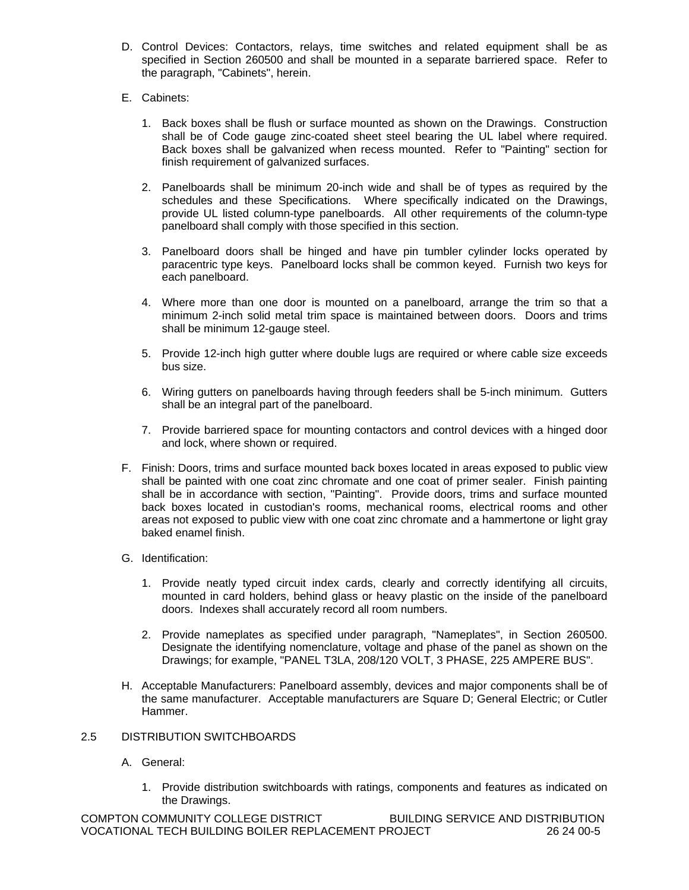D. Control Devices: Contactors, relays, time switches and related equipment shall be as specified in Section 260500 and shall be mounted in a separate barriered space. Refer to the paragraph, "Cabinets", herein.

E. Cabinets:

1. Back boxes shall be flush or surface mounted as shown on the Drawings. Construction shall be of Code gauge zinc-coated sheet steel bearing the UL label where required. Back boxes shall be galvanized when recess mounted. Refer to "Painting" section for finish requirement of galvanized surfaces.

2. Panelboards shall be minimum 20-inch wide and shall be of types as required by the schedules and these Specifications. Where specifically indicated on the Drawings, provide UL listed column-type panelboards. All other requirements of the column-type panelboard shall comply with those specified in this section.

3. Panelboard doors shall be hinged and have pin tumbler cylinder locks operated by paracentric type keys. Panelboard locks shall be common keyed. Furnish two keys for each panelboard.

4. Where more than one door is mounted on a panelboard, arrange the trim so that a minimum 2-inch solid metal trim space is maintained between doors. Doors and trims shall be minimum 12-gauge steel.

5. Provide 12-inch high gutter where double lugs are required or where cable size exceeds bus size.

6. Wiring gutters on panelboards having through feeders shall be 5-inch minimum. Gutters shall be an integral part of the panelboard.

7. Provide barriered space for mounting contactors and control devices with a hinged door and lock, where shown or required.

F. Finish: Doors, trims and surface mounted back boxes located in areas exposed to public view shall be painted with one coat zinc chromate and one coat of primer sealer. Finish painting shall be in accordance with section, "Painting". Provide doors, trims and surface mounted back boxes located in custodian's rooms, mechanical rooms, electrical rooms and other areas not exposed to public view with one coat zinc chromate and a hammertone or light gray baked enamel finish.

G. Identification:

1. Provide neatly typed circuit index cards, clearly and correctly identifying all circuits, mounted in card holders, behind glass or heavy plastic on the inside of the panelboard doors. Indexes shall accurately record all room numbers.

2. Provide nameplates as specified under paragraph, "Nameplates", in Section 260500. Designate the identifying nomenclature, voltage and phase of the panel as shown on the Drawings; for example, "PANEL T3LA, 208/120 VOLT, 3 PHASE, 225 AMPERE BUS".

H. Acceptable Manufacturers: Panelboard assembly, devices and major components shall be of the same manufacturer. Acceptable manufacturers are Square D; General Electric; or Cutler Hammer.

## 2.5 DISTRIBUTION SWITCHBOARDS

A. General:

1. Provide distribution switchboards with ratings, components and features as indicated on the Drawings.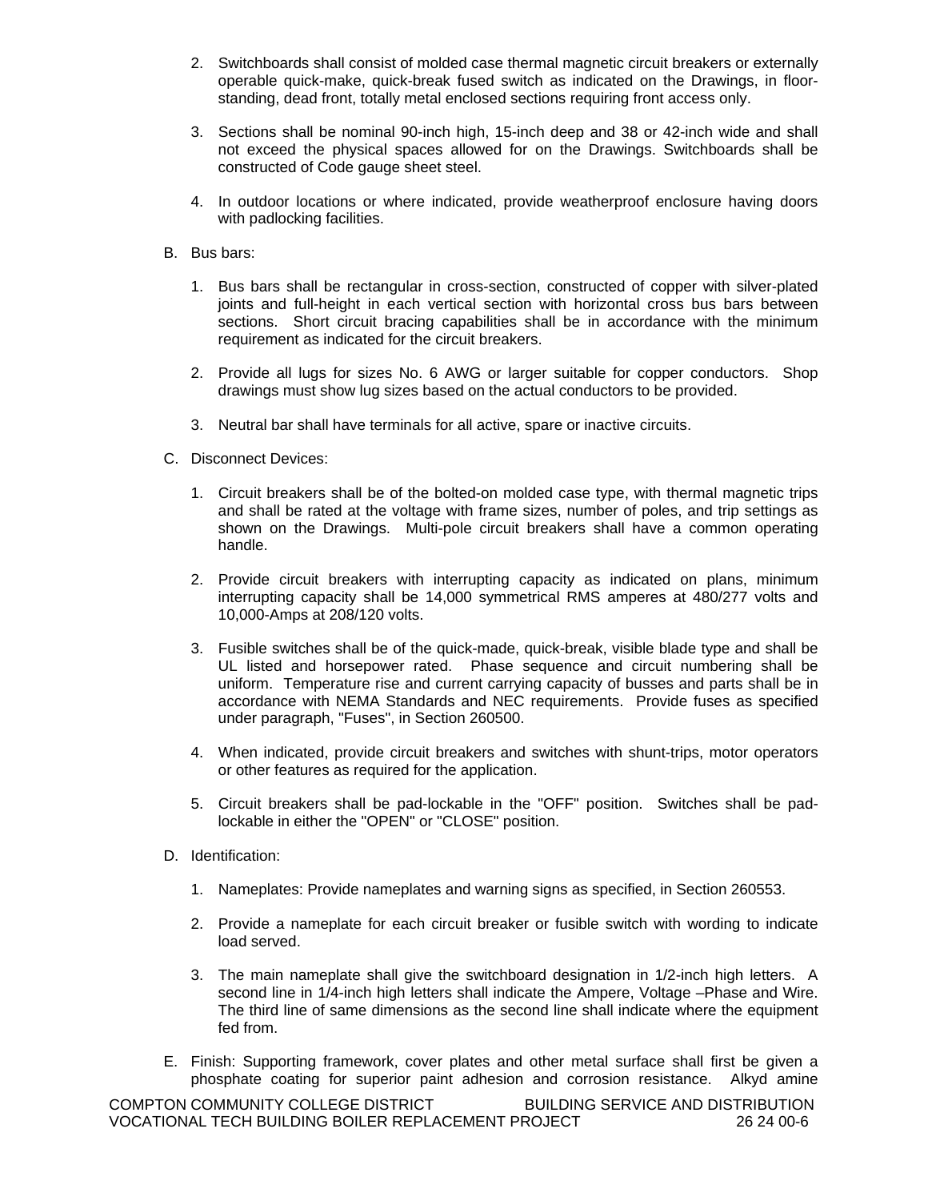2. Switchboards shall consist of molded case thermal magnetic circuit breakers or externally operable quick-make, quick-break fused switch as indicated on the Drawings, in floor-standing, dead front, totally metal enclosed sections requiring front access only.

3. Sections shall be nominal 90-inch high, 15-inch deep and 38 or 42-inch wide and shall not exceed the physical spaces allowed for on the Drawings. Switchboards shall be constructed of Code gauge sheet steel.

4. In outdoor locations or where indicated, provide weatherproof enclosure having doors with padlocking facilities.

B. Bus bars:

1. Bus bars shall be rectangular in cross-section, constructed of copper with silver-plated joints and full-height in each vertical section with horizontal cross bus bars between sections. Short circuit bracing capabilities shall be in accordance with the minimum requirement as indicated for the circuit breakers.

2. Provide all lugs for sizes No. 6 AWG or larger suitable for copper conductors. Shop drawings must show lug sizes based on the actual conductors to be provided.

3. Neutral bar shall have terminals for all active, spare or inactive circuits.

C. Disconnect Devices:

1. Circuit breakers shall be of the bolted-on molded case type, with thermal magnetic trips and shall be rated at the voltage with frame sizes, number of poles, and trip settings as shown on the Drawings. Multi-pole circuit breakers shall have a common operating handle.

2. Provide circuit breakers with interrupting capacity as indicated on plans, minimum interrupting capacity shall be 14,000 symmetrical RMS amperes at 480/277 volts and 10,000-Amps at 208/120 volts.

3. Fusible switches shall be of the quick-made, quick-break, visible blade type and shall be UL listed and horsepower rated. Phase sequence and circuit numbering shall be uniform. Temperature rise and current carrying capacity of busses and parts shall be in accordance with NEMA Standards and NEC requirements. Provide fuses as specified under paragraph, "Fuses", in Section 260500.

4. When indicated, provide circuit breakers and switches with shunt-trips, motor operators or other features as required for the application.

5. Circuit breakers shall be pad-lockable in the "OFF" position. Switches shall be pad-lockable in either the "OPEN" or "CLOSE" position.

D. Identification:

1. Nameplates: Provide nameplates and warning signs as specified, in Section 260553.

2. Provide a nameplate for each circuit breaker or fusible switch with wording to indicate load served.

3. The main nameplate shall give the switchboard designation in 1/2-inch high letters. A second line in 1/4-inch high letters shall indicate the Ampere, Voltage –Phase and Wire. The third line of same dimensions as the second line shall indicate where the equipment fed from.

E. Finish: Supporting framework, cover plates and other metal surface shall first be given a phosphate coating for superior paint adhesion and corrosion resistance. Alkyd amine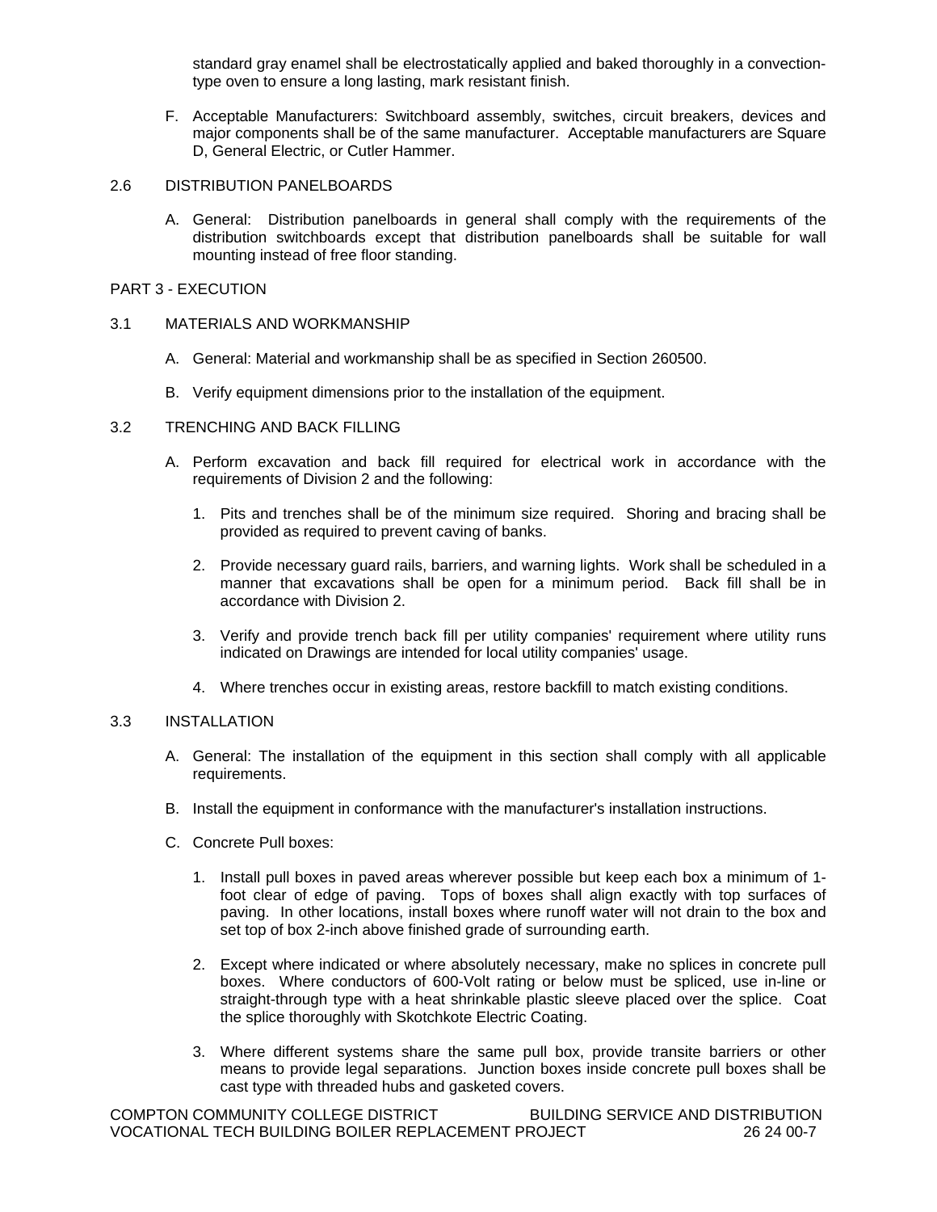standard gray enamel shall be electrostatically applied and baked thoroughly in a convection-type oven to ensure a long lasting, mark resistant finish.

F. Acceptable Manufacturers: Switchboard assembly, switches, circuit breakers, devices and major components shall be of the same manufacturer. Acceptable manufacturers are Square D, General Electric, or Cutler Hammer.

## 2.6 DISTRIBUTION PANELBOARDS

A. General: Distribution panelboards in general shall comply with the requirements of the distribution switchboards except that distribution panelboards shall be suitable for wall mounting instead of free floor standing.

# PART 3 - EXECUTION

## 3.1 MATERIALS AND WORKMANSHIP

A. General: Material and workmanship shall be as specified in Section 260500.

B. Verify equipment dimensions prior to the installation of the equipment.

## 3.2 TRENCHING AND BACK FILLING

A. Perform excavation and back fill required for electrical work in accordance with the requirements of Division 2 and the following:

1. Pits and trenches shall be of the minimum size required. Shoring and bracing shall be provided as required to prevent caving of banks.

2. Provide necessary guard rails, barriers, and warning lights. Work shall be scheduled in a manner that excavations shall be open for a minimum period. Back fill shall be in accordance with Division 2.

3. Verify and provide trench back fill per utility companies' requirement where utility runs indicated on Drawings are intended for local utility companies' usage.

4. Where trenches occur in existing areas, restore backfill to match existing conditions.

## 3.3 INSTALLATION

A. General: The installation of the equipment in this section shall comply with all applicable requirements.

B. Install the equipment in conformance with the manufacturer's installation instructions.

C. Concrete Pull boxes:

1. Install pull boxes in paved areas wherever possible but keep each box a minimum of 1-foot clear of edge of paving. Tops of boxes shall align exactly with top surfaces of paving. In other locations, install boxes where runoff water will not drain to the box and set top of box 2-inch above finished grade of surrounding earth.

2. Except where indicated or where absolutely necessary, make no splices in concrete pull boxes. Where conductors of 600-Volt rating or below must be spliced, use in-line or straight-through type with a heat shrinkable plastic sleeve placed over the splice. Coat the splice thoroughly with Skotchkote Electric Coating.

3. Where different systems share the same pull box, provide transite barriers or other means to provide legal separations. Junction boxes inside concrete pull boxes shall be cast type with threaded hubs and gasketed covers.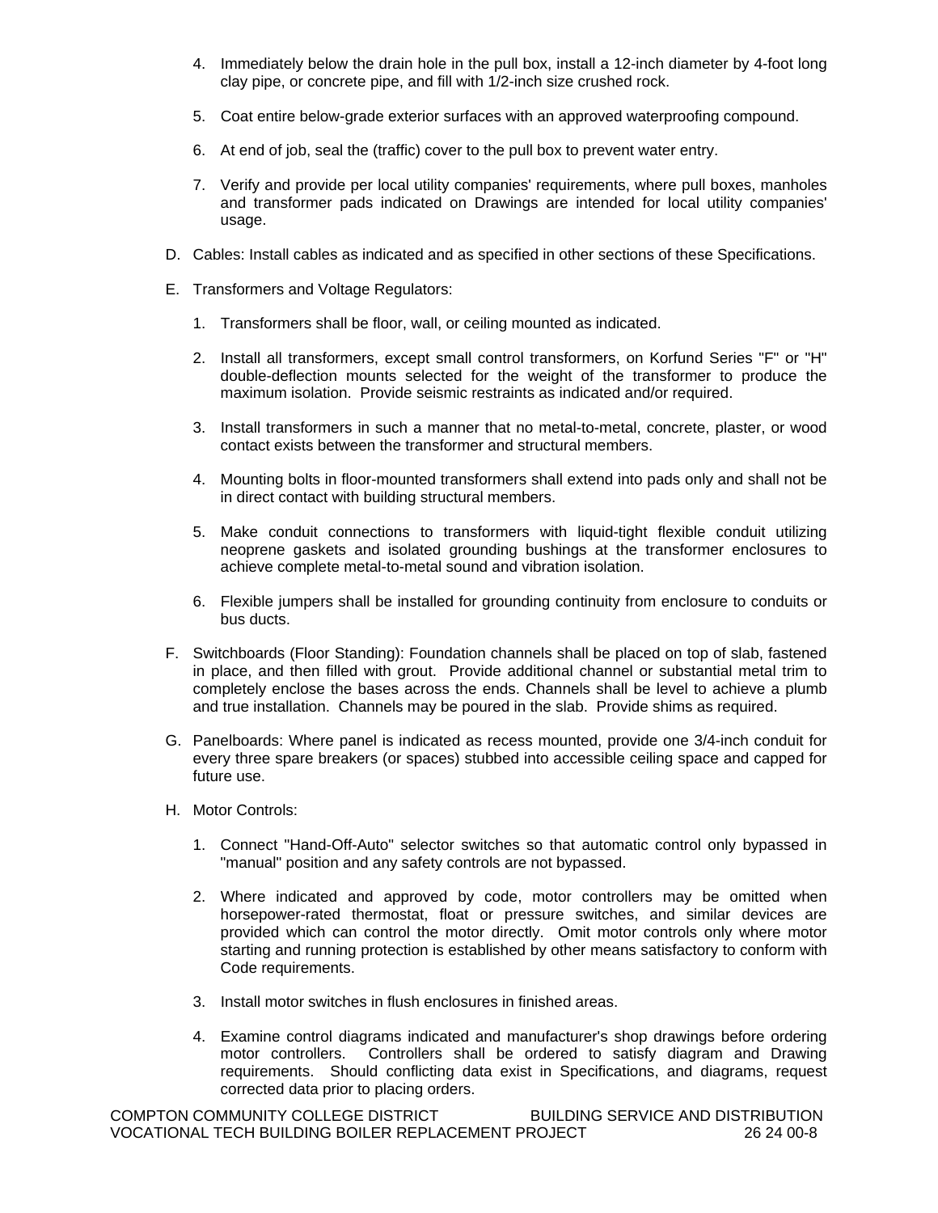4. Immediately below the drain hole in the pull box, install a 12-inch diameter by 4-foot long clay pipe, or concrete pipe, and fill with 1/2-inch size crushed rock.

5. Coat entire below-grade exterior surfaces with an approved waterproofing compound.

6. At end of job, seal the (traffic) cover to the pull box to prevent water entry.

7. Verify and provide per local utility companies' requirements, where pull boxes, manholes and transformer pads indicated on Drawings are intended for local utility companies' usage.

D. Cables: Install cables as indicated and as specified in other sections of these Specifications.

E. Transformers and Voltage Regulators:

1. Transformers shall be floor, wall, or ceiling mounted as indicated.

2. Install all transformers, except small control transformers, on Korfund Series "F" or "H" double-deflection mounts selected for the weight of the transformer to produce the maximum isolation. Provide seismic restraints as indicated and/or required.

3. Install transformers in such a manner that no metal-to-metal, concrete, plaster, or wood contact exists between the transformer and structural members.

4. Mounting bolts in floor-mounted transformers shall extend into pads only and shall not be in direct contact with building structural members.

5. Make conduit connections to transformers with liquid-tight flexible conduit utilizing neoprene gaskets and isolated grounding bushings at the transformer enclosures to achieve complete metal-to-metal sound and vibration isolation.

6. Flexible jumpers shall be installed for grounding continuity from enclosure to conduits or bus ducts.

F. Switchboards (Floor Standing): Foundation channels shall be placed on top of slab, fastened in place, and then filled with grout. Provide additional channel or substantial metal trim to completely enclose the bases across the ends. Channels shall be level to achieve a plumb and true installation. Channels may be poured in the slab. Provide shims as required.

G. Panelboards: Where panel is indicated as recess mounted, provide one 3/4-inch conduit for every three spare breakers (or spaces) stubbed into accessible ceiling space and capped for future use.

H. Motor Controls:

1. Connect "Hand-Off-Auto" selector switches so that automatic control only bypassed in "manual" position and any safety controls are not bypassed.

2. Where indicated and approved by code, motor controllers may be omitted when horsepower-rated thermostat, float or pressure switches, and similar devices are provided which can control the motor directly. Omit motor controls only where motor starting and running protection is established by other means satisfactory to conform with Code requirements.

3. Install motor switches in flush enclosures in finished areas.

4. Examine control diagrams indicated and manufacturer's shop drawings before ordering motor controllers. Controllers shall be ordered to satisfy diagram and Drawing requirements. Should conflicting data exist in Specifications, and diagrams, request corrected data prior to placing orders.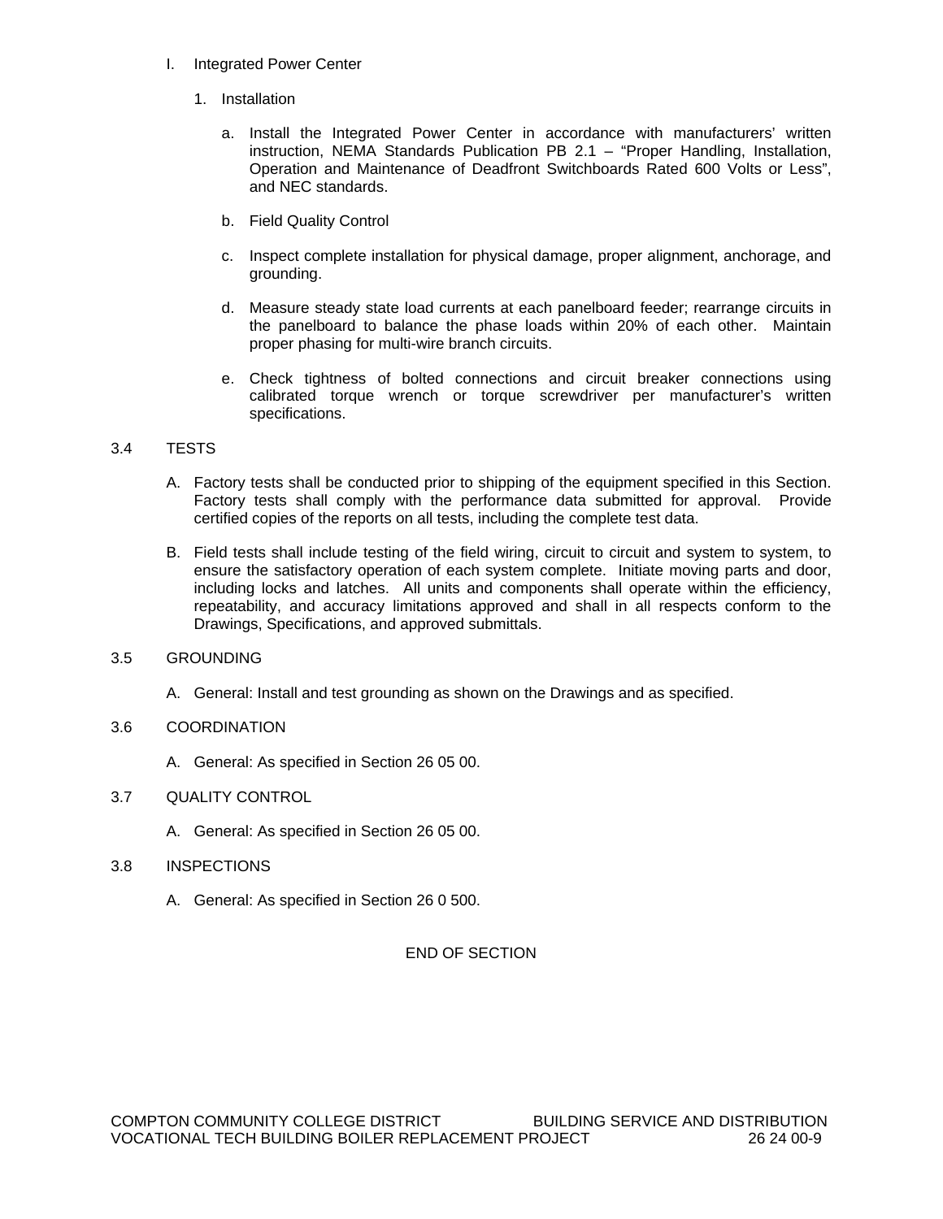I. Integrated Power Center

   1. Installation

      a. Install the Integrated Power Center in accordance with manufacturers' written instruction, NEMA Standards Publication PB 2.1 – "Proper Handling, Installation, Operation and Maintenance of Deadfront Switchboards Rated 600 Volts or Less", and NEC standards.

      b. Field Quality Control

      c. Inspect complete installation for physical damage, proper alignment, anchorage, and grounding.

      d. Measure steady state load currents at each panelboard feeder; rearrange circuits in the panelboard to balance the phase loads within 20% of each other. Maintain proper phasing for multi-wire branch circuits.

      e. Check tightness of bolted connections and circuit breaker connections using calibrated torque wrench or torque screwdriver per manufacturer's written specifications.

## 3.4 TESTS

A. Factory tests shall be conducted prior to shipping of the equipment specified in this Section. Factory tests shall comply with the performance data submitted for approval. Provide certified copies of the reports on all tests, including the complete test data.

B. Field tests shall include testing of the field wiring, circuit to circuit and system to system, to ensure the satisfactory operation of each system complete. Initiate moving parts and door, including locks and latches. All units and components shall operate within the efficiency, repeatability, and accuracy limitations approved and shall in all respects conform to the Drawings, Specifications, and approved submittals.

## 3.5 GROUNDING

A. General: Install and test grounding as shown on the Drawings and as specified.

## 3.6 COORDINATION

A. General: As specified in Section 26 05 00.

## 3.7 QUALITY CONTROL

A. General: As specified in Section 26 05 00.

## 3.8 INSPECTIONS

A. General: As specified in Section 26 0 500.

END OF SECTION